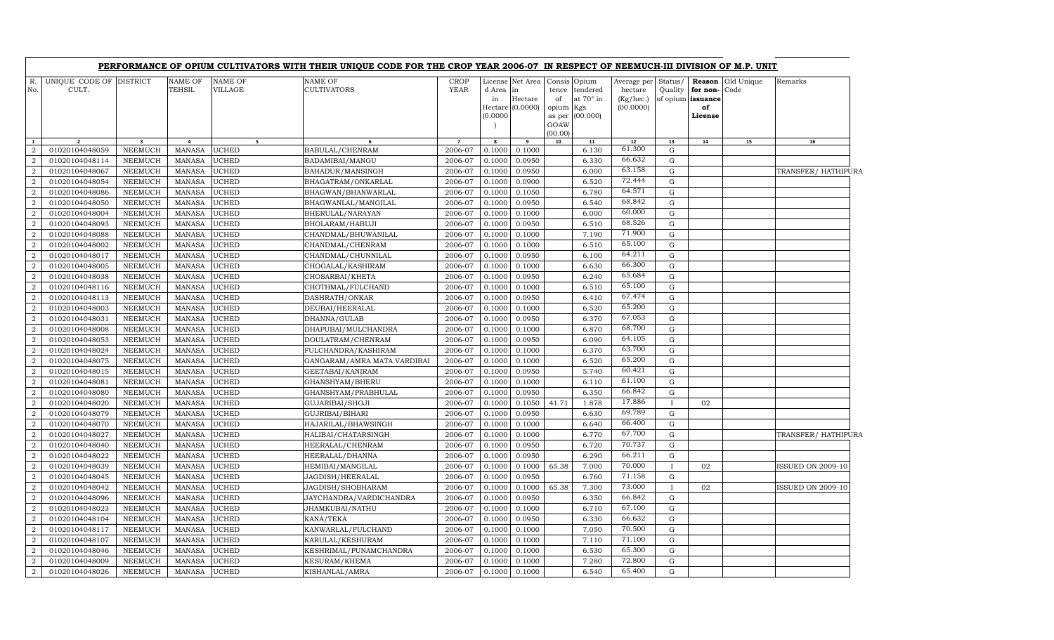# PERFORMANCE OF OPIUM CULTIVATORS WITH THEIR UNIQUE CODE FOR THE CROP YEAR 2006-07 IN RESPECT OF NEEMUCH-III DIVISION OF M.P. UNIT

| R. No. | UNIQUE CODE OF CULT. | DISTRICT | NAME OF TEHSIL | NAME OF VILLAGE | NAME OF CULTIVATORS | CROP YEAR | License d Area in Hectare (0.0000) | Net Area in Hectare (0.0000) | Consis tence of opium as per GOAW (00.00) | Opium tendered at 70° in Kgs (00.000) | Average per hectare (Kg/hec.) (00.0000) | Status/ Quality of opium | Reason for non-issuance of License | Old Unique Code | Remarks |
|---|---|---|---|---|---|---|---|---|---|---|---|---|---|---|---|
| 1 | 2 | 3 | 4 | 5 | 6 | 7 | 8 | 9 | 10 | 11 | 12 | 13 | 14 | 15 | 16 |
| 2 | 01020104048059 | NEEMUCH | MANASA | UCHED | BABULAL/CHENRAM | 2006-07 | 0.1000 | 0.1000 | | 6.130 | 61.300 | G | | | |
| 2 | 01020104048114 | NEEMUCH | MANASA | UCHED | BADAMIBAI/MANGU | 2006-07 | 0.1000 | 0.0950 | | 6.330 | 66.632 | G | | | |
| 2 | 01020104048067 | NEEMUCH | MANASA | UCHED | BAHADUR/MANSINGH | 2006-07 | 0.1000 | 0.0950 | | 6.000 | 63.158 | G | | | TRANSFER/ HATHIPURA |
| 2 | 01020104048054 | NEEMUCH | MANASA | UCHED | BHAGATRAM/ONKARLAL | 2006-07 | 0.1000 | 0.0900 | | 6.520 | 72.444 | G | | | |
| 2 | 01020104048086 | NEEMUCH | MANASA | UCHED | BHAGWAN/BHANWARLAL | 2006-07 | 0.1000 | 0.1050 | | 6.780 | 64.571 | G | | | |
| 2 | 01020104048050 | NEEMUCH | MANASA | UCHED | BHAGWANLAL/MANGILAL | 2006-07 | 0.1000 | 0.0950 | | 6.540 | 68.842 | G | | | |
| 2 | 01020104048004 | NEEMUCH | MANASA | UCHED | BHERULAL/NARAYAN | 2006-07 | 0.1000 | 0.1000 | | 6.000 | 60.000 | G | | | |
| 2 | 01020104048093 | NEEMUCH | MANASA | UCHED | BHOLARAM/HABUJI | 2006-07 | 0.1000 | 0.0950 | | 6.510 | 68.526 | G | | | |
| 2 | 01020104048088 | NEEMUCH | MANASA | UCHED | CHANDMAL/BHUWANILAL | 2006-07 | 0.1000 | 0.1000 | | 7.190 | 71.900 | G | | | |
| 2 | 01020104048002 | NEEMUCH | MANASA | UCHED | CHANDMAL/CHENRAM | 2006-07 | 0.1000 | 0.1000 | | 6.510 | 65.100 | G | | | |
| 2 | 01020104048017 | NEEMUCH | MANASA | UCHED | CHANDMAL/CHUNNILAL | 2006-07 | 0.1000 | 0.0950 | | 6.100 | 64.211 | G | | | |
| 2 | 01020104048005 | NEEMUCH | MANASA | UCHED | CHOGALAL/KASHIRAM | 2006-07 | 0.1000 | 0.1000 | | 6.630 | 66.300 | G | | | |
| 2 | 01020104048038 | NEEMUCH | MANASA | UCHED | CHOSARBAI/KHETA | 2006-07 | 0.1000 | 0.0950 | | 6.240 | 65.684 | G | | | |
| 2 | 01020104048116 | NEEMUCH | MANASA | UCHED | CHOTHMAL/FULCHAND | 2006-07 | 0.1000 | 0.1000 | | 6.510 | 65.100 | G | | | |
| 2 | 01020104048113 | NEEMUCH | MANASA | UCHED | DASHRATH/ONKAR | 2006-07 | 0.1000 | 0.0950 | | 6.410 | 67.474 | G | | | |
| 2 | 01020104048003 | NEEMUCH | MANASA | UCHED | DEUBAI/HEERALAL | 2006-07 | 0.1000 | 0.1000 | | 6.520 | 65.200 | G | | | |
| 2 | 01020104048031 | NEEMUCH | MANASA | UCHED | DHANNA/GULAB | 2006-07 | 0.1000 | 0.0950 | | 6.370 | 67.053 | G | | | |
| 2 | 01020104048008 | NEEMUCH | MANASA | UCHED | DHAPUBAI/MULCHANDRA | 2006-07 | 0.1000 | 0.1000 | | 6.870 | 68.700 | G | | | |
| 2 | 01020104048053 | NEEMUCH | MANASA | UCHED | DOULATRAM/CHENRAM | 2006-07 | 0.1000 | 0.0950 | | 6.090 | 64.105 | G | | | |
| 2 | 01020104048024 | NEEMUCH | MANASA | UCHED | FULCHANDRA/KASHIRAM | 2006-07 | 0.1000 | 0.1000 | | 6.370 | 63.700 | G | | | |
| 2 | 01020104048075 | NEEMUCH | MANASA | UCHED | GANGARAM/AMRA MATA VARDIBAI | 2006-07 | 0.1000 | 0.1000 | | 6.520 | 65.200 | G | | | |
| 2 | 01020104048015 | NEEMUCH | MANASA | UCHED | GEETABAI/KANIRAM | 2006-07 | 0.1000 | 0.0950 | | 5.740 | 60.421 | G | | | |
| 2 | 01020104048081 | NEEMUCH | MANASA | UCHED | GHANSHYAM/BHERU | 2006-07 | 0.1000 | 0.1000 | | 6.110 | 61.100 | G | | | |
| 2 | 01020104048080 | NEEMUCH | MANASA | UCHED | GHANSHYAM/PRABHULAL | 2006-07 | 0.1000 | 0.0950 | | 6.350 | 66.842 | G | | | |
| 2 | 01020104048020 | NEEMUCH | MANASA | UCHED | GUJARIBAI/SHOJI | 2006-07 | 0.1000 | 0.1050 | 41.71 | 1.878 | 17.886 | I | 02 | | |
| 2 | 01020104048079 | NEEMUCH | MANASA | UCHED | GUJRIBAI/BIHARI | 2006-07 | 0.1000 | 0.0950 | | 6.630 | 69.789 | G | | | |
| 2 | 01020104048070 | NEEMUCH | MANASA | UCHED | HAJARILAL/BHAWSINGH | 2006-07 | 0.1000 | 0.1000 | | 6.640 | 66.400 | G | | | |
| 2 | 01020104048027 | NEEMUCH | MANASA | UCHED | HALIBAI/CHATARSINGH | 2006-07 | 0.1000 | 0.1000 | | 6.770 | 67.700 | G | | | TRANSFER/ HATHIPURA |
| 2 | 01020104048040 | NEEMUCH | MANASA | UCHED | HEERALAL/CHENRAM | 2006-07 | 0.1000 | 0.0950 | | 6.720 | 70.737 | G | | | |
| 2 | 01020104048022 | NEEMUCH | MANASA | UCHED | HEERALAL/DHANNA | 2006-07 | 0.1000 | 0.0950 | | 6.290 | 66.211 | G | | | |
| 2 | 01020104048039 | NEEMUCH | MANASA | UCHED | HEMIBAI/MANGILAL | 2006-07 | 0.1000 | 0.1000 | 65.38 | 7.000 | 70.000 | I | 02 | | ISSUED ON 2009-10 |
| 2 | 01020104048045 | NEEMUCH | MANASA | UCHED | JAGDISH/HEERALAL | 2006-07 | 0.1000 | 0.0950 | | 6.760 | 71.158 | G | | | |
| 2 | 01020104048042 | NEEMUCH | MANASA | UCHED | JAGDISH/SHOBHARAM | 2006-07 | 0.1000 | 0.1000 | 65.38 | 7.300 | 73.000 | I | 02 | | ISSUED ON 2009-10 |
| 2 | 01020104048096 | NEEMUCH | MANASA | UCHED | JAYCHANDRA/VARDICHANDRA | 2006-07 | 0.1000 | 0.0950 | | 6.350 | 66.842 | G | | | |
| 2 | 01020104048023 | NEEMUCH | MANASA | UCHED | JHAMKUBAI/NATHU | 2006-07 | 0.1000 | 0.1000 | | 6.710 | 67.100 | G | | | |
| 2 | 01020104048104 | NEEMUCH | MANASA | UCHED | KANA/TEKA | 2006-07 | 0.1000 | 0.0950 | | 6.330 | 66.632 | G | | | |
| 2 | 01020104048117 | NEEMUCH | MANASA | UCHED | KANWARLAL/FULCHAND | 2006-07 | 0.1000 | 0.1000 | | 7.050 | 70.500 | G | | | |
| 2 | 01020104048107 | NEEMUCH | MANASA | UCHED | KARULAL/KESHURAM | 2006-07 | 0.1000 | 0.1000 | | 7.110 | 71.100 | G | | | |
| 2 | 01020104048046 | NEEMUCH | MANASA | UCHED | KESHRIMAL/PUNAMCHANDRA | 2006-07 | 0.1000 | 0.1000 | | 6.530 | 65.300 | G | | | |
| 2 | 01020104048009 | NEEMUCH | MANASA | UCHED | KESURAM/KHEMA | 2006-07 | 0.1000 | 0.1000 | | 7.280 | 72.800 | G | | | |
| 2 | 01020104048026 | NEEMUCH | MANASA | UCHED | KISHANLAL/AMRA | 2006-07 | 0.1000 | 0.1000 | | 6.540 | 65.400 | G | | | |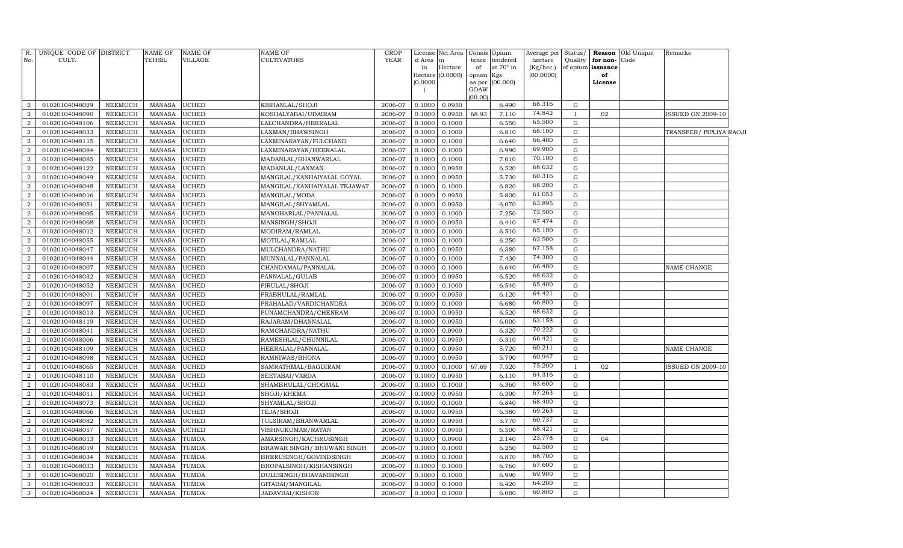| R. No. | UNIQUE CODE OF CULT. | DISTRICT | NAME OF TEHSIL | NAME OF VILLAGE | NAME OF CULTIVATORS | CROP YEAR | License d Area in Hectare (0.0000) | Net Area in Hectare (0.0000) | Consis tence of opium as per GOAW (00.00) | Opium tendered at 70° in Kgs (00.000) | Average per hectare (Kg/hec.) (00.0000) | Status/ Quality of opium | Reason for non-issuance of License | Old Unique Code | Remarks |
|---|---|---|---|---|---|---|---|---|---|---|---|---|---|---|---|
| 2 | 01020104048029 | NEEMUCH | MANASA | UCHED | KISHANLAL/SHOJI | 2006-07 | 0.1000 | 0.0950 | | 6.490 | 68.316 | G | | | |
| 2 | 01020104048090 | NEEMUCH | MANASA | UCHED | KOSHALYABAI/UDAIRAM | 2006-07 | 0.1000 | 0.0950 | 68.93 | 7.110 | 74.842 | I | 02 | | ISSUED ON 2009-10 |
| 2 | 01020104048106 | NEEMUCH | MANASA | UCHED | LALCHANDRA/HEERALAL | 2006-07 | 0.1000 | 0.1000 | | 6.550 | 65.500 | G | | | |
| 2 | 01020104048033 | NEEMUCH | MANASA | UCHED | LAXMAN/BHAWSINGH | 2006-07 | 0.1000 | 0.1000 | | 6.810 | 68.100 | G | | | TRANSFER/ PIPLIYA RAOJI |
| 2 | 01020104048115 | NEEMUCH | MANASA | UCHED | LAXMINARAYAN/FULCHAND | 2006-07 | 0.1000 | 0.1000 | | 6.640 | 66.400 | G | | | |
| 2 | 01020104048084 | NEEMUCH | MANASA | UCHED | LAXMINARAYAN/HEERALAL | 2006-07 | 0.1000 | 0.1000 | | 6.990 | 69.900 | G | | | |
| 2 | 01020104048085 | NEEMUCH | MANASA | UCHED | MADANLAL/BHANWARLAL | 2006-07 | 0.1000 | 0.1000 | | 7.010 | 70.100 | G | | | |
| 2 | 01020104048122 | NEEMUCH | MANASA | UCHED | MADANLAL/LAXMAN | 2006-07 | 0.1000 | 0.0950 | | 6.520 | 68.632 | G | | | |
| 2 | 01020104048049 | NEEMUCH | MANASA | UCHED | MANGILAL/KANHAIYALAL GOYAL | 2006-07 | 0.1000 | 0.0950 | | 5.730 | 60.316 | G | | | |
| 2 | 01020104048048 | NEEMUCH | MANASA | UCHED | MANGILAL/KANHAIYALAL TEJAWAT | 2006-07 | 0.1000 | 0.1000 | | 6.820 | 68.200 | G | | | |
| 2 | 01020104048016 | NEEMUCH | MANASA | UCHED | MANGILAL/MODA | 2006-07 | 0.1000 | 0.0950 | | 5.800 | 61.053 | G | | | |
| 2 | 01020104048051 | NEEMUCH | MANASA | UCHED | MANGILAL/SHYAMLAL | 2006-07 | 0.1000 | 0.0950 | | 6.070 | 63.895 | G | | | |
| 2 | 01020104048095 | NEEMUCH | MANASA | UCHED | MANOHARLAL/PANNALAL | 2006-07 | 0.1000 | 0.1000 | | 7.250 | 72.500 | G | | | |
| 2 | 01020104048068 | NEEMUCH | MANASA | UCHED | MANSINGH/SHOJI | 2006-07 | 0.1000 | 0.0950 | | 6.410 | 67.474 | G | | | |
| 2 | 01020104048012 | NEEMUCH | MANASA | UCHED | MODIRAM/RAMLAL | 2006-07 | 0.1000 | 0.1000 | | 6.510 | 65.100 | G | | | |
| 2 | 01020104048055 | NEEMUCH | MANASA | UCHED | MOTILAL/RAMLAL | 2006-07 | 0.1000 | 0.1000 | | 6.250 | 62.500 | G | | | |
| 2 | 01020104048047 | NEEMUCH | MANASA | UCHED | MULCHANDRA/NATHU | 2006-07 | 0.1000 | 0.0950 | | 6.380 | 67.158 | G | | | |
| 2 | 01020104048044 | NEEMUCH | MANASA | UCHED | MUNNALAL/PANNALAL | 2006-07 | 0.1000 | 0.1000 | | 7.430 | 74.300 | G | | | |
| 2 | 01020104048007 | NEEMUCH | MANASA | UCHED | CHANDAMAL/PANNALAL | 2006-07 | 0.1000 | 0.1000 | | 6.640 | 66.400 | G | | | NAME CHANGE |
| 2 | 01020104048032 | NEEMUCH | MANASA | UCHED | PANNALAL/GULAB | 2006-07 | 0.1000 | 0.0950 | | 6.520 | 68.632 | G | | | |
| 2 | 01020104048052 | NEEMUCH | MANASA | UCHED | PIRULAL/SHOJI | 2006-07 | 0.1000 | 0.1000 | | 6.540 | 65.400 | G | | | |
| 2 | 01020104048001 | NEEMUCH | MANASA | UCHED | PRABHULAL/RAMLAL | 2006-07 | 0.1000 | 0.0950 | | 6.120 | 64.421 | G | | | |
| 2 | 01020104048097 | NEEMUCH | MANASA | UCHED | PRAHALAD/VARDICHANDRA | 2006-07 | 0.1000 | 0.1000 | | 6.680 | 66.800 | G | | | |
| 2 | 01020104048013 | NEEMUCH | MANASA | UCHED | PUNAMCHANDRA/CHENRAM | 2006-07 | 0.1000 | 0.0950 | | 6.520 | 68.632 | G | | | |
| 2 | 01020104048119 | NEEMUCH | MANASA | UCHED | RAJARAM/DHANNALAL | 2006-07 | 0.1000 | 0.0950 | | 6.000 | 63.158 | G | | | |
| 2 | 01020104048041 | NEEMUCH | MANASA | UCHED | RAMCHANDRA/NATHU | 2006-07 | 0.1000 | 0.0900 | | 6.320 | 70.222 | G | | | |
| 2 | 01020104048006 | NEEMUCH | MANASA | UCHED | RAMESHLAL/CHUNNILAL | 2006-07 | 0.1000 | 0.0950 | | 6.310 | 66.421 | G | | | |
| 2 | 01020104048109 | NEEMUCH | MANASA | UCHED | HEERALAL/PANNALAL | 2006-07 | 0.1000 | 0.0950 | | 5.720 | 60.211 | G | | | NAME CHANGE |
| 2 | 01020104048098 | NEEMUCH | MANASA | UCHED | RAMNIWAS/BHONA | 2006-07 | 0.1000 | 0.0950 | | 5.790 | 60.947 | G | | | |
| 2 | 01020104048065 | NEEMUCH | MANASA | UCHED | SAMRATHMAL/BAGDIRAM | 2006-07 | 0.1000 | 0.1000 | 67.69 | 7.520 | 75.200 | I | 02 | | ISSUED ON 2009-10 |
| 2 | 01020104048110 | NEEMUCH | MANASA | UCHED | SEETABAI/VARDA | 2006-07 | 0.1000 | 0.0950 | | 6.110 | 64.316 | G | | | |
| 2 | 01020104048083 | NEEMUCH | MANASA | UCHED | SHAMBHULAL/CHOGMAL | 2006-07 | 0.1000 | 0.1000 | | 6.360 | 63.600 | G | | | |
| 2 | 01020104048011 | NEEMUCH | MANASA | UCHED | SHOJI/KHEMA | 2006-07 | 0.1000 | 0.0950 | | 6.390 | 67.263 | G | | | |
| 2 | 01020104048073 | NEEMUCH | MANASA | UCHED | SHYAMLAL/SHOJI | 2006-07 | 0.1000 | 0.1000 | | 6.840 | 68.400 | G | | | |
| 2 | 01020104048066 | NEEMUCH | MANASA | UCHED | TEJA/SHOJI | 2006-07 | 0.1000 | 0.0950 | | 6.580 | 69.263 | G | | | |
| 2 | 01020104048082 | NEEMUCH | MANASA | UCHED | TULSIRAM/BHANWARLAL | 2006-07 | 0.1000 | 0.0950 | | 5.770 | 60.737 | G | | | |
| 2 | 01020104048057 | NEEMUCH | MANASA | UCHED | VISHNUKUMAR/RATAN | 2006-07 | 0.1000 | 0.0950 | | 6.500 | 68.421 | G | | | |
| 3 | 01020104068013 | NEEMUCH | MANASA | TUMDA | AMARSINGH/KACHRUSINGH | 2006-07 | 0.1000 | 0.0900 | | 2.140 | 23.778 | G | 04 | | |
| 3 | 01020104068019 | NEEMUCH | MANASA | TUMDA | BHAWAR SINGH/ BHUWANI SINGH | 2006-07 | 0.1000 | 0.1000 | | 6.250 | 62.500 | G | | | |
| 3 | 01020104068034 | NEEMUCH | MANASA | TUMDA | BHERUSINGH/GOVINDSINGH | 2006-07 | 0.1000 | 0.1000 | | 6.870 | 68.700 | G | | | |
| 3 | 01020104068033 | NEEMUCH | MANASA | TUMDA | BHOPALSINGH/KISHANSINGH | 2006-07 | 0.1000 | 0.1000 | | 6.760 | 67.600 | G | | | |
| 3 | 01020104068020 | NEEMUCH | MANASA | TUMDA | DULESINGH/BHAVANISINGH | 2006-07 | 0.1000 | 0.1000 | | 6.990 | 69.900 | G | | | |
| 3 | 01020104068023 | NEEMUCH | MANASA | TUMDA | GITABAI/MANGILAL | 2006-07 | 0.1000 | 0.1000 | | 6.420 | 64.200 | G | | | |
| 3 | 01020104068024 | NEEMUCH | MANASA | TUMDA | JADAVBAI/KISHOR | 2006-07 | 0.1000 | 0.1000 | | 6.080 | 60.800 | G | | | |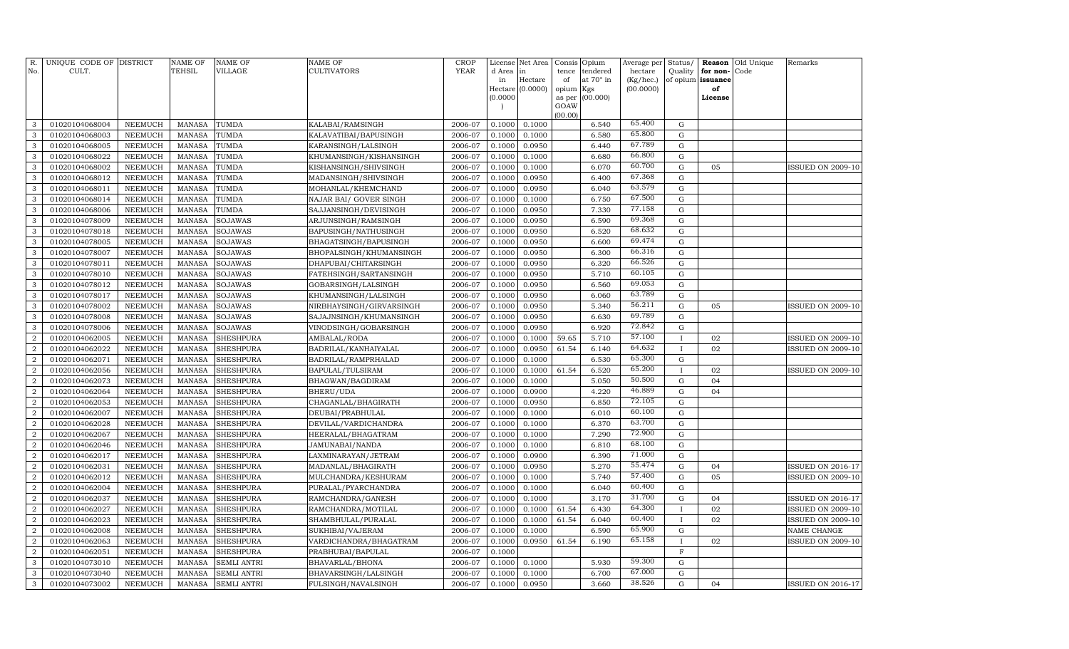| R. No. | UNIQUE CODE OF CULT. | DISTRICT | NAME OF TEHSIL | NAME OF VILLAGE | NAME OF CULTIVATORS | CROP YEAR | License d Area in Hectare (0.0000) | Net Area in Hectare (0.0000) | Consis tence of opium as per GOAW (00.00) | Opium tendered at 70° in Kgs (00.000) | Average per hectare (Kg/hec.) (00.0000) | Status/ Quality of opium | Reason for non-issuance of License | Old Unique Code | Remarks |
|---|---|---|---|---|---|---|---|---|---|---|---|---|---|---|---|
| 3 | 01020104068004 | NEEMUCH | MANASA | TUMDA | KALABAI/RAMSINGH | 2006-07 | 0.1000 | 0.1000 | | 6.540 | 65.400 | G | | | |
| 3 | 01020104068003 | NEEMUCH | MANASA | TUMDA | KALAVATIBAI/BAPUSINGH | 2006-07 | 0.1000 | 0.1000 | | 6.580 | 65.800 | G | | | |
| 3 | 01020104068005 | NEEMUCH | MANASA | TUMDA | KARANSINGH/LALSINGH | 2006-07 | 0.1000 | 0.0950 | | 6.440 | 67.789 | G | | | |
| 3 | 01020104068022 | NEEMUCH | MANASA | TUMDA | KHUMANSINGH/KISHANSINGH | 2006-07 | 0.1000 | 0.1000 | | 6.680 | 66.800 | G | | | |
| 3 | 01020104068002 | NEEMUCH | MANASA | TUMDA | KISHANSINGH/SHIVSINGH | 2006-07 | 0.1000 | 0.1000 | | 6.070 | 60.700 | G | 05 | | ISSUED ON 2009-10 |
| 3 | 01020104068012 | NEEMUCH | MANASA | TUMDA | MADANSINGH/SHIVSINGH | 2006-07 | 0.1000 | 0.0950 | | 6.400 | 67.368 | G | | | |
| 3 | 01020104068011 | NEEMUCH | MANASA | TUMDA | MOHANLAL/KHEMCHAND | 2006-07 | 0.1000 | 0.0950 | | 6.040 | 63.579 | G | | | |
| 3 | 01020104068014 | NEEMUCH | MANASA | TUMDA | NAJAR BAI/ GOVER SINGH | 2006-07 | 0.1000 | 0.1000 | | 6.750 | 67.500 | G | | | |
| 3 | 01020104068006 | NEEMUCH | MANASA | TUMDA | SAJJANSINGH/DEVISINGH | 2006-07 | 0.1000 | 0.0950 | | 7.330 | 77.158 | G | | | |
| 3 | 01020104078009 | NEEMUCH | MANASA | SOJAWAS | ARJUNSINGH/RAMSINGH | 2006-07 | 0.1000 | 0.0950 | | 6.590 | 69.368 | G | | | |
| 3 | 01020104078018 | NEEMUCH | MANASA | SOJAWAS | BAPUSINGH/NATHUSINGH | 2006-07 | 0.1000 | 0.0950 | | 6.520 | 68.632 | G | | | |
| 3 | 01020104078005 | NEEMUCH | MANASA | SOJAWAS | BHAGATSINGH/BAPUSINGH | 2006-07 | 0.1000 | 0.0950 | | 6.600 | 69.474 | G | | | |
| 3 | 01020104078007 | NEEMUCH | MANASA | SOJAWAS | BHOPALSINGH/KHUMANSINGH | 2006-07 | 0.1000 | 0.0950 | | 6.300 | 66.316 | G | | | |
| 3 | 01020104078011 | NEEMUCH | MANASA | SOJAWAS | DHAPUBAI/CHITARSINGH | 2006-07 | 0.1000 | 0.0950 | | 6.320 | 66.526 | G | | | |
| 3 | 01020104078010 | NEEMUCH | MANASA | SOJAWAS | FATEHSINGH/SARTANSINGH | 2006-07 | 0.1000 | 0.0950 | | 5.710 | 60.105 | G | | | |
| 3 | 01020104078012 | NEEMUCH | MANASA | SOJAWAS | GOBARSINGH/LALSINGH | 2006-07 | 0.1000 | 0.0950 | | 6.560 | 69.053 | G | | | |
| 3 | 01020104078017 | NEEMUCH | MANASA | SOJAWAS | KHUMANSINGH/LALSINGH | 2006-07 | 0.1000 | 0.0950 | | 6.060 | 63.789 | G | | | |
| 3 | 01020104078002 | NEEMUCH | MANASA | SOJAWAS | NIRBHAYSINGH/GIRVARSINGH | 2006-07 | 0.1000 | 0.0950 | | 5.340 | 56.211 | G | 05 | | ISSUED ON 2009-10 |
| 3 | 01020104078008 | NEEMUCH | MANASA | SOJAWAS | SAJAJNSINGH/KHUMANSINGH | 2006-07 | 0.1000 | 0.0950 | | 6.630 | 69.789 | G | | | |
| 3 | 01020104078006 | NEEMUCH | MANASA | SOJAWAS | VINODSINGH/GOBARSINGH | 2006-07 | 0.1000 | 0.0950 | | 6.920 | 72.842 | G | | | |
| 2 | 01020104062005 | NEEMUCH | MANASA | SHESHPURA | AMBALAL/RODA | 2006-07 | 0.1000 | 0.1000 | 59.65 | 5.710 | 57.100 | I | 02 | | ISSUED ON 2009-10 |
| 2 | 01020104062022 | NEEMUCH | MANASA | SHESHPURA | BADRILAL/KANHAIYALAL | 2006-07 | 0.1000 | 0.0950 | 61.54 | 6.140 | 64.632 | I | 02 | | ISSUED ON 2009-10 |
| 2 | 01020104062071 | NEEMUCH | MANASA | SHESHPURA | BADRILAL/RAMPRHALAD | 2006-07 | 0.1000 | 0.1000 | | 6.530 | 65.300 | G | | | |
| 2 | 01020104062056 | NEEMUCH | MANASA | SHESHPURA | BAPULAL/TULSIRAM | 2006-07 | 0.1000 | 0.1000 | 61.54 | 6.520 | 65.200 | I | 02 | | ISSUED ON 2009-10 |
| 2 | 01020104062073 | NEEMUCH | MANASA | SHESHPURA | BHAGWAN/BAGDIRAM | 2006-07 | 0.1000 | 0.1000 | | 5.050 | 50.500 | G | 04 | | |
| 2 | 01020104062064 | NEEMUCH | MANASA | SHESHPURA | BHERU/UDA | 2006-07 | 0.1000 | 0.0900 | | 4.220 | 46.889 | G | 04 | | |
| 2 | 01020104062053 | NEEMUCH | MANASA | SHESHPURA | CHAGANLAL/BHAGIRATH | 2006-07 | 0.1000 | 0.0950 | | 6.850 | 72.105 | G | | | |
| 2 | 01020104062007 | NEEMUCH | MANASA | SHESHPURA | DEUBAI/PRABHULAL | 2006-07 | 0.1000 | 0.1000 | | 6.010 | 60.100 | G | | | |
| 2 | 01020104062028 | NEEMUCH | MANASA | SHESHPURA | DEVILAL/VARDICHANDRA | 2006-07 | 0.1000 | 0.1000 | | 6.370 | 63.700 | G | | | |
| 2 | 01020104062067 | NEEMUCH | MANASA | SHESHPURA | HEERALAL/BHAGATRAM | 2006-07 | 0.1000 | 0.1000 | | 7.290 | 72.900 | G | | | |
| 2 | 01020104062046 | NEEMUCH | MANASA | SHESHPURA | JAMUNABAI/NANDA | 2006-07 | 0.1000 | 0.1000 | | 6.810 | 68.100 | G | | | |
| 2 | 01020104062017 | NEEMUCH | MANASA | SHESHPURA | LAXMINARAYAN/JETRAM | 2006-07 | 0.1000 | 0.0900 | | 6.390 | 71.000 | G | | | |
| 2 | 01020104062031 | NEEMUCH | MANASA | SHESHPURA | MADANLAL/BHAGIRATH | 2006-07 | 0.1000 | 0.0950 | | 5.270 | 55.474 | G | 04 | | ISSUED ON 2016-17 |
| 2 | 01020104062012 | NEEMUCH | MANASA | SHESHPURA | MULCHANDRA/KESHURAM | 2006-07 | 0.1000 | 0.1000 | | 5.740 | 57.400 | G | 05 | | ISSUED ON 2009-10 |
| 2 | 01020104062004 | NEEMUCH | MANASA | SHESHPURA | PURALAL/PYARCHANDRA | 2006-07 | 0.1000 | 0.1000 | | 6.040 | 60.400 | G | | | |
| 2 | 01020104062037 | NEEMUCH | MANASA | SHESHPURA | RAMCHANDRA/GANESH | 2006-07 | 0.1000 | 0.1000 | | 3.170 | 31.700 | G | 04 | | ISSUED ON 2016-17 |
| 2 | 01020104062027 | NEEMUCH | MANASA | SHESHPURA | RAMCHANDRA/MOTILAL | 2006-07 | 0.1000 | 0.1000 | 61.54 | 6.430 | 64.300 | I | 02 | | ISSUED ON 2009-10 |
| 2 | 01020104062023 | NEEMUCH | MANASA | SHESHPURA | SHAMBHULAL/PURALAL | 2006-07 | 0.1000 | 0.1000 | 61.54 | 6.040 | 60.400 | I | 02 | | ISSUED ON 2009-10 |
| 2 | 01020104062008 | NEEMUCH | MANASA | SHESHPURA | SUKHIBAI/VAJERAM | 2006-07 | 0.1000 | 0.1000 | | 6.590 | 65.900 | G | | | NAME CHANGE |
| 2 | 01020104062063 | NEEMUCH | MANASA | SHESHPURA | VARDICHANDRA/BHAGATRAM | 2006-07 | 0.1000 | 0.0950 | 61.54 | 6.190 | 65.158 | I | 02 | | ISSUED ON 2009-10 |
| 2 | 01020104062051 | NEEMUCH | MANASA | SHESHPURA | PRABHUBAI/BAPULAL | 2006-07 | 0.1000 | | | | | F | | | |
| 3 | 01020104073010 | NEEMUCH | MANASA | SEMLI ANTRI | BHAVARLAL/BHONA | 2006-07 | 0.1000 | 0.1000 | | 5.930 | 59.300 | G | | | |
| 3 | 01020104073040 | NEEMUCH | MANASA | SEMLI ANTRI | BHAVARSINGH/LALSINGH | 2006-07 | 0.1000 | 0.1000 | | 6.700 | 67.000 | G | | | |
| 3 | 01020104073002 | NEEMUCH | MANASA | SEMLI ANTRI | FULSINGH/NAVALSINGH | 2006-07 | 0.1000 | 0.0950 | | 3.660 | 38.526 | G | 04 | | ISSUED ON 2016-17 |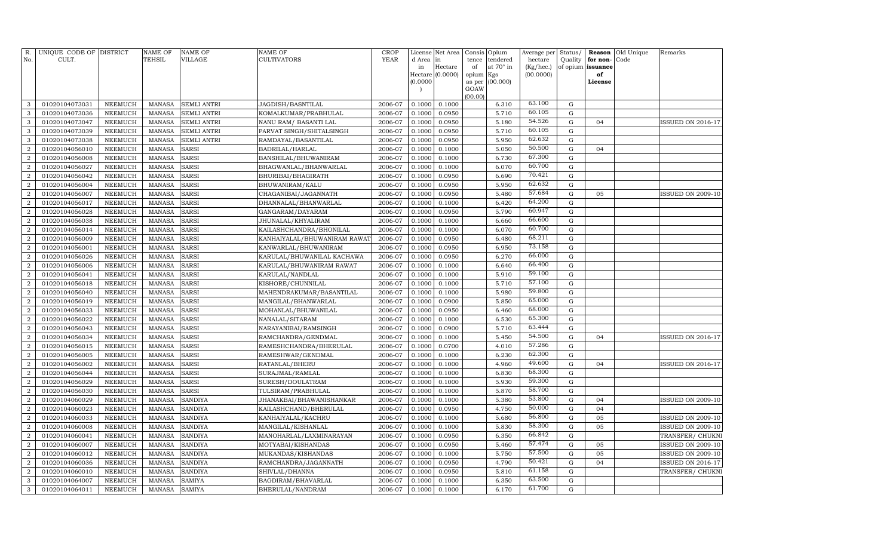| R. No. | UNIQUE CODE OF CULT. | DISTRICT | NAME OF TEHSIL | NAME OF VILLAGE | NAME OF CULTIVATORS | CROP YEAR | License d Area in Hectare (0.0000) | Net Area in Hectare (0.0000) | Consis tence of opium as per GOAW (00.00) | Opium tendered at 70° in Kgs (00.000) | Average per hectare (Kg/hec.) (00.0000) | Status/ Quality of opium | Reason for non-issuance of License | Old Unique Code | Remarks |
|---|---|---|---|---|---|---|---|---|---|---|---|---|---|---|---|
| 3 | 01020104073031 | NEEMUCH | MANASA | SEMLI ANTRI | JAGDISH/BASNTILAL | 2006-07 | 0.1000 | 0.1000 | | 6.310 | 63.100 | G | | | |
| 3 | 01020104073036 | NEEMUCH | MANASA | SEMLI ANTRI | KOMALKUMAR/PRABHULAL | 2006-07 | 0.1000 | 0.0950 | | 5.710 | 60.105 | G | | | |
| 3 | 01020104073047 | NEEMUCH | MANASA | SEMLI ANTRI | NANU RAM/ BASANTI LAL | 2006-07 | 0.1000 | 0.0950 | | 5.180 | 54.526 | G | 04 | | ISSUED ON 2016-17 |
| 3 | 01020104073039 | NEEMUCH | MANASA | SEMLI ANTRI | PARVAT SINGH/SHITALSINGH | 2006-07 | 0.1000 | 0.0950 | | 5.710 | 60.105 | G | | | |
| 3 | 01020104073038 | NEEMUCH | MANASA | SEMLI ANTRI | RAMDAYAL/BASANTILAL | 2006-07 | 0.1000 | 0.0950 | | 5.950 | 62.632 | G | | | |
| 2 | 01020104056010 | NEEMUCH | MANASA | SARSI | BADRILAL/HARLAL | 2006-07 | 0.1000 | 0.1000 | | 5.050 | 50.500 | G | 04 | | |
| 2 | 01020104056008 | NEEMUCH | MANASA | SARSI | BANSHILAL/BHUWANIRAM | 2006-07 | 0.1000 | 0.1000 | | 6.730 | 67.300 | G | | | |
| 2 | 01020104056027 | NEEMUCH | MANASA | SARSI | BHAGWANLAL/BHANWARLAL | 2006-07 | 0.1000 | 0.1000 | | 6.070 | 60.700 | G | | | |
| 2 | 01020104056042 | NEEMUCH | MANASA | SARSI | BHURIBAI/BHAGIRATH | 2006-07 | 0.1000 | 0.0950 | | 6.690 | 70.421 | G | | | |
| 2 | 01020104056004 | NEEMUCH | MANASA | SARSI | BHUWANIRAM/KALU | 2006-07 | 0.1000 | 0.0950 | | 5.950 | 62.632 | G | | | |
| 2 | 01020104056007 | NEEMUCH | MANASA | SARSI | CHAGANIBAI/JAGANNATH | 2006-07 | 0.1000 | 0.0950 | | 5.480 | 57.684 | G | 05 | | ISSUED ON 2009-10 |
| 2 | 01020104056017 | NEEMUCH | MANASA | SARSI | DHANNALAL/BHANWARLAL | 2006-07 | 0.1000 | 0.1000 | | 6.420 | 64.200 | G | | | |
| 2 | 01020104056028 | NEEMUCH | MANASA | SARSI | GANGARAM/DAYARAM | 2006-07 | 0.1000 | 0.0950 | | 5.790 | 60.947 | G | | | |
| 2 | 01020104056038 | NEEMUCH | MANASA | SARSI | JHUNALAL/KHYALIRAM | 2006-07 | 0.1000 | 0.1000 | | 6.660 | 66.600 | G | | | |
| 2 | 01020104056014 | NEEMUCH | MANASA | SARSI | KAILASHCHANDRA/BHONILAL | 2006-07 | 0.1000 | 0.1000 | | 6.070 | 60.700 | G | | | |
| 2 | 01020104056009 | NEEMUCH | MANASA | SARSI | KANHAIYALAL/BHUWANIRAM RAWAT | 2006-07 | 0.1000 | 0.0950 | | 6.480 | 68.211 | G | | | |
| 2 | 01020104056001 | NEEMUCH | MANASA | SARSI | KANWARLAL/BHUWANIRAM | 2006-07 | 0.1000 | 0.0950 | | 6.950 | 73.158 | G | | | |
| 2 | 01020104056026 | NEEMUCH | MANASA | SARSI | KARULAL/BHUWANILAL KACHAWA | 2006-07 | 0.1000 | 0.0950 | | 6.270 | 66.000 | G | | | |
| 2 | 01020104056006 | NEEMUCH | MANASA | SARSI | KARULAL/BHUWANIRAM RAWAT | 2006-07 | 0.1000 | 0.1000 | | 6.640 | 66.400 | G | | | |
| 2 | 01020104056041 | NEEMUCH | MANASA | SARSI | KARULAL/NANDLAL | 2006-07 | 0.1000 | 0.1000 | | 5.910 | 59.100 | G | | | |
| 2 | 01020104056018 | NEEMUCH | MANASA | SARSI | KISHORE/CHUNNILAL | 2006-07 | 0.1000 | 0.1000 | | 5.710 | 57.100 | G | | | |
| 2 | 01020104056040 | NEEMUCH | MANASA | SARSI | MAHENDRAKUMAR/BASANTILAL | 2006-07 | 0.1000 | 0.1000 | | 5.980 | 59.800 | G | | | |
| 2 | 01020104056019 | NEEMUCH | MANASA | SARSI | MANGILAL/BHANWARLAL | 2006-07 | 0.1000 | 0.0900 | | 5.850 | 65.000 | G | | | |
| 2 | 01020104056033 | NEEMUCH | MANASA | SARSI | MOHANLAL/BHUWANILAL | 2006-07 | 0.1000 | 0.0950 | | 6.460 | 68.000 | G | | | |
| 2 | 01020104056022 | NEEMUCH | MANASA | SARSI | NANALAL/SITARAM | 2006-07 | 0.1000 | 0.1000 | | 6.530 | 65.300 | G | | | |
| 2 | 01020104056043 | NEEMUCH | MANASA | SARSI | NARAYANIBAI/RAMSINGH | 2006-07 | 0.1000 | 0.0900 | | 5.710 | 63.444 | G | | | |
| 2 | 01020104056034 | NEEMUCH | MANASA | SARSI | RAMCHANDRA/GENDMAL | 2006-07 | 0.1000 | 0.1000 | | 5.450 | 54.500 | G | 04 | | ISSUED ON 2016-17 |
| 2 | 01020104056015 | NEEMUCH | MANASA | SARSI | RAMESHCHANDRA/BHERULAL | 2006-07 | 0.1000 | 0.0700 | | 4.010 | 57.286 | G | | | |
| 2 | 01020104056005 | NEEMUCH | MANASA | SARSI | RAMESHWAR/GENDMAL | 2006-07 | 0.1000 | 0.1000 | | 6.230 | 62.300 | G | | | |
| 2 | 01020104056002 | NEEMUCH | MANASA | SARSI | RATANLAL/BHERU | 2006-07 | 0.1000 | 0.1000 | | 4.960 | 49.600 | G | 04 | | ISSUED ON 2016-17 |
| 2 | 01020104056044 | NEEMUCH | MANASA | SARSI | SURAJMAL/RAMLAL | 2006-07 | 0.1000 | 0.1000 | | 6.830 | 68.300 | G | | | |
| 2 | 01020104056029 | NEEMUCH | MANASA | SARSI | SURESH/DOULATRAM | 2006-07 | 0.1000 | 0.1000 | | 5.930 | 59.300 | G | | | |
| 2 | 01020104056030 | NEEMUCH | MANASA | SARSI | TULSIRAM/PRABHULAL | 2006-07 | 0.1000 | 0.1000 | | 5.870 | 58.700 | G | | | |
| 2 | 01020104060029 | NEEMUCH | MANASA | SANDIYA | JHANAKBAI/BHAWANISHANKAR | 2006-07 | 0.1000 | 0.1000 | | 5.380 | 53.800 | G | 04 | | ISSUED ON 2009-10 |
| 2 | 01020104060023 | NEEMUCH | MANASA | SANDIYA | KAILASHCHAND/BHERULAL | 2006-07 | 0.1000 | 0.0950 | | 4.750 | 50.000 | G | 04 | | |
| 2 | 01020104060033 | NEEMUCH | MANASA | SANDIYA | KANHAIYALAL/KACHRU | 2006-07 | 0.1000 | 0.1000 | | 5.680 | 56.800 | G | 05 | | ISSUED ON 2009-10 |
| 2 | 01020104060008 | NEEMUCH | MANASA | SANDIYA | MANGILAL/KISHANLAL | 2006-07 | 0.1000 | 0.1000 | | 5.830 | 58.300 | G | 05 | | ISSUED ON 2009-10 |
| 2 | 01020104060041 | NEEMUCH | MANASA | SANDIYA | MANOHARLAL/LAXMINARAYAN | 2006-07 | 0.1000 | 0.0950 | | 6.350 | 66.842 | G | | | TRANSFER/ CHUKNI |
| 2 | 01020104060007 | NEEMUCH | MANASA | SANDIYA | MOTYABAI/KISHANDAS | 2006-07 | 0.1000 | 0.0950 | | 5.460 | 57.474 | G | 05 | | ISSUED ON 2009-10 |
| 2 | 01020104060012 | NEEMUCH | MANASA | SANDIYA | MUKANDAS/KISHANDAS | 2006-07 | 0.1000 | 0.1000 | | 5.750 | 57.500 | G | 05 | | ISSUED ON 2009-10 |
| 2 | 01020104060036 | NEEMUCH | MANASA | SANDIYA | RAMCHANDRA/JAGANNATH | 2006-07 | 0.1000 | 0.0950 | | 4.790 | 50.421 | G | 04 | | ISSUED ON 2016-17 |
| 2 | 01020104060010 | NEEMUCH | MANASA | SANDIYA | SHIVLAL/DHANNA | 2006-07 | 0.1000 | 0.0950 | | 5.810 | 61.158 | G | | | TRANSFER/ CHUKNI |
| 3 | 01020104064007 | NEEMUCH | MANASA | SAMIYA | BAGDIRAM/BHAVARLAL | 2006-07 | 0.1000 | 0.1000 | | 6.350 | 63.500 | G | | | |
| 3 | 01020104064011 | NEEMUCH | MANASA | SAMIYA | BHERULAL/NANDRAM | 2006-07 | 0.1000 | 0.1000 | | 6.170 | 61.700 | G | | | |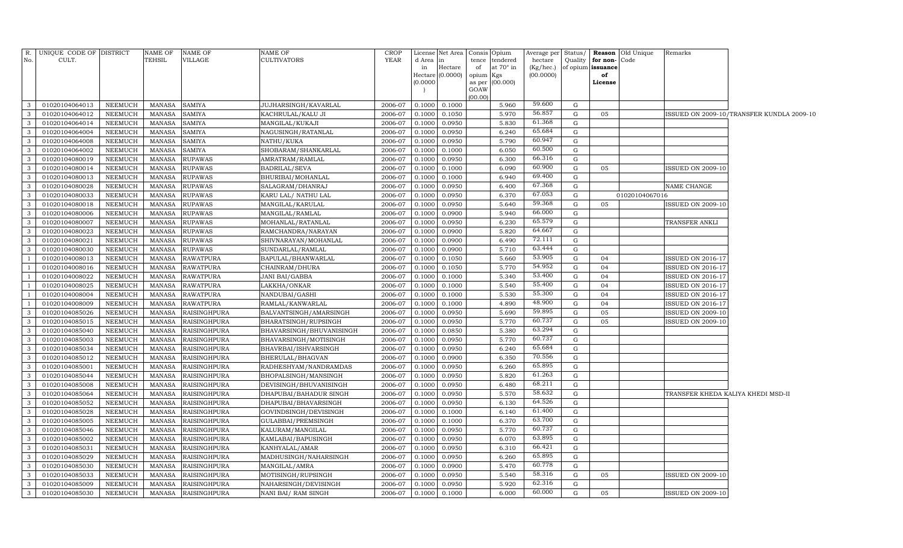| R. No. | UNIQUE CODE OF CULT. | DISTRICT | NAME OF TEHSIL | NAME OF VILLAGE | NAME OF CULTIVATORS | CROP YEAR | License d Area in Hectare (0.0000) | Net Area in Hectare (0.0000) | Consis tence of opium as per GOAW (00.00) | Opium tendered at 70° in Kgs (00.000) | Average per hectare (Kg/hec.) (00.0000) | Status/ Quality of opium | Reason for non-issuance of License | Old Unique Code | Remarks |
|---|---|---|---|---|---|---|---|---|---|---|---|---|---|---|---|
| 3 | 01020104064013 | NEEMUCH | MANASA | SAMIYA | JUJHARSINGH/KAVARLAL | 2006-07 | 0.1000 | 0.1000 | | 5.960 | 59.600 | G | | | |
| 3 | 01020104064012 | NEEMUCH | MANASA | SAMIYA | KACHRULAL/KALU JI | 2006-07 | 0.1000 | 0.1050 | | 5.970 | 56.857 | G | 05 | | ISSUED ON 2009-10/TRANSFER KUNDLA 2009-10 |
| 3 | 01020104064014 | NEEMUCH | MANASA | SAMIYA | MANGILAL/KUKAJI | 2006-07 | 0.1000 | 0.0950 | | 5.830 | 61.368 | G | | | |
| 3 | 01020104064004 | NEEMUCH | MANASA | SAMIYA | NAGUSINGH/RATANLAL | 2006-07 | 0.1000 | 0.0950 | | 6.240 | 65.684 | G | | | |
| 3 | 01020104064008 | NEEMUCH | MANASA | SAMIYA | NATHU/KUKA | 2006-07 | 0.1000 | 0.0950 | | 5.790 | 60.947 | G | | | |
| 3 | 01020104064002 | NEEMUCH | MANASA | SAMIYA | SHOBARAM/SHANKARLAL | 2006-07 | 0.1000 | 0.1000 | | 6.050 | 60.500 | G | | | |
| 3 | 01020104080019 | NEEMUCH | MANASA | RUPAWAS | AMRATRAM/RAMLAL | 2006-07 | 0.1000 | 0.0950 | | 6.300 | 66.316 | G | | | |
| 3 | 01020104080014 | NEEMUCH | MANASA | RUPAWAS | BADRILAL/SEVA | 2006-07 | 0.1000 | 0.1000 | | 6.090 | 60.900 | G | 05 | | ISSUED ON 2009-10 |
| 3 | 01020104080013 | NEEMUCH | MANASA | RUPAWAS | BHURIBAI/MOHANLAL | 2006-07 | 0.1000 | 0.1000 | | 6.940 | 69.400 | G | | | |
| 3 | 01020104080028 | NEEMUCH | MANASA | RUPAWAS | SALAGRAM/DHANRAJ | 2006-07 | 0.1000 | 0.0950 | | 6.400 | 67.368 | G | | | NAME CHANGE |
| 3 | 01020104080033 | NEEMUCH | MANASA | RUPAWAS | KARU LAL/ NATHU LAL | 2006-07 | 0.1000 | 0.0950 | | 6.370 | 67.053 | G | | 01020104067016 | |
| 3 | 01020104080018 | NEEMUCH | MANASA | RUPAWAS | MANGILAL/KARULAL | 2006-07 | 0.1000 | 0.0950 | | 5.640 | 59.368 | G | 05 | | ISSUED ON 2009-10 |
| 3 | 01020104080006 | NEEMUCH | MANASA | RUPAWAS | MANGILAL/RAMLAL | 2006-07 | 0.1000 | 0.0900 | | 5.940 | 66.000 | G | | | |
| 3 | 01020104080007 | NEEMUCH | MANASA | RUPAWAS | MOHANLAL/RATANLAL | 2006-07 | 0.1000 | 0.0950 | | 6.230 | 65.579 | G | | | TRANSFER ANKLI |
| 3 | 01020104080023 | NEEMUCH | MANASA | RUPAWAS | RAMCHANDRA/NARAYAN | 2006-07 | 0.1000 | 0.0900 | | 5.820 | 64.667 | G | | | |
| 3 | 01020104080021 | NEEMUCH | MANASA | RUPAWAS | SHIVNARAYAN/MOHANLAL | 2006-07 | 0.1000 | 0.0900 | | 6.490 | 72.111 | G | | | |
| 3 | 01020104080030 | NEEMUCH | MANASA | RUPAWAS | SUNDARLAL/RAMLAL | 2006-07 | 0.1000 | 0.0900 | | 5.710 | 63.444 | G | | | |
| 1 | 01020104008013 | NEEMUCH | MANASA | RAWATPURA | BAPULAL/BHANWARLAL | 2006-07 | 0.1000 | 0.1050 | | 5.660 | 53.905 | G | 04 | | ISSUED ON 2016-17 |
| 1 | 01020104008016 | NEEMUCH | MANASA | RAWATPURA | CHAINRAM/DHURA | 2006-07 | 0.1000 | 0.1050 | | 5.770 | 54.952 | G | 04 | | ISSUED ON 2016-17 |
| 1 | 01020104008022 | NEEMUCH | MANASA | RAWATPURA | JANI BAI/GABBA | 2006-07 | 0.1000 | 0.1000 | | 5.340 | 53.400 | G | 04 | | ISSUED ON 2016-17 |
| 1 | 01020104008025 | NEEMUCH | MANASA | RAWATPURA | LAKKHA/ONKAR | 2006-07 | 0.1000 | 0.1000 | | 5.540 | 55.400 | G | 04 | | ISSUED ON 2016-17 |
| 1 | 01020104008004 | NEEMUCH | MANASA | RAWATPURA | NANDUBAI/GASHI | 2006-07 | 0.1000 | 0.1000 | | 5.530 | 55.300 | G | 04 | | ISSUED ON 2016-17 |
| 1 | 01020104008009 | NEEMUCH | MANASA | RAWATPURA | RAMLAL/KANWARLAL | 2006-07 | 0.1000 | 0.1000 | | 4.890 | 48.900 | G | 04 | | ISSUED ON 2016-17 |
| 3 | 01020104085026 | NEEMUCH | MANASA | RAISINGHPURA | BALVANTSINGH/AMARSINGH | 2006-07 | 0.1000 | 0.0950 | | 5.690 | 59.895 | G | 05 | | ISSUED ON 2009-10 |
| 3 | 01020104085015 | NEEMUCH | MANASA | RAISINGHPURA | BHARATSINGH/RUPSINGH | 2006-07 | 0.1000 | 0.0950 | | 5.770 | 60.737 | G | 05 | | ISSUED ON 2009-10 |
| 3 | 01020104085040 | NEEMUCH | MANASA | RAISINGHPURA | BHAVARSINGH/BHUVANISINGH | 2006-07 | 0.1000 | 0.0850 | | 5.380 | 63.294 | G | | | |
| 3 | 01020104085003 | NEEMUCH | MANASA | RAISINGHPURA | BHAVARSINGH/MOTISINGH | 2006-07 | 0.1000 | 0.0950 | | 5.770 | 60.737 | G | | | |
| 3 | 01020104085034 | NEEMUCH | MANASA | RAISINGHPURA | BHAVRBAI/ISHVARSINGH | 2006-07 | 0.1000 | 0.0950 | | 6.240 | 65.684 | G | | | |
| 3 | 01020104085012 | NEEMUCH | MANASA | RAISINGHPURA | BHERULAL/BHAGVAN | 2006-07 | 0.1000 | 0.0900 | | 6.350 | 70.556 | G | | | |
| 3 | 01020104085001 | NEEMUCH | MANASA | RAISINGHPURA | RADHESHYAM/NANDRAMDAS | 2006-07 | 0.1000 | 0.0950 | | 6.260 | 65.895 | G | | | |
| 3 | 01020104085044 | NEEMUCH | MANASA | RAISINGHPURA | BHOPALSINGH/MANSINGH | 2006-07 | 0.1000 | 0.0950 | | 5.820 | 61.263 | G | | | |
| 3 | 01020104085008 | NEEMUCH | MANASA | RAISINGHPURA | DEVISINGH/BHUVANISINGH | 2006-07 | 0.1000 | 0.0950 | | 6.480 | 68.211 | G | | | |
| 3 | 01020104085064 | NEEMUCH | MANASA | RAISINGHPURA | DHAPUBAI/BAHADUR SINGH | 2006-07 | 0.1000 | 0.0950 | | 5.570 | 58.632 | G | | | TRANSFER KHEDA KALIYA KHEDI MSD-II |
| 3 | 01020104085052 | NEEMUCH | MANASA | RAISINGHPURA | DHAPUBAI/BHAVARSINGH | 2006-07 | 0.1000 | 0.0950 | | 6.130 | 64.526 | G | | | |
| 3 | 01020104085028 | NEEMUCH | MANASA | RAISINGHPURA | GOVINDSINGH/DEVISINGH | 2006-07 | 0.1000 | 0.1000 | | 6.140 | 61.400 | G | | | |
| 3 | 01020104085005 | NEEMUCH | MANASA | RAISINGHPURA | GULABBAI/PREMSINGH | 2006-07 | 0.1000 | 0.1000 | | 6.370 | 63.700 | G | | | |
| 3 | 01020104085046 | NEEMUCH | MANASA | RAISINGHPURA | KALURAM/MANGILAL | 2006-07 | 0.1000 | 0.0950 | | 5.770 | 60.737 | G | | | |
| 3 | 01020104085002 | NEEMUCH | MANASA | RAISINGHPURA | KAMLABAI/BAPUSINGH | 2006-07 | 0.1000 | 0.0950 | | 6.070 | 63.895 | G | | | |
| 3 | 01020104085031 | NEEMUCH | MANASA | RAISINGHPURA | KANHYALAL/AMAR | 2006-07 | 0.1000 | 0.0950 | | 6.310 | 66.421 | G | | | |
| 3 | 01020104085029 | NEEMUCH | MANASA | RAISINGHPURA | MADHUSINGH/NAHARSINGH | 2006-07 | 0.1000 | 0.0950 | | 6.260 | 65.895 | G | | | |
| 3 | 01020104085030 | NEEMUCH | MANASA | RAISINGHPURA | MANGILAL/AMRA | 2006-07 | 0.1000 | 0.0900 | | 5.470 | 60.778 | G | | | |
| 3 | 01020104085033 | NEEMUCH | MANASA | RAISINGHPURA | MOTISINGH/RUPSINGH | 2006-07 | 0.1000 | 0.0950 | | 5.540 | 58.316 | G | 05 | | ISSUED ON 2009-10 |
| 3 | 01020104085009 | NEEMUCH | MANASA | RAISINGHPURA | NAHARSINGH/DEVISINGH | 2006-07 | 0.1000 | 0.0950 | | 5.920 | 62.316 | G | | | |
| 3 | 01020104085030 | NEEMUCH | MANASA | RAISINGHPURA | NANI BAI/ RAM SINGH | 2006-07 | 0.1000 | 0.1000 | | 6.000 | 60.000 | G | 05 | | ISSUED ON 2009-10 |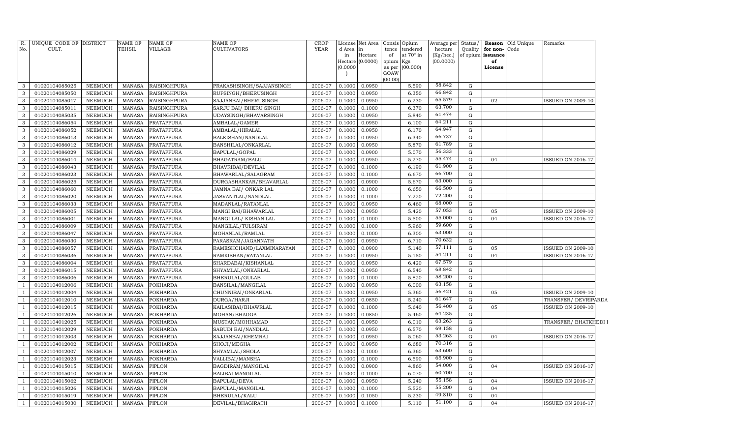| R. No. | UNIQUE CODE OF CULT. | DISTRICT | NAME OF TEHSIL | NAME OF VILLAGE | NAME OF CULTIVATORS | CROP YEAR | License d Area in Hectare (0.0000) | Net Area in Hectare (0.0000) | Consis tence of opium as per GOAW (00.00) | Opium tendered at 70° in Kgs (00.000) | Average per hectare (Kg/hec.) (00.0000) | Status/ Quality of opium | Reason for non-issuance of License | Old Unique Code | Remarks |
|---|---|---|---|---|---|---|---|---|---|---|---|---|---|---|---|
| 3 | 01020104085025 | NEEMUCH | MANASA | RAISINGHPURA | PRAKASHSINGH/SAJJANSINGH | 2006-07 | 0.1000 | 0.0950 | | 5.590 | 58.842 | G | | | |
| 3 | 01020104085050 | NEEMUCH | MANASA | RAISINGHPURA | RUPSINGH/BHERUSINGH | 2006-07 | 0.1000 | 0.0950 | | 6.350 | 66.842 | G | | | |
| 3 | 01020104085017 | NEEMUCH | MANASA | RAISINGHPURA | SAJJANBAI/BHERUSINGH | 2006-07 | 0.1000 | 0.0950 | | 6.230 | 65.579 | I | 02 | | ISSUED ON 2009-10 |
| 3 | 01020104085011 | NEEMUCH | MANASA | RAISINGHPURA | SARJU BAI/ BHERU SINGH | 2006-07 | 0.1000 | 0.1000 | | 6.370 | 63.700 | G | | | |
| 3 | 01020104085035 | NEEMUCH | MANASA | RAISINGHPURA | UDAYSINGH/BHAVARSINGH | 2006-07 | 0.1000 | 0.0950 | | 5.840 | 61.474 | G | | | |
| 3 | 01020104086054 | NEEMUCH | MANASA | PRATAPPURA | AMBALAL/GAMER | 2006-07 | 0.1000 | 0.0950 | | 6.100 | 64.211 | G | | | |
| 3 | 01020104086052 | NEEMUCH | MANASA | PRATAPPURA | AMBALAL/HIRALAL | 2006-07 | 0.1000 | 0.0950 | | 6.170 | 64.947 | G | | | |
| 3 | 01020104086013 | NEEMUCH | MANASA | PRATAPPURA | BALKISHAN/NANDLAL | 2006-07 | 0.1000 | 0.0950 | | 6.340 | 66.737 | G | | | |
| 3 | 01020104086012 | NEEMUCH | MANASA | PRATAPPURA | BANSHILAL/ONKARLAL | 2006-07 | 0.1000 | 0.0950 | | 5.870 | 61.789 | G | | | |
| 3 | 01020104086029 | NEEMUCH | MANASA | PRATAPPURA | BAPULAL/GOPAL | 2006-07 | 0.1000 | 0.0900 | | 5.070 | 56.333 | G | | | |
| 3 | 01020104086014 | NEEMUCH | MANASA | PRATAPPURA | BHAGATRAM/BALU | 2006-07 | 0.1000 | 0.0950 | | 5.270 | 55.474 | G | 04 | | ISSUED ON 2016-17 |
| 3 | 01020104086043 | NEEMUCH | MANASA | PRATAPPURA | BHAVRIBAI/DEVILAL | 2006-07 | 0.1000 | 0.1000 | | 6.190 | 61.900 | G | | | |
| 3 | 01020104086023 | NEEMUCH | MANASA | PRATAPPURA | BHAWARLAL/SALAGRAM | 2006-07 | 0.1000 | 0.1000 | | 6.670 | 66.700 | G | | | |
| 3 | 01020104086025 | NEEMUCH | MANASA | PRATAPPURA | DURGASHANKAR/BHAVARLAL | 2006-07 | 0.1000 | 0.0900 | | 5.670 | 63.000 | G | | | |
| 3 | 01020104086060 | NEEMUCH | MANASA | PRATAPPURA | JAMNA BAI/ ONKAR LAL | 2006-07 | 0.1000 | 0.1000 | | 6.650 | 66.500 | G | | | |
| 3 | 01020104086020 | NEEMUCH | MANASA | PRATAPPURA | JASVANTLAL/NANDLAL | 2006-07 | 0.1000 | 0.1000 | | 7.220 | 72.200 | G | | | |
| 3 | 01020104086033 | NEEMUCH | MANASA | PRATAPPURA | MADANLAL/RATANLAL | 2006-07 | 0.1000 | 0.0950 | | 6.460 | 68.000 | G | | | |
| 3 | 01020104086005 | NEEMUCH | MANASA | PRATAPPURA | MANGI BAI/BHAWARLAL | 2006-07 | 0.1000 | 0.0950 | | 5.420 | 57.053 | G | 05 | | ISSUED ON 2009-10 |
| 3 | 01020104086001 | NEEMUCH | MANASA | PRATAPPURA | MANGI LAL/ KISHAN LAL | 2006-07 | 0.1000 | 0.1000 | | 5.500 | 55.000 | G | 04 | | ISSUED ON 2016-17 |
| 3 | 01020104086009 | NEEMUCH | MANASA | PRATAPPURA | MANGILAL/TULSIRAM | 2006-07 | 0.1000 | 0.1000 | | 5.960 | 59.600 | G | | | |
| 3 | 01020104086047 | NEEMUCH | MANASA | PRATAPPURA | MOHANLAL/RAMLAL | 2006-07 | 0.1000 | 0.1000 | | 6.300 | 63.000 | G | | | |
| 3 | 01020104086030 | NEEMUCH | MANASA | PRATAPPURA | PARASRAM/JAGANNATH | 2006-07 | 0.1000 | 0.0950 | | 6.710 | 70.632 | G | | | |
| 3 | 01020104086057 | NEEMUCH | MANASA | PRATAPPURA | RAMESHCHAND/LAXMINARAYAN | 2006-07 | 0.1000 | 0.0900 | | 5.140 | 57.111 | G | 05 | | ISSUED ON 2009-10 |
| 3 | 01020104086036 | NEEMUCH | MANASA | PRATAPPURA | RAMKISHAN/RATANLAL | 2006-07 | 0.1000 | 0.0950 | | 5.150 | 54.211 | G | 04 | | ISSUED ON 2016-17 |
| 3 | 01020104086004 | NEEMUCH | MANASA | PRATAPPURA | SHARDABAI/KISHANLAL | 2006-07 | 0.1000 | 0.0950 | | 6.420 | 67.579 | G | | | |
| 3 | 01020104086015 | NEEMUCH | MANASA | PRATAPPURA | SHYAMLAL/ONKARLAL | 2006-07 | 0.1000 | 0.0950 | | 6.540 | 68.842 | G | | | |
| 3 | 01020104086006 | NEEMUCH | MANASA | PRATAPPURA | BHERULAL/GULAB | 2006-07 | 0.1000 | 0.1000 | | 5.820 | 58.200 | G | | | |
| 1 | 01020104012006 | NEEMUCH | MANASA | POKHARDA | BANSILAL/MANGILAL | 2006-07 | 0.1000 | 0.0950 | | 6.000 | 63.158 | G | | | |
| 1 | 01020104012004 | NEEMUCH | MANASA | POKHARDA | CHUNNIBAI/ONKARLAL | 2006-07 | 0.1000 | 0.0950 | | 5.360 | 56.421 | G | 05 | | ISSUED ON 2009-10 |
| 1 | 01020104012010 | NEEMUCH | MANASA | POKHARDA | DURGA/HARJI | 2006-07 | 0.1000 | 0.0850 | | 5.240 | 61.647 | G | | | TRANSFER/ DEVRIPARDA |
| 1 | 01020104012015 | NEEMUCH | MANASA | POKHARDA | KAILASIBAI/BHAWRLAL | 2006-07 | 0.1000 | 0.1000 | | 5.640 | 56.400 | G | 05 | | ISSUED ON 2009-10 |
| 1 | 01020104012026 | NEEMUCH | MANASA | POKHARDA | MOHAN/BHAGGA | 2006-07 | 0.1000 | 0.0850 | | 5.460 | 64.235 | G | | | |
| 1 | 01020104012025 | NEEMUCH | MANASA | POKHARDA | MUSTAK/MOHHAMAD | 2006-07 | 0.1000 | 0.0950 | | 6.010 | 63.263 | G | | | TRANSFER/ BHATKHEDI I |
| 1 | 01020104012029 | NEEMUCH | MANASA | POKHARDA | SABUDI BAI/NANDLAL | 2006-07 | 0.1000 | 0.0950 | | 6.570 | 69.158 | G | | | |
| 1 | 01020104012003 | NEEMUCH | MANASA | POKHARDA | SAJJANBAI/KHEMRAJ | 2006-07 | 0.1000 | 0.0950 | | 5.060 | 53.263 | G | 04 | | ISSUED ON 2016-17 |
| 1 | 01020104012002 | NEEMUCH | MANASA | POKHARDA | SHOJI/MEGHA | 2006-07 | 0.1000 | 0.0950 | | 6.680 | 70.316 | G | | | |
| 1 | 01020104012007 | NEEMUCH | MANASA | POKHARDA | SHYAMLAL/SHOLA | 2006-07 | 0.1000 | 0.1000 | | 6.360 | 63.600 | G | | | |
| 1 | 01020104012023 | NEEMUCH | MANASA | POKHARDA | VALLIBAI/MANSHA | 2006-07 | 0.1000 | 0.1000 | | 6.590 | 65.900 | G | | | |
| 1 | 01020104015015 | NEEMUCH | MANASA | PIPLON | BAGDIRAM/MANGILAL | 2006-07 | 0.1000 | 0.0900 | | 4.860 | 54.000 | G | 04 | | ISSUED ON 2016-17 |
| 1 | 01020104015010 | NEEMUCH | MANASA | PIPLON | BALIBAI MANGILAL | 2006-07 | 0.1000 | 0.1000 | | 6.070 | 60.700 | G | | | |
| 1 | 01020104015062 | NEEMUCH | MANASA | PIPLON | BAPULAL/DEVA | 2006-07 | 0.1000 | 0.0950 | | 5.240 | 55.158 | G | 04 | | ISSUED ON 2016-17 |
| 1 | 01020104015026 | NEEMUCH | MANASA | PIPLON | BAPULAL/MANGILAL | 2006-07 | 0.1000 | 0.1000 | | 5.520 | 55.200 | G | 04 | | |
| 1 | 01020104015019 | NEEMUCH | MANASA | PIPLON | BHERULAL/KALU | 2006-07 | 0.1000 | 0.1050 | | 5.230 | 49.810 | G | 04 | | |
| 1 | 01020104015030 | NEEMUCH | MANASA | PIPLON | DEVILAL/BHAGIRATH | 2006-07 | 0.1000 | 0.1000 | | 5.110 | 51.100 | G | 04 | | ISSUED ON 2016-17 |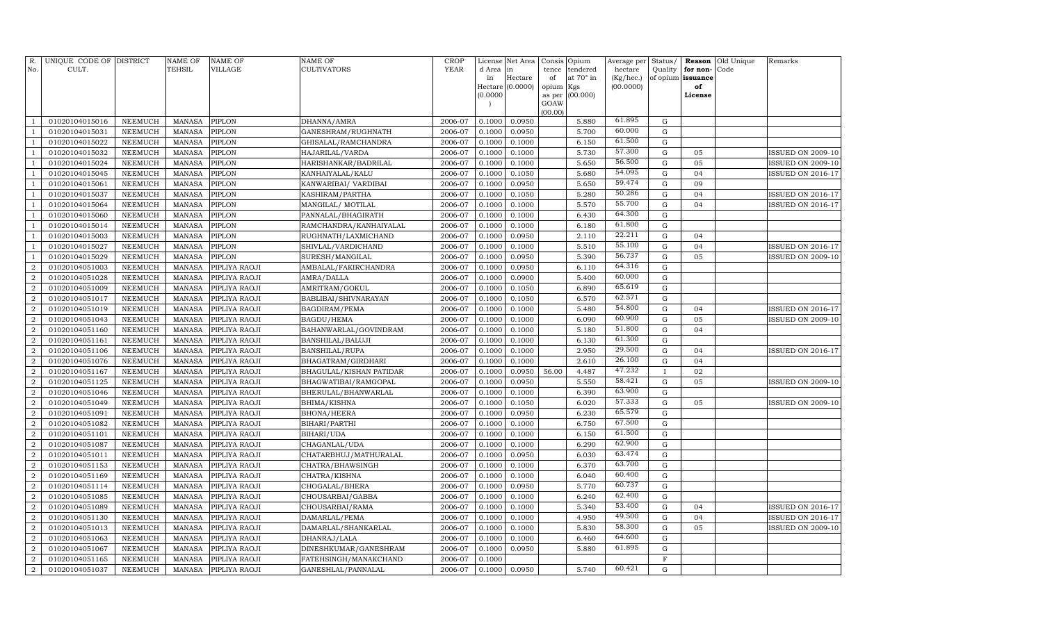| R. No. | UNIQUE CODE OF CULT. | DISTRICT | NAME OF TEHSIL | NAME OF VILLAGE | NAME OF CULTIVATORS | CROP YEAR | License d Area in Hectare (0.0000) | Net Area in Hectare (0.0000) | Consis tence of opium as per GOAW (00.00) | Opium tendered at 70° in Kgs (00.000) | Average per hectare (Kg/hec.) (00.0000) | Status/ Quality of opium | Reason for non-issuance of License | Old Unique Code | Remarks |
|---|---|---|---|---|---|---|---|---|---|---|---|---|---|---|---|
| 1 | 01020104015016 | NEEMUCH | MANASA | PIPLON | DHANNA/AMRA | 2006-07 | 0.1000 | 0.0950 | | 5.880 | 61.895 | G | | | |
| 1 | 01020104015031 | NEEMUCH | MANASA | PIPLON | GANESHRAM/RUGHNATH | 2006-07 | 0.1000 | 0.0950 | | 5.700 | 60.000 | G | | | |
| 1 | 01020104015022 | NEEMUCH | MANASA | PIPLON | GHISALAL/RAMCHANDRA | 2006-07 | 0.1000 | 0.1000 | | 6.150 | 61.500 | G | | | |
| 1 | 01020104015032 | NEEMUCH | MANASA | PIPLON | HAJARILAL/VARDA | 2006-07 | 0.1000 | 0.1000 | | 5.730 | 57.300 | G | 05 | | ISSUED ON 2009-10 |
| 1 | 01020104015024 | NEEMUCH | MANASA | PIPLON | HARISHANKAR/BADRILAL | 2006-07 | 0.1000 | 0.1000 | | 5.650 | 56.500 | G | 05 | | ISSUED ON 2009-10 |
| 1 | 01020104015045 | NEEMUCH | MANASA | PIPLON | KANHAIYALAL/KALU | 2006-07 | 0.1000 | 0.1050 | | 5.680 | 54.095 | G | 04 | | ISSUED ON 2016-17 |
| 1 | 01020104015061 | NEEMUCH | MANASA | PIPLON | KANWARIBAI/ VARDIBAI | 2006-07 | 0.1000 | 0.0950 | | 5.650 | 59.474 | G | 09 | | |
| 1 | 01020104015037 | NEEMUCH | MANASA | PIPLON | KASHIRAM/PARTHA | 2006-07 | 0.1000 | 0.1050 | | 5.280 | 50.286 | G | 04 | | ISSUED ON 2016-17 |
| 1 | 01020104015064 | NEEMUCH | MANASA | PIPLON | MANGILAL/ MOTILAL | 2006-07 | 0.1000 | 0.1000 | | 5.570 | 55.700 | G | 04 | | ISSUED ON 2016-17 |
| 1 | 01020104015060 | NEEMUCH | MANASA | PIPLON | PANNALAL/BHAGIRATH | 2006-07 | 0.1000 | 0.1000 | | 6.430 | 64.300 | G | | | |
| 1 | 01020104015014 | NEEMUCH | MANASA | PIPLON | RAMCHANDRA/KANHAIYALAL | 2006-07 | 0.1000 | 0.1000 | | 6.180 | 61.800 | G | | | |
| 1 | 01020104015003 | NEEMUCH | MANASA | PIPLON | RUGHNATH/LAXMICHAND | 2006-07 | 0.1000 | 0.0950 | | 2.110 | 22.211 | G | 04 | | |
| 1 | 01020104015027 | NEEMUCH | MANASA | PIPLON | SHIVLAL/VARDICHAND | 2006-07 | 0.1000 | 0.1000 | | 5.510 | 55.100 | G | 04 | | ISSUED ON 2016-17 |
| 1 | 01020104015029 | NEEMUCH | MANASA | PIPLON | SURESH/MANGILAL | 2006-07 | 0.1000 | 0.0950 | | 5.390 | 56.737 | G | 05 | | ISSUED ON 2009-10 |
| 2 | 01020104051003 | NEEMUCH | MANASA | PIPLIYA RAOJI | AMBALAL/FAKIRCHANDRA | 2006-07 | 0.1000 | 0.0950 | | 6.110 | 64.316 | G | | | |
| 2 | 01020104051028 | NEEMUCH | MANASA | PIPLIYA RAOJI | AMRA/DALLA | 2006-07 | 0.1000 | 0.0900 | | 5.400 | 60.000 | G | | | |
| 2 | 01020104051009 | NEEMUCH | MANASA | PIPLIYA RAOJI | AMRITRAM/GOKUL | 2006-07 | 0.1000 | 0.1050 | | 6.890 | 65.619 | G | | | |
| 2 | 01020104051017 | NEEMUCH | MANASA | PIPLIYA RAOJI | BABLIBAI/SHIVNARAYAN | 2006-07 | 0.1000 | 0.1050 | | 6.570 | 62.571 | G | | | |
| 2 | 01020104051019 | NEEMUCH | MANASA | PIPLIYA RAOJI | BAGDIRAM/PEMA | 2006-07 | 0.1000 | 0.1000 | | 5.480 | 54.800 | G | 04 | | ISSUED ON 2016-17 |
| 2 | 01020104051043 | NEEMUCH | MANASA | PIPLIYA RAOJI | BAGDU/HEMA | 2006-07 | 0.1000 | 0.1000 | | 6.090 | 60.900 | G | 05 | | ISSUED ON 2009-10 |
| 2 | 01020104051160 | NEEMUCH | MANASA | PIPLIYA RAOJI | BAHANWARLAL/GOVINDRAM | 2006-07 | 0.1000 | 0.1000 | | 5.180 | 51.800 | G | 04 | | |
| 2 | 01020104051161 | NEEMUCH | MANASA | PIPLIYA RAOJI | BANSHILAL/BALUJI | 2006-07 | 0.1000 | 0.1000 | | 6.130 | 61.300 | G | | | |
| 2 | 01020104051106 | NEEMUCH | MANASA | PIPLIYA RAOJI | BANSHILAL/RUPA | 2006-07 | 0.1000 | 0.1000 | | 2.950 | 29.500 | G | 04 | | ISSUED ON 2016-17 |
| 2 | 01020104051076 | NEEMUCH | MANASA | PIPLIYA RAOJI | BHAGATRAM/GIRDHARI | 2006-07 | 0.1000 | 0.1000 | | 2.610 | 26.100 | G | 04 | | |
| 2 | 01020104051167 | NEEMUCH | MANASA | PIPLIYA RAOJI | BHAGULAL/KISHAN PATIDAR | 2006-07 | 0.1000 | 0.0950 | 56.00 | 4.487 | 47.232 | I | 02 | | |
| 2 | 01020104051125 | NEEMUCH | MANASA | PIPLIYA RAOJI | BHAGWATIBAI/RAMGOPAL | 2006-07 | 0.1000 | 0.0950 | | 5.550 | 58.421 | G | 05 | | ISSUED ON 2009-10 |
| 2 | 01020104051046 | NEEMUCH | MANASA | PIPLIYA RAOJI | BHERULAL/BHANWARLAL | 2006-07 | 0.1000 | 0.1000 | | 6.390 | 63.900 | G | | | |
| 2 | 01020104051049 | NEEMUCH | MANASA | PIPLIYA RAOJI | BHIMA/KISHNA | 2006-07 | 0.1000 | 0.1050 | | 6.020 | 57.333 | G | 05 | | ISSUED ON 2009-10 |
| 2 | 01020104051091 | NEEMUCH | MANASA | PIPLIYA RAOJI | BHONA/HEERA | 2006-07 | 0.1000 | 0.0950 | | 6.230 | 65.579 | G | | | |
| 2 | 01020104051082 | NEEMUCH | MANASA | PIPLIYA RAOJI | BIHARI/PARTHI | 2006-07 | 0.1000 | 0.1000 | | 6.750 | 67.500 | G | | | |
| 2 | 01020104051101 | NEEMUCH | MANASA | PIPLIYA RAOJI | BIHARI/UDA | 2006-07 | 0.1000 | 0.1000 | | 6.150 | 61.500 | G | | | |
| 2 | 01020104051087 | NEEMUCH | MANASA | PIPLIYA RAOJI | CHAGANLAL/UDA | 2006-07 | 0.1000 | 0.1000 | | 6.290 | 62.900 | G | | | |
| 2 | 01020104051011 | NEEMUCH | MANASA | PIPLIYA RAOJI | CHATARBHUJ/MATHURALAL | 2006-07 | 0.1000 | 0.0950 | | 6.030 | 63.474 | G | | | |
| 2 | 01020104051153 | NEEMUCH | MANASA | PIPLIYA RAOJI | CHATRA/BHAWSINGH | 2006-07 | 0.1000 | 0.1000 | | 6.370 | 63.700 | G | | | |
| 2 | 01020104051169 | NEEMUCH | MANASA | PIPLIYA RAOJI | CHATRA/KISHNA | 2006-07 | 0.1000 | 0.1000 | | 6.040 | 60.400 | G | | | |
| 2 | 01020104051114 | NEEMUCH | MANASA | PIPLIYA RAOJI | CHOGALAL/BHERA | 2006-07 | 0.1000 | 0.0950 | | 5.770 | 60.737 | G | | | |
| 2 | 01020104051085 | NEEMUCH | MANASA | PIPLIYA RAOJI | CHOUSARBAI/GABBA | 2006-07 | 0.1000 | 0.1000 | | 6.240 | 62.400 | G | | | |
| 2 | 01020104051089 | NEEMUCH | MANASA | PIPLIYA RAOJI | CHOUSARBAI/RAMA | 2006-07 | 0.1000 | 0.1000 | | 5.340 | 53.400 | G | 04 | | ISSUED ON 2016-17 |
| 2 | 01020104051130 | NEEMUCH | MANASA | PIPLIYA RAOJI | DAMARLAL/PEMA | 2006-07 | 0.1000 | 0.1000 | | 4.950 | 49.500 | G | 04 | | ISSUED ON 2016-17 |
| 2 | 01020104051013 | NEEMUCH | MANASA | PIPLIYA RAOJI | DAMARLAL/SHANKARLAL | 2006-07 | 0.1000 | 0.1000 | | 5.830 | 58.300 | G | 05 | | ISSUED ON 2009-10 |
| 2 | 01020104051063 | NEEMUCH | MANASA | PIPLIYA RAOJI | DHANRAJ/LALA | 2006-07 | 0.1000 | 0.1000 | | 6.460 | 64.600 | G | | | |
| 2 | 01020104051067 | NEEMUCH | MANASA | PIPLIYA RAOJI | DINESHKUMAR/GANESHRAM | 2006-07 | 0.1000 | 0.0950 | | 5.880 | 61.895 | G | | | |
| 2 | 01020104051165 | NEEMUCH | MANASA | PIPLIYA RAOJI | FATEHSINGH/MANAKCHAND | 2006-07 | 0.1000 | | | | | F | | | |
| 2 | 01020104051037 | NEEMUCH | MANASA | PIPLIYA RAOJI | GANESHLAL/PANNALAL | 2006-07 | 0.1000 | 0.0950 | | 5.740 | 60.421 | G | | | |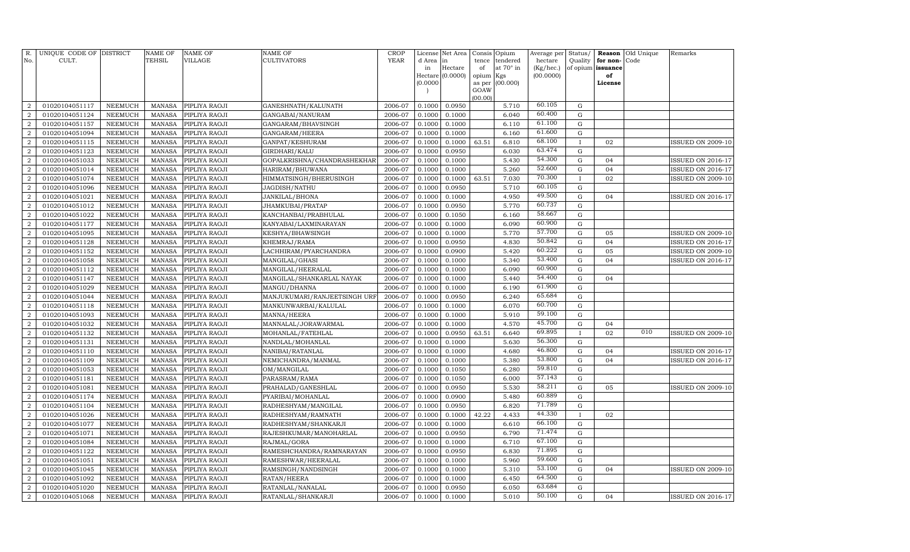| R. No. | UNIQUE CODE OF CULT. | DISTRICT | NAME OF TEHSIL | NAME OF VILLAGE | NAME OF CULTIVATORS | CROP YEAR | License d Area in Hectare (0.0000) | Net Area in Hectare (0.0000) | Consis tence of opium as per GOAW (00.00) | Opium tendered at 70° in Kgs (00.000) | Average per hectare (Kg/hec.) (00.0000) | Status/ Quality of opium | Reason for non-issuance of License | Old Unique Code | Remarks |
|---|---|---|---|---|---|---|---|---|---|---|---|---|---|---|---|
| 2 | 01020104051117 | NEEMUCH | MANASA | PIPLIYA RAOJI | GANESHNATH/KALUNATH | 2006-07 | 0.1000 | 0.0950 | | 5.710 | 60.105 | G | | | |
| 2 | 01020104051124 | NEEMUCH | MANASA | PIPLIYA RAOJI | GANGABAI/NANURAM | 2006-07 | 0.1000 | 0.1000 | | 6.040 | 60.400 | G | | | |
| 2 | 01020104051157 | NEEMUCH | MANASA | PIPLIYA RAOJI | GANGARAM/BHAVSINGH | 2006-07 | 0.1000 | 0.1000 | | 6.110 | 61.100 | G | | | |
| 2 | 01020104051094 | NEEMUCH | MANASA | PIPLIYA RAOJI | GANGARAM/HEERA | 2006-07 | 0.1000 | 0.1000 | | 6.160 | 61.600 | G | | | |
| 2 | 01020104051115 | NEEMUCH | MANASA | PIPLIYA RAOJI | GANPAT/KESHURAM | 2006-07 | 0.1000 | 0.1000 | 63.51 | 6.810 | 68.100 | I | 02 | | ISSUED ON 2009-10 |
| 2 | 01020104051123 | NEEMUCH | MANASA | PIPLIYA RAOJI | GIRDHARI/KALU | 2006-07 | 0.1000 | 0.0950 | | 6.030 | 63.474 | G | | | |
| 2 | 01020104051033 | NEEMUCH | MANASA | PIPLIYA RAOJI | GOPALKRISHNA/CHANDRASHEKHAR | 2006-07 | 0.1000 | 0.1000 | | 5.430 | 54.300 | G | 04 | | ISSUED ON 2016-17 |
| 2 | 01020104051014 | NEEMUCH | MANASA | PIPLIYA RAOJI | HARIRAM/BHUWANA | 2006-07 | 0.1000 | 0.1000 | | 5.260 | 52.600 | G | 04 | | ISSUED ON 2016-17 |
| 2 | 01020104051074 | NEEMUCH | MANASA | PIPLIYA RAOJI | HIMMATSINGH/BHERUSINGH | 2006-07 | 0.1000 | 0.1000 | 63.51 | 7.030 | 70.300 | I | 02 | | ISSUED ON 2009-10 |
| 2 | 01020104051096 | NEEMUCH | MANASA | PIPLIYA RAOJI | JAGDISH/NATHU | 2006-07 | 0.1000 | 0.0950 | | 5.710 | 60.105 | G | | | |
| 2 | 01020104051021 | NEEMUCH | MANASA | PIPLIYA RAOJI | JANKILAL/BHONA | 2006-07 | 0.1000 | 0.1000 | | 4.950 | 49.500 | G | 04 | | ISSUED ON 2016-17 |
| 2 | 01020104051012 | NEEMUCH | MANASA | PIPLIYA RAOJI | JHAMKUBAI/PRATAP | 2006-07 | 0.1000 | 0.0950 | | 5.770 | 60.737 | G | | | |
| 2 | 01020104051022 | NEEMUCH | MANASA | PIPLIYA RAOJI | KANCHANBAI/PRABHULAL | 2006-07 | 0.1000 | 0.1050 | | 6.160 | 58.667 | G | | | |
| 2 | 01020104051177 | NEEMUCH | MANASA | PIPLIYA RAOJI | KANYABAI/LAXMINARAYAN | 2006-07 | 0.1000 | 0.1000 | | 6.090 | 60.900 | G | | | |
| 2 | 01020104051095 | NEEMUCH | MANASA | PIPLIYA RAOJI | KESHYA/BHAWSINGH | 2006-07 | 0.1000 | 0.1000 | | 5.770 | 57.700 | G | 05 | | ISSUED ON 2009-10 |
| 2 | 01020104051128 | NEEMUCH | MANASA | PIPLIYA RAOJI | KHEMRAJ/RAMA | 2006-07 | 0.1000 | 0.0950 | | 4.830 | 50.842 | G | 04 | | ISSUED ON 2016-17 |
| 2 | 01020104051152 | NEEMUCH | MANASA | PIPLIYA RAOJI | LACHHIRAM/PYARCHANDRA | 2006-07 | 0.1000 | 0.0900 | | 5.420 | 60.222 | G | 05 | | ISSUED ON 2009-10 |
| 2 | 01020104051058 | NEEMUCH | MANASA | PIPLIYA RAOJI | MANGILAL/GHASI | 2006-07 | 0.1000 | 0.1000 | | 5.340 | 53.400 | G | 04 | | ISSUED ON 2016-17 |
| 2 | 01020104051112 | NEEMUCH | MANASA | PIPLIYA RAOJI | MANGILAL/HEERALAL | 2006-07 | 0.1000 | 0.1000 | | 6.090 | 60.900 | G | | | |
| 2 | 01020104051147 | NEEMUCH | MANASA | PIPLIYA RAOJI | MANGILAL/SHANKARLAL NAYAK | 2006-07 | 0.1000 | 0.1000 | | 5.440 | 54.400 | G | 04 | | |
| 2 | 01020104051029 | NEEMUCH | MANASA | PIPLIYA RAOJI | MANGU/DHANNA | 2006-07 | 0.1000 | 0.1000 | | 6.190 | 61.900 | G | | | |
| 2 | 01020104051044 | NEEMUCH | MANASA | PIPLIYA RAOJI | MANJUKUMARI/RANJEETSINGH URF | 2006-07 | 0.1000 | 0.0950 | | 6.240 | 65.684 | G | | | |
| 2 | 01020104051118 | NEEMUCH | MANASA | PIPLIYA RAOJI | MANKUNWARBAI/KALULAL | 2006-07 | 0.1000 | 0.1000 | | 6.070 | 60.700 | G | | | |
| 2 | 01020104051093 | NEEMUCH | MANASA | PIPLIYA RAOJI | MANNA/HEERA | 2006-07 | 0.1000 | 0.1000 | | 5.910 | 59.100 | G | | | |
| 2 | 01020104051032 | NEEMUCH | MANASA | PIPLIYA RAOJI | MANNALAL/JORAWARMAL | 2006-07 | 0.1000 | 0.1000 | | 4.570 | 45.700 | G | 04 | | |
| 2 | 01020104051132 | NEEMUCH | MANASA | PIPLIYA RAOJI | MOHANLAL/FATEHLAL | 2006-07 | 0.1000 | 0.0950 | 63.51 | 6.640 | 69.895 | I | 02 | 010 | ISSUED ON 2009-10 |
| 2 | 01020104051131 | NEEMUCH | MANASA | PIPLIYA RAOJI | NANDLAL/MOHANLAL | 2006-07 | 0.1000 | 0.1000 | | 5.630 | 56.300 | G | | | |
| 2 | 01020104051110 | NEEMUCH | MANASA | PIPLIYA RAOJI | NANIBAI/RATANLAL | 2006-07 | 0.1000 | 0.1000 | | 4.680 | 46.800 | G | 04 | | ISSUED ON 2016-17 |
| 2 | 01020104051109 | NEEMUCH | MANASA | PIPLIYA RAOJI | NEMICHANDRA/MANMAL | 2006-07 | 0.1000 | 0.1000 | | 5.380 | 53.800 | G | 04 | | ISSUED ON 2016-17 |
| 2 | 01020104051053 | NEEMUCH | MANASA | PIPLIYA RAOJI | OM/MANGILAL | 2006-07 | 0.1000 | 0.1050 | | 6.280 | 59.810 | G | | | |
| 2 | 01020104051181 | NEEMUCH | MANASA | PIPLIYA RAOJI | PARASRAM/RAMA | 2006-07 | 0.1000 | 0.1050 | | 6.000 | 57.143 | G | | | |
| 2 | 01020104051081 | NEEMUCH | MANASA | PIPLIYA RAOJI | PRAHALAD/GANESHLAL | 2006-07 | 0.1000 | 0.0950 | | 5.530 | 58.211 | G | 05 | | ISSUED ON 2009-10 |
| 2 | 01020104051174 | NEEMUCH | MANASA | PIPLIYA RAOJI | PYARIBAI/MOHANLAL | 2006-07 | 0.1000 | 0.0900 | | 5.480 | 60.889 | G | | | |
| 2 | 01020104051104 | NEEMUCH | MANASA | PIPLIYA RAOJI | RADHESHYAM/MANGILAL | 2006-07 | 0.1000 | 0.0950 | | 6.820 | 71.789 | G | | | |
| 2 | 01020104051026 | NEEMUCH | MANASA | PIPLIYA RAOJI | RADHESHYAM/RAMNATH | 2006-07 | 0.1000 | 0.1000 | 42.22 | 4.433 | 44.330 | I | 02 | | |
| 2 | 01020104051077 | NEEMUCH | MANASA | PIPLIYA RAOJI | RADHESHYAM/SHANKARJI | 2006-07 | 0.1000 | 0.1000 | | 6.610 | 66.100 | G | | | |
| 2 | 01020104051071 | NEEMUCH | MANASA | PIPLIYA RAOJI | RAJESHKUMAR/MANOHARLAL | 2006-07 | 0.1000 | 0.0950 | | 6.790 | 71.474 | G | | | |
| 2 | 01020104051084 | NEEMUCH | MANASA | PIPLIYA RAOJI | RAJMAL/GORA | 2006-07 | 0.1000 | 0.1000 | | 6.710 | 67.100 | G | | | |
| 2 | 01020104051122 | NEEMUCH | MANASA | PIPLIYA RAOJI | RAMESHCHANDRA/RAMNARAYAN | 2006-07 | 0.1000 | 0.0950 | | 6.830 | 71.895 | G | | | |
| 2 | 01020104051051 | NEEMUCH | MANASA | PIPLIYA RAOJI | RAMESHWAR/HEERALAL | 2006-07 | 0.1000 | 0.1000 | | 5.960 | 59.600 | G | | | |
| 2 | 01020104051045 | NEEMUCH | MANASA | PIPLIYA RAOJI | RAMSINGH/NANDSINGH | 2006-07 | 0.1000 | 0.1000 | | 5.310 | 53.100 | G | 04 | | ISSUED ON 2009-10 |
| 2 | 01020104051092 | NEEMUCH | MANASA | PIPLIYA RAOJI | RATAN/HEERA | 2006-07 | 0.1000 | 0.1000 | | 6.450 | 64.500 | G | | | |
| 2 | 01020104051020 | NEEMUCH | MANASA | PIPLIYA RAOJI | RATANLAL/NANALAL | 2006-07 | 0.1000 | 0.0950 | | 6.050 | 63.684 | G | | | |
| 2 | 01020104051068 | NEEMUCH | MANASA | PIPLIYA RAOJI | RATANLAL/SHANKARJI | 2006-07 | 0.1000 | 0.1000 | | 5.010 | 50.100 | G | 04 | | ISSUED ON 2016-17 |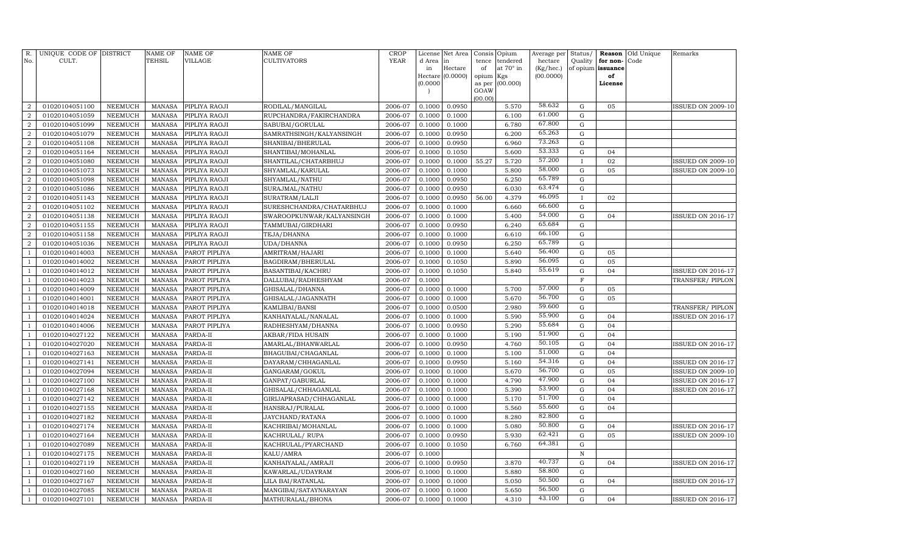| R. No. | UNIQUE CODE OF CULT. | DISTRICT | NAME OF TEHSIL | NAME OF VILLAGE | NAME OF CULTIVATORS | CROP YEAR | License d Area in Hectare (0.0000) | Net Area in Hectare (0.0000) | Consis tence of opium as per GOAW (00.00) | Opium tendered at 70° in Kgs (00.000) | Average per hectare (Kg/hec.) (00.0000) | Status/ Quality of opium | Reason for non-issuance of License | Old Unique Code | Remarks |
|---|---|---|---|---|---|---|---|---|---|---|---|---|---|---|---|
| 2 | 01020104051100 | NEEMUCH | MANASA | PIPLIYA RAOJI | RODILAL/MANGILAL | 2006-07 | 0.1000 | 0.0950 | | 5.570 | 58.632 | G | 05 | | ISSUED ON 2009-10 |
| 2 | 01020104051059 | NEEMUCH | MANASA | PIPLIYA RAOJI | RUPCHANDRA/FAKIRCHANDRA | 2006-07 | 0.1000 | 0.1000 | | 6.100 | 61.000 | G | | | |
| 2 | 01020104051099 | NEEMUCH | MANASA | PIPLIYA RAOJI | SABUBAI/GORULAL | 2006-07 | 0.1000 | 0.1000 | | 6.780 | 67.800 | G | | | |
| 2 | 01020104051079 | NEEMUCH | MANASA | PIPLIYA RAOJI | SAMRATHSINGH/KALYANSINGH | 2006-07 | 0.1000 | 0.0950 | | 6.200 | 65.263 | G | | | |
| 2 | 01020104051108 | NEEMUCH | MANASA | PIPLIYA RAOJI | SHANIBAI/BHERULAL | 2006-07 | 0.1000 | 0.0950 | | 6.960 | 73.263 | G | | | |
| 2 | 01020104051164 | NEEMUCH | MANASA | PIPLIYA RAOJI | SHANTIBAI/MOHANLAL | 2006-07 | 0.1000 | 0.1050 | | 5.600 | 53.333 | G | 04 | | |
| 2 | 01020104051080 | NEEMUCH | MANASA | PIPLIYA RAOJI | SHANTILAL/CHATARBHUJ | 2006-07 | 0.1000 | 0.1000 | 55.27 | 5.720 | 57.200 | I | 02 | | ISSUED ON 2009-10 |
| 2 | 01020104051073 | NEEMUCH | MANASA | PIPLIYA RAOJI | SHYAMLAL/KARULAL | 2006-07 | 0.1000 | 0.1000 | | 5.800 | 58.000 | G | 05 | | ISSUED ON 2009-10 |
| 2 | 01020104051098 | NEEMUCH | MANASA | PIPLIYA RAOJI | SHYAMLAL/NATHU | 2006-07 | 0.1000 | 0.0950 | | 6.250 | 65.789 | G | | | |
| 2 | 01020104051086 | NEEMUCH | MANASA | PIPLIYA RAOJI | SURAJMAL/NATHU | 2006-07 | 0.1000 | 0.0950 | | 6.030 | 63.474 | G | | | |
| 2 | 01020104051143 | NEEMUCH | MANASA | PIPLIYA RAOJI | SURATRAM/LALJI | 2006-07 | 0.1000 | 0.0950 | 56.00 | 4.379 | 46.095 | I | 02 | | |
| 2 | 01020104051102 | NEEMUCH | MANASA | PIPLIYA RAOJI | SURESHCHANDRA/CHATARBHUJ | 2006-07 | 0.1000 | 0.1000 | | 6.660 | 66.600 | G | | | |
| 2 | 01020104051138 | NEEMUCH | MANASA | PIPLIYA RAOJI | SWAROOPKUNWAR/KALYANSINGH | 2006-07 | 0.1000 | 0.1000 | | 5.400 | 54.000 | G | 04 | | ISSUED ON 2016-17 |
| 2 | 01020104051155 | NEEMUCH | MANASA | PIPLIYA RAOJI | TAMMUBAI/GIRDHARI | 2006-07 | 0.1000 | 0.0950 | | 6.240 | 65.684 | G | | | |
| 2 | 01020104051158 | NEEMUCH | MANASA | PIPLIYA RAOJI | TEJA/DHANNA | 2006-07 | 0.1000 | 0.1000 | | 6.610 | 66.100 | G | | | |
| 2 | 01020104051036 | NEEMUCH | MANASA | PIPLIYA RAOJI | UDA/DHANNA | 2006-07 | 0.1000 | 0.0950 | | 6.250 | 65.789 | G | | | |
| 1 | 01020104014003 | NEEMUCH | MANASA | PAROT PIPLIYA | AMRITRAM/HAJARI | 2006-07 | 0.1000 | 0.1000 | | 5.640 | 56.400 | G | 05 | | |
| 1 | 01020104014002 | NEEMUCH | MANASA | PAROT PIPLIYA | BAGDIRAM/BHERULAL | 2006-07 | 0.1000 | 0.1050 | | 5.890 | 56.095 | G | 05 | | |
| 1 | 01020104014012 | NEEMUCH | MANASA | PAROT PIPLIYA | BASANTIBAI/KACHRU | 2006-07 | 0.1000 | 0.1050 | | 5.840 | 55.619 | G | 04 | | ISSUED ON 2016-17 |
| 1 | 01020104014023 | NEEMUCH | MANASA | PAROT PIPLIYA | DALLUBAI/RADHESHYAM | 2006-07 | 0.1000 | | | | | F | | | TRANSFER/ PIPLON |
| 1 | 01020104014009 | NEEMUCH | MANASA | PAROT PIPLIYA | GHISALAL/DHANNA | 2006-07 | 0.1000 | 0.1000 | | 5.700 | 57.000 | G | 05 | | |
| 1 | 01020104014001 | NEEMUCH | MANASA | PAROT PIPLIYA | GHISALAL/JAGANNATH | 2006-07 | 0.1000 | 0.1000 | | 5.670 | 56.700 | G | 05 | | |
| 1 | 01020104014018 | NEEMUCH | MANASA | PAROT PIPLIYA | KAMLIBAI/BANSI | 2006-07 | 0.1000 | 0.0500 | | 2.980 | 59.600 | G | | | TRANSFER/ PIPLON |
| 1 | 01020104014024 | NEEMUCH | MANASA | PAROT PIPLIYA | KANHAIYALAL/NANALAL | 2006-07 | 0.1000 | 0.1000 | | 5.590 | 55.900 | G | 04 | | ISSUED ON 2016-17 |
| 1 | 01020104014006 | NEEMUCH | MANASA | PAROT PIPLIYA | RADHESHYAM/DHANNA | 2006-07 | 0.1000 | 0.0950 | | 5.290 | 55.684 | G | 04 | | |
| 1 | 01020104027122 | NEEMUCH | MANASA | PARDA-II | AKBAR/FIDA HUSAIN | 2006-07 | 0.1000 | 0.1000 | | 5.190 | 51.900 | G | 04 | | |
| 1 | 01020104027020 | NEEMUCH | MANASA | PARDA-II | AMARLAL/BHANWARLAL | 2006-07 | 0.1000 | 0.0950 | | 4.760 | 50.105 | G | 04 | | ISSUED ON 2016-17 |
| 1 | 01020104027163 | NEEMUCH | MANASA | PARDA-II | BHAGUBAI/CHAGANLAL | 2006-07 | 0.1000 | 0.1000 | | 5.100 | 51.000 | G | 04 | | |
| 1 | 01020104027141 | NEEMUCH | MANASA | PARDA-II | DAYARAM/CHHAGANLAL | 2006-07 | 0.1000 | 0.0950 | | 5.160 | 54.316 | G | 04 | | ISSUED ON 2016-17 |
| 1 | 01020104027094 | NEEMUCH | MANASA | PARDA-II | GANGARAM/GOKUL | 2006-07 | 0.1000 | 0.1000 | | 5.670 | 56.700 | G | 05 | | ISSUED ON 2009-10 |
| 1 | 01020104027100 | NEEMUCH | MANASA | PARDA-II | GANPAT/GABURLAL | 2006-07 | 0.1000 | 0.1000 | | 4.790 | 47.900 | G | 04 | | ISSUED ON 2016-17 |
| 1 | 01020104027168 | NEEMUCH | MANASA | PARDA-II | GHISALAL/CHHAGANLAL | 2006-07 | 0.1000 | 0.1000 | | 5.390 | 53.900 | G | 04 | | ISSUED ON 2016-17 |
| 1 | 01020104027142 | NEEMUCH | MANASA | PARDA-II | GIRIJAPRASAD/CHHAGANLAL | 2006-07 | 0.1000 | 0.1000 | | 5.170 | 51.700 | G | 04 | | |
| 1 | 01020104027155 | NEEMUCH | MANASA | PARDA-II | HANSRAJ/PURALAL | 2006-07 | 0.1000 | 0.1000 | | 5.560 | 55.600 | G | 04 | | |
| 1 | 01020104027182 | NEEMUCH | MANASA | PARDA-II | JAYCHAND/RATANA | 2006-07 | 0.1000 | 0.1000 | | 8.280 | 82.800 | G | | | |
| 1 | 01020104027174 | NEEMUCH | MANASA | PARDA-II | KACHRIBAI/MOHANLAL | 2006-07 | 0.1000 | 0.1000 | | 5.080 | 50.800 | G | 04 | | ISSUED ON 2016-17 |
| 1 | 01020104027164 | NEEMUCH | MANASA | PARDA-II | KACHRULAL/ RUPA | 2006-07 | 0.1000 | 0.0950 | | 5.930 | 62.421 | G | 05 | | ISSUED ON 2009-10 |
| 1 | 01020104027089 | NEEMUCH | MANASA | PARDA-II | KACHRULAL/PYARCHAND | 2006-07 | 0.1000 | 0.1050 | | 6.760 | 64.381 | G | | | |
| 1 | 01020104027175 | NEEMUCH | MANASA | PARDA-II | KALU/AMRA | 2006-07 | 0.1000 | | | | | N | | | |
| 1 | 01020104027119 | NEEMUCH | MANASA | PARDA-II | KANHAIYALAL/AMRAJI | 2006-07 | 0.1000 | 0.0950 | | 3.870 | 40.737 | G | 04 | | ISSUED ON 2016-17 |
| 1 | 01020104027160 | NEEMUCH | MANASA | PARDA-II | KAWARLAL/UDAYRAM | 2006-07 | 0.1000 | 0.1000 | | 5.880 | 58.800 | G | | | |
| 1 | 01020104027167 | NEEMUCH | MANASA | PARDA-II | LILA BAI/RATANLAL | 2006-07 | 0.1000 | 0.1000 | | 5.050 | 50.500 | G | 04 | | ISSUED ON 2016-17 |
| 1 | 01020104027085 | NEEMUCH | MANASA | PARDA-II | MANGIBAI/SATAYNARAYAN | 2006-07 | 0.1000 | 0.1000 | | 5.650 | 56.500 | G | | | |
| 1 | 01020104027101 | NEEMUCH | MANASA | PARDA-II | MATHURALAL/BHONA | 2006-07 | 0.1000 | 0.1000 | | 4.310 | 43.100 | G | 04 | | ISSUED ON 2016-17 |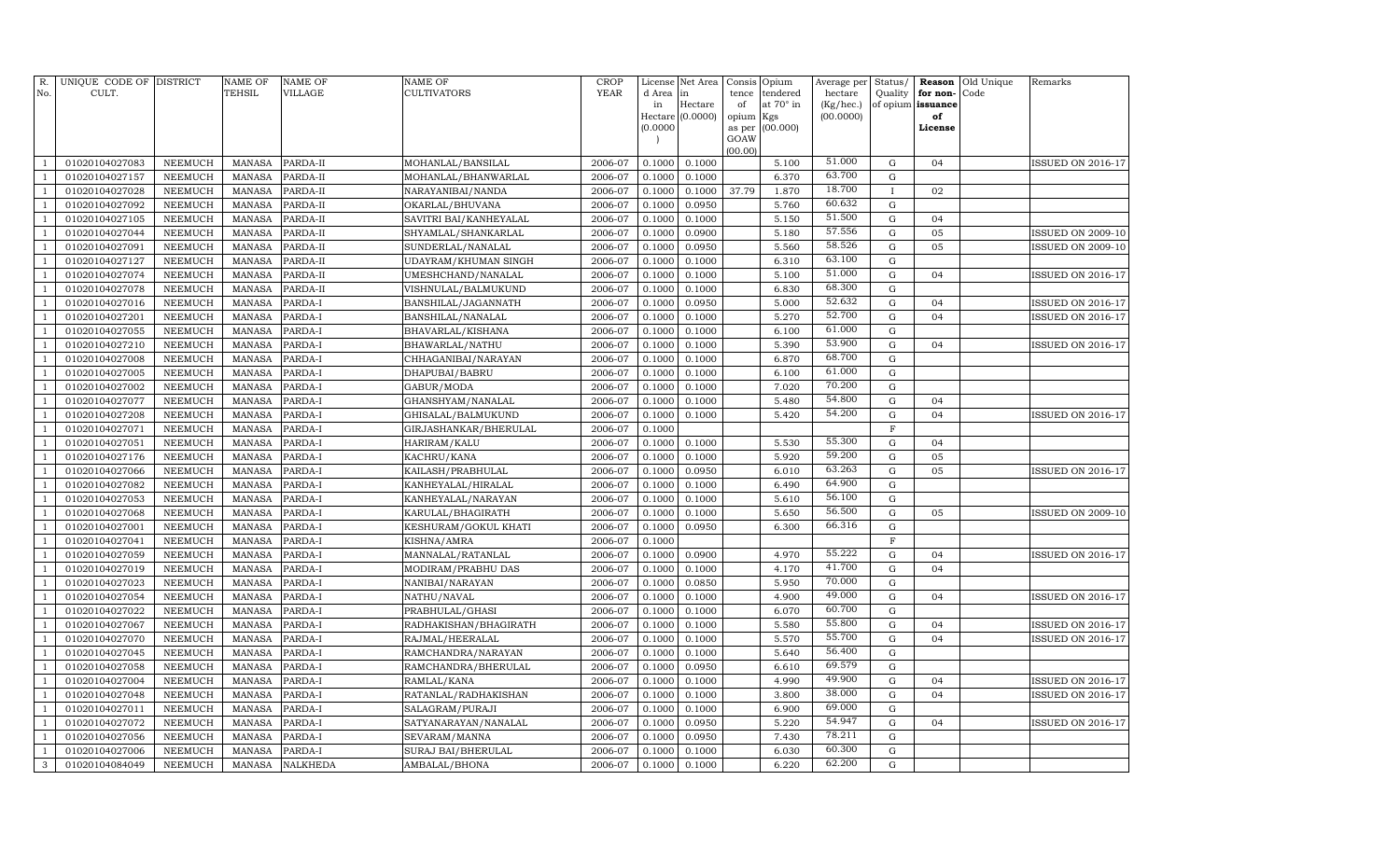| R. No. | UNIQUE CODE OF CULT. | DISTRICT | NAME OF TEHSIL | NAME OF VILLAGE | NAME OF CULTIVATORS | CROP YEAR | License d Area in Hectare (0.0000) | Net Area in Hectare (0.0000) | Consis tence of opium as per GOAW (00.00) | Opium tendered at 70° in Kgs (00.000) | Average per hectare (Kg/hec.) (00.0000) | Status/ Quality of opium | Reason for non-issuance of License | Old Unique Code | Remarks |
|---|---|---|---|---|---|---|---|---|---|---|---|---|---|---|---|
| 1 | 01020104027083 | NEEMUCH | MANASA | PARDA-II | MOHANLAL/BANSILAL | 2006-07 | 0.1000 | 0.1000 | | 5.100 | 51.000 | G | 04 | | ISSUED ON 2016-17 |
| 1 | 01020104027157 | NEEMUCH | MANASA | PARDA-II | MOHANLAL/BHANWARLAL | 2006-07 | 0.1000 | 0.1000 | | 6.370 | 63.700 | G | | | |
| 1 | 01020104027028 | NEEMUCH | MANASA | PARDA-II | NARAYANIBAI/NANDA | 2006-07 | 0.1000 | 0.1000 | 37.79 | 1.870 | 18.700 | I | 02 | | |
| 1 | 01020104027092 | NEEMUCH | MANASA | PARDA-II | OKARLAL/BHUVANA | 2006-07 | 0.1000 | 0.0950 | | 5.760 | 60.632 | G | | | |
| 1 | 01020104027105 | NEEMUCH | MANASA | PARDA-II | SAVITRI BAI/KANHEYALAL | 2006-07 | 0.1000 | 0.1000 | | 5.150 | 51.500 | G | 04 | | |
| 1 | 01020104027044 | NEEMUCH | MANASA | PARDA-II | SHYAMLAL/SHANKARLAL | 2006-07 | 0.1000 | 0.0900 | | 5.180 | 57.556 | G | 05 | | ISSUED ON 2009-10 |
| 1 | 01020104027091 | NEEMUCH | MANASA | PARDA-II | SUNDERLAL/NANALAL | 2006-07 | 0.1000 | 0.0950 | | 5.560 | 58.526 | G | 05 | | ISSUED ON 2009-10 |
| 1 | 01020104027127 | NEEMUCH | MANASA | PARDA-II | UDAYRAM/KHUMAN SINGH | 2006-07 | 0.1000 | 0.1000 | | 6.310 | 63.100 | G | | | |
| 1 | 01020104027074 | NEEMUCH | MANASA | PARDA-II | UMESHCHAND/NANALAL | 2006-07 | 0.1000 | 0.1000 | | 5.100 | 51.000 | G | 04 | | ISSUED ON 2016-17 |
| 1 | 01020104027078 | NEEMUCH | MANASA | PARDA-II | VISHNULAL/BALMUKUND | 2006-07 | 0.1000 | 0.1000 | | 6.830 | 68.300 | G | | | |
| 1 | 01020104027016 | NEEMUCH | MANASA | PARDA-I | BANSHILAL/JAGANNATH | 2006-07 | 0.1000 | 0.0950 | | 5.000 | 52.632 | G | 04 | | ISSUED ON 2016-17 |
| 1 | 01020104027201 | NEEMUCH | MANASA | PARDA-I | BANSHILAL/NANALAL | 2006-07 | 0.1000 | 0.1000 | | 5.270 | 52.700 | G | 04 | | ISSUED ON 2016-17 |
| 1 | 01020104027055 | NEEMUCH | MANASA | PARDA-I | BHAVARLAL/KISHANA | 2006-07 | 0.1000 | 0.1000 | | 6.100 | 61.000 | G | | | |
| 1 | 01020104027210 | NEEMUCH | MANASA | PARDA-I | BHAWARLAL/NATHU | 2006-07 | 0.1000 | 0.1000 | | 5.390 | 53.900 | G | 04 | | ISSUED ON 2016-17 |
| 1 | 01020104027008 | NEEMUCH | MANASA | PARDA-I | CHHAGANIBAI/NARAYAN | 2006-07 | 0.1000 | 0.1000 | | 6.870 | 68.700 | G | | | |
| 1 | 01020104027005 | NEEMUCH | MANASA | PARDA-I | DHAPUBAI/BABRU | 2006-07 | 0.1000 | 0.1000 | | 6.100 | 61.000 | G | | | |
| 1 | 01020104027002 | NEEMUCH | MANASA | PARDA-I | GABUR/MODA | 2006-07 | 0.1000 | 0.1000 | | 7.020 | 70.200 | G | | | |
| 1 | 01020104027077 | NEEMUCH | MANASA | PARDA-I | GHANSHYAM/NANALAL | 2006-07 | 0.1000 | 0.1000 | | 5.480 | 54.800 | G | 04 | | |
| 1 | 01020104027208 | NEEMUCH | MANASA | PARDA-I | GHISALAL/BALMUKUND | 2006-07 | 0.1000 | 0.1000 | | 5.420 | 54.200 | G | 04 | | ISSUED ON 2016-17 |
| 1 | 01020104027071 | NEEMUCH | MANASA | PARDA-I | GIRJASHANKAR/BHERULAL | 2006-07 | 0.1000 | | | | | F | | | |
| 1 | 01020104027051 | NEEMUCH | MANASA | PARDA-I | HARIRAM/KALU | 2006-07 | 0.1000 | 0.1000 | | 5.530 | 55.300 | G | 04 | | |
| 1 | 01020104027176 | NEEMUCH | MANASA | PARDA-I | KACHRU/KANA | 2006-07 | 0.1000 | 0.1000 | | 5.920 | 59.200 | G | 05 | | |
| 1 | 01020104027066 | NEEMUCH | MANASA | PARDA-I | KAILASH/PRABHULAL | 2006-07 | 0.1000 | 0.0950 | | 6.010 | 63.263 | G | 05 | | ISSUED ON 2016-17 |
| 1 | 01020104027082 | NEEMUCH | MANASA | PARDA-I | KANHEYALAL/HIRALAL | 2006-07 | 0.1000 | 0.1000 | | 6.490 | 64.900 | G | | | |
| 1 | 01020104027053 | NEEMUCH | MANASA | PARDA-I | KANHEYALAL/NARAYAN | 2006-07 | 0.1000 | 0.1000 | | 5.610 | 56.100 | G | | | |
| 1 | 01020104027068 | NEEMUCH | MANASA | PARDA-I | KARULAL/BHAGIRATH | 2006-07 | 0.1000 | 0.1000 | | 5.650 | 56.500 | G | 05 | | ISSUED ON 2009-10 |
| 1 | 01020104027001 | NEEMUCH | MANASA | PARDA-I | KESHURAM/GOKUL KHATI | 2006-07 | 0.1000 | 0.0950 | | 6.300 | 66.316 | G | | | |
| 1 | 01020104027041 | NEEMUCH | MANASA | PARDA-I | KISHNA/AMRA | 2006-07 | 0.1000 | | | | | F | | | |
| 1 | 01020104027059 | NEEMUCH | MANASA | PARDA-I | MANNALAL/RATANLAL | 2006-07 | 0.1000 | 0.0900 | | 4.970 | 55.222 | G | 04 | | ISSUED ON 2016-17 |
| 1 | 01020104027019 | NEEMUCH | MANASA | PARDA-I | MODIRAM/PRABHU DAS | 2006-07 | 0.1000 | 0.1000 | | 4.170 | 41.700 | G | 04 | | |
| 1 | 01020104027023 | NEEMUCH | MANASA | PARDA-I | NANIBAI/NARAYAN | 2006-07 | 0.1000 | 0.0850 | | 5.950 | 70.000 | G | | | |
| 1 | 01020104027054 | NEEMUCH | MANASA | PARDA-I | NATHU/NAVAL | 2006-07 | 0.1000 | 0.1000 | | 4.900 | 49.000 | G | 04 | | ISSUED ON 2016-17 |
| 1 | 01020104027022 | NEEMUCH | MANASA | PARDA-I | PRABHULAL/GHASI | 2006-07 | 0.1000 | 0.1000 | | 6.070 | 60.700 | G | | | |
| 1 | 01020104027067 | NEEMUCH | MANASA | PARDA-I | RADHAKISHAN/BHAGIRATH | 2006-07 | 0.1000 | 0.1000 | | 5.580 | 55.800 | G | 04 | | ISSUED ON 2016-17 |
| 1 | 01020104027070 | NEEMUCH | MANASA | PARDA-I | RAJMAL/HEERALAL | 2006-07 | 0.1000 | 0.1000 | | 5.570 | 55.700 | G | 04 | | ISSUED ON 2016-17 |
| 1 | 01020104027045 | NEEMUCH | MANASA | PARDA-I | RAMCHANDRA/NARAYAN | 2006-07 | 0.1000 | 0.1000 | | 5.640 | 56.400 | G | | | |
| 1 | 01020104027058 | NEEMUCH | MANASA | PARDA-I | RAMCHANDRA/BHERULAL | 2006-07 | 0.1000 | 0.0950 | | 6.610 | 69.579 | G | | | |
| 1 | 01020104027004 | NEEMUCH | MANASA | PARDA-I | RAMLAL/KANA | 2006-07 | 0.1000 | 0.1000 | | 4.990 | 49.900 | G | 04 | | ISSUED ON 2016-17 |
| 1 | 01020104027048 | NEEMUCH | MANASA | PARDA-I | RATANLAL/RADHAKISHAN | 2006-07 | 0.1000 | 0.1000 | | 3.800 | 38.000 | G | 04 | | ISSUED ON 2016-17 |
| 1 | 01020104027011 | NEEMUCH | MANASA | PARDA-I | SALAGRAM/PURAJI | 2006-07 | 0.1000 | 0.1000 | | 6.900 | 69.000 | G | | | |
| 1 | 01020104027072 | NEEMUCH | MANASA | PARDA-I | SATYANARAYAN/NANALAL | 2006-07 | 0.1000 | 0.0950 | | 5.220 | 54.947 | G | 04 | | ISSUED ON 2016-17 |
| 1 | 01020104027056 | NEEMUCH | MANASA | PARDA-I | SEVARAM/MANNA | 2006-07 | 0.1000 | 0.0950 | | 7.430 | 78.211 | G | | | |
| 1 | 01020104027006 | NEEMUCH | MANASA | PARDA-I | SURAJ BAI/BHERULAL | 2006-07 | 0.1000 | 0.1000 | | 6.030 | 60.300 | G | | | |
| 3 | 01020104084049 | NEEMUCH | MANASA | NALKHEDA | AMBALAL/BHONA | 2006-07 | 0.1000 | 0.1000 | | 6.220 | 62.200 | G | | | |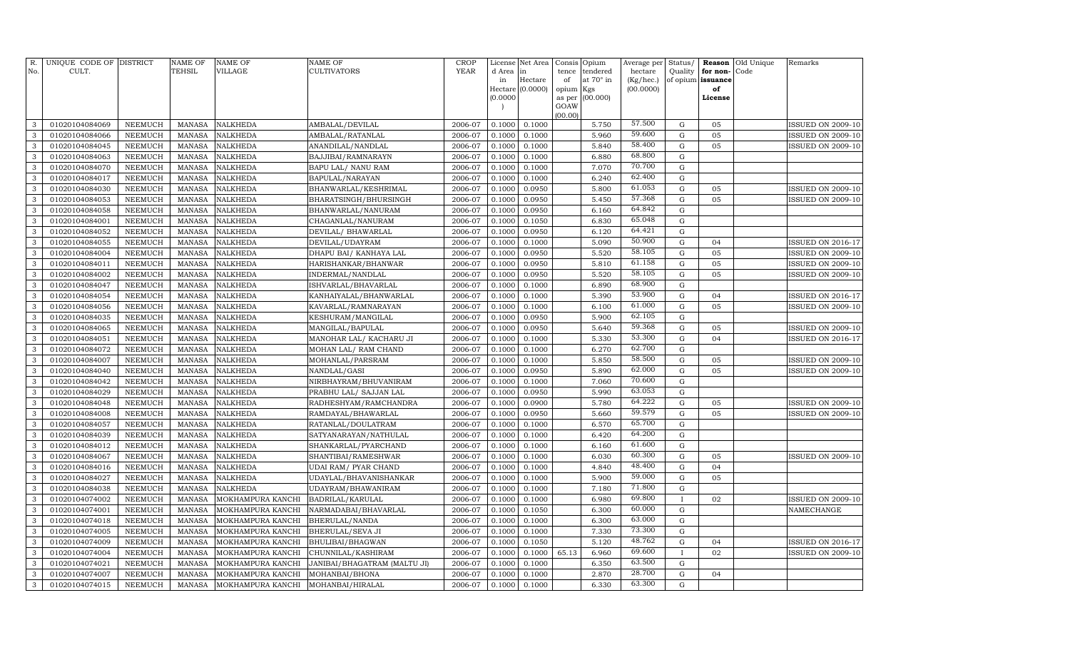| R. No. | UNIQUE CODE OF CULT. | DISTRICT | NAME OF TEHSIL | NAME OF VILLAGE | NAME OF CULTIVATORS | CROP YEAR | License d Area in Hectare (0.0000) | Net Area in Hectare (0.0000) | Consis tence of opium as per GOAW (00.00) | Opium tendered at 70° in Kgs (00.000) | Average per hectare (Kg/hec.) (00.0000) | Status/ Quality of opium | Reason for non-issuance of License | Old Unique Code | Remarks |
|---|---|---|---|---|---|---|---|---|---|---|---|---|---|---|---|
| 3 | 01020104084069 | NEEMUCH | MANASA | NALKHEDA | AMBALAL/DEVILAL | 2006-07 | 0.1000 | 0.1000 | | 5.750 | 57.500 | G | 05 | | ISSUED ON 2009-10 |
| 3 | 01020104084066 | NEEMUCH | MANASA | NALKHEDA | AMBALAL/RATANLAL | 2006-07 | 0.1000 | 0.1000 | | 5.960 | 59.600 | G | 05 | | ISSUED ON 2009-10 |
| 3 | 01020104084045 | NEEMUCH | MANASA | NALKHEDA | ANANDILAL/NANDLAL | 2006-07 | 0.1000 | 0.1000 | | 5.840 | 58.400 | G | 05 | | ISSUED ON 2009-10 |
| 3 | 01020104084063 | NEEMUCH | MANASA | NALKHEDA | BAJJIBAI/RAMNARAYN | 2006-07 | 0.1000 | 0.1000 | | 6.880 | 68.800 | G | | | |
| 3 | 01020104084070 | NEEMUCH | MANASA | NALKHEDA | BAPU LAL/ NANU RAM | 2006-07 | 0.1000 | 0.1000 | | 7.070 | 70.700 | G | | | |
| 3 | 01020104084017 | NEEMUCH | MANASA | NALKHEDA | BAPULAL/NARAYAN | 2006-07 | 0.1000 | 0.1000 | | 6.240 | 62.400 | G | | | |
| 3 | 01020104084030 | NEEMUCH | MANASA | NALKHEDA | BHANWARLAL/KESHRIMAL | 2006-07 | 0.1000 | 0.0950 | | 5.800 | 61.053 | G | 05 | | ISSUED ON 2009-10 |
| 3 | 01020104084053 | NEEMUCH | MANASA | NALKHEDA | BHARATSINGH/BHURSINGH | 2006-07 | 0.1000 | 0.0950 | | 5.450 | 57.368 | G | 05 | | ISSUED ON 2009-10 |
| 3 | 01020104084058 | NEEMUCH | MANASA | NALKHEDA | BHANWARLAL/NANURAM | 2006-07 | 0.1000 | 0.0950 | | 6.160 | 64.842 | G | | | |
| 3 | 01020104084001 | NEEMUCH | MANASA | NALKHEDA | CHAGANLAL/NANURAM | 2006-07 | 0.1000 | 0.1050 | | 6.830 | 65.048 | G | | | |
| 3 | 01020104084052 | NEEMUCH | MANASA | NALKHEDA | DEVILAL/ BHAWARLAL | 2006-07 | 0.1000 | 0.0950 | | 6.120 | 64.421 | G | | | |
| 3 | 01020104084055 | NEEMUCH | MANASA | NALKHEDA | DEVILAL/UDAYRAM | 2006-07 | 0.1000 | 0.1000 | | 5.090 | 50.900 | G | 04 | | ISSUED ON 2016-17 |
| 3 | 01020104084004 | NEEMUCH | MANASA | NALKHEDA | DHAPU BAI/ KANHAYA LAL | 2006-07 | 0.1000 | 0.0950 | | 5.520 | 58.105 | G | 05 | | ISSUED ON 2009-10 |
| 3 | 01020104084011 | NEEMUCH | MANASA | NALKHEDA | HARISHANKAR/BHANWAR | 2006-07 | 0.1000 | 0.0950 | | 5.810 | 61.158 | G | 05 | | ISSUED ON 2009-10 |
| 3 | 01020104084002 | NEEMUCH | MANASA | NALKHEDA | INDERMAL/NANDLAL | 2006-07 | 0.1000 | 0.0950 | | 5.520 | 58.105 | G | 05 | | ISSUED ON 2009-10 |
| 3 | 01020104084047 | NEEMUCH | MANASA | NALKHEDA | ISHVARLAL/BHAVARLAL | 2006-07 | 0.1000 | 0.1000 | | 6.890 | 68.900 | G | | | |
| 3 | 01020104084054 | NEEMUCH | MANASA | NALKHEDA | KANHAIYALAL/BHANWARLAL | 2006-07 | 0.1000 | 0.1000 | | 5.390 | 53.900 | G | 04 | | ISSUED ON 2016-17 |
| 3 | 01020104084056 | NEEMUCH | MANASA | NALKHEDA | KAVARLAL/RAMNARAYAN | 2006-07 | 0.1000 | 0.1000 | | 6.100 | 61.000 | G | 05 | | ISSUED ON 2009-10 |
| 3 | 01020104084035 | NEEMUCH | MANASA | NALKHEDA | KESHURAM/MANGILAL | 2006-07 | 0.1000 | 0.0950 | | 5.900 | 62.105 | G | | | |
| 3 | 01020104084065 | NEEMUCH | MANASA | NALKHEDA | MANGILAL/BAPULAL | 2006-07 | 0.1000 | 0.0950 | | 5.640 | 59.368 | G | 05 | | ISSUED ON 2009-10 |
| 3 | 01020104084051 | NEEMUCH | MANASA | NALKHEDA | MANOHAR LAL/ KACHARU JI | 2006-07 | 0.1000 | 0.1000 | | 5.330 | 53.300 | G | 04 | | ISSUED ON 2016-17 |
| 3 | 01020104084072 | NEEMUCH | MANASA | NALKHEDA | MOHAN LAL/ RAM CHAND | 2006-07 | 0.1000 | 0.1000 | | 6.270 | 62.700 | G | | | |
| 3 | 01020104084007 | NEEMUCH | MANASA | NALKHEDA | MOHANLAL/PARSRAM | 2006-07 | 0.1000 | 0.1000 | | 5.850 | 58.500 | G | 05 | | ISSUED ON 2009-10 |
| 3 | 01020104084040 | NEEMUCH | MANASA | NALKHEDA | NANDLAL/GASI | 2006-07 | 0.1000 | 0.0950 | | 5.890 | 62.000 | G | 05 | | ISSUED ON 2009-10 |
| 3 | 01020104084042 | NEEMUCH | MANASA | NALKHEDA | NIRBHAYRAM/BHUVANIRAM | 2006-07 | 0.1000 | 0.1000 | | 7.060 | 70.600 | G | | | |
| 3 | 01020104084029 | NEEMUCH | MANASA | NALKHEDA | PRABHU LAL/ SAJJAN LAL | 2006-07 | 0.1000 | 0.0950 | | 5.990 | 63.053 | G | | | |
| 3 | 01020104084048 | NEEMUCH | MANASA | NALKHEDA | RADHESHYAM/RAMCHANDRA | 2006-07 | 0.1000 | 0.0900 | | 5.780 | 64.222 | G | 05 | | ISSUED ON 2009-10 |
| 3 | 01020104084008 | NEEMUCH | MANASA | NALKHEDA | RAMDAYAL/BHAWARLAL | 2006-07 | 0.1000 | 0.0950 | | 5.660 | 59.579 | G | 05 | | ISSUED ON 2009-10 |
| 3 | 01020104084057 | NEEMUCH | MANASA | NALKHEDA | RATANLAL/DOULATRAM | 2006-07 | 0.1000 | 0.1000 | | 6.570 | 65.700 | G | | | |
| 3 | 01020104084039 | NEEMUCH | MANASA | NALKHEDA | SATYANARAYAN/NATHULAL | 2006-07 | 0.1000 | 0.1000 | | 6.420 | 64.200 | G | | | |
| 3 | 01020104084012 | NEEMUCH | MANASA | NALKHEDA | SHANKARLAL/PYARCHAND | 2006-07 | 0.1000 | 0.1000 | | 6.160 | 61.600 | G | | | |
| 3 | 01020104084067 | NEEMUCH | MANASA | NALKHEDA | SHANTIBAI/RAMESHWAR | 2006-07 | 0.1000 | 0.1000 | | 6.030 | 60.300 | G | 05 | | ISSUED ON 2009-10 |
| 3 | 01020104084016 | NEEMUCH | MANASA | NALKHEDA | UDAI RAM/ PYAR CHAND | 2006-07 | 0.1000 | 0.1000 | | 4.840 | 48.400 | G | 04 | | |
| 3 | 01020104084027 | NEEMUCH | MANASA | NALKHEDA | UDAYLAL/BHAVANISHANKAR | 2006-07 | 0.1000 | 0.1000 | | 5.900 | 59.000 | G | 05 | | |
| 3 | 01020104084038 | NEEMUCH | MANASA | NALKHEDA | UDAYRAM/BHAWANIRAM | 2006-07 | 0.1000 | 0.1000 | | 7.180 | 71.800 | G | | | |
| 3 | 01020104074002 | NEEMUCH | MANASA | MOKHAMPURA KANCHI | BADRILAL/KARULAL | 2006-07 | 0.1000 | 0.1000 | | 6.980 | 69.800 | I | 02 | | ISSUED ON 2009-10 |
| 3 | 01020104074001 | NEEMUCH | MANASA | MOKHAMPURA KANCHI | NARMADABAI/BHAVARLAL | 2006-07 | 0.1000 | 0.1050 | | 6.300 | 60.000 | G | | | NAMECHANGE |
| 3 | 01020104074018 | NEEMUCH | MANASA | MOKHAMPURA KANCHI | BHERULAL/NANDA | 2006-07 | 0.1000 | 0.1000 | | 6.300 | 63.000 | G | | | |
| 3 | 01020104074005 | NEEMUCH | MANASA | MOKHAMPURA KANCHI | BHERULAL/SEVA JI | 2006-07 | 0.1000 | 0.1000 | | 7.330 | 73.300 | G | | | |
| 3 | 01020104074009 | NEEMUCH | MANASA | MOKHAMPURA KANCHI | BHULIBAI/BHAGWAN | 2006-07 | 0.1000 | 0.1050 | | 5.120 | 48.762 | G | 04 | | ISSUED ON 2016-17 |
| 3 | 01020104074004 | NEEMUCH | MANASA | MOKHAMPURA KANCHI | CHUNNILAL/KASHIRAM | 2006-07 | 0.1000 | 0.1000 | 65.13 | 6.960 | 69.600 | I | 02 | | ISSUED ON 2009-10 |
| 3 | 01020104074021 | NEEMUCH | MANASA | MOKHAMPURA KANCHI | JANIBAI/BHAGATRAM (MALTU JI) | 2006-07 | 0.1000 | 0.1000 | | 6.350 | 63.500 | G | | | |
| 3 | 01020104074007 | NEEMUCH | MANASA | MOKHAMPURA KANCHI | MOHANBAI/BHONA | 2006-07 | 0.1000 | 0.1000 | | 2.870 | 28.700 | G | 04 | | |
| 3 | 01020104074015 | NEEMUCH | MANASA | MOKHAMPURA KANCHI | MOHANBAI/HIRALAL | 2006-07 | 0.1000 | 0.1000 | | 6.330 | 63.300 | G | | | |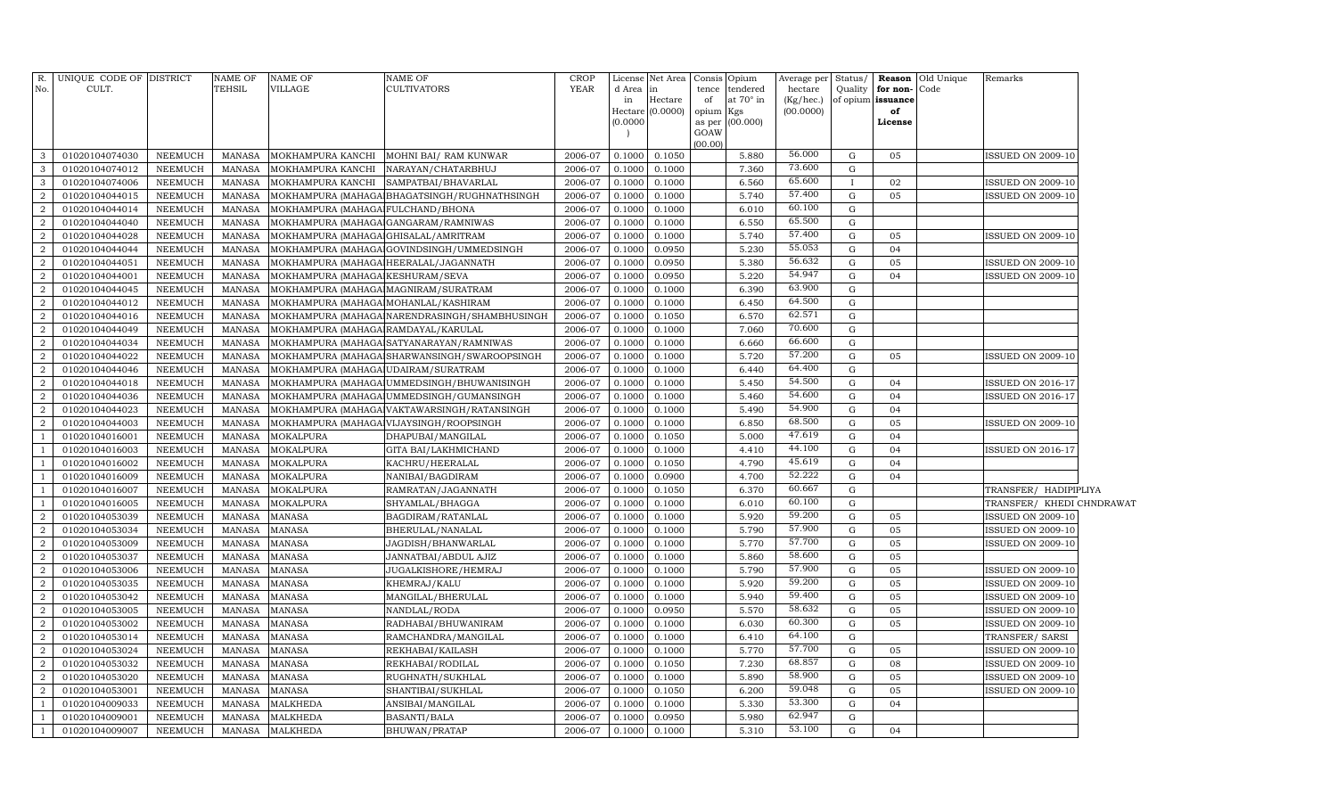| R. No. | UNIQUE CODE OF CULT. | DISTRICT | NAME OF TEHSIL | NAME OF VILLAGE | NAME OF CULTIVATORS | CROP YEAR | License d Area in Hectare (0.0000) | Net Area in Hectare (0.0000) | Consis tence of opium as per GOAW (00.00) | Opium tendered at 70° in Kgs (00.000) | Average per hectare (Kg/hec.) (00.0000) | Status/ Quality of opium | Reason for non-issuance of License | Old Unique Code | Remarks |
|---|---|---|---|---|---|---|---|---|---|---|---|---|---|---|---|
| 3 | 01020104074030 | NEEMUCH | MANASA | MOKHAMPURA KANCHI | MOHNI BAI/ RAM KUNWAR | 2006-07 | 0.1000 | 0.1050 | | 5.880 | 56.000 | G | 05 | | ISSUED ON 2009-10 |
| 3 | 01020104074012 | NEEMUCH | MANASA | MOKHAMPURA KANCHI | NARAYAN/CHATARBHUJ | 2006-07 | 0.1000 | 0.1000 | | 7.360 | 73.600 | G | | | |
| 3 | 01020104074006 | NEEMUCH | MANASA | MOKHAMPURA KANCHI | SAMPATBAI/BHAVARLAL | 2006-07 | 0.1000 | 0.1000 | | 6.560 | 65.600 | I | 02 | | ISSUED ON 2009-10 |
| 2 | 01020104044015 | NEEMUCH | MANASA | MOKHAMPURA (MAHAGA | BHAGATSINGH/RUGHNATHSINGH | 2006-07 | 0.1000 | 0.1000 | | 5.740 | 57.400 | G | 05 | | ISSUED ON 2009-10 |
| 2 | 01020104044014 | NEEMUCH | MANASA | MOKHAMPURA (MAHAGA | FULCHAND/BHONA | 2006-07 | 0.1000 | 0.1000 | | 6.010 | 60.100 | G | | | |
| 2 | 01020104044040 | NEEMUCH | MANASA | MOKHAMPURA (MAHAGA | GANGARAM/RAMNIWAS | 2006-07 | 0.1000 | 0.1000 | | 6.550 | 65.500 | G | | | |
| 2 | 01020104044028 | NEEMUCH | MANASA | MOKHAMPURA (MAHAGA | GHISALAL/AMRITRAM | 2006-07 | 0.1000 | 0.1000 | | 5.740 | 57.400 | G | 05 | | ISSUED ON 2009-10 |
| 2 | 01020104044044 | NEEMUCH | MANASA | MOKHAMPURA (MAHAGA | GOVINDSINGH/UMMEDSINGH | 2006-07 | 0.1000 | 0.0950 | | 5.230 | 55.053 | G | 04 | | |
| 2 | 01020104044051 | NEEMUCH | MANASA | MOKHAMPURA (MAHAGA | HEERALAL/JAGANNATH | 2006-07 | 0.1000 | 0.0950 | | 5.380 | 56.632 | G | 05 | | ISSUED ON 2009-10 |
| 2 | 01020104044001 | NEEMUCH | MANASA | MOKHAMPURA (MAHAGA | KESHURAM/SEVA | 2006-07 | 0.1000 | 0.0950 | | 5.220 | 54.947 | G | 04 | | ISSUED ON 2009-10 |
| 2 | 01020104044045 | NEEMUCH | MANASA | MOKHAMPURA (MAHAGA | MAGNIRAM/SURATRAM | 2006-07 | 0.1000 | 0.1000 | | 6.390 | 63.900 | G | | | |
| 2 | 01020104044012 | NEEMUCH | MANASA | MOKHAMPURA (MAHAGA | MOHANLAL/KASHIRAM | 2006-07 | 0.1000 | 0.1000 | | 6.450 | 64.500 | G | | | |
| 2 | 01020104044016 | NEEMUCH | MANASA | MOKHAMPURA (MAHAGA | NARENDRASINGH/SHAMBHUSINGH | 2006-07 | 0.1000 | 0.1050 | | 6.570 | 62.571 | G | | | |
| 2 | 01020104044049 | NEEMUCH | MANASA | MOKHAMPURA (MAHAGA | RAMDAYAL/KARULAL | 2006-07 | 0.1000 | 0.1000 | | 7.060 | 70.600 | G | | | |
| 2 | 01020104044034 | NEEMUCH | MANASA | MOKHAMPURA (MAHAGA | SATYANARAYAN/RAMNIWAS | 2006-07 | 0.1000 | 0.1000 | | 6.660 | 66.600 | G | | | |
| 2 | 01020104044022 | NEEMUCH | MANASA | MOKHAMPURA (MAHAGA | SHARWANSINGH/SWAROOPSINGH | 2006-07 | 0.1000 | 0.1000 | | 5.720 | 57.200 | G | 05 | | ISSUED ON 2009-10 |
| 2 | 01020104044046 | NEEMUCH | MANASA | MOKHAMPURA (MAHAGA | UDAIRAM/SURATRAM | 2006-07 | 0.1000 | 0.1000 | | 6.440 | 64.400 | G | | | |
| 2 | 01020104044018 | NEEMUCH | MANASA | MOKHAMPURA (MAHAGA | UMMEDSINGH/BHUWANISINGH | 2006-07 | 0.1000 | 0.1000 | | 5.450 | 54.500 | G | 04 | | ISSUED ON 2016-17 |
| 2 | 01020104044036 | NEEMUCH | MANASA | MOKHAMPURA (MAHAGA | UMMEDSINGH/GUMANSINGH | 2006-07 | 0.1000 | 0.1000 | | 5.460 | 54.600 | G | 04 | | ISSUED ON 2016-17 |
| 2 | 01020104044023 | NEEMUCH | MANASA | MOKHAMPURA (MAHAGA | VAKTAWARSINGH/RATANSINGH | 2006-07 | 0.1000 | 0.1000 | | 5.490 | 54.900 | G | 04 | | |
| 2 | 01020104044003 | NEEMUCH | MANASA | MOKHAMPURA (MAHAGA | VIJAYSINGH/ROOPSINGH | 2006-07 | 0.1000 | 0.1000 | | 6.850 | 68.500 | G | 05 | | ISSUED ON 2009-10 |
| 1 | 01020104016001 | NEEMUCH | MANASA | MOKALPURA | DHAPUBAI/MANGILAL | 2006-07 | 0.1000 | 0.1050 | | 5.000 | 47.619 | G | 04 | | |
| 1 | 01020104016003 | NEEMUCH | MANASA | MOKALPURA | GITA BAI/LAKHMICHAND | 2006-07 | 0.1000 | 0.1000 | | 4.410 | 44.100 | G | 04 | | ISSUED ON 2016-17 |
| 1 | 01020104016002 | NEEMUCH | MANASA | MOKALPURA | KACHRU/HEERALAL | 2006-07 | 0.1000 | 0.1050 | | 4.790 | 45.619 | G | 04 | | |
| 1 | 01020104016009 | NEEMUCH | MANASA | MOKALPURA | NANIBAI/BAGDIRAM | 2006-07 | 0.1000 | 0.0900 | | 4.700 | 52.222 | G | 04 | | |
| 1 | 01020104016007 | NEEMUCH | MANASA | MOKALPURA | RAMRATAN/JAGANNATH | 2006-07 | 0.1000 | 0.1050 | | 6.370 | 60.667 | G | | | TRANSFER/ HADIPIPLIYA |
| 1 | 01020104016005 | NEEMUCH | MANASA | MOKALPURA | SHYAMLAL/BHAGGA | 2006-07 | 0.1000 | 0.1000 | | 6.010 | 60.100 | G | | | TRANSFER/ KHEDI CHNDRAWAT |
| 2 | 01020104053039 | NEEMUCH | MANASA | MANASA | BAGDIRAM/RATANLAL | 2006-07 | 0.1000 | 0.1000 | | 5.920 | 59.200 | G | 05 | | ISSUED ON 2009-10 |
| 2 | 01020104053034 | NEEMUCH | MANASA | MANASA | BHERULAL/NANALAL | 2006-07 | 0.1000 | 0.1000 | | 5.790 | 57.900 | G | 05 | | ISSUED ON 2009-10 |
| 2 | 01020104053009 | NEEMUCH | MANASA | MANASA | JAGDISH/BHANWARLAL | 2006-07 | 0.1000 | 0.1000 | | 5.770 | 57.700 | G | 05 | | ISSUED ON 2009-10 |
| 2 | 01020104053037 | NEEMUCH | MANASA | MANASA | JANNATBAI/ABDUL AJIZ | 2006-07 | 0.1000 | 0.1000 | | 5.860 | 58.600 | G | 05 | | |
| 2 | 01020104053006 | NEEMUCH | MANASA | MANASA | JUGALKISHORE/HEMRAJ | 2006-07 | 0.1000 | 0.1000 | | 5.790 | 57.900 | G | 05 | | ISSUED ON 2009-10 |
| 2 | 01020104053035 | NEEMUCH | MANASA | MANASA | KHEMRAJ/KALU | 2006-07 | 0.1000 | 0.1000 | | 5.920 | 59.200 | G | 05 | | ISSUED ON 2009-10 |
| 2 | 01020104053042 | NEEMUCH | MANASA | MANASA | MANGILAL/BHERULAL | 2006-07 | 0.1000 | 0.1000 | | 5.940 | 59.400 | G | 05 | | ISSUED ON 2009-10 |
| 2 | 01020104053005 | NEEMUCH | MANASA | MANASA | NANDLAL/RODA | 2006-07 | 0.1000 | 0.0950 | | 5.570 | 58.632 | G | 05 | | ISSUED ON 2009-10 |
| 2 | 01020104053002 | NEEMUCH | MANASA | MANASA | RADHABAI/BHUWANIRAM | 2006-07 | 0.1000 | 0.1000 | | 6.030 | 60.300 | G | 05 | | ISSUED ON 2009-10 |
| 2 | 01020104053014 | NEEMUCH | MANASA | MANASA | RAMCHANDRA/MANGILAL | 2006-07 | 0.1000 | 0.1000 | | 6.410 | 64.100 | G | | | TRANSFER/ SARSI |
| 2 | 01020104053024 | NEEMUCH | MANASA | MANASA | REKHABAI/KAILASH | 2006-07 | 0.1000 | 0.1000 | | 5.770 | 57.700 | G | 05 | | ISSUED ON 2009-10 |
| 2 | 01020104053032 | NEEMUCH | MANASA | MANASA | REKHABAI/RODILAL | 2006-07 | 0.1000 | 0.1050 | | 7.230 | 68.857 | G | 08 | | ISSUED ON 2009-10 |
| 2 | 01020104053020 | NEEMUCH | MANASA | MANASA | RUGHNATH/SUKHLAL | 2006-07 | 0.1000 | 0.1000 | | 5.890 | 58.900 | G | 05 | | ISSUED ON 2009-10 |
| 2 | 01020104053001 | NEEMUCH | MANASA | MANASA | SHANTIBAI/SUKHLAL | 2006-07 | 0.1000 | 0.1050 | | 6.200 | 59.048 | G | 05 | | ISSUED ON 2009-10 |
| 1 | 01020104009033 | NEEMUCH | MANASA | MALKHEDA | ANSIBAI/MANGILAL | 2006-07 | 0.1000 | 0.1000 | | 5.330 | 53.300 | G | 04 | | |
| 1 | 01020104009001 | NEEMUCH | MANASA | MALKHEDA | BASANTI/BALA | 2006-07 | 0.1000 | 0.0950 | | 5.980 | 62.947 | G | | | |
| 1 | 01020104009007 | NEEMUCH | MANASA | MALKHEDA | BHUWAN/PRATAP | 2006-07 | 0.1000 | 0.1000 | | 5.310 | 53.100 | G | 04 | | |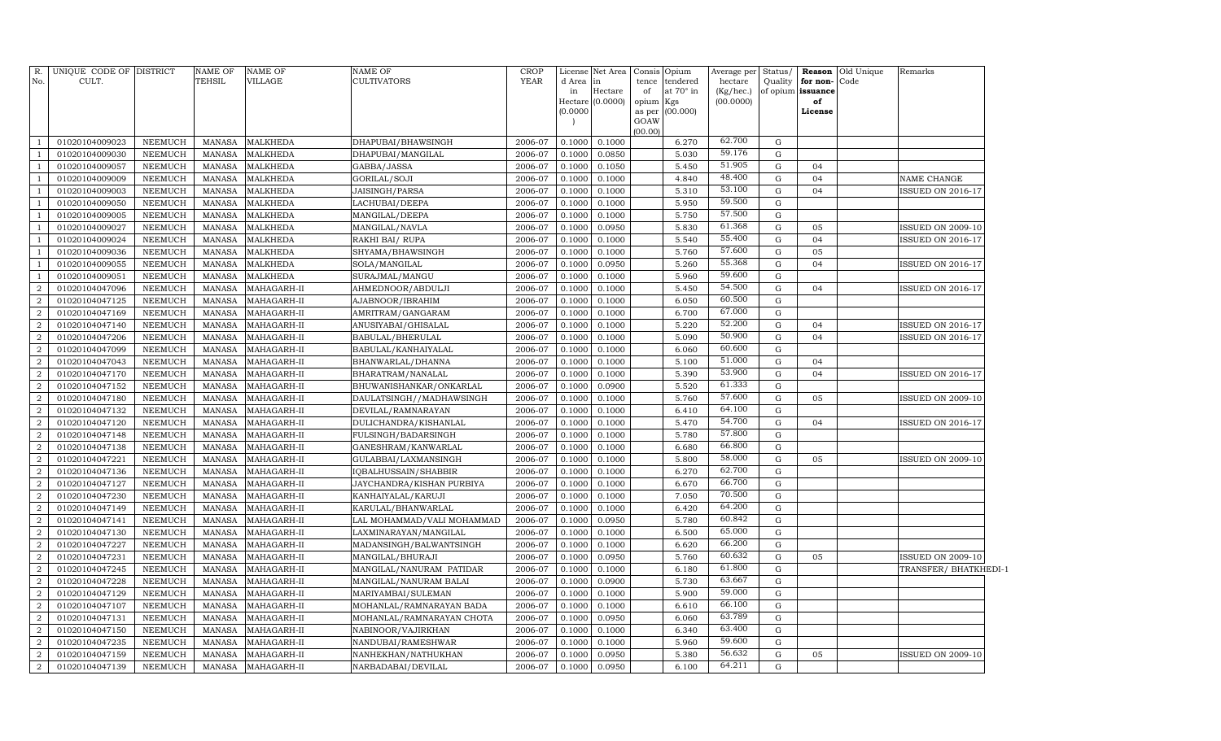| R. No. | UNIQUE CODE OF CULT. | DISTRICT | NAME OF TEHSIL | NAME OF VILLAGE | NAME OF CULTIVATORS | CROP YEAR | License d Area in Hectare (0.0000) | Net Area in Hectare (0.0000) | Consis tence of opium as per GOAW (00.00) | Opium tendered at 70° in Kgs (00.000) | Average per hectare (Kg/hec.) (00.0000) | Status/ Quality of opium | Reason for non-issuance of License | Old Unique Code | Remarks |
|---|---|---|---|---|---|---|---|---|---|---|---|---|---|---|---|
| 1 | 01020104009023 | NEEMUCH | MANASA | MALKHEDA | DHAPUBAI/BHAWSINGH | 2006-07 | 0.1000 | 0.1000 | | 6.270 | 62.700 | G | | | |
| 1 | 01020104009030 | NEEMUCH | MANASA | MALKHEDA | DHAPUBAI/MANGILAL | 2006-07 | 0.1000 | 0.0850 | | 5.030 | 59.176 | G | | | |
| 1 | 01020104009057 | NEEMUCH | MANASA | MALKHEDA | GABBA/JASSA | 2006-07 | 0.1000 | 0.1050 | | 5.450 | 51.905 | G | 04 | | |
| 1 | 01020104009009 | NEEMUCH | MANASA | MALKHEDA | GORILAL/SOJI | 2006-07 | 0.1000 | 0.1000 | | 4.840 | 48.400 | G | 04 | | NAME CHANGE |
| 1 | 01020104009003 | NEEMUCH | MANASA | MALKHEDA | JAISINGH/PARSA | 2006-07 | 0.1000 | 0.1000 | | 5.310 | 53.100 | G | 04 | | ISSUED ON 2016-17 |
| 1 | 01020104009050 | NEEMUCH | MANASA | MALKHEDA | LACHUBAI/DEEPA | 2006-07 | 0.1000 | 0.1000 | | 5.950 | 59.500 | G | | | |
| 1 | 01020104009005 | NEEMUCH | MANASA | MALKHEDA | MANGILAL/DEEPA | 2006-07 | 0.1000 | 0.1000 | | 5.750 | 57.500 | G | | | |
| 1 | 01020104009027 | NEEMUCH | MANASA | MALKHEDA | MANGILAL/NAVLA | 2006-07 | 0.1000 | 0.0950 | | 5.830 | 61.368 | G | 05 | | ISSUED ON 2009-10 |
| 1 | 01020104009024 | NEEMUCH | MANASA | MALKHEDA | RAKHI BAI/ RUPA | 2006-07 | 0.1000 | 0.1000 | | 5.540 | 55.400 | G | 04 | | ISSUED ON 2016-17 |
| 1 | 01020104009036 | NEEMUCH | MANASA | MALKHEDA | SHYAMA/BHAWSINGH | 2006-07 | 0.1000 | 0.1000 | | 5.760 | 57.600 | G | 05 | | |
| 1 | 01020104009055 | NEEMUCH | MANASA | MALKHEDA | SOLA/MANGILAL | 2006-07 | 0.1000 | 0.0950 | | 5.260 | 55.368 | G | 04 | | ISSUED ON 2016-17 |
| 1 | 01020104009051 | NEEMUCH | MANASA | MALKHEDA | SURAJMAL/MANGU | 2006-07 | 0.1000 | 0.1000 | | 5.960 | 59.600 | G | | | |
| 2 | 01020104047096 | NEEMUCH | MANASA | MAHAGARH-II | AHMEDNOOR/ABDULJI | 2006-07 | 0.1000 | 0.1000 | | 5.450 | 54.500 | G | 04 | | ISSUED ON 2016-17 |
| 2 | 01020104047125 | NEEMUCH | MANASA | MAHAGARH-II | AJABNOOR/IBRAHIM | 2006-07 | 0.1000 | 0.1000 | | 6.050 | 60.500 | G | | | |
| 2 | 01020104047169 | NEEMUCH | MANASA | MAHAGARH-II | AMRITRAM/GANGARAM | 2006-07 | 0.1000 | 0.1000 | | 6.700 | 67.000 | G | | | |
| 2 | 01020104047140 | NEEMUCH | MANASA | MAHAGARH-II | ANUSIYABAI/GHISALAL | 2006-07 | 0.1000 | 0.1000 | | 5.220 | 52.200 | G | 04 | | ISSUED ON 2016-17 |
| 2 | 01020104047206 | NEEMUCH | MANASA | MAHAGARH-II | BABULAL/BHERULAL | 2006-07 | 0.1000 | 0.1000 | | 5.090 | 50.900 | G | 04 | | ISSUED ON 2016-17 |
| 2 | 01020104047099 | NEEMUCH | MANASA | MAHAGARH-II | BABULAL/KANHAIYALAL | 2006-07 | 0.1000 | 0.1000 | | 6.060 | 60.600 | G | | | |
| 2 | 01020104047043 | NEEMUCH | MANASA | MAHAGARH-II | BHANWARLAL/DHANNA | 2006-07 | 0.1000 | 0.1000 | | 5.100 | 51.000 | G | 04 | | |
| 2 | 01020104047170 | NEEMUCH | MANASA | MAHAGARH-II | BHARATRAM/NANALAL | 2006-07 | 0.1000 | 0.1000 | | 5.390 | 53.900 | G | 04 | | ISSUED ON 2016-17 |
| 2 | 01020104047152 | NEEMUCH | MANASA | MAHAGARH-II | BHUWANISHANKAR/ONKARLAL | 2006-07 | 0.1000 | 0.0900 | | 5.520 | 61.333 | G | | | |
| 2 | 01020104047180 | NEEMUCH | MANASA | MAHAGARH-II | DAULATSINGH//MADHAWSINGH | 2006-07 | 0.1000 | 0.1000 | | 5.760 | 57.600 | G | 05 | | ISSUED ON 2009-10 |
| 2 | 01020104047132 | NEEMUCH | MANASA | MAHAGARH-II | DEVILAL/RAMNARAYAN | 2006-07 | 0.1000 | 0.1000 | | 6.410 | 64.100 | G | | | |
| 2 | 01020104047120 | NEEMUCH | MANASA | MAHAGARH-II | DULICHANDRA/KISHANLAL | 2006-07 | 0.1000 | 0.1000 | | 5.470 | 54.700 | G | 04 | | ISSUED ON 2016-17 |
| 2 | 01020104047148 | NEEMUCH | MANASA | MAHAGARH-II | FULSINGH/BADARSINGH | 2006-07 | 0.1000 | 0.1000 | | 5.780 | 57.800 | G | | | |
| 2 | 01020104047138 | NEEMUCH | MANASA | MAHAGARH-II | GANESHRAM/KANWARLAL | 2006-07 | 0.1000 | 0.1000 | | 6.680 | 66.800 | G | | | |
| 2 | 01020104047221 | NEEMUCH | MANASA | MAHAGARH-II | GULABBAI/LAXMANSINGH | 2006-07 | 0.1000 | 0.1000 | | 5.800 | 58.000 | G | 05 | | ISSUED ON 2009-10 |
| 2 | 01020104047136 | NEEMUCH | MANASA | MAHAGARH-II | IQBALHUSSAIN/SHABBIR | 2006-07 | 0.1000 | 0.1000 | | 6.270 | 62.700 | G | | | |
| 2 | 01020104047127 | NEEMUCH | MANASA | MAHAGARH-II | JAYCHANDRA/KISHAN PURBIYA | 2006-07 | 0.1000 | 0.1000 | | 6.670 | 66.700 | G | | | |
| 2 | 01020104047230 | NEEMUCH | MANASA | MAHAGARH-II | KANHAIYALAL/KARUJI | 2006-07 | 0.1000 | 0.1000 | | 7.050 | 70.500 | G | | | |
| 2 | 01020104047149 | NEEMUCH | MANASA | MAHAGARH-II | KARULAL/BHANWARLAL | 2006-07 | 0.1000 | 0.1000 | | 6.420 | 64.200 | G | | | |
| 2 | 01020104047141 | NEEMUCH | MANASA | MAHAGARH-II | LAL MOHAMMAD/VALI MOHAMMAD | 2006-07 | 0.1000 | 0.0950 | | 5.780 | 60.842 | G | | | |
| 2 | 01020104047130 | NEEMUCH | MANASA | MAHAGARH-II | LAXMINARAYAN/MANGILAL | 2006-07 | 0.1000 | 0.1000 | | 6.500 | 65.000 | G | | | |
| 2 | 01020104047227 | NEEMUCH | MANASA | MAHAGARH-II | MADANSINGH/BALWANTSINGH | 2006-07 | 0.1000 | 0.1000 | | 6.620 | 66.200 | G | | | |
| 2 | 01020104047231 | NEEMUCH | MANASA | MAHAGARH-II | MANGILAL/BHURAJI | 2006-07 | 0.1000 | 0.0950 | | 5.760 | 60.632 | G | 05 | | ISSUED ON 2009-10 |
| 2 | 01020104047245 | NEEMUCH | MANASA | MAHAGARH-II | MANGILAL/NANURAM PATIDAR | 2006-07 | 0.1000 | 0.1000 | | 6.180 | 61.800 | G | | | TRANSFER/ BHATKHEDI-1 |
| 2 | 01020104047228 | NEEMUCH | MANASA | MAHAGARH-II | MANGILAL/NANURAM BALAI | 2006-07 | 0.1000 | 0.0900 | | 5.730 | 63.667 | G | | | |
| 2 | 01020104047129 | NEEMUCH | MANASA | MAHAGARH-II | MARIYAMBAI/SULEMAN | 2006-07 | 0.1000 | 0.1000 | | 5.900 | 59.000 | G | | | |
| 2 | 01020104047107 | NEEMUCH | MANASA | MAHAGARH-II | MOHANLAL/RAMNARAYAN BADA | 2006-07 | 0.1000 | 0.1000 | | 6.610 | 66.100 | G | | | |
| 2 | 01020104047131 | NEEMUCH | MANASA | MAHAGARH-II | MOHANLAL/RAMNARAYAN CHOTA | 2006-07 | 0.1000 | 0.0950 | | 6.060 | 63.789 | G | | | |
| 2 | 01020104047150 | NEEMUCH | MANASA | MAHAGARH-II | NABINOOR/VAJIRKHAN | 2006-07 | 0.1000 | 0.1000 | | 6.340 | 63.400 | G | | | |
| 2 | 01020104047235 | NEEMUCH | MANASA | MAHAGARH-II | NANDUBAI/RAMESHWAR | 2006-07 | 0.1000 | 0.1000 | | 5.960 | 59.600 | G | | | |
| 2 | 01020104047159 | NEEMUCH | MANASA | MAHAGARH-II | NANHEKHAN/NATHUKHAN | 2006-07 | 0.1000 | 0.0950 | | 5.380 | 56.632 | G | 05 | | ISSUED ON 2009-10 |
| 2 | 01020104047139 | NEEMUCH | MANASA | MAHAGARH-II | NARBADABAI/DEVILAL | 2006-07 | 0.1000 | 0.0950 | | 6.100 | 64.211 | G | | | |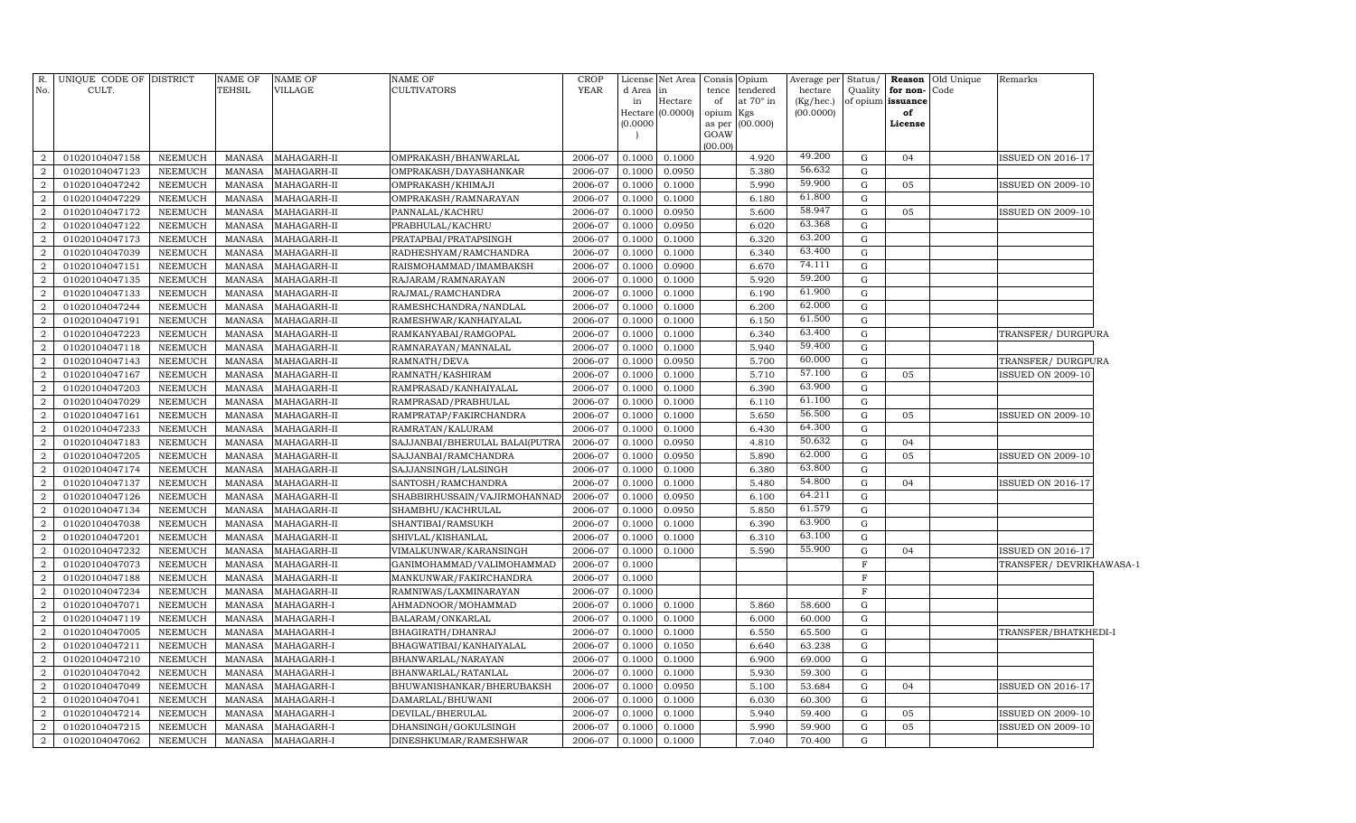| R. No. | UNIQUE CODE OF CULT. | DISTRICT | NAME OF TEHSIL | NAME OF VILLAGE | NAME OF CULTIVATORS | CROP YEAR | License d Area in Hectare (0.0000) | Net Area in Hectare (0.0000) | Consis tence of opium as per GOAW (00.00) | Opium tendered at 70° in Kgs (00.000) | Average per hectare (Kg/hec.) (00.0000) | Status/ Quality of opium | Reason for non-issuance of License | Old Unique Code | Remarks |
|---|---|---|---|---|---|---|---|---|---|---|---|---|---|---|---|
| 2 | 01020104047158 | NEEMUCH | MANASA | MAHAGARH-II | OMPRAKASH/BHANWARLAL | 2006-07 | 0.1000 | 0.1000 | | 4.920 | 49.200 | G | 04 | | ISSUED ON 2016-17 |
| 2 | 01020104047123 | NEEMUCH | MANASA | MAHAGARH-II | OMPRAKASH/DAYASHANKAR | 2006-07 | 0.1000 | 0.0950 | | 5.380 | 56.632 | G | | | |
| 2 | 01020104047242 | NEEMUCH | MANASA | MAHAGARH-II | OMPRAKASH/KHIMAJI | 2006-07 | 0.1000 | 0.1000 | | 5.990 | 59.900 | G | 05 | | ISSUED ON 2009-10 |
| 2 | 01020104047229 | NEEMUCH | MANASA | MAHAGARH-II | OMPRAKASH/RAMNARAYAN | 2006-07 | 0.1000 | 0.1000 | | 6.180 | 61.800 | G | | | |
| 2 | 01020104047172 | NEEMUCH | MANASA | MAHAGARH-II | PANNALAL/KACHRU | 2006-07 | 0.1000 | 0.0950 | | 5.600 | 58.947 | G | 05 | | ISSUED ON 2009-10 |
| 2 | 01020104047122 | NEEMUCH | MANASA | MAHAGARH-II | PRABHULAL/KACHRU | 2006-07 | 0.1000 | 0.0950 | | 6.020 | 63.368 | G | | | |
| 2 | 01020104047173 | NEEMUCH | MANASA | MAHAGARH-II | PRATAPBAI/PRATAPSINGH | 2006-07 | 0.1000 | 0.1000 | | 6.320 | 63.200 | G | | | |
| 2 | 01020104047039 | NEEMUCH | MANASA | MAHAGARH-II | RADHESHYAM/RAMCHANDRA | 2006-07 | 0.1000 | 0.1000 | | 6.340 | 63.400 | G | | | |
| 2 | 01020104047151 | NEEMUCH | MANASA | MAHAGARH-II | RAISMOHAMMAD/IMAMBAKSH | 2006-07 | 0.1000 | 0.0900 | | 6.670 | 74.111 | G | | | |
| 2 | 01020104047135 | NEEMUCH | MANASA | MAHAGARH-II | RAJARAM/RAMNARAYAN | 2006-07 | 0.1000 | 0.1000 | | 5.920 | 59.200 | G | | | |
| 2 | 01020104047133 | NEEMUCH | MANASA | MAHAGARH-II | RAJMAL/RAMCHANDRA | 2006-07 | 0.1000 | 0.1000 | | 6.190 | 61.900 | G | | | |
| 2 | 01020104047244 | NEEMUCH | MANASA | MAHAGARH-II | RAMESHCHANDRA/NANDLAL | 2006-07 | 0.1000 | 0.1000 | | 6.200 | 62.000 | G | | | |
| 2 | 01020104047191 | NEEMUCH | MANASA | MAHAGARH-II | RAMESHWAR/KANHAIYALAL | 2006-07 | 0.1000 | 0.1000 | | 6.150 | 61.500 | G | | | |
| 2 | 01020104047223 | NEEMUCH | MANASA | MAHAGARH-II | RAMKANYABAI/RAMGOPAL | 2006-07 | 0.1000 | 0.1000 | | 6.340 | 63.400 | G | | | TRANSFER/ DURGPURA |
| 2 | 01020104047118 | NEEMUCH | MANASA | MAHAGARH-II | RAMNARAYAN/MANNALAL | 2006-07 | 0.1000 | 0.1000 | | 5.940 | 59.400 | G | | | |
| 2 | 01020104047143 | NEEMUCH | MANASA | MAHAGARH-II | RAMNATH/DEVA | 2006-07 | 0.1000 | 0.0950 | | 5.700 | 60.000 | G | | | TRANSFER/ DURGPURA |
| 2 | 01020104047167 | NEEMUCH | MANASA | MAHAGARH-II | RAMNATH/KASHIRAM | 2006-07 | 0.1000 | 0.1000 | | 5.710 | 57.100 | G | 05 | | ISSUED ON 2009-10 |
| 2 | 01020104047203 | NEEMUCH | MANASA | MAHAGARH-II | RAMPRASAD/KANHAIYALAL | 2006-07 | 0.1000 | 0.1000 | | 6.390 | 63.900 | G | | | |
| 2 | 01020104047029 | NEEMUCH | MANASA | MAHAGARH-II | RAMPRASAD/PRABHULAL | 2006-07 | 0.1000 | 0.1000 | | 6.110 | 61.100 | G | | | |
| 2 | 01020104047161 | NEEMUCH | MANASA | MAHAGARH-II | RAMPRATAP/FAKIRCHANDRA | 2006-07 | 0.1000 | 0.1000 | | 5.650 | 56.500 | G | 05 | | ISSUED ON 2009-10 |
| 2 | 01020104047233 | NEEMUCH | MANASA | MAHAGARH-II | RAMRATAN/KALURAM | 2006-07 | 0.1000 | 0.1000 | | 6.430 | 64.300 | G | | | |
| 2 | 01020104047183 | NEEMUCH | MANASA | MAHAGARH-II | SAJJANBAI/BHERULAL BALAI(PUTRA | 2006-07 | 0.1000 | 0.0950 | | 4.810 | 50.632 | G | 04 | | |
| 2 | 01020104047205 | NEEMUCH | MANASA | MAHAGARH-II | SAJJANBAI/RAMCHANDRA | 2006-07 | 0.1000 | 0.0950 | | 5.890 | 62.000 | G | 05 | | ISSUED ON 2009-10 |
| 2 | 01020104047174 | NEEMUCH | MANASA | MAHAGARH-II | SAJJANSINGH/LALSINGH | 2006-07 | 0.1000 | 0.1000 | | 6.380 | 63.800 | G | | | |
| 2 | 01020104047137 | NEEMUCH | MANASA | MAHAGARH-II | SANTOSH/RAMCHANDRA | 2006-07 | 0.1000 | 0.1000 | | 5.480 | 54.800 | G | 04 | | ISSUED ON 2016-17 |
| 2 | 01020104047126 | NEEMUCH | MANASA | MAHAGARH-II | SHABBIRHUSSAIN/VAJIRMOHANNAD | 2006-07 | 0.1000 | 0.0950 | | 6.100 | 64.211 | G | | | |
| 2 | 01020104047134 | NEEMUCH | MANASA | MAHAGARH-II | SHAMBHU/KACHRULAL | 2006-07 | 0.1000 | 0.0950 | | 5.850 | 61.579 | G | | | |
| 2 | 01020104047038 | NEEMUCH | MANASA | MAHAGARH-II | SHANTIBAI/RAMSUKH | 2006-07 | 0.1000 | 0.1000 | | 6.390 | 63.900 | G | | | |
| 2 | 01020104047201 | NEEMUCH | MANASA | MAHAGARH-II | SHIVLAL/KISHANLAL | 2006-07 | 0.1000 | 0.1000 | | 6.310 | 63.100 | G | | | |
| 2 | 01020104047232 | NEEMUCH | MANASA | MAHAGARH-II | VIMALKUNWAR/KARANSINGH | 2006-07 | 0.1000 | 0.1000 | | 5.590 | 55.900 | G | 04 | | ISSUED ON 2016-17 |
| 2 | 01020104047073 | NEEMUCH | MANASA | MAHAGARH-II | GANIMOHAMMAD/VALIMOHAMMAD | 2006-07 | 0.1000 | | | | | F | | | TRANSFER/ DEVRIKHAWASA-1 |
| 2 | 01020104047188 | NEEMUCH | MANASA | MAHAGARH-II | MANKUNWAR/FAKIRCHANDRA | 2006-07 | 0.1000 | | | | | F | | | |
| 2 | 01020104047234 | NEEMUCH | MANASA | MAHAGARH-II | RAMNIWAS/LAXMINARAYAN | 2006-07 | 0.1000 | | | | | F | | | |
| 2 | 01020104047071 | NEEMUCH | MANASA | MAHAGARH-I | AHMADNOOR/MOHAMMAD | 2006-07 | 0.1000 | 0.1000 | | 5.860 | 58.600 | G | | | |
| 2 | 01020104047119 | NEEMUCH | MANASA | MAHAGARH-I | BALARAM/ONKARLAL | 2006-07 | 0.1000 | 0.1000 | | 6.000 | 60.000 | G | | | |
| 2 | 01020104047005 | NEEMUCH | MANASA | MAHAGARH-I | BHAGIRATH/DHANRAJ | 2006-07 | 0.1000 | 0.1000 | | 6.550 | 65.500 | G | | | TRANSFER/BHATKHEDI-I |
| 2 | 01020104047211 | NEEMUCH | MANASA | MAHAGARH-I | BHAGWATIBAI/KANHAIYALAL | 2006-07 | 0.1000 | 0.1050 | | 6.640 | 63.238 | G | | | |
| 2 | 01020104047210 | NEEMUCH | MANASA | MAHAGARH-I | BHANWARLAL/NARAYAN | 2006-07 | 0.1000 | 0.1000 | | 6.900 | 69.000 | G | | | |
| 2 | 01020104047042 | NEEMUCH | MANASA | MAHAGARH-I | BHANWARLAL/RATANLAL | 2006-07 | 0.1000 | 0.1000 | | 5.930 | 59.300 | G | | | |
| 2 | 01020104047049 | NEEMUCH | MANASA | MAHAGARH-I | BHUWANISHANKAR/BHERUBAKSH | 2006-07 | 0.1000 | 0.0950 | | 5.100 | 53.684 | G | 04 | | ISSUED ON 2016-17 |
| 2 | 01020104047041 | NEEMUCH | MANASA | MAHAGARH-I | DAMARLAL/BHUWANI | 2006-07 | 0.1000 | 0.1000 | | 6.030 | 60.300 | G | | | |
| 2 | 01020104047214 | NEEMUCH | MANASA | MAHAGARH-I | DEVILAL/BHERULAL | 2006-07 | 0.1000 | 0.1000 | | 5.940 | 59.400 | G | 05 | | ISSUED ON 2009-10 |
| 2 | 01020104047215 | NEEMUCH | MANASA | MAHAGARH-I | DHANSINGH/GOKULSINGH | 2006-07 | 0.1000 | 0.1000 | | 5.990 | 59.900 | G | 05 | | ISSUED ON 2009-10 |
| 2 | 01020104047062 | NEEMUCH | MANASA | MAHAGARH-I | DINESHKUMAR/RAMESHWAR | 2006-07 | 0.1000 | 0.1000 | | 7.040 | 70.400 | G | | | |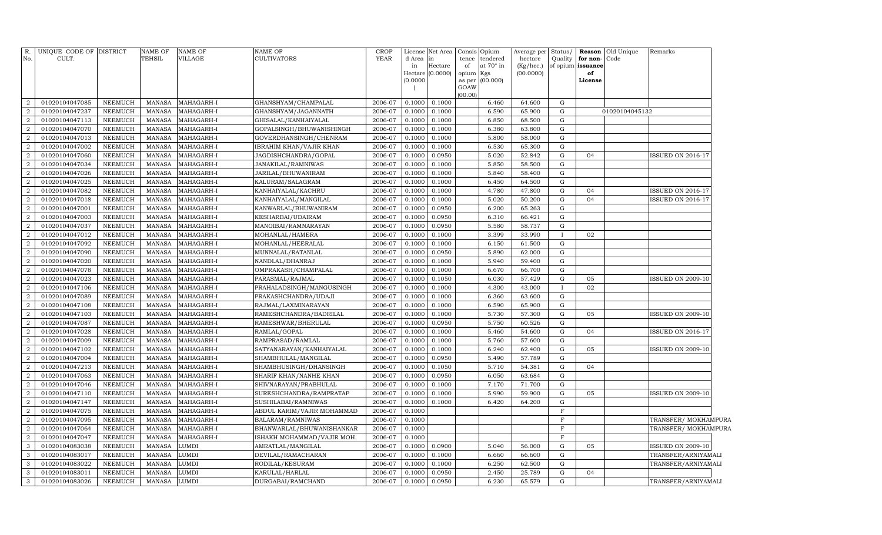| R. No. | UNIQUE CODE OF CULT. | DISTRICT | NAME OF TEHSIL | NAME OF VILLAGE | NAME OF CULTIVATORS | CROP YEAR | License d Area in Hectare (0.0000) | Net Area in Hectare (0.0000) | Consis tence of opium as per GOAW (00.00) | Opium tendered at 70° in Kgs (00.000) | Average per hectare (Kg/hec.) (00.0000) | Status/ Quality of opium | Reason for non-issuance of License | Old Unique Code | Remarks |
|---|---|---|---|---|---|---|---|---|---|---|---|---|---|---|---|
| 2 | 01020104047085 | NEEMUCH | MANASA | MAHAGARH-I | GHANSHYAM/CHAMPALAL | 2006-07 | 0.1000 | 0.1000 | | 6.460 | 64.600 | G | | | |
| 2 | 01020104047237 | NEEMUCH | MANASA | MAHAGARH-I | GHANSHYAM/JAGANNATH | 2006-07 | 0.1000 | 0.1000 | | 6.590 | 65.900 | G | | 01020104045132 | |
| 2 | 01020104047113 | NEEMUCH | MANASA | MAHAGARH-I | GHISALAL/KANHAIYALAL | 2006-07 | 0.1000 | 0.1000 | | 6.850 | 68.500 | G | | | |
| 2 | 01020104047070 | NEEMUCH | MANASA | MAHAGARH-I | GOPALSINGH/BHUWANISHINGH | 2006-07 | 0.1000 | 0.1000 | | 6.380 | 63.800 | G | | | |
| 2 | 01020104047013 | NEEMUCH | MANASA | MAHAGARH-I | GOVERDHANSINGH/CHENRAM | 2006-07 | 0.1000 | 0.1000 | | 5.800 | 58.000 | G | | | |
| 2 | 01020104047002 | NEEMUCH | MANASA | MAHAGARH-I | IBRAHIM KHAN/VAJIR KHAN | 2006-07 | 0.1000 | 0.1000 | | 6.530 | 65.300 | G | | | |
| 2 | 01020104047060 | NEEMUCH | MANASA | MAHAGARH-I | JAGDISHCHANDRA/GOPAL | 2006-07 | 0.1000 | 0.0950 | | 5.020 | 52.842 | G | 04 | | ISSUED ON 2016-17 |
| 2 | 01020104047034 | NEEMUCH | MANASA | MAHAGARH-I | JANAKILAL/RAMNIWAS | 2006-07 | 0.1000 | 0.1000 | | 5.850 | 58.500 | G | | | |
| 2 | 01020104047026 | NEEMUCH | MANASA | MAHAGARH-I | JARILAL/BHUWANIRAM | 2006-07 | 0.1000 | 0.1000 | | 5.840 | 58.400 | G | | | |
| 2 | 01020104047025 | NEEMUCH | MANASA | MAHAGARH-I | KALURAM/SALAGRAM | 2006-07 | 0.1000 | 0.1000 | | 6.450 | 64.500 | G | | | |
| 2 | 01020104047082 | NEEMUCH | MANASA | MAHAGARH-I | KANHAIYALAL/KACHRU | 2006-07 | 0.1000 | 0.1000 | | 4.780 | 47.800 | G | 04 | | ISSUED ON 2016-17 |
| 2 | 01020104047018 | NEEMUCH | MANASA | MAHAGARH-I | KANHAIYALAL/MANGILAL | 2006-07 | 0.1000 | 0.1000 | | 5.020 | 50.200 | G | 04 | | ISSUED ON 2016-17 |
| 2 | 01020104047001 | NEEMUCH | MANASA | MAHAGARH-I | KANWARLAL/BHUWANIRAM | 2006-07 | 0.1000 | 0.0950 | | 6.200 | 65.263 | G | | | |
| 2 | 01020104047003 | NEEMUCH | MANASA | MAHAGARH-I | KESHARBAI/UDAIRAM | 2006-07 | 0.1000 | 0.0950 | | 6.310 | 66.421 | G | | | |
| 2 | 01020104047037 | NEEMUCH | MANASA | MAHAGARH-I | MANGIBAI/RAMNARAYAN | 2006-07 | 0.1000 | 0.0950 | | 5.580 | 58.737 | G | | | |
| 2 | 01020104047012 | NEEMUCH | MANASA | MAHAGARH-I | MOHANLAL/HAMERA | 2006-07 | 0.1000 | 0.1000 | | 3.399 | 33.990 | I | 02 | | |
| 2 | 01020104047092 | NEEMUCH | MANASA | MAHAGARH-I | MOHANLAL/HEERALAL | 2006-07 | 0.1000 | 0.1000 | | 6.150 | 61.500 | G | | | |
| 2 | 01020104047090 | NEEMUCH | MANASA | MAHAGARH-I | MUNNALAL/RATANLAL | 2006-07 | 0.1000 | 0.0950 | | 5.890 | 62.000 | G | | | |
| 2 | 01020104047020 | NEEMUCH | MANASA | MAHAGARH-I | NANDLAL/DHANRAJ | 2006-07 | 0.1000 | 0.1000 | | 5.940 | 59.400 | G | | | |
| 2 | 01020104047078 | NEEMUCH | MANASA | MAHAGARH-I | OMPRAKASH/CHAMPALAL | 2006-07 | 0.1000 | 0.1000 | | 6.670 | 66.700 | G | | | |
| 2 | 01020104047023 | NEEMUCH | MANASA | MAHAGARH-I | PARASMAL/RAJMAL | 2006-07 | 0.1000 | 0.1050 | | 6.030 | 57.429 | G | 05 | | ISSUED ON 2009-10 |
| 2 | 01020104047106 | NEEMUCH | MANASA | MAHAGARH-I | PRAHALADSINGH/MANGUSINGH | 2006-07 | 0.1000 | 0.1000 | | 4.300 | 43.000 | I | 02 | | |
| 2 | 01020104047089 | NEEMUCH | MANASA | MAHAGARH-I | PRAKASHCHANDRA/UDAJI | 2006-07 | 0.1000 | 0.1000 | | 6.360 | 63.600 | G | | | |
| 2 | 01020104047108 | NEEMUCH | MANASA | MAHAGARH-I | RAJMAL/LAXMINARAYAN | 2006-07 | 0.1000 | 0.1000 | | 6.590 | 65.900 | G | | | |
| 2 | 01020104047103 | NEEMUCH | MANASA | MAHAGARH-I | RAMESHCHANDRA/BADRILAL | 2006-07 | 0.1000 | 0.1000 | | 5.730 | 57.300 | G | 05 | | ISSUED ON 2009-10 |
| 2 | 01020104047087 | NEEMUCH | MANASA | MAHAGARH-I | RAMESHWAR/BHERULAL | 2006-07 | 0.1000 | 0.0950 | | 5.750 | 60.526 | G | | | |
| 2 | 01020104047028 | NEEMUCH | MANASA | MAHAGARH-I | RAMLAL/GOPAL | 2006-07 | 0.1000 | 0.1000 | | 5.460 | 54.600 | G | 04 | | ISSUED ON 2016-17 |
| 2 | 01020104047009 | NEEMUCH | MANASA | MAHAGARH-I | RAMPRASAD/RAMLAL | 2006-07 | 0.1000 | 0.1000 | | 5.760 | 57.600 | G | | | |
| 2 | 01020104047102 | NEEMUCH | MANASA | MAHAGARH-I | SATYANARAYAN/KANHAIYALAL | 2006-07 | 0.1000 | 0.1000 | | 6.240 | 62.400 | G | 05 | | ISSUED ON 2009-10 |
| 2 | 01020104047004 | NEEMUCH | MANASA | MAHAGARH-I | SHAMBHULAL/MANGILAL | 2006-07 | 0.1000 | 0.0950 | | 5.490 | 57.789 | G | | | |
| 2 | 01020104047213 | NEEMUCH | MANASA | MAHAGARH-I | SHAMBHUSINGH/DHANSINGH | 2006-07 | 0.1000 | 0.1050 | | 5.710 | 54.381 | G | 04 | | |
| 2 | 01020104047063 | NEEMUCH | MANASA | MAHAGARH-I | SHARIF KHAN/NANHE KHAN | 2006-07 | 0.1000 | 0.0950 | | 6.050 | 63.684 | G | | | |
| 2 | 01020104047046 | NEEMUCH | MANASA | MAHAGARH-I | SHIVNARAYAN/PRABHULAL | 2006-07 | 0.1000 | 0.1000 | | 7.170 | 71.700 | G | | | |
| 2 | 01020104047110 | NEEMUCH | MANASA | MAHAGARH-I | SURESHCHANDRA/RAMPRATAP | 2006-07 | 0.1000 | 0.1000 | | 5.990 | 59.900 | G | 05 | | ISSUED ON 2009-10 |
| 2 | 01020104047147 | NEEMUCH | MANASA | MAHAGARH-I | SUSHILABAI/RAMNIWAS | 2006-07 | 0.1000 | 0.1000 | | 6.420 | 64.200 | G | | | |
| 2 | 01020104047075 | NEEMUCH | MANASA | MAHAGARH-I | ABDUL KARIM/VAJIR MOHAMMAD | 2006-07 | 0.1000 | | | | | F | | | |
| 2 | 01020104047095 | NEEMUCH | MANASA | MAHAGARH-I | BALARAM/RAMNIWAS | 2006-07 | 0.1000 | | | | | F | | | TRANSFER/ MOKHAMPURA |
| 2 | 01020104047064 | NEEMUCH | MANASA | MAHAGARH-I | BHANWARLAL/BHUWANISHANKAR | 2006-07 | 0.1000 | | | | | F | | | TRANSFER/ MOKHAMPURA |
| 2 | 01020104047047 | NEEMUCH | MANASA | MAHAGARH-I | ISHAKH MOHAMMAD/VAJIR MOH. | 2006-07 | 0.1000 | | | | | F | | | |
| 3 | 01020104083038 | NEEMUCH | MANASA | LUMDI | AMRATLAL/MANGILAL | 2006-07 | 0.1000 | 0.0900 | | 5.040 | 56.000 | G | 05 | | ISSUED ON 2009-10 |
| 3 | 01020104083017 | NEEMUCH | MANASA | LUMDI | DEVILAL/RAMACHARAN | 2006-07 | 0.1000 | 0.1000 | | 6.660 | 66.600 | G | | | TRANSFER/ARNIYAMALI |
| 3 | 01020104083022 | NEEMUCH | MANASA | LUMDI | RODILAL/KESURAM | 2006-07 | 0.1000 | 0.1000 | | 6.250 | 62.500 | G | | | TRANSFER/ARNIYAMALI |
| 3 | 01020104083011 | NEEMUCH | MANASA | LUMDI | KARULAL/HARLAL | 2006-07 | 0.1000 | 0.0950 | | 2.450 | 25.789 | G | 04 | | |
| 3 | 01020104083026 | NEEMUCH | MANASA | LUMDI | DURGABAI/RAMCHAND | 2006-07 | 0.1000 | 0.0950 | | 6.230 | 65.579 | G | | | TRANSFER/ARNIYAMALI |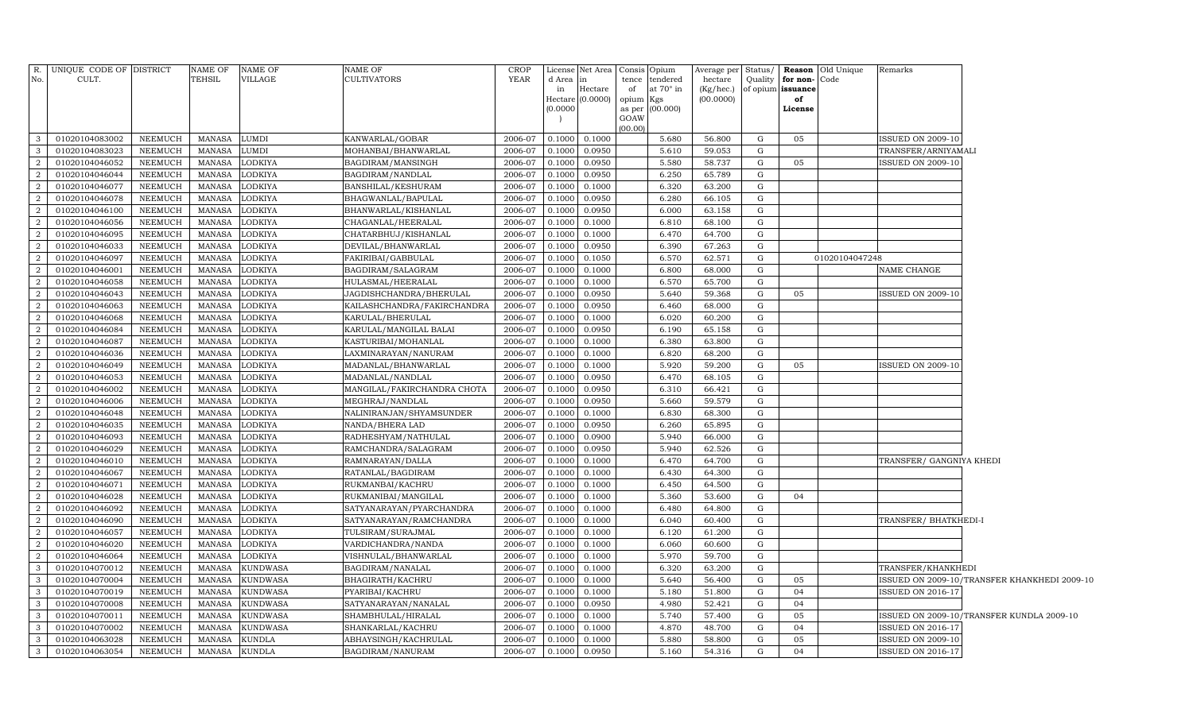| R. No. | UNIQUE CODE OF CULT. | DISTRICT | NAME OF TEHSIL | NAME OF VILLAGE | NAME OF CULTIVATORS | CROP YEAR | License d Area in Hectare (0.0000) | Net Area in Hectare (0.0000) | Consis tence of opium as per GOAW (00.00) | Opium tendered at 70° in Kgs (00.000) | Average per hectare (Kg/hec.) (00.0000) | Status/ Quality of opium | Reason for non-issuance of License | Old Unique Code | Remarks |
|---|---|---|---|---|---|---|---|---|---|---|---|---|---|---|---|
| 3 | 01020104083002 | NEEMUCH | MANASA | LUMDI | KANWARLAL/GOBAR | 2006-07 | 0.1000 | 0.1000 | | 5.680 | 56.800 | G | 05 | | ISSUED ON 2009-10 |
| 3 | 01020104083023 | NEEMUCH | MANASA | LUMDI | MOHANBAI/BHANWARLAL | 2006-07 | 0.1000 | 0.0950 | | 5.610 | 59.053 | G | | | TRANSFER/ARNIYAMALI |
| 2 | 01020104046052 | NEEMUCH | MANASA | LODKIYA | BAGDIRAM/MANSINGH | 2006-07 | 0.1000 | 0.0950 | | 5.580 | 58.737 | G | 05 | | ISSUED ON 2009-10 |
| 2 | 01020104046044 | NEEMUCH | MANASA | LODKIYA | BAGDIRAM/NANDLAL | 2006-07 | 0.1000 | 0.0950 | | 6.250 | 65.789 | G | | | |
| 2 | 01020104046077 | NEEMUCH | MANASA | LODKIYA | BANSHILAL/KESHURAM | 2006-07 | 0.1000 | 0.1000 | | 6.320 | 63.200 | G | | | |
| 2 | 01020104046078 | NEEMUCH | MANASA | LODKIYA | BHAGWANLAL/BAPULAL | 2006-07 | 0.1000 | 0.0950 | | 6.280 | 66.105 | G | | | |
| 2 | 01020104046100 | NEEMUCH | MANASA | LODKIYA | BHANWARLAL/KISHANLAL | 2006-07 | 0.1000 | 0.0950 | | 6.000 | 63.158 | G | | | |
| 2 | 01020104046056 | NEEMUCH | MANASA | LODKIYA | CHAGANLAL/HEERALAL | 2006-07 | 0.1000 | 0.1000 | | 6.810 | 68.100 | G | | | |
| 2 | 01020104046095 | NEEMUCH | MANASA | LODKIYA | CHATARBHUJ/KISHANLAL | 2006-07 | 0.1000 | 0.1000 | | 6.470 | 64.700 | G | | | |
| 2 | 01020104046033 | NEEMUCH | MANASA | LODKIYA | DEVILAL/BHANWARLAL | 2006-07 | 0.1000 | 0.0950 | | 6.390 | 67.263 | G | | | |
| 2 | 01020104046097 | NEEMUCH | MANASA | LODKIYA | FAKIRIBAI/GABBULAL | 2006-07 | 0.1000 | 0.1050 | | 6.570 | 62.571 | G | | 01020104047248 | |
| 2 | 01020104046001 | NEEMUCH | MANASA | LODKIYA | BAGDIRAM/SALAGRAM | 2006-07 | 0.1000 | 0.1000 | | 6.800 | 68.000 | G | | | NAME CHANGE |
| 2 | 01020104046058 | NEEMUCH | MANASA | LODKIYA | HULASMAL/HEERALAL | 2006-07 | 0.1000 | 0.1000 | | 6.570 | 65.700 | G | | | |
| 2 | 01020104046043 | NEEMUCH | MANASA | LODKIYA | JAGDISHCHANDRA/BHERULAL | 2006-07 | 0.1000 | 0.0950 | | 5.640 | 59.368 | G | 05 | | ISSUED ON 2009-10 |
| 2 | 01020104046063 | NEEMUCH | MANASA | LODKIYA | KAILASHCHANDRA/FAKIRCHANDRA | 2006-07 | 0.1000 | 0.0950 | | 6.460 | 68.000 | G | | | |
| 2 | 01020104046068 | NEEMUCH | MANASA | LODKIYA | KARULAL/BHERULAL | 2006-07 | 0.1000 | 0.1000 | | 6.020 | 60.200 | G | | | |
| 2 | 01020104046084 | NEEMUCH | MANASA | LODKIYA | KARULAL/MANGILAL BALAI | 2006-07 | 0.1000 | 0.0950 | | 6.190 | 65.158 | G | | | |
| 2 | 01020104046087 | NEEMUCH | MANASA | LODKIYA | KASTURIBAI/MOHANLAL | 2006-07 | 0.1000 | 0.1000 | | 6.380 | 63.800 | G | | | |
| 2 | 01020104046036 | NEEMUCH | MANASA | LODKIYA | LAXMINARAYAN/NANURAM | 2006-07 | 0.1000 | 0.1000 | | 6.820 | 68.200 | G | | | |
| 2 | 01020104046049 | NEEMUCH | MANASA | LODKIYA | MADANLAL/BHANWARLAL | 2006-07 | 0.1000 | 0.1000 | | 5.920 | 59.200 | G | 05 | | ISSUED ON 2009-10 |
| 2 | 01020104046053 | NEEMUCH | MANASA | LODKIYA | MADANLAL/NANDLAL | 2006-07 | 0.1000 | 0.0950 | | 6.470 | 68.105 | G | | | |
| 2 | 01020104046002 | NEEMUCH | MANASA | LODKIYA | MANGILAL/FAKIRCHANDRA CHOTA | 2006-07 | 0.1000 | 0.0950 | | 6.310 | 66.421 | G | | | |
| 2 | 01020104046006 | NEEMUCH | MANASA | LODKIYA | MEGHRAJ/NANDLAL | 2006-07 | 0.1000 | 0.0950 | | 5.660 | 59.579 | G | | | |
| 2 | 01020104046048 | NEEMUCH | MANASA | LODKIYA | NALINIRANJAN/SHYAMSUNDER | 2006-07 | 0.1000 | 0.1000 | | 6.830 | 68.300 | G | | | |
| 2 | 01020104046035 | NEEMUCH | MANASA | LODKIYA | NANDA/BHERA LAD | 2006-07 | 0.1000 | 0.0950 | | 6.260 | 65.895 | G | | | |
| 2 | 01020104046093 | NEEMUCH | MANASA | LODKIYA | RADHESHYAM/NATHULAL | 2006-07 | 0.1000 | 0.0900 | | 5.940 | 66.000 | G | | | |
| 2 | 01020104046029 | NEEMUCH | MANASA | LODKIYA | RAMCHANDRA/SALAGRAM | 2006-07 | 0.1000 | 0.0950 | | 5.940 | 62.526 | G | | | |
| 2 | 01020104046010 | NEEMUCH | MANASA | LODKIYA | RAMNARAYAN/DALLA | 2006-07 | 0.1000 | 0.1000 | | 6.470 | 64.700 | G | | | TRANSFER/ GANGNIYA KHEDI |
| 2 | 01020104046067 | NEEMUCH | MANASA | LODKIYA | RATANLAL/BAGDIRAM | 2006-07 | 0.1000 | 0.1000 | | 6.430 | 64.300 | G | | | |
| 2 | 01020104046071 | NEEMUCH | MANASA | LODKIYA | RUKMANBAI/KACHRU | 2006-07 | 0.1000 | 0.1000 | | 6.450 | 64.500 | G | | | |
| 2 | 01020104046028 | NEEMUCH | MANASA | LODKIYA | RUKMANIBAI/MANGILAL | 2006-07 | 0.1000 | 0.1000 | | 5.360 | 53.600 | G | 04 | | |
| 2 | 01020104046092 | NEEMUCH | MANASA | LODKIYA | SATYANARAYAN/PYARCHANDRA | 2006-07 | 0.1000 | 0.1000 | | 6.480 | 64.800 | G | | | |
| 2 | 01020104046090 | NEEMUCH | MANASA | LODKIYA | SATYANARAYAN/RAMCHANDRA | 2006-07 | 0.1000 | 0.1000 | | 6.040 | 60.400 | G | | | TRANSFER/ BHATKHEDI-I |
| 2 | 01020104046057 | NEEMUCH | MANASA | LODKIYA | TULSIRAM/SURAJMAL | 2006-07 | 0.1000 | 0.1000 | | 6.120 | 61.200 | G | | | |
| 2 | 01020104046020 | NEEMUCH | MANASA | LODKIYA | VARDICHANDRA/NANDA | 2006-07 | 0.1000 | 0.1000 | | 6.060 | 60.600 | G | | | |
| 2 | 01020104046064 | NEEMUCH | MANASA | LODKIYA | VISHNULAL/BHANWARLAL | 2006-07 | 0.1000 | 0.1000 | | 5.970 | 59.700 | G | | | |
| 3 | 01020104070012 | NEEMUCH | MANASA | KUNDWASA | BAGDIRAM/NANALAL | 2006-07 | 0.1000 | 0.1000 | | 6.320 | 63.200 | G | | | TRANSFER/KHANKHEDI |
| 3 | 01020104070004 | NEEMUCH | MANASA | KUNDWASA | BHAGIRATH/KACHRU | 2006-07 | 0.1000 | 0.1000 | | 5.640 | 56.400 | G | 05 | | ISSUED ON 2009-10/TRANSFER KHANKHEDI 2009-10 |
| 3 | 01020104070019 | NEEMUCH | MANASA | KUNDWASA | PYARIBAI/KACHRU | 2006-07 | 0.1000 | 0.1000 | | 5.180 | 51.800 | G | 04 | | ISSUED ON 2016-17 |
| 3 | 01020104070008 | NEEMUCH | MANASA | KUNDWASA | SATYANARAYAN/NANALAL | 2006-07 | 0.1000 | 0.0950 | | 4.980 | 52.421 | G | 04 | | |
| 3 | 01020104070011 | NEEMUCH | MANASA | KUNDWASA | SHAMBHULAL/HIRALAL | 2006-07 | 0.1000 | 0.1000 | | 5.740 | 57.400 | G | 05 | | ISSUED ON 2009-10/TRANSFER KUNDLA 2009-10 |
| 3 | 01020104070002 | NEEMUCH | MANASA | KUNDWASA | SHANKARLAL/KACHRU | 2006-07 | 0.1000 | 0.1000 | | 4.870 | 48.700 | G | 04 | | ISSUED ON 2016-17 |
| 3 | 01020104063028 | NEEMUCH | MANASA | KUNDLA | ABHAYSINGH/KACHRULAL | 2006-07 | 0.1000 | 0.1000 | | 5.880 | 58.800 | G | 05 | | ISSUED ON 2009-10 |
| 3 | 01020104063054 | NEEMUCH | MANASA | KUNDLA | BAGDIRAM/NANURAM | 2006-07 | 0.1000 | 0.0950 | | 5.160 | 54.316 | G | 04 | | ISSUED ON 2016-17 |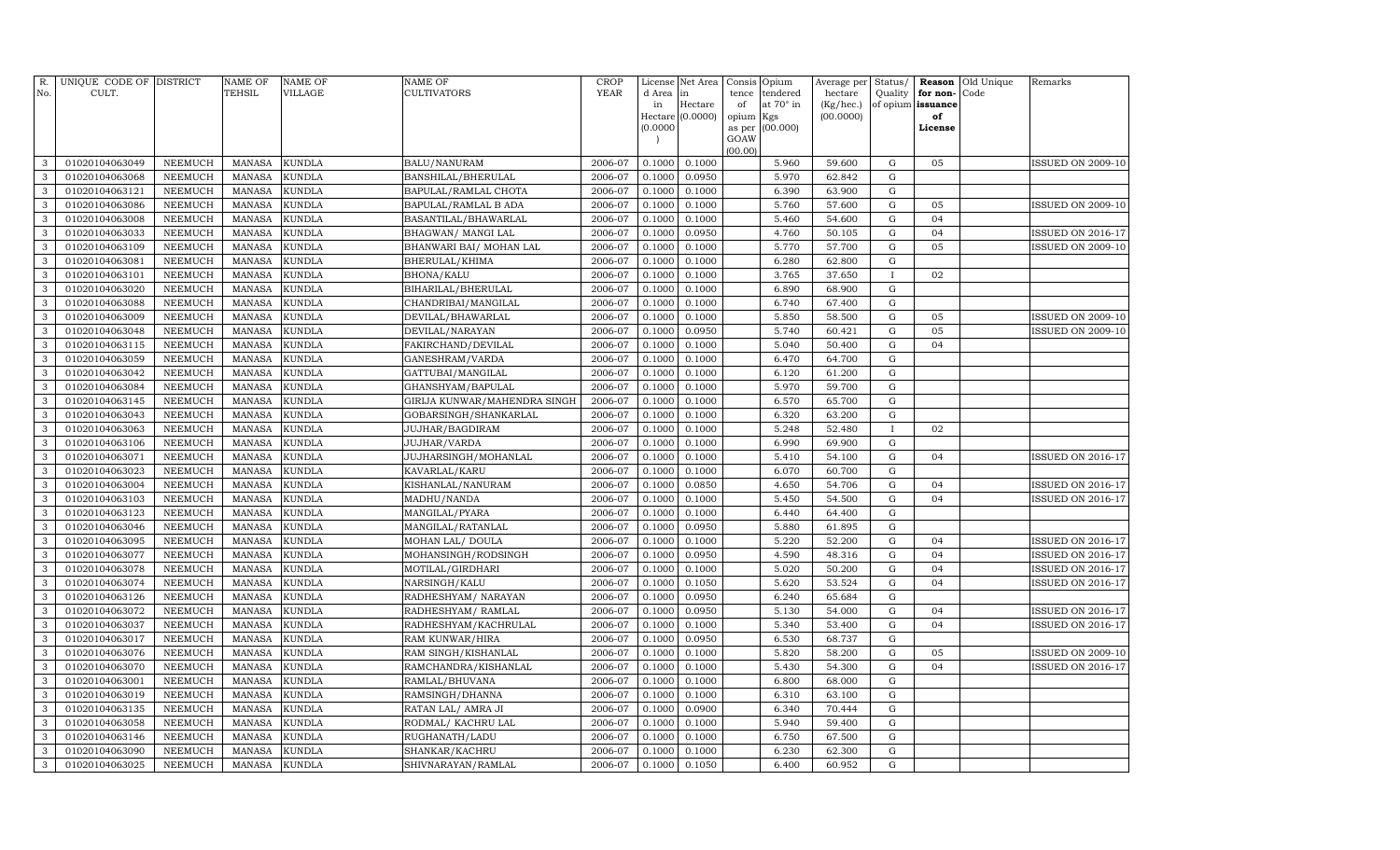| R. No. | UNIQUE CODE OF CULT. | DISTRICT | NAME OF TEHSIL | NAME OF VILLAGE | NAME OF CULTIVATORS | CROP YEAR | License d Area in Hectare (0.0000) | Net Area in Hectare (0.0000) | Consis tence of opium as per GOAW (00.00) | Opium tendered at 70° in Kgs (00.000) | Average per hectare (Kg/hec.) (00.0000) | Status/ Quality of opium | Reason for non-issuance of License | Old Unique Code | Remarks |
|---|---|---|---|---|---|---|---|---|---|---|---|---|---|---|---|
| 3 | 01020104063049 | NEEMUCH | MANASA | KUNDLA | BALU/NANURAM | 2006-07 | 0.1000 | 0.1000 | | 5.960 | 59.600 | G | 05 | | ISSUED ON 2009-10 |
| 3 | 01020104063068 | NEEMUCH | MANASA | KUNDLA | BANSHILAL/BHERULAL | 2006-07 | 0.1000 | 0.0950 | | 5.970 | 62.842 | G | | | |
| 3 | 01020104063121 | NEEMUCH | MANASA | KUNDLA | BAPULAL/RAMLAL CHOTA | 2006-07 | 0.1000 | 0.1000 | | 6.390 | 63.900 | G | | | |
| 3 | 01020104063086 | NEEMUCH | MANASA | KUNDLA | BAPULAL/RAMLAL B ADA | 2006-07 | 0.1000 | 0.1000 | | 5.760 | 57.600 | G | 05 | | ISSUED ON 2009-10 |
| 3 | 01020104063008 | NEEMUCH | MANASA | KUNDLA | BASANTILAL/BHAWARLAL | 2006-07 | 0.1000 | 0.1000 | | 5.460 | 54.600 | G | 04 | | |
| 3 | 01020104063033 | NEEMUCH | MANASA | KUNDLA | BHAGWAN/ MANGI LAL | 2006-07 | 0.1000 | 0.0950 | | 4.760 | 50.105 | G | 04 | | ISSUED ON 2016-17 |
| 3 | 01020104063109 | NEEMUCH | MANASA | KUNDLA | BHANWARI BAI/ MOHAN LAL | 2006-07 | 0.1000 | 0.1000 | | 5.770 | 57.700 | G | 05 | | ISSUED ON 2009-10 |
| 3 | 01020104063081 | NEEMUCH | MANASA | KUNDLA | BHERULAL/KHIMA | 2006-07 | 0.1000 | 0.1000 | | 6.280 | 62.800 | G | | | |
| 3 | 01020104063101 | NEEMUCH | MANASA | KUNDLA | BHONA/KALU | 2006-07 | 0.1000 | 0.1000 | | 3.765 | 37.650 | I | 02 | | |
| 3 | 01020104063020 | NEEMUCH | MANASA | KUNDLA | BIHARILAL/BHERULAL | 2006-07 | 0.1000 | 0.1000 | | 6.890 | 68.900 | G | | | |
| 3 | 01020104063088 | NEEMUCH | MANASA | KUNDLA | CHANDRIBAI/MANGILAL | 2006-07 | 0.1000 | 0.1000 | | 6.740 | 67.400 | G | | | |
| 3 | 01020104063009 | NEEMUCH | MANASA | KUNDLA | DEVILAL/BHAWARLAL | 2006-07 | 0.1000 | 0.1000 | | 5.850 | 58.500 | G | 05 | | ISSUED ON 2009-10 |
| 3 | 01020104063048 | NEEMUCH | MANASA | KUNDLA | DEVILAL/NARAYAN | 2006-07 | 0.1000 | 0.0950 | | 5.740 | 60.421 | G | 05 | | ISSUED ON 2009-10 |
| 3 | 01020104063115 | NEEMUCH | MANASA | KUNDLA | FAKIRCHAND/DEVILAL | 2006-07 | 0.1000 | 0.1000 | | 5.040 | 50.400 | G | 04 | | |
| 3 | 01020104063059 | NEEMUCH | MANASA | KUNDLA | GANESHRAM/VARDA | 2006-07 | 0.1000 | 0.1000 | | 6.470 | 64.700 | G | | | |
| 3 | 01020104063042 | NEEMUCH | MANASA | KUNDLA | GATTUBAI/MANGILAL | 2006-07 | 0.1000 | 0.1000 | | 6.120 | 61.200 | G | | | |
| 3 | 01020104063084 | NEEMUCH | MANASA | KUNDLA | GHANSHYAM/BAPULAL | 2006-07 | 0.1000 | 0.1000 | | 5.970 | 59.700 | G | | | |
| 3 | 01020104063145 | NEEMUCH | MANASA | KUNDLA | GIRIJA KUNWAR/MAHENDRA SINGH | 2006-07 | 0.1000 | 0.1000 | | 6.570 | 65.700 | G | | | |
| 3 | 01020104063043 | NEEMUCH | MANASA | KUNDLA | GOBARSINGH/SHANKARLAL | 2006-07 | 0.1000 | 0.1000 | | 6.320 | 63.200 | G | | | |
| 3 | 01020104063063 | NEEMUCH | MANASA | KUNDLA | JUJHAR/BAGDIRAM | 2006-07 | 0.1000 | 0.1000 | | 5.248 | 52.480 | I | 02 | | |
| 3 | 01020104063106 | NEEMUCH | MANASA | KUNDLA | JUJHAR/VARDA | 2006-07 | 0.1000 | 0.1000 | | 6.990 | 69.900 | G | | | |
| 3 | 01020104063071 | NEEMUCH | MANASA | KUNDLA | JUJHARSINGH/MOHANLAL | 2006-07 | 0.1000 | 0.1000 | | 5.410 | 54.100 | G | 04 | | ISSUED ON 2016-17 |
| 3 | 01020104063023 | NEEMUCH | MANASA | KUNDLA | KAVARLAL/KARU | 2006-07 | 0.1000 | 0.1000 | | 6.070 | 60.700 | G | | | |
| 3 | 01020104063004 | NEEMUCH | MANASA | KUNDLA | KISHANLAL/NANURAM | 2006-07 | 0.1000 | 0.0850 | | 4.650 | 54.706 | G | 04 | | ISSUED ON 2016-17 |
| 3 | 01020104063103 | NEEMUCH | MANASA | KUNDLA | MADHU/NANDA | 2006-07 | 0.1000 | 0.1000 | | 5.450 | 54.500 | G | 04 | | ISSUED ON 2016-17 |
| 3 | 01020104063123 | NEEMUCH | MANASA | KUNDLA | MANGILAL/PYARA | 2006-07 | 0.1000 | 0.1000 | | 6.440 | 64.400 | G | | | |
| 3 | 01020104063046 | NEEMUCH | MANASA | KUNDLA | MANGILAL/RATANLAL | 2006-07 | 0.1000 | 0.0950 | | 5.880 | 61.895 | G | | | |
| 3 | 01020104063095 | NEEMUCH | MANASA | KUNDLA | MOHAN LAL/ DOULA | 2006-07 | 0.1000 | 0.1000 | | 5.220 | 52.200 | G | 04 | | ISSUED ON 2016-17 |
| 3 | 01020104063077 | NEEMUCH | MANASA | KUNDLA | MOHANSINGH/RODSINGH | 2006-07 | 0.1000 | 0.0950 | | 4.590 | 48.316 | G | 04 | | ISSUED ON 2016-17 |
| 3 | 01020104063078 | NEEMUCH | MANASA | KUNDLA | MOTILAL/GIRDHARI | 2006-07 | 0.1000 | 0.1000 | | 5.020 | 50.200 | G | 04 | | ISSUED ON 2016-17 |
| 3 | 01020104063074 | NEEMUCH | MANASA | KUNDLA | NARSINGH/KALU | 2006-07 | 0.1000 | 0.1050 | | 5.620 | 53.524 | G | 04 | | ISSUED ON 2016-17 |
| 3 | 01020104063126 | NEEMUCH | MANASA | KUNDLA | RADHESHYAM/ NARAYAN | 2006-07 | 0.1000 | 0.0950 | | 6.240 | 65.684 | G | | | |
| 3 | 01020104063072 | NEEMUCH | MANASA | KUNDLA | RADHESHYAM/ RAMLAL | 2006-07 | 0.1000 | 0.0950 | | 5.130 | 54.000 | G | 04 | | ISSUED ON 2016-17 |
| 3 | 01020104063037 | NEEMUCH | MANASA | KUNDLA | RADHESHYAM/KACHRULAL | 2006-07 | 0.1000 | 0.1000 | | 5.340 | 53.400 | G | 04 | | ISSUED ON 2016-17 |
| 3 | 01020104063017 | NEEMUCH | MANASA | KUNDLA | RAM KUNWAR/HIRA | 2006-07 | 0.1000 | 0.0950 | | 6.530 | 68.737 | G | | | |
| 3 | 01020104063076 | NEEMUCH | MANASA | KUNDLA | RAM SINGH/KISHANLAL | 2006-07 | 0.1000 | 0.1000 | | 5.820 | 58.200 | G | 05 | | ISSUED ON 2009-10 |
| 3 | 01020104063070 | NEEMUCH | MANASA | KUNDLA | RAMCHANDRA/KISHANLAL | 2006-07 | 0.1000 | 0.1000 | | 5.430 | 54.300 | G | 04 | | ISSUED ON 2016-17 |
| 3 | 01020104063001 | NEEMUCH | MANASA | KUNDLA | RAMLAL/BHUVANA | 2006-07 | 0.1000 | 0.1000 | | 6.800 | 68.000 | G | | | |
| 3 | 01020104063019 | NEEMUCH | MANASA | KUNDLA | RAMSINGH/DHANNA | 2006-07 | 0.1000 | 0.1000 | | 6.310 | 63.100 | G | | | |
| 3 | 01020104063135 | NEEMUCH | MANASA | KUNDLA | RATAN LAL/ AMRA JI | 2006-07 | 0.1000 | 0.0900 | | 6.340 | 70.444 | G | | | |
| 3 | 01020104063058 | NEEMUCH | MANASA | KUNDLA | RODMAL/ KACHRU LAL | 2006-07 | 0.1000 | 0.1000 | | 5.940 | 59.400 | G | | | |
| 3 | 01020104063146 | NEEMUCH | MANASA | KUNDLA | RUGHANATH/LADU | 2006-07 | 0.1000 | 0.1000 | | 6.750 | 67.500 | G | | | |
| 3 | 01020104063090 | NEEMUCH | MANASA | KUNDLA | SHANKAR/KACHRU | 2006-07 | 0.1000 | 0.1000 | | 6.230 | 62.300 | G | | | |
| 3 | 01020104063025 | NEEMUCH | MANASA | KUNDLA | SHIVNARAYAN/RAMLAL | 2006-07 | 0.1000 | 0.1050 | | 6.400 | 60.952 | G | | | |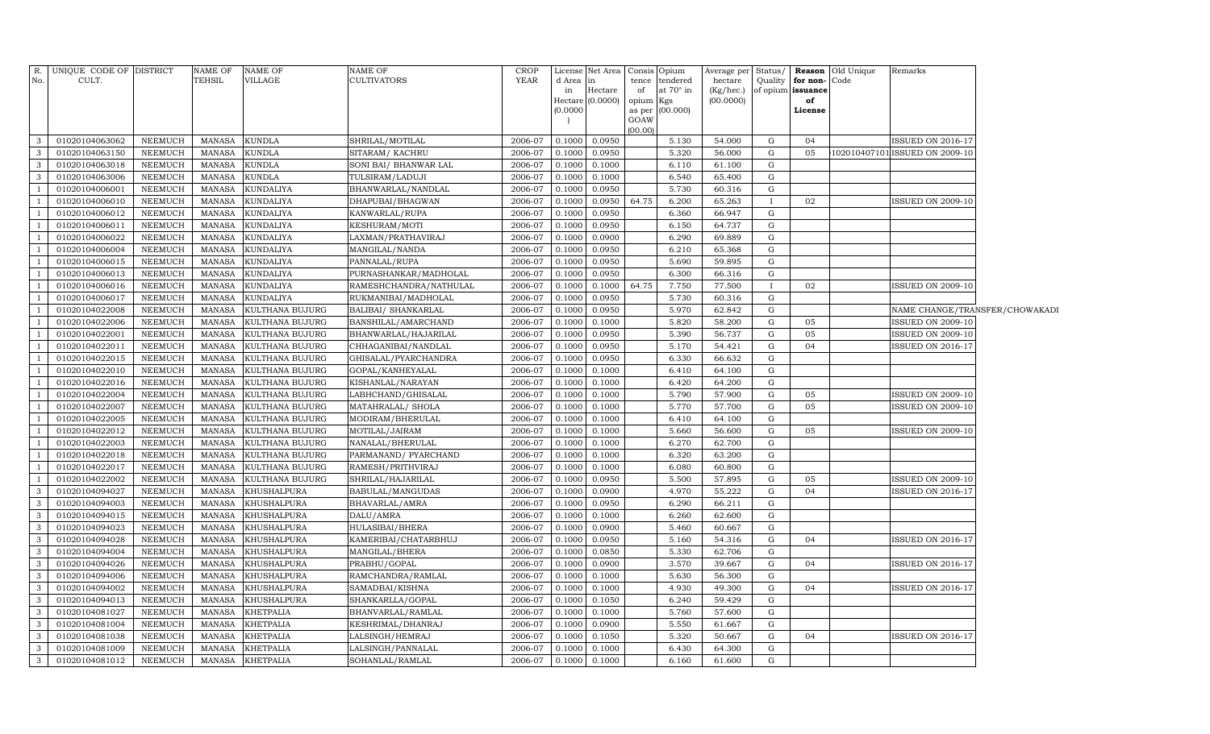| R. No. | UNIQUE CODE OF CULT. | DISTRICT | NAME OF TEHSIL | NAME OF VILLAGE | NAME OF CULTIVATORS | CROP YEAR | License d Area in Hectare (0.0000) | Net Area in Hectare (0.0000) | Consis tence of opium as per GOAW (00.00) | Opium tendered at 70° in Kgs (00.000) | Average per hectare (Kg/hec.) (00.0000) | Status/ Quality of opium | Reason for non-issuance of License | Old Unique Code | Remarks |
|---|---|---|---|---|---|---|---|---|---|---|---|---|---|---|---|
| 3 | 01020104063062 | NEEMUCH | MANASA | KUNDLA | SHRILAL/MOTILAL | 2006-07 | 0.1000 | 0.0950 | | 5.130 | 54.000 | G | 04 | | ISSUED ON 2016-17 |
| 3 | 01020104063150 | NEEMUCH | MANASA | KUNDLA | SITARAM/ KACHRU | 2006-07 | 0.1000 | 0.0950 | | 5.320 | 56.000 | G | 05 | 1020104071014 | ISSUED ON 2009-10 |
| 3 | 01020104063018 | NEEMUCH | MANASA | KUNDLA | SONI BAI/ BHANWAR LAL | 2006-07 | 0.1000 | 0.1000 | | 6.110 | 61.100 | G | | | |
| 3 | 01020104063006 | NEEMUCH | MANASA | KUNDLA | TULSIRAM/LADUJI | 2006-07 | 0.1000 | 0.1000 | | 6.540 | 65.400 | G | | | |
| 1 | 01020104006001 | NEEMUCH | MANASA | KUNDALIYA | BHANWARLAL/NANDLAL | 2006-07 | 0.1000 | 0.0950 | | 5.730 | 60.316 | G | | | |
| 1 | 01020104006010 | NEEMUCH | MANASA | KUNDALIYA | DHAPUBAI/BHAGWAN | 2006-07 | 0.1000 | 0.0950 | 64.75 | 6.200 | 65.263 | I | 02 | | ISSUED ON 2009-10 |
| 1 | 01020104006012 | NEEMUCH | MANASA | KUNDALIYA | KANWARLAL/RUPA | 2006-07 | 0.1000 | 0.0950 | | 6.360 | 66.947 | G | | | |
| 1 | 01020104006011 | NEEMUCH | MANASA | KUNDALIYA | KESHURAM/MOTI | 2006-07 | 0.1000 | 0.0950 | | 6.150 | 64.737 | G | | | |
| 1 | 01020104006022 | NEEMUCH | MANASA | KUNDALIYA | LAXMAN/PRATHAVIRAJ | 2006-07 | 0.1000 | 0.0900 | | 6.290 | 69.889 | G | | | |
| 1 | 01020104006004 | NEEMUCH | MANASA | KUNDALIYA | MANGILAL/NANDA | 2006-07 | 0.1000 | 0.0950 | | 6.210 | 65.368 | G | | | |
| 1 | 01020104006015 | NEEMUCH | MANASA | KUNDALIYA | PANNALAL/RUPA | 2006-07 | 0.1000 | 0.0950 | | 5.690 | 59.895 | G | | | |
| 1 | 01020104006013 | NEEMUCH | MANASA | KUNDALIYA | PURNASHANKAR/MADHOLAL | 2006-07 | 0.1000 | 0.0950 | | 6.300 | 66.316 | G | | | |
| 1 | 01020104006016 | NEEMUCH | MANASA | KUNDALIYA | RAMESHCHANDRA/NATHULAL | 2006-07 | 0.1000 | 0.1000 | 64.75 | 7.750 | 77.500 | I | 02 | | ISSUED ON 2009-10 |
| 1 | 01020104006017 | NEEMUCH | MANASA | KUNDALIYA | RUKMANIBAI/MADHOLAL | 2006-07 | 0.1000 | 0.0950 | | 5.730 | 60.316 | G | | | |
| 1 | 01020104022008 | NEEMUCH | MANASA | KULTHANA BUJURG | BALIBAI/ SHANKARLAL | 2006-07 | 0.1000 | 0.0950 | | 5.970 | 62.842 | G | | | NAME CHANGE/TRANSFER/CHOWAKADI |
| 1 | 01020104022006 | NEEMUCH | MANASA | KULTHANA BUJURG | BANSHILAL/AMARCHAND | 2006-07 | 0.1000 | 0.1000 | | 5.820 | 58.200 | G | 05 | | ISSUED ON 2009-10 |
| 1 | 01020104022001 | NEEMUCH | MANASA | KULTHANA BUJURG | BHANWARLAL/HAJARILAL | 2006-07 | 0.1000 | 0.0950 | | 5.390 | 56.737 | G | 05 | | ISSUED ON 2009-10 |
| 1 | 01020104022011 | NEEMUCH | MANASA | KULTHANA BUJURG | CHHAGANIBAI/NANDLAL | 2006-07 | 0.1000 | 0.0950 | | 5.170 | 54.421 | G | 04 | | ISSUED ON 2016-17 |
| 1 | 01020104022015 | NEEMUCH | MANASA | KULTHANA BUJURG | GHISALAL/PYARCHANDRA | 2006-07 | 0.1000 | 0.0950 | | 6.330 | 66.632 | G | | | |
| 1 | 01020104022010 | NEEMUCH | MANASA | KULTHANA BUJURG | GOPAL/KANHEYALAL | 2006-07 | 0.1000 | 0.1000 | | 6.410 | 64.100 | G | | | |
| 1 | 01020104022016 | NEEMUCH | MANASA | KULTHANA BUJURG | KISHANLAL/NARAYAN | 2006-07 | 0.1000 | 0.1000 | | 6.420 | 64.200 | G | | | |
| 1 | 01020104022004 | NEEMUCH | MANASA | KULTHANA BUJURG | LABHCHAND/GHISALAL | 2006-07 | 0.1000 | 0.1000 | | 5.790 | 57.900 | G | 05 | | ISSUED ON 2009-10 |
| 1 | 01020104022007 | NEEMUCH | MANASA | KULTHANA BUJURG | MATAHRALAL/ SHOLA | 2006-07 | 0.1000 | 0.1000 | | 5.770 | 57.700 | G | 05 | | ISSUED ON 2009-10 |
| 1 | 01020104022005 | NEEMUCH | MANASA | KULTHANA BUJURG | MODIRAM/BHERULAL | 2006-07 | 0.1000 | 0.1000 | | 6.410 | 64.100 | G | | | |
| 1 | 01020104022012 | NEEMUCH | MANASA | KULTHANA BUJURG | MOTILAL/JAIRAM | 2006-07 | 0.1000 | 0.1000 | | 5.660 | 56.600 | G | 05 | | ISSUED ON 2009-10 |
| 1 | 01020104022003 | NEEMUCH | MANASA | KULTHANA BUJURG | NANALAL/BHERULAL | 2006-07 | 0.1000 | 0.1000 | | 6.270 | 62.700 | G | | | |
| 1 | 01020104022018 | NEEMUCH | MANASA | KULTHANA BUJURG | PARMANAND/ PYARCHAND | 2006-07 | 0.1000 | 0.1000 | | 6.320 | 63.200 | G | | | |
| 1 | 01020104022017 | NEEMUCH | MANASA | KULTHANA BUJURG | RAMESH/PRITHVIRAJ | 2006-07 | 0.1000 | 0.1000 | | 6.080 | 60.800 | G | | | |
| 1 | 01020104022002 | NEEMUCH | MANASA | KULTHANA BUJURG | SHRILAL/HAJARILAL | 2006-07 | 0.1000 | 0.0950 | | 5.500 | 57.895 | G | 05 | | ISSUED ON 2009-10 |
| 3 | 01020104094027 | NEEMUCH | MANASA | KHUSHALPURA | BABULAL/MANGUDAS | 2006-07 | 0.1000 | 0.0900 | | 4.970 | 55.222 | G | 04 | | ISSUED ON 2016-17 |
| 3 | 01020104094003 | NEEMUCH | MANASA | KHUSHALPURA | BHAVARLAL/AMRA | 2006-07 | 0.1000 | 0.0950 | | 6.290 | 66.211 | G | | | |
| 3 | 01020104094015 | NEEMUCH | MANASA | KHUSHALPURA | DALU/AMRA | 2006-07 | 0.1000 | 0.1000 | | 6.260 | 62.600 | G | | | |
| 3 | 01020104094023 | NEEMUCH | MANASA | KHUSHALPURA | HULASIBAI/BHERA | 2006-07 | 0.1000 | 0.0900 | | 5.460 | 60.667 | G | | | |
| 3 | 01020104094028 | NEEMUCH | MANASA | KHUSHALPURA | KAMERIBAI/CHATARBHUJ | 2006-07 | 0.1000 | 0.0950 | | 5.160 | 54.316 | G | 04 | | ISSUED ON 2016-17 |
| 3 | 01020104094004 | NEEMUCH | MANASA | KHUSHALPURA | MANGILAL/BHERA | 2006-07 | 0.1000 | 0.0850 | | 5.330 | 62.706 | G | | | |
| 3 | 01020104094026 | NEEMUCH | MANASA | KHUSHALPURA | PRABHU/GOPAL | 2006-07 | 0.1000 | 0.0900 | | 3.570 | 39.667 | G | 04 | | ISSUED ON 2016-17 |
| 3 | 01020104094006 | NEEMUCH | MANASA | KHUSHALPURA | RAMCHANDRA/RAMLAL | 2006-07 | 0.1000 | 0.1000 | | 5.630 | 56.300 | G | | | |
| 3 | 01020104094002 | NEEMUCH | MANASA | KHUSHALPURA | SAMADBAI/KISHNA | 2006-07 | 0.1000 | 0.1000 | | 4.930 | 49.300 | G | 04 | | ISSUED ON 2016-17 |
| 3 | 01020104094013 | NEEMUCH | MANASA | KHUSHALPURA | SHANKARLLA/GOPAL | 2006-07 | 0.1000 | 0.1050 | | 6.240 | 59.429 | G | | | |
| 3 | 01020104081027 | NEEMUCH | MANASA | KHETPALIA | BHANVARLAL/RAMLAL | 2006-07 | 0.1000 | 0.1000 | | 5.760 | 57.600 | G | | | |
| 3 | 01020104081004 | NEEMUCH | MANASA | KHETPALIA | KESHRIMAL/DHANRAJ | 2006-07 | 0.1000 | 0.0900 | | 5.550 | 61.667 | G | | | |
| 3 | 01020104081038 | NEEMUCH | MANASA | KHETPALIA | LALSINGH/HEMRAJ | 2006-07 | 0.1000 | 0.1050 | | 5.320 | 50.667 | G | 04 | | ISSUED ON 2016-17 |
| 3 | 01020104081009 | NEEMUCH | MANASA | KHETPALIA | LALSINGH/PANNALAL | 2006-07 | 0.1000 | 0.1000 | | 6.430 | 64.300 | G | | | |
| 3 | 01020104081012 | NEEMUCH | MANASA | KHETPALIA | SOHANLAL/RAMLAL | 2006-07 | 0.1000 | 0.1000 | | 6.160 | 61.600 | G | | | |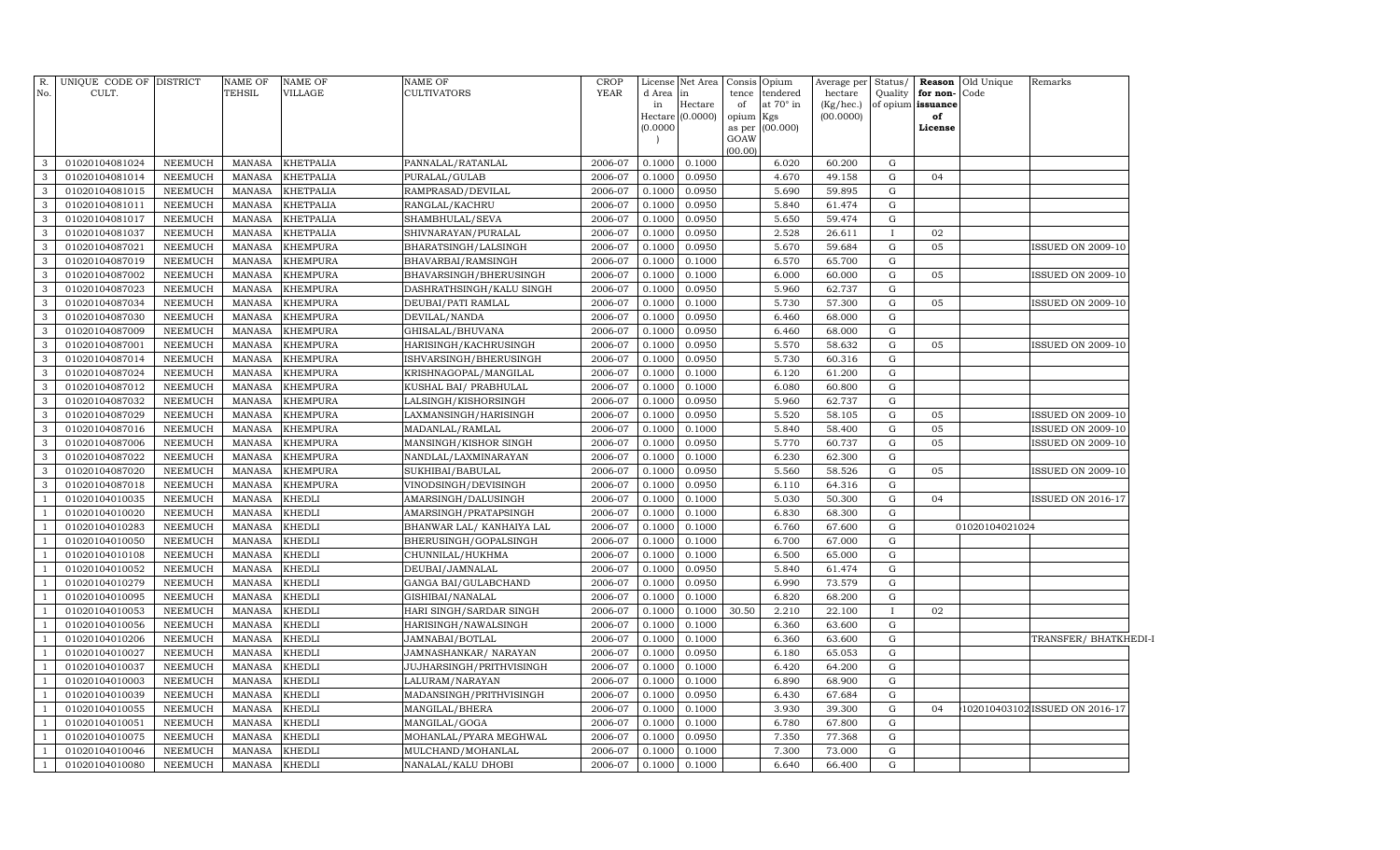| R. No. | UNIQUE CODE OF CULT. | DISTRICT | NAME OF TEHSIL | NAME OF VILLAGE | NAME OF CULTIVATORS | CROP YEAR | License d Area in Hectare (0.0000) | Net Area in Hectare (0.0000) | Consis tence of opium as per GOAW (00.00) | Opium tendered at 70° in Kgs (00.000) | Average per hectare (Kg/hec.) (00.0000) | Status/ Quality of opium | Reason for non-issuance of License | Old Unique Code | Remarks |
|---|---|---|---|---|---|---|---|---|---|---|---|---|---|---|---|
| 3 | 01020104081024 | NEEMUCH | MANASA | KHETPALIA | PANNALAL/RATANLAL | 2006-07 | 0.1000 | 0.1000 | | 6.020 | 60.200 | G | | | |
| 3 | 01020104081014 | NEEMUCH | MANASA | KHETPALIA | PURALAL/GULAB | 2006-07 | 0.1000 | 0.0950 | | 4.670 | 49.158 | G | 04 | | |
| 3 | 01020104081015 | NEEMUCH | MANASA | KHETPALIA | RAMPRASAD/DEVILAL | 2006-07 | 0.1000 | 0.0950 | | 5.690 | 59.895 | G | | | |
| 3 | 01020104081011 | NEEMUCH | MANASA | KHETPALIA | RANGLAL/KACHRU | 2006-07 | 0.1000 | 0.0950 | | 5.840 | 61.474 | G | | | |
| 3 | 01020104081017 | NEEMUCH | MANASA | KHETPALIA | SHAMBHULAL/SEVA | 2006-07 | 0.1000 | 0.0950 | | 5.650 | 59.474 | G | | | |
| 3 | 01020104081037 | NEEMUCH | MANASA | KHETPALIA | SHIVNARAYAN/PURALAL | 2006-07 | 0.1000 | 0.0950 | | 2.528 | 26.611 | I | 02 | | |
| 3 | 01020104087021 | NEEMUCH | MANASA | KHEMPURA | BHARATSINGH/LALSINGH | 2006-07 | 0.1000 | 0.0950 | | 5.670 | 59.684 | G | 05 | | ISSUED ON 2009-10 |
| 3 | 01020104087019 | NEEMUCH | MANASA | KHEMPURA | BHAVARBAI/RAMSINGH | 2006-07 | 0.1000 | 0.1000 | | 6.570 | 65.700 | G | | | |
| 3 | 01020104087002 | NEEMUCH | MANASA | KHEMPURA | BHAVARSINGH/BHERUSINGH | 2006-07 | 0.1000 | 0.1000 | | 6.000 | 60.000 | G | 05 | | ISSUED ON 2009-10 |
| 3 | 01020104087023 | NEEMUCH | MANASA | KHEMPURA | DASHRATHSINGH/KALU SINGH | 2006-07 | 0.1000 | 0.0950 | | 5.960 | 62.737 | G | | | |
| 3 | 01020104087034 | NEEMUCH | MANASA | KHEMPURA | DEUBAI/PATI RAMLAL | 2006-07 | 0.1000 | 0.1000 | | 5.730 | 57.300 | G | 05 | | ISSUED ON 2009-10 |
| 3 | 01020104087030 | NEEMUCH | MANASA | KHEMPURA | DEVILAL/NANDA | 2006-07 | 0.1000 | 0.0950 | | 6.460 | 68.000 | G | | | |
| 3 | 01020104087009 | NEEMUCH | MANASA | KHEMPURA | GHISALAL/BHUVANA | 2006-07 | 0.1000 | 0.0950 | | 6.460 | 68.000 | G | | | |
| 3 | 01020104087001 | NEEMUCH | MANASA | KHEMPURA | HARISINGH/KACHRUSINGH | 2006-07 | 0.1000 | 0.0950 | | 5.570 | 58.632 | G | 05 | | ISSUED ON 2009-10 |
| 3 | 01020104087014 | NEEMUCH | MANASA | KHEMPURA | ISHVARSINGH/BHERUSINGH | 2006-07 | 0.1000 | 0.0950 | | 5.730 | 60.316 | G | | | |
| 3 | 01020104087024 | NEEMUCH | MANASA | KHEMPURA | KRISHNAGOPAL/MANGILAL | 2006-07 | 0.1000 | 0.1000 | | 6.120 | 61.200 | G | | | |
| 3 | 01020104087012 | NEEMUCH | MANASA | KHEMPURA | KUSHAL BAI/ PRABHULAL | 2006-07 | 0.1000 | 0.1000 | | 6.080 | 60.800 | G | | | |
| 3 | 01020104087032 | NEEMUCH | MANASA | KHEMPURA | LALSINGH/KISHORSINGH | 2006-07 | 0.1000 | 0.0950 | | 5.960 | 62.737 | G | | | |
| 3 | 01020104087029 | NEEMUCH | MANASA | KHEMPURA | LAXMANSINGH/HARISINGH | 2006-07 | 0.1000 | 0.0950 | | 5.520 | 58.105 | G | 05 | | ISSUED ON 2009-10 |
| 3 | 01020104087016 | NEEMUCH | MANASA | KHEMPURA | MADANLAL/RAMLAL | 2006-07 | 0.1000 | 0.1000 | | 5.840 | 58.400 | G | 05 | | ISSUED ON 2009-10 |
| 3 | 01020104087006 | NEEMUCH | MANASA | KHEMPURA | MANSINGH/KISHOR SINGH | 2006-07 | 0.1000 | 0.0950 | | 5.770 | 60.737 | G | 05 | | ISSUED ON 2009-10 |
| 3 | 01020104087022 | NEEMUCH | MANASA | KHEMPURA | NANDLAL/LAXMINARAYAN | 2006-07 | 0.1000 | 0.1000 | | 6.230 | 62.300 | G | | | |
| 3 | 01020104087020 | NEEMUCH | MANASA | KHEMPURA | SUKHIBAI/BABULAL | 2006-07 | 0.1000 | 0.0950 | | 5.560 | 58.526 | G | 05 | | ISSUED ON 2009-10 |
| 3 | 01020104087018 | NEEMUCH | MANASA | KHEMPURA | VINODSINGH/DEVISINGH | 2006-07 | 0.1000 | 0.0950 | | 6.110 | 64.316 | G | | | |
| 1 | 01020104010035 | NEEMUCH | MANASA | KHEDLI | AMARSINGH/DALUSINGH | 2006-07 | 0.1000 | 0.1000 | | 5.030 | 50.300 | G | 04 | | ISSUED ON 2016-17 |
| 1 | 01020104010020 | NEEMUCH | MANASA | KHEDLI | AMARSINGH/PRATAPSINGH | 2006-07 | 0.1000 | 0.1000 | | 6.830 | 68.300 | G | | | |
| 1 | 01020104010283 | NEEMUCH | MANASA | KHEDLI | BHANWAR LAL/ KANHAIYA LAL | 2006-07 | 0.1000 | 0.1000 | | 6.760 | 67.600 | G | | 01020104021024 | |
| 1 | 01020104010050 | NEEMUCH | MANASA | KHEDLI | BHERUSINGH/GOPALSINGH | 2006-07 | 0.1000 | 0.1000 | | 6.700 | 67.000 | G | | | |
| 1 | 01020104010108 | NEEMUCH | MANASA | KHEDLI | CHUNNILAL/HUKHMA | 2006-07 | 0.1000 | 0.1000 | | 6.500 | 65.000 | G | | | |
| 1 | 01020104010052 | NEEMUCH | MANASA | KHEDLI | DEUBAI/JAMNALAL | 2006-07 | 0.1000 | 0.0950 | | 5.840 | 61.474 | G | | | |
| 1 | 01020104010279 | NEEMUCH | MANASA | KHEDLI | GANGA BAI/GULABCHAND | 2006-07 | 0.1000 | 0.0950 | | 6.990 | 73.579 | G | | | |
| 1 | 01020104010095 | NEEMUCH | MANASA | KHEDLI | GISHIBAI/NANALAL | 2006-07 | 0.1000 | 0.1000 | | 6.820 | 68.200 | G | | | |
| 1 | 01020104010053 | NEEMUCH | MANASA | KHEDLI | HARI SINGH/SARDAR SINGH | 2006-07 | 0.1000 | 0.1000 | 30.50 | 2.210 | 22.100 | I | 02 | | |
| 1 | 01020104010056 | NEEMUCH | MANASA | KHEDLI | HARISINGH/NAWALSINGH | 2006-07 | 0.1000 | 0.1000 | | 6.360 | 63.600 | G | | | |
| 1 | 01020104010206 | NEEMUCH | MANASA | KHEDLI | JAMNABAI/BOTLAL | 2006-07 | 0.1000 | 0.1000 | | 6.360 | 63.600 | G | | | TRANSFER/ BHATKHEDI-I |
| 1 | 01020104010027 | NEEMUCH | MANASA | KHEDLI | JAMNASHANKAR/ NARAYAN | 2006-07 | 0.1000 | 0.0950 | | 6.180 | 65.053 | G | | | |
| 1 | 01020104010037 | NEEMUCH | MANASA | KHEDLI | JUJHARSINGH/PRITHVISINGH | 2006-07 | 0.1000 | 0.1000 | | 6.420 | 64.200 | G | | | |
| 1 | 01020104010003 | NEEMUCH | MANASA | KHEDLI | LALURAM/NARAYAN | 2006-07 | 0.1000 | 0.1000 | | 6.890 | 68.900 | G | | | |
| 1 | 01020104010039 | NEEMUCH | MANASA | KHEDLI | MADANSINGH/PRITHVISINGH | 2006-07 | 0.1000 | 0.0950 | | 6.430 | 67.684 | G | | | |
| 1 | 01020104010055 | NEEMUCH | MANASA | KHEDLI | MANGILAL/BHERA | 2006-07 | 0.1000 | 0.1000 | | 3.930 | 39.300 | G | 04 | 102010403102 | ISSUED ON 2016-17 |
| 1 | 01020104010051 | NEEMUCH | MANASA | KHEDLI | MANGILAL/GOGA | 2006-07 | 0.1000 | 0.1000 | | 6.780 | 67.800 | G | | | |
| 1 | 01020104010075 | NEEMUCH | MANASA | KHEDLI | MOHANLAL/PYARA MEGHWAL | 2006-07 | 0.1000 | 0.0950 | | 7.350 | 77.368 | G | | | |
| 1 | 01020104010046 | NEEMUCH | MANASA | KHEDLI | MULCHAND/MOHANLAL | 2006-07 | 0.1000 | 0.1000 | | 7.300 | 73.000 | G | | | |
| 1 | 01020104010080 | NEEMUCH | MANASA | KHEDLI | NANALAL/KALU DHOBI | 2006-07 | 0.1000 | 0.1000 | | 6.640 | 66.400 | G | | | |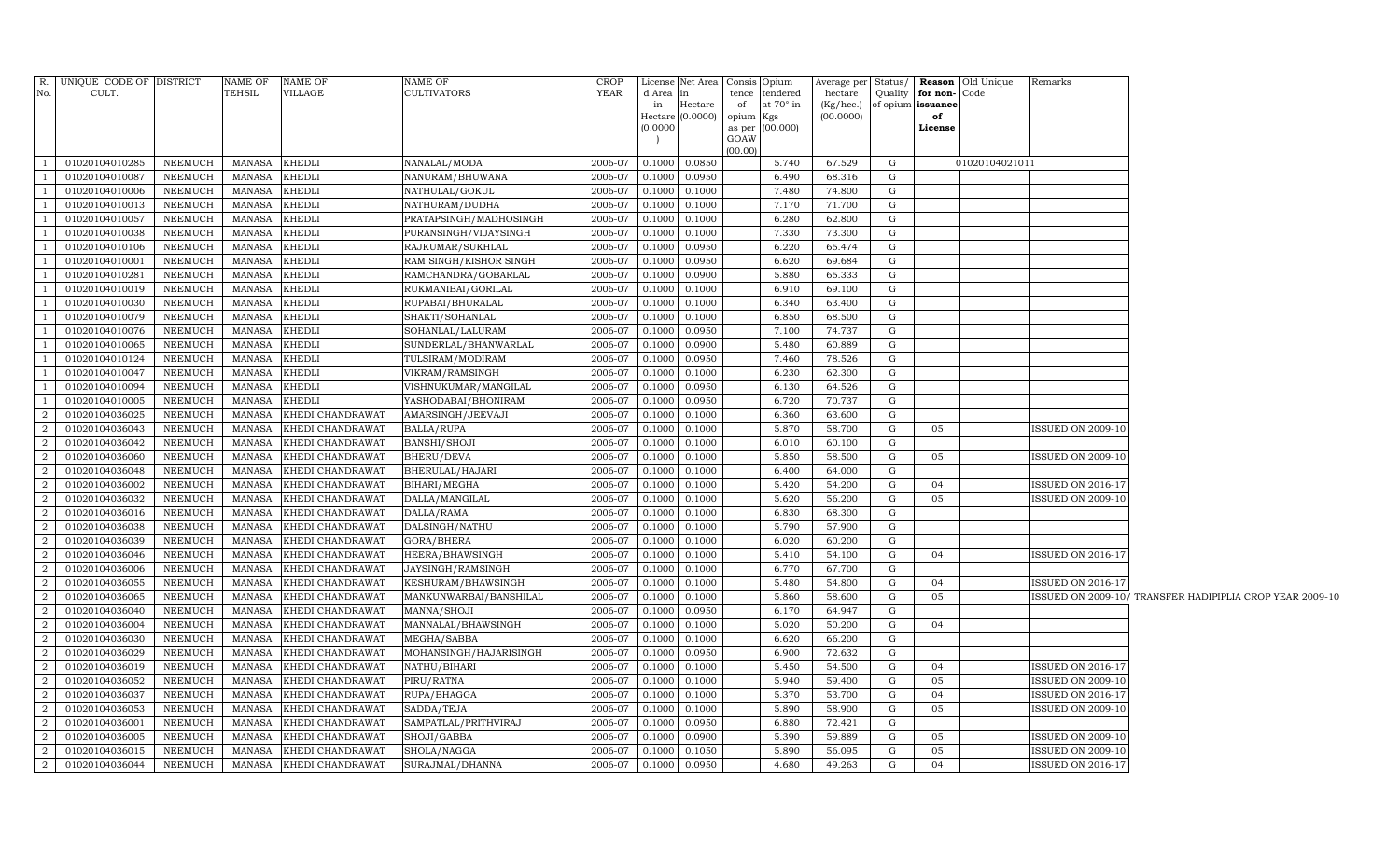| R. No. | UNIQUE CODE OF CULT. | DISTRICT | NAME OF TEHSIL | NAME OF VILLAGE | NAME OF CULTIVATORS | CROP YEAR | License d Area in Hectare (0.0000) | Net Area in Hectare (0.0000) | Consis tence of opium as per GOAW (00.00) | Opium tendered at 70° in Kgs (00.000) | Average per hectare (Kg/hec.) (00.0000) | Status/ Quality of opium | Reason for non-issuance of License | Old Unique Code | Remarks |
|---|---|---|---|---|---|---|---|---|---|---|---|---|---|---|---|
| 1 | 01020104010285 | NEEMUCH | MANASA | KHEDLI | NANALAL/MODA | 2006-07 | 0.1000 | 0.0850 | | 5.740 | 67.529 | G | | 01020104021011 | |
| 1 | 01020104010087 | NEEMUCH | MANASA | KHEDLI | NANURAM/BHUWANA | 2006-07 | 0.1000 | 0.0950 | | 6.490 | 68.316 | G | | | |
| 1 | 01020104010006 | NEEMUCH | MANASA | KHEDLI | NATHULAL/GOKUL | 2006-07 | 0.1000 | 0.1000 | | 7.480 | 74.800 | G | | | |
| 1 | 01020104010013 | NEEMUCH | MANASA | KHEDLI | NATHURAM/DUDHA | 2006-07 | 0.1000 | 0.1000 | | 7.170 | 71.700 | G | | | |
| 1 | 01020104010057 | NEEMUCH | MANASA | KHEDLI | PRATAPSINGH/MADHOSINGH | 2006-07 | 0.1000 | 0.1000 | | 6.280 | 62.800 | G | | | |
| 1 | 01020104010038 | NEEMUCH | MANASA | KHEDLI | PURANSINGH/VIJAYSINGH | 2006-07 | 0.1000 | 0.1000 | | 7.330 | 73.300 | G | | | |
| 1 | 01020104010106 | NEEMUCH | MANASA | KHEDLI | RAJKUMAR/SUKHLAL | 2006-07 | 0.1000 | 0.0950 | | 6.220 | 65.474 | G | | | |
| 1 | 01020104010001 | NEEMUCH | MANASA | KHEDLI | RAM SINGH/KISHOR SINGH | 2006-07 | 0.1000 | 0.0950 | | 6.620 | 69.684 | G | | | |
| 1 | 01020104010281 | NEEMUCH | MANASA | KHEDLI | RAMCHANDRA/GOBARLAL | 2006-07 | 0.1000 | 0.0900 | | 5.880 | 65.333 | G | | | |
| 1 | 01020104010019 | NEEMUCH | MANASA | KHEDLI | RUKMANIBAI/GORILAL | 2006-07 | 0.1000 | 0.1000 | | 6.910 | 69.100 | G | | | |
| 1 | 01020104010030 | NEEMUCH | MANASA | KHEDLI | RUPABAI/BHURALAL | 2006-07 | 0.1000 | 0.1000 | | 6.340 | 63.400 | G | | | |
| 1 | 01020104010079 | NEEMUCH | MANASA | KHEDLI | SHAKTI/SOHANLAL | 2006-07 | 0.1000 | 0.1000 | | 6.850 | 68.500 | G | | | |
| 1 | 01020104010076 | NEEMUCH | MANASA | KHEDLI | SOHANLAL/LALURAM | 2006-07 | 0.1000 | 0.0950 | | 7.100 | 74.737 | G | | | |
| 1 | 01020104010065 | NEEMUCH | MANASA | KHEDLI | SUNDERLAL/BHANWARLAL | 2006-07 | 0.1000 | 0.0900 | | 5.480 | 60.889 | G | | | |
| 1 | 01020104010124 | NEEMUCH | MANASA | KHEDLI | TULSIRAM/MODIRAM | 2006-07 | 0.1000 | 0.0950 | | 7.460 | 78.526 | G | | | |
| 1 | 01020104010047 | NEEMUCH | MANASA | KHEDLI | VIKRAM/RAMSINGH | 2006-07 | 0.1000 | 0.1000 | | 6.230 | 62.300 | G | | | |
| 1 | 01020104010094 | NEEMUCH | MANASA | KHEDLI | VISHNUKUMAR/MANGILAL | 2006-07 | 0.1000 | 0.0950 | | 6.130 | 64.526 | G | | | |
| 1 | 01020104010005 | NEEMUCH | MANASA | KHEDLI | YASHODABAI/BHONIRAM | 2006-07 | 0.1000 | 0.0950 | | 6.720 | 70.737 | G | | | |
| 2 | 01020104036025 | NEEMUCH | MANASA | KHEDI CHANDRAWAT | AMARSINGH/JEEVAJI | 2006-07 | 0.1000 | 0.1000 | | 6.360 | 63.600 | G | | | |
| 2 | 01020104036043 | NEEMUCH | MANASA | KHEDI CHANDRAWAT | BALLA/RUPA | 2006-07 | 0.1000 | 0.1000 | | 5.870 | 58.700 | G | 05 | | ISSUED ON 2009-10 |
| 2 | 01020104036042 | NEEMUCH | MANASA | KHEDI CHANDRAWAT | BANSHI/SHOJI | 2006-07 | 0.1000 | 0.1000 | | 6.010 | 60.100 | G | | | |
| 2 | 01020104036060 | NEEMUCH | MANASA | KHEDI CHANDRAWAT | BHERU/DEVA | 2006-07 | 0.1000 | 0.1000 | | 5.850 | 58.500 | G | 05 | | ISSUED ON 2009-10 |
| 2 | 01020104036048 | NEEMUCH | MANASA | KHEDI CHANDRAWAT | BHERULAL/HAJARI | 2006-07 | 0.1000 | 0.1000 | | 6.400 | 64.000 | G | | | |
| 2 | 01020104036002 | NEEMUCH | MANASA | KHEDI CHANDRAWAT | BIHARI/MEGHA | 2006-07 | 0.1000 | 0.1000 | | 5.420 | 54.200 | G | 04 | | ISSUED ON 2016-17 |
| 2 | 01020104036032 | NEEMUCH | MANASA | KHEDI CHANDRAWAT | DALLA/MANGILAL | 2006-07 | 0.1000 | 0.1000 | | 5.620 | 56.200 | G | 05 | | ISSUED ON 2009-10 |
| 2 | 01020104036016 | NEEMUCH | MANASA | KHEDI CHANDRAWAT | DALLA/RAMA | 2006-07 | 0.1000 | 0.1000 | | 6.830 | 68.300 | G | | | |
| 2 | 01020104036038 | NEEMUCH | MANASA | KHEDI CHANDRAWAT | DALSINGH/NATHU | 2006-07 | 0.1000 | 0.1000 | | 5.790 | 57.900 | G | | | |
| 2 | 01020104036039 | NEEMUCH | MANASA | KHEDI CHANDRAWAT | GORA/BHERA | 2006-07 | 0.1000 | 0.1000 | | 6.020 | 60.200 | G | | | |
| 2 | 01020104036046 | NEEMUCH | MANASA | KHEDI CHANDRAWAT | HEERA/BHAWSINGH | 2006-07 | 0.1000 | 0.1000 | | 5.410 | 54.100 | G | 04 | | ISSUED ON 2016-17 |
| 2 | 01020104036006 | NEEMUCH | MANASA | KHEDI CHANDRAWAT | JAYSINGH/RAMSINGH | 2006-07 | 0.1000 | 0.1000 | | 6.770 | 67.700 | G | | | |
| 2 | 01020104036055 | NEEMUCH | MANASA | KHEDI CHANDRAWAT | KESHURAM/BHAWSINGH | 2006-07 | 0.1000 | 0.1000 | | 5.480 | 54.800 | G | 04 | | ISSUED ON 2016-17 |
| 2 | 01020104036065 | NEEMUCH | MANASA | KHEDI CHANDRAWAT | MANKUNWARBAI/BANSHILAL | 2006-07 | 0.1000 | 0.1000 | | 5.860 | 58.600 | G | 05 | | ISSUED ON 2009-10/ TRANSFER HADIPIPLIA CROP YEAR 2009-10 |
| 2 | 01020104036040 | NEEMUCH | MANASA | KHEDI CHANDRAWAT | MANNA/SHOJI | 2006-07 | 0.1000 | 0.0950 | | 6.170 | 64.947 | G | | | |
| 2 | 01020104036004 | NEEMUCH | MANASA | KHEDI CHANDRAWAT | MANNALAL/BHAWSINGH | 2006-07 | 0.1000 | 0.1000 | | 5.020 | 50.200 | G | 04 | | |
| 2 | 01020104036030 | NEEMUCH | MANASA | KHEDI CHANDRAWAT | MEGHA/SABBA | 2006-07 | 0.1000 | 0.1000 | | 6.620 | 66.200 | G | | | |
| 2 | 01020104036029 | NEEMUCH | MANASA | KHEDI CHANDRAWAT | MOHANSINGH/HAJARISINGH | 2006-07 | 0.1000 | 0.0950 | | 6.900 | 72.632 | G | | | |
| 2 | 01020104036019 | NEEMUCH | MANASA | KHEDI CHANDRAWAT | NATHU/BIHARI | 2006-07 | 0.1000 | 0.1000 | | 5.450 | 54.500 | G | 04 | | ISSUED ON 2016-17 |
| 2 | 01020104036052 | NEEMUCH | MANASA | KHEDI CHANDRAWAT | PIRU/RATNA | 2006-07 | 0.1000 | 0.1000 | | 5.940 | 59.400 | G | 05 | | ISSUED ON 2009-10 |
| 2 | 01020104036037 | NEEMUCH | MANASA | KHEDI CHANDRAWAT | RUPA/BHAGGA | 2006-07 | 0.1000 | 0.1000 | | 5.370 | 53.700 | G | 04 | | ISSUED ON 2016-17 |
| 2 | 01020104036053 | NEEMUCH | MANASA | KHEDI CHANDRAWAT | SADDA/TEJA | 2006-07 | 0.1000 | 0.1000 | | 5.890 | 58.900 | G | 05 | | ISSUED ON 2009-10 |
| 2 | 01020104036001 | NEEMUCH | MANASA | KHEDI CHANDRAWAT | SAMPATLAL/PRITHVIRAJ | 2006-07 | 0.1000 | 0.0950 | | 6.880 | 72.421 | G | | | |
| 2 | 01020104036005 | NEEMUCH | MANASA | KHEDI CHANDRAWAT | SHOJI/GABBA | 2006-07 | 0.1000 | 0.0900 | | 5.390 | 59.889 | G | 05 | | ISSUED ON 2009-10 |
| 2 | 01020104036015 | NEEMUCH | MANASA | KHEDI CHANDRAWAT | SHOLA/NAGGA | 2006-07 | 0.1000 | 0.1050 | | 5.890 | 56.095 | G | 05 | | ISSUED ON 2009-10 |
| 2 | 01020104036044 | NEEMUCH | MANASA | KHEDI CHANDRAWAT | SURAJMAL/DHANNA | 2006-07 | 0.1000 | 0.0950 | | 4.680 | 49.263 | G | 04 | | ISSUED ON 2016-17 |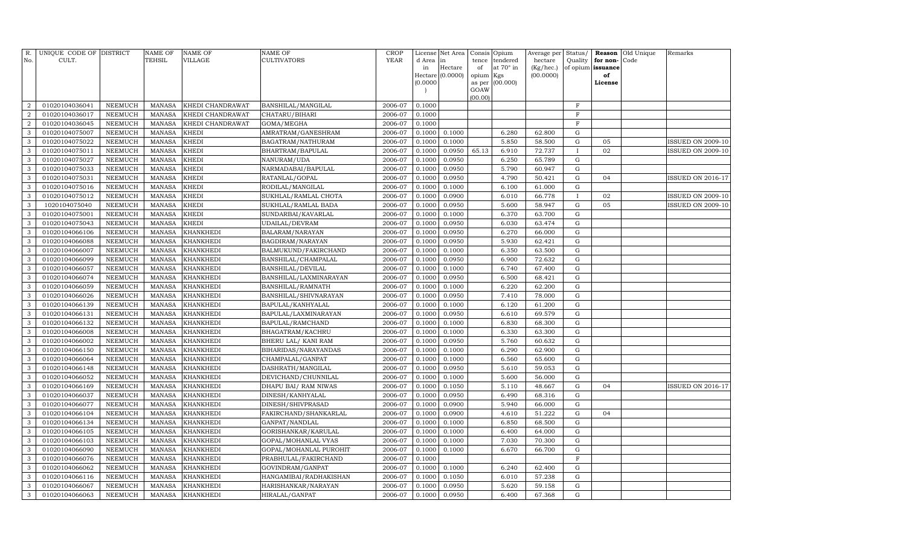| R. No. | UNIQUE CODE OF CULT. | DISTRICT | NAME OF TEHSIL | NAME OF VILLAGE | NAME OF CULTIVATORS | CROP YEAR | License d Area in Hectare (0.0000) | Net Area in Hectare (0.0000) | Consis tence of opium as per GOAW (00.00) | Opium tendered at 70° in Kgs (00.000) | Average per hectare (Kg/hec.) (00.0000) | Status/ Quality of opium | Reason for non-issuance of License | Old Unique Code | Remarks |
|---|---|---|---|---|---|---|---|---|---|---|---|---|---|---|---|
| 2 | 01020104036041 | NEEMUCH | MANASA | KHEDI CHANDRAWAT | BANSHILAL/MANGILAL | 2006-07 | 0.1000 | | | | | F | | | |
| 2 | 01020104036017 | NEEMUCH | MANASA | KHEDI CHANDRAWAT | CHATARU/BIHARI | 2006-07 | 0.1000 | | | | | F | | | |
| 2 | 01020104036045 | NEEMUCH | MANASA | KHEDI CHANDRAWAT | GOMA/MEGHA | 2006-07 | 0.1000 | | | | | F | | | |
| 3 | 01020104075007 | NEEMUCH | MANASA | KHEDI | AMRATRAM/GANESHRAM | 2006-07 | 0.1000 | 0.1000 | | 6.280 | 62.800 | G | | | |
| 3 | 01020104075022 | NEEMUCH | MANASA | KHEDI | BAGATRAM/NATHURAM | 2006-07 | 0.1000 | 0.1000 | | 5.850 | 58.500 | G | 05 | | ISSUED ON 2009-10 |
| 3 | 01020104075011 | NEEMUCH | MANASA | KHEDI | BHARTRAM/BAPULAL | 2006-07 | 0.1000 | 0.0950 | 65.13 | 6.910 | 72.737 | I | 02 | | ISSUED ON 2009-10 |
| 3 | 01020104075027 | NEEMUCH | MANASA | KHEDI | NANURAM/UDA | 2006-07 | 0.1000 | 0.0950 | | 6.250 | 65.789 | G | | | |
| 3 | 01020104075033 | NEEMUCH | MANASA | KHEDI | NARMADABAI/BAPULAL | 2006-07 | 0.1000 | 0.0950 | | 5.790 | 60.947 | G | | | |
| 3 | 01020104075031 | NEEMUCH | MANASA | KHEDI | RATANLAL/GOPAL | 2006-07 | 0.1000 | 0.0950 | | 4.790 | 50.421 | G | 04 | | ISSUED ON 2016-17 |
| 3 | 01020104075016 | NEEMUCH | MANASA | KHEDI | RODILAL/MANGILAL | 2006-07 | 0.1000 | 0.1000 | | 6.100 | 61.000 | G | | | |
| 3 | 01020104075012 | NEEMUCH | MANASA | KHEDI | SUKHLAL/RAMLAL CHOTA | 2006-07 | 0.1000 | 0.0900 | | 6.010 | 66.778 | I | 02 | | ISSUED ON 2009-10 |
| 3 | 1020104075040 | NEEMUCH | MANASA | KHEDI | SUKHLAL/RAMLAL BADA | 2006-07 | 0.1000 | 0.0950 | | 5.600 | 58.947 | G | 05 | | ISSUED ON 2009-10 |
| 3 | 01020104075001 | NEEMUCH | MANASA | KHEDI | SUNDARBAI/KAVARLAL | 2006-07 | 0.1000 | 0.1000 | | 6.370 | 63.700 | G | | | |
| 3 | 01020104075043 | NEEMUCH | MANASA | KHEDI | UDAILAL/DEVRAM | 2006-07 | 0.1000 | 0.0950 | | 6.030 | 63.474 | G | | | |
| 3 | 01020104066106 | NEEMUCH | MANASA | KHANKHEDI | BALARAM/NARAYAN | 2006-07 | 0.1000 | 0.0950 | | 6.270 | 66.000 | G | | | |
| 3 | 01020104066088 | NEEMUCH | MANASA | KHANKHEDI | BAGDIRAM/NARAYAN | 2006-07 | 0.1000 | 0.0950 | | 5.930 | 62.421 | G | | | |
| 3 | 01020104066007 | NEEMUCH | MANASA | KHANKHEDI | BALMUKUND/FAKIRCHAND | 2006-07 | 0.1000 | 0.1000 | | 6.350 | 63.500 | G | | | |
| 3 | 01020104066099 | NEEMUCH | MANASA | KHANKHEDI | BANSHILAL/CHAMPALAL | 2006-07 | 0.1000 | 0.0950 | | 6.900 | 72.632 | G | | | |
| 3 | 01020104066057 | NEEMUCH | MANASA | KHANKHEDI | BANSHILAL/DEVILAL | 2006-07 | 0.1000 | 0.1000 | | 6.740 | 67.400 | G | | | |
| 3 | 01020104066074 | NEEMUCH | MANASA | KHANKHEDI | BANSHILAL/LAXMINARAYAN | 2006-07 | 0.1000 | 0.0950 | | 6.500 | 68.421 | G | | | |
| 3 | 01020104066059 | NEEMUCH | MANASA | KHANKHEDI | BANSHILAL/RAMNATH | 2006-07 | 0.1000 | 0.1000 | | 6.220 | 62.200 | G | | | |
| 3 | 01020104066026 | NEEMUCH | MANASA | KHANKHEDI | BANSHILAL/SHIVNARAYAN | 2006-07 | 0.1000 | 0.0950 | | 7.410 | 78.000 | G | | | |
| 3 | 01020104066139 | NEEMUCH | MANASA | KHANKHEDI | BAPULAL/KANHYALAL | 2006-07 | 0.1000 | 0.1000 | | 6.120 | 61.200 | G | | | |
| 3 | 01020104066131 | NEEMUCH | MANASA | KHANKHEDI | BAPULAL/LAXMINARAYAN | 2006-07 | 0.1000 | 0.0950 | | 6.610 | 69.579 | G | | | |
| 3 | 01020104066132 | NEEMUCH | MANASA | KHANKHEDI | BAPULAL/RAMCHAND | 2006-07 | 0.1000 | 0.1000 | | 6.830 | 68.300 | G | | | |
| 3 | 01020104066008 | NEEMUCH | MANASA | KHANKHEDI | BHAGATRAM/KACHRU | 2006-07 | 0.1000 | 0.1000 | | 6.330 | 63.300 | G | | | |
| 3 | 01020104066002 | NEEMUCH | MANASA | KHANKHEDI | BHERU LAL/ KANI RAM | 2006-07 | 0.1000 | 0.0950 | | 5.760 | 60.632 | G | | | |
| 3 | 01020104066150 | NEEMUCH | MANASA | KHANKHEDI | BIHARIDAS/NARAYANDAS | 2006-07 | 0.1000 | 0.1000 | | 6.290 | 62.900 | G | | | |
| 3 | 01020104066064 | NEEMUCH | MANASA | KHANKHEDI | CHAMPALAL/GANPAT | 2006-07 | 0.1000 | 0.1000 | | 6.560 | 65.600 | G | | | |
| 3 | 01020104066148 | NEEMUCH | MANASA | KHANKHEDI | DASHRATH/MANGILAL | 2006-07 | 0.1000 | 0.0950 | | 5.610 | 59.053 | G | | | |
| 3 | 01020104066052 | NEEMUCH | MANASA | KHANKHEDI | DEVICHAND/CHUNNILAL | 2006-07 | 0.1000 | 0.1000 | | 5.600 | 56.000 | G | | | |
| 3 | 01020104066169 | NEEMUCH | MANASA | KHANKHEDI | DHAPU BAI/ RAM NIWAS | 2006-07 | 0.1000 | 0.1050 | | 5.110 | 48.667 | G | 04 | | ISSUED ON 2016-17 |
| 3 | 01020104066037 | NEEMUCH | MANASA | KHANKHEDI | DINESH/KANHYALAL | 2006-07 | 0.1000 | 0.0950 | | 6.490 | 68.316 | G | | | |
| 3 | 01020104066077 | NEEMUCH | MANASA | KHANKHEDI | DINESH/SHIVPRASAD | 2006-07 | 0.1000 | 0.0900 | | 5.940 | 66.000 | G | | | |
| 3 | 01020104066104 | NEEMUCH | MANASA | KHANKHEDI | FAKIRCHAND/SHANKARLAL | 2006-07 | 0.1000 | 0.0900 | | 4.610 | 51.222 | G | 04 | | |
| 3 | 01020104066134 | NEEMUCH | MANASA | KHANKHEDI | GANPAT/NANDLAL | 2006-07 | 0.1000 | 0.1000 | | 6.850 | 68.500 | G | | | |
| 3 | 01020104066105 | NEEMUCH | MANASA | KHANKHEDI | GORISHANKAR/KARULAL | 2006-07 | 0.1000 | 0.1000 | | 6.400 | 64.000 | G | | | |
| 3 | 01020104066103 | NEEMUCH | MANASA | KHANKHEDI | GOPAL/MOHANLAL VYAS | 2006-07 | 0.1000 | 0.1000 | | 7.030 | 70.300 | G | | | |
| 3 | 01020104066090 | NEEMUCH | MANASA | KHANKHEDI | GOPAL/MOHANLAL PUROHIT | 2006-07 | 0.1000 | 0.1000 | | 6.670 | 66.700 | G | | | |
| 3 | 01020104066076 | NEEMUCH | MANASA | KHANKHEDI | PRABHULAL/FAKIRCHAND | 2006-07 | 0.1000 | | | | | F | | | |
| 3 | 01020104066062 | NEEMUCH | MANASA | KHANKHEDI | GOVINDRAM/GANPAT | 2006-07 | 0.1000 | 0.1000 | | 6.240 | 62.400 | G | | | |
| 3 | 01020104066116 | NEEMUCH | MANASA | KHANKHEDI | HANGAMIBAI/RADHAKISHAN | 2006-07 | 0.1000 | 0.1050 | | 6.010 | 57.238 | G | | | |
| 3 | 01020104066067 | NEEMUCH | MANASA | KHANKHEDI | HARISHANKAR/NARAYAN | 2006-07 | 0.1000 | 0.0950 | | 5.620 | 59.158 | G | | | |
| 3 | 01020104066063 | NEEMUCH | MANASA | KHANKHEDI | HIRALAL/GANPAT | 2006-07 | 0.1000 | 0.0950 | | 6.400 | 67.368 | G | | | |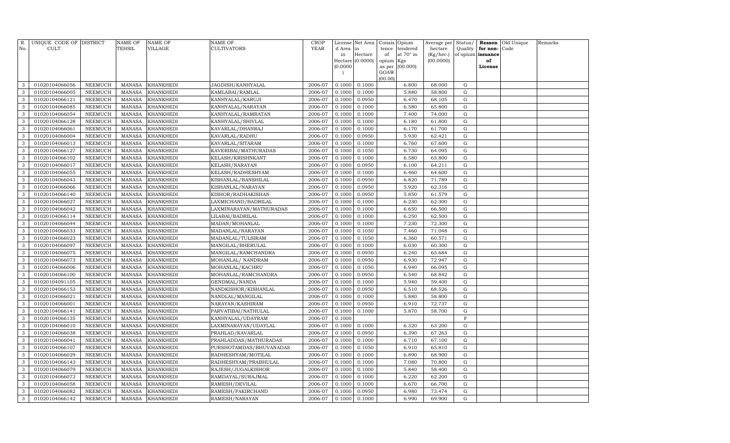| R. No. | UNIQUE CODE OF CULT. | DISTRICT | NAME OF TEHSIL | NAME OF VILLAGE | NAME OF CULTIVATORS | CROP YEAR | License d Area in Hectare (0.0000) | Net Area in Hectare (0.0000) | Consis tence of opium as per GOAW (00.00) | Opium tendered at 70° in Kgs (00.000) | Average per hectare (Kg/hec.) (00.0000) | Status/ Quality of opium | Reason for non-issuance of License | Old Unique Code | Remarks |
|---|---|---|---|---|---|---|---|---|---|---|---|---|---|---|---|
| 3 | 01020104066056 | NEEMUCH | MANASA | KHANKHEDI | JAGDISH/KANHYALAL | 2006-07 | 0.1000 | 0.1000 | | 6.800 | 68.000 | G | | | |
| 3 | 01020104066005 | NEEMUCH | MANASA | KHANKHEDI | KAMLABAI/RAMLAL | 2006-07 | 0.1000 | 0.1000 | | 5.880 | 58.800 | G | | | |
| 3 | 01020104066121 | NEEMUCH | MANASA | KHANKHEDI | KANHYALAL/KARUJI | 2006-07 | 0.1000 | 0.0950 | | 6.470 | 68.105 | G | | | |
| 3 | 01020104066085 | NEEMUCH | MANASA | KHANKHEDI | KANHYALAL/NARAYAN | 2006-07 | 0.1000 | 0.1000 | | 6.580 | 65.800 | G | | | |
| 3 | 01020104066054 | NEEMUCH | MANASA | KHANKHEDI | KANHYALAL/RAMRATAN | 2006-07 | 0.1000 | 0.1000 | | 7.400 | 74.000 | G | | | |
| 3 | 01020104066128 | NEEMUCH | MANASA | KHANKHEDI | KANHYALAL/SHIVLAL | 2006-07 | 0.1000 | 0.1000 | | 6.180 | 61.800 | G | | | |
| 3 | 01020104066061 | NEEMUCH | MANASA | KHANKHEDI | KAVARLAL/DHANRAJ | 2006-07 | 0.1000 | 0.1000 | | 6.170 | 61.700 | G | | | |
| 3 | 01020104066004 | NEEMUCH | MANASA | KHANKHEDI | KAVARLAL/RADHU | 2006-07 | 0.1000 | 0.0950 | | 5.930 | 62.421 | G | | | |
| 3 | 01020104066013 | NEEMUCH | MANASA | KHANKHEDI | KAVARLAL/SITARAM | 2006-07 | 0.1000 | 0.1000 | | 6.760 | 67.600 | G | | | |
| 3 | 01020104066127 | NEEMUCH | MANASA | KHANKHEDI | KAVERIBAI/MATHURADAS | 2006-07 | 0.1000 | 0.1050 | | 6.730 | 64.095 | G | | | |
| 3 | 01020104066102 | NEEMUCH | MANASA | KHANKHEDI | KELASH/KRISHNKANT | 2006-07 | 0.1000 | 0.1000 | | 6.580 | 65.800 | G | | | |
| 3 | 01020104066017 | NEEMUCH | MANASA | KHANKHEDI | KELASH/NARAYAN | 2006-07 | 0.1000 | 0.0950 | | 6.100 | 64.211 | G | | | |
| 3 | 01020104066055 | NEEMUCH | MANASA | KHANKHEDI | KELASH/RADHESHYAM | 2006-07 | 0.1000 | 0.1000 | | 6.460 | 64.600 | G | | | |
| 3 | 01020104066043 | NEEMUCH | MANASA | KHANKHEDI | KISHANLAL/BANSHILAL | 2006-07 | 0.1000 | 0.0950 | | 6.820 | 71.789 | G | | | |
| 3 | 01020104066066 | NEEMUCH | MANASA | KHANKHEDI | KISHANLAL/NARAYAN | 2006-07 | 0.1000 | 0.0950 | | 5.920 | 62.316 | G | | | |
| 3 | 01020104066140 | NEEMUCH | MANASA | KHANKHEDI | KISHOR/RADHAKISHAN | 2006-07 | 0.1000 | 0.0950 | | 5.850 | 61.579 | G | | | |
| 3 | 01020104066027 | NEEMUCH | MANASA | KHANKHEDI | LAXMICHAND/BADRILAL | 2006-07 | 0.1000 | 0.1000 | | 6.230 | 62.300 | G | | | |
| 3 | 01020104066042 | NEEMUCH | MANASA | KHANKHEDI | LAXMINARAYAN/MATHURADAS | 2006-07 | 0.1000 | 0.1000 | | 6.650 | 66.500 | G | | | |
| 3 | 01020104066114 | NEEMUCH | MANASA | KHANKHEDI | LILABAI/BADRILAL | 2006-07 | 0.1000 | 0.1000 | | 6.250 | 62.500 | G | | | |
| 3 | 01020104066044 | NEEMUCH | MANASA | KHANKHEDI | MADAN/MOHANLAL | 2006-07 | 0.1000 | 0.1000 | | 7.230 | 72.300 | G | | | |
| 3 | 01020104066033 | NEEMUCH | MANASA | KHANKHEDI | MADANLAL/NARAYAN | 2006-07 | 0.1000 | 0.1050 | | 7.460 | 71.048 | G | | | |
| 3 | 01020104066023 | NEEMUCH | MANASA | KHANKHEDI | MADANLAL/TULSIRAM | 2006-07 | 0.1000 | 0.1050 | | 6.360 | 60.571 | G | | | |
| 3 | 01020104066097 | NEEMUCH | MANASA | KHANKHEDI | MANGILAL/BHERULAL | 2006-07 | 0.1000 | 0.1000 | | 6.030 | 60.300 | G | | | |
| 3 | 01020104066075 | NEEMUCH | MANASA | KHANKHEDI | MANGILAL/RAMCHANDRA | 2006-07 | 0.1000 | 0.0950 | | 6.240 | 65.684 | G | | | |
| 3 | 01020104066073 | NEEMUCH | MANASA | KHANKHEDI | MOHANLAL/ NANDRAM | 2006-07 | 0.1000 | 0.0950 | | 6.930 | 72.947 | G | | | |
| 3 | 01020104066006 | NEEMUCH | MANASA | KHANKHEDI | MOHANLAL/KACHRU | 2006-07 | 0.1000 | 0.1050 | | 6.940 | 66.095 | G | | | |
| 3 | 01020104066100 | NEEMUCH | MANASA | KHANKHEDI | MOHANLAL/RAMCHANDRA | 2006-07 | 0.1000 | 0.0950 | | 6.540 | 68.842 | G | | | |
| 3 | 01020104091105 | NEEMUCH | MANASA | KHANKHEDI | GENDMAL/NANDA | 2006-07 | 0.1000 | 0.1000 | | 5.940 | 59.400 | G | | | |
| 3 | 01020104066153 | NEEMUCH | MANASA | KHANKHEDI | NANDKISHOR/KISHANLAL | 2006-07 | 0.1000 | 0.0950 | | 6.510 | 68.526 | G | | | |
| 3 | 01020104066021 | NEEMUCH | MANASA | KHANKHEDI | NANDLAL/MANGILAL | 2006-07 | 0.1000 | 0.1000 | | 5.880 | 58.800 | G | | | |
| 3 | 01020104066001 | NEEMUCH | MANASA | KHANKHEDI | NARAYAN/KASHIRAM | 2006-07 | 0.1000 | 0.0950 | | 6.910 | 72.737 | G | | | |
| 3 | 01020104066141 | NEEMUCH | MANASA | KHANKHEDI | PARVATIBAI/NATHULAL | 2006-07 | 0.1000 | 0.1000 | | 5.870 | 58.700 | G | | | |
| 3 | 01020104066135 | NEEMUCH | MANASA | KHANKHEDI | KANHYALAL/UDAYRAM | 2006-07 | 0.1000 | | | | | F | | | |
| 3 | 01020104066010 | NEEMUCH | MANASA | KHANKHEDI | LAXMINARAYAN/UDAYLAL | 2006-07 | 0.1000 | 0.1000 | | 6.320 | 63.200 | G | | | |
| 3 | 01020104066038 | NEEMUCH | MANASA | KHANKHEDI | PRAHLAD/KAVARLAL | 2006-07 | 0.1000 | 0.0950 | | 6.390 | 67.263 | G | | | |
| 3 | 01020104066041 | NEEMUCH | MANASA | KHANKHEDI | PRAHLADDAS/MATHURADAS | 2006-07 | 0.1000 | 0.1000 | | 6.710 | 67.100 | G | | | |
| 3 | 01020104066107 | NEEMUCH | MANASA | KHANKHEDI | PURSHOTAMDAS/BHUVANADAS | 2006-07 | 0.1000 | 0.1050 | | 6.910 | 65.810 | G | | | |
| 3 | 01020104066029 | NEEMUCH | MANASA | KHANKHEDI | RADHESHYAM/MOTILAL | 2006-07 | 0.1000 | 0.1000 | | 6.890 | 68.900 | G | | | |
| 3 | 01020104066143 | NEEMUCH | MANASA | KHANKHEDI | RADHESHYAM/PRABHULAL | 2006-07 | 0.1000 | 0.1000 | | 7.080 | 70.800 | G | | | |
| 3 | 01020104066079 | NEEMUCH | MANASA | KHANKHEDI | RAJESH/JUGALKISHOR | 2006-07 | 0.1000 | 0.1000 | | 5.840 | 58.400 | G | | | |
| 3 | 01020104066072 | NEEMUCH | MANASA | KHANKHEDI | RAMDAYAL/SURAJMAL | 2006-07 | 0.1000 | 0.1000 | | 6.220 | 62.200 | G | | | |
| 3 | 01020104066058 | NEEMUCH | MANASA | KHANKHEDI | RAMESH/DEVILAL | 2006-07 | 0.1000 | 0.1000 | | 6.670 | 66.700 | G | | | |
| 3 | 01020104066082 | NEEMUCH | MANASA | KHANKHEDI | RAMESH/FAKIRCHAND | 2006-07 | 0.1000 | 0.0950 | | 6.980 | 73.474 | G | | | |
| 3 | 01020104066142 | NEEMUCH | MANASA | KHANKHEDI | RAMESH/NARAYAN | 2006-07 | 0.1000 | 0.1000 | | 6.990 | 69.900 | G | | | |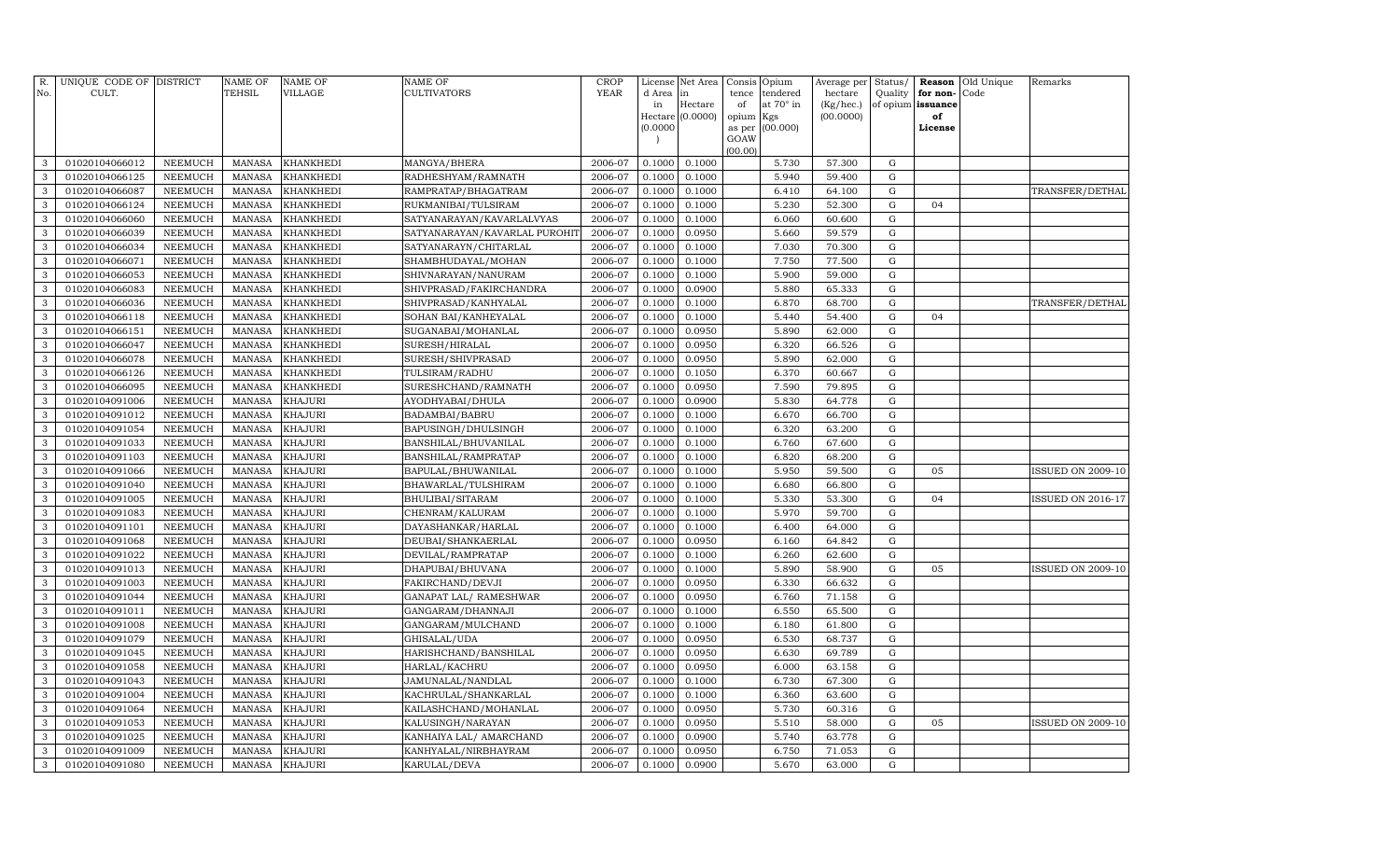| R. No. | UNIQUE CODE OF CULT. | DISTRICT | NAME OF TEHSIL | NAME OF VILLAGE | NAME OF CULTIVATORS | CROP YEAR | License d Area in Hectare (0.0000) | Net Area in Hectare (0.0000) | Consis tence of opium as per GOAW (00.00) | Opium tendered at 70° in Kgs (00.000) | Average per hectare (Kg/hec.) (00.0000) | Status/ Quality of opium | Reason for non-issuance of License | Old Unique Code | Remarks |
|---|---|---|---|---|---|---|---|---|---|---|---|---|---|---|---|
| 3 | 01020104066012 | NEEMUCH | MANASA | KHANKHEDI | MANGYA/BHERA | 2006-07 | 0.1000 | 0.1000 | | 5.730 | 57.300 | G | | | |
| 3 | 01020104066125 | NEEMUCH | MANASA | KHANKHEDI | RADHESHYAM/RAMNATH | 2006-07 | 0.1000 | 0.1000 | | 5.940 | 59.400 | G | | | |
| 3 | 01020104066087 | NEEMUCH | MANASA | KHANKHEDI | RAMPRATAP/BHAGATRAM | 2006-07 | 0.1000 | 0.1000 | | 6.410 | 64.100 | G | | | TRANSFER/DETHAL |
| 3 | 01020104066124 | NEEMUCH | MANASA | KHANKHEDI | RUKMANIBAI/TULSIRAM | 2006-07 | 0.1000 | 0.1000 | | 5.230 | 52.300 | G | 04 | | |
| 3 | 01020104066060 | NEEMUCH | MANASA | KHANKHEDI | SATYANARAYAN/KAVARLALVYAS | 2006-07 | 0.1000 | 0.1000 | | 6.060 | 60.600 | G | | | |
| 3 | 01020104066039 | NEEMUCH | MANASA | KHANKHEDI | SATYANARAYAN/KAVARLAL PUROHIT | 2006-07 | 0.1000 | 0.0950 | | 5.660 | 59.579 | G | | | |
| 3 | 01020104066034 | NEEMUCH | MANASA | KHANKHEDI | SATYANARAYN/CHITARLAL | 2006-07 | 0.1000 | 0.1000 | | 7.030 | 70.300 | G | | | |
| 3 | 01020104066071 | NEEMUCH | MANASA | KHANKHEDI | SHAMBHUDAYAL/MOHAN | 2006-07 | 0.1000 | 0.1000 | | 7.750 | 77.500 | G | | | |
| 3 | 01020104066053 | NEEMUCH | MANASA | KHANKHEDI | SHIVNARAYAN/NANURAM | 2006-07 | 0.1000 | 0.1000 | | 5.900 | 59.000 | G | | | |
| 3 | 01020104066083 | NEEMUCH | MANASA | KHANKHEDI | SHIVPRASAD/FAKIRCHANDRA | 2006-07 | 0.1000 | 0.0900 | | 5.880 | 65.333 | G | | | |
| 3 | 01020104066036 | NEEMUCH | MANASA | KHANKHEDI | SHIVPRASAD/KANHYALAL | 2006-07 | 0.1000 | 0.1000 | | 6.870 | 68.700 | G | | | TRANSFER/DETHAL |
| 3 | 01020104066118 | NEEMUCH | MANASA | KHANKHEDI | SOHAN BAI/KANHEYALAL | 2006-07 | 0.1000 | 0.1000 | | 5.440 | 54.400 | G | 04 | | |
| 3 | 01020104066151 | NEEMUCH | MANASA | KHANKHEDI | SUGANABAI/MOHANLAL | 2006-07 | 0.1000 | 0.0950 | | 5.890 | 62.000 | G | | | |
| 3 | 01020104066047 | NEEMUCH | MANASA | KHANKHEDI | SURESH/HIRALAL | 2006-07 | 0.1000 | 0.0950 | | 6.320 | 66.526 | G | | | |
| 3 | 01020104066078 | NEEMUCH | MANASA | KHANKHEDI | SURESH/SHIVPRASAD | 2006-07 | 0.1000 | 0.0950 | | 5.890 | 62.000 | G | | | |
| 3 | 01020104066126 | NEEMUCH | MANASA | KHANKHEDI | TULSIRAM/RADHU | 2006-07 | 0.1000 | 0.1050 | | 6.370 | 60.667 | G | | | |
| 3 | 01020104066095 | NEEMUCH | MANASA | KHANKHEDI | SURESHCHAND/RAMNATH | 2006-07 | 0.1000 | 0.0950 | | 7.590 | 79.895 | G | | | |
| 3 | 01020104091006 | NEEMUCH | MANASA | KHAJURI | AYODHYABAI/DHULA | 2006-07 | 0.1000 | 0.0900 | | 5.830 | 64.778 | G | | | |
| 3 | 01020104091012 | NEEMUCH | MANASA | KHAJURI | BADAMBAI/BABRU | 2006-07 | 0.1000 | 0.1000 | | 6.670 | 66.700 | G | | | |
| 3 | 01020104091054 | NEEMUCH | MANASA | KHAJURI | BAPUSINGH/DHULSINGH | 2006-07 | 0.1000 | 0.1000 | | 6.320 | 63.200 | G | | | |
| 3 | 01020104091033 | NEEMUCH | MANASA | KHAJURI | BANSHILAL/BHUVANILAL | 2006-07 | 0.1000 | 0.1000 | | 6.760 | 67.600 | G | | | |
| 3 | 01020104091103 | NEEMUCH | MANASA | KHAJURI | BANSHILAL/RAMPRATAP | 2006-07 | 0.1000 | 0.1000 | | 6.820 | 68.200 | G | | | |
| 3 | 01020104091066 | NEEMUCH | MANASA | KHAJURI | BAPULAL/BHUWANILAL | 2006-07 | 0.1000 | 0.1000 | | 5.950 | 59.500 | G | 05 | | ISSUED ON 2009-10 |
| 3 | 01020104091040 | NEEMUCH | MANASA | KHAJURI | BHAWARLAL/TULSHIRAM | 2006-07 | 0.1000 | 0.1000 | | 6.680 | 66.800 | G | | | |
| 3 | 01020104091005 | NEEMUCH | MANASA | KHAJURI | BHULIBAI/SITARAM | 2006-07 | 0.1000 | 0.1000 | | 5.330 | 53.300 | G | 04 | | ISSUED ON 2016-17 |
| 3 | 01020104091083 | NEEMUCH | MANASA | KHAJURI | CHENRAM/KALURAM | 2006-07 | 0.1000 | 0.1000 | | 5.970 | 59.700 | G | | | |
| 3 | 01020104091101 | NEEMUCH | MANASA | KHAJURI | DAYASHANKAR/HARLAL | 2006-07 | 0.1000 | 0.1000 | | 6.400 | 64.000 | G | | | |
| 3 | 01020104091068 | NEEMUCH | MANASA | KHAJURI | DEUBAI/SHANKAERLAL | 2006-07 | 0.1000 | 0.0950 | | 6.160 | 64.842 | G | | | |
| 3 | 01020104091022 | NEEMUCH | MANASA | KHAJURI | DEVILAL/RAMPRATAP | 2006-07 | 0.1000 | 0.1000 | | 6.260 | 62.600 | G | | | |
| 3 | 01020104091013 | NEEMUCH | MANASA | KHAJURI | DHAPUBAI/BHUVANA | 2006-07 | 0.1000 | 0.1000 | | 5.890 | 58.900 | G | 05 | | ISSUED ON 2009-10 |
| 3 | 01020104091003 | NEEMUCH | MANASA | KHAJURI | FAKIRCHAND/DEVJI | 2006-07 | 0.1000 | 0.0950 | | 6.330 | 66.632 | G | | | |
| 3 | 01020104091044 | NEEMUCH | MANASA | KHAJURI | GANAPAT LAL/ RAMESHWAR | 2006-07 | 0.1000 | 0.0950 | | 6.760 | 71.158 | G | | | |
| 3 | 01020104091011 | NEEMUCH | MANASA | KHAJURI | GANGARAM/DHANNAJI | 2006-07 | 0.1000 | 0.1000 | | 6.550 | 65.500 | G | | | |
| 3 | 01020104091008 | NEEMUCH | MANASA | KHAJURI | GANGARAM/MULCHAND | 2006-07 | 0.1000 | 0.1000 | | 6.180 | 61.800 | G | | | |
| 3 | 01020104091079 | NEEMUCH | MANASA | KHAJURI | GHISALAL/UDA | 2006-07 | 0.1000 | 0.0950 | | 6.530 | 68.737 | G | | | |
| 3 | 01020104091045 | NEEMUCH | MANASA | KHAJURI | HARISHCHAND/BANSHILAL | 2006-07 | 0.1000 | 0.0950 | | 6.630 | 69.789 | G | | | |
| 3 | 01020104091058 | NEEMUCH | MANASA | KHAJURI | HARLAL/KACHRU | 2006-07 | 0.1000 | 0.0950 | | 6.000 | 63.158 | G | | | |
| 3 | 01020104091043 | NEEMUCH | MANASA | KHAJURI | JAMUNALAL/NANDLAL | 2006-07 | 0.1000 | 0.1000 | | 6.730 | 67.300 | G | | | |
| 3 | 01020104091004 | NEEMUCH | MANASA | KHAJURI | KACHRULAL/SHANKARLAL | 2006-07 | 0.1000 | 0.1000 | | 6.360 | 63.600 | G | | | |
| 3 | 01020104091064 | NEEMUCH | MANASA | KHAJURI | KAILASHCHAND/MOHANLAL | 2006-07 | 0.1000 | 0.0950 | | 5.730 | 60.316 | G | | | |
| 3 | 01020104091053 | NEEMUCH | MANASA | KHAJURI | KALUSINGH/NARAYAN | 2006-07 | 0.1000 | 0.0950 | | 5.510 | 58.000 | G | 05 | | ISSUED ON 2009-10 |
| 3 | 01020104091025 | NEEMUCH | MANASA | KHAJURI | KANHAIYA LAL/ AMARCHAND | 2006-07 | 0.1000 | 0.0900 | | 5.740 | 63.778 | G | | | |
| 3 | 01020104091009 | NEEMUCH | MANASA | KHAJURI | KANHYALAL/NIRBHAYRAM | 2006-07 | 0.1000 | 0.0950 | | 6.750 | 71.053 | G | | | |
| 3 | 01020104091080 | NEEMUCH | MANASA | KHAJURI | KARULAL/DEVA | 2006-07 | 0.1000 | 0.0900 | | 5.670 | 63.000 | G | | | |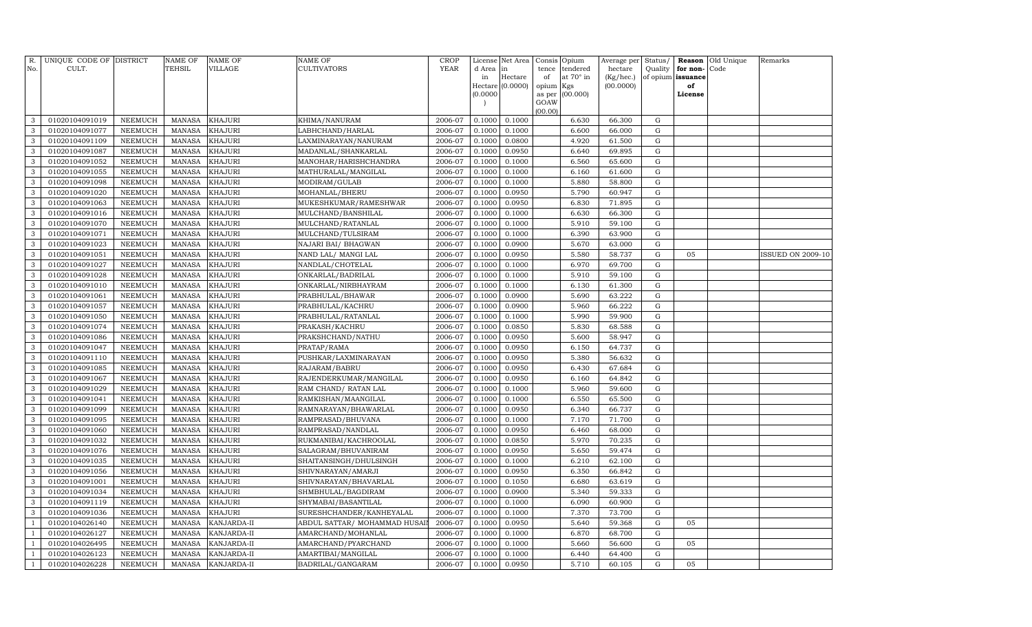| R. No. | UNIQUE CODE OF CULT. | DISTRICT | NAME OF TEHSIL | NAME OF VILLAGE | NAME OF CULTIVATORS | CROP YEAR | License d Area in Hectare (0.0000) | Net Area in Hectare (0.0000) | Consis tence of opium as per GOAW (00.00) | Opium tendered at 70° in Kgs (00.000) | Average per hectare (Kg/hec.) (00.0000) | Status/ Quality of opium | Reason for non-issuance of License | Old Unique Code | Remarks |
|---|---|---|---|---|---|---|---|---|---|---|---|---|---|---|---|
| 3 | 01020104091019 | NEEMUCH | MANASA | KHAJURI | KHIMA/NANURAM | 2006-07 | 0.1000 | 0.1000 | | 6.630 | 66.300 | G | | | |
| 3 | 01020104091077 | NEEMUCH | MANASA | KHAJURI | LABHCHAND/HARLAL | 2006-07 | 0.1000 | 0.1000 | | 6.600 | 66.000 | G | | | |
| 3 | 01020104091109 | NEEMUCH | MANASA | KHAJURI | LAXMINARAYAN/NANURAM | 2006-07 | 0.1000 | 0.0800 | | 4.920 | 61.500 | G | | | |
| 3 | 01020104091087 | NEEMUCH | MANASA | KHAJURI | MADANLAL/SHANKARLAL | 2006-07 | 0.1000 | 0.0950 | | 6.640 | 69.895 | G | | | |
| 3 | 01020104091052 | NEEMUCH | MANASA | KHAJURI | MANOHAR/HARISHCHANDRA | 2006-07 | 0.1000 | 0.1000 | | 6.560 | 65.600 | G | | | |
| 3 | 01020104091055 | NEEMUCH | MANASA | KHAJURI | MATHURALAL/MANGILAL | 2006-07 | 0.1000 | 0.1000 | | 6.160 | 61.600 | G | | | |
| 3 | 01020104091098 | NEEMUCH | MANASA | KHAJURI | MODIRAM/GULAB | 2006-07 | 0.1000 | 0.1000 | | 5.880 | 58.800 | G | | | |
| 3 | 01020104091020 | NEEMUCH | MANASA | KHAJURI | MOHANLAL/BHERU | 2006-07 | 0.1000 | 0.0950 | | 5.790 | 60.947 | G | | | |
| 3 | 01020104091063 | NEEMUCH | MANASA | KHAJURI | MUKESHKUMAR/RAMESHWAR | 2006-07 | 0.1000 | 0.0950 | | 6.830 | 71.895 | G | | | |
| 3 | 01020104091016 | NEEMUCH | MANASA | KHAJURI | MULCHAND/BANSHILAL | 2006-07 | 0.1000 | 0.1000 | | 6.630 | 66.300 | G | | | |
| 3 | 01020104091070 | NEEMUCH | MANASA | KHAJURI | MULCHAND/RATANLAL | 2006-07 | 0.1000 | 0.1000 | | 5.910 | 59.100 | G | | | |
| 3 | 01020104091071 | NEEMUCH | MANASA | KHAJURI | MULCHAND/TULSIRAM | 2006-07 | 0.1000 | 0.1000 | | 6.390 | 63.900 | G | | | |
| 3 | 01020104091023 | NEEMUCH | MANASA | KHAJURI | NAJARI BAI/ BHAGWAN | 2006-07 | 0.1000 | 0.0900 | | 5.670 | 63.000 | G | | | |
| 3 | 01020104091051 | NEEMUCH | MANASA | KHAJURI | NAND LAL/ MANGI LAL | 2006-07 | 0.1000 | 0.0950 | | 5.580 | 58.737 | G | 05 | | ISSUED ON 2009-10 |
| 3 | 01020104091027 | NEEMUCH | MANASA | KHAJURI | NANDLAL/CHOTELAL | 2006-07 | 0.1000 | 0.1000 | | 6.970 | 69.700 | G | | | |
| 3 | 01020104091028 | NEEMUCH | MANASA | KHAJURI | ONKARLAL/BADRILAL | 2006-07 | 0.1000 | 0.1000 | | 5.910 | 59.100 | G | | | |
| 3 | 01020104091010 | NEEMUCH | MANASA | KHAJURI | ONKARLAL/NIRBHAYRAM | 2006-07 | 0.1000 | 0.1000 | | 6.130 | 61.300 | G | | | |
| 3 | 01020104091061 | NEEMUCH | MANASA | KHAJURI | PRABHULAL/BHAWAR | 2006-07 | 0.1000 | 0.0900 | | 5.690 | 63.222 | G | | | |
| 3 | 01020104091057 | NEEMUCH | MANASA | KHAJURI | PRABHULAL/KACHRU | 2006-07 | 0.1000 | 0.0900 | | 5.960 | 66.222 | G | | | |
| 3 | 01020104091050 | NEEMUCH | MANASA | KHAJURI | PRABHULAL/RATANLAL | 2006-07 | 0.1000 | 0.1000 | | 5.990 | 59.900 | G | | | |
| 3 | 01020104091074 | NEEMUCH | MANASA | KHAJURI | PRAKASH/KACHRU | 2006-07 | 0.1000 | 0.0850 | | 5.830 | 68.588 | G | | | |
| 3 | 01020104091086 | NEEMUCH | MANASA | KHAJURI | PRAKSHCHAND/NATHU | 2006-07 | 0.1000 | 0.0950 | | 5.600 | 58.947 | G | | | |
| 3 | 01020104091047 | NEEMUCH | MANASA | KHAJURI | PRATAP/RAMA | 2006-07 | 0.1000 | 0.0950 | | 6.150 | 64.737 | G | | | |
| 3 | 01020104091110 | NEEMUCH | MANASA | KHAJURI | PUSHKAR/LAXMINARAYAN | 2006-07 | 0.1000 | 0.0950 | | 5.380 | 56.632 | G | | | |
| 3 | 01020104091085 | NEEMUCH | MANASA | KHAJURI | RAJARAM/BABRU | 2006-07 | 0.1000 | 0.0950 | | 6.430 | 67.684 | G | | | |
| 3 | 01020104091067 | NEEMUCH | MANASA | KHAJURI | RAJENDERKUMAR/MANGILAL | 2006-07 | 0.1000 | 0.0950 | | 6.160 | 64.842 | G | | | |
| 3 | 01020104091029 | NEEMUCH | MANASA | KHAJURI | RAM CHAND/ RATAN LAL | 2006-07 | 0.1000 | 0.1000 | | 5.960 | 59.600 | G | | | |
| 3 | 01020104091041 | NEEMUCH | MANASA | KHAJURI | RAMKISHAN/MAANGILAL | 2006-07 | 0.1000 | 0.1000 | | 6.550 | 65.500 | G | | | |
| 3 | 01020104091099 | NEEMUCH | MANASA | KHAJURI | RAMNARAYAN/BHAWARLAL | 2006-07 | 0.1000 | 0.0950 | | 6.340 | 66.737 | G | | | |
| 3 | 01020104091095 | NEEMUCH | MANASA | KHAJURI | RAMPRASAD/BHUVANA | 2006-07 | 0.1000 | 0.1000 | | 7.170 | 71.700 | G | | | |
| 3 | 01020104091060 | NEEMUCH | MANASA | KHAJURI | RAMPRASAD/NANDLAL | 2006-07 | 0.1000 | 0.0950 | | 6.460 | 68.000 | G | | | |
| 3 | 01020104091032 | NEEMUCH | MANASA | KHAJURI | RUKMANIBAI/KACHROOLAL | 2006-07 | 0.1000 | 0.0850 | | 5.970 | 70.235 | G | | | |
| 3 | 01020104091076 | NEEMUCH | MANASA | KHAJURI | SALAGRAM/BHUVANIRAM | 2006-07 | 0.1000 | 0.0950 | | 5.650 | 59.474 | G | | | |
| 3 | 01020104091035 | NEEMUCH | MANASA | KHAJURI | SHAITANSINGH/DHULSINGH | 2006-07 | 0.1000 | 0.1000 | | 6.210 | 62.100 | G | | | |
| 3 | 01020104091056 | NEEMUCH | MANASA | KHAJURI | SHIVNARAYAN/AMARJI | 2006-07 | 0.1000 | 0.0950 | | 6.350 | 66.842 | G | | | |
| 3 | 01020104091001 | NEEMUCH | MANASA | KHAJURI | SHIVNARAYAN/BHAVARLAL | 2006-07 | 0.1000 | 0.1050 | | 6.680 | 63.619 | G | | | |
| 3 | 01020104091034 | NEEMUCH | MANASA | KHAJURI | SHMBHULAL/BAGDIRAM | 2006-07 | 0.1000 | 0.0900 | | 5.340 | 59.333 | G | | | |
| 3 | 01020104091119 | NEEMUCH | MANASA | KHAJURI | SHYMABAI/BASANTILAL | 2006-07 | 0.1000 | 0.1000 | | 6.090 | 60.900 | G | | | |
| 3 | 01020104091036 | NEEMUCH | MANASA | KHAJURI | SURESHCHANDER/KANHEYALAL | 2006-07 | 0.1000 | 0.1000 | | 7.370 | 73.700 | G | | | |
| 1 | 01020104026140 | NEEMUCH | MANASA | KANJARDA-II | ABDUL SATTAR/ MOHAMMAD HUSAIN | 2006-07 | 0.1000 | 0.0950 | | 5.640 | 59.368 | G | 05 | | |
| 1 | 01020104026127 | NEEMUCH | MANASA | KANJARDA-II | AMARCHAND/MOHANLAL | 2006-07 | 0.1000 | 0.1000 | | 6.870 | 68.700 | G | | | |
| 1 | 01020104026495 | NEEMUCH | MANASA | KANJARDA-II | AMARCHAND/PYARCHAND | 2006-07 | 0.1000 | 0.1000 | | 5.660 | 56.600 | G | 05 | | |
| 1 | 01020104026123 | NEEMUCH | MANASA | KANJARDA-II | AMARTIBAI/MANGILAL | 2006-07 | 0.1000 | 0.1000 | | 6.440 | 64.400 | G | | | |
| 1 | 01020104026228 | NEEMUCH | MANASA | KANJARDA-II | BADRILAL/GANGARAM | 2006-07 | 0.1000 | 0.0950 | | 5.710 | 60.105 | G | 05 | | |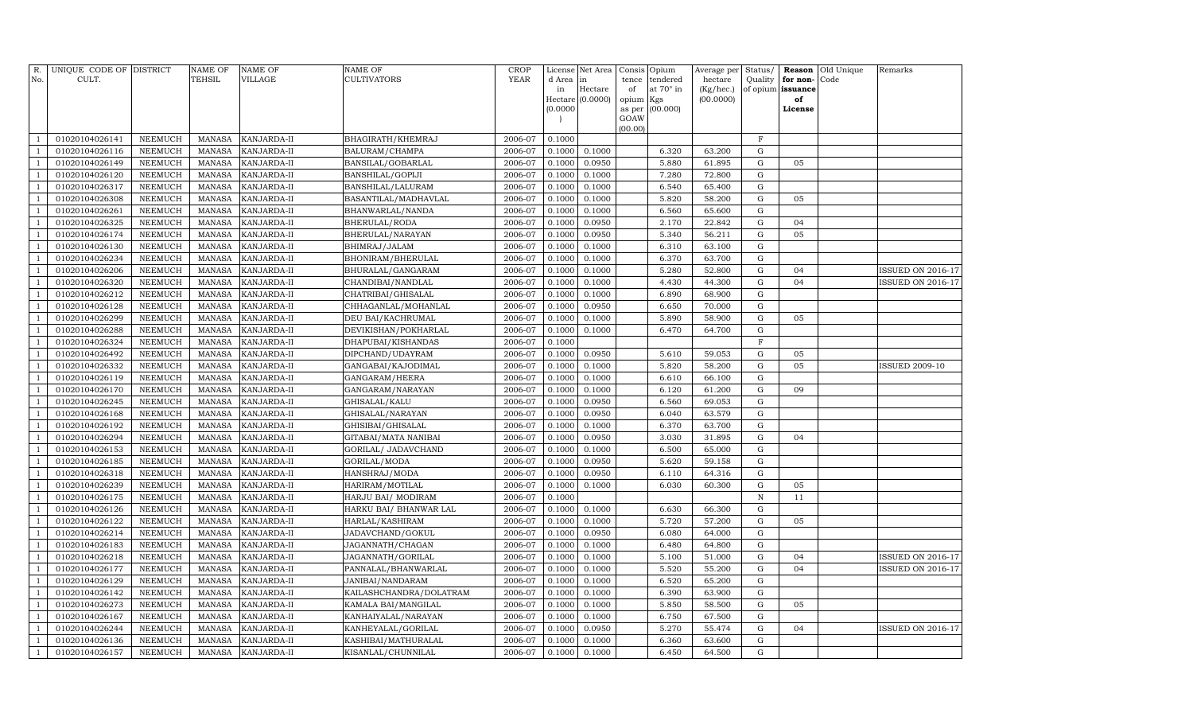| R. No. | UNIQUE CODE OF CULT. | DISTRICT | NAME OF TEHSIL | NAME OF VILLAGE | NAME OF CULTIVATORS | CROP YEAR | License d Area in Hectare (0.0000) | Net Area in Hectare (0.0000) | Consis tence of opium as per GOAW (00.00) | Opium tendered at 70° in Kgs (00.000) | Average per hectare (Kg/hec.) (00.0000) | Status/ Quality of opium | Reason for non-issuance of License | Old Unique Code | Remarks |
|---|---|---|---|---|---|---|---|---|---|---|---|---|---|---|---|
| 1 | 01020104026141 | NEEMUCH | MANASA | KANJARDA-II | BHAGIRATH/KHEMRAJ | 2006-07 | 0.1000 | | | | | F | | | |
| 1 | 01020104026116 | NEEMUCH | MANASA | KANJARDA-II | BALURAM/CHAMPA | 2006-07 | 0.1000 | 0.1000 | | 6.320 | 63.200 | G | | | |
| 1 | 01020104026149 | NEEMUCH | MANASA | KANJARDA-II | BANSILAL/GOBARLAL | 2006-07 | 0.1000 | 0.0950 | | 5.880 | 61.895 | G | 05 | | |
| 1 | 01020104026120 | NEEMUCH | MANASA | KANJARDA-II | BANSHILAL/GOPIJI | 2006-07 | 0.1000 | 0.1000 | | 7.280 | 72.800 | G | | | |
| 1 | 01020104026317 | NEEMUCH | MANASA | KANJARDA-II | BANSHILAL/LALURAM | 2006-07 | 0.1000 | 0.1000 | | 6.540 | 65.400 | G | | | |
| 1 | 01020104026308 | NEEMUCH | MANASA | KANJARDA-II | BASANTILAL/MADHAVLAL | 2006-07 | 0.1000 | 0.1000 | | 5.820 | 58.200 | G | 05 | | |
| 1 | 01020104026261 | NEEMUCH | MANASA | KANJARDA-II | BHANWARLAL/NANDA | 2006-07 | 0.1000 | 0.1000 | | 6.560 | 65.600 | G | | | |
| 1 | 01020104026325 | NEEMUCH | MANASA | KANJARDA-II | BHERULAL/RODA | 2006-07 | 0.1000 | 0.0950 | | 2.170 | 22.842 | G | 04 | | |
| 1 | 01020104026174 | NEEMUCH | MANASA | KANJARDA-II | BHERULAL/NARAYAN | 2006-07 | 0.1000 | 0.0950 | | 5.340 | 56.211 | G | 05 | | |
| 1 | 01020104026130 | NEEMUCH | MANASA | KANJARDA-II | BHIMRAJ/JALAM | 2006-07 | 0.1000 | 0.1000 | | 6.310 | 63.100 | G | | | |
| 1 | 01020104026234 | NEEMUCH | MANASA | KANJARDA-II | BHONIRAM/BHERULAL | 2006-07 | 0.1000 | 0.1000 | | 6.370 | 63.700 | G | | | |
| 1 | 01020104026206 | NEEMUCH | MANASA | KANJARDA-II | BHURALAL/GANGARAM | 2006-07 | 0.1000 | 0.1000 | | 5.280 | 52.800 | G | 04 | | ISSUED ON 2016-17 |
| 1 | 01020104026320 | NEEMUCH | MANASA | KANJARDA-II | CHANDIBAI/NANDLAL | 2006-07 | 0.1000 | 0.1000 | | 4.430 | 44.300 | G | 04 | | ISSUED ON 2016-17 |
| 1 | 01020104026212 | NEEMUCH | MANASA | KANJARDA-II | CHATRIBAI/GHISALAL | 2006-07 | 0.1000 | 0.1000 | | 6.890 | 68.900 | G | | | |
| 1 | 01020104026128 | NEEMUCH | MANASA | KANJARDA-II | CHHAGANLAL/MOHANLAL | 2006-07 | 0.1000 | 0.0950 | | 6.650 | 70.000 | G | | | |
| 1 | 01020104026299 | NEEMUCH | MANASA | KANJARDA-II | DEU BAI/KACHRUMAL | 2006-07 | 0.1000 | 0.1000 | | 5.890 | 58.900 | G | 05 | | |
| 1 | 01020104026288 | NEEMUCH | MANASA | KANJARDA-II | DEVIKISHAN/POKHARLAL | 2006-07 | 0.1000 | 0.1000 | | 6.470 | 64.700 | G | | | |
| 1 | 01020104026324 | NEEMUCH | MANASA | KANJARDA-II | DHAPUBAI/KISHANDAS | 2006-07 | 0.1000 | | | | | F | | | |
| 1 | 01020104026492 | NEEMUCH | MANASA | KANJARDA-II | DIPCHAND/UDAYRAM | 2006-07 | 0.1000 | 0.0950 | | 5.610 | 59.053 | G | 05 | | |
| 1 | 01020104026332 | NEEMUCH | MANASA | KANJARDA-II | GANGABAI/KAJODIMAL | 2006-07 | 0.1000 | 0.1000 | | 5.820 | 58.200 | G | 05 | | ISSUED 2009-10 |
| 1 | 01020104026119 | NEEMUCH | MANASA | KANJARDA-II | GANGARAM/HEERA | 2006-07 | 0.1000 | 0.1000 | | 6.610 | 66.100 | G | | | |
| 1 | 01020104026170 | NEEMUCH | MANASA | KANJARDA-II | GANGARAM/NARAYAN | 2006-07 | 0.1000 | 0.1000 | | 6.120 | 61.200 | G | 09 | | |
| 1 | 01020104026245 | NEEMUCH | MANASA | KANJARDA-II | GHISALAL/KALU | 2006-07 | 0.1000 | 0.0950 | | 6.560 | 69.053 | G | | | |
| 1 | 01020104026168 | NEEMUCH | MANASA | KANJARDA-II | GHISALAL/NARAYAN | 2006-07 | 0.1000 | 0.0950 | | 6.040 | 63.579 | G | | | |
| 1 | 01020104026192 | NEEMUCH | MANASA | KANJARDA-II | GHISIBAI/GHISALAL | 2006-07 | 0.1000 | 0.1000 | | 6.370 | 63.700 | G | | | |
| 1 | 01020104026294 | NEEMUCH | MANASA | KANJARDA-II | GITABAI/MATA NANIBAI | 2006-07 | 0.1000 | 0.0950 | | 3.030 | 31.895 | G | 04 | | |
| 1 | 01020104026153 | NEEMUCH | MANASA | KANJARDA-II | GORILAL/ JADAVCHAND | 2006-07 | 0.1000 | 0.1000 | | 6.500 | 65.000 | G | | | |
| 1 | 01020104026185 | NEEMUCH | MANASA | KANJARDA-II | GORILAL/MODA | 2006-07 | 0.1000 | 0.0950 | | 5.620 | 59.158 | G | | | |
| 1 | 01020104026318 | NEEMUCH | MANASA | KANJARDA-II | HANSHRAJ/MODA | 2006-07 | 0.1000 | 0.0950 | | 6.110 | 64.316 | G | | | |
| 1 | 01020104026239 | NEEMUCH | MANASA | KANJARDA-II | HARIRAM/MOTILAL | 2006-07 | 0.1000 | 0.1000 | | 6.030 | 60.300 | G | 05 | | |
| 1 | 01020104026175 | NEEMUCH | MANASA | KANJARDA-II | HARJU BAI/ MODIRAM | 2006-07 | 0.1000 | | | | | N | 11 | | |
| 1 | 01020104026126 | NEEMUCH | MANASA | KANJARDA-II | HARKU BAI/ BHANWAR LAL | 2006-07 | 0.1000 | 0.1000 | | 6.630 | 66.300 | G | | | |
| 1 | 01020104026122 | NEEMUCH | MANASA | KANJARDA-II | HARLAL/KASHIRAM | 2006-07 | 0.1000 | 0.1000 | | 5.720 | 57.200 | G | 05 | | |
| 1 | 01020104026214 | NEEMUCH | MANASA | KANJARDA-II | JADAVCHAND/GOKUL | 2006-07 | 0.1000 | 0.0950 | | 6.080 | 64.000 | G | | | |
| 1 | 01020104026183 | NEEMUCH | MANASA | KANJARDA-II | JAGANNATH/CHAGAN | 2006-07 | 0.1000 | 0.1000 | | 6.480 | 64.800 | G | | | |
| 1 | 01020104026218 | NEEMUCH | MANASA | KANJARDA-II | JAGANNATH/GORILAL | 2006-07 | 0.1000 | 0.1000 | | 5.100 | 51.000 | G | 04 | | ISSUED ON 2016-17 |
| 1 | 01020104026177 | NEEMUCH | MANASA | KANJARDA-II | PANNALAL/BHANWARLAL | 2006-07 | 0.1000 | 0.1000 | | 5.520 | 55.200 | G | 04 | | ISSUED ON 2016-17 |
| 1 | 01020104026129 | NEEMUCH | MANASA | KANJARDA-II | JANIBAI/NANDARAM | 2006-07 | 0.1000 | 0.1000 | | 6.520 | 65.200 | G | | | |
| 1 | 01020104026142 | NEEMUCH | MANASA | KANJARDA-II | KAILASHCHANDRA/DOLATRAM | 2006-07 | 0.1000 | 0.1000 | | 6.390 | 63.900 | G | | | |
| 1 | 01020104026273 | NEEMUCH | MANASA | KANJARDA-II | KAMALA BAI/MANGILAL | 2006-07 | 0.1000 | 0.1000 | | 5.850 | 58.500 | G | 05 | | |
| 1 | 01020104026167 | NEEMUCH | MANASA | KANJARDA-II | KANHAIYALAL/NARAYAN | 2006-07 | 0.1000 | 0.1000 | | 6.750 | 67.500 | G | | | |
| 1 | 01020104026244 | NEEMUCH | MANASA | KANJARDA-II | KANHEYALAL/GORILAL | 2006-07 | 0.1000 | 0.0950 | | 5.270 | 55.474 | G | 04 | | ISSUED ON 2016-17 |
| 1 | 01020104026136 | NEEMUCH | MANASA | KANJARDA-II | KASHIBAI/MATHURALAL | 2006-07 | 0.1000 | 0.1000 | | 6.360 | 63.600 | G | | | |
| 1 | 01020104026157 | NEEMUCH | MANASA | KANJARDA-II | KISANLAL/CHUNNILAL | 2006-07 | 0.1000 | 0.1000 | | 6.450 | 64.500 | G | | | |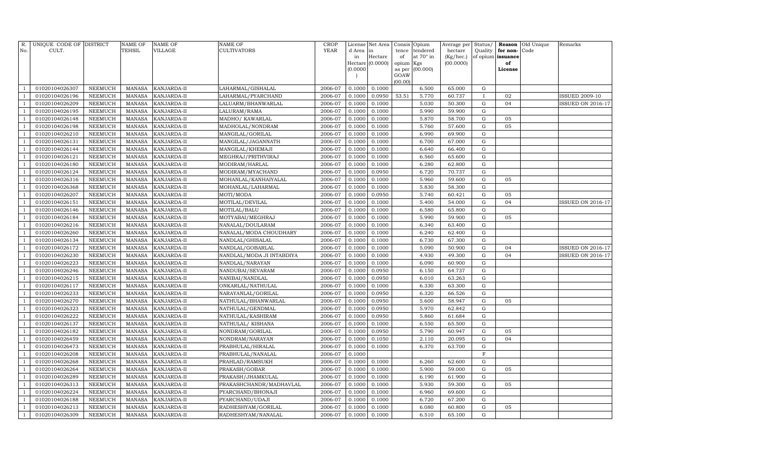| R. No. | UNIQUE CODE OF CULT. | DISTRICT | NAME OF TEHSIL | NAME OF VILLAGE | NAME OF CULTIVATORS | CROP YEAR | License d Area in Hectare (0.0000) | Net Area in Hectare (0.0000) | Consis tence of opium as per GOAW (00.00) | Opium tendered at 70° in Kgs (00.000) | Average per hectare (Kg/hec.) (00.0000) | Status/ Quality of opium | Reason for non-issuance of License | Old Unique Code | Remarks |
|---|---|---|---|---|---|---|---|---|---|---|---|---|---|---|---|
| 1 | 01020104026307 | NEEMUCH | MANASA | KANJARDA-II | LAHARMAL/GISHALAL | 2006-07 | 0.1000 | 0.1000 | | 6.500 | 65.000 | G | | | |
| 1 | 01020104026196 | NEEMUCH | MANASA | KANJARDA-II | LAHARMAL/PYARCHAND | 2006-07 | 0.1000 | 0.0950 | 53.51 | 5.770 | 60.737 | I | 02 | | ISSUED 2009-10 |
| 1 | 01020104026209 | NEEMUCH | MANASA | KANJARDA-II | LALUARM/BHANWARLAL | 2006-07 | 0.1000 | 0.1000 | | 5.030 | 50.300 | G | 04 | | ISSUED ON 2016-17 |
| 1 | 01020104026195 | NEEMUCH | MANASA | KANJARDA-II | LALURAM/RAMA | 2006-07 | 0.1000 | 0.1000 | | 5.990 | 59.900 | G | | | |
| 1 | 01020104026148 | NEEMUCH | MANASA | KANJARDA-II | MADHO/ KAWARLAL | 2006-07 | 0.1000 | 0.1000 | | 5.870 | 58.700 | G | 05 | | |
| 1 | 01020104026198 | NEEMUCH | MANASA | KANJARDA-II | MADHOLAL/NONDRAM | 2006-07 | 0.1000 | 0.1000 | | 5.760 | 57.600 | G | 05 | | |
| 1 | 01020104026210 | NEEMUCH | MANASA | KANJARDA-II | MANGILAL/GORILAL | 2006-07 | 0.1000 | 0.1000 | | 6.990 | 69.900 | G | | | |
| 1 | 01020104026131 | NEEMUCH | MANASA | KANJARDA-II | MANGILAL/JAGANNATH | 2006-07 | 0.1000 | 0.1000 | | 6.700 | 67.000 | G | | | |
| 1 | 01020104026144 | NEEMUCH | MANASA | KANJARDA-II | MANGILAL/KHEMAJI | 2006-07 | 0.1000 | 0.1000 | | 6.640 | 66.400 | G | | | |
| 1 | 01020104026121 | NEEMUCH | MANASA | KANJARDA-II | MEGHRAJ/PRITHVIRAJ | 2006-07 | 0.1000 | 0.1000 | | 6.560 | 65.600 | G | | | |
| 1 | 01020104026180 | NEEMUCH | MANASA | KANJARDA-II | MODIRAM/HARLAL | 2006-07 | 0.1000 | 0.1000 | | 6.280 | 62.800 | G | | | |
| 1 | 01020104026124 | NEEMUCH | MANASA | KANJARDA-II | MODIRAM/MYACHAND | 2006-07 | 0.1000 | 0.0950 | | 6.720 | 70.737 | G | | | |
| 1 | 01020104026316 | NEEMUCH | MANASA | KANJARDA-II | MOHANLAL/KANHAIYALAL | 2006-07 | 0.1000 | 0.1000 | | 5.960 | 59.600 | G | 05 | | |
| 1 | 01020104026368 | NEEMUCH | MANASA | KANJARDA-II | MOHANLAL/LAHARMAL | 2006-07 | 0.1000 | 0.1000 | | 5.830 | 58.300 | G | | | |
| 1 | 01020104026207 | NEEMUCH | MANASA | KANJARDA-II | MOTI/MODA | 2006-07 | 0.1000 | 0.0950 | | 5.740 | 60.421 | G | 05 | | |
| 1 | 01020104026151 | NEEMUCH | MANASA | KANJARDA-II | MOTILAL/DEVILAL | 2006-07 | 0.1000 | 0.1000 | | 5.400 | 54.000 | G | 04 | | ISSUED ON 2016-17 |
| 1 | 01020104026146 | NEEMUCH | MANASA | KANJARDA-II | MOTILAL/BALU | 2006-07 | 0.1000 | 0.1000 | | 6.580 | 65.800 | G | | | |
| 1 | 01020104026184 | NEEMUCH | MANASA | KANJARDA-II | MOTYABAI/MEGHRAJ | 2006-07 | 0.1000 | 0.1000 | | 5.990 | 59.900 | G | 05 | | |
| 1 | 01020104026216 | NEEMUCH | MANASA | KANJARDA-II | NANALAL/DOULARAM | 2006-07 | 0.1000 | 0.1000 | | 6.340 | 63.400 | G | | | |
| 1 | 01020104026260 | NEEMUCH | MANASA | KANJARDA-II | NANALAL/MODA CHOUDHARY | 2006-07 | 0.1000 | 0.1000 | | 6.240 | 62.400 | G | | | |
| 1 | 01020104026134 | NEEMUCH | MANASA | KANJARDA-II | NANDLAL/GHISALAL | 2006-07 | 0.1000 | 0.1000 | | 6.730 | 67.300 | G | | | |
| 1 | 01020104026172 | NEEMUCH | MANASA | KANJARDA-II | NANDLAL/GOBARLAL | 2006-07 | 0.1000 | 0.1000 | | 5.090 | 50.900 | G | 04 | | ISSUED ON 2016-17 |
| 1 | 01020104026230 | NEEMUCH | MANASA | KANJARDA-II | NANDLAL/MODA JI INTABDIYA | 2006-07 | 0.1000 | 0.1000 | | 4.930 | 49.300 | G | 04 | | ISSUED ON 2016-17 |
| 1 | 01020104026223 | NEEMUCH | MANASA | KANJARDA-II | NANDLAL/NARAYAN | 2006-07 | 0.1000 | 0.1000 | | 6.090 | 60.900 | G | | | |
| 1 | 01020104026246 | NEEMUCH | MANASA | KANJARDA-II | NANDUBAI/SEVARAM | 2006-07 | 0.1000 | 0.0950 | | 6.150 | 64.737 | G | | | |
| 1 | 01020104026215 | NEEMUCH | MANASA | KANJARDA-II | NANIBAI/NANDLAL | 2006-07 | 0.1000 | 0.0950 | | 6.010 | 63.263 | G | | | |
| 1 | 01020104026117 | NEEMUCH | MANASA | KANJARDA-II | ONKARLAL/NATHULAL | 2006-07 | 0.1000 | 0.1000 | | 6.330 | 63.300 | G | | | |
| 1 | 01020104026233 | NEEMUCH | MANASA | KANJARDA-II | NARAYANLAL/GORILAL | 2006-07 | 0.1000 | 0.0950 | | 6.320 | 66.526 | G | | | |
| 1 | 01020104026270 | NEEMUCH | MANASA | KANJARDA-II | NATHULAL/BHANWARLAL | 2006-07 | 0.1000 | 0.0950 | | 5.600 | 58.947 | G | 05 | | |
| 1 | 01020104026323 | NEEMUCH | MANASA | KANJARDA-II | NATHULAL/GENDMAL | 2006-07 | 0.1000 | 0.0950 | | 5.970 | 62.842 | G | | | |
| 1 | 01020104026222 | NEEMUCH | MANASA | KANJARDA-II | NATHULAL/KASHIRAM | 2006-07 | 0.1000 | 0.0950 | | 5.860 | 61.684 | G | | | |
| 1 | 01020104026137 | NEEMUCH | MANASA | KANJARDA-II | NATHULAL/ KISHANA | 2006-07 | 0.1000 | 0.1000 | | 6.550 | 65.500 | G | | | |
| 1 | 01020104026182 | NEEMUCH | MANASA | KANJARDA-II | NONDRAM/GORILAL | 2006-07 | 0.1000 | 0.0950 | | 5.790 | 60.947 | G | 05 | | |
| 1 | 01020104026459 | NEEMUCH | MANASA | KANJARDA-II | NONDRAM/NARAYAN | 2006-07 | 0.1000 | 0.1050 | | 2.110 | 20.095 | G | 04 | | |
| 1 | 01020104026473 | NEEMUCH | MANASA | KANJARDA-II | PRABHULAL/HIRALAL | 2006-07 | 0.1000 | 0.1000 | | 6.370 | 63.700 | G | | | |
| 1 | 01020104026208 | NEEMUCH | MANASA | KANJARDA-II | PRABHULAL/NANALAL | 2006-07 | 0.1000 | | | | | F | | | |
| 1 | 01020104026268 | NEEMUCH | MANASA | KANJARDA-II | PRAHLAD/RAMSUKH | 2006-07 | 0.1000 | 0.1000 | | 6.260 | 62.600 | G | | | |
| 1 | 01020104026264 | NEEMUCH | MANASA | KANJARDA-II | PRAKASH/GOBAR | 2006-07 | 0.1000 | 0.1000 | | 5.900 | 59.000 | G | 05 | | |
| 1 | 01020104026289 | NEEMUCH | MANASA | KANJARDA-II | PRAKASH/JHAMKULAL | 2006-07 | 0.1000 | 0.1000 | | 6.190 | 61.900 | G | | | |
| 1 | 01020104026313 | NEEMUCH | MANASA | KANJARDA-II | PRAKASHCHANDR/MADHAVLAL | 2006-07 | 0.1000 | 0.1000 | | 5.930 | 59.300 | G | 05 | | |
| 1 | 01020104026224 | NEEMUCH | MANASA | KANJARDA-II | PYARCHAND/BHONAJI | 2006-07 | 0.1000 | 0.1000 | | 6.960 | 69.600 | G | | | |
| 1 | 01020104026188 | NEEMUCH | MANASA | KANJARDA-II | PYARCHAND/UDAJI | 2006-07 | 0.1000 | 0.1000 | | 6.720 | 67.200 | G | | | |
| 1 | 01020104026213 | NEEMUCH | MANASA | KANJARDA-II | RADHESHYAM/GORILAL | 2006-07 | 0.1000 | 0.1000 | | 6.080 | 60.800 | G | 05 | | |
| 1 | 01020104026309 | NEEMUCH | MANASA | KANJARDA-II | RADHESHYAM/NANALAL | 2006-07 | 0.1000 | 0.1000 | | 6.510 | 65.100 | G | | | |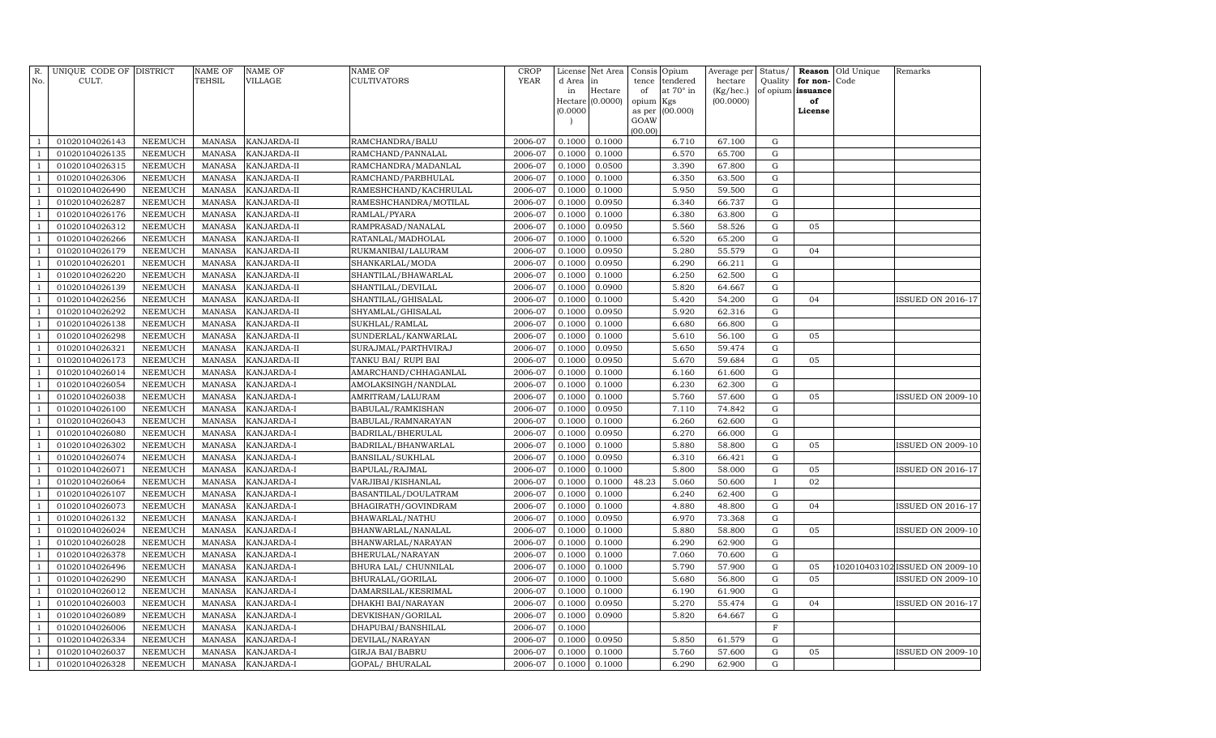| R. No. | UNIQUE CODE OF CULT. | DISTRICT | NAME OF TEHSIL | NAME OF VILLAGE | NAME OF CULTIVATORS | CROP YEAR | License d Area in Hectare (0.0000) | Net Area in Hectare (0.0000) | Consis tence of opium as per GOAW (00.00) | Opium tendered at 70° in Kgs (00.000) | Average per hectare (Kg/hec.) (00.0000) | Status/ Quality of opium | Reason for non-issuance of License | Old Unique Code | Remarks |
|---|---|---|---|---|---|---|---|---|---|---|---|---|---|---|---|
| 1 | 01020104026143 | NEEMUCH | MANASA | KANJARDA-II | RAMCHANDRA/BALU | 2006-07 | 0.1000 | 0.1000 | | 6.710 | 67.100 | G | | | |
| 1 | 01020104026135 | NEEMUCH | MANASA | KANJARDA-II | RAMCHAND/PANNALAL | 2006-07 | 0.1000 | 0.1000 | | 6.570 | 65.700 | G | | | |
| 1 | 01020104026315 | NEEMUCH | MANASA | KANJARDA-II | RAMCHANDRA/MADANLAL | 2006-07 | 0.1000 | 0.0500 | | 3.390 | 67.800 | G | | | |
| 1 | 01020104026306 | NEEMUCH | MANASA | KANJARDA-II | RAMCHAND/PARBHULAL | 2006-07 | 0.1000 | 0.1000 | | 6.350 | 63.500 | G | | | |
| 1 | 01020104026490 | NEEMUCH | MANASA | KANJARDA-II | RAMESHCHAND/KACHRULAL | 2006-07 | 0.1000 | 0.1000 | | 5.950 | 59.500 | G | | | |
| 1 | 01020104026287 | NEEMUCH | MANASA | KANJARDA-II | RAMESHCHANDRA/MOTILAL | 2006-07 | 0.1000 | 0.0950 | | 6.340 | 66.737 | G | | | |
| 1 | 01020104026176 | NEEMUCH | MANASA | KANJARDA-II | RAMLAL/PYARA | 2006-07 | 0.1000 | 0.1000 | | 6.380 | 63.800 | G | | | |
| 1 | 01020104026312 | NEEMUCH | MANASA | KANJARDA-II | RAMPRASAD/NANALAL | 2006-07 | 0.1000 | 0.0950 | | 5.560 | 58.526 | G | 05 | | |
| 1 | 01020104026266 | NEEMUCH | MANASA | KANJARDA-II | RATANLAL/MADHOLAL | 2006-07 | 0.1000 | 0.1000 | | 6.520 | 65.200 | G | | | |
| 1 | 01020104026179 | NEEMUCH | MANASA | KANJARDA-II | RUKMANIBAI/LALURAM | 2006-07 | 0.1000 | 0.0950 | | 5.280 | 55.579 | G | 04 | | |
| 1 | 01020104026201 | NEEMUCH | MANASA | KANJARDA-II | SHANKARLAL/MODA | 2006-07 | 0.1000 | 0.0950 | | 6.290 | 66.211 | G | | | |
| 1 | 01020104026220 | NEEMUCH | MANASA | KANJARDA-II | SHANTILAL/BHAWARLAL | 2006-07 | 0.1000 | 0.1000 | | 6.250 | 62.500 | G | | | |
| 1 | 01020104026139 | NEEMUCH | MANASA | KANJARDA-II | SHANTILAL/DEVILAL | 2006-07 | 0.1000 | 0.0900 | | 5.820 | 64.667 | G | | | |
| 1 | 01020104026256 | NEEMUCH | MANASA | KANJARDA-II | SHANTILAL/GHISALAL | 2006-07 | 0.1000 | 0.1000 | | 5.420 | 54.200 | G | 04 | | ISSUED ON 2016-17 |
| 1 | 01020104026292 | NEEMUCH | MANASA | KANJARDA-II | SHYAMLAL/GHISALAL | 2006-07 | 0.1000 | 0.0950 | | 5.920 | 62.316 | G | | | |
| 1 | 01020104026138 | NEEMUCH | MANASA | KANJARDA-II | SUKHLAL/RAMLAL | 2006-07 | 0.1000 | 0.1000 | | 6.680 | 66.800 | G | | | |
| 1 | 01020104026298 | NEEMUCH | MANASA | KANJARDA-II | SUNDERLAL/KANWARLAL | 2006-07 | 0.1000 | 0.1000 | | 5.610 | 56.100 | G | 05 | | |
| 1 | 01020104026321 | NEEMUCH | MANASA | KANJARDA-II | SURAJMAL/PARTHVIRAJ | 2006-07 | 0.1000 | 0.0950 | | 5.650 | 59.474 | G | | | |
| 1 | 01020104026173 | NEEMUCH | MANASA | KANJARDA-II | TANKU BAI/ RUPI BAI | 2006-07 | 0.1000 | 0.0950 | | 5.670 | 59.684 | G | 05 | | |
| 1 | 01020104026014 | NEEMUCH | MANASA | KANJARDA-I | AMARCHAND/CHHAGANLAL | 2006-07 | 0.1000 | 0.1000 | | 6.160 | 61.600 | G | | | |
| 1 | 01020104026054 | NEEMUCH | MANASA | KANJARDA-I | AMOLAKSINGH/NANDLAL | 2006-07 | 0.1000 | 0.1000 | | 6.230 | 62.300 | G | | | |
| 1 | 01020104026038 | NEEMUCH | MANASA | KANJARDA-I | AMRITRAM/LALURAM | 2006-07 | 0.1000 | 0.1000 | | 5.760 | 57.600 | G | 05 | | ISSUED ON 2009-10 |
| 1 | 01020104026100 | NEEMUCH | MANASA | KANJARDA-I | BABULAL/RAMKISHAN | 2006-07 | 0.1000 | 0.0950 | | 7.110 | 74.842 | G | | | |
| 1 | 01020104026043 | NEEMUCH | MANASA | KANJARDA-I | BABULAL/RAMNARAYAN | 2006-07 | 0.1000 | 0.1000 | | 6.260 | 62.600 | G | | | |
| 1 | 01020104026080 | NEEMUCH | MANASA | KANJARDA-I | BADRILAL/BHERULAL | 2006-07 | 0.1000 | 0.0950 | | 6.270 | 66.000 | G | | | |
| 1 | 01020104026302 | NEEMUCH | MANASA | KANJARDA-I | BADRILAL/BHANWARLAL | 2006-07 | 0.1000 | 0.1000 | | 5.880 | 58.800 | G | 05 | | ISSUED ON 2009-10 |
| 1 | 01020104026074 | NEEMUCH | MANASA | KANJARDA-I | BANSILAL/SUKHLAL | 2006-07 | 0.1000 | 0.0950 | | 6.310 | 66.421 | G | | | |
| 1 | 01020104026071 | NEEMUCH | MANASA | KANJARDA-I | BAPULAL/RAJMAL | 2006-07 | 0.1000 | 0.1000 | | 5.800 | 58.000 | G | 05 | | ISSUED ON 2016-17 |
| 1 | 01020104026064 | NEEMUCH | MANASA | KANJARDA-I | VARJIBAI/KISHANLAL | 2006-07 | 0.1000 | 0.1000 | 48.23 | 5.060 | 50.600 | I | 02 | | |
| 1 | 01020104026107 | NEEMUCH | MANASA | KANJARDA-I | BASANTILAL/DOULATRAM | 2006-07 | 0.1000 | 0.1000 | | 6.240 | 62.400 | G | | | |
| 1 | 01020104026073 | NEEMUCH | MANASA | KANJARDA-I | BHAGIRATH/GOVINDRAM | 2006-07 | 0.1000 | 0.1000 | | 4.880 | 48.800 | G | 04 | | ISSUED ON 2016-17 |
| 1 | 01020104026132 | NEEMUCH | MANASA | KANJARDA-I | BHAWARLAL/NATHU | 2006-07 | 0.1000 | 0.0950 | | 6.970 | 73.368 | G | | | |
| 1 | 01020104026024 | NEEMUCH | MANASA | KANJARDA-I | BHANWARLAL/NANALAL | 2006-07 | 0.1000 | 0.1000 | | 5.880 | 58.800 | G | 05 | | ISSUED ON 2009-10 |
| 1 | 01020104026028 | NEEMUCH | MANASA | KANJARDA-I | BHANWARLAL/NARAYAN | 2006-07 | 0.1000 | 0.1000 | | 6.290 | 62.900 | G | | | |
| 1 | 01020104026378 | NEEMUCH | MANASA | KANJARDA-I | BHERULAL/NARAYAN | 2006-07 | 0.1000 | 0.1000 | | 7.060 | 70.600 | G | | | |
| 1 | 01020104026496 | NEEMUCH | MANASA | KANJARDA-I | BHURA LAL/ CHUNNILAL | 2006-07 | 0.1000 | 0.1000 | | 5.790 | 57.900 | G | 05 | 102010403102 | ISSUED ON 2009-10 |
| 1 | 01020104026290 | NEEMUCH | MANASA | KANJARDA-I | BHURALAL/GORILAL | 2006-07 | 0.1000 | 0.1000 | | 5.680 | 56.800 | G | 05 | | ISSUED ON 2009-10 |
| 1 | 01020104026012 | NEEMUCH | MANASA | KANJARDA-I | DAMARSILAL/KESRIMAL | 2006-07 | 0.1000 | 0.1000 | | 6.190 | 61.900 | G | | | |
| 1 | 01020104026003 | NEEMUCH | MANASA | KANJARDA-I | DHAKHI BAI/NARAYAN | 2006-07 | 0.1000 | 0.0950 | | 5.270 | 55.474 | G | 04 | | ISSUED ON 2016-17 |
| 1 | 01020104026089 | NEEMUCH | MANASA | KANJARDA-I | DEVKISHAN/GORILAL | 2006-07 | 0.1000 | 0.0900 | | 5.820 | 64.667 | G | | | |
| 1 | 01020104026006 | NEEMUCH | MANASA | KANJARDA-I | DHAPUBAI/BANSHILAL | 2006-07 | 0.1000 | | | | | F | | | |
| 1 | 01020104026334 | NEEMUCH | MANASA | KANJARDA-I | DEVILAL/NARAYAN | 2006-07 | 0.1000 | 0.0950 | | 5.850 | 61.579 | G | | | |
| 1 | 01020104026037 | NEEMUCH | MANASA | KANJARDA-I | GIRJA BAI/BABRU | 2006-07 | 0.1000 | 0.1000 | | 5.760 | 57.600 | G | 05 | | ISSUED ON 2009-10 |
| 1 | 01020104026328 | NEEMUCH | MANASA | KANJARDA-I | GOPAL/ BHURALAL | 2006-07 | 0.1000 | 0.1000 | | 6.290 | 62.900 | G | | | |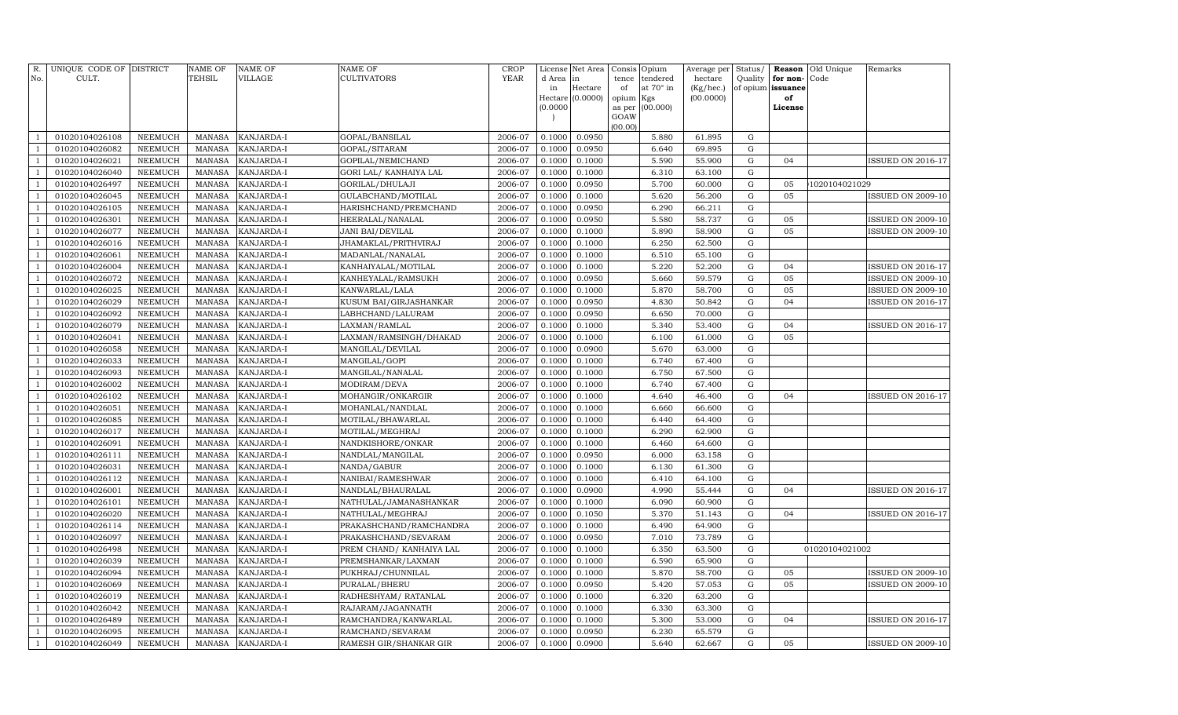| R. No. | UNIQUE CODE OF CULT. | DISTRICT | NAME OF TEHSIL | NAME OF VILLAGE | NAME OF CULTIVATORS | CROP YEAR | License d Area in Hectare (0.0000) | Net Area in Hectare (0.0000) | Consis tence of opium as per GOAW (00.00) | Opium tendered at 70° in Kgs (00.000) | Average per hectare (Kg/hec.) (00.0000) | Status/ Quality of opium | Reason for non-issuance of License | Old Unique Code | Remarks |
|---|---|---|---|---|---|---|---|---|---|---|---|---|---|---|---|
| 1 | 01020104026108 | NEEMUCH | MANASA | KANJARDA-I | GOPAL/BANSILAL | 2006-07 | 0.1000 | 0.0950 | | 5.880 | 61.895 | G | | | |
| 1 | 01020104026082 | NEEMUCH | MANASA | KANJARDA-I | GOPAL/SITARAM | 2006-07 | 0.1000 | 0.0950 | | 6.640 | 69.895 | G | | | |
| 1 | 01020104026021 | NEEMUCH | MANASA | KANJARDA-I | GOPILAL/NEMICHAND | 2006-07 | 0.1000 | 0.1000 | | 5.590 | 55.900 | G | 04 | | ISSUED ON 2016-17 |
| 1 | 01020104026040 | NEEMUCH | MANASA | KANJARDA-I | GORI LAL/ KANHAIYA LAL | 2006-07 | 0.1000 | 0.1000 | | 6.310 | 63.100 | G | | | |
| 1 | 01020104026497 | NEEMUCH | MANASA | KANJARDA-I | GORILAL/DHULAJI | 2006-07 | 0.1000 | 0.0950 | | 5.700 | 60.000 | G | 05 | 1020104021029 | |
| 1 | 01020104026045 | NEEMUCH | MANASA | KANJARDA-I | GULABCHAND/MOTILAL | 2006-07 | 0.1000 | 0.1000 | | 5.620 | 56.200 | G | 05 | | ISSUED ON 2009-10 |
| 1 | 01020104026105 | NEEMUCH | MANASA | KANJARDA-I | HARISHCHAND/PREMCHAND | 2006-07 | 0.1000 | 0.0950 | | 6.290 | 66.211 | G | | | |
| 1 | 01020104026301 | NEEMUCH | MANASA | KANJARDA-I | HEERALAL/NANALAL | 2006-07 | 0.1000 | 0.0950 | | 5.580 | 58.737 | G | 05 | | ISSUED ON 2009-10 |
| 1 | 01020104026077 | NEEMUCH | MANASA | KANJARDA-I | JANI BAI/DEVILAL | 2006-07 | 0.1000 | 0.1000 | | 5.890 | 58.900 | G | 05 | | ISSUED ON 2009-10 |
| 1 | 01020104026016 | NEEMUCH | MANASA | KANJARDA-I | JHAMAKLAL/PRITHVIRAJ | 2006-07 | 0.1000 | 0.1000 | | 6.250 | 62.500 | G | | | |
| 1 | 01020104026061 | NEEMUCH | MANASA | KANJARDA-I | MADANLAL/NANALAL | 2006-07 | 0.1000 | 0.1000 | | 6.510 | 65.100 | G | | | |
| 1 | 01020104026004 | NEEMUCH | MANASA | KANJARDA-I | KANHAIYALAL/MOTILAL | 2006-07 | 0.1000 | 0.1000 | | 5.220 | 52.200 | G | 04 | | ISSUED ON 2016-17 |
| 1 | 01020104026072 | NEEMUCH | MANASA | KANJARDA-I | KANHEYALAL/RAMSUKH | 2006-07 | 0.1000 | 0.0950 | | 5.660 | 59.579 | G | 05 | | ISSUED ON 2009-10 |
| 1 | 01020104026025 | NEEMUCH | MANASA | KANJARDA-I | KANWARLAL/LALA | 2006-07 | 0.1000 | 0.1000 | | 5.870 | 58.700 | G | 05 | | ISSUED ON 2009-10 |
| 1 | 01020104026029 | NEEMUCH | MANASA | KANJARDA-I | KUSUM BAI/GIRJASHANKAR | 2006-07 | 0.1000 | 0.0950 | | 4.830 | 50.842 | G | 04 | | ISSUED ON 2016-17 |
| 1 | 01020104026092 | NEEMUCH | MANASA | KANJARDA-I | LABHCHAND/LALURAM | 2006-07 | 0.1000 | 0.0950 | | 6.650 | 70.000 | G | | | |
| 1 | 01020104026079 | NEEMUCH | MANASA | KANJARDA-I | LAXMAN/RAMLAL | 2006-07 | 0.1000 | 0.1000 | | 5.340 | 53.400 | G | 04 | | ISSUED ON 2016-17 |
| 1 | 01020104026041 | NEEMUCH | MANASA | KANJARDA-I | LAXMAN/RAMSINGH/DHAKAD | 2006-07 | 0.1000 | 0.1000 | | 6.100 | 61.000 | G | 05 | | |
| 1 | 01020104026058 | NEEMUCH | MANASA | KANJARDA-I | MANGILAL/DEVILAL | 2006-07 | 0.1000 | 0.0900 | | 5.670 | 63.000 | G | | | |
| 1 | 01020104026033 | NEEMUCH | MANASA | KANJARDA-I | MANGILAL/GOPI | 2006-07 | 0.1000 | 0.1000 | | 6.740 | 67.400 | G | | | |
| 1 | 01020104026093 | NEEMUCH | MANASA | KANJARDA-I | MANGILAL/NANALAL | 2006-07 | 0.1000 | 0.1000 | | 6.750 | 67.500 | G | | | |
| 1 | 01020104026002 | NEEMUCH | MANASA | KANJARDA-I | MODIRAM/DEVA | 2006-07 | 0.1000 | 0.1000 | | 6.740 | 67.400 | G | | | |
| 1 | 01020104026102 | NEEMUCH | MANASA | KANJARDA-I | MOHANGIR/ONKARGIR | 2006-07 | 0.1000 | 0.1000 | | 4.640 | 46.400 | G | 04 | | ISSUED ON 2016-17 |
| 1 | 01020104026051 | NEEMUCH | MANASA | KANJARDA-I | MOHANLAL/NANDLAL | 2006-07 | 0.1000 | 0.1000 | | 6.660 | 66.600 | G | | | |
| 1 | 01020104026085 | NEEMUCH | MANASA | KANJARDA-I | MOTILAL/BHAWARLAL | 2006-07 | 0.1000 | 0.1000 | | 6.440 | 64.400 | G | | | |
| 1 | 01020104026017 | NEEMUCH | MANASA | KANJARDA-I | MOTILAL/MEGHRAJ | 2006-07 | 0.1000 | 0.1000 | | 6.290 | 62.900 | G | | | |
| 1 | 01020104026091 | NEEMUCH | MANASA | KANJARDA-I | NANDKISHORE/ONKAR | 2006-07 | 0.1000 | 0.1000 | | 6.460 | 64.600 | G | | | |
| 1 | 01020104026111 | NEEMUCH | MANASA | KANJARDA-I | NANDLAL/MANGILAL | 2006-07 | 0.1000 | 0.0950 | | 6.000 | 63.158 | G | | | |
| 1 | 01020104026031 | NEEMUCH | MANASA | KANJARDA-I | NANDA/GABUR | 2006-07 | 0.1000 | 0.1000 | | 6.130 | 61.300 | G | | | |
| 1 | 01020104026112 | NEEMUCH | MANASA | KANJARDA-I | NANIBAI/RAMESHWAR | 2006-07 | 0.1000 | 0.1000 | | 6.410 | 64.100 | G | | | |
| 1 | 01020104026001 | NEEMUCH | MANASA | KANJARDA-I | NANDLAL/BHAURALAL | 2006-07 | 0.1000 | 0.0900 | | 4.990 | 55.444 | G | 04 | | ISSUED ON 2016-17 |
| 1 | 01020104026101 | NEEMUCH | MANASA | KANJARDA-I | NATHULAL/JAMANASHANKAR | 2006-07 | 0.1000 | 0.1000 | | 6.090 | 60.900 | G | | | |
| 1 | 01020104026020 | NEEMUCH | MANASA | KANJARDA-I | NATHULAL/MEGHRAJ | 2006-07 | 0.1000 | 0.1050 | | 5.370 | 51.143 | G | 04 | | ISSUED ON 2016-17 |
| 1 | 01020104026114 | NEEMUCH | MANASA | KANJARDA-I | PRAKASHCHAND/RAMCHANDRA | 2006-07 | 0.1000 | 0.1000 | | 6.490 | 64.900 | G | | | |
| 1 | 01020104026097 | NEEMUCH | MANASA | KANJARDA-I | PRAKASHCHAND/SEVARAM | 2006-07 | 0.1000 | 0.0950 | | 7.010 | 73.789 | G | | | |
| 1 | 01020104026498 | NEEMUCH | MANASA | KANJARDA-I | PREM CHAND/ KANHAIYA LAL | 2006-07 | 0.1000 | 0.1000 | | 6.350 | 63.500 | G | | 01020104021002 | |
| 1 | 01020104026039 | NEEMUCH | MANASA | KANJARDA-I | PREMSHANKAR/LAXMAN | 2006-07 | 0.1000 | 0.1000 | | 6.590 | 65.900 | G | | | |
| 1 | 01020104026094 | NEEMUCH | MANASA | KANJARDA-I | PUKHRAJ/CHUNNILAL | 2006-07 | 0.1000 | 0.1000 | | 5.870 | 58.700 | G | 05 | | ISSUED ON 2009-10 |
| 1 | 01020104026069 | NEEMUCH | MANASA | KANJARDA-I | PURALAL/BHERU | 2006-07 | 0.1000 | 0.0950 | | 5.420 | 57.053 | G | 05 | | ISSUED ON 2009-10 |
| 1 | 01020104026019 | NEEMUCH | MANASA | KANJARDA-I | RADHESHYAM/ RATANLAL | 2006-07 | 0.1000 | 0.1000 | | 6.320 | 63.200 | G | | | |
| 1 | 01020104026042 | NEEMUCH | MANASA | KANJARDA-I | RAJARAM/JAGANNATH | 2006-07 | 0.1000 | 0.1000 | | 6.330 | 63.300 | G | | | |
| 1 | 01020104026489 | NEEMUCH | MANASA | KANJARDA-I | RAMCHANDRA/KANWARLAL | 2006-07 | 0.1000 | 0.1000 | | 5.300 | 53.000 | G | 04 | | ISSUED ON 2016-17 |
| 1 | 01020104026095 | NEEMUCH | MANASA | KANJARDA-I | RAMCHAND/SEVARAM | 2006-07 | 0.1000 | 0.0950 | | 6.230 | 65.579 | G | | | |
| 1 | 01020104026049 | NEEMUCH | MANASA | KANJARDA-I | RAMESH GIR/SHANKAR GIR | 2006-07 | 0.1000 | 0.0900 | | 5.640 | 62.667 | G | 05 | | ISSUED ON 2009-10 |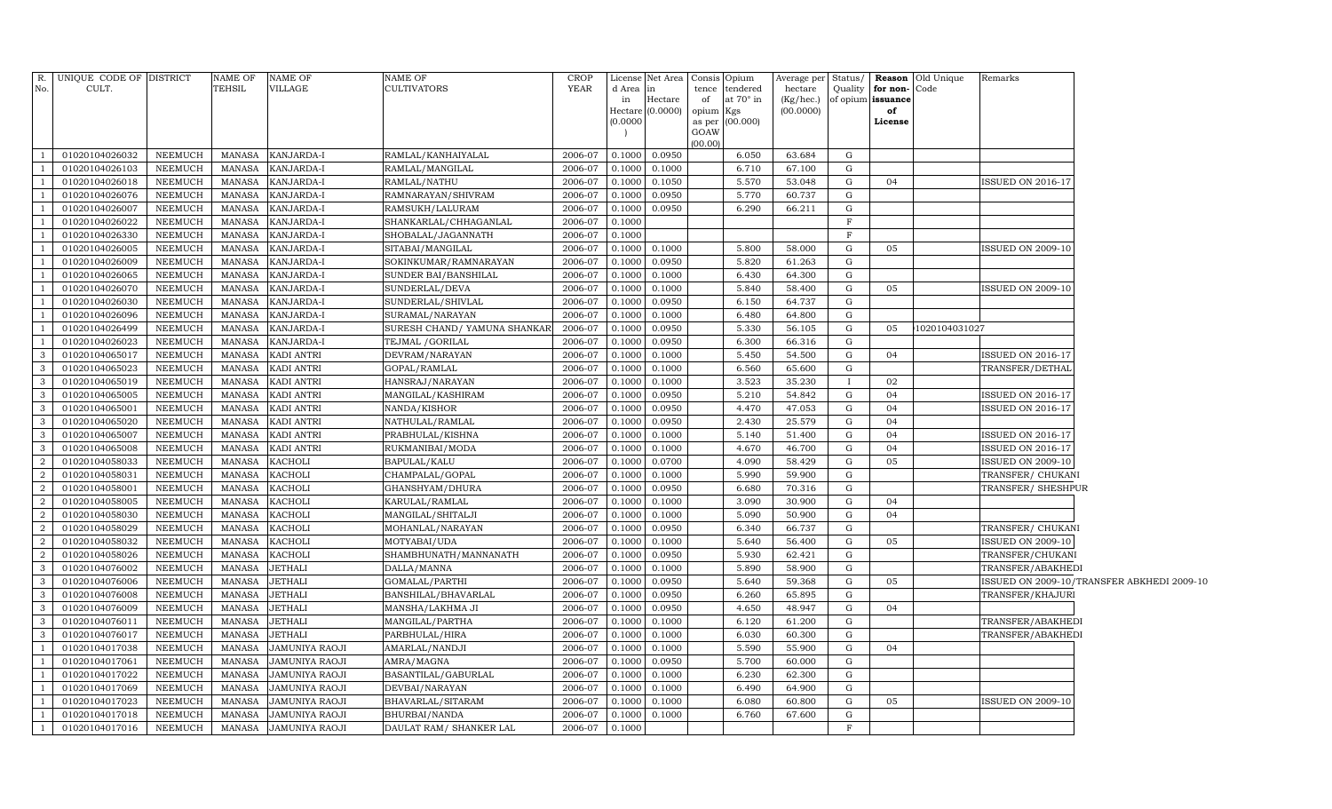| R. No. | UNIQUE CODE OF CULT. | DISTRICT | NAME OF TEHSIL | NAME OF VILLAGE | NAME OF CULTIVATORS | CROP YEAR | License d Area in Hectare (0.0000) | Net Area in Hectare (0.0000) | Consis tence of opium as per GOAW (00.00) | Opium tendered at 70° in Kgs (00.000) | Average per hectare (Kg/hec.) (00.0000) | Status/ Quality of opium | Reason for non-issuance of License | Old Unique Code | Remarks |
|---|---|---|---|---|---|---|---|---|---|---|---|---|---|---|---|
| 1 | 01020104026032 | NEEMUCH | MANASA | KANJARDA-I | RAMLAL/KANHAIYALAL | 2006-07 | 0.1000 | 0.0950 | | 6.050 | 63.684 | G | | | |
| 1 | 01020104026103 | NEEMUCH | MANASA | KANJARDA-I | RAMLAL/MANGILAL | 2006-07 | 0.1000 | 0.1000 | | 6.710 | 67.100 | G | | | |
| 1 | 01020104026018 | NEEMUCH | MANASA | KANJARDA-I | RAMLAL/NATHU | 2006-07 | 0.1000 | 0.1050 | | 5.570 | 53.048 | G | 04 | | ISSUED ON 2016-17 |
| 1 | 01020104026076 | NEEMUCH | MANASA | KANJARDA-I | RAMNARAYAN/SHIVRAM | 2006-07 | 0.1000 | 0.0950 | | 5.770 | 60.737 | G | | | |
| 1 | 01020104026007 | NEEMUCH | MANASA | KANJARDA-I | RAMSUKH/LALURAM | 2006-07 | 0.1000 | 0.0950 | | 6.290 | 66.211 | G | | | |
| 1 | 01020104026022 | NEEMUCH | MANASA | KANJARDA-I | SHANKARLAL/CHHAGANLAL | 2006-07 | 0.1000 | | | | | F | | | |
| 1 | 01020104026330 | NEEMUCH | MANASA | KANJARDA-I | SHOBALAL/JAGANNATH | 2006-07 | 0.1000 | | | | | F | | | |
| 1 | 01020104026005 | NEEMUCH | MANASA | KANJARDA-I | SITABAI/MANGILAL | 2006-07 | 0.1000 | 0.1000 | | 5.800 | 58.000 | G | 05 | | ISSUED ON 2009-10 |
| 1 | 01020104026009 | NEEMUCH | MANASA | KANJARDA-I | SOKINKUMAR/RAMNARAYAN | 2006-07 | 0.1000 | 0.0950 | | 5.820 | 61.263 | G | | | |
| 1 | 01020104026065 | NEEMUCH | MANASA | KANJARDA-I | SUNDER BAI/BANSHILAL | 2006-07 | 0.1000 | 0.1000 | | 6.430 | 64.300 | G | | | |
| 1 | 01020104026070 | NEEMUCH | MANASA | KANJARDA-I | SUNDERLAL/DEVA | 2006-07 | 0.1000 | 0.1000 | | 5.840 | 58.400 | G | 05 | | ISSUED ON 2009-10 |
| 1 | 01020104026030 | NEEMUCH | MANASA | KANJARDA-I | SUNDERLAL/SHIVLAL | 2006-07 | 0.1000 | 0.0950 | | 6.150 | 64.737 | G | | | |
| 1 | 01020104026096 | NEEMUCH | MANASA | KANJARDA-I | SURAMAL/NARAYAN | 2006-07 | 0.1000 | 0.1000 | | 6.480 | 64.800 | G | | | |
| 1 | 01020104026499 | NEEMUCH | MANASA | KANJARDA-I | SURESH CHAND/ YAMUNA SHANKAR | 2006-07 | 0.1000 | 0.0950 | | 5.330 | 56.105 | G | 05 | 1020104031027 | |
| 1 | 01020104026023 | NEEMUCH | MANASA | KANJARDA-I | TEJMAL /GORILAL | 2006-07 | 0.1000 | 0.0950 | | 6.300 | 66.316 | G | | | |
| 3 | 01020104065017 | NEEMUCH | MANASA | KADI ANTRI | DEVRAM/NARAYAN | 2006-07 | 0.1000 | 0.1000 | | 5.450 | 54.500 | G | 04 | | ISSUED ON 2016-17 |
| 3 | 01020104065023 | NEEMUCH | MANASA | KADI ANTRI | GOPAL/RAMLAL | 2006-07 | 0.1000 | 0.1000 | | 6.560 | 65.600 | G | | | TRANSFER/DETHAL |
| 3 | 01020104065019 | NEEMUCH | MANASA | KADI ANTRI | HANSRAJ/NARAYAN | 2006-07 | 0.1000 | 0.1000 | | 3.523 | 35.230 | I | 02 | | |
| 3 | 01020104065005 | NEEMUCH | MANASA | KADI ANTRI | MANGILAL/KASHIRAM | 2006-07 | 0.1000 | 0.0950 | | 5.210 | 54.842 | G | 04 | | ISSUED ON 2016-17 |
| 3 | 01020104065001 | NEEMUCH | MANASA | KADI ANTRI | NANDA/KISHOR | 2006-07 | 0.1000 | 0.0950 | | 4.470 | 47.053 | G | 04 | | ISSUED ON 2016-17 |
| 3 | 01020104065020 | NEEMUCH | MANASA | KADI ANTRI | NATHULAL/RAMLAL | 2006-07 | 0.1000 | 0.0950 | | 2.430 | 25.579 | G | 04 | | |
| 3 | 01020104065007 | NEEMUCH | MANASA | KADI ANTRI | PRABHULAL/KISHNA | 2006-07 | 0.1000 | 0.1000 | | 5.140 | 51.400 | G | 04 | | ISSUED ON 2016-17 |
| 3 | 01020104065008 | NEEMUCH | MANASA | KADI ANTRI | RUKMANIBAI/MODA | 2006-07 | 0.1000 | 0.1000 | | 4.670 | 46.700 | G | 04 | | ISSUED ON 2016-17 |
| 2 | 01020104058033 | NEEMUCH | MANASA | KACHOLI | BAPULAL/KALU | 2006-07 | 0.1000 | 0.0700 | | 4.090 | 58.429 | G | 05 | | ISSUED ON 2009-10 |
| 2 | 01020104058031 | NEEMUCH | MANASA | KACHOLI | CHAMPALAL/GOPAL | 2006-07 | 0.1000 | 0.1000 | | 5.990 | 59.900 | G | | | TRANSFER/ CHUKANI |
| 2 | 01020104058001 | NEEMUCH | MANASA | KACHOLI | GHANSHYAM/DHURA | 2006-07 | 0.1000 | 0.0950 | | 6.680 | 70.316 | G | | | TRANSFER/ SHESHPUR |
| 2 | 01020104058005 | NEEMUCH | MANASA | KACHOLI | KARULAL/RAMLAL | 2006-07 | 0.1000 | 0.1000 | | 3.090 | 30.900 | G | 04 | | |
| 2 | 01020104058030 | NEEMUCH | MANASA | KACHOLI | MANGILAL/SHITALJI | 2006-07 | 0.1000 | 0.1000 | | 5.090 | 50.900 | G | 04 | | |
| 2 | 01020104058029 | NEEMUCH | MANASA | KACHOLI | MOHANLAL/NARAYAN | 2006-07 | 0.1000 | 0.0950 | | 6.340 | 66.737 | G | | | TRANSFER/ CHUKANI |
| 2 | 01020104058032 | NEEMUCH | MANASA | KACHOLI | MOTYABAI/UDA | 2006-07 | 0.1000 | 0.1000 | | 5.640 | 56.400 | G | 05 | | ISSUED ON 2009-10 |
| 2 | 01020104058026 | NEEMUCH | MANASA | KACHOLI | SHAMBHUNATH/MANNANATH | 2006-07 | 0.1000 | 0.0950 | | 5.930 | 62.421 | G | | | TRANSFER/CHUKANI |
| 3 | 01020104076002 | NEEMUCH | MANASA | JETHALI | DALLA/MANNA | 2006-07 | 0.1000 | 0.1000 | | 5.890 | 58.900 | G | | | TRANSFER/ABAKHEDI |
| 3 | 01020104076006 | NEEMUCH | MANASA | JETHALI | GOMALAL/PARTHI | 2006-07 | 0.1000 | 0.0950 | | 5.640 | 59.368 | G | 05 | | ISSUED ON 2009-10/TRANSFER ABKHEDI 2009-10 |
| 3 | 01020104076008 | NEEMUCH | MANASA | JETHALI | BANSHILAL/BHAVARLAL | 2006-07 | 0.1000 | 0.0950 | | 6.260 | 65.895 | G | | | TRANSFER/KHAJURI |
| 3 | 01020104076009 | NEEMUCH | MANASA | JETHALI | MANSHA/LAKHMA JI | 2006-07 | 0.1000 | 0.0950 | | 4.650 | 48.947 | G | 04 | | |
| 3 | 01020104076011 | NEEMUCH | MANASA | JETHALI | MANGILAL/PARTHA | 2006-07 | 0.1000 | 0.1000 | | 6.120 | 61.200 | G | | | TRANSFER/ABAKHEDI |
| 3 | 01020104076017 | NEEMUCH | MANASA | JETHALI | PARBHULAL/HIRA | 2006-07 | 0.1000 | 0.1000 | | 6.030 | 60.300 | G | | | TRANSFER/ABAKHEDI |
| 1 | 01020104017038 | NEEMUCH | MANASA | JAMUNIYA RAOJI | AMARLAL/NANDJI | 2006-07 | 0.1000 | 0.1000 | | 5.590 | 55.900 | G | 04 | | |
| 1 | 01020104017061 | NEEMUCH | MANASA | JAMUNIYA RAOJI | AMRA/MAGNA | 2006-07 | 0.1000 | 0.0950 | | 5.700 | 60.000 | G | | | |
| 1 | 01020104017022 | NEEMUCH | MANASA | JAMUNIYA RAOJI | BASANTILAL/GABURLAL | 2006-07 | 0.1000 | 0.1000 | | 6.230 | 62.300 | G | | | |
| 1 | 01020104017069 | NEEMUCH | MANASA | JAMUNIYA RAOJI | DEVBAI/NARAYAN | 2006-07 | 0.1000 | 0.1000 | | 6.490 | 64.900 | G | | | |
| 1 | 01020104017023 | NEEMUCH | MANASA | JAMUNIYA RAOJI | BHAVARLAL/SITARAM | 2006-07 | 0.1000 | 0.1000 | | 6.080 | 60.800 | G | 05 | | ISSUED ON 2009-10 |
| 1 | 01020104017018 | NEEMUCH | MANASA | JAMUNIYA RAOJI | BHURBAI/NANDA | 2006-07 | 0.1000 | 0.1000 | | 6.760 | 67.600 | G | | | |
| 1 | 01020104017016 | NEEMUCH | MANASA | JAMUNIYA RAOJI | DAULAT RAM/ SHANKER LAL | 2006-07 | 0.1000 | | | | | F | | | |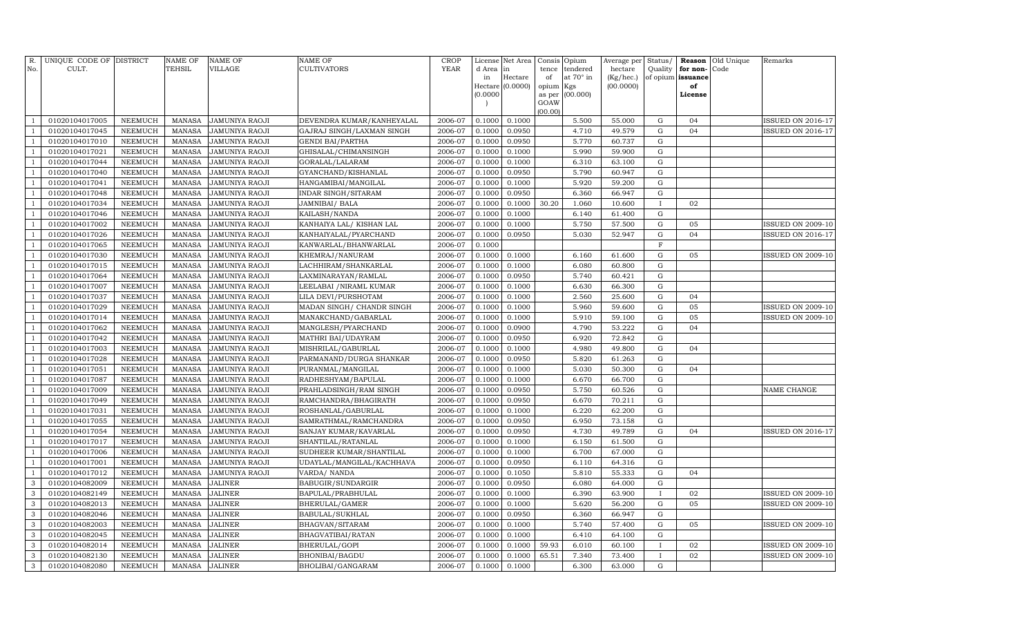| R. No. | UNIQUE CODE OF CULT. | DISTRICT | NAME OF TEHSIL | NAME OF VILLAGE | NAME OF CULTIVATORS | CROP YEAR | License d Area in Hectare (0.0000) | Net Area in Hectare (0.0000) | Consis tence of opium as per GOAW (00.00) | Opium tendered at 70° in Kgs (00.000) | Average per hectare (Kg/hec.) (00.0000) | Status/ Quality of opium | Reason for non-issuance of License | Old Unique Code | Remarks |
|---|---|---|---|---|---|---|---|---|---|---|---|---|---|---|---|
| 1 | 01020104017005 | NEEMUCH | MANASA | JAMUNIYA RAOJI | DEVENDRA KUMAR/KANHEYALAL | 2006-07 | 0.1000 | 0.1000 | | 5.500 | 55.000 | G | 04 | | ISSUED ON 2016-17 |
| 1 | 01020104017045 | NEEMUCH | MANASA | JAMUNIYA RAOJI | GAJRAJ SINGH/LAXMAN SINGH | 2006-07 | 0.1000 | 0.0950 | | 4.710 | 49.579 | G | 04 | | ISSUED ON 2016-17 |
| 1 | 01020104017010 | NEEMUCH | MANASA | JAMUNIYA RAOJI | GENDI BAI/PARTHA | 2006-07 | 0.1000 | 0.0950 | | 5.770 | 60.737 | G | | | |
| 1 | 01020104017021 | NEEMUCH | MANASA | JAMUNIYA RAOJI | GHISALAL/CHIMANSINGH | 2006-07 | 0.1000 | 0.1000 | | 5.990 | 59.900 | G | | | |
| 1 | 01020104017044 | NEEMUCH | MANASA | JAMUNIYA RAOJI | GORALAL/LALARAM | 2006-07 | 0.1000 | 0.1000 | | 6.310 | 63.100 | G | | | |
| 1 | 01020104017040 | NEEMUCH | MANASA | JAMUNIYA RAOJI | GYANCHAND/KISHANLAL | 2006-07 | 0.1000 | 0.0950 | | 5.790 | 60.947 | G | | | |
| 1 | 01020104017041 | NEEMUCH | MANASA | JAMUNIYA RAOJI | HANGAMIBAI/MANGILAL | 2006-07 | 0.1000 | 0.1000 | | 5.920 | 59.200 | G | | | |
| 1 | 01020104017048 | NEEMUCH | MANASA | JAMUNIYA RAOJI | INDAR SINGH/SITARAM | 2006-07 | 0.1000 | 0.0950 | | 6.360 | 66.947 | G | | | |
| 1 | 01020104017034 | NEEMUCH | MANASA | JAMUNIYA RAOJI | JAMNIBAI/ BALA | 2006-07 | 0.1000 | 0.1000 | 30.20 | 1.060 | 10.600 | I | 02 | | |
| 1 | 01020104017046 | NEEMUCH | MANASA | JAMUNIYA RAOJI | KAILASH/NANDA | 2006-07 | 0.1000 | 0.1000 | | 6.140 | 61.400 | G | | | |
| 1 | 01020104017002 | NEEMUCH | MANASA | JAMUNIYA RAOJI | KANHAIYA LAL/ KISHAN LAL | 2006-07 | 0.1000 | 0.1000 | | 5.750 | 57.500 | G | 05 | | ISSUED ON 2009-10 |
| 1 | 01020104017026 | NEEMUCH | MANASA | JAMUNIYA RAOJI | KANHAIYALAL/PYARCHAND | 2006-07 | 0.1000 | 0.0950 | | 5.030 | 52.947 | G | 04 | | ISSUED ON 2016-17 |
| 1 | 01020104017065 | NEEMUCH | MANASA | JAMUNIYA RAOJI | KANWARLAL/BHANWARLAL | 2006-07 | 0.1000 | | | | | F | | | |
| 1 | 01020104017030 | NEEMUCH | MANASA | JAMUNIYA RAOJI | KHEMRAJ/NANURAM | 2006-07 | 0.1000 | 0.1000 | | 6.160 | 61.600 | G | 05 | | ISSUED ON 2009-10 |
| 1 | 01020104017015 | NEEMUCH | MANASA | JAMUNIYA RAOJI | LACHHIRAM/SHANKARLAL | 2006-07 | 0.1000 | 0.1000 | | 6.080 | 60.800 | G | | | |
| 1 | 01020104017064 | NEEMUCH | MANASA | JAMUNIYA RAOJI | LAXMINARAYAN/RAMLAL | 2006-07 | 0.1000 | 0.0950 | | 5.740 | 60.421 | G | | | |
| 1 | 01020104017007 | NEEMUCH | MANASA | JAMUNIYA RAOJI | LEELABAI /NIRAML KUMAR | 2006-07 | 0.1000 | 0.1000 | | 6.630 | 66.300 | G | | | |
| 1 | 01020104017037 | NEEMUCH | MANASA | JAMUNIYA RAOJI | LILA DEVI/PURSHOTAM | 2006-07 | 0.1000 | 0.1000 | | 2.560 | 25.600 | G | 04 | | |
| 1 | 01020104017029 | NEEMUCH | MANASA | JAMUNIYA RAOJI | MADAN SINGH/ CHANDR SINGH | 2006-07 | 0.1000 | 0.1000 | | 5.960 | 59.600 | G | 05 | | ISSUED ON 2009-10 |
| 1 | 01020104017014 | NEEMUCH | MANASA | JAMUNIYA RAOJI | MANAKCHAND/GABARLAL | 2006-07 | 0.1000 | 0.1000 | | 5.910 | 59.100 | G | 05 | | ISSUED ON 2009-10 |
| 1 | 01020104017062 | NEEMUCH | MANASA | JAMUNIYA RAOJI | MANGLESH/PYARCHAND | 2006-07 | 0.1000 | 0.0900 | | 4.790 | 53.222 | G | 04 | | |
| 1 | 01020104017042 | NEEMUCH | MANASA | JAMUNIYA RAOJI | MATHRI BAI/UDAYRAM | 2006-07 | 0.1000 | 0.0950 | | 6.920 | 72.842 | G | | | |
| 1 | 01020104017003 | NEEMUCH | MANASA | JAMUNIYA RAOJI | MISHRILAL/GABURLAL | 2006-07 | 0.1000 | 0.1000 | | 4.980 | 49.800 | G | 04 | | |
| 1 | 01020104017028 | NEEMUCH | MANASA | JAMUNIYA RAOJI | PARMANAND/DURGA SHANKAR | 2006-07 | 0.1000 | 0.0950 | | 5.820 | 61.263 | G | | | |
| 1 | 01020104017051 | NEEMUCH | MANASA | JAMUNIYA RAOJI | PURANMAL/MANGILAL | 2006-07 | 0.1000 | 0.1000 | | 5.030 | 50.300 | G | 04 | | |
| 1 | 01020104017087 | NEEMUCH | MANASA | JAMUNIYA RAOJI | RADHESHYAM/BAPULAL | 2006-07 | 0.1000 | 0.1000 | | 6.670 | 66.700 | G | | | |
| 1 | 01020104017009 | NEEMUCH | MANASA | JAMUNIYA RAOJI | PRAHLADSINGH/RAM SINGH | 2006-07 | 0.1000 | 0.0950 | | 5.750 | 60.526 | G | | | NAME CHANGE |
| 1 | 01020104017049 | NEEMUCH | MANASA | JAMUNIYA RAOJI | RAMCHANDRA/BHAGIRATH | 2006-07 | 0.1000 | 0.0950 | | 6.670 | 70.211 | G | | | |
| 1 | 01020104017031 | NEEMUCH | MANASA | JAMUNIYA RAOJI | ROSHANLAL/GABURLAL | 2006-07 | 0.1000 | 0.1000 | | 6.220 | 62.200 | G | | | |
| 1 | 01020104017055 | NEEMUCH | MANASA | JAMUNIYA RAOJI | SAMRATHMAL/RAMCHANDRA | 2006-07 | 0.1000 | 0.0950 | | 6.950 | 73.158 | G | | | |
| 1 | 01020104017054 | NEEMUCH | MANASA | JAMUNIYA RAOJI | SANJAY KUMAR/KAVARLAL | 2006-07 | 0.1000 | 0.0950 | | 4.730 | 49.789 | G | 04 | | ISSUED ON 2016-17 |
| 1 | 01020104017017 | NEEMUCH | MANASA | JAMUNIYA RAOJI | SHANTILAL/RATANLAL | 2006-07 | 0.1000 | 0.1000 | | 6.150 | 61.500 | G | | | |
| 1 | 01020104017006 | NEEMUCH | MANASA | JAMUNIYA RAOJI | SUDHEER KUMAR/SHANTILAL | 2006-07 | 0.1000 | 0.1000 | | 6.700 | 67.000 | G | | | |
| 1 | 01020104017001 | NEEMUCH | MANASA | JAMUNIYA RAOJI | UDAYLAL/MANGILAL/KACHHAVA | 2006-07 | 0.1000 | 0.0950 | | 6.110 | 64.316 | G | | | |
| 1 | 01020104017012 | NEEMUCH | MANASA | JAMUNIYA RAOJI | VARDA/ NANDA | 2006-07 | 0.1000 | 0.1050 | | 5.810 | 55.333 | G | 04 | | |
| 3 | 01020104082009 | NEEMUCH | MANASA | JALINER | BABUGIR/SUNDARGIR | 2006-07 | 0.1000 | 0.0950 | | 6.080 | 64.000 | G | | | |
| 3 | 01020104082149 | NEEMUCH | MANASA | JALINER | BAPULAL/PRABHULAL | 2006-07 | 0.1000 | 0.1000 | | 6.390 | 63.900 | I | 02 | | ISSUED ON 2009-10 |
| 3 | 01020104082013 | NEEMUCH | MANASA | JALINER | BHERULAL/GAMER | 2006-07 | 0.1000 | 0.1000 | | 5.620 | 56.200 | G | 05 | | ISSUED ON 2009-10 |
| 3 | 01020104082046 | NEEMUCH | MANASA | JALINER | BABULAL/SUKHLAL | 2006-07 | 0.1000 | 0.0950 | | 6.360 | 66.947 | G | | | |
| 3 | 01020104082003 | NEEMUCH | MANASA | JALINER | BHAGVAN/SITARAM | 2006-07 | 0.1000 | 0.1000 | | 5.740 | 57.400 | G | 05 | | ISSUED ON 2009-10 |
| 3 | 01020104082045 | NEEMUCH | MANASA | JALINER | BHAGVATIBAI/RATAN | 2006-07 | 0.1000 | 0.1000 | | 6.410 | 64.100 | G | | | |
| 3 | 01020104082014 | NEEMUCH | MANASA | JALINER | BHERULAL/GOPI | 2006-07 | 0.1000 | 0.1000 | 59.93 | 6.010 | 60.100 | I | 02 | | ISSUED ON 2009-10 |
| 3 | 01020104082130 | NEEMUCH | MANASA | JALINER | BHONIBAI/BAGDU | 2006-07 | 0.1000 | 0.1000 | 65.51 | 7.340 | 73.400 | I | 02 | | ISSUED ON 2009-10 |
| 3 | 01020104082080 | NEEMUCH | MANASA | JALINER | BHOLIBAI/GANGARAM | 2006-07 | 0.1000 | 0.1000 | | 6.300 | 63.000 | G | | | |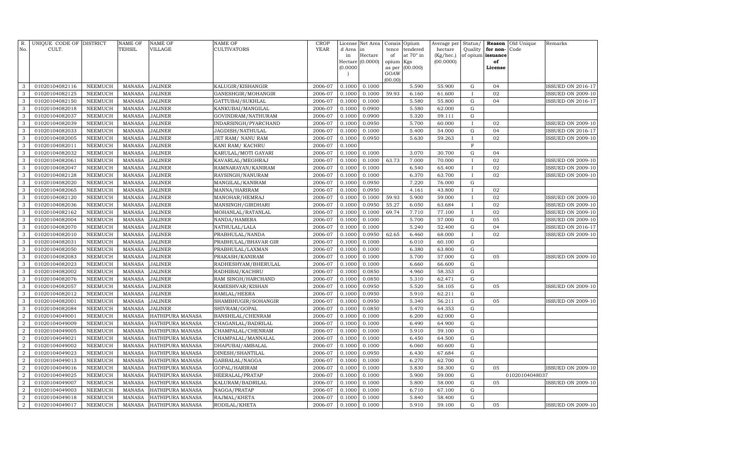| R. No. | UNIQUE CODE OF CULT. | DISTRICT | NAME OF TEHSIL | NAME OF VILLAGE | NAME OF CULTIVATORS | CROP YEAR | License d Area in Hectare (0.0000) | Net Area in Hectare (0.0000) | Consis tence of opium as per GOAW (00.00) | Opium tendered at 70° in Kgs (00.000) | Average per hectare (Kg/hec.) (00.0000) | Status/ Quality of opium | Reason for non-issuance of License | Old Unique Code | Remarks |
|---|---|---|---|---|---|---|---|---|---|---|---|---|---|---|---|
| 3 | 01020104082116 | NEEMUCH | MANASA | JALINER | KALUGIR/KISHANGIR | 2006-07 | 0.1000 | 0.1000 | | 5.590 | 55.900 | G | 04 | | ISSUED ON 2016-17 |
| 3 | 01020104082125 | NEEMUCH | MANASA | JALINER | GANESHGIR/MOHANGIR | 2006-07 | 0.1000 | 0.1000 | 59.93 | 6.160 | 61.600 | I | 02 | | ISSUED ON 2009-10 |
| 3 | 01020104082150 | NEEMUCH | MANASA | JALINER | GATTUBAI/SUKHLAL | 2006-07 | 0.1000 | 0.1000 | | 5.580 | 55.800 | G | 04 | | ISSUED ON 2016-17 |
| 3 | 01020104082018 | NEEMUCH | MANASA | JALINER | KANKUBAI/MANGILAL | 2006-07 | 0.1000 | 0.0900 | | 5.580 | 62.000 | G | | | |
| 3 | 01020104082037 | NEEMUCH | MANASA | JALINER | GOVINDRAM/NATHURAM | 2006-07 | 0.1000 | 0.0900 | | 5.320 | 59.111 | G | | | |
| 3 | 01020104082039 | NEEMUCH | MANASA | JALINER | INDARSINGH/PYARCHAND | 2006-07 | 0.1000 | 0.0950 | | 5.700 | 60.000 | I | 02 | | ISSUED ON 2009-10 |
| 3 | 01020104082033 | NEEMUCH | MANASA | JALINER | JAGDISH/NATHULAL | 2006-07 | 0.1000 | 0.1000 | | 5.400 | 54.000 | G | 04 | | ISSUED ON 2016-17 |
| 3 | 01020104082005 | NEEMUCH | MANASA | JALINER | JET RAM/ NANU RAM | 2006-07 | 0.1000 | 0.0950 | | 5.630 | 59.263 | I | 02 | | ISSUED ON 2009-10 |
| 3 | 01020104082011 | NEEMUCH | MANASA | JALINER | KANI RAM/ KACHRU | 2006-07 | 0.1000 | | | | | F | | | |
| 3 | 01020104082032 | NEEMUCH | MANASA | JALINER | KARULAL/MOTI GAYARI | 2006-07 | 0.1000 | 0.1000 | | 3.070 | 30.700 | G | 04 | | |
| 3 | 01020104082061 | NEEMUCH | MANASA | JALINER | KAVARLAL/MEGHRAJ | 2006-07 | 0.1000 | 0.1000 | 63.73 | 7.000 | 70.000 | I | 02 | | ISSUED ON 2009-10 |
| 3 | 01020104082047 | NEEMUCH | MANASA | JALINER | RAMNARAYAN/KANIRAM | 2006-07 | 0.1000 | 0.1000 | | 6.540 | 65.400 | I | 02 | | ISSUED ON 2009-10 |
| 3 | 01020104082128 | NEEMUCH | MANASA | JALINER | RAYSINGH/NANURAM | 2006-07 | 0.1000 | 0.1000 | | 6.370 | 63.700 | I | 02 | | ISSUED ON 2009-10 |
| 3 | 01020104082020 | NEEMUCH | MANASA | JALINER | MANGILAL/KANIRAM | 2006-07 | 0.1000 | 0.0950 | | 7.220 | 76.000 | G | | | |
| 3 | 01020104082065 | NEEMUCH | MANASA | JALINER | MANNA/HARIRAM | 2006-07 | 0.1000 | 0.0950 | | 4.161 | 43.800 | I | 02 | | |
| 3 | 01020104082120 | NEEMUCH | MANASA | JALINER | MANOHAR/HEMRAJ | 2006-07 | 0.1000 | 0.1000 | 59.93 | 5.900 | 59.000 | I | 02 | | ISSUED ON 2009-10 |
| 3 | 01020104082036 | NEEMUCH | MANASA | JALINER | MANSINGH/GIRDHARI | 2006-07 | 0.1000 | 0.0950 | 55.27 | 6.050 | 63.684 | I | 02 | | ISSUED ON 2009-10 |
| 3 | 01020104082162 | NEEMUCH | MANASA | JALINER | MOHANLAL/RATANLAL | 2006-07 | 0.1000 | 0.1000 | 69.74 | 7.710 | 77.100 | I | 02 | | ISSUED ON 2009-10 |
| 3 | 01020104082004 | NEEMUCH | MANASA | JALINER | NANDA/HAMERA | 2006-07 | 0.1000 | 0.1000 | | 5.700 | 57.000 | G | 05 | | ISSUED ON 2009-10 |
| 3 | 01020104082070 | NEEMUCH | MANASA | JALINER | NATHULAL/LALA | 2006-07 | 0.1000 | 0.1000 | | 5.240 | 52.400 | G | 04 | | ISSUED ON 2016-17 |
| 3 | 01020104082010 | NEEMUCH | MANASA | JALINER | PRABHULAL/NANDA | 2006-07 | 0.1000 | 0.0950 | 62.65 | 6.460 | 68.000 | I | 02 | | ISSUED ON 2009-10 |
| 3 | 01020104082031 | NEEMUCH | MANASA | JALINER | PRABHULAL/BHAVAR GIR | 2006-07 | 0.1000 | 0.1000 | | 6.010 | 60.100 | G | | | |
| 3 | 01020104082050 | NEEMUCH | MANASA | JALINER | PRABHULAL/LAXMAN | 2006-07 | 0.1000 | 0.1000 | | 6.380 | 63.800 | G | | | |
| 3 | 01020104082083 | NEEMUCH | MANASA | JALINER | PRAKASH/KANIRAM | 2006-07 | 0.1000 | 0.1000 | | 5.700 | 57.000 | G | 05 | | ISSUED ON 2009-10 |
| 3 | 01020104082023 | NEEMUCH | MANASA | JALINER | RADHESHYAM/BHERULAL | 2006-07 | 0.1000 | 0.1000 | | 6.660 | 66.600 | G | | | |
| 3 | 01020104082002 | NEEMUCH | MANASA | JALINER | RADHIBAI/KACHRU | 2006-07 | 0.1000 | 0.0850 | | 4.960 | 58.353 | G | | | |
| 3 | 01020104082076 | NEEMUCH | MANASA | JALINER | RAM SINGH/HARCHAND | 2006-07 | 0.1000 | 0.0850 | | 5.310 | 62.471 | G | | | |
| 3 | 01020104082057 | NEEMUCH | MANASA | JALINER | RAMESHVAR/KISHAN | 2006-07 | 0.1000 | 0.0950 | | 5.520 | 58.105 | G | 05 | | ISSUED ON 2009-10 |
| 3 | 01020104082012 | NEEMUCH | MANASA | JALINER | RAMLAL/HEERA | 2006-07 | 0.1000 | 0.0950 | | 5.910 | 62.211 | G | | | |
| 3 | 01020104082001 | NEEMUCH | MANASA | JALINER | SHAMBHUGIR/SOHANGIR | 2006-07 | 0.1000 | 0.0950 | | 5.340 | 56.211 | G | 05 | | ISSUED ON 2009-10 |
| 3 | 01020104082084 | NEEMUCH | MANASA | JALINER | SHIVRAM/GOPAL | 2006-07 | 0.1000 | 0.0850 | | 5.470 | 64.353 | G | | | |
| 2 | 01020104049001 | NEEMUCH | MANASA | HATHIPURA MANASA | BANSHILAL/CHENRAM | 2006-07 | 0.1000 | 0.1000 | | 6.200 | 62.000 | G | | | |
| 2 | 01020104049009 | NEEMUCH | MANASA | HATHIPURA MANASA | CHAGANLAL/BADRILAL | 2006-07 | 0.1000 | 0.1000 | | 6.490 | 64.900 | G | | | |
| 2 | 01020104049005 | NEEMUCH | MANASA | HATHIPURA MANASA | CHAMPALAL/CHENRAM | 2006-07 | 0.1000 | 0.1000 | | 5.910 | 59.100 | G | | | |
| 2 | 01020104049021 | NEEMUCH | MANASA | HATHIPURA MANASA | CHAMPALAL/MANNALAL | 2006-07 | 0.1000 | 0.1000 | | 6.450 | 64.500 | G | | | |
| 2 | 01020104049002 | NEEMUCH | MANASA | HATHIPURA MANASA | DHAPUBAI/AMBALAL | 2006-07 | 0.1000 | 0.1000 | | 6.060 | 60.600 | G | | | |
| 2 | 01020104049023 | NEEMUCH | MANASA | HATHIPURA MANASA | DINESH/SHANTILAL | 2006-07 | 0.1000 | 0.0950 | | 6.430 | 67.684 | G | | | |
| 2 | 01020104049013 | NEEMUCH | MANASA | HATHIPURA MANASA | GABBALAL/NAGGA | 2006-07 | 0.1000 | 0.1000 | | 6.270 | 62.700 | G | | | |
| 2 | 01020104049016 | NEEMUCH | MANASA | HATHIPURA MANASA | GOPAL/HARIRAM | 2006-07 | 0.1000 | 0.1000 | | 5.830 | 58.300 | G | 05 | | ISSUED ON 2009-10 |
| 2 | 01020104049025 | NEEMUCH | MANASA | HATHIPURA MANASA | HEERALAL/PRATAP | 2006-07 | 0.1000 | 0.1000 | | 5.900 | 59.000 | G | | 01020104048037 | |
| 2 | 01020104049007 | NEEMUCH | MANASA | HATHIPURA MANASA | KALURAM/BADRILAL | 2006-07 | 0.1000 | 0.1000 | | 5.800 | 58.000 | G | 05 | | ISSUED ON 2009-10 |
| 2 | 01020104049003 | NEEMUCH | MANASA | HATHIPURA MANASA | NAGGA/PRATAP | 2006-07 | 0.1000 | 0.1000 | | 6.710 | 67.100 | G | | | |
| 2 | 01020104049018 | NEEMUCH | MANASA | HATHIPURA MANASA | RAJMAL/KHETA | 2006-07 | 0.1000 | 0.1000 | | 5.840 | 58.400 | G | | | |
| 2 | 01020104049017 | NEEMUCH | MANASA | HATHIPURA MANASA | RODILAL/KHETA | 2006-07 | 0.1000 | 0.1000 | | 5.910 | 59.100 | G | 05 | | ISSUED ON 2009-10 |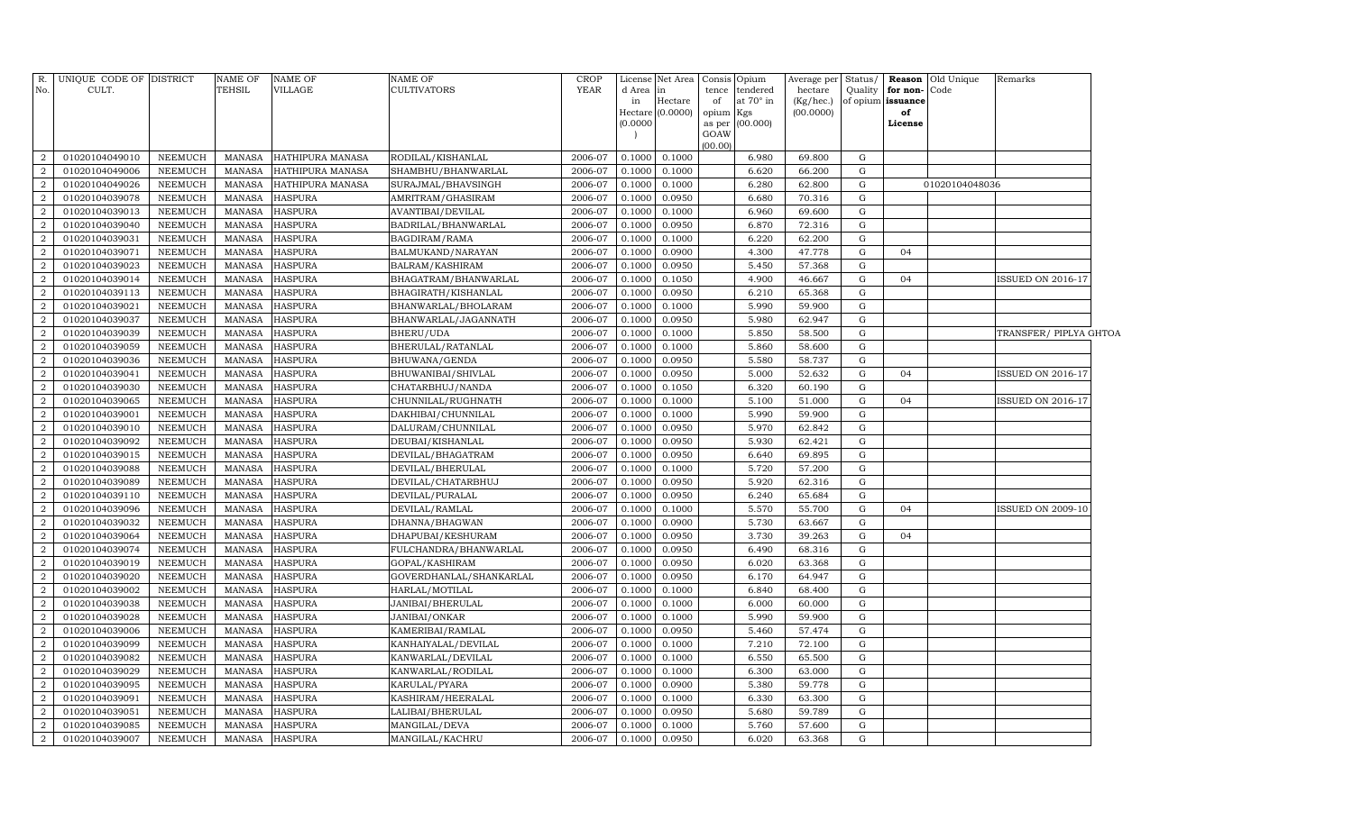| R. No. | UNIQUE CODE OF CULT. | DISTRICT | NAME OF TEHSIL | NAME OF VILLAGE | NAME OF CULTIVATORS | CROP YEAR | License d Area in Hectare (0.0000) | Net Area in Hectare (0.0000) | Consis tence of opium as per GOAW (00.00) | Opium tendered at 70° in Kgs (00.000) | Average per hectare (Kg/hec.) (00.0000) | Status/ Quality of opium | Reason for non-issuance of License | Old Unique Code | Remarks |
|---|---|---|---|---|---|---|---|---|---|---|---|---|---|---|---|
| 2 | 01020104049010 | NEEMUCH | MANASA | HATHIPURA MANASA | RODILAL/KISHANLAL | 2006-07 | 0.1000 | 0.1000 | | 6.980 | 69.800 | G | | | |
| 2 | 01020104049006 | NEEMUCH | MANASA | HATHIPURA MANASA | SHAMBHU/BHANWARLAL | 2006-07 | 0.1000 | 0.1000 | | 6.620 | 66.200 | G | | | |
| 2 | 01020104049026 | NEEMUCH | MANASA | HATHIPURA MANASA | SURAJMAL/BHAVSINGH | 2006-07 | 0.1000 | 0.1000 | | 6.280 | 62.800 | G | | 01020104048036 | |
| 2 | 01020104039078 | NEEMUCH | MANASA | HASPURA | AMRITRAM/GHASIRAM | 2006-07 | 0.1000 | 0.0950 | | 6.680 | 70.316 | G | | | |
| 2 | 01020104039013 | NEEMUCH | MANASA | HASPURA | AVANTIBAI/DEVILAL | 2006-07 | 0.1000 | 0.1000 | | 6.960 | 69.600 | G | | | |
| 2 | 01020104039040 | NEEMUCH | MANASA | HASPURA | BADRILAL/BHANWARLAL | 2006-07 | 0.1000 | 0.0950 | | 6.870 | 72.316 | G | | | |
| 2 | 01020104039031 | NEEMUCH | MANASA | HASPURA | BAGDIRAM/RAMA | 2006-07 | 0.1000 | 0.1000 | | 6.220 | 62.200 | G | | | |
| 2 | 01020104039071 | NEEMUCH | MANASA | HASPURA | BALMUKAND/NARAYAN | 2006-07 | 0.1000 | 0.0900 | | 4.300 | 47.778 | G | 04 | | |
| 2 | 01020104039023 | NEEMUCH | MANASA | HASPURA | BALRAM/KASHIRAM | 2006-07 | 0.1000 | 0.0950 | | 5.450 | 57.368 | G | | | |
| 2 | 01020104039014 | NEEMUCH | MANASA | HASPURA | BHAGATRAM/BHANWARLAL | 2006-07 | 0.1000 | 0.1050 | | 4.900 | 46.667 | G | 04 | | ISSUED ON 2016-17 |
| 2 | 01020104039113 | NEEMUCH | MANASA | HASPURA | BHAGIRATH/KISHANLAL | 2006-07 | 0.1000 | 0.0950 | | 6.210 | 65.368 | G | | | |
| 2 | 01020104039021 | NEEMUCH | MANASA | HASPURA | BHANWARLAL/BHOLARAM | 2006-07 | 0.1000 | 0.1000 | | 5.990 | 59.900 | G | | | |
| 2 | 01020104039037 | NEEMUCH | MANASA | HASPURA | BHANWARLAL/JAGANNATH | 2006-07 | 0.1000 | 0.0950 | | 5.980 | 62.947 | G | | | |
| 2 | 01020104039039 | NEEMUCH | MANASA | HASPURA | BHERU/UDA | 2006-07 | 0.1000 | 0.1000 | | 5.850 | 58.500 | G | | | TRANSFER/ PIPLYA GHTOA |
| 2 | 01020104039059 | NEEMUCH | MANASA | HASPURA | BHERULAL/RATANLAL | 2006-07 | 0.1000 | 0.1000 | | 5.860 | 58.600 | G | | | |
| 2 | 01020104039036 | NEEMUCH | MANASA | HASPURA | BHUWANA/GENDA | 2006-07 | 0.1000 | 0.0950 | | 5.580 | 58.737 | G | | | |
| 2 | 01020104039041 | NEEMUCH | MANASA | HASPURA | BHUWANIBAI/SHIVLAL | 2006-07 | 0.1000 | 0.0950 | | 5.000 | 52.632 | G | 04 | | ISSUED ON 2016-17 |
| 2 | 01020104039030 | NEEMUCH | MANASA | HASPURA | CHATARBHUJ/NANDA | 2006-07 | 0.1000 | 0.1050 | | 6.320 | 60.190 | G | | | |
| 2 | 01020104039065 | NEEMUCH | MANASA | HASPURA | CHUNNILAL/RUGHNATH | 2006-07 | 0.1000 | 0.1000 | | 5.100 | 51.000 | G | 04 | | ISSUED ON 2016-17 |
| 2 | 01020104039001 | NEEMUCH | MANASA | HASPURA | DAKHIBAI/CHUNNILAL | 2006-07 | 0.1000 | 0.1000 | | 5.990 | 59.900 | G | | | |
| 2 | 01020104039010 | NEEMUCH | MANASA | HASPURA | DALURAM/CHUNNILAL | 2006-07 | 0.1000 | 0.0950 | | 5.970 | 62.842 | G | | | |
| 2 | 01020104039092 | NEEMUCH | MANASA | HASPURA | DEUBAI/KISHANLAL | 2006-07 | 0.1000 | 0.0950 | | 5.930 | 62.421 | G | | | |
| 2 | 01020104039015 | NEEMUCH | MANASA | HASPURA | DEVILAL/BHAGATRAM | 2006-07 | 0.1000 | 0.0950 | | 6.640 | 69.895 | G | | | |
| 2 | 01020104039088 | NEEMUCH | MANASA | HASPURA | DEVILAL/BHERULAL | 2006-07 | 0.1000 | 0.1000 | | 5.720 | 57.200 | G | | | |
| 2 | 01020104039089 | NEEMUCH | MANASA | HASPURA | DEVILAL/CHATARBHUJ | 2006-07 | 0.1000 | 0.0950 | | 5.920 | 62.316 | G | | | |
| 2 | 01020104039110 | NEEMUCH | MANASA | HASPURA | DEVILAL/PURALAL | 2006-07 | 0.1000 | 0.0950 | | 6.240 | 65.684 | G | | | |
| 2 | 01020104039096 | NEEMUCH | MANASA | HASPURA | DEVILAL/RAMLAL | 2006-07 | 0.1000 | 0.1000 | | 5.570 | 55.700 | G | 04 | | ISSUED ON 2009-10 |
| 2 | 01020104039032 | NEEMUCH | MANASA | HASPURA | DHANNA/BHAGWAN | 2006-07 | 0.1000 | 0.0900 | | 5.730 | 63.667 | G | | | |
| 2 | 01020104039064 | NEEMUCH | MANASA | HASPURA | DHAPUBAI/KESHURAM | 2006-07 | 0.1000 | 0.0950 | | 3.730 | 39.263 | G | 04 | | |
| 2 | 01020104039074 | NEEMUCH | MANASA | HASPURA | FULCHANDRA/BHANWARLAL | 2006-07 | 0.1000 | 0.0950 | | 6.490 | 68.316 | G | | | |
| 2 | 01020104039019 | NEEMUCH | MANASA | HASPURA | GOPAL/KASHIRAM | 2006-07 | 0.1000 | 0.0950 | | 6.020 | 63.368 | G | | | |
| 2 | 01020104039020 | NEEMUCH | MANASA | HASPURA | GOVERDHANLAL/SHANKARLAL | 2006-07 | 0.1000 | 0.0950 | | 6.170 | 64.947 | G | | | |
| 2 | 01020104039002 | NEEMUCH | MANASA | HASPURA | HARLAL/MOTILAL | 2006-07 | 0.1000 | 0.1000 | | 6.840 | 68.400 | G | | | |
| 2 | 01020104039038 | NEEMUCH | MANASA | HASPURA | JANIBAI/BHERULAL | 2006-07 | 0.1000 | 0.1000 | | 6.000 | 60.000 | G | | | |
| 2 | 01020104039028 | NEEMUCH | MANASA | HASPURA | JANIBAI/ONKAR | 2006-07 | 0.1000 | 0.1000 | | 5.990 | 59.900 | G | | | |
| 2 | 01020104039006 | NEEMUCH | MANASA | HASPURA | KAMERIBAI/RAMLAL | 2006-07 | 0.1000 | 0.0950 | | 5.460 | 57.474 | G | | | |
| 2 | 01020104039099 | NEEMUCH | MANASA | HASPURA | KANHAIYALAL/DEVILAL | 2006-07 | 0.1000 | 0.1000 | | 7.210 | 72.100 | G | | | |
| 2 | 01020104039082 | NEEMUCH | MANASA | HASPURA | KANWARLAL/DEVILAL | 2006-07 | 0.1000 | 0.1000 | | 6.550 | 65.500 | G | | | |
| 2 | 01020104039029 | NEEMUCH | MANASA | HASPURA | KANWARLAL/RODILAL | 2006-07 | 0.1000 | 0.1000 | | 6.300 | 63.000 | G | | | |
| 2 | 01020104039095 | NEEMUCH | MANASA | HASPURA | KARULAL/PYARA | 2006-07 | 0.1000 | 0.0900 | | 5.380 | 59.778 | G | | | |
| 2 | 01020104039091 | NEEMUCH | MANASA | HASPURA | KASHIRAM/HEERALAL | 2006-07 | 0.1000 | 0.1000 | | 6.330 | 63.300 | G | | | |
| 2 | 01020104039051 | NEEMUCH | MANASA | HASPURA | LALIBAI/BHERULAL | 2006-07 | 0.1000 | 0.0950 | | 5.680 | 59.789 | G | | | |
| 2 | 01020104039085 | NEEMUCH | MANASA | HASPURA | MANGILAL/DEVA | 2006-07 | 0.1000 | 0.1000 | | 5.760 | 57.600 | G | | | |
| 2 | 01020104039007 | NEEMUCH | MANASA | HASPURA | MANGILAL/KACHRU | 2006-07 | 0.1000 | 0.0950 | | 6.020 | 63.368 | G | | | |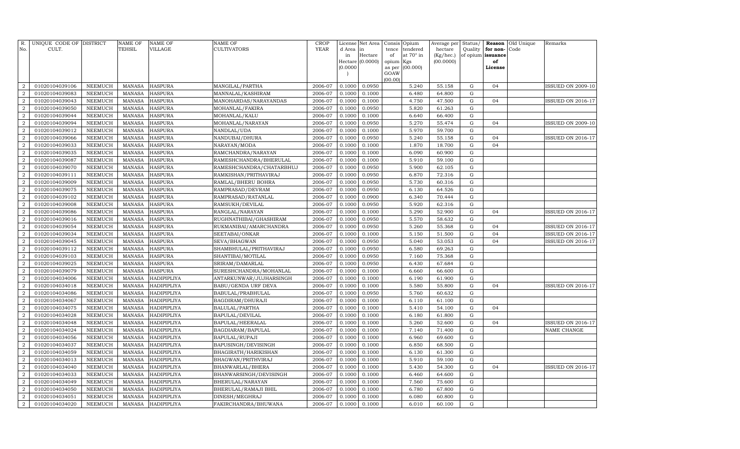| R. No. | UNIQUE CODE OF CULT. | DISTRICT | NAME OF TEHSIL | NAME OF VILLAGE | NAME OF CULTIVATORS | CROP YEAR | License d Area in Hectare (0.0000) | Net Area in Hectare (0.0000) | Consis tence of opium as per GOAW (00.00) | Opium tendered at 70° in Kgs (00.000) | Average per hectare (Kg/hec.) (00.0000) | Status/ Quality of opium | Reason for non-issuance of License | Old Unique Code | Remarks |
|---|---|---|---|---|---|---|---|---|---|---|---|---|---|---|---|
| 2 | 01020104039106 | NEEMUCH | MANASA | HASPURA | MANGILAL/PARTHA | 2006-07 | 0.1000 | 0.0950 | | 5.240 | 55.158 | G | 04 | | ISSUED ON 2009-10 |
| 2 | 01020104039083 | NEEMUCH | MANASA | HASPURA | MANNALAL/KASHIRAM | 2006-07 | 0.1000 | 0.1000 | | 6.480 | 64.800 | G | | | |
| 2 | 01020104039043 | NEEMUCH | MANASA | HASPURA | MANOHARDAS/NARAYANDAS | 2006-07 | 0.1000 | 0.1000 | | 4.750 | 47.500 | G | 04 | | ISSUED ON 2016-17 |
| 2 | 01020104039050 | NEEMUCH | MANASA | HASPURA | MOHANLAL/FAKIRA | 2006-07 | 0.1000 | 0.0950 | | 5.820 | 61.263 | G | | | |
| 2 | 01020104039044 | NEEMUCH | MANASA | HASPURA | MOHANLAL/KALU | 2006-07 | 0.1000 | 0.1000 | | 6.640 | 66.400 | G | | | |
| 2 | 01020104039094 | NEEMUCH | MANASA | HASPURA | MOHANLAL/NARAYAN | 2006-07 | 0.1000 | 0.0950 | | 5.270 | 55.474 | G | 04 | | ISSUED ON 2009-10 |
| 2 | 01020104039012 | NEEMUCH | MANASA | HASPURA | NANDLAL/UDA | 2006-07 | 0.1000 | 0.1000 | | 5.970 | 59.700 | G | | | |
| 2 | 01020104039066 | NEEMUCH | MANASA | HASPURA | NANDUBAI/DHURA | 2006-07 | 0.1000 | 0.0950 | | 5.240 | 55.158 | G | 04 | | ISSUED ON 2016-17 |
| 2 | 01020104039033 | NEEMUCH | MANASA | HASPURA | NARAYAN/MODA | 2006-07 | 0.1000 | 0.1000 | | 1.870 | 18.700 | G | 04 | | |
| 2 | 01020104039035 | NEEMUCH | MANASA | HASPURA | RAMCHANDRA/NARAYAN | 2006-07 | 0.1000 | 0.1000 | | 6.090 | 60.900 | G | | | |
| 2 | 01020104039087 | NEEMUCH | MANASA | HASPURA | RAMESHCHANDRA/BHERULAL | 2006-07 | 0.1000 | 0.1000 | | 5.910 | 59.100 | G | | | |
| 2 | 01020104039070 | NEEMUCH | MANASA | HASPURA | RAMESHCHANDRA/CHATARBHUJ | 2006-07 | 0.1000 | 0.0950 | | 5.900 | 62.105 | G | | | |
| 2 | 01020104039111 | NEEMUCH | MANASA | HASPURA | RAMKISHAN/PRITHAVIRAJ | 2006-07 | 0.1000 | 0.0950 | | 6.870 | 72.316 | G | | | |
| 2 | 01020104039009 | NEEMUCH | MANASA | HASPURA | RAMLAL/BHERU BOHRA | 2006-07 | 0.1000 | 0.0950 | | 5.730 | 60.316 | G | | | |
| 2 | 01020104039075 | NEEMUCH | MANASA | HASPURA | RAMPRASAD/DEVRAM | 2006-07 | 0.1000 | 0.0950 | | 6.130 | 64.526 | G | | | |
| 2 | 01020104039102 | NEEMUCH | MANASA | HASPURA | RAMPRASAD/RATANLAL | 2006-07 | 0.1000 | 0.0900 | | 6.340 | 70.444 | G | | | |
| 2 | 01020104039008 | NEEMUCH | MANASA | HASPURA | RAMSUKH/DEVILAL | 2006-07 | 0.1000 | 0.0950 | | 5.920 | 62.316 | G | | | |
| 2 | 01020104039086 | NEEMUCH | MANASA | HASPURA | RANGLAL/NARAYAN | 2006-07 | 0.1000 | 0.1000 | | 5.290 | 52.900 | G | 04 | | ISSUED ON 2016-17 |
| 2 | 01020104039016 | NEEMUCH | MANASA | HASPURA | RUGHNATHIBAI/GHASHIRAM | 2006-07 | 0.1000 | 0.0950 | | 5.570 | 58.632 | G | | | |
| 2 | 01020104039054 | NEEMUCH | MANASA | HASPURA | RUKMANIBAI/AMARCHANDRA | 2006-07 | 0.1000 | 0.0950 | | 5.260 | 55.368 | G | 04 | | ISSUED ON 2016-17 |
| 2 | 01020104039034 | NEEMUCH | MANASA | HASPURA | SEETABAI/ONKAR | 2006-07 | 0.1000 | 0.1000 | | 5.150 | 51.500 | G | 04 | | ISSUED ON 2016-17 |
| 2 | 01020104039045 | NEEMUCH | MANASA | HASPURA | SEVA/BHAGWAN | 2006-07 | 0.1000 | 0.0950 | | 5.040 | 53.053 | G | 04 | | ISSUED ON 2016-17 |
| 2 | 01020104039112 | NEEMUCH | MANASA | HASPURA | SHAMBHULAL/PRITHAVIRAJ | 2006-07 | 0.1000 | 0.0950 | | 6.580 | 69.263 | G | | | |
| 2 | 01020104039103 | NEEMUCH | MANASA | HASPURA | SHANTIBAI/MOTILAL | 2006-07 | 0.1000 | 0.0950 | | 7.160 | 75.368 | G | | | |
| 2 | 01020104039025 | NEEMUCH | MANASA | HASPURA | SRIRAM/DAMARLAL | 2006-07 | 0.1000 | 0.0950 | | 6.430 | 67.684 | G | | | |
| 2 | 01020104039079 | NEEMUCH | MANASA | HASPURA | SURESHCHANDRA/MOHANLAL | 2006-07 | 0.1000 | 0.1000 | | 6.660 | 66.600 | G | | | |
| 2 | 01020104034006 | NEEMUCH | MANASA | HADIPIPLIYA | ANTARKUNWAR/JUJHARSINGH | 2006-07 | 0.1000 | 0.1000 | | 6.190 | 61.900 | G | | | |
| 2 | 01020104034018 | NEEMUCH | MANASA | HADIPIPLIYA | BABU/GENDA URF DEVA | 2006-07 | 0.1000 | 0.1000 | | 5.580 | 55.800 | G | 04 | | ISSUED ON 2016-17 |
| 2 | 01020104034086 | NEEMUCH | MANASA | HADIPIPLIYA | BABULAL/PRABHULAL | 2006-07 | 0.1000 | 0.0950 | | 5.760 | 60.632 | G | | | |
| 2 | 01020104034067 | NEEMUCH | MANASA | HADIPIPLIYA | BAGDIRAM/DHURAJI | 2006-07 | 0.1000 | 0.1000 | | 6.110 | 61.100 | G | | | |
| 2 | 01020104034075 | NEEMUCH | MANASA | HADIPIPLIYA | BALULAL/PARTHA | 2006-07 | 0.1000 | 0.1000 | | 5.410 | 54.100 | G | 04 | | |
| 2 | 01020104034028 | NEEMUCH | MANASA | HADIPIPLIYA | BAPULAL/DEVILAL | 2006-07 | 0.1000 | 0.1000 | | 6.180 | 61.800 | G | | | |
| 2 | 01020104034048 | NEEMUCH | MANASA | HADIPIPLIYA | BAPULAL/HEERALAL | 2006-07 | 0.1000 | 0.1000 | | 5.260 | 52.600 | G | 04 | | ISSUED ON 2016-17 |
| 2 | 01020104034024 | NEEMUCH | MANASA | HADIPIPLIYA | BAGDIARAM/BAPULAL | 2006-07 | 0.1000 | 0.1000 | | 7.140 | 71.400 | G | | | NAME CHANGE |
| 2 | 01020104034056 | NEEMUCH | MANASA | HADIPIPLIYA | BAPULAL/RUPAJI | 2006-07 | 0.1000 | 0.1000 | | 6.960 | 69.600 | G | | | |
| 2 | 01020104034037 | NEEMUCH | MANASA | HADIPIPLIYA | BAPUSINGH/DEVISINGH | 2006-07 | 0.1000 | 0.1000 | | 6.850 | 68.500 | G | | | |
| 2 | 01020104034059 | NEEMUCH | MANASA | HADIPIPLIYA | BHAGIRATH/HARIKISHAN | 2006-07 | 0.1000 | 0.1000 | | 6.130 | 61.300 | G | | | |
| 2 | 01020104034013 | NEEMUCH | MANASA | HADIPIPLIYA | BHAGWAN/PRITHVIRAJ | 2006-07 | 0.1000 | 0.1000 | | 5.910 | 59.100 | G | | | |
| 2 | 01020104034040 | NEEMUCH | MANASA | HADIPIPLIYA | BHANWARLAL/BHERA | 2006-07 | 0.1000 | 0.1000 | | 5.430 | 54.300 | G | 04 | | ISSUED ON 2016-17 |
| 2 | 01020104034033 | NEEMUCH | MANASA | HADIPIPLIYA | BHANWARSINGH/DEVISINGH | 2006-07 | 0.1000 | 0.1000 | | 6.460 | 64.600 | G | | | |
| 2 | 01020104034049 | NEEMUCH | MANASA | HADIPIPLIYA | BHERULAL/NARAYAN | 2006-07 | 0.1000 | 0.1000 | | 7.560 | 75.600 | G | | | |
| 2 | 01020104034050 | NEEMUCH | MANASA | HADIPIPLIYA | BHERULAL/RAMAJI BHIL | 2006-07 | 0.1000 | 0.1000 | | 6.780 | 67.800 | G | | | |
| 2 | 01020104034051 | NEEMUCH | MANASA | HADIPIPLIYA | DINESH/MEGHRAJ | 2006-07 | 0.1000 | 0.1000 | | 6.080 | 60.800 | G | | | |
| 2 | 01020104034020 | NEEMUCH | MANASA | HADIPIPLIYA | FAKIRCHANDRA/BHUWANA | 2006-07 | 0.1000 | 0.1000 | | 6.010 | 60.100 | G | | | |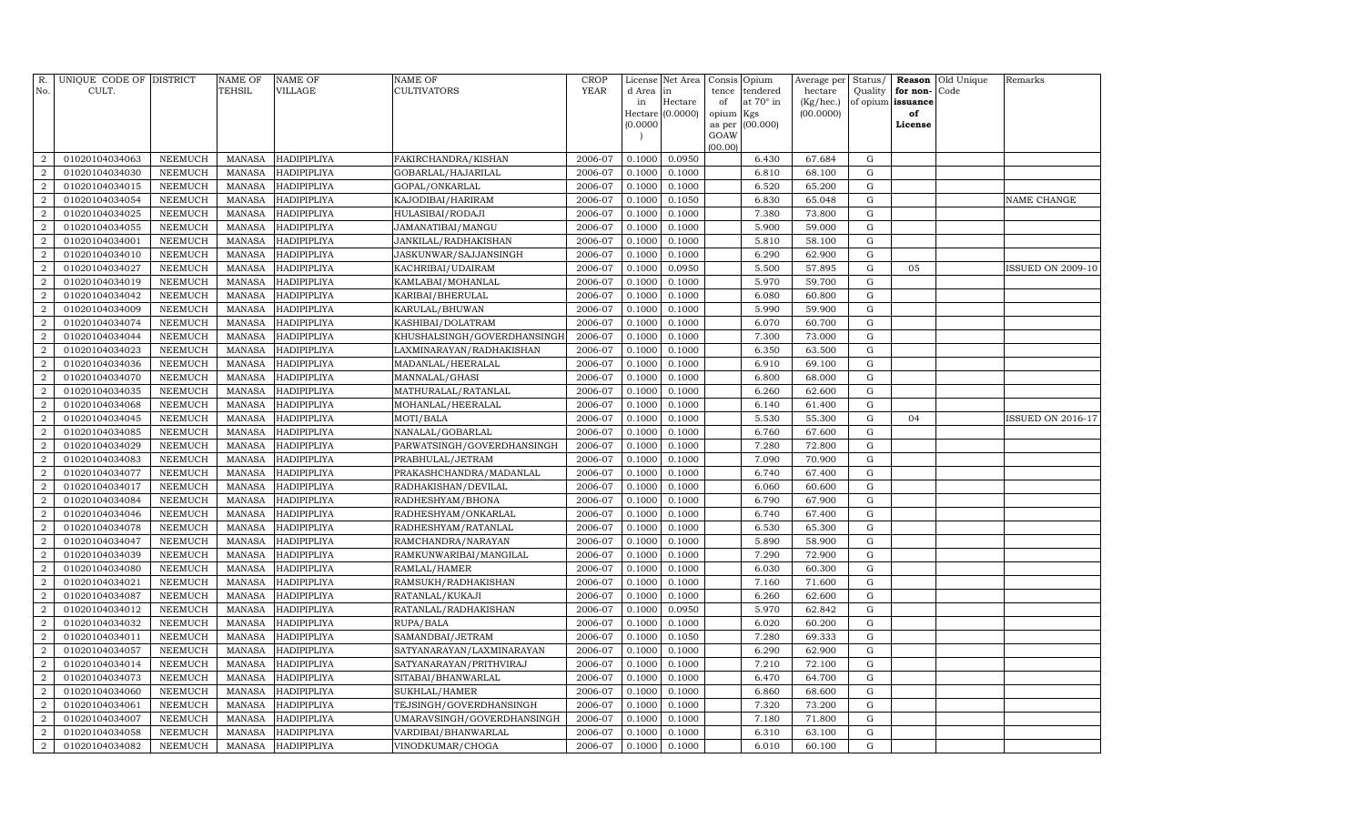| R. No. | UNIQUE CODE OF CULT. | DISTRICT | NAME OF TEHSIL | NAME OF VILLAGE | NAME OF CULTIVATORS | CROP YEAR | License d Area in Hectare (0.0000) | Net Area in Hectare (0.0000) | Consis tence of opium as per GOAW (00.00) | Opium tendered at 70° in Kgs (00.000) | Average per hectare (Kg/hec.) (00.0000) | Status/ Quality of opium | Reason for non-issuance of License | Old Unique Code | Remarks |
|---|---|---|---|---|---|---|---|---|---|---|---|---|---|---|---|
| 2 | 01020104034063 | NEEMUCH | MANASA | HADIPIPLIYA | FAKIRCHANDRA/KISHAN | 2006-07 | 0.1000 | 0.0950 | | 6.430 | 67.684 | G | | | |
| 2 | 01020104034030 | NEEMUCH | MANASA | HADIPIPLIYA | GOBARLAL/HAJARILAL | 2006-07 | 0.1000 | 0.1000 | | 6.810 | 68.100 | G | | | |
| 2 | 01020104034015 | NEEMUCH | MANASA | HADIPIPLIYA | GOPAL/ONKARLAL | 2006-07 | 0.1000 | 0.1000 | | 6.520 | 65.200 | G | | | |
| 2 | 01020104034054 | NEEMUCH | MANASA | HADIPIPLIYA | KAJODIBAI/HARIRAM | 2006-07 | 0.1000 | 0.1050 | | 6.830 | 65.048 | G | | | NAME CHANGE |
| 2 | 01020104034025 | NEEMUCH | MANASA | HADIPIPLIYA | HULASIBAI/RODAJI | 2006-07 | 0.1000 | 0.1000 | | 7.380 | 73.800 | G | | | |
| 2 | 01020104034055 | NEEMUCH | MANASA | HADIPIPLIYA | JAMANATIBAI/MANGU | 2006-07 | 0.1000 | 0.1000 | | 5.900 | 59.000 | G | | | |
| 2 | 01020104034001 | NEEMUCH | MANASA | HADIPIPLIYA | JANKILAL/RADHAKISHAN | 2006-07 | 0.1000 | 0.1000 | | 5.810 | 58.100 | G | | | |
| 2 | 01020104034010 | NEEMUCH | MANASA | HADIPIPLIYA | JASKUNWAR/SAJJANSINGH | 2006-07 | 0.1000 | 0.1000 | | 6.290 | 62.900 | G | | | |
| 2 | 01020104034027 | NEEMUCH | MANASA | HADIPIPLIYA | KACHRIBAI/UDAIRAM | 2006-07 | 0.1000 | 0.0950 | | 5.500 | 57.895 | G | 05 | | ISSUED ON 2009-10 |
| 2 | 01020104034019 | NEEMUCH | MANASA | HADIPIPLIYA | KAMLABAI/MOHANLAL | 2006-07 | 0.1000 | 0.1000 | | 5.970 | 59.700 | G | | | |
| 2 | 01020104034042 | NEEMUCH | MANASA | HADIPIPLIYA | KARIBAI/BHERULAL | 2006-07 | 0.1000 | 0.1000 | | 6.080 | 60.800 | G | | | |
| 2 | 01020104034009 | NEEMUCH | MANASA | HADIPIPLIYA | KARULAL/BHUWAN | 2006-07 | 0.1000 | 0.1000 | | 5.990 | 59.900 | G | | | |
| 2 | 01020104034074 | NEEMUCH | MANASA | HADIPIPLIYA | KASHIBAI/DOLATRAM | 2006-07 | 0.1000 | 0.1000 | | 6.070 | 60.700 | G | | | |
| 2 | 01020104034044 | NEEMUCH | MANASA | HADIPIPLIYA | KHUSHALSINGH/GOVERDHANSINGH | 2006-07 | 0.1000 | 0.1000 | | 7.300 | 73.000 | G | | | |
| 2 | 01020104034023 | NEEMUCH | MANASA | HADIPIPLIYA | LAXMINARAYAN/RADHAKISHAN | 2006-07 | 0.1000 | 0.1000 | | 6.350 | 63.500 | G | | | |
| 2 | 01020104034036 | NEEMUCH | MANASA | HADIPIPLIYA | MADANLAL/HEERALAL | 2006-07 | 0.1000 | 0.1000 | | 6.910 | 69.100 | G | | | |
| 2 | 01020104034070 | NEEMUCH | MANASA | HADIPIPLIYA | MANNALAL/GHASI | 2006-07 | 0.1000 | 0.1000 | | 6.800 | 68.000 | G | | | |
| 2 | 01020104034035 | NEEMUCH | MANASA | HADIPIPLIYA | MATHURALAL/RATANLAL | 2006-07 | 0.1000 | 0.1000 | | 6.260 | 62.600 | G | | | |
| 2 | 01020104034068 | NEEMUCH | MANASA | HADIPIPLIYA | MOHANLAL/HEERALAL | 2006-07 | 0.1000 | 0.1000 | | 6.140 | 61.400 | G | | | |
| 2 | 01020104034045 | NEEMUCH | MANASA | HADIPIPLIYA | MOTI/BALA | 2006-07 | 0.1000 | 0.1000 | | 5.530 | 55.300 | G | 04 | | ISSUED ON 2016-17 |
| 2 | 01020104034085 | NEEMUCH | MANASA | HADIPIPLIYA | NANALAL/GOBARLAL | 2006-07 | 0.1000 | 0.1000 | | 6.760 | 67.600 | G | | | |
| 2 | 01020104034029 | NEEMUCH | MANASA | HADIPIPLIYA | PARWATSINGH/GOVERDHANSINGH | 2006-07 | 0.1000 | 0.1000 | | 7.280 | 72.800 | G | | | |
| 2 | 01020104034083 | NEEMUCH | MANASA | HADIPIPLIYA | PRABHULAL/JETRAM | 2006-07 | 0.1000 | 0.1000 | | 7.090 | 70.900 | G | | | |
| 2 | 01020104034077 | NEEMUCH | MANASA | HADIPIPLIYA | PRAKASHCHANDRA/MADANLAL | 2006-07 | 0.1000 | 0.1000 | | 6.740 | 67.400 | G | | | |
| 2 | 01020104034017 | NEEMUCH | MANASA | HADIPIPLIYA | RADHAKISHAN/DEVILAL | 2006-07 | 0.1000 | 0.1000 | | 6.060 | 60.600 | G | | | |
| 2 | 01020104034084 | NEEMUCH | MANASA | HADIPIPLIYA | RADHESHYAM/BHONA | 2006-07 | 0.1000 | 0.1000 | | 6.790 | 67.900 | G | | | |
| 2 | 01020104034046 | NEEMUCH | MANASA | HADIPIPLIYA | RADHESHYAM/ONKARLAL | 2006-07 | 0.1000 | 0.1000 | | 6.740 | 67.400 | G | | | |
| 2 | 01020104034078 | NEEMUCH | MANASA | HADIPIPLIYA | RADHESHYAM/RATANLAL | 2006-07 | 0.1000 | 0.1000 | | 6.530 | 65.300 | G | | | |
| 2 | 01020104034047 | NEEMUCH | MANASA | HADIPIPLIYA | RAMCHANDRA/NARAYAN | 2006-07 | 0.1000 | 0.1000 | | 5.890 | 58.900 | G | | | |
| 2 | 01020104034039 | NEEMUCH | MANASA | HADIPIPLIYA | RAMKUNWARIBAI/MANGILAL | 2006-07 | 0.1000 | 0.1000 | | 7.290 | 72.900 | G | | | |
| 2 | 01020104034080 | NEEMUCH | MANASA | HADIPIPLIYA | RAMLAL/HAMER | 2006-07 | 0.1000 | 0.1000 | | 6.030 | 60.300 | G | | | |
| 2 | 01020104034021 | NEEMUCH | MANASA | HADIPIPLIYA | RAMSUKH/RADHAKISHAN | 2006-07 | 0.1000 | 0.1000 | | 7.160 | 71.600 | G | | | |
| 2 | 01020104034087 | NEEMUCH | MANASA | HADIPIPLIYA | RATANLAL/KUKAJI | 2006-07 | 0.1000 | 0.1000 | | 6.260 | 62.600 | G | | | |
| 2 | 01020104034012 | NEEMUCH | MANASA | HADIPIPLIYA | RATANLAL/RADHAKISHAN | 2006-07 | 0.1000 | 0.0950 | | 5.970 | 62.842 | G | | | |
| 2 | 01020104034032 | NEEMUCH | MANASA | HADIPIPLIYA | RUPA/BALA | 2006-07 | 0.1000 | 0.1000 | | 6.020 | 60.200 | G | | | |
| 2 | 01020104034011 | NEEMUCH | MANASA | HADIPIPLIYA | SAMANDBAI/JETRAM | 2006-07 | 0.1000 | 0.1050 | | 7.280 | 69.333 | G | | | |
| 2 | 01020104034057 | NEEMUCH | MANASA | HADIPIPLIYA | SATYANARAYAN/LAXMINARAYAN | 2006-07 | 0.1000 | 0.1000 | | 6.290 | 62.900 | G | | | |
| 2 | 01020104034014 | NEEMUCH | MANASA | HADIPIPLIYA | SATYANARAYAN/PRITHVIRAJ | 2006-07 | 0.1000 | 0.1000 | | 7.210 | 72.100 | G | | | |
| 2 | 01020104034073 | NEEMUCH | MANASA | HADIPIPLIYA | SITABAI/BHANWARLAL | 2006-07 | 0.1000 | 0.1000 | | 6.470 | 64.700 | G | | | |
| 2 | 01020104034060 | NEEMUCH | MANASA | HADIPIPLIYA | SUKHLAL/HAMER | 2006-07 | 0.1000 | 0.1000 | | 6.860 | 68.600 | G | | | |
| 2 | 01020104034061 | NEEMUCH | MANASA | HADIPIPLIYA | TEJSINGH/GOVERDHANSINGH | 2006-07 | 0.1000 | 0.1000 | | 7.320 | 73.200 | G | | | |
| 2 | 01020104034007 | NEEMUCH | MANASA | HADIPIPLIYA | UMARAVSINGH/GOVERDHANSINGH | 2006-07 | 0.1000 | 0.1000 | | 7.180 | 71.800 | G | | | |
| 2 | 01020104034058 | NEEMUCH | MANASA | HADIPIPLIYA | VARDIBAI/BHANWARLAL | 2006-07 | 0.1000 | 0.1000 | | 6.310 | 63.100 | G | | | |
| 2 | 01020104034082 | NEEMUCH | MANASA | HADIPIPLIYA | VINODKUMAR/CHOGA | 2006-07 | 0.1000 | 0.1000 | | 6.010 | 60.100 | G | | | |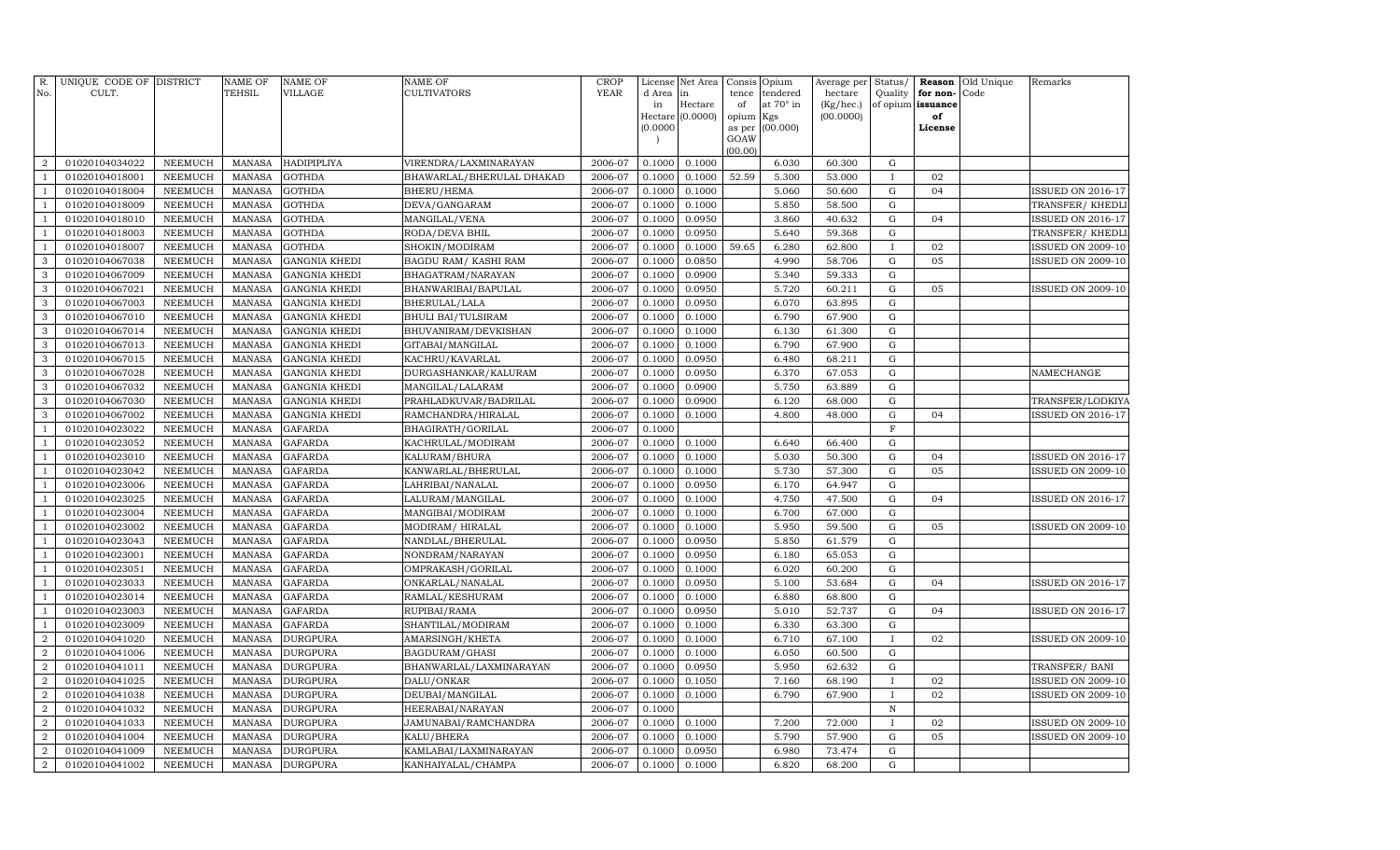| R. No. | UNIQUE CODE OF CULT. | DISTRICT | NAME OF TEHSIL | NAME OF VILLAGE | NAME OF CULTIVATORS | CROP YEAR | License d Area in Hectare (0.0000) | Net Area in Hectare (0.0000) | Consis tence of opium as per GOAW (00.00) | Opium tendered at 70° in Kgs (00.000) | Average per hectare (Kg/hec.) (00.0000) | Status/ Quality of opium | Reason for non-issuance of License | Old Unique Code | Remarks |
|---|---|---|---|---|---|---|---|---|---|---|---|---|---|---|---|
| 2 | 01020104034022 | NEEMUCH | MANASA | HADIPIPLIYA | VIRENDRA/LAXMINARAYAN | 2006-07 | 0.1000 | 0.1000 | | 6.030 | 60.300 | G | | | |
| 1 | 01020104018001 | NEEMUCH | MANASA | GOTHDA | BHAWARLAL/BHERULAL DHAKAD | 2006-07 | 0.1000 | 0.1000 | 52.59 | 5.300 | 53.000 | I | 02 | | |
| 1 | 01020104018004 | NEEMUCH | MANASA | GOTHDA | BHERU/HEMA | 2006-07 | 0.1000 | 0.1000 | | 5.060 | 50.600 | G | 04 | | ISSUED ON 2016-17 |
| 1 | 01020104018009 | NEEMUCH | MANASA | GOTHDA | DEVA/GANGARAM | 2006-07 | 0.1000 | 0.1000 | | 5.850 | 58.500 | G | | | TRANSFER/ KHEDLI |
| 1 | 01020104018010 | NEEMUCH | MANASA | GOTHDA | MANGILAL/VENA | 2006-07 | 0.1000 | 0.0950 | | 3.860 | 40.632 | G | 04 | | ISSUED ON 2016-17 |
| 1 | 01020104018003 | NEEMUCH | MANASA | GOTHDA | RODA/DEVA BHIL | 2006-07 | 0.1000 | 0.0950 | | 5.640 | 59.368 | G | | | TRANSFER/ KHEDLI |
| 1 | 01020104018007 | NEEMUCH | MANASA | GOTHDA | SHOKIN/MODIRAM | 2006-07 | 0.1000 | 0.1000 | 59.65 | 6.280 | 62.800 | I | 02 | | ISSUED ON 2009-10 |
| 3 | 01020104067038 | NEEMUCH | MANASA | GANGNIA KHEDI | BAGDU RAM/ KASHI RAM | 2006-07 | 0.1000 | 0.0850 | | 4.990 | 58.706 | G | 05 | | ISSUED ON 2009-10 |
| 3 | 01020104067009 | NEEMUCH | MANASA | GANGNIA KHEDI | BHAGATRAM/NARAYAN | 2006-07 | 0.1000 | 0.0900 | | 5.340 | 59.333 | G | | | |
| 3 | 01020104067021 | NEEMUCH | MANASA | GANGNIA KHEDI | BHANWARIBAI/BAPULAL | 2006-07 | 0.1000 | 0.0950 | | 5.720 | 60.211 | G | 05 | | ISSUED ON 2009-10 |
| 3 | 01020104067003 | NEEMUCH | MANASA | GANGNIA KHEDI | BHERULAL/LALA | 2006-07 | 0.1000 | 0.0950 | | 6.070 | 63.895 | G | | | |
| 3 | 01020104067010 | NEEMUCH | MANASA | GANGNIA KHEDI | BHULI BAI/TULSIRAM | 2006-07 | 0.1000 | 0.1000 | | 6.790 | 67.900 | G | | | |
| 3 | 01020104067014 | NEEMUCH | MANASA | GANGNIA KHEDI | BHUVANIRAM/DEVKISHAN | 2006-07 | 0.1000 | 0.1000 | | 6.130 | 61.300 | G | | | |
| 3 | 01020104067013 | NEEMUCH | MANASA | GANGNIA KHEDI | GITABAI/MANGILAL | 2006-07 | 0.1000 | 0.1000 | | 6.790 | 67.900 | G | | | |
| 3 | 01020104067015 | NEEMUCH | MANASA | GANGNIA KHEDI | KACHRU/KAVARLAL | 2006-07 | 0.1000 | 0.0950 | | 6.480 | 68.211 | G | | | |
| 3 | 01020104067028 | NEEMUCH | MANASA | GANGNIA KHEDI | DURGASHANKAR/KALURAM | 2006-07 | 0.1000 | 0.0950 | | 6.370 | 67.053 | G | | | NAMECHANGE |
| 3 | 01020104067032 | NEEMUCH | MANASA | GANGNIA KHEDI | MANGILAL/LALARAM | 2006-07 | 0.1000 | 0.0900 | | 5.750 | 63.889 | G | | | |
| 3 | 01020104067030 | NEEMUCH | MANASA | GANGNIA KHEDI | PRAHLADKUVAR/BADRILAL | 2006-07 | 0.1000 | 0.0900 | | 6.120 | 68.000 | G | | | TRANSFER/LODKIYA |
| 3 | 01020104067002 | NEEMUCH | MANASA | GANGNIA KHEDI | RAMCHANDRA/HIRALAL | 2006-07 | 0.1000 | 0.1000 | | 4.800 | 48.000 | G | 04 | | ISSUED ON 2016-17 |
| 1 | 01020104023022 | NEEMUCH | MANASA | GAFARDA | BHAGIRATH/GORILAL | 2006-07 | 0.1000 | | | | | F | | | |
| 1 | 01020104023052 | NEEMUCH | MANASA | GAFARDA | KACHRULAL/MODIRAM | 2006-07 | 0.1000 | 0.1000 | | 6.640 | 66.400 | G | | | |
| 1 | 01020104023010 | NEEMUCH | MANASA | GAFARDA | KALURAM/BHURA | 2006-07 | 0.1000 | 0.1000 | | 5.030 | 50.300 | G | 04 | | ISSUED ON 2016-17 |
| 1 | 01020104023042 | NEEMUCH | MANASA | GAFARDA | KANWARLAL/BHERULAL | 2006-07 | 0.1000 | 0.1000 | | 5.730 | 57.300 | G | 05 | | ISSUED ON 2009-10 |
| 1 | 01020104023006 | NEEMUCH | MANASA | GAFARDA | LAHRIBAI/NANALAL | 2006-07 | 0.1000 | 0.0950 | | 6.170 | 64.947 | G | | | |
| 1 | 01020104023025 | NEEMUCH | MANASA | GAFARDA | LALURAM/MANGILAL | 2006-07 | 0.1000 | 0.1000 | | 4.750 | 47.500 | G | 04 | | ISSUED ON 2016-17 |
| 1 | 01020104023004 | NEEMUCH | MANASA | GAFARDA | MANGIBAI/MODIRAM | 2006-07 | 0.1000 | 0.1000 | | 6.700 | 67.000 | G | | | |
| 1 | 01020104023002 | NEEMUCH | MANASA | GAFARDA | MODIRAM/ HIRALAL | 2006-07 | 0.1000 | 0.1000 | | 5.950 | 59.500 | G | 05 | | ISSUED ON 2009-10 |
| 1 | 01020104023043 | NEEMUCH | MANASA | GAFARDA | NANDLAL/BHERULAL | 2006-07 | 0.1000 | 0.0950 | | 5.850 | 61.579 | G | | | |
| 1 | 01020104023001 | NEEMUCH | MANASA | GAFARDA | NONDRAM/NARAYAN | 2006-07 | 0.1000 | 0.0950 | | 6.180 | 65.053 | G | | | |
| 1 | 01020104023051 | NEEMUCH | MANASA | GAFARDA | OMPRAKASH/GORILAL | 2006-07 | 0.1000 | 0.1000 | | 6.020 | 60.200 | G | | | |
| 1 | 01020104023033 | NEEMUCH | MANASA | GAFARDA | ONKARLAL/NANALAL | 2006-07 | 0.1000 | 0.0950 | | 5.100 | 53.684 | G | 04 | | ISSUED ON 2016-17 |
| 1 | 01020104023014 | NEEMUCH | MANASA | GAFARDA | RAMLAL/KESHURAM | 2006-07 | 0.1000 | 0.1000 | | 6.880 | 68.800 | G | | | |
| 1 | 01020104023003 | NEEMUCH | MANASA | GAFARDA | RUPIBAI/RAMA | 2006-07 | 0.1000 | 0.0950 | | 5.010 | 52.737 | G | 04 | | ISSUED ON 2016-17 |
| 1 | 01020104023009 | NEEMUCH | MANASA | GAFARDA | SHANTILAL/MODIRAM | 2006-07 | 0.1000 | 0.1000 | | 6.330 | 63.300 | G | | | |
| 2 | 01020104041020 | NEEMUCH | MANASA | DURGPURA | AMARSINGH/KHETA | 2006-07 | 0.1000 | 0.1000 | | 6.710 | 67.100 | I | 02 | | ISSUED ON 2009-10 |
| 2 | 01020104041006 | NEEMUCH | MANASA | DURGPURA | BAGDURAM/GHASI | 2006-07 | 0.1000 | 0.1000 | | 6.050 | 60.500 | G | | | |
| 2 | 01020104041011 | NEEMUCH | MANASA | DURGPURA | BHANWARLAL/LAXMINARAYAN | 2006-07 | 0.1000 | 0.0950 | | 5.950 | 62.632 | G | | | TRANSFER/ BANI |
| 2 | 01020104041025 | NEEMUCH | MANASA | DURGPURA | DALU/ONKAR | 2006-07 | 0.1000 | 0.1050 | | 7.160 | 68.190 | I | 02 | | ISSUED ON 2009-10 |
| 2 | 01020104041038 | NEEMUCH | MANASA | DURGPURA | DEUBAI/MANGILAL | 2006-07 | 0.1000 | 0.1000 | | 6.790 | 67.900 | I | 02 | | ISSUED ON 2009-10 |
| 2 | 01020104041032 | NEEMUCH | MANASA | DURGPURA | HEERABAI/NARAYAN | 2006-07 | 0.1000 | | | | | N | | | |
| 2 | 01020104041033 | NEEMUCH | MANASA | DURGPURA | JAMUNABAI/RAMCHANDRA | 2006-07 | 0.1000 | 0.1000 | | 7.200 | 72.000 | I | 02 | | ISSUED ON 2009-10 |
| 2 | 01020104041004 | NEEMUCH | MANASA | DURGPURA | KALU/BHERA | 2006-07 | 0.1000 | 0.1000 | | 5.790 | 57.900 | G | 05 | | ISSUED ON 2009-10 |
| 2 | 01020104041009 | NEEMUCH | MANASA | DURGPURA | KAMLABAI/LAXMINARAYAN | 2006-07 | 0.1000 | 0.0950 | | 6.980 | 73.474 | G | | | |
| 2 | 01020104041002 | NEEMUCH | MANASA | DURGPURA | KANHAIYALAL/CHAMPA | 2006-07 | 0.1000 | 0.1000 | | 6.820 | 68.200 | G | | | |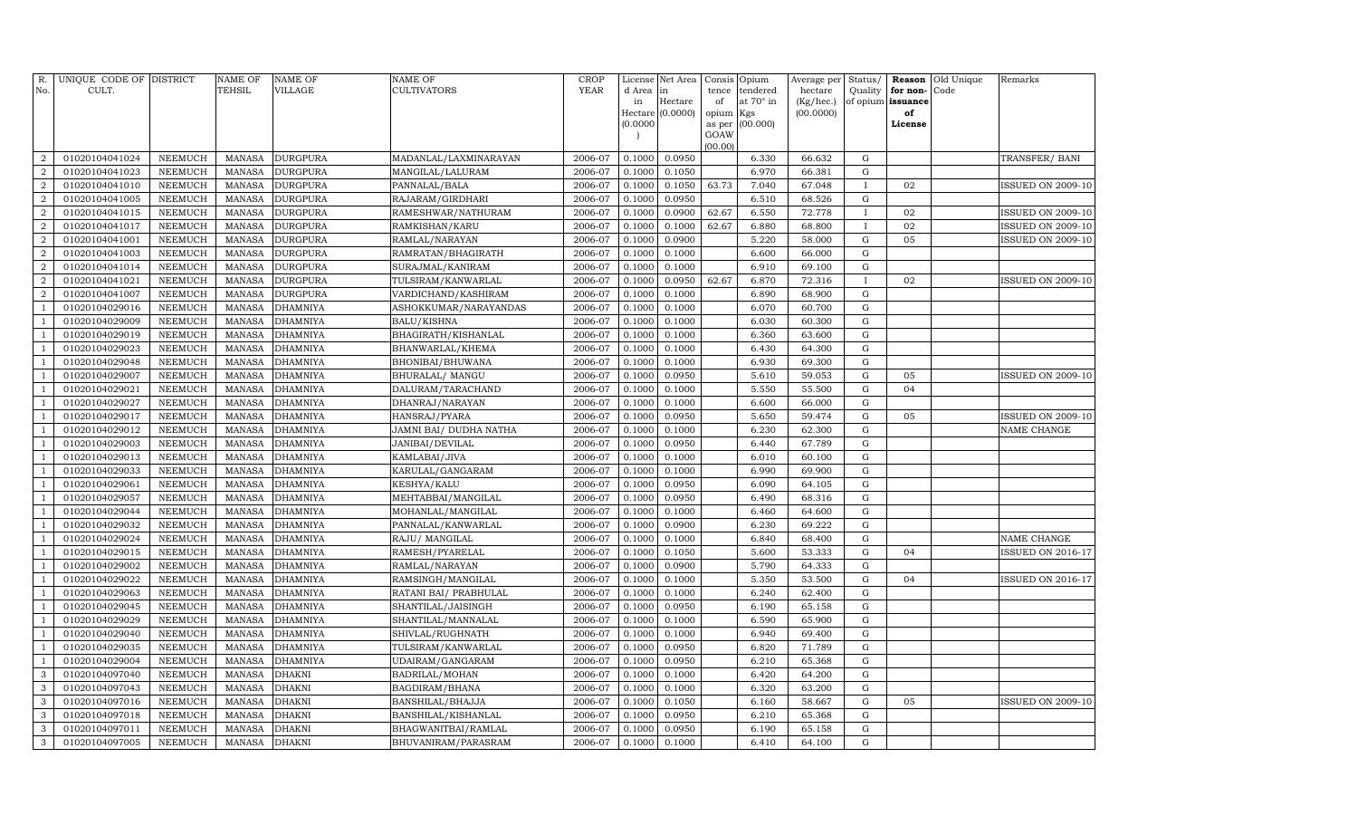| R. No. | UNIQUE CODE OF CULT. | DISTRICT | NAME OF TEHSIL | NAME OF VILLAGE | NAME OF CULTIVATORS | CROP YEAR | License d Area in Hectare (0.0000) | Net Area in Hectare (0.0000) | Consis tence of opium as per GOAW (00.00) | Opium tendered at 70° in Kgs (00.000) | Average per hectare (Kg/hec.) (00.0000) | Status/ Quality of opium | Reason for non-issuance of License | Old Unique Code | Remarks |
|---|---|---|---|---|---|---|---|---|---|---|---|---|---|---|---|
| 2 | 01020104041024 | NEEMUCH | MANASA | DURGPURA | MADANLAL/LAXMINARAYAN | 2006-07 | 0.1000 | 0.0950 | | 6.330 | 66.632 | G | | | TRANSFER/ BANI |
| 2 | 01020104041023 | NEEMUCH | MANASA | DURGPURA | MANGILAL/LALURAM | 2006-07 | 0.1000 | 0.1050 | | 6.970 | 66.381 | G | | | |
| 2 | 01020104041010 | NEEMUCH | MANASA | DURGPURA | PANNALAL/BALA | 2006-07 | 0.1000 | 0.1050 | 63.73 | 7.040 | 67.048 | I | 02 | | ISSUED ON 2009-10 |
| 2 | 01020104041005 | NEEMUCH | MANASA | DURGPURA | RAJARAM/GIRDHARI | 2006-07 | 0.1000 | 0.0950 | | 6.510 | 68.526 | G | | | |
| 2 | 01020104041015 | NEEMUCH | MANASA | DURGPURA | RAMESHWAR/NATHURAM | 2006-07 | 0.1000 | 0.0900 | 62.67 | 6.550 | 72.778 | I | 02 | | ISSUED ON 2009-10 |
| 2 | 01020104041017 | NEEMUCH | MANASA | DURGPURA | RAMKISHAN/KARU | 2006-07 | 0.1000 | 0.1000 | 62.67 | 6.880 | 68.800 | I | 02 | | ISSUED ON 2009-10 |
| 2 | 01020104041001 | NEEMUCH | MANASA | DURGPURA | RAMLAL/NARAYAN | 2006-07 | 0.1000 | 0.0900 | | 5.220 | 58.000 | G | 05 | | ISSUED ON 2009-10 |
| 2 | 01020104041003 | NEEMUCH | MANASA | DURGPURA | RAMRATAN/BHAGIRATH | 2006-07 | 0.1000 | 0.1000 | | 6.600 | 66.000 | G | | | |
| 2 | 01020104041014 | NEEMUCH | MANASA | DURGPURA | SURAJMAL/KANIRAM | 2006-07 | 0.1000 | 0.1000 | | 6.910 | 69.100 | G | | | |
| 2 | 01020104041021 | NEEMUCH | MANASA | DURGPURA | TULSIRAM/KANWARLAL | 2006-07 | 0.1000 | 0.0950 | 62.67 | 6.870 | 72.316 | I | 02 | | ISSUED ON 2009-10 |
| 2 | 01020104041007 | NEEMUCH | MANASA | DURGPURA | VARDICHAND/KASHIRAM | 2006-07 | 0.1000 | 0.1000 | | 6.890 | 68.900 | G | | | |
| 1 | 01020104029016 | NEEMUCH | MANASA | DHAMNIYA | ASHOKKUMAR/NARAYANDAS | 2006-07 | 0.1000 | 0.1000 | | 6.070 | 60.700 | G | | | |
| 1 | 01020104029009 | NEEMUCH | MANASA | DHAMNIYA | BALU/KISHNA | 2006-07 | 0.1000 | 0.1000 | | 6.030 | 60.300 | G | | | |
| 1 | 01020104029019 | NEEMUCH | MANASA | DHAMNIYA | BHAGIRATH/KISHANLAL | 2006-07 | 0.1000 | 0.1000 | | 6.360 | 63.600 | G | | | |
| 1 | 01020104029023 | NEEMUCH | MANASA | DHAMNIYA | BHANWARLAL/KHEMA | 2006-07 | 0.1000 | 0.1000 | | 6.430 | 64.300 | G | | | |
| 1 | 01020104029048 | NEEMUCH | MANASA | DHAMNIYA | BHONIBAI/BHUWANA | 2006-07 | 0.1000 | 0.1000 | | 6.930 | 69.300 | G | | | |
| 1 | 01020104029007 | NEEMUCH | MANASA | DHAMNIYA | BHURALAL/ MANGU | 2006-07 | 0.1000 | 0.0950 | | 5.610 | 59.053 | G | 05 | | ISSUED ON 2009-10 |
| 1 | 01020104029021 | NEEMUCH | MANASA | DHAMNIYA | DALURAM/TARACHAND | 2006-07 | 0.1000 | 0.1000 | | 5.550 | 55.500 | G | 04 | | |
| 1 | 01020104029027 | NEEMUCH | MANASA | DHAMNIYA | DHANRAJ/NARAYAN | 2006-07 | 0.1000 | 0.1000 | | 6.600 | 66.000 | G | | | |
| 1 | 01020104029017 | NEEMUCH | MANASA | DHAMNIYA | HANSRAJ/PYARA | 2006-07 | 0.1000 | 0.0950 | | 5.650 | 59.474 | G | 05 | | ISSUED ON 2009-10 |
| 1 | 01020104029012 | NEEMUCH | MANASA | DHAMNIYA | JAMNI BAI/ DUDHA NATHA | 2006-07 | 0.1000 | 0.1000 | | 6.230 | 62.300 | G | | | NAME CHANGE |
| 1 | 01020104029003 | NEEMUCH | MANASA | DHAMNIYA | JANIBAI/DEVILAL | 2006-07 | 0.1000 | 0.0950 | | 6.440 | 67.789 | G | | | |
| 1 | 01020104029013 | NEEMUCH | MANASA | DHAMNIYA | KAMLABAI/JIVA | 2006-07 | 0.1000 | 0.1000 | | 6.010 | 60.100 | G | | | |
| 1 | 01020104029033 | NEEMUCH | MANASA | DHAMNIYA | KARULAL/GANGARAM | 2006-07 | 0.1000 | 0.1000 | | 6.990 | 69.900 | G | | | |
| 1 | 01020104029061 | NEEMUCH | MANASA | DHAMNIYA | KESHYA/KALU | 2006-07 | 0.1000 | 0.0950 | | 6.090 | 64.105 | G | | | |
| 1 | 01020104029057 | NEEMUCH | MANASA | DHAMNIYA | MEHTABBAI/MANGILAL | 2006-07 | 0.1000 | 0.0950 | | 6.490 | 68.316 | G | | | |
| 1 | 01020104029044 | NEEMUCH | MANASA | DHAMNIYA | MOHANLAL/MANGILAL | 2006-07 | 0.1000 | 0.1000 | | 6.460 | 64.600 | G | | | |
| 1 | 01020104029032 | NEEMUCH | MANASA | DHAMNIYA | PANNALAL/KANWARLAL | 2006-07 | 0.1000 | 0.0900 | | 6.230 | 69.222 | G | | | |
| 1 | 01020104029024 | NEEMUCH | MANASA | DHAMNIYA | RAJU/ MANGILAL | 2006-07 | 0.1000 | 0.1000 | | 6.840 | 68.400 | G | | | NAME CHANGE |
| 1 | 01020104029015 | NEEMUCH | MANASA | DHAMNIYA | RAMESH/PYARELAL | 2006-07 | 0.1000 | 0.1050 | | 5.600 | 53.333 | G | 04 | | ISSUED ON 2016-17 |
| 1 | 01020104029002 | NEEMUCH | MANASA | DHAMNIYA | RAMLAL/NARAYAN | 2006-07 | 0.1000 | 0.0900 | | 5.790 | 64.333 | G | | | |
| 1 | 01020104029022 | NEEMUCH | MANASA | DHAMNIYA | RAMSINGH/MANGILAL | 2006-07 | 0.1000 | 0.1000 | | 5.350 | 53.500 | G | 04 | | ISSUED ON 2016-17 |
| 1 | 01020104029063 | NEEMUCH | MANASA | DHAMNIYA | RATANI BAI/ PRABHULAL | 2006-07 | 0.1000 | 0.1000 | | 6.240 | 62.400 | G | | | |
| 1 | 01020104029045 | NEEMUCH | MANASA | DHAMNIYA | SHANTILAL/JAISINGH | 2006-07 | 0.1000 | 0.0950 | | 6.190 | 65.158 | G | | | |
| 1 | 01020104029029 | NEEMUCH | MANASA | DHAMNIYA | SHANTILAL/MANNALAL | 2006-07 | 0.1000 | 0.1000 | | 6.590 | 65.900 | G | | | |
| 1 | 01020104029040 | NEEMUCH | MANASA | DHAMNIYA | SHIVLAL/RUGHNATH | 2006-07 | 0.1000 | 0.1000 | | 6.940 | 69.400 | G | | | |
| 1 | 01020104029035 | NEEMUCH | MANASA | DHAMNIYA | TULSIRAM/KANWARLAL | 2006-07 | 0.1000 | 0.0950 | | 6.820 | 71.789 | G | | | |
| 1 | 01020104029004 | NEEMUCH | MANASA | DHAMNIYA | UDAIRAM/GANGARAM | 2006-07 | 0.1000 | 0.0950 | | 6.210 | 65.368 | G | | | |
| 3 | 01020104097040 | NEEMUCH | MANASA | DHAKNI | BADRILAL/MOHAN | 2006-07 | 0.1000 | 0.1000 | | 6.420 | 64.200 | G | | | |
| 3 | 01020104097043 | NEEMUCH | MANASA | DHAKNI | BAGDIRAM/BHANA | 2006-07 | 0.1000 | 0.1000 | | 6.320 | 63.200 | G | | | |
| 3 | 01020104097016 | NEEMUCH | MANASA | DHAKNI | BANSHILAL/BHAJJA | 2006-07 | 0.1000 | 0.1050 | | 6.160 | 58.667 | G | 05 | | ISSUED ON 2009-10 |
| 3 | 01020104097018 | NEEMUCH | MANASA | DHAKNI | BANSHILAL/KISHANLAL | 2006-07 | 0.1000 | 0.0950 | | 6.210 | 65.368 | G | | | |
| 3 | 01020104097011 | NEEMUCH | MANASA | DHAKNI | BHAGWANITBAI/RAMLAL | 2006-07 | 0.1000 | 0.0950 | | 6.190 | 65.158 | G | | | |
| 3 | 01020104097005 | NEEMUCH | MANASA | DHAKNI | BHUVANIRAM/PARASRAM | 2006-07 | 0.1000 | 0.1000 | | 6.410 | 64.100 | G | | | |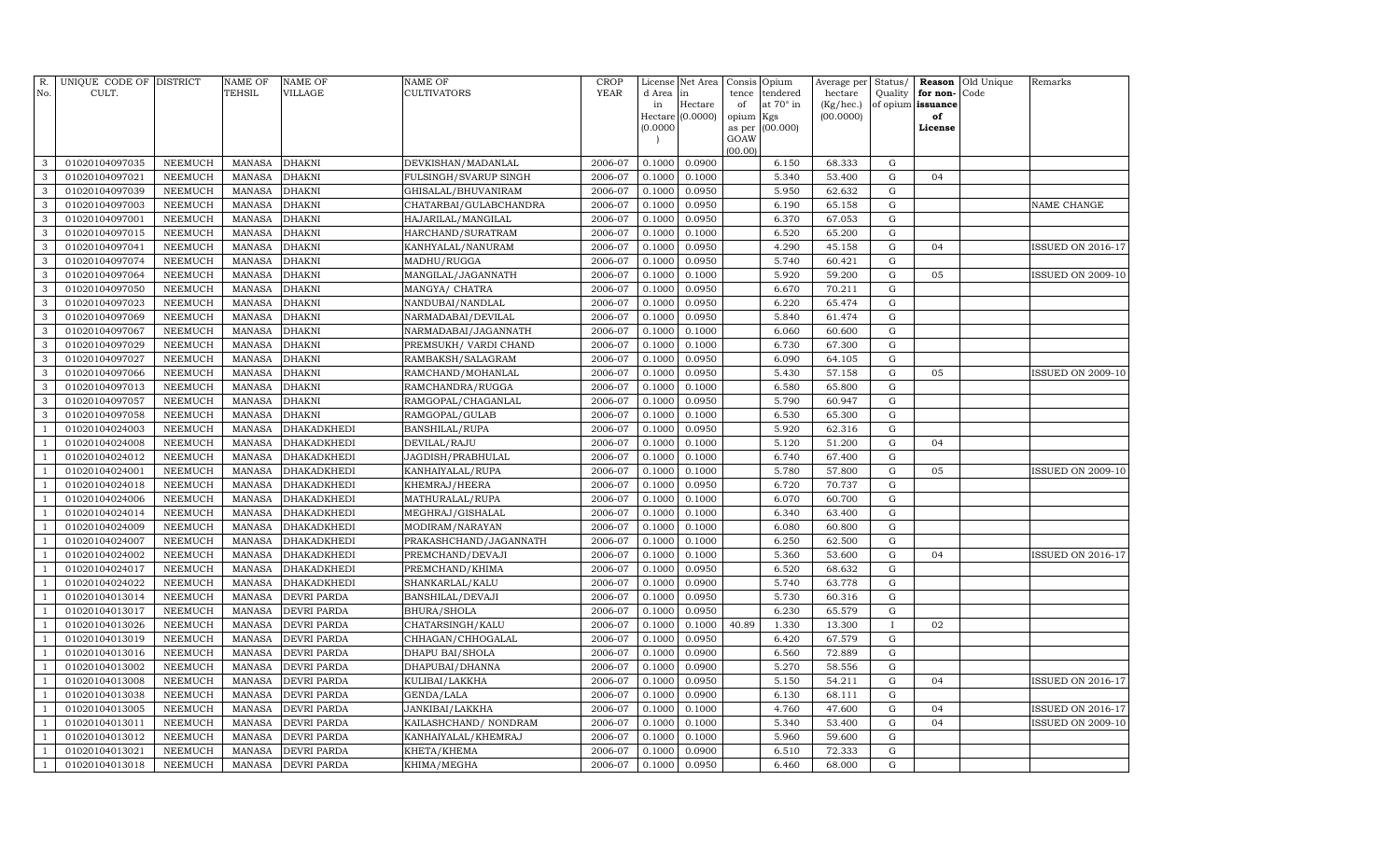| R. No. | UNIQUE CODE OF CULT. | DISTRICT | NAME OF TEHSIL | NAME OF VILLAGE | NAME OF CULTIVATORS | CROP YEAR | License d Area in Hectare (0.0000) | Net Area in Hectare (0.0000) | Consis tence of opium as per GOAW (00.00) | Opium tendered at 70° in Kgs (00.000) | Average per hectare (Kg/hec.) (00.0000) | Status/ Quality of opium | Reason for non-issuance of License | Old Unique Code | Remarks |
|---|---|---|---|---|---|---|---|---|---|---|---|---|---|---|---|
| 3 | 01020104097035 | NEEMUCH | MANASA | DHAKNI | DEVKISHAN/MADANLAL | 2006-07 | 0.1000 | 0.0900 | | 6.150 | 68.333 | G | | | |
| 3 | 01020104097021 | NEEMUCH | MANASA | DHAKNI | FULSINGH/SVARUP SINGH | 2006-07 | 0.1000 | 0.1000 | | 5.340 | 53.400 | G | 04 | | |
| 3 | 01020104097039 | NEEMUCH | MANASA | DHAKNI | GHISALAL/BHUVANIRAM | 2006-07 | 0.1000 | 0.0950 | | 5.950 | 62.632 | G | | | |
| 3 | 01020104097003 | NEEMUCH | MANASA | DHAKNI | CHATARBAI/GULABCHANDRA | 2006-07 | 0.1000 | 0.0950 | | 6.190 | 65.158 | G | | | NAME CHANGE |
| 3 | 01020104097001 | NEEMUCH | MANASA | DHAKNI | HAJARILAL/MANGILAL | 2006-07 | 0.1000 | 0.0950 | | 6.370 | 67.053 | G | | | |
| 3 | 01020104097015 | NEEMUCH | MANASA | DHAKNI | HARCHAND/SURATRAM | 2006-07 | 0.1000 | 0.1000 | | 6.520 | 65.200 | G | | | |
| 3 | 01020104097041 | NEEMUCH | MANASA | DHAKNI | KANHYALAL/NANURAM | 2006-07 | 0.1000 | 0.0950 | | 4.290 | 45.158 | G | 04 | | ISSUED ON 2016-17 |
| 3 | 01020104097074 | NEEMUCH | MANASA | DHAKNI | MADHU/RUGGA | 2006-07 | 0.1000 | 0.0950 | | 5.740 | 60.421 | G | | | |
| 3 | 01020104097064 | NEEMUCH | MANASA | DHAKNI | MANGILAL/JAGANNATH | 2006-07 | 0.1000 | 0.1000 | | 5.920 | 59.200 | G | 05 | | ISSUED ON 2009-10 |
| 3 | 01020104097050 | NEEMUCH | MANASA | DHAKNI | MANGYA/ CHATRA | 2006-07 | 0.1000 | 0.0950 | | 6.670 | 70.211 | G | | | |
| 3 | 01020104097023 | NEEMUCH | MANASA | DHAKNI | NANDUBAI/NANDLAL | 2006-07 | 0.1000 | 0.0950 | | 6.220 | 65.474 | G | | | |
| 3 | 01020104097069 | NEEMUCH | MANASA | DHAKNI | NARMADABAI/DEVILAL | 2006-07 | 0.1000 | 0.0950 | | 5.840 | 61.474 | G | | | |
| 3 | 01020104097067 | NEEMUCH | MANASA | DHAKNI | NARMADABAI/JAGANNATH | 2006-07 | 0.1000 | 0.1000 | | 6.060 | 60.600 | G | | | |
| 3 | 01020104097029 | NEEMUCH | MANASA | DHAKNI | PREMSUKH/ VARDI CHAND | 2006-07 | 0.1000 | 0.1000 | | 6.730 | 67.300 | G | | | |
| 3 | 01020104097027 | NEEMUCH | MANASA | DHAKNI | RAMBAKSH/SALAGRAM | 2006-07 | 0.1000 | 0.0950 | | 6.090 | 64.105 | G | | | |
| 3 | 01020104097066 | NEEMUCH | MANASA | DHAKNI | RAMCHAND/MOHANLAL | 2006-07 | 0.1000 | 0.0950 | | 5.430 | 57.158 | G | 05 | | ISSUED ON 2009-10 |
| 3 | 01020104097013 | NEEMUCH | MANASA | DHAKNI | RAMCHANDRA/RUGGA | 2006-07 | 0.1000 | 0.1000 | | 6.580 | 65.800 | G | | | |
| 3 | 01020104097057 | NEEMUCH | MANASA | DHAKNI | RAMGOPAL/CHAGANLAL | 2006-07 | 0.1000 | 0.0950 | | 5.790 | 60.947 | G | | | |
| 3 | 01020104097058 | NEEMUCH | MANASA | DHAKNI | RAMGOPAL/GULAB | 2006-07 | 0.1000 | 0.1000 | | 6.530 | 65.300 | G | | | |
| 1 | 01020104024003 | NEEMUCH | MANASA | DHAKADKHEDI | BANSHILAL/RUPA | 2006-07 | 0.1000 | 0.0950 | | 5.920 | 62.316 | G | | | |
| 1 | 01020104024008 | NEEMUCH | MANASA | DHAKADKHEDI | DEVILAL/RAJU | 2006-07 | 0.1000 | 0.1000 | | 5.120 | 51.200 | G | 04 | | |
| 1 | 01020104024012 | NEEMUCH | MANASA | DHAKADKHEDI | JAGDISH/PRABHULAL | 2006-07 | 0.1000 | 0.1000 | | 6.740 | 67.400 | G | | | |
| 1 | 01020104024001 | NEEMUCH | MANASA | DHAKADKHEDI | KANHAIYALAL/RUPA | 2006-07 | 0.1000 | 0.1000 | | 5.780 | 57.800 | G | 05 | | ISSUED ON 2009-10 |
| 1 | 01020104024018 | NEEMUCH | MANASA | DHAKADKHEDI | KHEMRAJ/HEERA | 2006-07 | 0.1000 | 0.0950 | | 6.720 | 70.737 | G | | | |
| 1 | 01020104024006 | NEEMUCH | MANASA | DHAKADKHEDI | MATHURALAL/RUPA | 2006-07 | 0.1000 | 0.1000 | | 6.070 | 60.700 | G | | | |
| 1 | 01020104024014 | NEEMUCH | MANASA | DHAKADKHEDI | MEGHRAJ/GISHALAL | 2006-07 | 0.1000 | 0.1000 | | 6.340 | 63.400 | G | | | |
| 1 | 01020104024009 | NEEMUCH | MANASA | DHAKADKHEDI | MODIRAM/NARAYAN | 2006-07 | 0.1000 | 0.1000 | | 6.080 | 60.800 | G | | | |
| 1 | 01020104024007 | NEEMUCH | MANASA | DHAKADKHEDI | PRAKASHCHAND/JAGANNATH | 2006-07 | 0.1000 | 0.1000 | | 6.250 | 62.500 | G | | | |
| 1 | 01020104024002 | NEEMUCH | MANASA | DHAKADKHEDI | PREMCHAND/DEVAJI | 2006-07 | 0.1000 | 0.1000 | | 5.360 | 53.600 | G | 04 | | ISSUED ON 2016-17 |
| 1 | 01020104024017 | NEEMUCH | MANASA | DHAKADKHEDI | PREMCHAND/KHIMA | 2006-07 | 0.1000 | 0.0950 | | 6.520 | 68.632 | G | | | |
| 1 | 01020104024022 | NEEMUCH | MANASA | DHAKADKHEDI | SHANKARLAL/KALU | 2006-07 | 0.1000 | 0.0900 | | 5.740 | 63.778 | G | | | |
| 1 | 01020104013014 | NEEMUCH | MANASA | DEVRI PARDA | BANSHILAL/DEVAJI | 2006-07 | 0.1000 | 0.0950 | | 5.730 | 60.316 | G | | | |
| 1 | 01020104013017 | NEEMUCH | MANASA | DEVRI PARDA | BHURA/SHOLA | 2006-07 | 0.1000 | 0.0950 | | 6.230 | 65.579 | G | | | |
| 1 | 01020104013026 | NEEMUCH | MANASA | DEVRI PARDA | CHATARSINGH/KALU | 2006-07 | 0.1000 | 0.1000 | 40.89 | 1.330 | 13.300 | I | 02 | | |
| 1 | 01020104013019 | NEEMUCH | MANASA | DEVRI PARDA | CHHAGAN/CHHOGALAL | 2006-07 | 0.1000 | 0.0950 | | 6.420 | 67.579 | G | | | |
| 1 | 01020104013016 | NEEMUCH | MANASA | DEVRI PARDA | DHAPU BAI/SHOLA | 2006-07 | 0.1000 | 0.0900 | | 6.560 | 72.889 | G | | | |
| 1 | 01020104013002 | NEEMUCH | MANASA | DEVRI PARDA | DHAPUBAI/DHANNA | 2006-07 | 0.1000 | 0.0900 | | 5.270 | 58.556 | G | | | |
| 1 | 01020104013008 | NEEMUCH | MANASA | DEVRI PARDA | KULIBAI/LAKKHA | 2006-07 | 0.1000 | 0.0950 | | 5.150 | 54.211 | G | 04 | | ISSUED ON 2016-17 |
| 1 | 01020104013038 | NEEMUCH | MANASA | DEVRI PARDA | GENDA/LALA | 2006-07 | 0.1000 | 0.0900 | | 6.130 | 68.111 | G | | | |
| 1 | 01020104013005 | NEEMUCH | MANASA | DEVRI PARDA | JANKIBAI/LAKKHA | 2006-07 | 0.1000 | 0.1000 | | 4.760 | 47.600 | G | 04 | | ISSUED ON 2016-17 |
| 1 | 01020104013011 | NEEMUCH | MANASA | DEVRI PARDA | KAILASHCHAND/ NONDRAM | 2006-07 | 0.1000 | 0.1000 | | 5.340 | 53.400 | G | 04 | | ISSUED ON 2009-10 |
| 1 | 01020104013012 | NEEMUCH | MANASA | DEVRI PARDA | KANHAIYALAL/KHEMRAJ | 2006-07 | 0.1000 | 0.1000 | | 5.960 | 59.600 | G | | | |
| 1 | 01020104013021 | NEEMUCH | MANASA | DEVRI PARDA | KHETA/KHEMA | 2006-07 | 0.1000 | 0.0900 | | 6.510 | 72.333 | G | | | |
| 1 | 01020104013018 | NEEMUCH | MANASA | DEVRI PARDA | KHIMA/MEGHA | 2006-07 | 0.1000 | 0.0950 | | 6.460 | 68.000 | G | | | |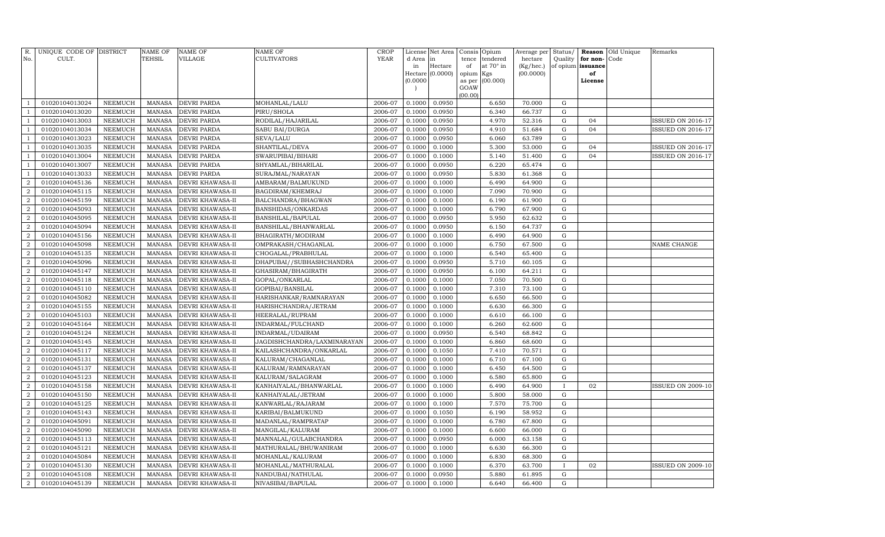| R. No. | UNIQUE CODE OF CULT. | DISTRICT | NAME OF TEHSIL | NAME OF VILLAGE | NAME OF CULTIVATORS | CROP YEAR | License d Area in Hectare (0.0000) | Net Area in Hectare (0.0000) | Consis tence of opium as per GOAW (00.00) | Opium tendered at 70° in Kgs (00.000) | Average per hectare (Kg/hec.) (00.0000) | Status/ Quality of opium | Reason for non-issuance of License | Old Unique Code | Remarks |
|---|---|---|---|---|---|---|---|---|---|---|---|---|---|---|---|
| 1 | 01020104013024 | NEEMUCH | MANASA | DEVRI PARDA | MOHANLAL/LALU | 2006-07 | 0.1000 | 0.0950 | | 6.650 | 70.000 | G | | | |
| 1 | 01020104013020 | NEEMUCH | MANASA | DEVRI PARDA | PIRU/SHOLA | 2006-07 | 0.1000 | 0.0950 | | 6.340 | 66.737 | G | | | |
| 1 | 01020104013003 | NEEMUCH | MANASA | DEVRI PARDA | RODILAL/HAJARILAL | 2006-07 | 0.1000 | 0.0950 | | 4.970 | 52.316 | G | 04 | | ISSUED ON 2016-17 |
| 1 | 01020104013034 | NEEMUCH | MANASA | DEVRI PARDA | SABU BAI/DURGA | 2006-07 | 0.1000 | 0.0950 | | 4.910 | 51.684 | G | 04 | | ISSUED ON 2016-17 |
| 1 | 01020104013023 | NEEMUCH | MANASA | DEVRI PARDA | SEVA/LALU | 2006-07 | 0.1000 | 0.0950 | | 6.060 | 63.789 | G | | | |
| 1 | 01020104013035 | NEEMUCH | MANASA | DEVRI PARDA | SHANTILAL/DEVA | 2006-07 | 0.1000 | 0.1000 | | 5.300 | 53.000 | G | 04 | | ISSUED ON 2016-17 |
| 1 | 01020104013004 | NEEMUCH | MANASA | DEVRI PARDA | SWARUPIBAI/BIHARI | 2006-07 | 0.1000 | 0.1000 | | 5.140 | 51.400 | G | 04 | | ISSUED ON 2016-17 |
| 1 | 01020104013007 | NEEMUCH | MANASA | DEVRI PARDA | SHYAMLAL/BIHARILAL | 2006-07 | 0.1000 | 0.0950 | | 6.220 | 65.474 | G | | | |
| 1 | 01020104013033 | NEEMUCH | MANASA | DEVRI PARDA | SURAJMAL/NARAYAN | 2006-07 | 0.1000 | 0.0950 | | 5.830 | 61.368 | G | | | |
| 2 | 01020104045136 | NEEMUCH | MANASA | DEVRI KHAWASA-II | AMBARAM/BALMUKUND | 2006-07 | 0.1000 | 0.1000 | | 6.490 | 64.900 | G | | | |
| 2 | 01020104045115 | NEEMUCH | MANASA | DEVRI KHAWASA-II | BAGDIRAM/KHEMRAJ | 2006-07 | 0.1000 | 0.1000 | | 7.090 | 70.900 | G | | | |
| 2 | 01020104045159 | NEEMUCH | MANASA | DEVRI KHAWASA-II | BALCHANDRA/BHAGWAN | 2006-07 | 0.1000 | 0.1000 | | 6.190 | 61.900 | G | | | |
| 2 | 01020104045093 | NEEMUCH | MANASA | DEVRI KHAWASA-II | BANSHIDAS/ONKARDAS | 2006-07 | 0.1000 | 0.1000 | | 6.790 | 67.900 | G | | | |
| 2 | 01020104045095 | NEEMUCH | MANASA | DEVRI KHAWASA-II | BANSHILAL/BAPULAL | 2006-07 | 0.1000 | 0.0950 | | 5.950 | 62.632 | G | | | |
| 2 | 01020104045094 | NEEMUCH | MANASA | DEVRI KHAWASA-II | BANSHILAL/BHANWARLAL | 2006-07 | 0.1000 | 0.0950 | | 6.150 | 64.737 | G | | | |
| 2 | 01020104045156 | NEEMUCH | MANASA | DEVRI KHAWASA-II | BHAGIRATH/MODIRAM | 2006-07 | 0.1000 | 0.1000 | | 6.490 | 64.900 | G | | | |
| 2 | 01020104045098 | NEEMUCH | MANASA | DEVRI KHAWASA-II | OMPRAKASH/CHAGANLAL | 2006-07 | 0.1000 | 0.1000 | | 6.750 | 67.500 | G | | | NAME CHANGE |
| 2 | 01020104045135 | NEEMUCH | MANASA | DEVRI KHAWASA-II | CHOGALAL/PRABHULAL | 2006-07 | 0.1000 | 0.1000 | | 6.540 | 65.400 | G | | | |
| 2 | 01020104045096 | NEEMUCH | MANASA | DEVRI KHAWASA-II | DHAPUBAI//SUBHASHCHANDRA | 2006-07 | 0.1000 | 0.0950 | | 5.710 | 60.105 | G | | | |
| 2 | 01020104045147 | NEEMUCH | MANASA | DEVRI KHAWASA-II | GHASIRAM/BHAGIRATH | 2006-07 | 0.1000 | 0.0950 | | 6.100 | 64.211 | G | | | |
| 2 | 01020104045118 | NEEMUCH | MANASA | DEVRI KHAWASA-II | GOPAL/ONKARLAL | 2006-07 | 0.1000 | 0.1000 | | 7.050 | 70.500 | G | | | |
| 2 | 01020104045110 | NEEMUCH | MANASA | DEVRI KHAWASA-II | GOPIBAI/BANSILAL | 2006-07 | 0.1000 | 0.1000 | | 7.310 | 73.100 | G | | | |
| 2 | 01020104045082 | NEEMUCH | MANASA | DEVRI KHAWASA-II | HARISHANKAR/RAMNARAYAN | 2006-07 | 0.1000 | 0.1000 | | 6.650 | 66.500 | G | | | |
| 2 | 01020104045155 | NEEMUCH | MANASA | DEVRI KHAWASA-II | HARISHCHANDRA/JETRAM | 2006-07 | 0.1000 | 0.1000 | | 6.630 | 66.300 | G | | | |
| 2 | 01020104045103 | NEEMUCH | MANASA | DEVRI KHAWASA-II | HEERALAL/RUPRAM | 2006-07 | 0.1000 | 0.1000 | | 6.610 | 66.100 | G | | | |
| 2 | 01020104045164 | NEEMUCH | MANASA | DEVRI KHAWASA-II | INDARMAL/FULCHAND | 2006-07 | 0.1000 | 0.1000 | | 6.260 | 62.600 | G | | | |
| 2 | 01020104045124 | NEEMUCH | MANASA | DEVRI KHAWASA-II | INDARMAL/UDAIRAM | 2006-07 | 0.1000 | 0.0950 | | 6.540 | 68.842 | G | | | |
| 2 | 01020104045145 | NEEMUCH | MANASA | DEVRI KHAWASA-II | JAGDISHCHANDRA/LAXMINARAYAN | 2006-07 | 0.1000 | 0.1000 | | 6.860 | 68.600 | G | | | |
| 2 | 01020104045117 | NEEMUCH | MANASA | DEVRI KHAWASA-II | KAILASHCHANDRA/ONKARLAL | 2006-07 | 0.1000 | 0.1050 | | 7.410 | 70.571 | G | | | |
| 2 | 01020104045131 | NEEMUCH | MANASA | DEVRI KHAWASA-II | KALURAM/CHAGANLAL | 2006-07 | 0.1000 | 0.1000 | | 6.710 | 67.100 | G | | | |
| 2 | 01020104045137 | NEEMUCH | MANASA | DEVRI KHAWASA-II | KALURAM/RAMNARAYAN | 2006-07 | 0.1000 | 0.1000 | | 6.450 | 64.500 | G | | | |
| 2 | 01020104045123 | NEEMUCH | MANASA | DEVRI KHAWASA-II | KALURAM/SALAGRAM | 2006-07 | 0.1000 | 0.1000 | | 6.580 | 65.800 | G | | | |
| 2 | 01020104045158 | NEEMUCH | MANASA | DEVRI KHAWASA-II | KANHAIYALAL/BHANWARLAL | 2006-07 | 0.1000 | 0.1000 | | 6.490 | 64.900 | I | 02 | | ISSUED ON 2009-10 |
| 2 | 01020104045150 | NEEMUCH | MANASA | DEVRI KHAWASA-II | KANHAIYALAL/JETRAM | 2006-07 | 0.1000 | 0.1000 | | 5.800 | 58.000 | G | | | |
| 2 | 01020104045125 | NEEMUCH | MANASA | DEVRI KHAWASA-II | KANWARLAL/RAJARAM | 2006-07 | 0.1000 | 0.1000 | | 7.570 | 75.700 | G | | | |
| 2 | 01020104045143 | NEEMUCH | MANASA | DEVRI KHAWASA-II | KARIBAI/BALMUKUND | 2006-07 | 0.1000 | 0.1050 | | 6.190 | 58.952 | G | | | |
| 2 | 01020104045091 | NEEMUCH | MANASA | DEVRI KHAWASA-II | MADANLAL/RAMPRATAP | 2006-07 | 0.1000 | 0.1000 | | 6.780 | 67.800 | G | | | |
| 2 | 01020104045090 | NEEMUCH | MANASA | DEVRI KHAWASA-II | MANGILAL/KALURAM | 2006-07 | 0.1000 | 0.1000 | | 6.600 | 66.000 | G | | | |
| 2 | 01020104045113 | NEEMUCH | MANASA | DEVRI KHAWASA-II | MANNALAL/GULABCHANDRA | 2006-07 | 0.1000 | 0.0950 | | 6.000 | 63.158 | G | | | |
| 2 | 01020104045121 | NEEMUCH | MANASA | DEVRI KHAWASA-II | MATHURALAL/BHUWANIRAM | 2006-07 | 0.1000 | 0.1000 | | 6.630 | 66.300 | G | | | |
| 2 | 01020104045084 | NEEMUCH | MANASA | DEVRI KHAWASA-II | MOHANLAL/KALURAM | 2006-07 | 0.1000 | 0.1000 | | 6.830 | 68.300 | G | | | |
| 2 | 01020104045130 | NEEMUCH | MANASA | DEVRI KHAWASA-II | MOHANLAL/MATHURALAL | 2006-07 | 0.1000 | 0.1000 | | 6.370 | 63.700 | I | 02 | | ISSUED ON 2009-10 |
| 2 | 01020104045108 | NEEMUCH | MANASA | DEVRI KHAWASA-II | NANDUBAI/NATHULAL | 2006-07 | 0.1000 | 0.0950 | | 5.880 | 61.895 | G | | | |
| 2 | 01020104045139 | NEEMUCH | MANASA | DEVRI KHAWASA-II | NIVASIBAI/BAPULAL | 2006-07 | 0.1000 | 0.1000 | | 6.640 | 66.400 | G | | | |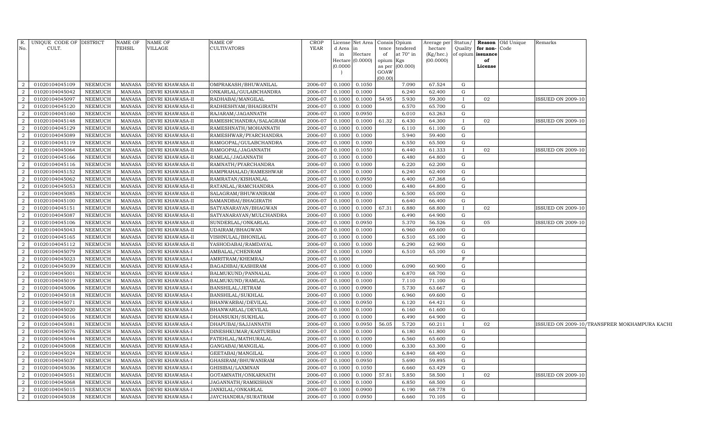| R. No. | UNIQUE CODE OF CULT. | DISTRICT | NAME OF TEHSIL | NAME OF VILLAGE | NAME OF CULTIVATORS | CROP YEAR | License d Area in Hectare (0.0000) | Net Area in Hectare (0.0000) | Consis tence of opium as per GOAW (00.00) | Opium tendered at 70° in Kgs (00.000) | Average per hectare (Kg/hec.) (00.0000) | Status/ Quality of opium | Reason for non-issuance of License | Old Unique Code | Remarks |
|---|---|---|---|---|---|---|---|---|---|---|---|---|---|---|---|
| 2 | 01020104045109 | NEEMUCH | MANASA | DEVRI KHAWASA-II | OMPRAKASH/BHUWANILAL | 2006-07 | 0.1000 | 0.1050 | | 7.090 | 67.524 | G | | | |
| 2 | 01020104045042 | NEEMUCH | MANASA | DEVRI KHAWASA-II | ONKARLAL/GULABCHANDRA | 2006-07 | 0.1000 | 0.1000 | | 6.240 | 62.400 | G | | | |
| 2 | 01020104045097 | NEEMUCH | MANASA | DEVRI KHAWASA-II | RADHABAI/MANGILAL | 2006-07 | 0.1000 | 0.1000 | 54.95 | 5.930 | 59.300 | I | 02 | | ISSUED ON 2009-10 |
| 2 | 01020104045120 | NEEMUCH | MANASA | DEVRI KHAWASA-II | RADHESHYAM/BHAGIRATH | 2006-07 | 0.1000 | 0.1000 | | 6.570 | 65.700 | G | | | |
| 2 | 01020104045160 | NEEMUCH | MANASA | DEVRI KHAWASA-II | RAJARAM/JAGANNATH | 2006-07 | 0.1000 | 0.0950 | | 6.010 | 63.263 | G | | | |
| 2 | 01020104045148 | NEEMUCH | MANASA | DEVRI KHAWASA-II | RAMESHCHANDRA/SALAGRAM | 2006-07 | 0.1000 | 0.1000 | 61.32 | 6.430 | 64.300 | I | 02 | | ISSUED ON 2009-10 |
| 2 | 01020104045129 | NEEMUCH | MANASA | DEVRI KHAWASA-II | RAMESHNATH/MOHANNATH | 2006-07 | 0.1000 | 0.1000 | | 6.110 | 61.100 | G | | | |
| 2 | 01020104045089 | NEEMUCH | MANASA | DEVRI KHAWASA-II | RAMESHWAR/PYARCHANDRA | 2006-07 | 0.1000 | 0.1000 | | 5.940 | 59.400 | G | | | |
| 2 | 01020104045119 | NEEMUCH | MANASA | DEVRI KHAWASA-II | RAMGOPAL/GULABCHANDRA | 2006-07 | 0.1000 | 0.1000 | | 6.550 | 65.500 | G | | | |
| 2 | 01020104045064 | NEEMUCH | MANASA | DEVRI KHAWASA-II | RAMGOPAL/JAGANNATH | 2006-07 | 0.1000 | 0.1050 | | 6.440 | 61.333 | I | 02 | | ISSUED ON 2009-10 |
| 2 | 01020104045166 | NEEMUCH | MANASA | DEVRI KHAWASA-II | RAMLAL/JAGANNATH | 2006-07 | 0.1000 | 0.1000 | | 6.480 | 64.800 | G | | | |
| 2 | 01020104045116 | NEEMUCH | MANASA | DEVRI KHAWASA-II | RAMNATH/PYARCHANDRA | 2006-07 | 0.1000 | 0.1000 | | 6.220 | 62.200 | G | | | |
| 2 | 01020104045152 | NEEMUCH | MANASA | DEVRI KHAWASA-II | RAMPRAHALAD/RAMESHWAR | 2006-07 | 0.1000 | 0.1000 | | 6.240 | 62.400 | G | | | |
| 2 | 01020104045062 | NEEMUCH | MANASA | DEVRI KHAWASA-II | RAMRATAN/KISHANLAL | 2006-07 | 0.1000 | 0.0950 | | 6.400 | 67.368 | G | | | |
| 2 | 01020104045053 | NEEMUCH | MANASA | DEVRI KHAWASA-II | RATANLAL/RAMCHANDRA | 2006-07 | 0.1000 | 0.1000 | | 6.480 | 64.800 | G | | | |
| 2 | 01020104045085 | NEEMUCH | MANASA | DEVRI KHAWASA-II | SALAGRAM/BHUWANIRAM | 2006-07 | 0.1000 | 0.1000 | | 6.500 | 65.000 | G | | | |
| 2 | 01020104045100 | NEEMUCH | MANASA | DEVRI KHAWASA-II | SAMANDBAI/BHAGIRATH | 2006-07 | 0.1000 | 0.1000 | | 6.640 | 66.400 | G | | | |
| 2 | 01020104045151 | NEEMUCH | MANASA | DEVRI KHAWASA-II | SATYANARAYAN/BHAGWAN | 2006-07 | 0.1000 | 0.1000 | 67.31 | 6.880 | 68.800 | I | 02 | | ISSUED ON 2009-10 |
| 2 | 01020104045087 | NEEMUCH | MANASA | DEVRI KHAWASA-II | SATYANARAYAN/MULCHANDRA | 2006-07 | 0.1000 | 0.1000 | | 6.490 | 64.900 | G | | | |
| 2 | 01020104045106 | NEEMUCH | MANASA | DEVRI KHAWASA-II | SUNDERLAL/ONKARLAL | 2006-07 | 0.1000 | 0.0950 | | 5.370 | 56.526 | G | 05 | | ISSUED ON 2009-10 |
| 2 | 01020104045043 | NEEMUCH | MANASA | DEVRI KHAWASA-II | UDAIRAM/BHAGWAN | 2006-07 | 0.1000 | 0.1000 | | 6.960 | 69.600 | G | | | |
| 2 | 01020104045165 | NEEMUCH | MANASA | DEVRI KHAWASA-II | VISHNULAL/BHONILAL | 2006-07 | 0.1000 | 0.1000 | | 6.510 | 65.100 | G | | | |
| 2 | 01020104045112 | NEEMUCH | MANASA | DEVRI KHAWASA-II | YASHODABAI/RAMDAYAL | 2006-07 | 0.1000 | 0.1000 | | 6.290 | 62.900 | G | | | |
| 2 | 01020104045079 | NEEMUCH | MANASA | DEVRI KHAWASA-I | AMBALAL/CHENRAM | 2006-07 | 0.1000 | 0.1000 | | 6.510 | 65.100 | G | | | |
| 2 | 01020104045023 | NEEMUCH | MANASA | DEVRI KHAWASA-I | AMRITRAM/KHEMRAJ | 2006-07 | 0.1000 | | | | | F | | | |
| 2 | 01020104045039 | NEEMUCH | MANASA | DEVRI KHAWASA-I | BAGADIBAI/KASHIRAM | 2006-07 | 0.1000 | 0.1000 | | 6.090 | 60.900 | G | | | |
| 2 | 01020104045001 | NEEMUCH | MANASA | DEVRI KHAWASA-I | BALMUKUND/PANNALAL | 2006-07 | 0.1000 | 0.1000 | | 6.870 | 68.700 | G | | | |
| 2 | 01020104045019 | NEEMUCH | MANASA | DEVRI KHAWASA-I | BALMUKUND/RAMLAL | 2006-07 | 0.1000 | 0.1000 | | 7.110 | 71.100 | G | | | |
| 2 | 01020104045006 | NEEMUCH | MANASA | DEVRI KHAWASA-I | BANSHILAL/JETRAM | 2006-07 | 0.1000 | 0.0900 | | 5.730 | 63.667 | G | | | |
| 2 | 01020104045018 | NEEMUCH | MANASA | DEVRI KHAWASA-I | BANSHILAL/SUKHLAL | 2006-07 | 0.1000 | 0.1000 | | 6.960 | 69.600 | G | | | |
| 2 | 01020104045071 | NEEMUCH | MANASA | DEVRI KHAWASA-I | BHANWARBAI/DEVILAL | 2006-07 | 0.1000 | 0.0950 | | 6.120 | 64.421 | G | | | |
| 2 | 01020104045020 | NEEMUCH | MANASA | DEVRI KHAWASA-I | BHANWARLAL/DEVILAL | 2006-07 | 0.1000 | 0.1000 | | 6.160 | 61.600 | G | | | |
| 2 | 01020104045016 | NEEMUCH | MANASA | DEVRI KHAWASA-I | DHANSUKH/SUKHLAL | 2006-07 | 0.1000 | 0.1000 | | 6.490 | 64.900 | G | | | |
| 2 | 01020104045081 | NEEMUCH | MANASA | DEVRI KHAWASA-I | DHAPUBAI/SAJJANNATH | 2006-07 | 0.1000 | 0.0950 | 56.05 | 5.720 | 60.211 | I | 02 | | ISSUED ON 2009-10/TRANSFRER MOKHAMPURA KACHI |
| 2 | 01020104045076 | NEEMUCH | MANASA | DEVRI KHAWASA-I | DINESHKUMAR/KASTURIBAI | 2006-07 | 0.1000 | 0.1000 | | 6.180 | 61.800 | G | | | |
| 2 | 01020104045044 | NEEMUCH | MANASA | DEVRI KHAWASA-I | FATEHLAL/MATHURALAL | 2006-07 | 0.1000 | 0.1000 | | 6.560 | 65.600 | G | | | |
| 2 | 01020104045008 | NEEMUCH | MANASA | DEVRI KHAWASA-I | GANGABAI/MANGILAL | 2006-07 | 0.1000 | 0.1000 | | 6.330 | 63.300 | G | | | |
| 2 | 01020104045024 | NEEMUCH | MANASA | DEVRI KHAWASA-I | GEETABAI/MANGILAL | 2006-07 | 0.1000 | 0.1000 | | 6.840 | 68.400 | G | | | |
| 2 | 01020104045037 | NEEMUCH | MANASA | DEVRI KHAWASA-I | GHASIRAM/BHUWANIRAM | 2006-07 | 0.1000 | 0.0950 | | 5.690 | 59.895 | G | | | |
| 2 | 01020104045036 | NEEMUCH | MANASA | DEVRI KHAWASA-I | GHISIBAI/LAXMNAN | 2006-07 | 0.1000 | 0.1050 | | 6.660 | 63.429 | G | | | |
| 2 | 01020104045051 | NEEMUCH | MANASA | DEVRI KHAWASA-I | GOTAMNATH/ONKARNATH | 2006-07 | 0.1000 | 0.1000 | 57.81 | 5.850 | 58.500 | I | 02 | | ISSUED ON 2009-10 |
| 2 | 01020104045068 | NEEMUCH | MANASA | DEVRI KHAWASA-I | JAGANNATH/RAMKISHAN | 2006-07 | 0.1000 | 0.1000 | | 6.850 | 68.500 | G | | | |
| 2 | 01020104045015 | NEEMUCH | MANASA | DEVRI KHAWASA-I | JANKILAL/ONKARLAL | 2006-07 | 0.1000 | 0.0900 | | 6.190 | 68.778 | G | | | |
| 2 | 01020104045038 | NEEMUCH | MANASA | DEVRI KHAWASA-I | JAYCHANDRA/SURATRAM | 2006-07 | 0.1000 | 0.0950 | | 6.660 | 70.105 | G | | | |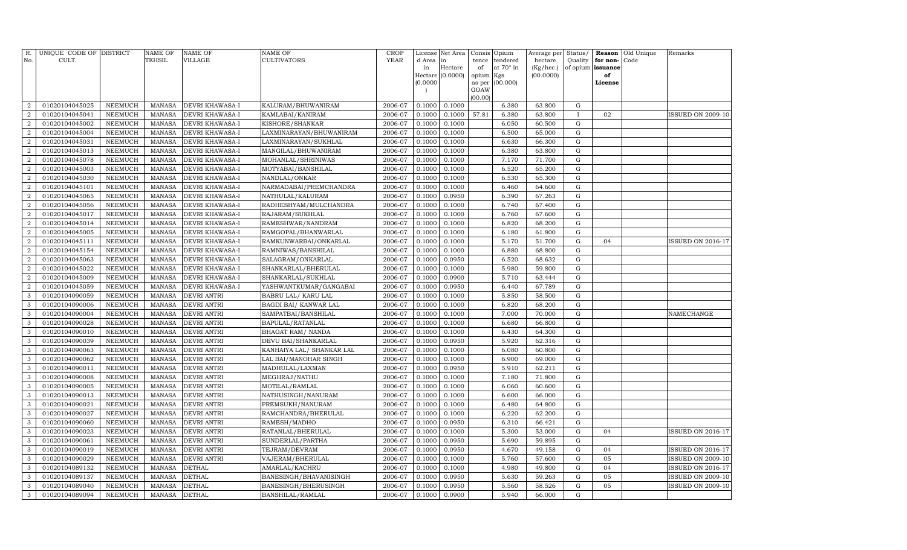| R. No. | UNIQUE CODE OF CULT. | DISTRICT | NAME OF TEHSIL | NAME OF VILLAGE | NAME OF CULTIVATORS | CROP YEAR | License d Area in Hectare (0.0000) | Net Area in Hectare (0.0000) | Consis tence of opium as per GOAW (00.00) | Opium tendered at 70° in Kgs (00.000) | Average per hectare (Kg/hec.) (00.0000) | Status/ Quality of opium | Reason for non-issuance of License | Old Unique Code | Remarks |
|---|---|---|---|---|---|---|---|---|---|---|---|---|---|---|---|
| 2 | 01020104045025 | NEEMUCH | MANASA | DEVRI KHAWASA-I | KALURAM/BHUWANIRAM | 2006-07 | 0.1000 | 0.1000 | | 6.380 | 63.800 | G | | | |
| 2 | 01020104045041 | NEEMUCH | MANASA | DEVRI KHAWASA-I | KAMLABAI/KANIRAM | 2006-07 | 0.1000 | 0.1000 | 57.81 | 6.380 | 63.800 | I | 02 | | ISSUED ON 2009-10 |
| 2 | 01020104045002 | NEEMUCH | MANASA | DEVRI KHAWASA-I | KISHORE/SHANKAR | 2006-07 | 0.1000 | 0.1000 | | 6.050 | 60.500 | G | | | |
| 2 | 01020104045004 | NEEMUCH | MANASA | DEVRI KHAWASA-I | LAXMINARAYAN/BHUWANIRAM | 2006-07 | 0.1000 | 0.1000 | | 6.500 | 65.000 | G | | | |
| 2 | 01020104045031 | NEEMUCH | MANASA | DEVRI KHAWASA-I | LAXMINARAYAN/SUKHLAL | 2006-07 | 0.1000 | 0.1000 | | 6.630 | 66.300 | G | | | |
| 2 | 01020104045013 | NEEMUCH | MANASA | DEVRI KHAWASA-I | MANGILAL/BHUWANIRAM | 2006-07 | 0.1000 | 0.1000 | | 6.380 | 63.800 | G | | | |
| 2 | 01020104045078 | NEEMUCH | MANASA | DEVRI KHAWASA-I | MOHANLAL/SHRINIWAS | 2006-07 | 0.1000 | 0.1000 | | 7.170 | 71.700 | G | | | |
| 2 | 01020104045003 | NEEMUCH | MANASA | DEVRI KHAWASA-I | MOTYABAI/BANSHILAL | 2006-07 | 0.1000 | 0.1000 | | 6.520 | 65.200 | G | | | |
| 2 | 01020104045030 | NEEMUCH | MANASA | DEVRI KHAWASA-I | NANDLAL/ONKAR | 2006-07 | 0.1000 | 0.1000 | | 6.530 | 65.300 | G | | | |
| 2 | 01020104045101 | NEEMUCH | MANASA | DEVRI KHAWASA-I | NARMADABAI/PREMCHANDRA | 2006-07 | 0.1000 | 0.1000 | | 6.460 | 64.600 | G | | | |
| 2 | 01020104045065 | NEEMUCH | MANASA | DEVRI KHAWASA-I | NATHULAL/KALURAM | 2006-07 | 0.1000 | 0.0950 | | 6.390 | 67.263 | G | | | |
| 2 | 01020104045056 | NEEMUCH | MANASA | DEVRI KHAWASA-I | RADHESHYAM/MULCHANDRA | 2006-07 | 0.1000 | 0.1000 | | 6.740 | 67.400 | G | | | |
| 2 | 01020104045017 | NEEMUCH | MANASA | DEVRI KHAWASA-I | RAJARAM/SUKHLAL | 2006-07 | 0.1000 | 0.1000 | | 6.760 | 67.600 | G | | | |
| 2 | 01020104045014 | NEEMUCH | MANASA | DEVRI KHAWASA-I | RAMESHWAR/NANDRAM | 2006-07 | 0.1000 | 0.1000 | | 6.820 | 68.200 | G | | | |
| 2 | 01020104045005 | NEEMUCH | MANASA | DEVRI KHAWASA-I | RAMGOPAL/BHANWARLAL | 2006-07 | 0.1000 | 0.1000 | | 6.180 | 61.800 | G | | | |
| 2 | 01020104045111 | NEEMUCH | MANASA | DEVRI KHAWASA-I | RAMKUNWARBAI/ONKARLAL | 2006-07 | 0.1000 | 0.1000 | | 5.170 | 51.700 | G | 04 | | ISSUED ON 2016-17 |
| 2 | 01020104045154 | NEEMUCH | MANASA | DEVRI KHAWASA-I | RAMNIWAS/BANSHILAL | 2006-07 | 0.1000 | 0.1000 | | 6.880 | 68.800 | G | | | |
| 2 | 01020104045063 | NEEMUCH | MANASA | DEVRI KHAWASA-I | SALAGRAM/ONKARLAL | 2006-07 | 0.1000 | 0.0950 | | 6.520 | 68.632 | G | | | |
| 2 | 01020104045022 | NEEMUCH | MANASA | DEVRI KHAWASA-I | SHANKARLAL/BHERULAL | 2006-07 | 0.1000 | 0.1000 | | 5.980 | 59.800 | G | | | |
| 2 | 01020104045009 | NEEMUCH | MANASA | DEVRI KHAWASA-I | SHANKARLAL/SUKHLAL | 2006-07 | 0.1000 | 0.0900 | | 5.710 | 63.444 | G | | | |
| 2 | 01020104045059 | NEEMUCH | MANASA | DEVRI KHAWASA-I | YASHWANTKUMAR/GANGABAI | 2006-07 | 0.1000 | 0.0950 | | 6.440 | 67.789 | G | | | |
| 3 | 01020104090059 | NEEMUCH | MANASA | DEVRI ANTRI | BABRU LAL/ KARU LAL | 2006-07 | 0.1000 | 0.1000 | | 5.850 | 58.500 | G | | | |
| 3 | 01020104090006 | NEEMUCH | MANASA | DEVRI ANTRI | BAGDI BAI/ KANWAR LAL | 2006-07 | 0.1000 | 0.1000 | | 6.820 | 68.200 | G | | | |
| 3 | 01020104090004 | NEEMUCH | MANASA | DEVRI ANTRI | SAMPATBAI/BANSHILAL | 2006-07 | 0.1000 | 0.1000 | | 7.000 | 70.000 | G | | | NAMECHANGE |
| 3 | 01020104090028 | NEEMUCH | MANASA | DEVRI ANTRI | BAPULAL/RATANLAL | 2006-07 | 0.1000 | 0.1000 | | 6.680 | 66.800 | G | | | |
| 3 | 01020104090010 | NEEMUCH | MANASA | DEVRI ANTRI | BHAGAT RAM/ NANDA | 2006-07 | 0.1000 | 0.1000 | | 6.430 | 64.300 | G | | | |
| 3 | 01020104090039 | NEEMUCH | MANASA | DEVRI ANTRI | DEVU BAI/SHANKARLAL | 2006-07 | 0.1000 | 0.0950 | | 5.920 | 62.316 | G | | | |
| 3 | 01020104090063 | NEEMUCH | MANASA | DEVRI ANTRI | KANHAIYA LAL/ SHANKAR LAL | 2006-07 | 0.1000 | 0.1000 | | 6.080 | 60.800 | G | | | |
| 3 | 01020104090062 | NEEMUCH | MANASA | DEVRI ANTRI | LAL BAI/MANOHAR SINGH | 2006-07 | 0.1000 | 0.1000 | | 6.900 | 69.000 | G | | | |
| 3 | 01020104090011 | NEEMUCH | MANASA | DEVRI ANTRI | MADHULAL/LAXMAN | 2006-07 | 0.1000 | 0.0950 | | 5.910 | 62.211 | G | | | |
| 3 | 01020104090008 | NEEMUCH | MANASA | DEVRI ANTRI | MEGHRAJ/NATHU | 2006-07 | 0.1000 | 0.1000 | | 7.180 | 71.800 | G | | | |
| 3 | 01020104090005 | NEEMUCH | MANASA | DEVRI ANTRI | MOTILAL/RAMLAL | 2006-07 | 0.1000 | 0.1000 | | 6.060 | 60.600 | G | | | |
| 3 | 01020104090013 | NEEMUCH | MANASA | DEVRI ANTRI | NATHUSINGH/NANURAM | 2006-07 | 0.1000 | 0.1000 | | 6.600 | 66.000 | G | | | |
| 3 | 01020104090021 | NEEMUCH | MANASA | DEVRI ANTRI | PREMSUKH/NANURAM | 2006-07 | 0.1000 | 0.1000 | | 6.480 | 64.800 | G | | | |
| 3 | 01020104090027 | NEEMUCH | MANASA | DEVRI ANTRI | RAMCHANDRA/BHERULAL | 2006-07 | 0.1000 | 0.1000 | | 6.220 | 62.200 | G | | | |
| 3 | 01020104090060 | NEEMUCH | MANASA | DEVRI ANTRI | RAMESH/MADHO | 2006-07 | 0.1000 | 0.0950 | | 6.310 | 66.421 | G | | | |
| 3 | 01020104090023 | NEEMUCH | MANASA | DEVRI ANTRI | RATANLAL/BHERULAL | 2006-07 | 0.1000 | 0.1000 | | 5.300 | 53.000 | G | 04 | | ISSUED ON 2016-17 |
| 3 | 01020104090061 | NEEMUCH | MANASA | DEVRI ANTRI | SUNDERLAL/PARTHA | 2006-07 | 0.1000 | 0.0950 | | 5.690 | 59.895 | G | | | |
| 3 | 01020104090019 | NEEMUCH | MANASA | DEVRI ANTRI | TEJRAM/DEVRAM | 2006-07 | 0.1000 | 0.0950 | | 4.670 | 49.158 | G | 04 | | ISSUED ON 2016-17 |
| 3 | 01020104090029 | NEEMUCH | MANASA | DEVRI ANTRI | VAJERAM/BHERULAL | 2006-07 | 0.1000 | 0.1000 | | 5.760 | 57.600 | G | 05 | | ISSUED ON 2009-10 |
| 3 | 01020104089132 | NEEMUCH | MANASA | DETHAL | AMARLAL/KACHRU | 2006-07 | 0.1000 | 0.1000 | | 4.980 | 49.800 | G | 04 | | ISSUED ON 2016-17 |
| 3 | 01020104089137 | NEEMUCH | MANASA | DETHAL | BANESINGH/BHAVANISINGH | 2006-07 | 0.1000 | 0.0950 | | 5.630 | 59.263 | G | 05 | | ISSUED ON 2009-10 |
| 3 | 01020104089040 | NEEMUCH | MANASA | DETHAL | BANESINGH/BHERUSINGH | 2006-07 | 0.1000 | 0.0950 | | 5.560 | 58.526 | G | 05 | | ISSUED ON 2009-10 |
| 3 | 01020104089094 | NEEMUCH | MANASA | DETHAL | BANSHILAL/RAMLAL | 2006-07 | 0.1000 | 0.0900 | | 5.940 | 66.000 | G | | | |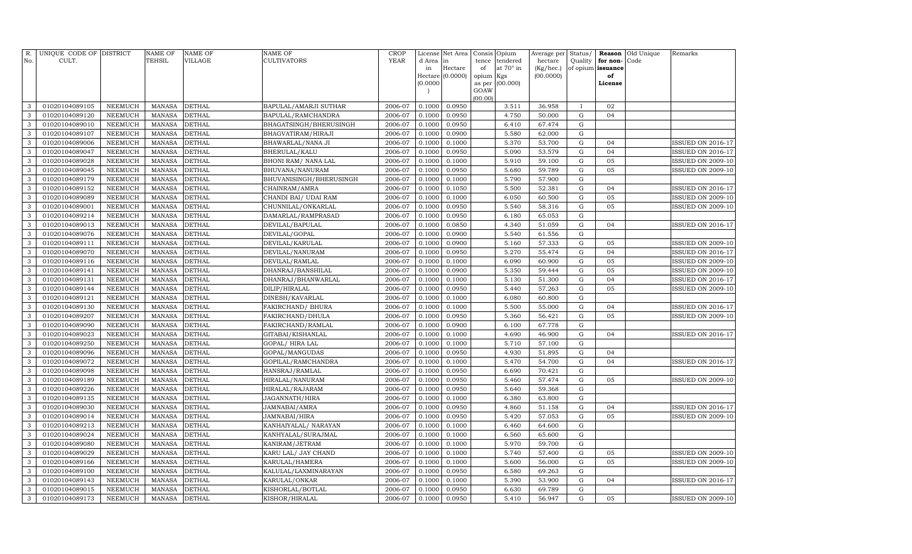| R. No. | UNIQUE CODE OF CULT. | DISTRICT | NAME OF TEHSIL | NAME OF VILLAGE | NAME OF CULTIVATORS | CROP YEAR | License d Area in Hectare (0.0000) | Net Area in Hectare (0.0000) | Consis tence of opium as per GOAW (00.00) | Opium tendered at 70° in Kgs (00.000) | Average per hectare (Kg/hec.) (00.0000) | Status/ Quality of opium | Reason for non-issuance of License | Old Unique Code | Remarks |
|---|---|---|---|---|---|---|---|---|---|---|---|---|---|---|---|
| 3 | 01020104089105 | NEEMUCH | MANASA | DETHAL | BAPULAL/AMARJI SUTHAR | 2006-07 | 0.1000 | 0.0950 | | 3.511 | 36.958 | I | 02 | | |
| 3 | 01020104089120 | NEEMUCH | MANASA | DETHAL | BAPULAL/RAMCHANDRA | 2006-07 | 0.1000 | 0.0950 | | 4.750 | 50.000 | G | 04 | | |
| 3 | 01020104089010 | NEEMUCH | MANASA | DETHAL | BHAGATSINGH/BHERUSINGH | 2006-07 | 0.1000 | 0.0950 | | 6.410 | 67.474 | G | | | |
| 3 | 01020104089107 | NEEMUCH | MANASA | DETHAL | BHAGVATIRAM/HIRAJI | 2006-07 | 0.1000 | 0.0900 | | 5.580 | 62.000 | G | | | |
| 3 | 01020104089006 | NEEMUCH | MANASA | DETHAL | BHAWARLAL/NANA JI | 2006-07 | 0.1000 | 0.1000 | | 5.370 | 53.700 | G | 04 | | ISSUED ON 2016-17 |
| 3 | 01020104089047 | NEEMUCH | MANASA | DETHAL | BHERULAL/KALU | 2006-07 | 0.1000 | 0.0950 | | 5.090 | 53.579 | G | 04 | | ISSUED ON 2016-17 |
| 3 | 01020104089028 | NEEMUCH | MANASA | DETHAL | BHONI RAM/ NANA LAL | 2006-07 | 0.1000 | 0.1000 | | 5.910 | 59.100 | G | 05 | | ISSUED ON 2009-10 |
| 3 | 01020104089045 | NEEMUCH | MANASA | DETHAL | BHUVANA/NANURAM | 2006-07 | 0.1000 | 0.0950 | | 5.680 | 59.789 | G | 05 | | ISSUED ON 2009-10 |
| 3 | 01020104089179 | NEEMUCH | MANASA | DETHAL | BHUVANISINGH/BHERUSINGH | 2006-07 | 0.1000 | 0.1000 | | 5.790 | 57.900 | G | | | |
| 3 | 01020104089152 | NEEMUCH | MANASA | DETHAL | CHAINRAM/AMRA | 2006-07 | 0.1000 | 0.1050 | | 5.500 | 52.381 | G | 04 | | ISSUED ON 2016-17 |
| 3 | 01020104089089 | NEEMUCH | MANASA | DETHAL | CHANDI BAI/ UDAI RAM | 2006-07 | 0.1000 | 0.1000 | | 6.050 | 60.500 | G | 05 | | ISSUED ON 2009-10 |
| 3 | 01020104089001 | NEEMUCH | MANASA | DETHAL | CHUNNILAL/ONKARLAL | 2006-07 | 0.1000 | 0.0950 | | 5.540 | 58.316 | G | 05 | | ISSUED ON 2009-10 |
| 3 | 01020104089214 | NEEMUCH | MANASA | DETHAL | DAMARLAL/RAMPRASAD | 2006-07 | 0.1000 | 0.0950 | | 6.180 | 65.053 | G | | | |
| 3 | 01020104089013 | NEEMUCH | MANASA | DETHAL | DEVILAL/BAPULAL | 2006-07 | 0.1000 | 0.0850 | | 4.340 | 51.059 | G | 04 | | ISSUED ON 2016-17 |
| 3 | 01020104089076 | NEEMUCH | MANASA | DETHAL | DEVILAL/GOPAL | 2006-07 | 0.1000 | 0.0900 | | 5.540 | 61.556 | G | | | |
| 3 | 01020104089111 | NEEMUCH | MANASA | DETHAL | DEVILAL/KARULAL | 2006-07 | 0.1000 | 0.0900 | | 5.160 | 57.333 | G | 05 | | ISSUED ON 2009-10 |
| 3 | 01020104089070 | NEEMUCH | MANASA | DETHAL | DEVILAL/NANURAM | 2006-07 | 0.1000 | 0.0950 | | 5.270 | 55.474 | G | 04 | | ISSUED ON 2016-17 |
| 3 | 01020104089116 | NEEMUCH | MANASA | DETHAL | DEVILAL/RAMLAL | 2006-07 | 0.1000 | 0.1000 | | 6.090 | 60.900 | G | 05 | | ISSUED ON 2009-10 |
| 3 | 01020104089141 | NEEMUCH | MANASA | DETHAL | DHANRAJ/BANSHILAL | 2006-07 | 0.1000 | 0.0900 | | 5.350 | 59.444 | G | 05 | | ISSUED ON 2009-10 |
| 3 | 01020104089131 | NEEMUCH | MANASA | DETHAL | DHANRAJ/BHANWARLAL | 2006-07 | 0.1000 | 0.1000 | | 5.130 | 51.300 | G | 04 | | ISSUED ON 2016-17 |
| 3 | 01020104089144 | NEEMUCH | MANASA | DETHAL | DILIP/HIRALAL | 2006-07 | 0.1000 | 0.0950 | | 5.440 | 57.263 | G | 05 | | ISSUED ON 2009-10 |
| 3 | 01020104089121 | NEEMUCH | MANASA | DETHAL | DINESH/KAVARLAL | 2006-07 | 0.1000 | 0.1000 | | 6.080 | 60.800 | G | | | |
| 3 | 01020104089130 | NEEMUCH | MANASA | DETHAL | FAKIRCHAND/ BHURA | 2006-07 | 0.1000 | 0.1000 | | 5.500 | 55.000 | G | 04 | | ISSUED ON 2016-17 |
| 3 | 01020104089207 | NEEMUCH | MANASA | DETHAL | FAKIRCHAND/DHULA | 2006-07 | 0.1000 | 0.0950 | | 5.360 | 56.421 | G | 05 | | ISSUED ON 2009-10 |
| 3 | 01020104089090 | NEEMUCH | MANASA | DETHAL | FAKIRCHAND/RAMLAL | 2006-07 | 0.1000 | 0.0900 | | 6.100 | 67.778 | G | | | |
| 3 | 01020104089023 | NEEMUCH | MANASA | DETHAL | GITABAI/KISHANLAL | 2006-07 | 0.1000 | 0.1000 | | 4.690 | 46.900 | G | 04 | | ISSUED ON 2016-17 |
| 3 | 01020104089250 | NEEMUCH | MANASA | DETHAL | GOPAL/ HIRA LAL | 2006-07 | 0.1000 | 0.1000 | | 5.710 | 57.100 | G | | | |
| 3 | 01020104089096 | NEEMUCH | MANASA | DETHAL | GOPAL/MANGUDAS | 2006-07 | 0.1000 | 0.0950 | | 4.930 | 51.895 | G | 04 | | |
| 3 | 01020104089072 | NEEMUCH | MANASA | DETHAL | GOPILAL/RAMCHANDRA | 2006-07 | 0.1000 | 0.1000 | | 5.470 | 54.700 | G | 04 | | ISSUED ON 2016-17 |
| 3 | 01020104089098 | NEEMUCH | MANASA | DETHAL | HANSRAJ/RAMLAL | 2006-07 | 0.1000 | 0.0950 | | 6.690 | 70.421 | G | | | |
| 3 | 01020104089189 | NEEMUCH | MANASA | DETHAL | HIRALAL/NANURAM | 2006-07 | 0.1000 | 0.0950 | | 5.460 | 57.474 | G | 05 | | ISSUED ON 2009-10 |
| 3 | 01020104089226 | NEEMUCH | MANASA | DETHAL | HIRALAL/RAJARAM | 2006-07 | 0.1000 | 0.0950 | | 5.640 | 59.368 | G | | | |
| 3 | 01020104089135 | NEEMUCH | MANASA | DETHAL | JAGANNATH/HIRA | 2006-07 | 0.1000 | 0.1000 | | 6.380 | 63.800 | G | | | |
| 3 | 01020104089030 | NEEMUCH | MANASA | DETHAL | JAMNABAI/AMRA | 2006-07 | 0.1000 | 0.0950 | | 4.860 | 51.158 | G | 04 | | ISSUED ON 2016-17 |
| 3 | 01020104089014 | NEEMUCH | MANASA | DETHAL | JAMNABAI/HIRA | 2006-07 | 0.1000 | 0.0950 | | 5.420 | 57.053 | G | 05 | | ISSUED ON 2009-10 |
| 3 | 01020104089213 | NEEMUCH | MANASA | DETHAL | KANHAIYALAL/ NARAYAN | 2006-07 | 0.1000 | 0.1000 | | 6.460 | 64.600 | G | | | |
| 3 | 01020104089024 | NEEMUCH | MANASA | DETHAL | KANHYALAL/SURAJMAL | 2006-07 | 0.1000 | 0.1000 | | 6.560 | 65.600 | G | | | |
| 3 | 01020104089080 | NEEMUCH | MANASA | DETHAL | KANIRAM/JETRAM | 2006-07 | 0.1000 | 0.1000 | | 5.970 | 59.700 | G | | | |
| 3 | 01020104089029 | NEEMUCH | MANASA | DETHAL | KARU LAL/ JAY CHAND | 2006-07 | 0.1000 | 0.1000 | | 5.740 | 57.400 | G | 05 | | ISSUED ON 2009-10 |
| 3 | 01020104089166 | NEEMUCH | MANASA | DETHAL | KARULAL/HAMERA | 2006-07 | 0.1000 | 0.1000 | | 5.600 | 56.000 | G | 05 | | ISSUED ON 2009-10 |
| 3 | 01020104089100 | NEEMUCH | MANASA | DETHAL | KALULAL/LAXMINARAYAN | 2006-07 | 0.1000 | 0.0950 | | 6.580 | 69.263 | G | | | |
| 3 | 01020104089143 | NEEMUCH | MANASA | DETHAL | KARULAL/ONKAR | 2006-07 | 0.1000 | 0.1000 | | 5.390 | 53.900 | G | 04 | | ISSUED ON 2016-17 |
| 3 | 01020104089015 | NEEMUCH | MANASA | DETHAL | KISHORLAL/BOTLAL | 2006-07 | 0.1000 | 0.0950 | | 6.630 | 69.789 | G | | | |
| 3 | 01020104089173 | NEEMUCH | MANASA | DETHAL | KISHOR/HIRALAL | 2006-07 | 0.1000 | 0.0950 | | 5.410 | 56.947 | G | 05 | | ISSUED ON 2009-10 |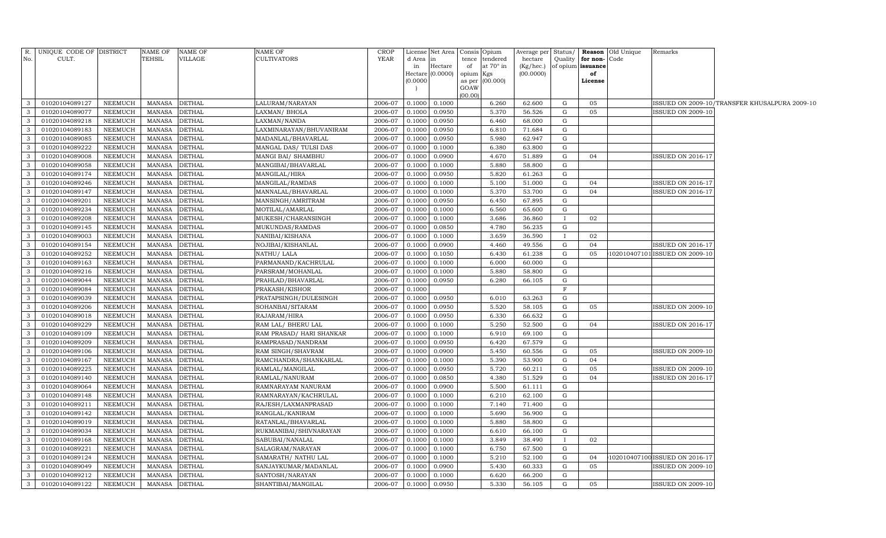| R. No. | UNIQUE CODE OF CULT. | DISTRICT | NAME OF TEHSIL | NAME OF VILLAGE | NAME OF CULTIVATORS | CROP YEAR | License d Area in Hectare (0.0000) | Net Area in Hectare (0.0000) | Consis tence of opium as per GOAW (00.00) | Opium tendered at 70° in Kgs (00.000) | Average per hectare (Kg/hec.) (00.0000) | Status/ Quality of opium | Reason for non-issuance of License | Old Unique Code | Remarks |
|---|---|---|---|---|---|---|---|---|---|---|---|---|---|---|---|
| 3 | 01020104089127 | NEEMUCH | MANASA | DETHAL | LALURAM/NARAYAN | 2006-07 | 0.1000 | 0.1000 | | 6.260 | 62.600 | G | 05 | | ISSUED ON 2009-10/TRANSFER KHUSALPURA 2009-10 |
| 3 | 01020104089077 | NEEMUCH | MANASA | DETHAL | LAXMAN/ BHOLA | 2006-07 | 0.1000 | 0.0950 | | 5.370 | 56.526 | G | 05 | | ISSUED ON 2009-10 |
| 3 | 01020104089218 | NEEMUCH | MANASA | DETHAL | LAXMAN/NANDA | 2006-07 | 0.1000 | 0.0950 | | 6.460 | 68.000 | G | | | |
| 3 | 01020104089183 | NEEMUCH | MANASA | DETHAL | LAXMINARAYAN/BHUVANIRAM | 2006-07 | 0.1000 | 0.0950 | | 6.810 | 71.684 | G | | | |
| 3 | 01020104089085 | NEEMUCH | MANASA | DETHAL | MADANLAL/BHAVARLAL | 2006-07 | 0.1000 | 0.0950 | | 5.980 | 62.947 | G | | | |
| 3 | 01020104089222 | NEEMUCH | MANASA | DETHAL | MANGAL DAS/ TULSI DAS | 2006-07 | 0.1000 | 0.1000 | | 6.380 | 63.800 | G | | | |
| 3 | 01020104089008 | NEEMUCH | MANASA | DETHAL | MANGI BAI/ SHAMBHU | 2006-07 | 0.1000 | 0.0900 | | 4.670 | 51.889 | G | 04 | | ISSUED ON 2016-17 |
| 3 | 01020104089058 | NEEMUCH | MANASA | DETHAL | MANGIBAI/BHAVARLAL | 2006-07 | 0.1000 | 0.1000 | | 5.880 | 58.800 | G | | | |
| 3 | 01020104089174 | NEEMUCH | MANASA | DETHAL | MANGILAL/HIRA | 2006-07 | 0.1000 | 0.0950 | | 5.820 | 61.263 | G | | | |
| 3 | 01020104089246 | NEEMUCH | MANASA | DETHAL | MANGILAL/RAMDAS | 2006-07 | 0.1000 | 0.1000 | | 5.100 | 51.000 | G | 04 | | ISSUED ON 2016-17 |
| 3 | 01020104089147 | NEEMUCH | MANASA | DETHAL | MANNALAL/BHAVARLAL | 2006-07 | 0.1000 | 0.1000 | | 5.370 | 53.700 | G | 04 | | ISSUED ON 2016-17 |
| 3 | 01020104089201 | NEEMUCH | MANASA | DETHAL | MANSINGH/AMRITRAM | 2006-07 | 0.1000 | 0.0950 | | 6.450 | 67.895 | G | | | |
| 3 | 01020104089234 | NEEMUCH | MANASA | DETHAL | MOTILAL/AMARLAL | 2006-07 | 0.1000 | 0.1000 | | 6.560 | 65.600 | G | | | |
| 3 | 01020104089208 | NEEMUCH | MANASA | DETHAL | MUKESH/CHARANSINGH | 2006-07 | 0.1000 | 0.1000 | | 3.686 | 36.860 | I | 02 | | |
| 3 | 01020104089145 | NEEMUCH | MANASA | DETHAL | MUKUNDAS/RAMDAS | 2006-07 | 0.1000 | 0.0850 | | 4.780 | 56.235 | G | | | |
| 3 | 01020104089003 | NEEMUCH | MANASA | DETHAL | NANIBAI/KISHANA | 2006-07 | 0.1000 | 0.1000 | | 3.659 | 36.590 | I | 02 | | |
| 3 | 01020104089154 | NEEMUCH | MANASA | DETHAL | NOJIBAI/KISHANLAL | 2006-07 | 0.1000 | 0.0900 | | 4.460 | 49.556 | G | 04 | | ISSUED ON 2016-17 |
| 3 | 01020104089252 | NEEMUCH | MANASA | DETHAL | NATHU/ LALA | 2006-07 | 0.1000 | 0.1050 | | 6.430 | 61.238 | G | 05 | 1020104071011 | ISSUED ON 2009-10 |
| 3 | 01020104089163 | NEEMUCH | MANASA | DETHAL | PARMANAND/KACHRULAL | 2006-07 | 0.1000 | 0.1000 | | 6.000 | 60.000 | G | | | |
| 3 | 01020104089216 | NEEMUCH | MANASA | DETHAL | PARSRAM/MOHANLAL | 2006-07 | 0.1000 | 0.1000 | | 5.880 | 58.800 | G | | | |
| 3 | 01020104089044 | NEEMUCH | MANASA | DETHAL | PRAHLAD/BHAVARLAL | 2006-07 | 0.1000 | 0.0950 | | 6.280 | 66.105 | G | | | |
| 3 | 01020104089084 | NEEMUCH | MANASA | DETHAL | PRAKASH/KISHOR | 2006-07 | 0.1000 | | | | | F | | | |
| 3 | 01020104089039 | NEEMUCH | MANASA | DETHAL | PRATAPSINGH/DULESINGH | 2006-07 | 0.1000 | 0.0950 | | 6.010 | 63.263 | G | | | |
| 3 | 01020104089206 | NEEMUCH | MANASA | DETHAL | SOHANBAI/SITARAM | 2006-07 | 0.1000 | 0.0950 | | 5.520 | 58.105 | G | 05 | | ISSUED ON 2009-10 |
| 3 | 01020104089018 | NEEMUCH | MANASA | DETHAL | RAJARAM/HIRA | 2006-07 | 0.1000 | 0.0950 | | 6.330 | 66.632 | G | | | |
| 3 | 01020104089229 | NEEMUCH | MANASA | DETHAL | RAM LAL/ BHERU LAL | 2006-07 | 0.1000 | 0.1000 | | 5.250 | 52.500 | G | 04 | | ISSUED ON 2016-17 |
| 3 | 01020104089109 | NEEMUCH | MANASA | DETHAL | RAM PRASAD/ HARI SHANKAR | 2006-07 | 0.1000 | 0.1000 | | 6.910 | 69.100 | G | | | |
| 3 | 01020104089209 | NEEMUCH | MANASA | DETHAL | RAMPRASAD/NANDRAM | 2006-07 | 0.1000 | 0.0950 | | 6.420 | 67.579 | G | | | |
| 3 | 01020104089106 | NEEMUCH | MANASA | DETHAL | RAM SINGH/SHAVRAM | 2006-07 | 0.1000 | 0.0900 | | 5.450 | 60.556 | G | 05 | | ISSUED ON 2009-10 |
| 3 | 01020104089167 | NEEMUCH | MANASA | DETHAL | RAMCHANDRA/SHANKARLAL | 2006-07 | 0.1000 | 0.1000 | | 5.390 | 53.900 | G | 04 | | |
| 3 | 01020104089225 | NEEMUCH | MANASA | DETHAL | RAMLAL/MANGILAL | 2006-07 | 0.1000 | 0.0950 | | 5.720 | 60.211 | G | 05 | | ISSUED ON 2009-10 |
| 3 | 01020104089140 | NEEMUCH | MANASA | DETHAL | RAMLAL/NANURAM | 2006-07 | 0.1000 | 0.0850 | | 4.380 | 51.529 | G | 04 | | ISSUED ON 2016-17 |
| 3 | 01020104089064 | NEEMUCH | MANASA | DETHAL | RAMNARAYAM NANURAM | 2006-07 | 0.1000 | 0.0900 | | 5.500 | 61.111 | G | | | |
| 3 | 01020104089148 | NEEMUCH | MANASA | DETHAL | RAMNARAYAN/KACHRULAL | 2006-07 | 0.1000 | 0.1000 | | 6.210 | 62.100 | G | | | |
| 3 | 01020104089211 | NEEMUCH | MANASA | DETHAL | RAJESH/LAXMANPRASAD | 2006-07 | 0.1000 | 0.1000 | | 7.140 | 71.400 | G | | | |
| 3 | 01020104089142 | NEEMUCH | MANASA | DETHAL | RANGLAL/KANIRAM | 2006-07 | 0.1000 | 0.1000 | | 5.690 | 56.900 | G | | | |
| 3 | 01020104089019 | NEEMUCH | MANASA | DETHAL | RATANLAL/BHAVARLAL | 2006-07 | 0.1000 | 0.1000 | | 5.880 | 58.800 | G | | | |
| 3 | 01020104089034 | NEEMUCH | MANASA | DETHAL | RUKMANIBAI/SHIVNARAYAN | 2006-07 | 0.1000 | 0.1000 | | 6.610 | 66.100 | G | | | |
| 3 | 01020104089168 | NEEMUCH | MANASA | DETHAL | SABUBAI/NANALAL | 2006-07 | 0.1000 | 0.1000 | | 3.849 | 38.490 | I | 02 | | |
| 3 | 01020104089221 | NEEMUCH | MANASA | DETHAL | SALAGRAM/NARAYAN | 2006-07 | 0.1000 | 0.1000 | | 6.750 | 67.500 | G | | | |
| 3 | 01020104089124 | NEEMUCH | MANASA | DETHAL | SAMARATH/ NATHU LAL | 2006-07 | 0.1000 | 0.1000 | | 5.210 | 52.100 | G | 04 | 1020104071000 | ISSUED ON 2016-17 |
| 3 | 01020104089049 | NEEMUCH | MANASA | DETHAL | SANJAYKUMAR/MADANLAL | 2006-07 | 0.1000 | 0.0900 | | 5.430 | 60.333 | G | 05 | | ISSUED ON 2009-10 |
| 3 | 01020104089212 | NEEMUCH | MANASA | DETHAL | SANTOSH/NARAYAN | 2006-07 | 0.1000 | 0.1000 | | 6.620 | 66.200 | G | | | |
| 3 | 01020104089122 | NEEMUCH | MANASA | DETHAL | SHANTIBAI/MANGILAL | 2006-07 | 0.1000 | 0.0950 | | 5.330 | 56.105 | G | 05 | | ISSUED ON 2009-10 |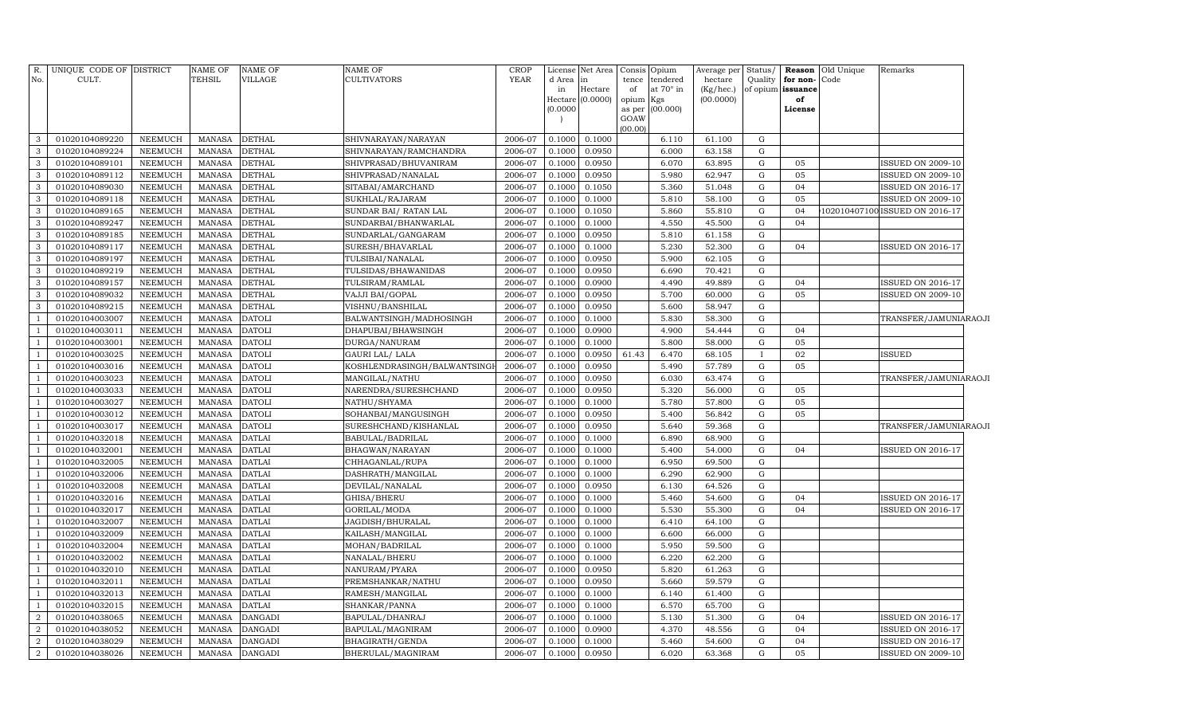| R. No. | UNIQUE CODE OF CULT. | DISTRICT | NAME OF TEHSIL | NAME OF VILLAGE | NAME OF CULTIVATORS | CROP YEAR | License d Area in Hectare (0.0000) | Net Area in Hectare (0.0000) | Consis tence of opium as per GOAW (00.00) | Opium tendered at 70° in Kgs (00.000) | Average per hectare (Kg/hec.) (00.0000) | Status/ Quality of opium | Reason for non-issuance of License | Old Unique Code | Remarks |
|---|---|---|---|---|---|---|---|---|---|---|---|---|---|---|---|
| 3 | 01020104089220 | NEEMUCH | MANASA | DETHAL | SHIVNARAYAN/NARAYAN | 2006-07 | 0.1000 | 0.1000 | | 6.110 | 61.100 | G | | | |
| 3 | 01020104089224 | NEEMUCH | MANASA | DETHAL | SHIVNARAYAN/RAMCHANDRA | 2006-07 | 0.1000 | 0.0950 | | 6.000 | 63.158 | G | | | |
| 3 | 01020104089101 | NEEMUCH | MANASA | DETHAL | SHIVPRASAD/BHUVANIRAM | 2006-07 | 0.1000 | 0.0950 | | 6.070 | 63.895 | G | 05 | | ISSUED ON 2009-10 |
| 3 | 01020104089112 | NEEMUCH | MANASA | DETHAL | SHIVPRASAD/NANALAL | 2006-07 | 0.1000 | 0.0950 | | 5.980 | 62.947 | G | 05 | | ISSUED ON 2009-10 |
| 3 | 01020104089030 | NEEMUCH | MANASA | DETHAL | SITABAI/AMARCHAND | 2006-07 | 0.1000 | 0.1050 | | 5.360 | 51.048 | G | 04 | | ISSUED ON 2016-17 |
| 3 | 01020104089118 | NEEMUCH | MANASA | DETHAL | SUKHLAL/RAJARAM | 2006-07 | 0.1000 | 0.1000 | | 5.810 | 58.100 | G | 05 | | ISSUED ON 2009-10 |
| 3 | 01020104089165 | NEEMUCH | MANASA | DETHAL | SUNDAR BAI/ RATAN LAL | 2006-07 | 0.1000 | 0.1050 | | 5.860 | 55.810 | G | 04 | 1020104071000 | ISSUED ON 2016-17 |
| 3 | 01020104089247 | NEEMUCH | MANASA | DETHAL | SUNDARBAI/BHANWARLAL | 2006-07 | 0.1000 | 0.1000 | | 4.550 | 45.500 | G | 04 | | |
| 3 | 01020104089185 | NEEMUCH | MANASA | DETHAL | SUNDARLAL/GANGARAM | 2006-07 | 0.1000 | 0.0950 | | 5.810 | 61.158 | G | | | |
| 3 | 01020104089117 | NEEMUCH | MANASA | DETHAL | SURESH/BHAVARLAL | 2006-07 | 0.1000 | 0.1000 | | 5.230 | 52.300 | G | 04 | | ISSUED ON 2016-17 |
| 3 | 01020104089197 | NEEMUCH | MANASA | DETHAL | TULSIBAI/NANALAL | 2006-07 | 0.1000 | 0.0950 | | 5.900 | 62.105 | G | | | |
| 3 | 01020104089219 | NEEMUCH | MANASA | DETHAL | TULSIDAS/BHAWANIDAS | 2006-07 | 0.1000 | 0.0950 | | 6.690 | 70.421 | G | | | |
| 3 | 01020104089157 | NEEMUCH | MANASA | DETHAL | TULSIRAM/RAMLAL | 2006-07 | 0.1000 | 0.0900 | | 4.490 | 49.889 | G | 04 | | ISSUED ON 2016-17 |
| 3 | 01020104089032 | NEEMUCH | MANASA | DETHAL | VAJJI BAI/GOPAL | 2006-07 | 0.1000 | 0.0950 | | 5.700 | 60.000 | G | 05 | | ISSUED ON 2009-10 |
| 3 | 01020104089215 | NEEMUCH | MANASA | DETHAL | VISHNU/BANSHILAL | 2006-07 | 0.1000 | 0.0950 | | 5.600 | 58.947 | G | | | |
| 1 | 01020104003007 | NEEMUCH | MANASA | DATOLI | BALWANTSINGH/MADHOSINGH | 2006-07 | 0.1000 | 0.1000 | | 5.830 | 58.300 | G | | | TRANSFER/JAMUNIARAOJI |
| 1 | 01020104003011 | NEEMUCH | MANASA | DATOLI | DHAPUBAI/BHAWSINGH | 2006-07 | 0.1000 | 0.0900 | | 4.900 | 54.444 | G | 04 | | |
| 1 | 01020104003001 | NEEMUCH | MANASA | DATOLI | DURGA/NANURAM | 2006-07 | 0.1000 | 0.1000 | | 5.800 | 58.000 | G | 05 | | |
| 1 | 01020104003025 | NEEMUCH | MANASA | DATOLI | GAURI LAL/ LALA | 2006-07 | 0.1000 | 0.0950 | 61.43 | 6.470 | 68.105 | I | 02 | | ISSUED |
| 1 | 01020104003016 | NEEMUCH | MANASA | DATOLI | KOSHLENDRASINGH/BALWANTSINGH | 2006-07 | 0.1000 | 0.0950 | | 5.490 | 57.789 | G | 05 | | |
| 1 | 01020104003023 | NEEMUCH | MANASA | DATOLI | MANGILAL/NATHU | 2006-07 | 0.1000 | 0.0950 | | 6.030 | 63.474 | G | | | TRANSFER/JAMUNIARAOJI |
| 1 | 01020104003033 | NEEMUCH | MANASA | DATOLI | NARENDRA/SURESHCHAND | 2006-07 | 0.1000 | 0.0950 | | 5.320 | 56.000 | G | 05 | | |
| 1 | 01020104003027 | NEEMUCH | MANASA | DATOLI | NATHU/SHYAMA | 2006-07 | 0.1000 | 0.1000 | | 5.780 | 57.800 | G | 05 | | |
| 1 | 01020104003012 | NEEMUCH | MANASA | DATOLI | SOHANBAI/MANGUSINGH | 2006-07 | 0.1000 | 0.0950 | | 5.400 | 56.842 | G | 05 | | |
| 1 | 01020104003017 | NEEMUCH | MANASA | DATOLI | SURESHCHAND/KISHANLAL | 2006-07 | 0.1000 | 0.0950 | | 5.640 | 59.368 | G | | | TRANSFER/JAMUNIARAOJI |
| 1 | 01020104032018 | NEEMUCH | MANASA | DATLAI | BABULAL/BADRILAL | 2006-07 | 0.1000 | 0.1000 | | 6.890 | 68.900 | G | | | |
| 1 | 01020104032001 | NEEMUCH | MANASA | DATLAI | BHAGWAN/NARAYAN | 2006-07 | 0.1000 | 0.1000 | | 5.400 | 54.000 | G | 04 | | ISSUED ON 2016-17 |
| 1 | 01020104032005 | NEEMUCH | MANASA | DATLAI | CHHAGANLAL/RUPA | 2006-07 | 0.1000 | 0.1000 | | 6.950 | 69.500 | G | | | |
| 1 | 01020104032006 | NEEMUCH | MANASA | DATLAI | DASHRATH/MANGILAL | 2006-07 | 0.1000 | 0.1000 | | 6.290 | 62.900 | G | | | |
| 1 | 01020104032008 | NEEMUCH | MANASA | DATLAI | DEVILAL/NANALAL | 2006-07 | 0.1000 | 0.0950 | | 6.130 | 64.526 | G | | | |
| 1 | 01020104032016 | NEEMUCH | MANASA | DATLAI | GHISA/BHERU | 2006-07 | 0.1000 | 0.1000 | | 5.460 | 54.600 | G | 04 | | ISSUED ON 2016-17 |
| 1 | 01020104032017 | NEEMUCH | MANASA | DATLAI | GORILAL/MODA | 2006-07 | 0.1000 | 0.1000 | | 5.530 | 55.300 | G | 04 | | ISSUED ON 2016-17 |
| 1 | 01020104032007 | NEEMUCH | MANASA | DATLAI | JAGDISH/BHURALAL | 2006-07 | 0.1000 | 0.1000 | | 6.410 | 64.100 | G | | | |
| 1 | 01020104032009 | NEEMUCH | MANASA | DATLAI | KAILASH/MANGILAL | 2006-07 | 0.1000 | 0.1000 | | 6.600 | 66.000 | G | | | |
| 1 | 01020104032004 | NEEMUCH | MANASA | DATLAI | MOHAN/BADRILAL | 2006-07 | 0.1000 | 0.1000 | | 5.950 | 59.500 | G | | | |
| 1 | 01020104032002 | NEEMUCH | MANASA | DATLAI | NANALAL/BHERU | 2006-07 | 0.1000 | 0.1000 | | 6.220 | 62.200 | G | | | |
| 1 | 01020104032010 | NEEMUCH | MANASA | DATLAI | NANURAM/PYARA | 2006-07 | 0.1000 | 0.0950 | | 5.820 | 61.263 | G | | | |
| 1 | 01020104032011 | NEEMUCH | MANASA | DATLAI | PREMSHANKAR/NATHU | 2006-07 | 0.1000 | 0.0950 | | 5.660 | 59.579 | G | | | |
| 1 | 01020104032013 | NEEMUCH | MANASA | DATLAI | RAMESH/MANGILAL | 2006-07 | 0.1000 | 0.1000 | | 6.140 | 61.400 | G | | | |
| 1 | 01020104032015 | NEEMUCH | MANASA | DATLAI | SHANKAR/PANNA | 2006-07 | 0.1000 | 0.1000 | | 6.570 | 65.700 | G | | | |
| 2 | 01020104038065 | NEEMUCH | MANASA | DANGADI | BAPULAL/DHANRAJ | 2006-07 | 0.1000 | 0.1000 | | 5.130 | 51.300 | G | 04 | | ISSUED ON 2016-17 |
| 2 | 01020104038052 | NEEMUCH | MANASA | DANGADI | BAPULAL/MAGNIRAM | 2006-07 | 0.1000 | 0.0900 | | 4.370 | 48.556 | G | 04 | | ISSUED ON 2016-17 |
| 2 | 01020104038029 | NEEMUCH | MANASA | DANGADI | BHAGIRATH/GENDA | 2006-07 | 0.1000 | 0.1000 | | 5.460 | 54.600 | G | 04 | | ISSUED ON 2016-17 |
| 2 | 01020104038026 | NEEMUCH | MANASA | DANGADI | BHERULAL/MAGNIRAM | 2006-07 | 0.1000 | 0.0950 | | 6.020 | 63.368 | G | 05 | | ISSUED ON 2009-10 |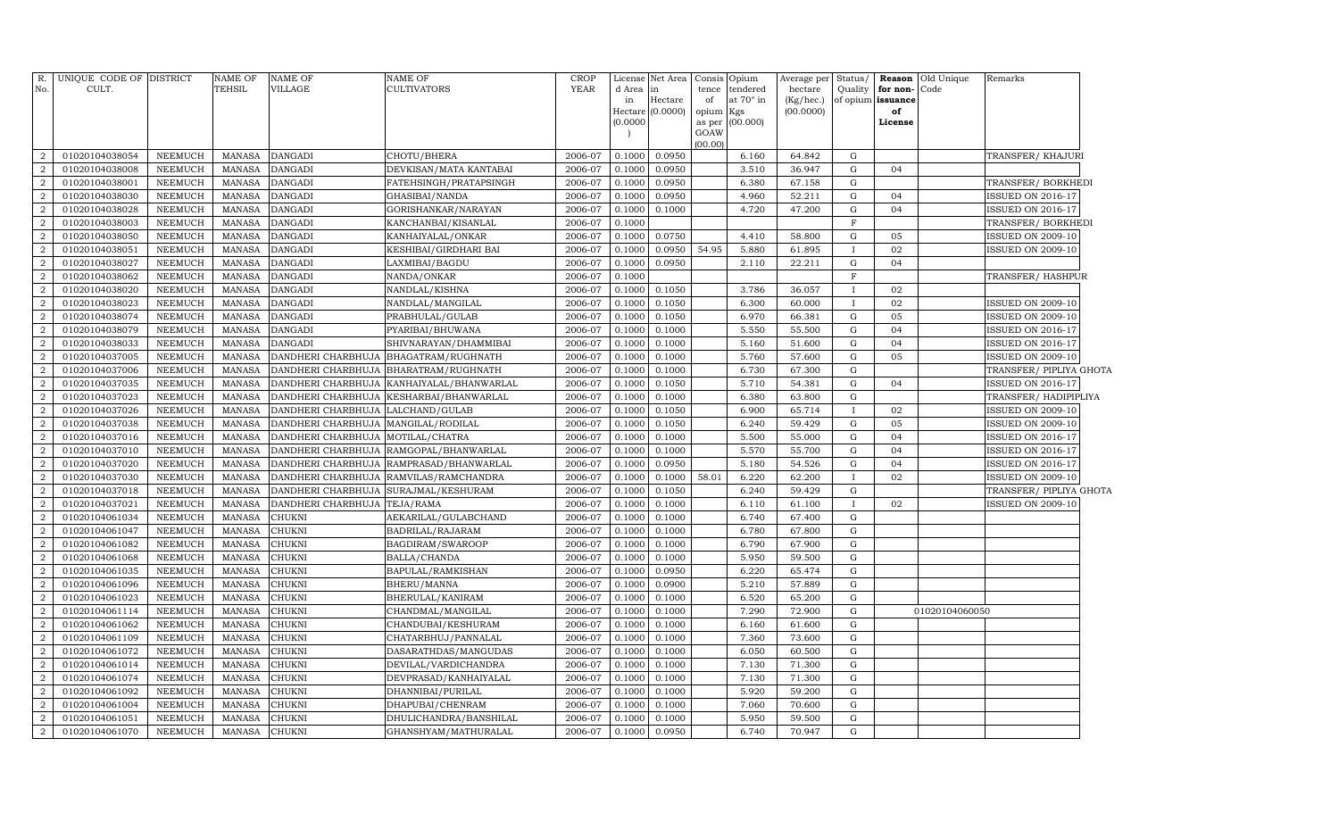| R. No. | UNIQUE CODE OF CULT. | DISTRICT | NAME OF TEHSIL | NAME OF VILLAGE | NAME OF CULTIVATORS | CROP YEAR | License d Area in Hectare (0.0000) | Net Area in Hectare (0.0000) | Consis tence of opium as per GOAW (00.00) | Opium tendered at 70° in Kgs (00.000) | Average per hectare (Kg/hec.) (00.0000) | Status/ Quality of opium | Reason for non-issuance of License | Old Unique Code | Remarks |
|---|---|---|---|---|---|---|---|---|---|---|---|---|---|---|---|
| 2 | 01020104038054 | NEEMUCH | MANASA | DANGADI | CHOTU/BHERA | 2006-07 | 0.1000 | 0.0950 | | 6.160 | 64.842 | G | | | TRANSFER/ KHAJURI |
| 2 | 01020104038008 | NEEMUCH | MANASA | DANGADI | DEVKISAN/MATA KANTABAI | 2006-07 | 0.1000 | 0.0950 | | 3.510 | 36.947 | G | 04 | | |
| 2 | 01020104038001 | NEEMUCH | MANASA | DANGADI | FATEHSINGH/PRATAPSINGH | 2006-07 | 0.1000 | 0.0950 | | 6.380 | 67.158 | G | | | TRANSFER/ BORKHEDI |
| 2 | 01020104038030 | NEEMUCH | MANASA | DANGADI | GHASIBAI/NANDA | 2006-07 | 0.1000 | 0.0950 | | 4.960 | 52.211 | G | 04 | | ISSUED ON 2016-17 |
| 2 | 01020104038028 | NEEMUCH | MANASA | DANGADI | GORISHANKAR/NARAYAN | 2006-07 | 0.1000 | 0.1000 | | 4.720 | 47.200 | G | 04 | | ISSUED ON 2016-17 |
| 2 | 01020104038003 | NEEMUCH | MANASA | DANGADI | KANCHANBAI/KISANLAL | 2006-07 | 0.1000 | | | | | F | | | TRANSFER/ BORKHEDI |
| 2 | 01020104038050 | NEEMUCH | MANASA | DANGADI | KANHAIYALAL/ONKAR | 2006-07 | 0.1000 | 0.0750 | | 4.410 | 58.800 | G | 05 | | ISSUED ON 2009-10 |
| 2 | 01020104038051 | NEEMUCH | MANASA | DANGADI | KESHIBAI/GIRDHARI BAI | 2006-07 | 0.1000 | 0.0950 | 54.95 | 5.880 | 61.895 | I | 02 | | ISSUED ON 2009-10 |
| 2 | 01020104038027 | NEEMUCH | MANASA | DANGADI | LAXMIBAI/BAGDU | 2006-07 | 0.1000 | 0.0950 | | 2.110 | 22.211 | G | 04 | | |
| 2 | 01020104038062 | NEEMUCH | MANASA | DANGADI | NANDA/ONKAR | 2006-07 | 0.1000 | | | | | F | | | TRANSFER/ HASHPUR |
| 2 | 01020104038020 | NEEMUCH | MANASA | DANGADI | NANDLAL/KISHNA | 2006-07 | 0.1000 | 0.1050 | | 3.786 | 36.057 | I | 02 | | |
| 2 | 01020104038023 | NEEMUCH | MANASA | DANGADI | NANDLAL/MANGILAL | 2006-07 | 0.1000 | 0.1050 | | 6.300 | 60.000 | I | 02 | | ISSUED ON 2009-10 |
| 2 | 01020104038074 | NEEMUCH | MANASA | DANGADI | PRABHULAL/GULAB | 2006-07 | 0.1000 | 0.1050 | | 6.970 | 66.381 | G | 05 | | ISSUED ON 2009-10 |
| 2 | 01020104038079 | NEEMUCH | MANASA | DANGADI | PYARIBAI/BHUWANA | 2006-07 | 0.1000 | 0.1000 | | 5.550 | 55.500 | G | 04 | | ISSUED ON 2016-17 |
| 2 | 01020104038033 | NEEMUCH | MANASA | DANGADI | SHIVNARAYAN/DHAMMIBAI | 2006-07 | 0.1000 | 0.1000 | | 5.160 | 51.600 | G | 04 | | ISSUED ON 2016-17 |
| 2 | 01020104037005 | NEEMUCH | MANASA | DANDHERI CHARBHUJA | BHAGATRAM/RUGHNATH | 2006-07 | 0.1000 | 0.1000 | | 5.760 | 57.600 | G | 05 | | ISSUED ON 2009-10 |
| 2 | 01020104037006 | NEEMUCH | MANASA | DANDHERI CHARBHUJA | BHARATRAM/RUGHNATH | 2006-07 | 0.1000 | 0.1000 | | 6.730 | 67.300 | G | | | TRANSFER/ PIPLIYA GHOTA |
| 2 | 01020104037035 | NEEMUCH | MANASA | DANDHERI CHARBHUJA | KANHAIYALAL/BHANWARLAL | 2006-07 | 0.1000 | 0.1050 | | 5.710 | 54.381 | G | 04 | | ISSUED ON 2016-17 |
| 2 | 01020104037023 | NEEMUCH | MANASA | DANDHERI CHARBHUJA | KESHARBAI/BHANWARLAL | 2006-07 | 0.1000 | 0.1000 | | 6.380 | 63.800 | G | | | TRANSFER/ HADIPIPLIYA |
| 2 | 01020104037026 | NEEMUCH | MANASA | DANDHERI CHARBHUJA | LALCHAND/GULAB | 2006-07 | 0.1000 | 0.1050 | | 6.900 | 65.714 | I | 02 | | ISSUED ON 2009-10 |
| 2 | 01020104037038 | NEEMUCH | MANASA | DANDHERI CHARBHUJA | MANGILAL/RODILAL | 2006-07 | 0.1000 | 0.1050 | | 6.240 | 59.429 | G | 05 | | ISSUED ON 2009-10 |
| 2 | 01020104037016 | NEEMUCH | MANASA | DANDHERI CHARBHUJA | MOTILAL/CHATRA | 2006-07 | 0.1000 | 0.1000 | | 5.500 | 55.000 | G | 04 | | ISSUED ON 2016-17 |
| 2 | 01020104037010 | NEEMUCH | MANASA | DANDHERI CHARBHUJA | RAMGOPAL/BHANWARLAL | 2006-07 | 0.1000 | 0.1000 | | 5.570 | 55.700 | G | 04 | | ISSUED ON 2016-17 |
| 2 | 01020104037020 | NEEMUCH | MANASA | DANDHERI CHARBHUJA | RAMPRASAD/BHANWARLAL | 2006-07 | 0.1000 | 0.0950 | | 5.180 | 54.526 | G | 04 | | ISSUED ON 2016-17 |
| 2 | 01020104037030 | NEEMUCH | MANASA | DANDHERI CHARBHUJA | RAMVILAS/RAMCHANDRA | 2006-07 | 0.1000 | 0.1000 | 58.01 | 6.220 | 62.200 | I | 02 | | ISSUED ON 2009-10 |
| 2 | 01020104037018 | NEEMUCH | MANASA | DANDHERI CHARBHUJA | SURAJMAL/KESHURAM | 2006-07 | 0.1000 | 0.1050 | | 6.240 | 59.429 | G | | | TRANSFER/ PIPLIYA GHOTA |
| 2 | 01020104037021 | NEEMUCH | MANASA | DANDHERI CHARBHUJA | TEJA/RAMA | 2006-07 | 0.1000 | 0.1000 | | 6.110 | 61.100 | I | 02 | | ISSUED ON 2009-10 |
| 2 | 01020104061034 | NEEMUCH | MANASA | CHUKNI | AEKARILAL/GULABCHAND | 2006-07 | 0.1000 | 0.1000 | | 6.740 | 67.400 | G | | | |
| 2 | 01020104061047 | NEEMUCH | MANASA | CHUKNI | BADRILAL/RAJARAM | 2006-07 | 0.1000 | 0.1000 | | 6.780 | 67.800 | G | | | |
| 2 | 01020104061082 | NEEMUCH | MANASA | CHUKNI | BAGDIRAM/SWAROOP | 2006-07 | 0.1000 | 0.1000 | | 6.790 | 67.900 | G | | | |
| 2 | 01020104061068 | NEEMUCH | MANASA | CHUKNI | BALLA/CHANDA | 2006-07 | 0.1000 | 0.1000 | | 5.950 | 59.500 | G | | | |
| 2 | 01020104061035 | NEEMUCH | MANASA | CHUKNI | BAPULAL/RAMKISHAN | 2006-07 | 0.1000 | 0.0950 | | 6.220 | 65.474 | G | | | |
| 2 | 01020104061096 | NEEMUCH | MANASA | CHUKNI | BHERU/MANNA | 2006-07 | 0.1000 | 0.0900 | | 5.210 | 57.889 | G | | | |
| 2 | 01020104061023 | NEEMUCH | MANASA | CHUKNI | BHERULAL/KANIRAM | 2006-07 | 0.1000 | 0.1000 | | 6.520 | 65.200 | G | | | |
| 2 | 01020104061114 | NEEMUCH | MANASA | CHUKNI | CHANDMAL/MANGILAL | 2006-07 | 0.1000 | 0.1000 | | 7.290 | 72.900 | G | | 01020104060050 | |
| 2 | 01020104061062 | NEEMUCH | MANASA | CHUKNI | CHANDUBAI/KESHURAM | 2006-07 | 0.1000 | 0.1000 | | 6.160 | 61.600 | G | | | |
| 2 | 01020104061109 | NEEMUCH | MANASA | CHUKNI | CHATARBHUJ/PANNALAL | 2006-07 | 0.1000 | 0.1000 | | 7.360 | 73.600 | G | | | |
| 2 | 01020104061072 | NEEMUCH | MANASA | CHUKNI | DASARATHDAS/MANGUDAS | 2006-07 | 0.1000 | 0.1000 | | 6.050 | 60.500 | G | | | |
| 2 | 01020104061014 | NEEMUCH | MANASA | CHUKNI | DEVILAL/VARDICHANDRA | 2006-07 | 0.1000 | 0.1000 | | 7.130 | 71.300 | G | | | |
| 2 | 01020104061074 | NEEMUCH | MANASA | CHUKNI | DEVPRASAD/KANHAIYALAL | 2006-07 | 0.1000 | 0.1000 | | 7.130 | 71.300 | G | | | |
| 2 | 01020104061092 | NEEMUCH | MANASA | CHUKNI | DHANNIBAI/PURILAL | 2006-07 | 0.1000 | 0.1000 | | 5.920 | 59.200 | G | | | |
| 2 | 01020104061004 | NEEMUCH | MANASA | CHUKNI | DHAPUBAI/CHENRAM | 2006-07 | 0.1000 | 0.1000 | | 7.060 | 70.600 | G | | | |
| 2 | 01020104061051 | NEEMUCH | MANASA | CHUKNI | DHULICHANDRA/BANSHILAL | 2006-07 | 0.1000 | 0.1000 | | 5.950 | 59.500 | G | | | |
| 2 | 01020104061070 | NEEMUCH | MANASA | CHUKNI | GHANSHYAM/MATHURALAL | 2006-07 | 0.1000 | 0.0950 | | 6.740 | 70.947 | G | | | |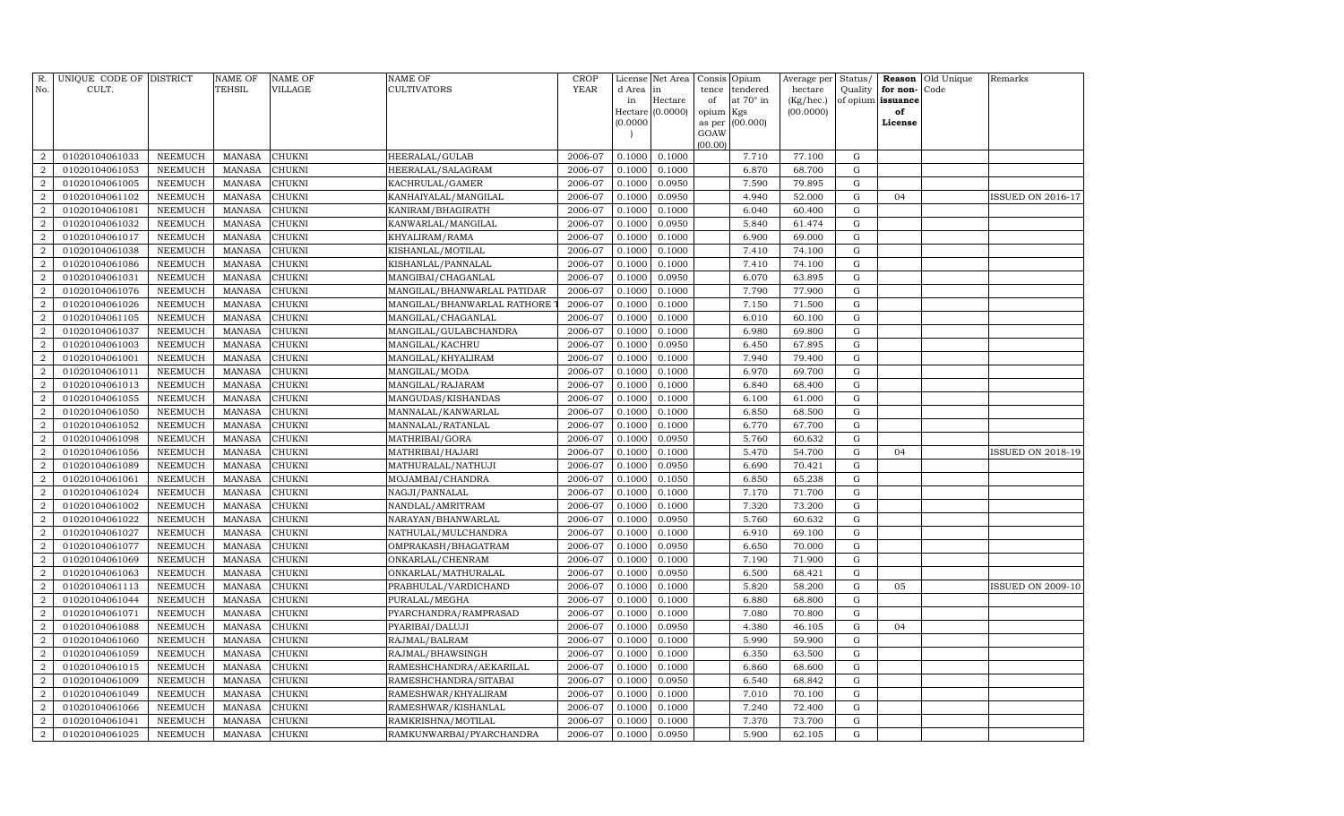| R. No. | UNIQUE CODE OF CULT. | DISTRICT | NAME OF TEHSIL | NAME OF VILLAGE | NAME OF CULTIVATORS | CROP YEAR | License d Area in Hectare (0.0000) | Net Area in Hectare (0.0000) | Consis tence of opium as per GOAW (00.00) | Opium tendered at 70° in Kgs (00.000) | Average per hectare (Kg/hec.) (00.0000) | Status/ Quality of opium | Reason for non-issuance of License | Old Unique Code | Remarks |
|---|---|---|---|---|---|---|---|---|---|---|---|---|---|---|---|
| 2 | 01020104061033 | NEEMUCH | MANASA | CHUKNI | HEERALAL/GULAB | 2006-07 | 0.1000 | 0.1000 | | 7.710 | 77.100 | G | | | |
| 2 | 01020104061053 | NEEMUCH | MANASA | CHUKNI | HEERALAL/SALAGRAM | 2006-07 | 0.1000 | 0.1000 | | 6.870 | 68.700 | G | | | |
| 2 | 01020104061005 | NEEMUCH | MANASA | CHUKNI | KACHRULAL/GAMER | 2006-07 | 0.1000 | 0.0950 | | 7.590 | 79.895 | G | | | |
| 2 | 01020104061102 | NEEMUCH | MANASA | CHUKNI | KANHAIYALAL/MANGILAL | 2006-07 | 0.1000 | 0.0950 | | 4.940 | 52.000 | G | 04 | | ISSUED ON 2016-17 |
| 2 | 01020104061081 | NEEMUCH | MANASA | CHUKNI | KANIRAM/BHAGIRATH | 2006-07 | 0.1000 | 0.1000 | | 6.040 | 60.400 | G | | | |
| 2 | 01020104061032 | NEEMUCH | MANASA | CHUKNI | KANWARLAL/MANGILAL | 2006-07 | 0.1000 | 0.0950 | | 5.840 | 61.474 | G | | | |
| 2 | 01020104061017 | NEEMUCH | MANASA | CHUKNI | KHYALIRAM/RAMA | 2006-07 | 0.1000 | 0.1000 | | 6.900 | 69.000 | G | | | |
| 2 | 01020104061038 | NEEMUCH | MANASA | CHUKNI | KISHANLAL/MOTILAL | 2006-07 | 0.1000 | 0.1000 | | 7.410 | 74.100 | G | | | |
| 2 | 01020104061086 | NEEMUCH | MANASA | CHUKNI | KISHANLAL/PANNALAL | 2006-07 | 0.1000 | 0.1000 | | 7.410 | 74.100 | G | | | |
| 2 | 01020104061031 | NEEMUCH | MANASA | CHUKNI | MANGIBAI/CHAGANLAL | 2006-07 | 0.1000 | 0.0950 | | 6.070 | 63.895 | G | | | |
| 2 | 01020104061076 | NEEMUCH | MANASA | CHUKNI | MANGILAL/BHANWARLAL PATIDAR | 2006-07 | 0.1000 | 0.1000 | | 7.790 | 77.900 | G | | | |
| 2 | 01020104061026 | NEEMUCH | MANASA | CHUKNI | MANGILAL/BHANWARLAL RATHORE | 2006-07 | 0.1000 | 0.1000 | | 7.150 | 71.500 | G | | | |
| 2 | 01020104061105 | NEEMUCH | MANASA | CHUKNI | MANGILAL/CHAGANLAL | 2006-07 | 0.1000 | 0.1000 | | 6.010 | 60.100 | G | | | |
| 2 | 01020104061037 | NEEMUCH | MANASA | CHUKNI | MANGILAL/GULABCHANDRA | 2006-07 | 0.1000 | 0.1000 | | 6.980 | 69.800 | G | | | |
| 2 | 01020104061003 | NEEMUCH | MANASA | CHUKNI | MANGILAL/KACHRU | 2006-07 | 0.1000 | 0.0950 | | 6.450 | 67.895 | G | | | |
| 2 | 01020104061001 | NEEMUCH | MANASA | CHUKNI | MANGILAL/KHYALIRAM | 2006-07 | 0.1000 | 0.1000 | | 7.940 | 79.400 | G | | | |
| 2 | 01020104061011 | NEEMUCH | MANASA | CHUKNI | MANGILAL/MODA | 2006-07 | 0.1000 | 0.1000 | | 6.970 | 69.700 | G | | | |
| 2 | 01020104061013 | NEEMUCH | MANASA | CHUKNI | MANGILAL/RAJARAM | 2006-07 | 0.1000 | 0.1000 | | 6.840 | 68.400 | G | | | |
| 2 | 01020104061055 | NEEMUCH | MANASA | CHUKNI | MANGUDAS/KISHANDAS | 2006-07 | 0.1000 | 0.1000 | | 6.100 | 61.000 | G | | | |
| 2 | 01020104061050 | NEEMUCH | MANASA | CHUKNI | MANNALAL/KANWARLAL | 2006-07 | 0.1000 | 0.1000 | | 6.850 | 68.500 | G | | | |
| 2 | 01020104061052 | NEEMUCH | MANASA | CHUKNI | MANNALAL/RATANLAL | 2006-07 | 0.1000 | 0.1000 | | 6.770 | 67.700 | G | | | |
| 2 | 01020104061098 | NEEMUCH | MANASA | CHUKNI | MATHRIBAI/GORA | 2006-07 | 0.1000 | 0.0950 | | 5.760 | 60.632 | G | | | |
| 2 | 01020104061056 | NEEMUCH | MANASA | CHUKNI | MATHRIBAI/HAJARI | 2006-07 | 0.1000 | 0.1000 | | 5.470 | 54.700 | G | 04 | | ISSUED ON 2018-19 |
| 2 | 01020104061089 | NEEMUCH | MANASA | CHUKNI | MATHURALAL/NATHUJI | 2006-07 | 0.1000 | 0.0950 | | 6.690 | 70.421 | G | | | |
| 2 | 01020104061061 | NEEMUCH | MANASA | CHUKNI | MOJAMBAI/CHANDRA | 2006-07 | 0.1000 | 0.1050 | | 6.850 | 65.238 | G | | | |
| 2 | 01020104061024 | NEEMUCH | MANASA | CHUKNI | NAGJI/PANNALAL | 2006-07 | 0.1000 | 0.1000 | | 7.170 | 71.700 | G | | | |
| 2 | 01020104061002 | NEEMUCH | MANASA | CHUKNI | NANDLAL/AMRITRAM | 2006-07 | 0.1000 | 0.1000 | | 7.320 | 73.200 | G | | | |
| 2 | 01020104061022 | NEEMUCH | MANASA | CHUKNI | NARAYAN/BHANWARLAL | 2006-07 | 0.1000 | 0.0950 | | 5.760 | 60.632 | G | | | |
| 2 | 01020104061027 | NEEMUCH | MANASA | CHUKNI | NATHULAL/MULCHANDRA | 2006-07 | 0.1000 | 0.1000 | | 6.910 | 69.100 | G | | | |
| 2 | 01020104061077 | NEEMUCH | MANASA | CHUKNI | OMPRAKASH/BHAGATRAM | 2006-07 | 0.1000 | 0.0950 | | 6.650 | 70.000 | G | | | |
| 2 | 01020104061069 | NEEMUCH | MANASA | CHUKNI | ONKARLAL/CHENRAM | 2006-07 | 0.1000 | 0.1000 | | 7.190 | 71.900 | G | | | |
| 2 | 01020104061063 | NEEMUCH | MANASA | CHUKNI | ONKARLAL/MATHURALAL | 2006-07 | 0.1000 | 0.0950 | | 6.500 | 68.421 | G | | | |
| 2 | 01020104061113 | NEEMUCH | MANASA | CHUKNI | PRABHULAL/VARDICHAND | 2006-07 | 0.1000 | 0.1000 | | 5.820 | 58.200 | G | 05 | | ISSUED ON 2009-10 |
| 2 | 01020104061044 | NEEMUCH | MANASA | CHUKNI | PURALAL/MEGHA | 2006-07 | 0.1000 | 0.1000 | | 6.880 | 68.800 | G | | | |
| 2 | 01020104061071 | NEEMUCH | MANASA | CHUKNI | PYARCHANDRA/RAMPRASAD | 2006-07 | 0.1000 | 0.1000 | | 7.080 | 70.800 | G | | | |
| 2 | 01020104061088 | NEEMUCH | MANASA | CHUKNI | PYARIBAI/DALUJI | 2006-07 | 0.1000 | 0.0950 | | 4.380 | 46.105 | G | 04 | | |
| 2 | 01020104061060 | NEEMUCH | MANASA | CHUKNI | RAJMAL/BALRAM | 2006-07 | 0.1000 | 0.1000 | | 5.990 | 59.900 | G | | | |
| 2 | 01020104061059 | NEEMUCH | MANASA | CHUKNI | RAJMAL/BHAWSINGH | 2006-07 | 0.1000 | 0.1000 | | 6.350 | 63.500 | G | | | |
| 2 | 01020104061015 | NEEMUCH | MANASA | CHUKNI | RAMESHCHANDRA/AEKARILAL | 2006-07 | 0.1000 | 0.1000 | | 6.860 | 68.600 | G | | | |
| 2 | 01020104061009 | NEEMUCH | MANASA | CHUKNI | RAMESHCHANDRA/SITABAI | 2006-07 | 0.1000 | 0.0950 | | 6.540 | 68.842 | G | | | |
| 2 | 01020104061049 | NEEMUCH | MANASA | CHUKNI | RAMESHWAR/KHYALIRAM | 2006-07 | 0.1000 | 0.1000 | | 7.010 | 70.100 | G | | | |
| 2 | 01020104061066 | NEEMUCH | MANASA | CHUKNI | RAMESHWAR/KISHANLAL | 2006-07 | 0.1000 | 0.1000 | | 7.240 | 72.400 | G | | | |
| 2 | 01020104061041 | NEEMUCH | MANASA | CHUKNI | RAMKRISHNA/MOTILAL | 2006-07 | 0.1000 | 0.1000 | | 7.370 | 73.700 | G | | | |
| 2 | 01020104061025 | NEEMUCH | MANASA | CHUKNI | RAMKUNWARBAI/PYARCHANDRA | 2006-07 | 0.1000 | 0.0950 | | 5.900 | 62.105 | G | | | |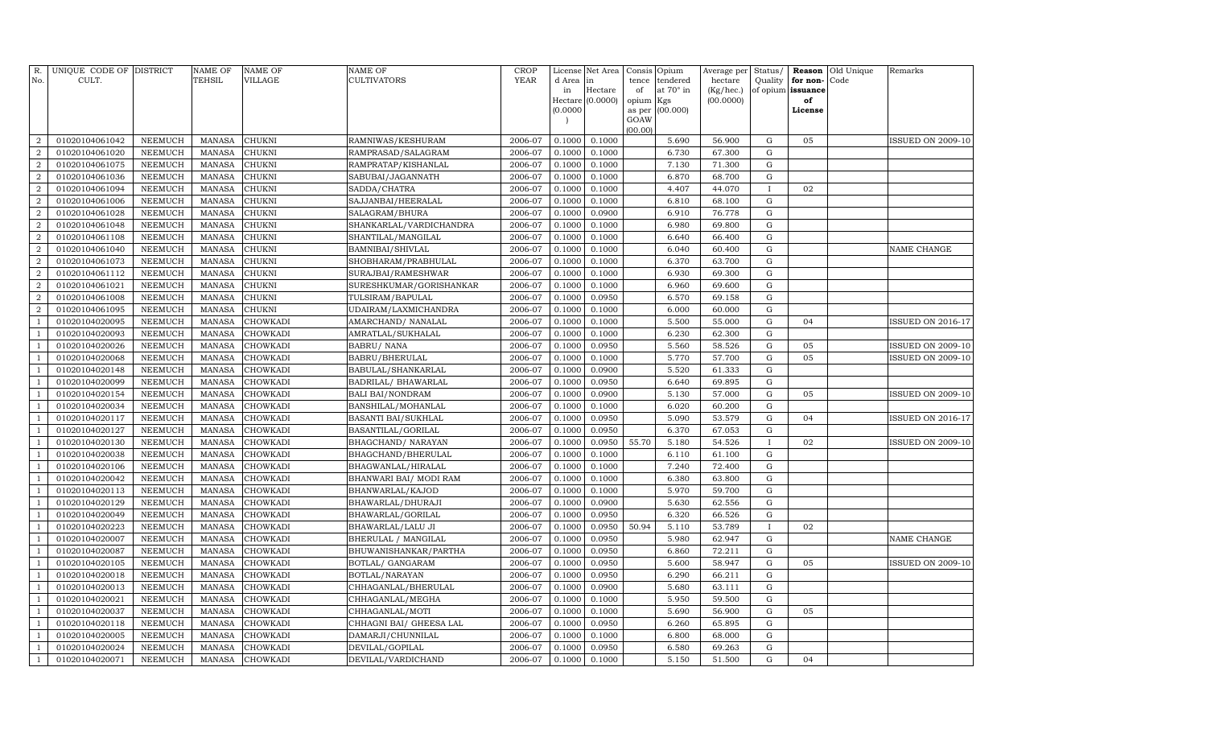| R. No. | UNIQUE CODE OF CULT. | DISTRICT | NAME OF TEHSIL | NAME OF VILLAGE | NAME OF CULTIVATORS | CROP YEAR | License d Area in Hectare (0.0000) | Net Area in Hectare (0.0000) | Consis tence of opium as per GOAW (00.00) | Opium tendered at 70° in Kgs (00.000) | Average per hectare (Kg/hec.) (00.0000) | Status/ Quality of opium | Reason for non-issuance of License | Old Unique Code | Remarks |
|---|---|---|---|---|---|---|---|---|---|---|---|---|---|---|---|
| 2 | 01020104061042 | NEEMUCH | MANASA | CHUKNI | RAMNIWAS/KESHURAM | 2006-07 | 0.1000 | 0.1000 | | 5.690 | 56.900 | G | 05 | | ISSUED ON 2009-10 |
| 2 | 01020104061020 | NEEMUCH | MANASA | CHUKNI | RAMPRASAD/SALAGRAM | 2006-07 | 0.1000 | 0.1000 | | 6.730 | 67.300 | G | | | |
| 2 | 01020104061075 | NEEMUCH | MANASA | CHUKNI | RAMPRATAP/KISHANLAL | 2006-07 | 0.1000 | 0.1000 | | 7.130 | 71.300 | G | | | |
| 2 | 01020104061036 | NEEMUCH | MANASA | CHUKNI | SABUBAI/JAGANNATH | 2006-07 | 0.1000 | 0.1000 | | 6.870 | 68.700 | G | | | |
| 2 | 01020104061094 | NEEMUCH | MANASA | CHUKNI | SADDA/CHATRA | 2006-07 | 0.1000 | 0.1000 | | 4.407 | 44.070 | I | 02 | | |
| 2 | 01020104061006 | NEEMUCH | MANASA | CHUKNI | SAJJANBAI/HEERALAL | 2006-07 | 0.1000 | 0.1000 | | 6.810 | 68.100 | G | | | |
| 2 | 01020104061028 | NEEMUCH | MANASA | CHUKNI | SALAGRAM/BHURA | 2006-07 | 0.1000 | 0.0900 | | 6.910 | 76.778 | G | | | |
| 2 | 01020104061048 | NEEMUCH | MANASA | CHUKNI | SHANKARLAL/VARDICHANDRA | 2006-07 | 0.1000 | 0.1000 | | 6.980 | 69.800 | G | | | |
| 2 | 01020104061108 | NEEMUCH | MANASA | CHUKNI | SHANTILAL/MANGILAL | 2006-07 | 0.1000 | 0.1000 | | 6.640 | 66.400 | G | | | |
| 2 | 01020104061040 | NEEMUCH | MANASA | CHUKNI | BAMNIBAI/SHIVLAL | 2006-07 | 0.1000 | 0.1000 | | 6.040 | 60.400 | G | | | NAME CHANGE |
| 2 | 01020104061073 | NEEMUCH | MANASA | CHUKNI | SHOBHARAM/PRABHULAL | 2006-07 | 0.1000 | 0.1000 | | 6.370 | 63.700 | G | | | |
| 2 | 01020104061112 | NEEMUCH | MANASA | CHUKNI | SURAJBAI/RAMESHWAR | 2006-07 | 0.1000 | 0.1000 | | 6.930 | 69.300 | G | | | |
| 2 | 01020104061021 | NEEMUCH | MANASA | CHUKNI | SURESHKUMAR/GORISHANKAR | 2006-07 | 0.1000 | 0.1000 | | 6.960 | 69.600 | G | | | |
| 2 | 01020104061008 | NEEMUCH | MANASA | CHUKNI | TULSIRAM/BAPULAL | 2006-07 | 0.1000 | 0.0950 | | 6.570 | 69.158 | G | | | |
| 2 | 01020104061095 | NEEMUCH | MANASA | CHUKNI | UDAIRAM/LAXMICHANDRA | 2006-07 | 0.1000 | 0.1000 | | 6.000 | 60.000 | G | | | |
| 1 | 01020104020095 | NEEMUCH | MANASA | CHOWKADI | AMARCHAND/ NANALAL | 2006-07 | 0.1000 | 0.1000 | | 5.500 | 55.000 | G | 04 | | ISSUED ON 2016-17 |
| 1 | 01020104020093 | NEEMUCH | MANASA | CHOWKADI | AMRATLAL/SUKHALAL | 2006-07 | 0.1000 | 0.1000 | | 6.230 | 62.300 | G | | | |
| 1 | 01020104020026 | NEEMUCH | MANASA | CHOWKADI | BABRU/ NANA | 2006-07 | 0.1000 | 0.0950 | | 5.560 | 58.526 | G | 05 | | ISSUED ON 2009-10 |
| 1 | 01020104020068 | NEEMUCH | MANASA | CHOWKADI | BABRU/BHERULAL | 2006-07 | 0.1000 | 0.1000 | | 5.770 | 57.700 | G | 05 | | ISSUED ON 2009-10 |
| 1 | 01020104020148 | NEEMUCH | MANASA | CHOWKADI | BABULAL/SHANKARLAL | 2006-07 | 0.1000 | 0.0900 | | 5.520 | 61.333 | G | | | |
| 1 | 01020104020099 | NEEMUCH | MANASA | CHOWKADI | BADRILAL/ BHAWARLAL | 2006-07 | 0.1000 | 0.0950 | | 6.640 | 69.895 | G | | | |
| 1 | 01020104020154 | NEEMUCH | MANASA | CHOWKADI | BALI BAI/NONDRAM | 2006-07 | 0.1000 | 0.0900 | | 5.130 | 57.000 | G | 05 | | ISSUED ON 2009-10 |
| 1 | 01020104020034 | NEEMUCH | MANASA | CHOWKADI | BANSHILAL/MOHANLAL | 2006-07 | 0.1000 | 0.1000 | | 6.020 | 60.200 | G | | | |
| 1 | 01020104020117 | NEEMUCH | MANASA | CHOWKADI | BASANTI BAI/SUKHLAL | 2006-07 | 0.1000 | 0.0950 | | 5.090 | 53.579 | G | 04 | | ISSUED ON 2016-17 |
| 1 | 01020104020127 | NEEMUCH | MANASA | CHOWKADI | BASANTILAL/GORILAL | 2006-07 | 0.1000 | 0.0950 | | 6.370 | 67.053 | G | | | |
| 1 | 01020104020130 | NEEMUCH | MANASA | CHOWKADI | BHAGCHAND/ NARAYAN | 2006-07 | 0.1000 | 0.0950 | 55.70 | 5.180 | 54.526 | I | 02 | | ISSUED ON 2009-10 |
| 1 | 01020104020038 | NEEMUCH | MANASA | CHOWKADI | BHAGCHAND/BHERULAL | 2006-07 | 0.1000 | 0.1000 | | 6.110 | 61.100 | G | | | |
| 1 | 01020104020106 | NEEMUCH | MANASA | CHOWKADI | BHAGWANLAL/HIRALAL | 2006-07 | 0.1000 | 0.1000 | | 7.240 | 72.400 | G | | | |
| 1 | 01020104020042 | NEEMUCH | MANASA | CHOWKADI | BHANWARI BAI/ MODI RAM | 2006-07 | 0.1000 | 0.1000 | | 6.380 | 63.800 | G | | | |
| 1 | 01020104020113 | NEEMUCH | MANASA | CHOWKADI | BHANWARLAL/KAJOD | 2006-07 | 0.1000 | 0.1000 | | 5.970 | 59.700 | G | | | |
| 1 | 01020104020129 | NEEMUCH | MANASA | CHOWKADI | BHAWARLAL/DHURAJI | 2006-07 | 0.1000 | 0.0900 | | 5.630 | 62.556 | G | | | |
| 1 | 01020104020049 | NEEMUCH | MANASA | CHOWKADI | BHAWARLAL/GORILAL | 2006-07 | 0.1000 | 0.0950 | | 6.320 | 66.526 | G | | | |
| 1 | 01020104020223 | NEEMUCH | MANASA | CHOWKADI | BHAWARLAL/LALU JI | 2006-07 | 0.1000 | 0.0950 | 50.94 | 5.110 | 53.789 | I | 02 | | |
| 1 | 01020104020007 | NEEMUCH | MANASA | CHOWKADI | BHERULAL / MANGILAL | 2006-07 | 0.1000 | 0.0950 | | 5.980 | 62.947 | G | | | NAME CHANGE |
| 1 | 01020104020087 | NEEMUCH | MANASA | CHOWKADI | BHUWANISHANKAR/PARTHA | 2006-07 | 0.1000 | 0.0950 | | 6.860 | 72.211 | G | | | |
| 1 | 01020104020105 | NEEMUCH | MANASA | CHOWKADI | BOTLAL/ GANGARAM | 2006-07 | 0.1000 | 0.0950 | | 5.600 | 58.947 | G | 05 | | ISSUED ON 2009-10 |
| 1 | 01020104020018 | NEEMUCH | MANASA | CHOWKADI | BOTLAL/NARAYAN | 2006-07 | 0.1000 | 0.0950 | | 6.290 | 66.211 | G | | | |
| 1 | 01020104020013 | NEEMUCH | MANASA | CHOWKADI | CHHAGANLAL/BHERULAL | 2006-07 | 0.1000 | 0.0900 | | 5.680 | 63.111 | G | | | |
| 1 | 01020104020021 | NEEMUCH | MANASA | CHOWKADI | CHHAGANLAL/MEGHA | 2006-07 | 0.1000 | 0.1000 | | 5.950 | 59.500 | G | | | |
| 1 | 01020104020037 | NEEMUCH | MANASA | CHOWKADI | CHHAGANLAL/MOTI | 2006-07 | 0.1000 | 0.1000 | | 5.690 | 56.900 | G | 05 | | |
| 1 | 01020104020118 | NEEMUCH | MANASA | CHOWKADI | CHHAGNI BAI/ GHEESA LAL | 2006-07 | 0.1000 | 0.0950 | | 6.260 | 65.895 | G | | | |
| 1 | 01020104020005 | NEEMUCH | MANASA | CHOWKADI | DAMARJI/CHUNNILAL | 2006-07 | 0.1000 | 0.1000 | | 6.800 | 68.000 | G | | | |
| 1 | 01020104020024 | NEEMUCH | MANASA | CHOWKADI | DEVILAL/GOPILAL | 2006-07 | 0.1000 | 0.0950 | | 6.580 | 69.263 | G | | | |
| 1 | 01020104020071 | NEEMUCH | MANASA | CHOWKADI | DEVILAL/VARDICHAND | 2006-07 | 0.1000 | 0.1000 | | 5.150 | 51.500 | G | 04 | | |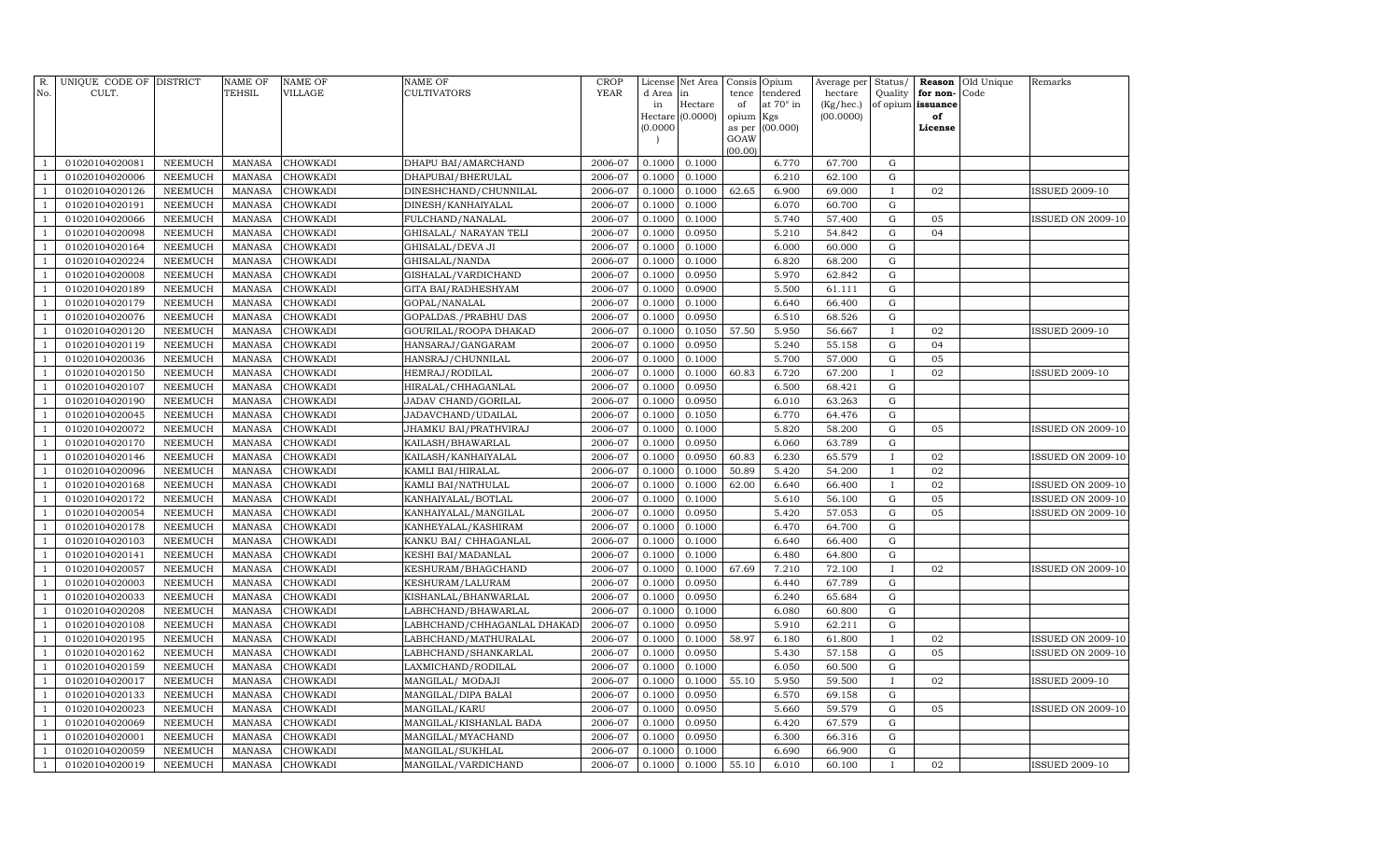| R. No. | UNIQUE CODE OF CULT. | DISTRICT | NAME OF TEHSIL | NAME OF VILLAGE | NAME OF CULTIVATORS | CROP YEAR | License d Area in Hectare (0.0000) | Net Area in Hectare (0.0000) | Consis tence of opium as per GOAW (00.00) | Opium tendered at 70° in Kgs (00.000) | Average per hectare (Kg/hec.) (00.0000) | Status/ Quality of opium | Reason for non-issuance of License | Old Unique Code | Remarks |
|---|---|---|---|---|---|---|---|---|---|---|---|---|---|---|---|
| 1 | 01020104020081 | NEEMUCH | MANASA | CHOWKADI | DHAPU BAI/AMARCHAND | 2006-07 | 0.1000 | 0.1000 | | 6.770 | 67.700 | G | | | |
| 1 | 01020104020006 | NEEMUCH | MANASA | CHOWKADI | DHAPUBAI/BHERULAL | 2006-07 | 0.1000 | 0.1000 | | 6.210 | 62.100 | G | | | |
| 1 | 01020104020126 | NEEMUCH | MANASA | CHOWKADI | DINESHCHAND/CHUNNILAL | 2006-07 | 0.1000 | 0.1000 | 62.65 | 6.900 | 69.000 | I | 02 | | ISSUED 2009-10 |
| 1 | 01020104020191 | NEEMUCH | MANASA | CHOWKADI | DINESH/KANHAIYALAL | 2006-07 | 0.1000 | 0.1000 | | 6.070 | 60.700 | G | | | |
| 1 | 01020104020066 | NEEMUCH | MANASA | CHOWKADI | FULCHAND/NANALAL | 2006-07 | 0.1000 | 0.1000 | | 5.740 | 57.400 | G | 05 | | ISSUED ON 2009-10 |
| 1 | 01020104020098 | NEEMUCH | MANASA | CHOWKADI | GHISALAL/ NARAYAN TELI | 2006-07 | 0.1000 | 0.0950 | | 5.210 | 54.842 | G | 04 | | |
| 1 | 01020104020164 | NEEMUCH | MANASA | CHOWKADI | GHISALAL/DEVA JI | 2006-07 | 0.1000 | 0.1000 | | 6.000 | 60.000 | G | | | |
| 1 | 01020104020224 | NEEMUCH | MANASA | CHOWKADI | GHISALAL/NANDA | 2006-07 | 0.1000 | 0.1000 | | 6.820 | 68.200 | G | | | |
| 1 | 01020104020008 | NEEMUCH | MANASA | CHOWKADI | GISHALAL/VARDICHAND | 2006-07 | 0.1000 | 0.0950 | | 5.970 | 62.842 | G | | | |
| 1 | 01020104020189 | NEEMUCH | MANASA | CHOWKADI | GITA BAI/RADHESHYAM | 2006-07 | 0.1000 | 0.0900 | | 5.500 | 61.111 | G | | | |
| 1 | 01020104020179 | NEEMUCH | MANASA | CHOWKADI | GOPAL/NANALAL | 2006-07 | 0.1000 | 0.1000 | | 6.640 | 66.400 | G | | | |
| 1 | 01020104020076 | NEEMUCH | MANASA | CHOWKADI | GOPALDAS./PRABHU DAS | 2006-07 | 0.1000 | 0.0950 | | 6.510 | 68.526 | G | | | |
| 1 | 01020104020120 | NEEMUCH | MANASA | CHOWKADI | GOURILAL/ROOPA DHAKAD | 2006-07 | 0.1000 | 0.1050 | 57.50 | 5.950 | 56.667 | I | 02 | | ISSUED 2009-10 |
| 1 | 01020104020119 | NEEMUCH | MANASA | CHOWKADI | HANSARAJ/GANGARAM | 2006-07 | 0.1000 | 0.0950 | | 5.240 | 55.158 | G | 04 | | |
| 1 | 01020104020036 | NEEMUCH | MANASA | CHOWKADI | HANSRAJ/CHUNNILAL | 2006-07 | 0.1000 | 0.1000 | | 5.700 | 57.000 | G | 05 | | |
| 1 | 01020104020150 | NEEMUCH | MANASA | CHOWKADI | HEMRAJ/RODILAL | 2006-07 | 0.1000 | 0.1000 | 60.83 | 6.720 | 67.200 | I | 02 | | ISSUED 2009-10 |
| 1 | 01020104020107 | NEEMUCH | MANASA | CHOWKADI | HIRALAL/CHHAGANLAL | 2006-07 | 0.1000 | 0.0950 | | 6.500 | 68.421 | G | | | |
| 1 | 01020104020190 | NEEMUCH | MANASA | CHOWKADI | JADAV CHAND/GORILAL | 2006-07 | 0.1000 | 0.0950 | | 6.010 | 63.263 | G | | | |
| 1 | 01020104020045 | NEEMUCH | MANASA | CHOWKADI | JADAVCHAND/UDAILAL | 2006-07 | 0.1000 | 0.1050 | | 6.770 | 64.476 | G | | | |
| 1 | 01020104020072 | NEEMUCH | MANASA | CHOWKADI | JHAMKU BAI/PRATHVIRAJ | 2006-07 | 0.1000 | 0.1000 | | 5.820 | 58.200 | G | 05 | | ISSUED ON 2009-10 |
| 1 | 01020104020170 | NEEMUCH | MANASA | CHOWKADI | KAILASH/BHAWARLAL | 2006-07 | 0.1000 | 0.0950 | | 6.060 | 63.789 | G | | | |
| 1 | 01020104020146 | NEEMUCH | MANASA | CHOWKADI | KAILASH/KANHAIYALAL | 2006-07 | 0.1000 | 0.0950 | 60.83 | 6.230 | 65.579 | I | 02 | | ISSUED ON 2009-10 |
| 1 | 01020104020096 | NEEMUCH | MANASA | CHOWKADI | KAMLI BAI/HIRALAL | 2006-07 | 0.1000 | 0.1000 | 50.89 | 5.420 | 54.200 | I | 02 | | |
| 1 | 01020104020168 | NEEMUCH | MANASA | CHOWKADI | KAMLI BAI/NATHULAL | 2006-07 | 0.1000 | 0.1000 | 62.00 | 6.640 | 66.400 | I | 02 | | ISSUED ON 2009-10 |
| 1 | 01020104020172 | NEEMUCH | MANASA | CHOWKADI | KANHAIYALAL/BOTLAL | 2006-07 | 0.1000 | 0.1000 | | 5.610 | 56.100 | G | 05 | | ISSUED ON 2009-10 |
| 1 | 01020104020054 | NEEMUCH | MANASA | CHOWKADI | KANHAIYALAL/MANGILAL | 2006-07 | 0.1000 | 0.0950 | | 5.420 | 57.053 | G | 05 | | ISSUED ON 2009-10 |
| 1 | 01020104020178 | NEEMUCH | MANASA | CHOWKADI | KANHEYALAL/KASHIRAM | 2006-07 | 0.1000 | 0.1000 | | 6.470 | 64.700 | G | | | |
| 1 | 01020104020103 | NEEMUCH | MANASA | CHOWKADI | KANKU BAI/ CHHAGANLAL | 2006-07 | 0.1000 | 0.1000 | | 6.640 | 66.400 | G | | | |
| 1 | 01020104020141 | NEEMUCH | MANASA | CHOWKADI | KESHI BAI/MADANLAL | 2006-07 | 0.1000 | 0.1000 | | 6.480 | 64.800 | G | | | |
| 1 | 01020104020057 | NEEMUCH | MANASA | CHOWKADI | KESHURAM/BHAGCHAND | 2006-07 | 0.1000 | 0.1000 | 67.69 | 7.210 | 72.100 | I | 02 | | ISSUED ON 2009-10 |
| 1 | 01020104020003 | NEEMUCH | MANASA | CHOWKADI | KESHURAM/LALURAM | 2006-07 | 0.1000 | 0.0950 | | 6.440 | 67.789 | G | | | |
| 1 | 01020104020033 | NEEMUCH | MANASA | CHOWKADI | KISHANLAL/BHANWARLAL | 2006-07 | 0.1000 | 0.0950 | | 6.240 | 65.684 | G | | | |
| 1 | 01020104020208 | NEEMUCH | MANASA | CHOWKADI | LABHCHAND/BHAWARLAL | 2006-07 | 0.1000 | 0.1000 | | 6.080 | 60.800 | G | | | |
| 1 | 01020104020108 | NEEMUCH | MANASA | CHOWKADI | LABHCHAND/CHHAGANLAL DHAKAD | 2006-07 | 0.1000 | 0.0950 | | 5.910 | 62.211 | G | | | |
| 1 | 01020104020195 | NEEMUCH | MANASA | CHOWKADI | LABHCHAND/MATHURALAL | 2006-07 | 0.1000 | 0.1000 | 58.97 | 6.180 | 61.800 | I | 02 | | ISSUED ON 2009-10 |
| 1 | 01020104020162 | NEEMUCH | MANASA | CHOWKADI | LABHCHAND/SHANKARLAL | 2006-07 | 0.1000 | 0.0950 | | 5.430 | 57.158 | G | 05 | | ISSUED ON 2009-10 |
| 1 | 01020104020159 | NEEMUCH | MANASA | CHOWKADI | LAXMICHAND/RODILAL | 2006-07 | 0.1000 | 0.1000 | | 6.050 | 60.500 | G | | | |
| 1 | 01020104020017 | NEEMUCH | MANASA | CHOWKADI | MANGILAL/ MODAJI | 2006-07 | 0.1000 | 0.1000 | 55.10 | 5.950 | 59.500 | I | 02 | | ISSUED 2009-10 |
| 1 | 01020104020133 | NEEMUCH | MANASA | CHOWKADI | MANGILAL/DIPA BALAI | 2006-07 | 0.1000 | 0.0950 | | 6.570 | 69.158 | G | | | |
| 1 | 01020104020023 | NEEMUCH | MANASA | CHOWKADI | MANGILAL/KARU | 2006-07 | 0.1000 | 0.0950 | | 5.660 | 59.579 | G | 05 | | ISSUED ON 2009-10 |
| 1 | 01020104020069 | NEEMUCH | MANASA | CHOWKADI | MANGILAL/KISHANLAL BADA | 2006-07 | 0.1000 | 0.0950 | | 6.420 | 67.579 | G | | | |
| 1 | 01020104020001 | NEEMUCH | MANASA | CHOWKADI | MANGILAL/MYACHAND | 2006-07 | 0.1000 | 0.0950 | | 6.300 | 66.316 | G | | | |
| 1 | 01020104020059 | NEEMUCH | MANASA | CHOWKADI | MANGILAL/SUKHLAL | 2006-07 | 0.1000 | 0.1000 | | 6.690 | 66.900 | G | | | |
| 1 | 01020104020019 | NEEMUCH | MANASA | CHOWKADI | MANGILAL/VARDICHAND | 2006-07 | 0.1000 | 0.1000 | 55.10 | 6.010 | 60.100 | I | 02 | | ISSUED 2009-10 |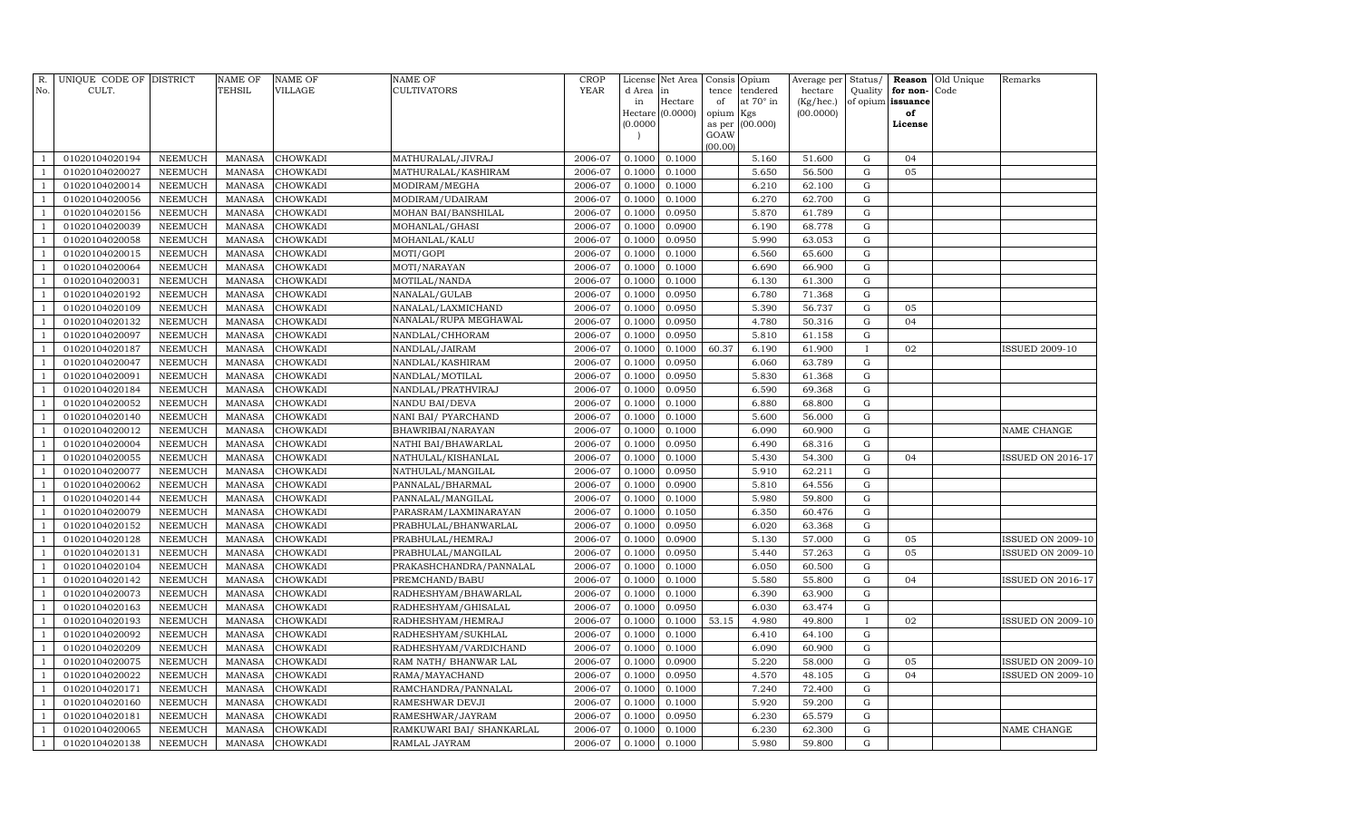| R. No. | UNIQUE CODE OF CULT. | DISTRICT | NAME OF TEHSIL | NAME OF VILLAGE | NAME OF CULTIVATORS | CROP YEAR | License d Area in Hectare (0.0000) | Net Area in Hectare (0.0000) | Consis tence of opium as per GOAW (00.00) | Opium tendered at 70° in Kgs (00.000) | Average per hectare (Kg/hec.) (00.0000) | Status/ Quality of opium | Reason for non- issuance of License | Old Unique Code | Remarks |
|---|---|---|---|---|---|---|---|---|---|---|---|---|---|---|---|
| 1 | 01020104020194 | NEEMUCH | MANASA | CHOWKADI | MATHURALAL/JIVRAJ | 2006-07 | 0.1000 | 0.1000 | | 5.160 | 51.600 | G | 04 | | |
| 1 | 01020104020027 | NEEMUCH | MANASA | CHOWKADI | MATHURALAL/KASHIRAM | 2006-07 | 0.1000 | 0.1000 | | 5.650 | 56.500 | G | 05 | | |
| 1 | 01020104020014 | NEEMUCH | MANASA | CHOWKADI | MODIRAM/MEGHA | 2006-07 | 0.1000 | 0.1000 | | 6.210 | 62.100 | G | | | |
| 1 | 01020104020056 | NEEMUCH | MANASA | CHOWKADI | MODIRAM/UDAIRAM | 2006-07 | 0.1000 | 0.1000 | | 6.270 | 62.700 | G | | | |
| 1 | 01020104020156 | NEEMUCH | MANASA | CHOWKADI | MOHAN BAI/BANSHILAL | 2006-07 | 0.1000 | 0.0950 | | 5.870 | 61.789 | G | | | |
| 1 | 01020104020039 | NEEMUCH | MANASA | CHOWKADI | MOHANLAL/GHASI | 2006-07 | 0.1000 | 0.0900 | | 6.190 | 68.778 | G | | | |
| 1 | 01020104020058 | NEEMUCH | MANASA | CHOWKADI | MOHANLAL/KALU | 2006-07 | 0.1000 | 0.0950 | | 5.990 | 63.053 | G | | | |
| 1 | 01020104020015 | NEEMUCH | MANASA | CHOWKADI | MOTI/GOPI | 2006-07 | 0.1000 | 0.1000 | | 6.560 | 65.600 | G | | | |
| 1 | 01020104020064 | NEEMUCH | MANASA | CHOWKADI | MOTI/NARAYAN | 2006-07 | 0.1000 | 0.1000 | | 6.690 | 66.900 | G | | | |
| 1 | 01020104020031 | NEEMUCH | MANASA | CHOWKADI | MOTILAL/NANDA | 2006-07 | 0.1000 | 0.1000 | | 6.130 | 61.300 | G | | | |
| 1 | 01020104020192 | NEEMUCH | MANASA | CHOWKADI | NANALAL/GULAB | 2006-07 | 0.1000 | 0.0950 | | 6.780 | 71.368 | G | | | |
| 1 | 01020104020109 | NEEMUCH | MANASA | CHOWKADI | NANALAL/LAXMICHAND | 2006-07 | 0.1000 | 0.0950 | | 5.390 | 56.737 | G | 05 | | |
| 1 | 01020104020132 | NEEMUCH | MANASA | CHOWKADI | NANALAL/RUPA MEGHAWAL | 2006-07 | 0.1000 | 0.0950 | | 4.780 | 50.316 | G | 04 | | |
| 1 | 01020104020097 | NEEMUCH | MANASA | CHOWKADI | NANDLAL/CHHORAM | 2006-07 | 0.1000 | 0.0950 | | 5.810 | 61.158 | G | | | |
| 1 | 01020104020187 | NEEMUCH | MANASA | CHOWKADI | NANDLAL/JAIRAM | 2006-07 | 0.1000 | 0.1000 | 60.37 | 6.190 | 61.900 | I | 02 | | ISSUED 2009-10 |
| 1 | 01020104020047 | NEEMUCH | MANASA | CHOWKADI | NANDLAL/KASHIRAM | 2006-07 | 0.1000 | 0.0950 | | 6.060 | 63.789 | G | | | |
| 1 | 01020104020091 | NEEMUCH | MANASA | CHOWKADI | NANDLAL/MOTILAL | 2006-07 | 0.1000 | 0.0950 | | 5.830 | 61.368 | G | | | |
| 1 | 01020104020184 | NEEMUCH | MANASA | CHOWKADI | NANDLAL/PRATHVIRAJ | 2006-07 | 0.1000 | 0.0950 | | 6.590 | 69.368 | G | | | |
| 1 | 01020104020052 | NEEMUCH | MANASA | CHOWKADI | NANDU BAI/DEVA | 2006-07 | 0.1000 | 0.1000 | | 6.880 | 68.800 | G | | | |
| 1 | 01020104020140 | NEEMUCH | MANASA | CHOWKADI | NANI BAI/ PYARCHAND | 2006-07 | 0.1000 | 0.1000 | | 5.600 | 56.000 | G | | | |
| 1 | 01020104020012 | NEEMUCH | MANASA | CHOWKADI | BHAWRIBAI/NARAYAN | 2006-07 | 0.1000 | 0.1000 | | 6.090 | 60.900 | G | | | NAME CHANGE |
| 1 | 01020104020004 | NEEMUCH | MANASA | CHOWKADI | NATHI BAI/BHAWARLAL | 2006-07 | 0.1000 | 0.0950 | | 6.490 | 68.316 | G | | | |
| 1 | 01020104020055 | NEEMUCH | MANASA | CHOWKADI | NATHULAL/KISHANLAL | 2006-07 | 0.1000 | 0.1000 | | 5.430 | 54.300 | G | 04 | | ISSUED ON 2016-17 |
| 1 | 01020104020077 | NEEMUCH | MANASA | CHOWKADI | NATHULAL/MANGILAL | 2006-07 | 0.1000 | 0.0950 | | 5.910 | 62.211 | G | | | |
| 1 | 01020104020062 | NEEMUCH | MANASA | CHOWKADI | PANNALAL/BHARMAL | 2006-07 | 0.1000 | 0.0900 | | 5.810 | 64.556 | G | | | |
| 1 | 01020104020144 | NEEMUCH | MANASA | CHOWKADI | PANNALAL/MANGILAL | 2006-07 | 0.1000 | 0.1000 | | 5.980 | 59.800 | G | | | |
| 1 | 01020104020079 | NEEMUCH | MANASA | CHOWKADI | PARASRAM/LAXMINARAYAN | 2006-07 | 0.1000 | 0.1050 | | 6.350 | 60.476 | G | | | |
| 1 | 01020104020152 | NEEMUCH | MANASA | CHOWKADI | PRABHULAL/BHANWARLAL | 2006-07 | 0.1000 | 0.0950 | | 6.020 | 63.368 | G | | | |
| 1 | 01020104020128 | NEEMUCH | MANASA | CHOWKADI | PRABHULAL/HEMRAJ | 2006-07 | 0.1000 | 0.0900 | | 5.130 | 57.000 | G | 05 | | ISSUED ON 2009-10 |
| 1 | 01020104020131 | NEEMUCH | MANASA | CHOWKADI | PRABHULAL/MANGILAL | 2006-07 | 0.1000 | 0.0950 | | 5.440 | 57.263 | G | 05 | | ISSUED ON 2009-10 |
| 1 | 01020104020104 | NEEMUCH | MANASA | CHOWKADI | PRAKASHCHANDRA/PANNALAL | 2006-07 | 0.1000 | 0.1000 | | 6.050 | 60.500 | G | | | |
| 1 | 01020104020142 | NEEMUCH | MANASA | CHOWKADI | PREMCHAND/BABU | 2006-07 | 0.1000 | 0.1000 | | 5.580 | 55.800 | G | 04 | | ISSUED ON 2016-17 |
| 1 | 01020104020073 | NEEMUCH | MANASA | CHOWKADI | RADHESHYAM/BHAWARLAL | 2006-07 | 0.1000 | 0.1000 | | 6.390 | 63.900 | G | | | |
| 1 | 01020104020163 | NEEMUCH | MANASA | CHOWKADI | RADHESHYAM/GHISALAL | 2006-07 | 0.1000 | 0.0950 | | 6.030 | 63.474 | G | | | |
| 1 | 01020104020193 | NEEMUCH | MANASA | CHOWKADI | RADHESHYAM/HEMRAJ | 2006-07 | 0.1000 | 0.1000 | 53.15 | 4.980 | 49.800 | I | 02 | | ISSUED ON 2009-10 |
| 1 | 01020104020092 | NEEMUCH | MANASA | CHOWKADI | RADHESHYAM/SUKHLAL | 2006-07 | 0.1000 | 0.1000 | | 6.410 | 64.100 | G | | | |
| 1 | 01020104020209 | NEEMUCH | MANASA | CHOWKADI | RADHESHYAM/VARDICHAND | 2006-07 | 0.1000 | 0.1000 | | 6.090 | 60.900 | G | | | |
| 1 | 01020104020075 | NEEMUCH | MANASA | CHOWKADI | RAM NATH/ BHANWAR LAL | 2006-07 | 0.1000 | 0.0900 | | 5.220 | 58.000 | G | 05 | | ISSUED ON 2009-10 |
| 1 | 01020104020022 | NEEMUCH | MANASA | CHOWKADI | RAMA/MAYACHAND | 2006-07 | 0.1000 | 0.0950 | | 4.570 | 48.105 | G | 04 | | ISSUED ON 2009-10 |
| 1 | 01020104020171 | NEEMUCH | MANASA | CHOWKADI | RAMCHANDRA/PANNALAL | 2006-07 | 0.1000 | 0.1000 | | 7.240 | 72.400 | G | | | |
| 1 | 01020104020160 | NEEMUCH | MANASA | CHOWKADI | RAMESHWAR DEVJI | 2006-07 | 0.1000 | 0.1000 | | 5.920 | 59.200 | G | | | |
| 1 | 01020104020181 | NEEMUCH | MANASA | CHOWKADI | RAMESHWAR/JAYRAM | 2006-07 | 0.1000 | 0.0950 | | 6.230 | 65.579 | G | | | |
| 1 | 01020104020065 | NEEMUCH | MANASA | CHOWKADI | RAMKUWARI BAI/ SHANKARLAL | 2006-07 | 0.1000 | 0.1000 | | 6.230 | 62.300 | G | | | NAME CHANGE |
| 1 | 01020104020138 | NEEMUCH | MANASA | CHOWKADI | RAMLAL JAYRAM | 2006-07 | 0.1000 | 0.1000 | | 5.980 | 59.800 | G | | | |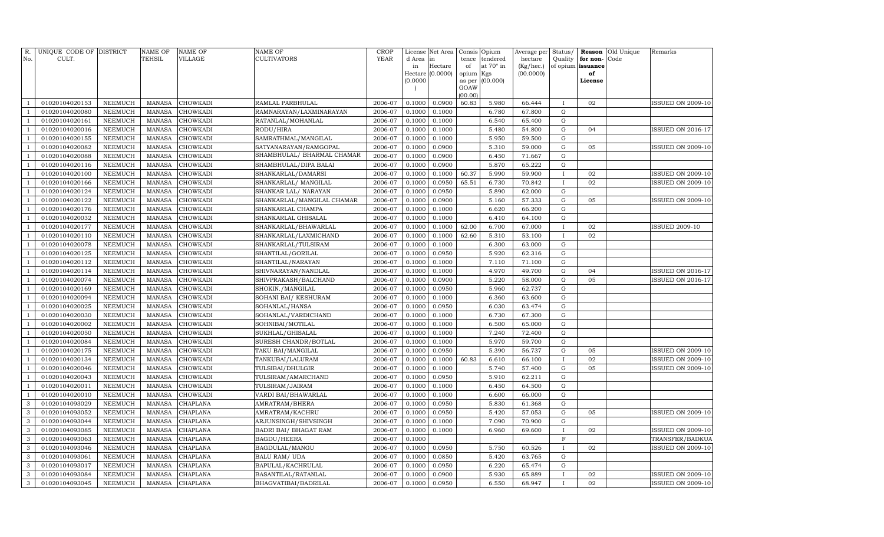| R. No. | UNIQUE CODE OF CULT. | DISTRICT | NAME OF TEHSIL | NAME OF VILLAGE | NAME OF CULTIVATORS | CROP YEAR | License d Area in Hectare (0.0000) | Net Area in Hectare (0.0000) | Consis tence of opium as per GOAW (00.00) | Opium tendered at 70° in Kgs (00.000) | Average per hectare (Kg/hec.) (00.0000) | Status/ Quality of opium | Reason for non-issuance of License | Old Unique Code | Remarks |
|---|---|---|---|---|---|---|---|---|---|---|---|---|---|---|---|
| 1 | 01020104020153 | NEEMUCH | MANASA | CHOWKADI | RAMLAL PARBHULAL | 2006-07 | 0.1000 | 0.0900 | 60.83 | 5.980 | 66.444 | I | 02 | | ISSUED ON 2009-10 |
| 1 | 01020104020080 | NEEMUCH | MANASA | CHOWKADI | RAMNARAYAN/LAXMINARAYAN | 2006-07 | 0.1000 | 0.1000 | | 6.780 | 67.800 | G | | | |
| 1 | 01020104020161 | NEEMUCH | MANASA | CHOWKADI | RATANLAL/MOHANLAL | 2006-07 | 0.1000 | 0.1000 | | 6.540 | 65.400 | G | | | |
| 1 | 01020104020016 | NEEMUCH | MANASA | CHOWKADI | RODU/HIRA | 2006-07 | 0.1000 | 0.1000 | | 5.480 | 54.800 | G | 04 | | ISSUED ON 2016-17 |
| 1 | 01020104020155 | NEEMUCH | MANASA | CHOWKADI | SAMRATHMAL/MANGILAL | 2006-07 | 0.1000 | 0.1000 | | 5.950 | 59.500 | G | | | |
| 1 | 01020104020082 | NEEMUCH | MANASA | CHOWKADI | SATYANARAYAN/RAMGOPAL | 2006-07 | 0.1000 | 0.0900 | | 5.310 | 59.000 | G | 05 | | ISSUED ON 2009-10 |
| 1 | 01020104020088 | NEEMUCH | MANASA | CHOWKADI | SHAMBHULAL/ BHARMAL CHAMAR | 2006-07 | 0.1000 | 0.0900 | | 6.450 | 71.667 | G | | | |
| 1 | 01020104020116 | NEEMUCH | MANASA | CHOWKADI | SHAMBHULAL/DIPA BALAI | 2006-07 | 0.1000 | 0.0900 | | 5.870 | 65.222 | G | | | |
| 1 | 01020104020100 | NEEMUCH | MANASA | CHOWKADI | SHANKARLAL/DAMARSI | 2006-07 | 0.1000 | 0.1000 | 60.37 | 5.990 | 59.900 | I | 02 | | ISSUED ON 2009-10 |
| 1 | 01020104020166 | NEEMUCH | MANASA | CHOWKADI | SHANKARLAL/ MANGILAL | 2006-07 | 0.1000 | 0.0950 | 65.51 | 6.730 | 70.842 | I | 02 | | ISSUED ON 2009-10 |
| 1 | 01020104020124 | NEEMUCH | MANASA | CHOWKADI | SHANKAR LAL/ NARAYAN | 2006-07 | 0.1000 | 0.0950 | | 5.890 | 62.000 | G | | | |
| 1 | 01020104020122 | NEEMUCH | MANASA | CHOWKADI | SHANKARLAL/MANGILAL CHAMAR | 2006-07 | 0.1000 | 0.0900 | | 5.160 | 57.333 | G | 05 | | ISSUED ON 2009-10 |
| 1 | 01020104020176 | NEEMUCH | MANASA | CHOWKADI | SHANKARLAL CHAMPA | 2006-07 | 0.1000 | 0.1000 | | 6.620 | 66.200 | G | | | |
| 1 | 01020104020032 | NEEMUCH | MANASA | CHOWKADI | SHANKARLAL GHISALAL | 2006-07 | 0.1000 | 0.1000 | | 6.410 | 64.100 | G | | | |
| 1 | 01020104020177 | NEEMUCH | MANASA | CHOWKADI | SHANKARLAL/BHAWARLAL | 2006-07 | 0.1000 | 0.1000 | 62.00 | 6.700 | 67.000 | I | 02 | | ISSUED 2009-10 |
| 1 | 01020104020110 | NEEMUCH | MANASA | CHOWKADI | SHANKARLAL/LAXMICHAND | 2006-07 | 0.1000 | 0.1000 | 62.60 | 5.310 | 53.100 | I | 02 | | |
| 1 | 01020104020078 | NEEMUCH | MANASA | CHOWKADI | SHANKARLAL/TULSIRAM | 2006-07 | 0.1000 | 0.1000 | | 6.300 | 63.000 | G | | | |
| 1 | 01020104020125 | NEEMUCH | MANASA | CHOWKADI | SHANTILAL/GORILAL | 2006-07 | 0.1000 | 0.0950 | | 5.920 | 62.316 | G | | | |
| 1 | 01020104020112 | NEEMUCH | MANASA | CHOWKADI | SHANTILAL/NARAYAN | 2006-07 | 0.1000 | 0.1000 | | 7.110 | 71.100 | G | | | |
| 1 | 01020104020114 | NEEMUCH | MANASA | CHOWKADI | SHIVNARAYAN/NANDLAL | 2006-07 | 0.1000 | 0.1000 | | 4.970 | 49.700 | G | 04 | | ISSUED ON 2016-17 |
| 1 | 01020104020074 | NEEMUCH | MANASA | CHOWKADI | SHIVPRAKASH/BALCHAND | 2006-07 | 0.1000 | 0.0900 | | 5.220 | 58.000 | G | 05 | | ISSUED ON 2016-17 |
| 1 | 01020104020169 | NEEMUCH | MANASA | CHOWKADI | SHOKIN./MANGILAL | 2006-07 | 0.1000 | 0.0950 | | 5.960 | 62.737 | G | | | |
| 1 | 01020104020094 | NEEMUCH | MANASA | CHOWKADI | SOHANI BAI/ KESHURAM | 2006-07 | 0.1000 | 0.1000 | | 6.360 | 63.600 | G | | | |
| 1 | 01020104020025 | NEEMUCH | MANASA | CHOWKADI | SOHANLAL/HANSA | 2006-07 | 0.1000 | 0.0950 | | 6.030 | 63.474 | G | | | |
| 1 | 01020104020030 | NEEMUCH | MANASA | CHOWKADI | SOHANLAL/VARDICHAND | 2006-07 | 0.1000 | 0.1000 | | 6.730 | 67.300 | G | | | |
| 1 | 01020104020002 | NEEMUCH | MANASA | CHOWKADI | SOHNIBAI/MOTILAL | 2006-07 | 0.1000 | 0.1000 | | 6.500 | 65.000 | G | | | |
| 1 | 01020104020050 | NEEMUCH | MANASA | CHOWKADI | SUKHLAL/GHISALAL | 2006-07 | 0.1000 | 0.1000 | | 7.240 | 72.400 | G | | | |
| 1 | 01020104020084 | NEEMUCH | MANASA | CHOWKADI | SURESH CHANDR/BOTLAL | 2006-07 | 0.1000 | 0.1000 | | 5.970 | 59.700 | G | | | |
| 1 | 01020104020175 | NEEMUCH | MANASA | CHOWKADI | TAKU BAI/MANGILAL | 2006-07 | 0.1000 | 0.0950 | | 5.390 | 56.737 | G | 05 | | ISSUED ON 2009-10 |
| 1 | 01020104020134 | NEEMUCH | MANASA | CHOWKADI | TANKUBAI/LALURAM | 2006-07 | 0.1000 | 0.1000 | 60.83 | 6.610 | 66.100 | I | 02 | | ISSUED ON 2009-10 |
| 1 | 01020104020046 | NEEMUCH | MANASA | CHOWKADI | TULSIBAI/DHULGIR | 2006-07 | 0.1000 | 0.1000 | | 5.740 | 57.400 | G | 05 | | ISSUED ON 2009-10 |
| 1 | 01020104020043 | NEEMUCH | MANASA | CHOWKADI | TULSIRAM/AMARCHAND | 2006-07 | 0.1000 | 0.0950 | | 5.910 | 62.211 | G | | | |
| 1 | 01020104020011 | NEEMUCH | MANASA | CHOWKADI | TULSIRAM/JAIRAM | 2006-07 | 0.1000 | 0.1000 | | 6.450 | 64.500 | G | | | |
| 1 | 01020104020010 | NEEMUCH | MANASA | CHOWKADI | VARDI BAI/BHAWARLAL | 2006-07 | 0.1000 | 0.1000 | | 6.600 | 66.000 | G | | | |
| 3 | 01020104093029 | NEEMUCH | MANASA | CHAPLANA | AMRATRAM/BHERA | 2006-07 | 0.1000 | 0.0950 | | 5.830 | 61.368 | G | | | |
| 3 | 01020104093052 | NEEMUCH | MANASA | CHAPLANA | AMRATRAM/KACHRU | 2006-07 | 0.1000 | 0.0950 | | 5.420 | 57.053 | G | 05 | | ISSUED ON 2009-10 |
| 3 | 01020104093044 | NEEMUCH | MANASA | CHAPLANA | ARJUNSINGH/SHIVSINGH | 2006-07 | 0.1000 | 0.1000 | | 7.090 | 70.900 | G | | | |
| 3 | 01020104093085 | NEEMUCH | MANASA | CHAPLANA | BADRI BAI/ BHAGAT RAM | 2006-07 | 0.1000 | 0.1000 | | 6.960 | 69.600 | I | 02 | | ISSUED ON 2009-10 |
| 3 | 01020104093063 | NEEMUCH | MANASA | CHAPLANA | BAGDU/HEERA | 2006-07 | 0.1000 | | | | | F | | | TRANSFER/BADKUA |
| 3 | 01020104093046 | NEEMUCH | MANASA | CHAPLANA | BAGDULAL/MANGU | 2006-07 | 0.1000 | 0.0950 | | 5.750 | 60.526 | I | 02 | | ISSUED ON 2009-10 |
| 3 | 01020104093061 | NEEMUCH | MANASA | CHAPLANA | BALU RAM/ UDA | 2006-07 | 0.1000 | 0.0850 | | 5.420 | 63.765 | G | | | |
| 3 | 01020104093017 | NEEMUCH | MANASA | CHAPLANA | BAPULAL/KACHRULAL | 2006-07 | 0.1000 | 0.0950 | | 6.220 | 65.474 | G | | | |
| 3 | 01020104093084 | NEEMUCH | MANASA | CHAPLANA | BASANTILAL/RATANLAL | 2006-07 | 0.1000 | 0.0900 | | 5.930 | 65.889 | I | 02 | | ISSUED ON 2009-10 |
| 3 | 01020104093045 | NEEMUCH | MANASA | CHAPLANA | BHAGVATIBAI/BADRILAL | 2006-07 | 0.1000 | 0.0950 | | 6.550 | 68.947 | I | 02 | | ISSUED ON 2009-10 |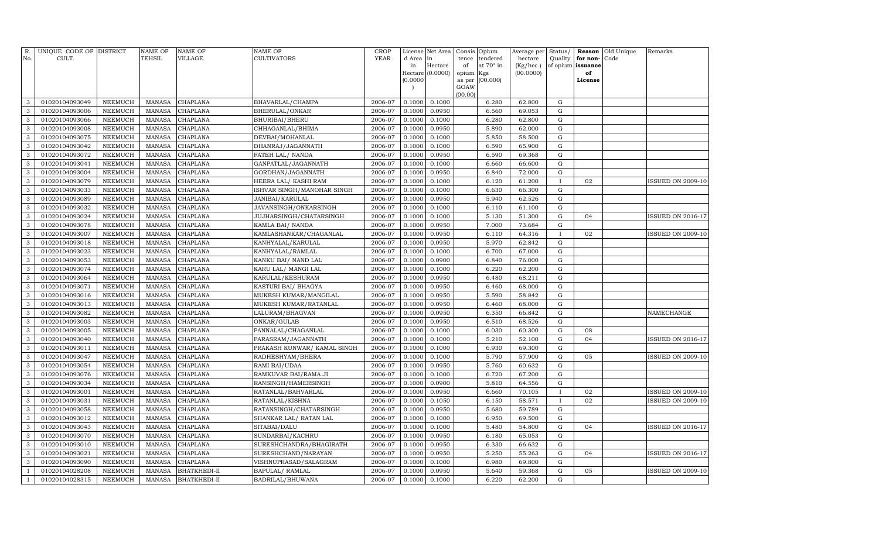| R. No. | UNIQUE CODE OF CULT. | DISTRICT | NAME OF TEHSIL | NAME OF VILLAGE | NAME OF CULTIVATORS | CROP YEAR | License d Area in Hectare (0.0000) | Net Area in Hectare (0.0000) | Consis tence of opium as per GOAW (00.00) | Opium tendered at 70° in Kgs (00.000) | Average per hectare (Kg/hec.) (00.0000) | Status/ Quality of opium | Reason for non-issuance of License | Old Unique Code | Remarks |
|---|---|---|---|---|---|---|---|---|---|---|---|---|---|---|---|
| 3 | 01020104093049 | NEEMUCH | MANASA | CHAPLANA | BHAVARLAL/CHAMPA | 2006-07 | 0.1000 | 0.1000 | | 6.280 | 62.800 | G | | | |
| 3 | 01020104093006 | NEEMUCH | MANASA | CHAPLANA | BHERULAL/ONKAR | 2006-07 | 0.1000 | 0.0950 | | 6.560 | 69.053 | G | | | |
| 3 | 01020104093066 | NEEMUCH | MANASA | CHAPLANA | BHURIBAI/BHERU | 2006-07 | 0.1000 | 0.1000 | | 6.280 | 62.800 | G | | | |
| 3 | 01020104093008 | NEEMUCH | MANASA | CHAPLANA | CHHAGANLAL/BHIMA | 2006-07 | 0.1000 | 0.0950 | | 5.890 | 62.000 | G | | | |
| 3 | 01020104093075 | NEEMUCH | MANASA | CHAPLANA | DEVBAI/MOHANLAL | 2006-07 | 0.1000 | 0.1000 | | 5.850 | 58.500 | G | | | |
| 3 | 01020104093042 | NEEMUCH | MANASA | CHAPLANA | DHANRAJ/JAGANNATH | 2006-07 | 0.1000 | 0.1000 | | 6.590 | 65.900 | G | | | |
| 3 | 01020104093072 | NEEMUCH | MANASA | CHAPLANA | FATEH LAL/ NANDA | 2006-07 | 0.1000 | 0.0950 | | 6.590 | 69.368 | G | | | |
| 3 | 01020104093041 | NEEMUCH | MANASA | CHAPLANA | GANPATLAL/JAGANNATH | 2006-07 | 0.1000 | 0.1000 | | 6.660 | 66.600 | G | | | |
| 3 | 01020104093004 | NEEMUCH | MANASA | CHAPLANA | GORDHAN/JAGANNATH | 2006-07 | 0.1000 | 0.0950 | | 6.840 | 72.000 | G | | | |
| 3 | 01020104093079 | NEEMUCH | MANASA | CHAPLANA | HEERA LAL/ KASHI RAM | 2006-07 | 0.1000 | 0.1000 | | 6.120 | 61.200 | I | 02 | | ISSUED ON 2009-10 |
| 3 | 01020104093033 | NEEMUCH | MANASA | CHAPLANA | ISHVAR SINGH/MANOHAR SINGH | 2006-07 | 0.1000 | 0.1000 | | 6.630 | 66.300 | G | | | |
| 3 | 01020104093089 | NEEMUCH | MANASA | CHAPLANA | JANIBAI/KARULAL | 2006-07 | 0.1000 | 0.0950 | | 5.940 | 62.526 | G | | | |
| 3 | 01020104093032 | NEEMUCH | MANASA | CHAPLANA | JAVANSINGH/ONKARSINGH | 2006-07 | 0.1000 | 0.1000 | | 6.110 | 61.100 | G | | | |
| 3 | 01020104093024 | NEEMUCH | MANASA | CHAPLANA | JUJHARSINGH/CHATARSINGH | 2006-07 | 0.1000 | 0.1000 | | 5.130 | 51.300 | G | 04 | | ISSUED ON 2016-17 |
| 3 | 01020104093078 | NEEMUCH | MANASA | CHAPLANA | KAMLA BAI/ NANDA | 2006-07 | 0.1000 | 0.0950 | | 7.000 | 73.684 | G | | | |
| 3 | 01020104093007 | NEEMUCH | MANASA | CHAPLANA | KAMLASHANKAR/CHAGANLAL | 2006-07 | 0.1000 | 0.0950 | | 6.110 | 64.316 | I | 02 | | ISSUED ON 2009-10 |
| 3 | 01020104093018 | NEEMUCH | MANASA | CHAPLANA | KANHYALAL/KARULAL | 2006-07 | 0.1000 | 0.0950 | | 5.970 | 62.842 | G | | | |
| 3 | 01020104093023 | NEEMUCH | MANASA | CHAPLANA | KANHYALAL/RAMLAL | 2006-07 | 0.1000 | 0.1000 | | 6.700 | 67.000 | G | | | |
| 3 | 01020104093053 | NEEMUCH | MANASA | CHAPLANA | KANKU BAI/ NAND LAL | 2006-07 | 0.1000 | 0.0900 | | 6.840 | 76.000 | G | | | |
| 3 | 01020104093074 | NEEMUCH | MANASA | CHAPLANA | KARU LAL/ MANGI LAL | 2006-07 | 0.1000 | 0.1000 | | 6.220 | 62.200 | G | | | |
| 3 | 01020104093064 | NEEMUCH | MANASA | CHAPLANA | KARULAL/KESHURAM | 2006-07 | 0.1000 | 0.0950 | | 6.480 | 68.211 | G | | | |
| 3 | 01020104093071 | NEEMUCH | MANASA | CHAPLANA | KASTURI BAI/ BHAGYA | 2006-07 | 0.1000 | 0.0950 | | 6.460 | 68.000 | G | | | |
| 3 | 01020104093016 | NEEMUCH | MANASA | CHAPLANA | MUKESH KUMAR/MANGILAL | 2006-07 | 0.1000 | 0.0950 | | 5.590 | 58.842 | G | | | |
| 3 | 01020104093013 | NEEMUCH | MANASA | CHAPLANA | MUKESH KUMAR/RATANLAL | 2006-07 | 0.1000 | 0.0950 | | 6.460 | 68.000 | G | | | |
| 3 | 01020104093082 | NEEMUCH | MANASA | CHAPLANA | LALURAM/BHAGVAN | 2006-07 | 0.1000 | 0.0950 | | 6.350 | 66.842 | G | | | NAMECHANGE |
| 3 | 01020104093003 | NEEMUCH | MANASA | CHAPLANA | ONKAR/GULAB | 2006-07 | 0.1000 | 0.0950 | | 6.510 | 68.526 | G | | | |
| 3 | 01020104093005 | NEEMUCH | MANASA | CHAPLANA | PANNALAL/CHAGANLAL | 2006-07 | 0.1000 | 0.1000 | | 6.030 | 60.300 | G | 08 | | |
| 3 | 01020104093040 | NEEMUCH | MANASA | CHAPLANA | PARASRAM/JAGANNATH | 2006-07 | 0.1000 | 0.1000 | | 5.210 | 52.100 | G | 04 | | ISSUED ON 2016-17 |
| 3 | 01020104093011 | NEEMUCH | MANASA | CHAPLANA | PRAKASH KUNWAR/ KAMAL SINGH | 2006-07 | 0.1000 | 0.1000 | | 6.930 | 69.300 | G | | | |
| 3 | 01020104093047 | NEEMUCH | MANASA | CHAPLANA | RADHESHYAM/BHERA | 2006-07 | 0.1000 | 0.1000 | | 5.790 | 57.900 | G | 05 | | ISSUED ON 2009-10 |
| 3 | 01020104093054 | NEEMUCH | MANASA | CHAPLANA | RAMI BAI/UDAA | 2006-07 | 0.1000 | 0.0950 | | 5.760 | 60.632 | G | | | |
| 3 | 01020104093076 | NEEMUCH | MANASA | CHAPLANA | RAMKUVAR BAI/RAMA JI | 2006-07 | 0.1000 | 0.1000 | | 6.720 | 67.200 | G | | | |
| 3 | 01020104093034 | NEEMUCH | MANASA | CHAPLANA | RANSINGH/HAMERSINGH | 2006-07 | 0.1000 | 0.0900 | | 5.810 | 64.556 | G | | | |
| 3 | 01020104093001 | NEEMUCH | MANASA | CHAPLANA | RATANLAL/BAHVARLAL | 2006-07 | 0.1000 | 0.0950 | | 6.660 | 70.105 | I | 02 | | ISSUED ON 2009-10 |
| 3 | 01020104093031 | NEEMUCH | MANASA | CHAPLANA | RATANLAL/KISHNA | 2006-07 | 0.1000 | 0.1050 | | 6.150 | 58.571 | I | 02 | | ISSUED ON 2009-10 |
| 3 | 01020104093058 | NEEMUCH | MANASA | CHAPLANA | RATANSINGH/CHATARSINGH | 2006-07 | 0.1000 | 0.0950 | | 5.680 | 59.789 | G | | | |
| 3 | 01020104093012 | NEEMUCH | MANASA | CHAPLANA | SHANKAR LAL/ RATAN LAL | 2006-07 | 0.1000 | 0.1000 | | 6.950 | 69.500 | G | | | |
| 3 | 01020104093043 | NEEMUCH | MANASA | CHAPLANA | SITABAI/DALU | 2006-07 | 0.1000 | 0.1000 | | 5.480 | 54.800 | G | 04 | | ISSUED ON 2016-17 |
| 3 | 01020104093070 | NEEMUCH | MANASA | CHAPLANA | SUNDARBAI/KACHRU | 2006-07 | 0.1000 | 0.0950 | | 6.180 | 65.053 | G | | | |
| 3 | 01020104093010 | NEEMUCH | MANASA | CHAPLANA | SURESHCHANDRA/BHAGIRATH | 2006-07 | 0.1000 | 0.0950 | | 6.330 | 66.632 | G | | | |
| 3 | 01020104093021 | NEEMUCH | MANASA | CHAPLANA | SURESHCHAND/NARAYAN | 2006-07 | 0.1000 | 0.0950 | | 5.250 | 55.263 | G | 04 | | ISSUED ON 2016-17 |
| 3 | 01020104093090 | NEEMUCH | MANASA | CHAPLANA | VISHNUPRASAD/SALAGRAM | 2006-07 | 0.1000 | 0.1000 | | 6.980 | 69.800 | G | | | |
| 1 | 01020104028208 | NEEMUCH | MANASA | BHATKHEDI-II | BAPULAL/ RAMLAL | 2006-07 | 0.1000 | 0.0950 | | 5.640 | 59.368 | G | 05 | | ISSUED ON 2009-10 |
| 1 | 01020104028315 | NEEMUCH | MANASA | BHATKHEDI-II | BADRILAL/BHUWANA | 2006-07 | 0.1000 | 0.1000 | | 6.220 | 62.200 | G | | | |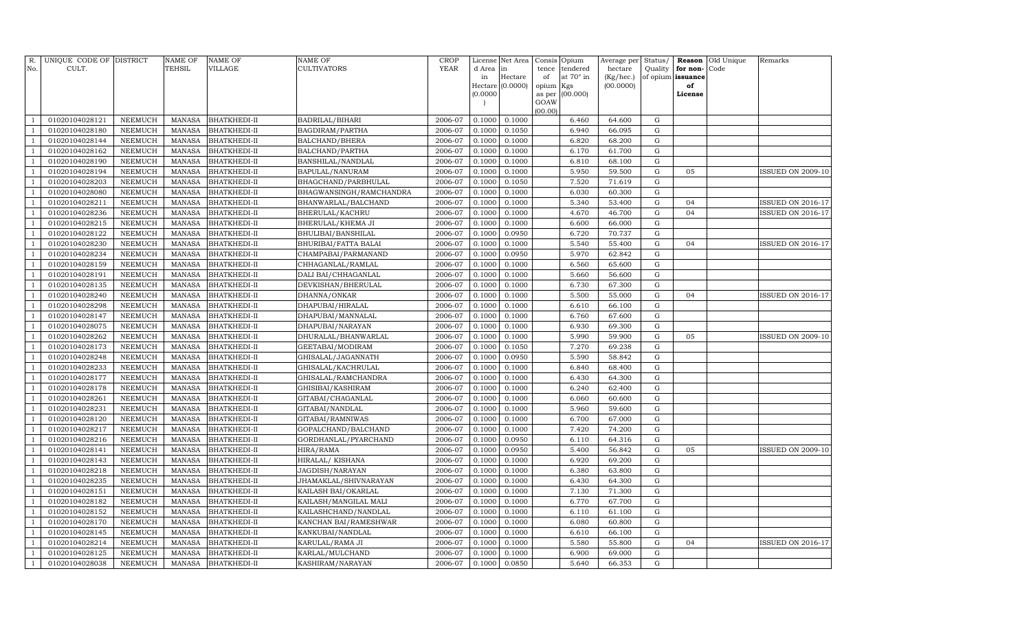| R. No. | UNIQUE CODE OF CULT. | DISTRICT | NAME OF TEHSIL | NAME OF VILLAGE | NAME OF CULTIVATORS | CROP YEAR | License d Area in Hectare (0.0000) | Net Area in Hectare (0.0000) | Consis tence of opium as per GOAW (00.00) | Opium tendered at 70° in Kgs (00.000) | Average per hectare (Kg/hec.) (00.0000) | Status/ Quality of opium | Reason for non-issuance of License | Old Unique Code | Remarks |
|---|---|---|---|---|---|---|---|---|---|---|---|---|---|---|---|
| 1 | 01020104028121 | NEEMUCH | MANASA | BHATKHEDI-II | BADRILAL/BIHARI | 2006-07 | 0.1000 | 0.1000 | | 6.460 | 64.600 | G | | | |
| 1 | 01020104028180 | NEEMUCH | MANASA | BHATKHEDI-II | BAGDIRAM/PARTHA | 2006-07 | 0.1000 | 0.1050 | | 6.940 | 66.095 | G | | | |
| 1 | 01020104028144 | NEEMUCH | MANASA | BHATKHEDI-II | BALCHAND/BHERA | 2006-07 | 0.1000 | 0.1000 | | 6.820 | 68.200 | G | | | |
| 1 | 01020104028162 | NEEMUCH | MANASA | BHATKHEDI-II | BALCHAND/PARTHA | 2006-07 | 0.1000 | 0.1000 | | 6.170 | 61.700 | G | | | |
| 1 | 01020104028190 | NEEMUCH | MANASA | BHATKHEDI-II | BANSHILAL/NANDLAL | 2006-07 | 0.1000 | 0.1000 | | 6.810 | 68.100 | G | | | |
| 1 | 01020104028194 | NEEMUCH | MANASA | BHATKHEDI-II | BAPULAL/NANURAM | 2006-07 | 0.1000 | 0.1000 | | 5.950 | 59.500 | G | 05 | | ISSUED ON 2009-10 |
| 1 | 01020104028203 | NEEMUCH | MANASA | BHATKHEDI-II | BHAGCHAND/PARBHULAL | 2006-07 | 0.1000 | 0.1050 | | 7.520 | 71.619 | G | | | |
| 1 | 01020104028080 | NEEMUCH | MANASA | BHATKHEDI-II | BHAGWANSINGH/RAMCHANDRA | 2006-07 | 0.1000 | 0.1000 | | 6.030 | 60.300 | G | | | |
| 1 | 01020104028211 | NEEMUCH | MANASA | BHATKHEDI-II | BHANWARLAL/BALCHAND | 2006-07 | 0.1000 | 0.1000 | | 5.340 | 53.400 | G | 04 | | ISSUED ON 2016-17 |
| 1 | 01020104028236 | NEEMUCH | MANASA | BHATKHEDI-II | BHERULAL/KACHRU | 2006-07 | 0.1000 | 0.1000 | | 4.670 | 46.700 | G | 04 | | ISSUED ON 2016-17 |
| 1 | 01020104028215 | NEEMUCH | MANASA | BHATKHEDI-II | BHERULAL/KHEMA JI | 2006-07 | 0.1000 | 0.1000 | | 6.600 | 66.000 | G | | | |
| 1 | 01020104028122 | NEEMUCH | MANASA | BHATKHEDI-II | BHULIBAI/BANSHILAL | 2006-07 | 0.1000 | 0.0950 | | 6.720 | 70.737 | G | | | |
| 1 | 01020104028230 | NEEMUCH | MANASA | BHATKHEDI-II | BHURIBAI/FATTA BALAI | 2006-07 | 0.1000 | 0.1000 | | 5.540 | 55.400 | G | 04 | | ISSUED ON 2016-17 |
| 1 | 01020104028234 | NEEMUCH | MANASA | BHATKHEDI-II | CHAMPABAI/PARMANAND | 2006-07 | 0.1000 | 0.0950 | | 5.970 | 62.842 | G | | | |
| 1 | 01020104028159 | NEEMUCH | MANASA | BHATKHEDI-II | CHHAGANLAL/RAMLAL | 2006-07 | 0.1000 | 0.1000 | | 6.560 | 65.600 | G | | | |
| 1 | 01020104028191 | NEEMUCH | MANASA | BHATKHEDI-II | DALI BAI/CHHAGANLAL | 2006-07 | 0.1000 | 0.1000 | | 5.660 | 56.600 | G | | | |
| 1 | 01020104028135 | NEEMUCH | MANASA | BHATKHEDI-II | DEVKISHAN/BHERULAL | 2006-07 | 0.1000 | 0.1000 | | 6.730 | 67.300 | G | | | |
| 1 | 01020104028240 | NEEMUCH | MANASA | BHATKHEDI-II | DHANNA/ONKAR | 2006-07 | 0.1000 | 0.1000 | | 5.500 | 55.000 | G | 04 | | ISSUED ON 2016-17 |
| 1 | 01020104028298 | NEEMUCH | MANASA | BHATKHEDI-II | DHAPUBAI/HIRALAL | 2006-07 | 0.1000 | 0.1000 | | 6.610 | 66.100 | G | | | |
| 1 | 01020104028147 | NEEMUCH | MANASA | BHATKHEDI-II | DHAPUBAI/MANNALAL | 2006-07 | 0.1000 | 0.1000 | | 6.760 | 67.600 | G | | | |
| 1 | 01020104028075 | NEEMUCH | MANASA | BHATKHEDI-II | DHAPUBAI/NARAYAN | 2006-07 | 0.1000 | 0.1000 | | 6.930 | 69.300 | G | | | |
| 1 | 01020104028262 | NEEMUCH | MANASA | BHATKHEDI-II | DHURALAL/BHANWARLAL | 2006-07 | 0.1000 | 0.1000 | | 5.990 | 59.900 | G | 05 | | ISSUED ON 2009-10 |
| 1 | 01020104028173 | NEEMUCH | MANASA | BHATKHEDI-II | GEETABAI/MODIRAM | 2006-07 | 0.1000 | 0.1050 | | 7.270 | 69.238 | G | | | |
| 1 | 01020104028248 | NEEMUCH | MANASA | BHATKHEDI-II | GHISALAL/JAGANNATH | 2006-07 | 0.1000 | 0.0950 | | 5.590 | 58.842 | G | | | |
| 1 | 01020104028233 | NEEMUCH | MANASA | BHATKHEDI-II | GHISALAL/KACHRULAL | 2006-07 | 0.1000 | 0.1000 | | 6.840 | 68.400 | G | | | |
| 1 | 01020104028177 | NEEMUCH | MANASA | BHATKHEDI-II | GHISALAL/RAMCHANDRA | 2006-07 | 0.1000 | 0.1000 | | 6.430 | 64.300 | G | | | |
| 1 | 01020104028178 | NEEMUCH | MANASA | BHATKHEDI-II | GHISIBAI/KASHIRAM | 2006-07 | 0.1000 | 0.1000 | | 6.240 | 62.400 | G | | | |
| 1 | 01020104028261 | NEEMUCH | MANASA | BHATKHEDI-II | GITABAI/CHAGANLAL | 2006-07 | 0.1000 | 0.1000 | | 6.060 | 60.600 | G | | | |
| 1 | 01020104028231 | NEEMUCH | MANASA | BHATKHEDI-II | GITABAI/NANDLAL | 2006-07 | 0.1000 | 0.1000 | | 5.960 | 59.600 | G | | | |
| 1 | 01020104028120 | NEEMUCH | MANASA | BHATKHEDI-II | GITABAI/RAMNIWAS | 2006-07 | 0.1000 | 0.1000 | | 6.700 | 67.000 | G | | | |
| 1 | 01020104028217 | NEEMUCH | MANASA | BHATKHEDI-II | GOPALCHAND/BALCHAND | 2006-07 | 0.1000 | 0.1000 | | 7.420 | 74.200 | G | | | |
| 1 | 01020104028216 | NEEMUCH | MANASA | BHATKHEDI-II | GORDHANLAL/PYARCHAND | 2006-07 | 0.1000 | 0.0950 | | 6.110 | 64.316 | G | | | |
| 1 | 01020104028141 | NEEMUCH | MANASA | BHATKHEDI-II | HIRA/RAMA | 2006-07 | 0.1000 | 0.0950 | | 5.400 | 56.842 | G | 05 | | ISSUED ON 2009-10 |
| 1 | 01020104028143 | NEEMUCH | MANASA | BHATKHEDI-II | HIRALAL/ KISHANA | 2006-07 | 0.1000 | 0.1000 | | 6.920 | 69.200 | G | | | |
| 1 | 01020104028218 | NEEMUCH | MANASA | BHATKHEDI-II | JAGDISH/NARAYAN | 2006-07 | 0.1000 | 0.1000 | | 6.380 | 63.800 | G | | | |
| 1 | 01020104028235 | NEEMUCH | MANASA | BHATKHEDI-II | JHAMAKLAL/SHIVNARAYAN | 2006-07 | 0.1000 | 0.1000 | | 6.430 | 64.300 | G | | | |
| 1 | 01020104028151 | NEEMUCH | MANASA | BHATKHEDI-II | KAILASH BAI/OKARLAL | 2006-07 | 0.1000 | 0.1000 | | 7.130 | 71.300 | G | | | |
| 1 | 01020104028182 | NEEMUCH | MANASA | BHATKHEDI-II | KAILASH/MANGILAL MALI | 2006-07 | 0.1000 | 0.1000 | | 6.770 | 67.700 | G | | | |
| 1 | 01020104028152 | NEEMUCH | MANASA | BHATKHEDI-II | KAILASHCHAND/NANDLAL | 2006-07 | 0.1000 | 0.1000 | | 6.110 | 61.100 | G | | | |
| 1 | 01020104028170 | NEEMUCH | MANASA | BHATKHEDI-II | KANCHAN BAI/RAMESHWAR | 2006-07 | 0.1000 | 0.1000 | | 6.080 | 60.800 | G | | | |
| 1 | 01020104028145 | NEEMUCH | MANASA | BHATKHEDI-II | KANKUBAI/NANDLAL | 2006-07 | 0.1000 | 0.1000 | | 6.610 | 66.100 | G | | | |
| 1 | 01020104028214 | NEEMUCH | MANASA | BHATKHEDI-II | KARULAL/RAMA JI | 2006-07 | 0.1000 | 0.1000 | | 5.580 | 55.800 | G | 04 | | ISSUED ON 2016-17 |
| 1 | 01020104028125 | NEEMUCH | MANASA | BHATKHEDI-II | KARLAL/MULCHAND | 2006-07 | 0.1000 | 0.1000 | | 6.900 | 69.000 | G | | | |
| 1 | 01020104028038 | NEEMUCH | MANASA | BHATKHEDI-II | KASHIRAM/NARAYAN | 2006-07 | 0.1000 | 0.0850 | | 5.640 | 66.353 | G | | | |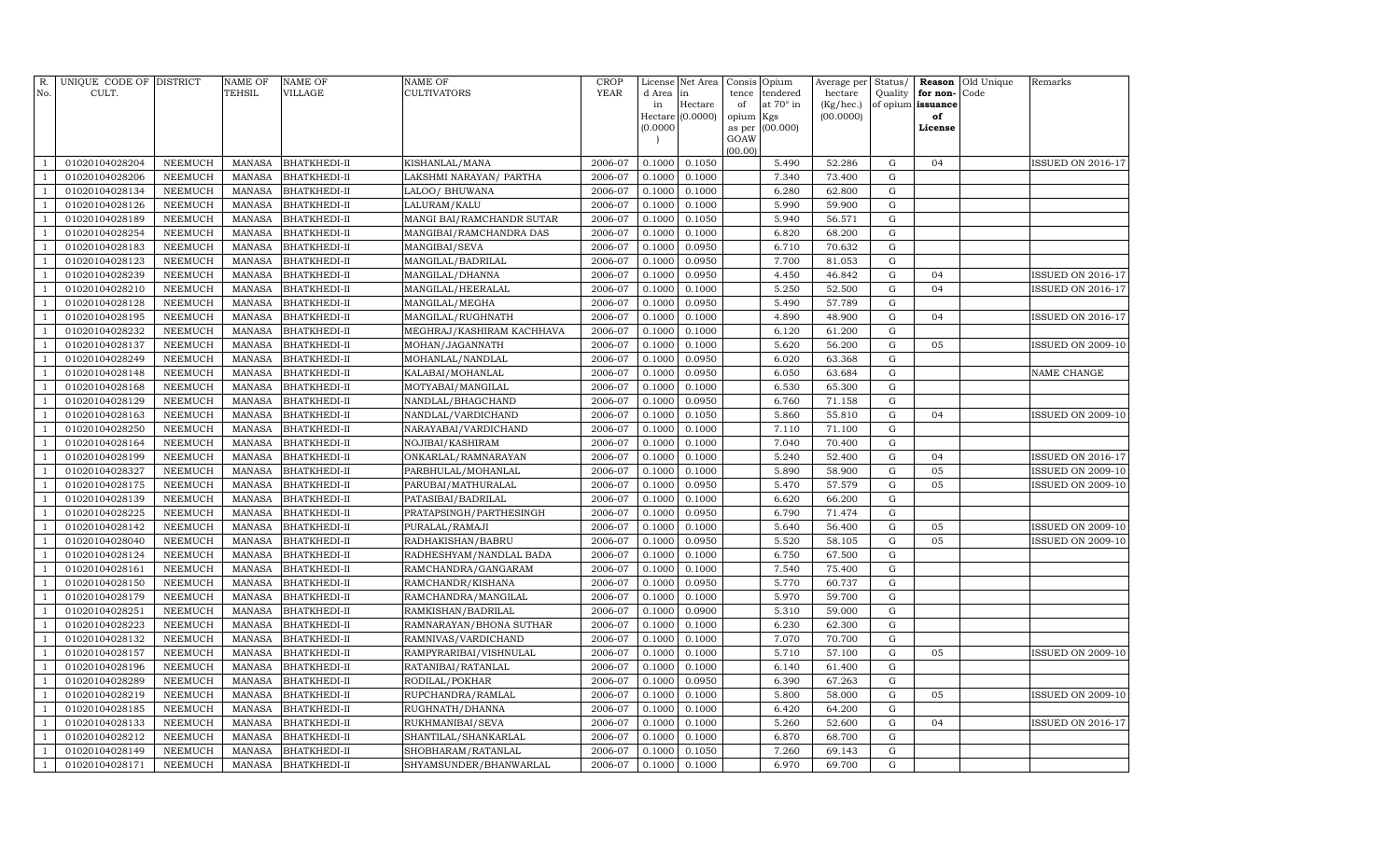| R. No. | UNIQUE CODE OF CULT. | DISTRICT | NAME OF TEHSIL | NAME OF VILLAGE | NAME OF CULTIVATORS | CROP YEAR | License d Area in Hectare (0.0000) | Net Area in Hectare (0.0000) | Consis tence of opium as per GOAW (00.00) | Opium tendered at 70° in Kgs (00.000) | Average per hectare (Kg/hec.) (00.0000) | Status/ Quality of opium | Reason for non-issuance of License | Old Unique Code | Remarks |
|---|---|---|---|---|---|---|---|---|---|---|---|---|---|---|---|
| 1 | 01020104028204 | NEEMUCH | MANASA | BHATKHEDI-II | KISHANLAL/MANA | 2006-07 | 0.1000 | 0.1050 | | 5.490 | 52.286 | G | 04 | | ISSUED ON 2016-17 |
| 1 | 01020104028206 | NEEMUCH | MANASA | BHATKHEDI-II | LAKSHMI NARAYAN/ PARTHA | 2006-07 | 0.1000 | 0.1000 | | 7.340 | 73.400 | G | | | |
| 1 | 01020104028134 | NEEMUCH | MANASA | BHATKHEDI-II | LALOO/ BHUWANA | 2006-07 | 0.1000 | 0.1000 | | 6.280 | 62.800 | G | | | |
| 1 | 01020104028126 | NEEMUCH | MANASA | BHATKHEDI-II | LALURAM/KALU | 2006-07 | 0.1000 | 0.1000 | | 5.990 | 59.900 | G | | | |
| 1 | 01020104028189 | NEEMUCH | MANASA | BHATKHEDI-II | MANGI BAI/RAMCHANDR SUTAR | 2006-07 | 0.1000 | 0.1050 | | 5.940 | 56.571 | G | | | |
| 1 | 01020104028254 | NEEMUCH | MANASA | BHATKHEDI-II | MANGIBAI/RAMCHANDRA DAS | 2006-07 | 0.1000 | 0.1000 | | 6.820 | 68.200 | G | | | |
| 1 | 01020104028183 | NEEMUCH | MANASA | BHATKHEDI-II | MANGIBAI/SEVA | 2006-07 | 0.1000 | 0.0950 | | 6.710 | 70.632 | G | | | |
| 1 | 01020104028123 | NEEMUCH | MANASA | BHATKHEDI-II | MANGILAL/BADRILAL | 2006-07 | 0.1000 | 0.0950 | | 7.700 | 81.053 | G | | | |
| 1 | 01020104028239 | NEEMUCH | MANASA | BHATKHEDI-II | MANGILAL/DHANNA | 2006-07 | 0.1000 | 0.0950 | | 4.450 | 46.842 | G | 04 | | ISSUED ON 2016-17 |
| 1 | 01020104028210 | NEEMUCH | MANASA | BHATKHEDI-II | MANGILAL/HEERALAL | 2006-07 | 0.1000 | 0.1000 | | 5.250 | 52.500 | G | 04 | | ISSUED ON 2016-17 |
| 1 | 01020104028128 | NEEMUCH | MANASA | BHATKHEDI-II | MANGILAL/MEGHA | 2006-07 | 0.1000 | 0.0950 | | 5.490 | 57.789 | G | | | |
| 1 | 01020104028195 | NEEMUCH | MANASA | BHATKHEDI-II | MANGILAL/RUGHNATH | 2006-07 | 0.1000 | 0.1000 | | 4.890 | 48.900 | G | 04 | | ISSUED ON 2016-17 |
| 1 | 01020104028232 | NEEMUCH | MANASA | BHATKHEDI-II | MEGHRAJ/KASHIRAM KACHHAVA | 2006-07 | 0.1000 | 0.1000 | | 6.120 | 61.200 | G | | | |
| 1 | 01020104028137 | NEEMUCH | MANASA | BHATKHEDI-II | MOHAN/JAGANNATH | 2006-07 | 0.1000 | 0.1000 | | 5.620 | 56.200 | G | 05 | | ISSUED ON 2009-10 |
| 1 | 01020104028249 | NEEMUCH | MANASA | BHATKHEDI-II | MOHANLAL/NANDLAL | 2006-07 | 0.1000 | 0.0950 | | 6.020 | 63.368 | G | | | |
| 1 | 01020104028148 | NEEMUCH | MANASA | BHATKHEDI-II | KALABAI/MOHANLAL | 2006-07 | 0.1000 | 0.0950 | | 6.050 | 63.684 | G | | | NAME CHANGE |
| 1 | 01020104028168 | NEEMUCH | MANASA | BHATKHEDI-II | MOTYABAI/MANGILAL | 2006-07 | 0.1000 | 0.1000 | | 6.530 | 65.300 | G | | | |
| 1 | 01020104028129 | NEEMUCH | MANASA | BHATKHEDI-II | NANDLAL/BHAGCHAND | 2006-07 | 0.1000 | 0.0950 | | 6.760 | 71.158 | G | | | |
| 1 | 01020104028163 | NEEMUCH | MANASA | BHATKHEDI-II | NANDLAL/VARDICHAND | 2006-07 | 0.1000 | 0.1050 | | 5.860 | 55.810 | G | 04 | | ISSUED ON 2009-10 |
| 1 | 01020104028250 | NEEMUCH | MANASA | BHATKHEDI-II | NARAYABAI/VARDICHAND | 2006-07 | 0.1000 | 0.1000 | | 7.110 | 71.100 | G | | | |
| 1 | 01020104028164 | NEEMUCH | MANASA | BHATKHEDI-II | NOJIBAI/KASHIRAM | 2006-07 | 0.1000 | 0.1000 | | 7.040 | 70.400 | G | | | |
| 1 | 01020104028199 | NEEMUCH | MANASA | BHATKHEDI-II | ONKARLAL/RAMNARAYAN | 2006-07 | 0.1000 | 0.1000 | | 5.240 | 52.400 | G | 04 | | ISSUED ON 2016-17 |
| 1 | 01020104028327 | NEEMUCH | MANASA | BHATKHEDI-II | PARBHULAL/MOHANLAL | 2006-07 | 0.1000 | 0.1000 | | 5.890 | 58.900 | G | 05 | | ISSUED ON 2009-10 |
| 1 | 01020104028175 | NEEMUCH | MANASA | BHATKHEDI-II | PARUBAI/MATHURALAL | 2006-07 | 0.1000 | 0.0950 | | 5.470 | 57.579 | G | 05 | | ISSUED ON 2009-10 |
| 1 | 01020104028139 | NEEMUCH | MANASA | BHATKHEDI-II | PATASIBAI/BADRILAL | 2006-07 | 0.1000 | 0.1000 | | 6.620 | 66.200 | G | | | |
| 1 | 01020104028225 | NEEMUCH | MANASA | BHATKHEDI-II | PRATAPSINGH/PARTHESINGH | 2006-07 | 0.1000 | 0.0950 | | 6.790 | 71.474 | G | | | |
| 1 | 01020104028142 | NEEMUCH | MANASA | BHATKHEDI-II | PURALAL/RAMAJI | 2006-07 | 0.1000 | 0.1000 | | 5.640 | 56.400 | G | 05 | | ISSUED ON 2009-10 |
| 1 | 01020104028040 | NEEMUCH | MANASA | BHATKHEDI-II | RADHAKISHAN/BABRU | 2006-07 | 0.1000 | 0.0950 | | 5.520 | 58.105 | G | 05 | | ISSUED ON 2009-10 |
| 1 | 01020104028124 | NEEMUCH | MANASA | BHATKHEDI-II | RADHESHYAM/NANDLAL BADA | 2006-07 | 0.1000 | 0.1000 | | 6.750 | 67.500 | G | | | |
| 1 | 01020104028161 | NEEMUCH | MANASA | BHATKHEDI-II | RAMCHANDRA/GANGARAM | 2006-07 | 0.1000 | 0.1000 | | 7.540 | 75.400 | G | | | |
| 1 | 01020104028150 | NEEMUCH | MANASA | BHATKHEDI-II | RAMCHANDR/KISHANA | 2006-07 | 0.1000 | 0.0950 | | 5.770 | 60.737 | G | | | |
| 1 | 01020104028179 | NEEMUCH | MANASA | BHATKHEDI-II | RAMCHANDRA/MANGILAL | 2006-07 | 0.1000 | 0.1000 | | 5.970 | 59.700 | G | | | |
| 1 | 01020104028251 | NEEMUCH | MANASA | BHATKHEDI-II | RAMKISHAN/BADRILAL | 2006-07 | 0.1000 | 0.0900 | | 5.310 | 59.000 | G | | | |
| 1 | 01020104028223 | NEEMUCH | MANASA | BHATKHEDI-II | RAMNARAYAN/BHONA SUTHAR | 2006-07 | 0.1000 | 0.1000 | | 6.230 | 62.300 | G | | | |
| 1 | 01020104028132 | NEEMUCH | MANASA | BHATKHEDI-II | RAMNIVAS/VARDICHAND | 2006-07 | 0.1000 | 0.1000 | | 7.070 | 70.700 | G | | | |
| 1 | 01020104028157 | NEEMUCH | MANASA | BHATKHEDI-II | RAMPYRARIBAI/VISHNULAL | 2006-07 | 0.1000 | 0.1000 | | 5.710 | 57.100 | G | 05 | | ISSUED ON 2009-10 |
| 1 | 01020104028196 | NEEMUCH | MANASA | BHATKHEDI-II | RATANIBAI/RATANLAL | 2006-07 | 0.1000 | 0.1000 | | 6.140 | 61.400 | G | | | |
| 1 | 01020104028289 | NEEMUCH | MANASA | BHATKHEDI-II | RODILAL/POKHAR | 2006-07 | 0.1000 | 0.0950 | | 6.390 | 67.263 | G | | | |
| 1 | 01020104028219 | NEEMUCH | MANASA | BHATKHEDI-II | RUPCHANDRA/RAMLAL | 2006-07 | 0.1000 | 0.1000 | | 5.800 | 58.000 | G | 05 | | ISSUED ON 2009-10 |
| 1 | 01020104028185 | NEEMUCH | MANASA | BHATKHEDI-II | RUGHNATH/DHANNA | 2006-07 | 0.1000 | 0.1000 | | 6.420 | 64.200 | G | | | |
| 1 | 01020104028133 | NEEMUCH | MANASA | BHATKHEDI-II | RUKHMANIBAI/SEVA | 2006-07 | 0.1000 | 0.1000 | | 5.260 | 52.600 | G | 04 | | ISSUED ON 2016-17 |
| 1 | 01020104028212 | NEEMUCH | MANASA | BHATKHEDI-II | SHANTILAL/SHANKARLAL | 2006-07 | 0.1000 | 0.1000 | | 6.870 | 68.700 | G | | | |
| 1 | 01020104028149 | NEEMUCH | MANASA | BHATKHEDI-II | SHOBHARAM/RATANLAL | 2006-07 | 0.1000 | 0.1050 | | 7.260 | 69.143 | G | | | |
| 1 | 01020104028171 | NEEMUCH | MANASA | BHATKHEDI-II | SHYAMSUNDER/BHANWARLAL | 2006-07 | 0.1000 | 0.1000 | | 6.970 | 69.700 | G | | | |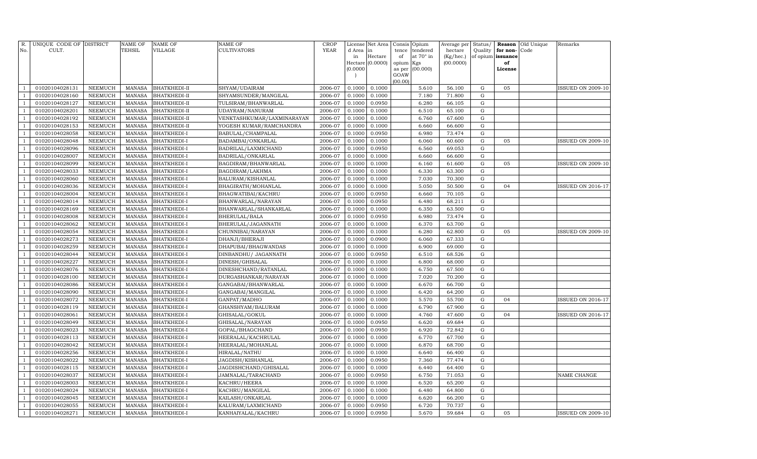| R. No. | UNIQUE CODE OF CULT. | DISTRICT | NAME OF TEHSIL | NAME OF VILLAGE | NAME OF CULTIVATORS | CROP YEAR | License d Area in Hectare (0.0000) | Net Area in Hectare (0.0000) | Consis tence of opium as per GOAW (00.00) | Opium tendered at 70° in Kgs (00.000) | Average per hectare (Kg/hec.) (00.0000) | Status/ Quality of opium | Reason for non-issuance of License | Old Unique Code | Remarks |
|---|---|---|---|---|---|---|---|---|---|---|---|---|---|---|---|
| 1 | 01020104028131 | NEEMUCH | MANASA | BHATKHEDI-II | SHYAM/UDAIRAM | 2006-07 | 0.1000 | 0.1000 | | 5.610 | 56.100 | G | 05 | | ISSUED ON 2009-10 |
| 1 | 01020104028160 | NEEMUCH | MANASA | BHATKHEDI-II | SHYAMSUNDER/MANGILAL | 2006-07 | 0.1000 | 0.1000 | | 7.180 | 71.800 | G | | | |
| 1 | 01020104028127 | NEEMUCH | MANASA | BHATKHEDI-II | TULSIRAM/BHANWARLAL | 2006-07 | 0.1000 | 0.0950 | | 6.280 | 66.105 | G | | | |
| 1 | 01020104028201 | NEEMUCH | MANASA | BHATKHEDI-II | UDAYRAM/NANURAM | 2006-07 | 0.1000 | 0.1000 | | 6.510 | 65.100 | G | | | |
| 1 | 01020104028192 | NEEMUCH | MANASA | BHATKHEDI-II | VENKTASHKUMAR/LAXMINARAYAN | 2006-07 | 0.1000 | 0.1000 | | 6.760 | 67.600 | G | | | |
| 1 | 01020104028153 | NEEMUCH | MANASA | BHATKHEDI-II | YOGESH KUMAR/RAMCHANDRA | 2006-07 | 0.1000 | 0.1000 | | 6.660 | 66.600 | G | | | |
| 1 | 01020104028058 | NEEMUCH | MANASA | BHATKHEDI-I | BABULAL/CHAMPALAL | 2006-07 | 0.1000 | 0.0950 | | 6.980 | 73.474 | G | | | |
| 1 | 01020104028048 | NEEMUCH | MANASA | BHATKHEDI-I | BADAMBAI/ONKARLAL | 2006-07 | 0.1000 | 0.1000 | | 6.060 | 60.600 | G | 05 | | ISSUED ON 2009-10 |
| 1 | 01020104028096 | NEEMUCH | MANASA | BHATKHEDI-I | BADRILAL/LAXMICHAND | 2006-07 | 0.1000 | 0.0950 | | 6.560 | 69.053 | G | | | |
| 1 | 01020104028007 | NEEMUCH | MANASA | BHATKHEDI-I | BADRILAL/ONKARLAL | 2006-07 | 0.1000 | 0.1000 | | 6.660 | 66.600 | G | | | |
| 1 | 01020104028099 | NEEMUCH | MANASA | BHATKHEDI-I | BAGDIRAM/BHANWARLAL | 2006-07 | 0.1000 | 0.1000 | | 6.160 | 61.600 | G | 05 | | ISSUED ON 2009-10 |
| 1 | 01020104028033 | NEEMUCH | MANASA | BHATKHEDI-I | BAGDIRAM/LAKHMA | 2006-07 | 0.1000 | 0.1000 | | 6.330 | 63.300 | G | | | |
| 1 | 01020104028060 | NEEMUCH | MANASA | BHATKHEDI-I | BALURAM/KISHANLAL | 2006-07 | 0.1000 | 0.1000 | | 7.030 | 70.300 | G | | | |
| 1 | 01020104028036 | NEEMUCH | MANASA | BHATKHEDI-I | BHAGIRATH/MOHANLAL | 2006-07 | 0.1000 | 0.1000 | | 5.050 | 50.500 | G | 04 | | ISSUED ON 2016-17 |
| 1 | 01020104028004 | NEEMUCH | MANASA | BHATKHEDI-I | BHAGWATIBAI/KACHRU | 2006-07 | 0.1000 | 0.0950 | | 6.660 | 70.105 | G | | | |
| 1 | 01020104028014 | NEEMUCH | MANASA | BHATKHEDI-I | BHANWARLAL/NARAYAN | 2006-07 | 0.1000 | 0.0950 | | 6.480 | 68.211 | G | | | |
| 1 | 01020104028169 | NEEMUCH | MANASA | BHATKHEDI-I | BHANWARLAL/SHANKARLAL | 2006-07 | 0.1000 | 0.1000 | | 6.350 | 63.500 | G | | | |
| 1 | 01020104028008 | NEEMUCH | MANASA | BHATKHEDI-I | BHERULAL/BALA | 2006-07 | 0.1000 | 0.0950 | | 6.980 | 73.474 | G | | | |
| 1 | 01020104028062 | NEEMUCH | MANASA | BHATKHEDI-I | BHERULAL/JAGANNATH | 2006-07 | 0.1000 | 0.1000 | | 6.370 | 63.700 | G | | | |
| 1 | 01020104028054 | NEEMUCH | MANASA | BHATKHEDI-I | CHUNNIBAI/NARAYAN | 2006-07 | 0.1000 | 0.1000 | | 6.280 | 62.800 | G | 05 | | ISSUED ON 2009-10 |
| 1 | 01020104028273 | NEEMUCH | MANASA | BHATKHEDI-I | DHANJI/BHERAJI | 2006-07 | 0.1000 | 0.0900 | | 6.060 | 67.333 | G | | | |
| 1 | 01020104028259 | NEEMUCH | MANASA | BHATKHEDI-I | DHAPUBAI/BHAGWANDAS | 2006-07 | 0.1000 | 0.1000 | | 6.900 | 69.000 | G | | | |
| 1 | 01020104028044 | NEEMUCH | MANASA | BHATKHEDI-I | DINBANDHU/ JAGANNATH | 2006-07 | 0.1000 | 0.0950 | | 6.510 | 68.526 | G | | | |
| 1 | 01020104028227 | NEEMUCH | MANASA | BHATKHEDI-I | DINESH/GHISALAL | 2006-07 | 0.1000 | 0.1000 | | 6.800 | 68.000 | G | | | |
| 1 | 01020104028076 | NEEMUCH | MANASA | BHATKHEDI-I | DINESHCHAND/RATANLAL | 2006-07 | 0.1000 | 0.1000 | | 6.750 | 67.500 | G | | | |
| 1 | 01020104028100 | NEEMUCH | MANASA | BHATKHEDI-I | DURGASHANKAR/NARAYAN | 2006-07 | 0.1000 | 0.1000 | | 7.020 | 70.200 | G | | | |
| 1 | 01020104028086 | NEEMUCH | MANASA | BHATKHEDI-I | GANGABAI/BHANWARLAL | 2006-07 | 0.1000 | 0.1000 | | 6.670 | 66.700 | G | | | |
| 1 | 01020104028090 | NEEMUCH | MANASA | BHATKHEDI-I | GANGABAI/MANGILAL | 2006-07 | 0.1000 | 0.1000 | | 6.420 | 64.200 | G | | | |
| 1 | 01020104028072 | NEEMUCH | MANASA | BHATKHEDI-I | GANPAT/MADHO | 2006-07 | 0.1000 | 0.1000 | | 5.570 | 55.700 | G | 04 | | ISSUED ON 2016-17 |
| 1 | 01020104028119 | NEEMUCH | MANASA | BHATKHEDI-I | GHANSHYAM/BALURAM | 2006-07 | 0.1000 | 0.1000 | | 6.790 | 67.900 | G | | | |
| 1 | 01020104028061 | NEEMUCH | MANASA | BHATKHEDI-I | GHISALAL/GOKUL | 2006-07 | 0.1000 | 0.1000 | | 4.760 | 47.600 | G | 04 | | ISSUED ON 2016-17 |
| 1 | 01020104028049 | NEEMUCH | MANASA | BHATKHEDI-I | GHISALAL/NARAYAN | 2006-07 | 0.1000 | 0.0950 | | 6.620 | 69.684 | G | | | |
| 1 | 01020104028023 | NEEMUCH | MANASA | BHATKHEDI-I | GOPAL/BHAGCHAND | 2006-07 | 0.1000 | 0.0950 | | 6.920 | 72.842 | G | | | |
| 1 | 01020104028113 | NEEMUCH | MANASA | BHATKHEDI-I | HEERALAL/KACHRULAL | 2006-07 | 0.1000 | 0.1000 | | 6.770 | 67.700 | G | | | |
| 1 | 01020104028042 | NEEMUCH | MANASA | BHATKHEDI-I | HEERALAL/MOHANLAL | 2006-07 | 0.1000 | 0.1000 | | 6.870 | 68.700 | G | | | |
| 1 | 01020104028256 | NEEMUCH | MANASA | BHATKHEDI-I | HIRALAL/NATHU | 2006-07 | 0.1000 | 0.1000 | | 6.640 | 66.400 | G | | | |
| 1 | 01020104028022 | NEEMUCH | MANASA | BHATKHEDI-I | JAGDISH/KISHANLAL | 2006-07 | 0.1000 | 0.0950 | | 7.360 | 77.474 | G | | | |
| 1 | 01020104028115 | NEEMUCH | MANASA | BHATKHEDI-I | JAGDISHCHAND/GHISALAL | 2006-07 | 0.1000 | 0.1000 | | 6.440 | 64.400 | G | | | |
| 1 | 01020104028037 | NEEMUCH | MANASA | BHATKHEDI-I | JAMNALAL/TARACHAND | 2006-07 | 0.1000 | 0.0950 | | 6.750 | 71.053 | G | | | NAME CHANGE |
| 1 | 01020104028003 | NEEMUCH | MANASA | BHATKHEDI-I | KACHRU/HEERA | 2006-07 | 0.1000 | 0.1000 | | 6.520 | 65.200 | G | | | |
| 1 | 01020104028024 | NEEMUCH | MANASA | BHATKHEDI-I | KACHRU/MANGILAL | 2006-07 | 0.1000 | 0.1000 | | 6.480 | 64.800 | G | | | |
| 1 | 01020104028045 | NEEMUCH | MANASA | BHATKHEDI-I | KAILASH/ONKARLAL | 2006-07 | 0.1000 | 0.1000 | | 6.620 | 66.200 | G | | | |
| 1 | 01020104028055 | NEEMUCH | MANASA | BHATKHEDI-I | KALURAM/LAXMICHAND | 2006-07 | 0.1000 | 0.0950 | | 6.720 | 70.737 | G | | | |
| 1 | 01020104028271 | NEEMUCH | MANASA | BHATKHEDI-I | KANHAIYALAL/KACHRU | 2006-07 | 0.1000 | 0.0950 | | 5.670 | 59.684 | G | 05 | | ISSUED ON 2009-10 |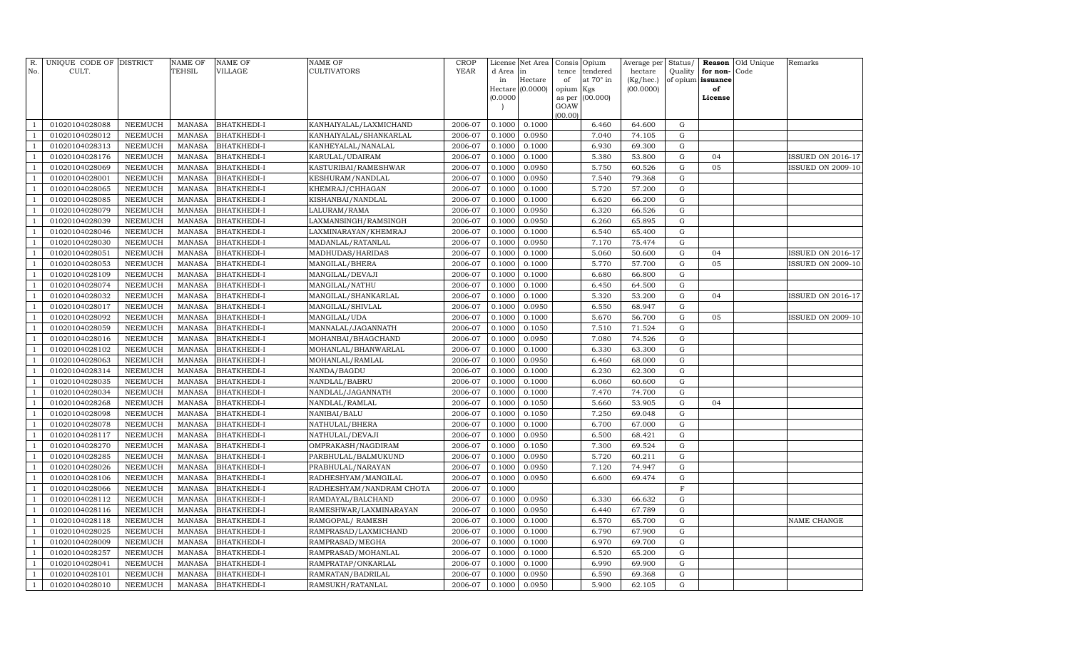| R. No. | UNIQUE CODE OF CULT. | DISTRICT | NAME OF TEHSIL | NAME OF VILLAGE | NAME OF CULTIVATORS | CROP YEAR | License d Area in Hectare (0.0000) | Net Area in Hectare (0.0000) | Consis tence of opium as per GOAW (00.00) | Opium tendered at 70° in Kgs (00.000) | Average per hectare (Kg/hec.) (00.0000) | Status/ Quality of opium | Reason for non-issuance of License | Old Unique Code | Remarks |
|---|---|---|---|---|---|---|---|---|---|---|---|---|---|---|---|
| 1 | 01020104028088 | NEEMUCH | MANASA | BHATKHEDI-I | KANHAIYALAL/LAXMICHAND | 2006-07 | 0.1000 | 0.1000 | | 6.460 | 64.600 | G | | | |
| 1 | 01020104028012 | NEEMUCH | MANASA | BHATKHEDI-I | KANHAIYALAL/SHANKARLAL | 2006-07 | 0.1000 | 0.0950 | | 7.040 | 74.105 | G | | | |
| 1 | 01020104028313 | NEEMUCH | MANASA | BHATKHEDI-I | KANHEYALAL/NANALAL | 2006-07 | 0.1000 | 0.1000 | | 6.930 | 69.300 | G | | | |
| 1 | 01020104028176 | NEEMUCH | MANASA | BHATKHEDI-I | KARULAL/UDAIRAM | 2006-07 | 0.1000 | 0.1000 | | 5.380 | 53.800 | G | 04 | | ISSUED ON 2016-17 |
| 1 | 01020104028069 | NEEMUCH | MANASA | BHATKHEDI-I | KASTURIBAI/RAMESHWAR | 2006-07 | 0.1000 | 0.0950 | | 5.750 | 60.526 | G | 05 | | ISSUED ON 2009-10 |
| 1 | 01020104028001 | NEEMUCH | MANASA | BHATKHEDI-I | KESHURAM/NANDLAL | 2006-07 | 0.1000 | 0.0950 | | 7.540 | 79.368 | G | | | |
| 1 | 01020104028065 | NEEMUCH | MANASA | BHATKHEDI-I | KHEMRAJ/CHHAGAN | 2006-07 | 0.1000 | 0.1000 | | 5.720 | 57.200 | G | | | |
| 1 | 01020104028085 | NEEMUCH | MANASA | BHATKHEDI-I | KISHANBAI/NANDLAL | 2006-07 | 0.1000 | 0.1000 | | 6.620 | 66.200 | G | | | |
| 1 | 01020104028079 | NEEMUCH | MANASA | BHATKHEDI-I | LALURAM/RAMA | 2006-07 | 0.1000 | 0.0950 | | 6.320 | 66.526 | G | | | |
| 1 | 01020104028039 | NEEMUCH | MANASA | BHATKHEDI-I | LAXMANSINGH/RAMSINGH | 2006-07 | 0.1000 | 0.0950 | | 6.260 | 65.895 | G | | | |
| 1 | 01020104028046 | NEEMUCH | MANASA | BHATKHEDI-I | LAXMINARAYAN/KHEMRAJ | 2006-07 | 0.1000 | 0.1000 | | 6.540 | 65.400 | G | | | |
| 1 | 01020104028030 | NEEMUCH | MANASA | BHATKHEDI-I | MADANLAL/RATANLAL | 2006-07 | 0.1000 | 0.0950 | | 7.170 | 75.474 | G | | | |
| 1 | 01020104028051 | NEEMUCH | MANASA | BHATKHEDI-I | MADHUDAS/HARIDAS | 2006-07 | 0.1000 | 0.1000 | | 5.060 | 50.600 | G | 04 | | ISSUED ON 2016-17 |
| 1 | 01020104028053 | NEEMUCH | MANASA | BHATKHEDI-I | MANGILAL/BHERA | 2006-07 | 0.1000 | 0.1000 | | 5.770 | 57.700 | G | 05 | | ISSUED ON 2009-10 |
| 1 | 01020104028109 | NEEMUCH | MANASA | BHATKHEDI-I | MANGILAL/DEVAJI | 2006-07 | 0.1000 | 0.1000 | | 6.680 | 66.800 | G | | | |
| 1 | 01020104028074 | NEEMUCH | MANASA | BHATKHEDI-I | MANGILAL/NATHU | 2006-07 | 0.1000 | 0.1000 | | 6.450 | 64.500 | G | | | |
| 1 | 01020104028032 | NEEMUCH | MANASA | BHATKHEDI-I | MANGILAL/SHANKARLAL | 2006-07 | 0.1000 | 0.1000 | | 5.320 | 53.200 | G | 04 | | ISSUED ON 2016-17 |
| 1 | 01020104028017 | NEEMUCH | MANASA | BHATKHEDI-I | MANGILAL/SHIVLAL | 2006-07 | 0.1000 | 0.0950 | | 6.550 | 68.947 | G | | | |
| 1 | 01020104028092 | NEEMUCH | MANASA | BHATKHEDI-I | MANGILAL/UDA | 2006-07 | 0.1000 | 0.1000 | | 5.670 | 56.700 | G | 05 | | ISSUED ON 2009-10 |
| 1 | 01020104028059 | NEEMUCH | MANASA | BHATKHEDI-I | MANNALAL/JAGANNATH | 2006-07 | 0.1000 | 0.1050 | | 7.510 | 71.524 | G | | | |
| 1 | 01020104028016 | NEEMUCH | MANASA | BHATKHEDI-I | MOHANBAI/BHAGCHAND | 2006-07 | 0.1000 | 0.0950 | | 7.080 | 74.526 | G | | | |
| 1 | 01020104028102 | NEEMUCH | MANASA | BHATKHEDI-I | MOHANLAL/BHANWARLAL | 2006-07 | 0.1000 | 0.1000 | | 6.330 | 63.300 | G | | | |
| 1 | 01020104028063 | NEEMUCH | MANASA | BHATKHEDI-I | MOHANLAL/RAMLAL | 2006-07 | 0.1000 | 0.0950 | | 6.460 | 68.000 | G | | | |
| 1 | 01020104028314 | NEEMUCH | MANASA | BHATKHEDI-I | NANDA/BAGDU | 2006-07 | 0.1000 | 0.1000 | | 6.230 | 62.300 | G | | | |
| 1 | 01020104028035 | NEEMUCH | MANASA | BHATKHEDI-I | NANDLAL/BABRU | 2006-07 | 0.1000 | 0.1000 | | 6.060 | 60.600 | G | | | |
| 1 | 01020104028034 | NEEMUCH | MANASA | BHATKHEDI-I | NANDLAL/JAGANNATH | 2006-07 | 0.1000 | 0.1000 | | 7.470 | 74.700 | G | | | |
| 1 | 01020104028268 | NEEMUCH | MANASA | BHATKHEDI-I | NANDLAL/RAMLAL | 2006-07 | 0.1000 | 0.1050 | | 5.660 | 53.905 | G | 04 | | |
| 1 | 01020104028098 | NEEMUCH | MANASA | BHATKHEDI-I | NANIBAI/BALU | 2006-07 | 0.1000 | 0.1050 | | 7.250 | 69.048 | G | | | |
| 1 | 01020104028078 | NEEMUCH | MANASA | BHATKHEDI-I | NATHULAL/BHERA | 2006-07 | 0.1000 | 0.1000 | | 6.700 | 67.000 | G | | | |
| 1 | 01020104028117 | NEEMUCH | MANASA | BHATKHEDI-I | NATHULAL/DEVAJI | 2006-07 | 0.1000 | 0.0950 | | 6.500 | 68.421 | G | | | |
| 1 | 01020104028270 | NEEMUCH | MANASA | BHATKHEDI-I | OMPRAKASH/NAGDIRAM | 2006-07 | 0.1000 | 0.1050 | | 7.300 | 69.524 | G | | | |
| 1 | 01020104028285 | NEEMUCH | MANASA | BHATKHEDI-I | PARBHULAL/BALMUKUND | 2006-07 | 0.1000 | 0.0950 | | 5.720 | 60.211 | G | | | |
| 1 | 01020104028026 | NEEMUCH | MANASA | BHATKHEDI-I | PRABHULAL/NARAYAN | 2006-07 | 0.1000 | 0.0950 | | 7.120 | 74.947 | G | | | |
| 1 | 01020104028106 | NEEMUCH | MANASA | BHATKHEDI-I | RADHESHYAM/MANGILAL | 2006-07 | 0.1000 | 0.0950 | | 6.600 | 69.474 | G | | | |
| 1 | 01020104028066 | NEEMUCH | MANASA | BHATKHEDI-I | RADHESHYAM/NANDRAM CHOTA | 2006-07 | 0.1000 | | | | | F | | | |
| 1 | 01020104028112 | NEEMUCH | MANASA | BHATKHEDI-I | RAMDAYAL/BALCHAND | 2006-07 | 0.1000 | 0.0950 | | 6.330 | 66.632 | G | | | |
| 1 | 01020104028116 | NEEMUCH | MANASA | BHATKHEDI-I | RAMESHWAR/LAXMINARAYAN | 2006-07 | 0.1000 | 0.0950 | | 6.440 | 67.789 | G | | | |
| 1 | 01020104028118 | NEEMUCH | MANASA | BHATKHEDI-I | RAMGOPAL/ RAMESH | 2006-07 | 0.1000 | 0.1000 | | 6.570 | 65.700 | G | | | NAME CHANGE |
| 1 | 01020104028025 | NEEMUCH | MANASA | BHATKHEDI-I | RAMPRASAD/LAXMICHAND | 2006-07 | 0.1000 | 0.1000 | | 6.790 | 67.900 | G | | | |
| 1 | 01020104028009 | NEEMUCH | MANASA | BHATKHEDI-I | RAMPRASAD/MEGHA | 2006-07 | 0.1000 | 0.1000 | | 6.970 | 69.700 | G | | | |
| 1 | 01020104028257 | NEEMUCH | MANASA | BHATKHEDI-I | RAMPRASAD/MOHANLAL | 2006-07 | 0.1000 | 0.1000 | | 6.520 | 65.200 | G | | | |
| 1 | 01020104028041 | NEEMUCH | MANASA | BHATKHEDI-I | RAMPRATAP/ONKARLAL | 2006-07 | 0.1000 | 0.1000 | | 6.990 | 69.900 | G | | | |
| 1 | 01020104028101 | NEEMUCH | MANASA | BHATKHEDI-I | RAMRATAN/BADRILAL | 2006-07 | 0.1000 | 0.0950 | | 6.590 | 69.368 | G | | | |
| 1 | 01020104028010 | NEEMUCH | MANASA | BHATKHEDI-I | RAMSUKH/RATANLAL | 2006-07 | 0.1000 | 0.0950 | | 5.900 | 62.105 | G | | | |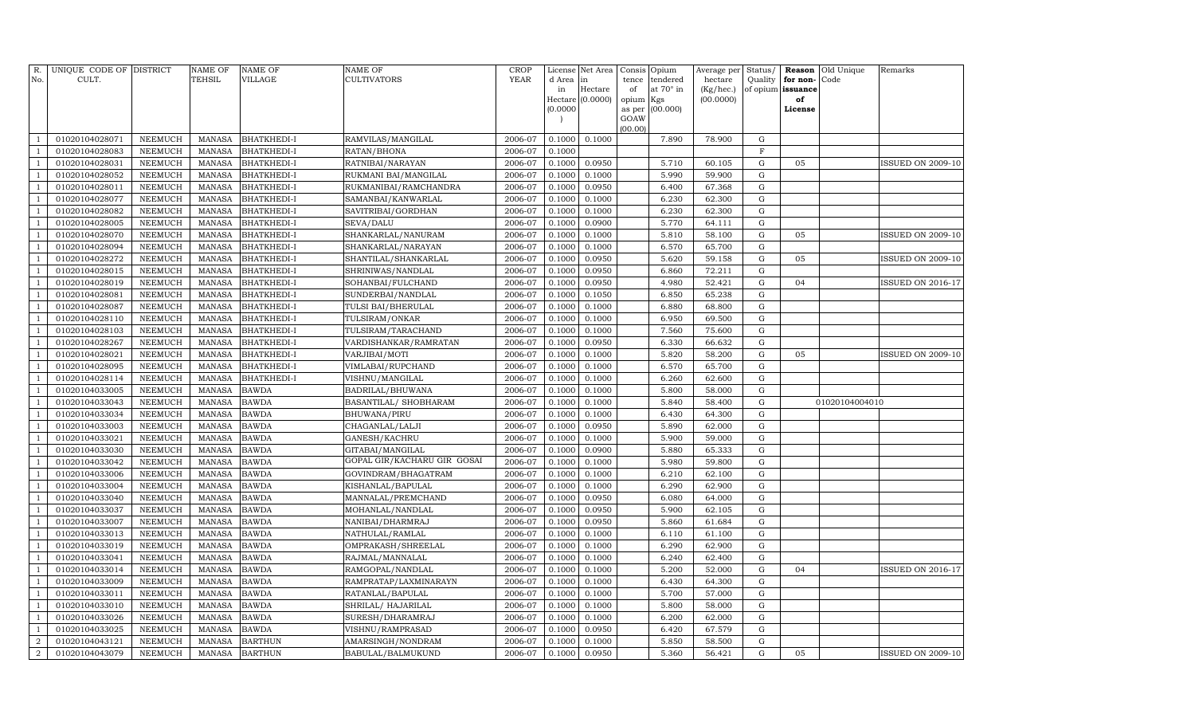| R. No. | UNIQUE CODE OF CULT. | DISTRICT | NAME OF TEHSIL | NAME OF VILLAGE | NAME OF CULTIVATORS | CROP YEAR | License d Area in Hectare (0.0000) | Net Area in Hectare (0.0000) | Consis tence of opium as per GOAW (00.00) | Opium tendered at 70° in Kgs (00.000) | Average per hectare (Kg/hec.) (00.0000) | Status/ Quality of opium | Reason for non-issuance of License | Old Unique Code | Remarks |
|---|---|---|---|---|---|---|---|---|---|---|---|---|---|---|---|
| 1 | 01020104028071 | NEEMUCH | MANASA | BHATKHEDI-I | RAMVILAS/MANGILAL | 2006-07 | 0.1000 | 0.1000 | | 7.890 | 78.900 | G | | | |
| 1 | 01020104028083 | NEEMUCH | MANASA | BHATKHEDI-I | RATAN/BHONA | 2006-07 | 0.1000 | | | | | F | | | |
| 1 | 01020104028031 | NEEMUCH | MANASA | BHATKHEDI-I | RATNIBAI/NARAYAN | 2006-07 | 0.1000 | 0.0950 | | 5.710 | 60.105 | G | 05 | | ISSUED ON 2009-10 |
| 1 | 01020104028052 | NEEMUCH | MANASA | BHATKHEDI-I | RUKMANI BAI/MANGILAL | 2006-07 | 0.1000 | 0.1000 | | 5.990 | 59.900 | G | | | |
| 1 | 01020104028011 | NEEMUCH | MANASA | BHATKHEDI-I | RUKMANIBAI/RAMCHANDRA | 2006-07 | 0.1000 | 0.0950 | | 6.400 | 67.368 | G | | | |
| 1 | 01020104028077 | NEEMUCH | MANASA | BHATKHEDI-I | SAMANBAI/KANWARLAL | 2006-07 | 0.1000 | 0.1000 | | 6.230 | 62.300 | G | | | |
| 1 | 01020104028082 | NEEMUCH | MANASA | BHATKHEDI-I | SAVITRIBAI/GORDHAN | 2006-07 | 0.1000 | 0.1000 | | 6.230 | 62.300 | G | | | |
| 1 | 01020104028005 | NEEMUCH | MANASA | BHATKHEDI-I | SEVA/DALU | 2006-07 | 0.1000 | 0.0900 | | 5.770 | 64.111 | G | | | |
| 1 | 01020104028070 | NEEMUCH | MANASA | BHATKHEDI-I | SHANKARLAL/NANURAM | 2006-07 | 0.1000 | 0.1000 | | 5.810 | 58.100 | G | 05 | | ISSUED ON 2009-10 |
| 1 | 01020104028094 | NEEMUCH | MANASA | BHATKHEDI-I | SHANKARLAL/NARAYAN | 2006-07 | 0.1000 | 0.1000 | | 6.570 | 65.700 | G | | | |
| 1 | 01020104028272 | NEEMUCH | MANASA | BHATKHEDI-I | SHANTILAL/SHANKARLAL | 2006-07 | 0.1000 | 0.0950 | | 5.620 | 59.158 | G | 05 | | ISSUED ON 2009-10 |
| 1 | 01020104028015 | NEEMUCH | MANASA | BHATKHEDI-I | SHRINIWAS/NANDLAL | 2006-07 | 0.1000 | 0.0950 | | 6.860 | 72.211 | G | | | |
| 1 | 01020104028019 | NEEMUCH | MANASA | BHATKHEDI-I | SOHANBAI/FULCHAND | 2006-07 | 0.1000 | 0.0950 | | 4.980 | 52.421 | G | 04 | | ISSUED ON 2016-17 |
| 1 | 01020104028081 | NEEMUCH | MANASA | BHATKHEDI-I | SUNDERBAI/NANDLAL | 2006-07 | 0.1000 | 0.1050 | | 6.850 | 65.238 | G | | | |
| 1 | 01020104028087 | NEEMUCH | MANASA | BHATKHEDI-I | TULSI BAI/BHERULAL | 2006-07 | 0.1000 | 0.1000 | | 6.880 | 68.800 | G | | | |
| 1 | 01020104028110 | NEEMUCH | MANASA | BHATKHEDI-I | TULSIRAM/ONKAR | 2006-07 | 0.1000 | 0.1000 | | 6.950 | 69.500 | G | | | |
| 1 | 01020104028103 | NEEMUCH | MANASA | BHATKHEDI-I | TULSIRAM/TARACHAND | 2006-07 | 0.1000 | 0.1000 | | 7.560 | 75.600 | G | | | |
| 1 | 01020104028267 | NEEMUCH | MANASA | BHATKHEDI-I | VARDISHANKAR/RAMRATAN | 2006-07 | 0.1000 | 0.0950 | | 6.330 | 66.632 | G | | | |
| 1 | 01020104028021 | NEEMUCH | MANASA | BHATKHEDI-I | VARJIBAI/MOTI | 2006-07 | 0.1000 | 0.1000 | | 5.820 | 58.200 | G | 05 | | ISSUED ON 2009-10 |
| 1 | 01020104028095 | NEEMUCH | MANASA | BHATKHEDI-I | VIMLABAI/RUPCHAND | 2006-07 | 0.1000 | 0.1000 | | 6.570 | 65.700 | G | | | |
| 1 | 01020104028114 | NEEMUCH | MANASA | BHATKHEDI-I | VISHNU/MANGILAL | 2006-07 | 0.1000 | 0.1000 | | 6.260 | 62.600 | G | | | |
| 1 | 01020104033005 | NEEMUCH | MANASA | BAWDA | BADRILAL/BHUWANA | 2006-07 | 0.1000 | 0.1000 | | 5.800 | 58.000 | G | | | |
| 1 | 01020104033043 | NEEMUCH | MANASA | BAWDA | BASANTILAL/ SHOBHARAM | 2006-07 | 0.1000 | 0.1000 | | 5.840 | 58.400 | G | | 01020104004010 | |
| 1 | 01020104033034 | NEEMUCH | MANASA | BAWDA | BHUWANA/PIRU | 2006-07 | 0.1000 | 0.1000 | | 6.430 | 64.300 | G | | | |
| 1 | 01020104033003 | NEEMUCH | MANASA | BAWDA | CHAGANLAL/LALJI | 2006-07 | 0.1000 | 0.0950 | | 5.890 | 62.000 | G | | | |
| 1 | 01020104033021 | NEEMUCH | MANASA | BAWDA | GANESH/KACHRU | 2006-07 | 0.1000 | 0.1000 | | 5.900 | 59.000 | G | | | |
| 1 | 01020104033030 | NEEMUCH | MANASA | BAWDA | GITABAI/MANGILAL | 2006-07 | 0.1000 | 0.0900 | | 5.880 | 65.333 | G | | | |
| 1 | 01020104033042 | NEEMUCH | MANASA | BAWDA | GOPAL GIR/KACHARU GIR GOSAI | 2006-07 | 0.1000 | 0.1000 | | 5.980 | 59.800 | G | | | |
| 1 | 01020104033006 | NEEMUCH | MANASA | BAWDA | GOVINDRAM/BHAGATRAM | 2006-07 | 0.1000 | 0.1000 | | 6.210 | 62.100 | G | | | |
| 1 | 01020104033004 | NEEMUCH | MANASA | BAWDA | KISHANLAL/BAPULAL | 2006-07 | 0.1000 | 0.1000 | | 6.290 | 62.900 | G | | | |
| 1 | 01020104033040 | NEEMUCH | MANASA | BAWDA | MANNALAL/PREMCHAND | 2006-07 | 0.1000 | 0.0950 | | 6.080 | 64.000 | G | | | |
| 1 | 01020104033037 | NEEMUCH | MANASA | BAWDA | MOHANLAL/NANDLAL | 2006-07 | 0.1000 | 0.0950 | | 5.900 | 62.105 | G | | | |
| 1 | 01020104033007 | NEEMUCH | MANASA | BAWDA | NANIBAI/DHARMRAJ | 2006-07 | 0.1000 | 0.0950 | | 5.860 | 61.684 | G | | | |
| 1 | 01020104033013 | NEEMUCH | MANASA | BAWDA | NATHULAL/RAMLAL | 2006-07 | 0.1000 | 0.1000 | | 6.110 | 61.100 | G | | | |
| 1 | 01020104033019 | NEEMUCH | MANASA | BAWDA | OMPRAKASH/SHREELAL | 2006-07 | 0.1000 | 0.1000 | | 6.290 | 62.900 | G | | | |
| 1 | 01020104033041 | NEEMUCH | MANASA | BAWDA | RAJMAL/MANNALAL | 2006-07 | 0.1000 | 0.1000 | | 6.240 | 62.400 | G | | | |
| 1 | 01020104033014 | NEEMUCH | MANASA | BAWDA | RAMGOPAL/NANDLAL | 2006-07 | 0.1000 | 0.1000 | | 5.200 | 52.000 | G | 04 | | ISSUED ON 2016-17 |
| 1 | 01020104033009 | NEEMUCH | MANASA | BAWDA | RAMPRATAP/LAXMINARAYN | 2006-07 | 0.1000 | 0.1000 | | 6.430 | 64.300 | G | | | |
| 1 | 01020104033011 | NEEMUCH | MANASA | BAWDA | RATANLAL/BAPULAL | 2006-07 | 0.1000 | 0.1000 | | 5.700 | 57.000 | G | | | |
| 1 | 01020104033010 | NEEMUCH | MANASA | BAWDA | SHRILAL/ HAJARILAL | 2006-07 | 0.1000 | 0.1000 | | 5.800 | 58.000 | G | | | |
| 1 | 01020104033026 | NEEMUCH | MANASA | BAWDA | SURESH/DHARAMRAJ | 2006-07 | 0.1000 | 0.1000 | | 6.200 | 62.000 | G | | | |
| 1 | 01020104033025 | NEEMUCH | MANASA | BAWDA | VISHNU/RAMPRASAD | 2006-07 | 0.1000 | 0.0950 | | 6.420 | 67.579 | G | | | |
| 2 | 01020104043121 | NEEMUCH | MANASA | BARTHUN | AMARSINGH/NONDRAM | 2006-07 | 0.1000 | 0.1000 | | 5.850 | 58.500 | G | | | |
| 2 | 01020104043079 | NEEMUCH | MANASA | BARTHUN | BABULAL/BALMUKUND | 2006-07 | 0.1000 | 0.0950 | | 5.360 | 56.421 | G | 05 | | ISSUED ON 2009-10 |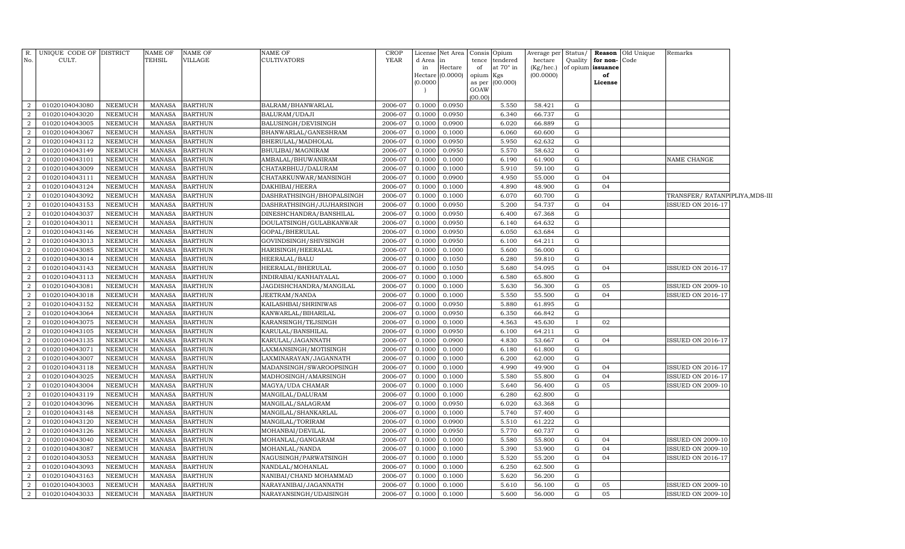| R. No. | UNIQUE CODE OF CULT. | DISTRICT | NAME OF TEHSIL | NAME OF VILLAGE | NAME OF CULTIVATORS | CROP YEAR | License d Area in Hectare (0.0000) | Net Area in Hectare (0.0000) | Consis tence of opium as per GOAW (00.00) | Opium tendered at 70° in Kgs (00.000) | Average per hectare (Kg/hec.) (00.0000) | Status/ Quality of opium | Reason for non-issuance of License | Old Unique Code | Remarks |
|---|---|---|---|---|---|---|---|---|---|---|---|---|---|---|---|
| 2 | 01020104043080 | NEEMUCH | MANASA | BARTHUN | BALRAM/BHANWARLAL | 2006-07 | 0.1000 | 0.0950 | | 5.550 | 58.421 | G | | | |
| 2 | 01020104043020 | NEEMUCH | MANASA | BARTHUN | BALURAM/UDAJI | 2006-07 | 0.1000 | 0.0950 | | 6.340 | 66.737 | G | | | |
| 2 | 01020104043005 | NEEMUCH | MANASA | BARTHUN | BALUSINGH/DEVISINGH | 2006-07 | 0.1000 | 0.0900 | | 6.020 | 66.889 | G | | | |
| 2 | 01020104043067 | NEEMUCH | MANASA | BARTHUN | BHANWARLAL/GANESHRAM | 2006-07 | 0.1000 | 0.1000 | | 6.060 | 60.600 | G | | | |
| 2 | 01020104043112 | NEEMUCH | MANASA | BARTHUN | BHERULAL/MADHOLAL | 2006-07 | 0.1000 | 0.0950 | | 5.950 | 62.632 | G | | | |
| 2 | 01020104043149 | NEEMUCH | MANASA | BARTHUN | BHULIBAI/MAGNIRAM | 2006-07 | 0.1000 | 0.0950 | | 5.570 | 58.632 | G | | | |
| 2 | 01020104043101 | NEEMUCH | MANASA | BARTHUN | AMBALAL/BHUWANIRAM | 2006-07 | 0.1000 | 0.1000 | | 6.190 | 61.900 | G | | | NAME CHANGE |
| 2 | 01020104043009 | NEEMUCH | MANASA | BARTHUN | CHATARBHUJ/DALURAM | 2006-07 | 0.1000 | 0.1000 | | 5.910 | 59.100 | G | | | |
| 2 | 01020104043111 | NEEMUCH | MANASA | BARTHUN | CHATARKUNWAR/MANSINGH | 2006-07 | 0.1000 | 0.0900 | | 4.950 | 55.000 | G | 04 | | |
| 2 | 01020104043124 | NEEMUCH | MANASA | BARTHUN | DAKHIBAI/HEERA | 2006-07 | 0.1000 | 0.1000 | | 4.890 | 48.900 | G | 04 | | |
| 2 | 01020104043092 | NEEMUCH | MANASA | BARTHUN | DASHRATHSINGH/BHOPALSINGH | 2006-07 | 0.1000 | 0.1000 | | 6.070 | 60.700 | G | | | TRANSFER/ RATANPIPLIYA,MDS-III |
| 2 | 01020104043153 | NEEMUCH | MANASA | BARTHUN | DASHRATHSINGH/JUJHARSINGH | 2006-07 | 0.1000 | 0.0950 | | 5.200 | 54.737 | G | 04 | | ISSUED ON 2016-17 |
| 2 | 01020104043037 | NEEMUCH | MANASA | BARTHUN | DINESHCHANDRA/BANSHILAL | 2006-07 | 0.1000 | 0.0950 | | 6.400 | 67.368 | G | | | |
| 2 | 01020104043011 | NEEMUCH | MANASA | BARTHUN | DOULATSINGH/GULABKANWAR | 2006-07 | 0.1000 | 0.0950 | | 6.140 | 64.632 | G | | | |
| 2 | 01020104043146 | NEEMUCH | MANASA | BARTHUN | GOPAL/BHERULAL | 2006-07 | 0.1000 | 0.0950 | | 6.050 | 63.684 | G | | | |
| 2 | 01020104043013 | NEEMUCH | MANASA | BARTHUN | GOVINDSINGH/SHIVSINGH | 2006-07 | 0.1000 | 0.0950 | | 6.100 | 64.211 | G | | | |
| 2 | 01020104043085 | NEEMUCH | MANASA | BARTHUN | HARISINGH/HEERALAL | 2006-07 | 0.1000 | 0.1000 | | 5.600 | 56.000 | G | | | |
| 2 | 01020104043014 | NEEMUCH | MANASA | BARTHUN | HEERALAL/BALU | 2006-07 | 0.1000 | 0.1050 | | 6.280 | 59.810 | G | | | |
| 2 | 01020104043143 | NEEMUCH | MANASA | BARTHUN | HEERALAL/BHERULAL | 2006-07 | 0.1000 | 0.1050 | | 5.680 | 54.095 | G | 04 | | ISSUED ON 2016-17 |
| 2 | 01020104043113 | NEEMUCH | MANASA | BARTHUN | INDIRABAI/KANHAIYALAL | 2006-07 | 0.1000 | 0.1000 | | 6.580 | 65.800 | G | | | |
| 2 | 01020104043081 | NEEMUCH | MANASA | BARTHUN | JAGDISHCHANDRA/MANGILAL | 2006-07 | 0.1000 | 0.1000 | | 5.630 | 56.300 | G | 05 | | ISSUED ON 2009-10 |
| 2 | 01020104043018 | NEEMUCH | MANASA | BARTHUN | JEETRAM/NANDA | 2006-07 | 0.1000 | 0.1000 | | 5.550 | 55.500 | G | 04 | | ISSUED ON 2016-17 |
| 2 | 01020104043152 | NEEMUCH | MANASA | BARTHUN | KAILASHBAI/SHRINIWAS | 2006-07 | 0.1000 | 0.0950 | | 5.880 | 61.895 | G | | | |
| 2 | 01020104043064 | NEEMUCH | MANASA | BARTHUN | KANWARLAL/BIHARILAL | 2006-07 | 0.1000 | 0.0950 | | 6.350 | 66.842 | G | | | |
| 2 | 01020104043075 | NEEMUCH | MANASA | BARTHUN | KARANSINGH/TEJSINGH | 2006-07 | 0.1000 | 0.1000 | | 4.563 | 45.630 | I | 02 | | |
| 2 | 01020104043105 | NEEMUCH | MANASA | BARTHUN | KARULAL/BANSHILAL | 2006-07 | 0.1000 | 0.0950 | | 6.100 | 64.211 | G | | | |
| 2 | 01020104043135 | NEEMUCH | MANASA | BARTHUN | KARULAL/JAGANNATH | 2006-07 | 0.1000 | 0.0900 | | 4.830 | 53.667 | G | 04 | | ISSUED ON 2016-17 |
| 2 | 01020104043071 | NEEMUCH | MANASA | BARTHUN | LAXMANSINGH/MOTISINGH | 2006-07 | 0.1000 | 0.1000 | | 6.180 | 61.800 | G | | | |
| 2 | 01020104043007 | NEEMUCH | MANASA | BARTHUN | LAXMINARAYAN/JAGANNATH | 2006-07 | 0.1000 | 0.1000 | | 6.200 | 62.000 | G | | | |
| 2 | 01020104043118 | NEEMUCH | MANASA | BARTHUN | MADANSINGH/SWAROOPSINGH | 2006-07 | 0.1000 | 0.1000 | | 4.990 | 49.900 | G | 04 | | ISSUED ON 2016-17 |
| 2 | 01020104043025 | NEEMUCH | MANASA | BARTHUN | MADHOSINGH/AMARSINGH | 2006-07 | 0.1000 | 0.1000 | | 5.580 | 55.800 | G | 04 | | ISSUED ON 2016-17 |
| 2 | 01020104043004 | NEEMUCH | MANASA | BARTHUN | MAGYA/UDA CHAMAR | 2006-07 | 0.1000 | 0.1000 | | 5.640 | 56.400 | G | 05 | | ISSUED ON 2009-10 |
| 2 | 01020104043119 | NEEMUCH | MANASA | BARTHUN | MANGILAL/DALURAM | 2006-07 | 0.1000 | 0.1000 | | 6.280 | 62.800 | G | | | |
| 2 | 01020104043096 | NEEMUCH | MANASA | BARTHUN | MANGILAL/SALAGRAM | 2006-07 | 0.1000 | 0.0950 | | 6.020 | 63.368 | G | | | |
| 2 | 01020104043148 | NEEMUCH | MANASA | BARTHUN | MANGILAL/SHANKARLAL | 2006-07 | 0.1000 | 0.1000 | | 5.740 | 57.400 | G | | | |
| 2 | 01020104043120 | NEEMUCH | MANASA | BARTHUN | MANGILAL/TORIRAM | 2006-07 | 0.1000 | 0.0900 | | 5.510 | 61.222 | G | | | |
| 2 | 01020104043126 | NEEMUCH | MANASA | BARTHUN | MOHANBAI/DEVILAL | 2006-07 | 0.1000 | 0.0950 | | 5.770 | 60.737 | G | | | |
| 2 | 01020104043040 | NEEMUCH | MANASA | BARTHUN | MOHANLAL/GANGARAM | 2006-07 | 0.1000 | 0.1000 | | 5.580 | 55.800 | G | 04 | | ISSUED ON 2009-10 |
| 2 | 01020104043087 | NEEMUCH | MANASA | BARTHUN | MOHANLAL/NANDA | 2006-07 | 0.1000 | 0.1000 | | 5.390 | 53.900 | G | 04 | | ISSUED ON 2009-10 |
| 2 | 01020104043053 | NEEMUCH | MANASA | BARTHUN | NAGUSINGH/PARWATSINGH | 2006-07 | 0.1000 | 0.1000 | | 5.520 | 55.200 | G | 04 | | ISSUED ON 2016-17 |
| 2 | 01020104043093 | NEEMUCH | MANASA | BARTHUN | NANDLAL/MOHANLAL | 2006-07 | 0.1000 | 0.1000 | | 6.250 | 62.500 | G | | | |
| 2 | 01020104043163 | NEEMUCH | MANASA | BARTHUN | NANIBAI/CHAND MOHAMMAD | 2006-07 | 0.1000 | 0.1000 | | 5.620 | 56.200 | G | | | |
| 2 | 01020104043003 | NEEMUCH | MANASA | BARTHUN | NARAYANIBAI/JAGANNATH | 2006-07 | 0.1000 | 0.1000 | | 5.610 | 56.100 | G | 05 | | ISSUED ON 2009-10 |
| 2 | 01020104043033 | NEEMUCH | MANASA | BARTHUN | NARAYANSINGH/UDAISINGH | 2006-07 | 0.1000 | 0.1000 | | 5.600 | 56.000 | G | 05 | | ISSUED ON 2009-10 |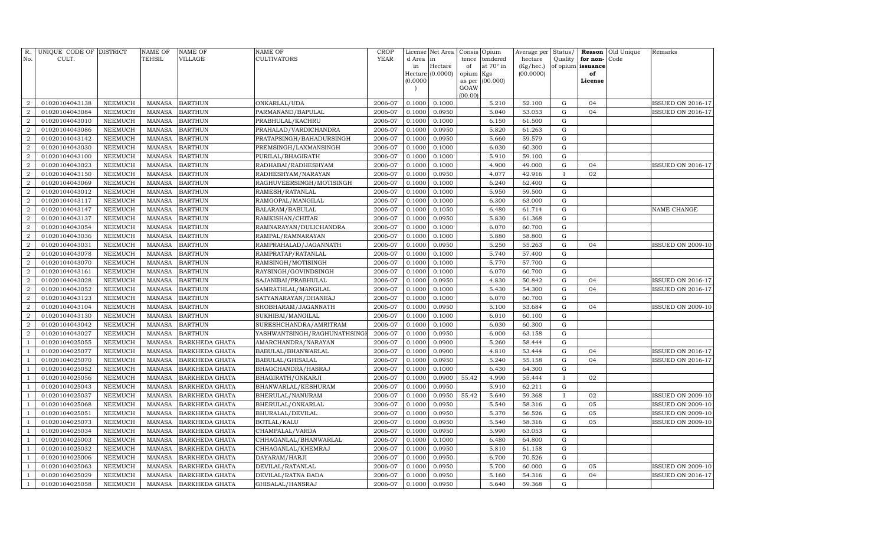| R. No. | UNIQUE CODE OF CULT. | DISTRICT | NAME OF TEHSIL | NAME OF VILLAGE | NAME OF CULTIVATORS | CROP YEAR | License d Area in Hectare (0.0000) | Net Area in Hectare (0.0000) | Consis tence of opium as per GOAW (00.00) | Opium tendered at 70° in Kgs (00.000) | Average per hectare (Kg/hec.) (00.0000) | Status/ Quality of opium | Reason for non-issuance of License | Old Unique Code | Remarks |
|---|---|---|---|---|---|---|---|---|---|---|---|---|---|---|---|
| 2 | 01020104043138 | NEEMUCH | MANASA | BARTHUN | ONKARLAL/UDA | 2006-07 | 0.1000 | 0.1000 | | 5.210 | 52.100 | G | 04 | | ISSUED ON 2016-17 |
| 2 | 01020104043084 | NEEMUCH | MANASA | BARTHUN | PARMANAND/BAPULAL | 2006-07 | 0.1000 | 0.0950 | | 5.040 | 53.053 | G | 04 | | ISSUED ON 2016-17 |
| 2 | 01020104043010 | NEEMUCH | MANASA | BARTHUN | PRABHULAL/KACHRU | 2006-07 | 0.1000 | 0.1000 | | 6.150 | 61.500 | G | | | |
| 2 | 01020104043086 | NEEMUCH | MANASA | BARTHUN | PRAHALAD/VARDICHANDRA | 2006-07 | 0.1000 | 0.0950 | | 5.820 | 61.263 | G | | | |
| 2 | 01020104043142 | NEEMUCH | MANASA | BARTHUN | PRATAPSINGH/BAHADURSINGH | 2006-07 | 0.1000 | 0.0950 | | 5.660 | 59.579 | G | | | |
| 2 | 01020104043030 | NEEMUCH | MANASA | BARTHUN | PREMSINGH/LAXMANSINGH | 2006-07 | 0.1000 | 0.1000 | | 6.030 | 60.300 | G | | | |
| 2 | 01020104043100 | NEEMUCH | MANASA | BARTHUN | PURILAL/BHAGIRATH | 2006-07 | 0.1000 | 0.1000 | | 5.910 | 59.100 | G | | | |
| 2 | 01020104043023 | NEEMUCH | MANASA | BARTHUN | RADHABAI/RADHESHYAM | 2006-07 | 0.1000 | 0.1000 | | 4.900 | 49.000 | G | 04 | | ISSUED ON 2016-17 |
| 2 | 01020104043150 | NEEMUCH | MANASA | BARTHUN | RADHESHYAM/NARAYAN | 2006-07 | 0.1000 | 0.0950 | | 4.077 | 42.916 | I | 02 | | |
| 2 | 01020104043069 | NEEMUCH | MANASA | BARTHUN | RAGHUVEERSINGH/MOTISINGH | 2006-07 | 0.1000 | 0.1000 | | 6.240 | 62.400 | G | | | |
| 2 | 01020104043012 | NEEMUCH | MANASA | BARTHUN | RAMESH/RATANLAL | 2006-07 | 0.1000 | 0.1000 | | 5.950 | 59.500 | G | | | |
| 2 | 01020104043117 | NEEMUCH | MANASA | BARTHUN | RAMGOPAL/MANGILAL | 2006-07 | 0.1000 | 0.1000 | | 6.300 | 63.000 | G | | | |
| 2 | 01020104043147 | NEEMUCH | MANASA | BARTHUN | BALARAM/BABULAL | 2006-07 | 0.1000 | 0.1050 | | 6.480 | 61.714 | G | | | NAME CHANGE |
| 2 | 01020104043137 | NEEMUCH | MANASA | BARTHUN | RAMKISHAN/CHITAR | 2006-07 | 0.1000 | 0.0950 | | 5.830 | 61.368 | G | | | |
| 2 | 01020104043054 | NEEMUCH | MANASA | BARTHUN | RAMNARAYAN/DULICHANDRA | 2006-07 | 0.1000 | 0.1000 | | 6.070 | 60.700 | G | | | |
| 2 | 01020104043036 | NEEMUCH | MANASA | BARTHUN | RAMPAL/RAMNARAYAN | 2006-07 | 0.1000 | 0.1000 | | 5.880 | 58.800 | G | | | |
| 2 | 01020104043031 | NEEMUCH | MANASA | BARTHUN | RAMPRAHALAD/JAGANNATH | 2006-07 | 0.1000 | 0.0950 | | 5.250 | 55.263 | G | 04 | | ISSUED ON 2009-10 |
| 2 | 01020104043078 | NEEMUCH | MANASA | BARTHUN | RAMPRATAP/RATANLAL | 2006-07 | 0.1000 | 0.1000 | | 5.740 | 57.400 | G | | | |
| 2 | 01020104043070 | NEEMUCH | MANASA | BARTHUN | RAMSINGH/MOTISINGH | 2006-07 | 0.1000 | 0.1000 | | 5.770 | 57.700 | G | | | |
| 2 | 01020104043161 | NEEMUCH | MANASA | BARTHUN | RAYSINGH/GOVINDSINGH | 2006-07 | 0.1000 | 0.1000 | | 6.070 | 60.700 | G | | | |
| 2 | 01020104043028 | NEEMUCH | MANASA | BARTHUN | SAJANIBAI/PRABHULAL | 2006-07 | 0.1000 | 0.0950 | | 4.830 | 50.842 | G | 04 | | ISSUED ON 2016-17 |
| 2 | 01020104043052 | NEEMUCH | MANASA | BARTHUN | SAMRATHLAL/MANGILAL | 2006-07 | 0.1000 | 0.1000 | | 5.430 | 54.300 | G | 04 | | ISSUED ON 2016-17 |
| 2 | 01020104043123 | NEEMUCH | MANASA | BARTHUN | SATYANARAYAN/DHANRAJ | 2006-07 | 0.1000 | 0.1000 | | 6.070 | 60.700 | G | | | |
| 2 | 01020104043104 | NEEMUCH | MANASA | BARTHUN | SHOBHARAM/JAGANNATH | 2006-07 | 0.1000 | 0.0950 | | 5.100 | 53.684 | G | 04 | | ISSUED ON 2009-10 |
| 2 | 01020104043130 | NEEMUCH | MANASA | BARTHUN | SUKHIBAI/MANGILAL | 2006-07 | 0.1000 | 0.1000 | | 6.010 | 60.100 | G | | | |
| 2 | 01020104043042 | NEEMUCH | MANASA | BARTHUN | SURESHCHANDRA/AMRITRAM | 2006-07 | 0.1000 | 0.1000 | | 6.030 | 60.300 | G | | | |
| 2 | 01020104043027 | NEEMUCH | MANASA | BARTHUN | YASHWANTSINGH/RAGHUNATHSINGH | 2006-07 | 0.1000 | 0.0950 | | 6.000 | 63.158 | G | | | |
| 1 | 01020104025055 | NEEMUCH | MANASA | BARKHEDA GHATA | AMARCHANDRA/NARAYAN | 2006-07 | 0.1000 | 0.0900 | | 5.260 | 58.444 | G | | | |
| 1 | 01020104025077 | NEEMUCH | MANASA | BARKHEDA GHATA | BABULAL/BHANWARLAL | 2006-07 | 0.1000 | 0.0900 | | 4.810 | 53.444 | G | 04 | | ISSUED ON 2016-17 |
| 1 | 01020104025070 | NEEMUCH | MANASA | BARKHEDA GHATA | BABULAL/GHISALAL | 2006-07 | 0.1000 | 0.0950 | | 5.240 | 55.158 | G | 04 | | ISSUED ON 2016-17 |
| 1 | 01020104025052 | NEEMUCH | MANASA | BARKHEDA GHATA | BHAGCHANDRA/HASRAJ | 2006-07 | 0.1000 | 0.1000 | | 6.430 | 64.300 | G | | | |
| 1 | 01020104025056 | NEEMUCH | MANASA | BARKHEDA GHATA | BHAGIRATH/ONKARJI | 2006-07 | 0.1000 | 0.0900 | 55.42 | 4.990 | 55.444 | I | 02 | | |
| 1 | 01020104025043 | NEEMUCH | MANASA | BARKHEDA GHATA | BHANWARLAL/KESHURAM | 2006-07 | 0.1000 | 0.0950 | | 5.910 | 62.211 | G | | | |
| 1 | 01020104025037 | NEEMUCH | MANASA | BARKHEDA GHATA | BHERULAL/NANURAM | 2006-07 | 0.1000 | 0.0950 | 55.42 | 5.640 | 59.368 | I | 02 | | ISSUED ON 2009-10 |
| 1 | 01020104025068 | NEEMUCH | MANASA | BARKHEDA GHATA | BHERULAL/ONKARLAL | 2006-07 | 0.1000 | 0.0950 | | 5.540 | 58.316 | G | 05 | | ISSUED ON 2009-10 |
| 1 | 01020104025051 | NEEMUCH | MANASA | BARKHEDA GHATA | BHURALAL/DEVILAL | 2006-07 | 0.1000 | 0.0950 | | 5.370 | 56.526 | G | 05 | | ISSUED ON 2009-10 |
| 1 | 01020104025073 | NEEMUCH | MANASA | BARKHEDA GHATA | BOTLAL/KALU | 2006-07 | 0.1000 | 0.0950 | | 5.540 | 58.316 | G | 05 | | ISSUED ON 2009-10 |
| 1 | 01020104025034 | NEEMUCH | MANASA | BARKHEDA GHATA | CHAMPALAL/VARDA | 2006-07 | 0.1000 | 0.0950 | | 5.990 | 63.053 | G | | | |
| 1 | 01020104025003 | NEEMUCH | MANASA | BARKHEDA GHATA | CHHAGANLAL/BHANWARLAL | 2006-07 | 0.1000 | 0.1000 | | 6.480 | 64.800 | G | | | |
| 1 | 01020104025032 | NEEMUCH | MANASA | BARKHEDA GHATA | CHHAGANLAL/KHEMRAJ | 2006-07 | 0.1000 | 0.0950 | | 5.810 | 61.158 | G | | | |
| 1 | 01020104025006 | NEEMUCH | MANASA | BARKHEDA GHATA | DAYARAM/HARJI | 2006-07 | 0.1000 | 0.0950 | | 6.700 | 70.526 | G | | | |
| 1 | 01020104025063 | NEEMUCH | MANASA | BARKHEDA GHATA | DEVILAL/RATANLAL | 2006-07 | 0.1000 | 0.0950 | | 5.700 | 60.000 | G | 05 | | ISSUED ON 2009-10 |
| 1 | 01020104025029 | NEEMUCH | MANASA | BARKHEDA GHATA | DEVILAL/RATNA BADA | 2006-07 | 0.1000 | 0.0950 | | 5.160 | 54.316 | G | 04 | | ISSUED ON 2016-17 |
| 1 | 01020104025058 | NEEMUCH | MANASA | BARKHEDA GHATA | GHISALAL/HANSRAJ | 2006-07 | 0.1000 | 0.0950 | | 5.640 | 59.368 | G | | | |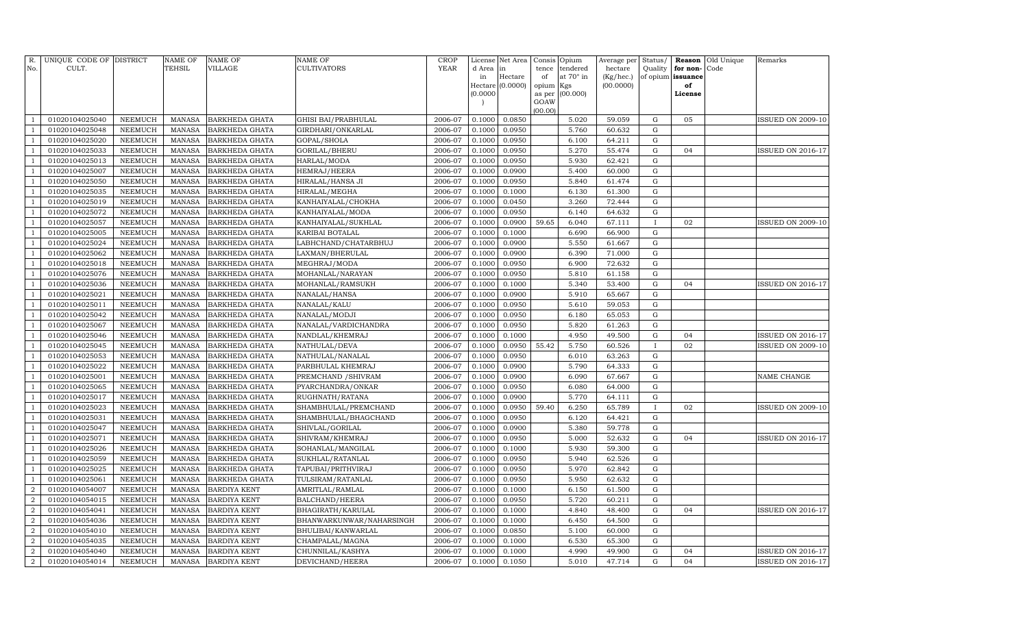| R. No. | UNIQUE CODE OF CULT. | DISTRICT | NAME OF TEHSIL | NAME OF VILLAGE | NAME OF CULTIVATORS | CROP YEAR | License d Area in Hectare (0.0000) | Net Area in Hectare (0.0000) | Consis tence of opium as per GOAW (00.00) | Opium tendered at 70° in Kgs (00.000) | Average per hectare (Kg/hec.) (00.0000) | Status/ Quality of opium | Reason for non-issuance of License | Old Unique Code | Remarks |
|---|---|---|---|---|---|---|---|---|---|---|---|---|---|---|---|
| 1 | 01020104025040 | NEEMUCH | MANASA | BARKHEDA GHATA | GHISI BAI/PRABHULAL | 2006-07 | 0.1000 | 0.0850 | | 5.020 | 59.059 | G | 05 | | ISSUED ON 2009-10 |
| 1 | 01020104025048 | NEEMUCH | MANASA | BARKHEDA GHATA | GIRDHARI/ONKARLAL | 2006-07 | 0.1000 | 0.0950 | | 5.760 | 60.632 | G | | | |
| 1 | 01020104025020 | NEEMUCH | MANASA | BARKHEDA GHATA | GOPAL/SHOLA | 2006-07 | 0.1000 | 0.0950 | | 6.100 | 64.211 | G | | | |
| 1 | 01020104025033 | NEEMUCH | MANASA | BARKHEDA GHATA | GORILAL/BHERU | 2006-07 | 0.1000 | 0.0950 | | 5.270 | 55.474 | G | 04 | | ISSUED ON 2016-17 |
| 1 | 01020104025013 | NEEMUCH | MANASA | BARKHEDA GHATA | HARLAL/MODA | 2006-07 | 0.1000 | 0.0950 | | 5.930 | 62.421 | G | | | |
| 1 | 01020104025007 | NEEMUCH | MANASA | BARKHEDA GHATA | HEMRAJ/HEERA | 2006-07 | 0.1000 | 0.0900 | | 5.400 | 60.000 | G | | | |
| 1 | 01020104025050 | NEEMUCH | MANASA | BARKHEDA GHATA | HIRALAL/HANSA JI | 2006-07 | 0.1000 | 0.0950 | | 5.840 | 61.474 | G | | | |
| 1 | 01020104025035 | NEEMUCH | MANASA | BARKHEDA GHATA | HIRALAL/MEGHA | 2006-07 | 0.1000 | 0.1000 | | 6.130 | 61.300 | G | | | |
| 1 | 01020104025019 | NEEMUCH | MANASA | BARKHEDA GHATA | KANHAIYALAL/CHOKHA | 2006-07 | 0.1000 | 0.0450 | | 3.260 | 72.444 | G | | | |
| 1 | 01020104025072 | NEEMUCH | MANASA | BARKHEDA GHATA | KANHAIYALAL/MODA | 2006-07 | 0.1000 | 0.0950 | | 6.140 | 64.632 | G | | | |
| 1 | 01020104025057 | NEEMUCH | MANASA | BARKHEDA GHATA | KANHAIYALAL/SUKHLAL | 2006-07 | 0.1000 | 0.0900 | 59.65 | 6.040 | 67.111 | I | 02 | | ISSUED ON 2009-10 |
| 1 | 01020104025005 | NEEMUCH | MANASA | BARKHEDA GHATA | KARIBAI BOTALAL | 2006-07 | 0.1000 | 0.1000 | | 6.690 | 66.900 | G | | | |
| 1 | 01020104025024 | NEEMUCH | MANASA | BARKHEDA GHATA | LABHCHAND/CHATARBHUJ | 2006-07 | 0.1000 | 0.0900 | | 5.550 | 61.667 | G | | | |
| 1 | 01020104025062 | NEEMUCH | MANASA | BARKHEDA GHATA | LAXMAN/BHERULAL | 2006-07 | 0.1000 | 0.0900 | | 6.390 | 71.000 | G | | | |
| 1 | 01020104025018 | NEEMUCH | MANASA | BARKHEDA GHATA | MEGHRAJ/MODA | 2006-07 | 0.1000 | 0.0950 | | 6.900 | 72.632 | G | | | |
| 1 | 01020104025076 | NEEMUCH | MANASA | BARKHEDA GHATA | MOHANLAL/NARAYAN | 2006-07 | 0.1000 | 0.0950 | | 5.810 | 61.158 | G | | | |
| 1 | 01020104025036 | NEEMUCH | MANASA | BARKHEDA GHATA | MOHANLAL/RAMSUKH | 2006-07 | 0.1000 | 0.1000 | | 5.340 | 53.400 | G | 04 | | ISSUED ON 2016-17 |
| 1 | 01020104025021 | NEEMUCH | MANASA | BARKHEDA GHATA | NANALAL/HANSA | 2006-07 | 0.1000 | 0.0900 | | 5.910 | 65.667 | G | | | |
| 1 | 01020104025011 | NEEMUCH | MANASA | BARKHEDA GHATA | NANALAL/KALU | 2006-07 | 0.1000 | 0.0950 | | 5.610 | 59.053 | G | | | |
| 1 | 01020104025042 | NEEMUCH | MANASA | BARKHEDA GHATA | NANALAL/MODJI | 2006-07 | 0.1000 | 0.0950 | | 6.180 | 65.053 | G | | | |
| 1 | 01020104025067 | NEEMUCH | MANASA | BARKHEDA GHATA | NANALAL/VARDICHANDRA | 2006-07 | 0.1000 | 0.0950 | | 5.820 | 61.263 | G | | | |
| 1 | 01020104025046 | NEEMUCH | MANASA | BARKHEDA GHATA | NANDLAL/KHEMRAJ | 2006-07 | 0.1000 | 0.1000 | | 4.950 | 49.500 | G | 04 | | ISSUED ON 2016-17 |
| 1 | 01020104025045 | NEEMUCH | MANASA | BARKHEDA GHATA | NATHULAL/DEVA | 2006-07 | 0.1000 | 0.0950 | 55.42 | 5.750 | 60.526 | I | 02 | | ISSUED ON 2009-10 |
| 1 | 01020104025053 | NEEMUCH | MANASA | BARKHEDA GHATA | NATHULAL/NANALAL | 2006-07 | 0.1000 | 0.0950 | | 6.010 | 63.263 | G | | | |
| 1 | 01020104025022 | NEEMUCH | MANASA | BARKHEDA GHATA | PARBHULAL KHEMRAJ | 2006-07 | 0.1000 | 0.0900 | | 5.790 | 64.333 | G | | | |
| 1 | 01020104025001 | NEEMUCH | MANASA | BARKHEDA GHATA | PREMCHAND /SHIVRAM | 2006-07 | 0.1000 | 0.0900 | | 6.090 | 67.667 | G | | | NAME CHANGE |
| 1 | 01020104025065 | NEEMUCH | MANASA | BARKHEDA GHATA | PYARCHANDRA/ONKAR | 2006-07 | 0.1000 | 0.0950 | | 6.080 | 64.000 | G | | | |
| 1 | 01020104025017 | NEEMUCH | MANASA | BARKHEDA GHATA | RUGHNATH/RATANA | 2006-07 | 0.1000 | 0.0900 | | 5.770 | 64.111 | G | | | |
| 1 | 01020104025023 | NEEMUCH | MANASA | BARKHEDA GHATA | SHAMBHULAL/PREMCHAND | 2006-07 | 0.1000 | 0.0950 | 59.40 | 6.250 | 65.789 | I | 02 | | ISSUED ON 2009-10 |
| 1 | 01020104025031 | NEEMUCH | MANASA | BARKHEDA GHATA | SHAMBHULAL/BHAGCHAND | 2006-07 | 0.1000 | 0.0950 | | 6.120 | 64.421 | G | | | |
| 1 | 01020104025047 | NEEMUCH | MANASA | BARKHEDA GHATA | SHIVLAL/GORILAL | 2006-07 | 0.1000 | 0.0900 | | 5.380 | 59.778 | G | | | |
| 1 | 01020104025071 | NEEMUCH | MANASA | BARKHEDA GHATA | SHIVRAM/KHEMRAJ | 2006-07 | 0.1000 | 0.0950 | | 5.000 | 52.632 | G | 04 | | ISSUED ON 2016-17 |
| 1 | 01020104025026 | NEEMUCH | MANASA | BARKHEDA GHATA | SOHANLAL/MANGILAL | 2006-07 | 0.1000 | 0.1000 | | 5.930 | 59.300 | G | | | |
| 1 | 01020104025059 | NEEMUCH | MANASA | BARKHEDA GHATA | SUKHLAL/RATANLAL | 2006-07 | 0.1000 | 0.0950 | | 5.940 | 62.526 | G | | | |
| 1 | 01020104025025 | NEEMUCH | MANASA | BARKHEDA GHATA | TAPUBAI/PRITHVIRAJ | 2006-07 | 0.1000 | 0.0950 | | 5.970 | 62.842 | G | | | |
| 1 | 01020104025061 | NEEMUCH | MANASA | BARKHEDA GHATA | TULSIRAM/RATANLAL | 2006-07 | 0.1000 | 0.0950 | | 5.950 | 62.632 | G | | | |
| 2 | 01020104054007 | NEEMUCH | MANASA | BARDIYA KENT | AMRITLAL/RAMLAL | 2006-07 | 0.1000 | 0.1000 | | 6.150 | 61.500 | G | | | |
| 2 | 01020104054015 | NEEMUCH | MANASA | BARDIYA KENT | BALCHAND/HEERA | 2006-07 | 0.1000 | 0.0950 | | 5.720 | 60.211 | G | | | |
| 2 | 01020104054041 | NEEMUCH | MANASA | BARDIYA KENT | BHAGIRATH/KARULAL | 2006-07 | 0.1000 | 0.1000 | | 4.840 | 48.400 | G | 04 | | ISSUED ON 2016-17 |
| 2 | 01020104054036 | NEEMUCH | MANASA | BARDIYA KENT | BHANWARKUNWAR/NAHARSINGH | 2006-07 | 0.1000 | 0.1000 | | 6.450 | 64.500 | G | | | |
| 2 | 01020104054010 | NEEMUCH | MANASA | BARDIYA KENT | BHULIBAI/KANWARLAL | 2006-07 | 0.1000 | 0.0850 | | 5.100 | 60.000 | G | | | |
| 2 | 01020104054035 | NEEMUCH | MANASA | BARDIYA KENT | CHAMPALAL/MAGNA | 2006-07 | 0.1000 | 0.1000 | | 6.530 | 65.300 | G | | | |
| 2 | 01020104054040 | NEEMUCH | MANASA | BARDIYA KENT | CHUNNILAL/KASHYA | 2006-07 | 0.1000 | 0.1000 | | 4.990 | 49.900 | G | 04 | | ISSUED ON 2016-17 |
| 2 | 01020104054014 | NEEMUCH | MANASA | BARDIYA KENT | DEVICHAND/HEERA | 2006-07 | 0.1000 | 0.1050 | | 5.010 | 47.714 | G | 04 | | ISSUED ON 2016-17 |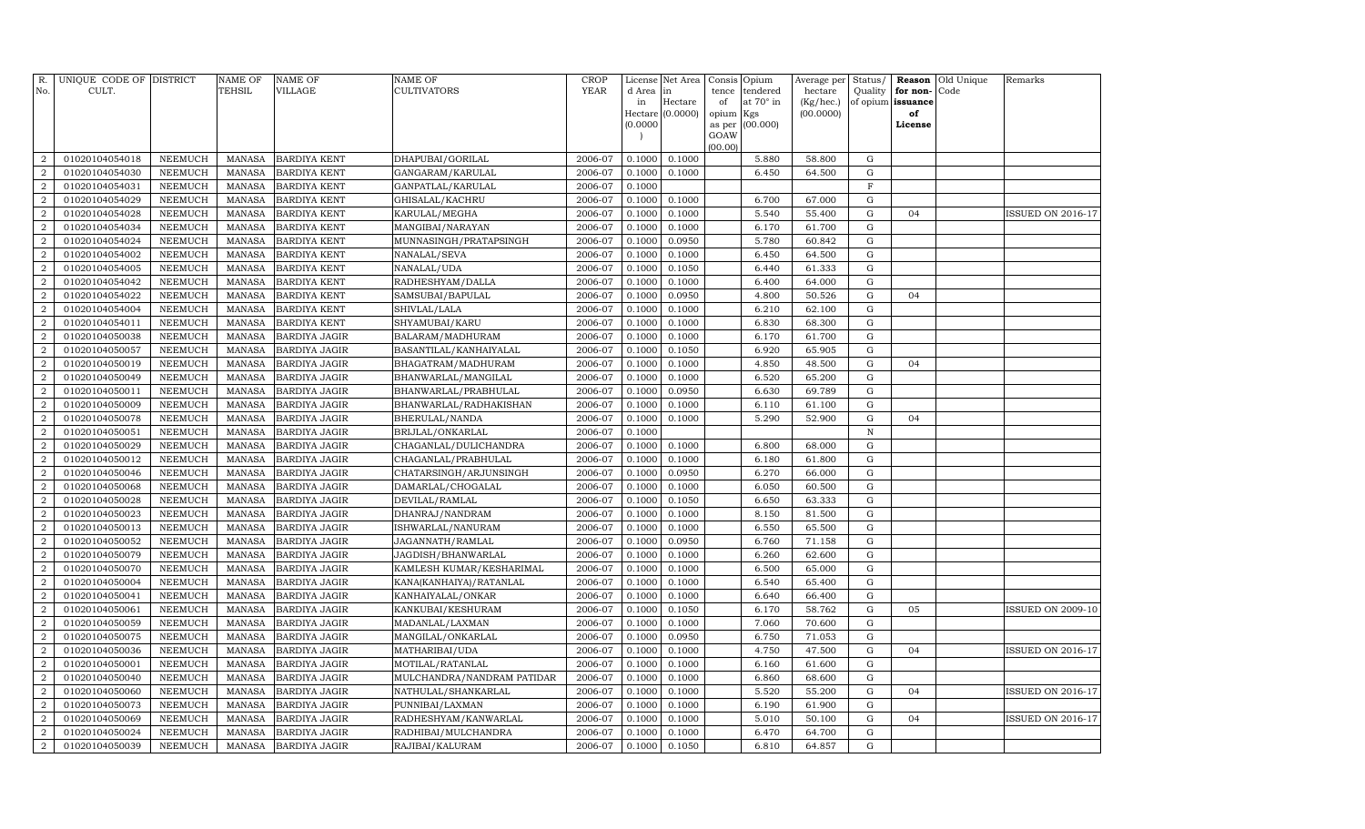| R. No. | UNIQUE CODE OF CULT. | DISTRICT | NAME OF TEHSIL | NAME OF VILLAGE | NAME OF CULTIVATORS | CROP YEAR | License d Area in Hectare (0.0000) | Net Area in Hectare (0.0000) | Consis tence of opium as per GOAW (00.00) | Opium tendered at 70° in Kgs (00.000) | Average per hectare (Kg/hec.) (00.0000) | Status/ Quality of opium | Reason for non-issuance of License | Old Unique Code | Remarks |
|---|---|---|---|---|---|---|---|---|---|---|---|---|---|---|---|
| 2 | 01020104054018 | NEEMUCH | MANASA | BARDIYA KENT | DHAPUBAI/GORILAL | 2006-07 | 0.1000 | 0.1000 | | 5.880 | 58.800 | G | | | |
| 2 | 01020104054030 | NEEMUCH | MANASA | BARDIYA KENT | GANGARAM/KARULAL | 2006-07 | 0.1000 | 0.1000 | | 6.450 | 64.500 | G | | | |
| 2 | 01020104054031 | NEEMUCH | MANASA | BARDIYA KENT | GANPATLAL/KARULAL | 2006-07 | 0.1000 | | | | | F | | | |
| 2 | 01020104054029 | NEEMUCH | MANASA | BARDIYA KENT | GHISALAL/KACHRU | 2006-07 | 0.1000 | 0.1000 | | 6.700 | 67.000 | G | | | |
| 2 | 01020104054028 | NEEMUCH | MANASA | BARDIYA KENT | KARULAL/MEGHA | 2006-07 | 0.1000 | 0.1000 | | 5.540 | 55.400 | G | 04 | | ISSUED ON 2016-17 |
| 2 | 01020104054034 | NEEMUCH | MANASA | BARDIYA KENT | MANGIBAI/NARAYAN | 2006-07 | 0.1000 | 0.1000 | | 6.170 | 61.700 | G | | | |
| 2 | 01020104054024 | NEEMUCH | MANASA | BARDIYA KENT | MUNNASINGH/PRATAPSINGH | 2006-07 | 0.1000 | 0.0950 | | 5.780 | 60.842 | G | | | |
| 2 | 01020104054002 | NEEMUCH | MANASA | BARDIYA KENT | NANALAL/SEVA | 2006-07 | 0.1000 | 0.1000 | | 6.450 | 64.500 | G | | | |
| 2 | 01020104054005 | NEEMUCH | MANASA | BARDIYA KENT | NANALAL/UDA | 2006-07 | 0.1000 | 0.1050 | | 6.440 | 61.333 | G | | | |
| 2 | 01020104054042 | NEEMUCH | MANASA | BARDIYA KENT | RADHESHYAM/DALLA | 2006-07 | 0.1000 | 0.1000 | | 6.400 | 64.000 | G | | | |
| 2 | 01020104054022 | NEEMUCH | MANASA | BARDIYA KENT | SAMSUBAI/BAPULAL | 2006-07 | 0.1000 | 0.0950 | | 4.800 | 50.526 | G | 04 | | |
| 2 | 01020104054004 | NEEMUCH | MANASA | BARDIYA KENT | SHIVLAL/LALA | 2006-07 | 0.1000 | 0.1000 | | 6.210 | 62.100 | G | | | |
| 2 | 01020104054011 | NEEMUCH | MANASA | BARDIYA KENT | SHYAMUBAI/KARU | 2006-07 | 0.1000 | 0.1000 | | 6.830 | 68.300 | G | | | |
| 2 | 01020104050038 | NEEMUCH | MANASA | BARDIYA JAGIR | BALARAM/MADHURAM | 2006-07 | 0.1000 | 0.1000 | | 6.170 | 61.700 | G | | | |
| 2 | 01020104050057 | NEEMUCH | MANASA | BARDIYA JAGIR | BASANTILAL/KANHAIYALAL | 2006-07 | 0.1000 | 0.1050 | | 6.920 | 65.905 | G | | | |
| 2 | 01020104050019 | NEEMUCH | MANASA | BARDIYA JAGIR | BHAGATRAM/MADHURAM | 2006-07 | 0.1000 | 0.1000 | | 4.850 | 48.500 | G | 04 | | |
| 2 | 01020104050049 | NEEMUCH | MANASA | BARDIYA JAGIR | BHANWARLAL/MANGILAL | 2006-07 | 0.1000 | 0.1000 | | 6.520 | 65.200 | G | | | |
| 2 | 01020104050011 | NEEMUCH | MANASA | BARDIYA JAGIR | BHANWARLAL/PRABHULAL | 2006-07 | 0.1000 | 0.0950 | | 6.630 | 69.789 | G | | | |
| 2 | 01020104050009 | NEEMUCH | MANASA | BARDIYA JAGIR | BHANWARLAL/RADHAKISHAN | 2006-07 | 0.1000 | 0.1000 | | 6.110 | 61.100 | G | | | |
| 2 | 01020104050078 | NEEMUCH | MANASA | BARDIYA JAGIR | BHERULAL/NANDA | 2006-07 | 0.1000 | 0.1000 | | 5.290 | 52.900 | G | 04 | | |
| 2 | 01020104050051 | NEEMUCH | MANASA | BARDIYA JAGIR | BRIJLAL/ONKARLAL | 2006-07 | 0.1000 | | | | | N | | | |
| 2 | 01020104050029 | NEEMUCH | MANASA | BARDIYA JAGIR | CHAGANLAL/DULICHANDRA | 2006-07 | 0.1000 | 0.1000 | | 6.800 | 68.000 | G | | | |
| 2 | 01020104050012 | NEEMUCH | MANASA | BARDIYA JAGIR | CHAGANLAL/PRABHULAL | 2006-07 | 0.1000 | 0.1000 | | 6.180 | 61.800 | G | | | |
| 2 | 01020104050046 | NEEMUCH | MANASA | BARDIYA JAGIR | CHATARSINGH/ARJUNSINGH | 2006-07 | 0.1000 | 0.0950 | | 6.270 | 66.000 | G | | | |
| 2 | 01020104050068 | NEEMUCH | MANASA | BARDIYA JAGIR | DAMARLAL/CHOGALAL | 2006-07 | 0.1000 | 0.1000 | | 6.050 | 60.500 | G | | | |
| 2 | 01020104050028 | NEEMUCH | MANASA | BARDIYA JAGIR | DEVILAL/RAMLAL | 2006-07 | 0.1000 | 0.1050 | | 6.650 | 63.333 | G | | | |
| 2 | 01020104050023 | NEEMUCH | MANASA | BARDIYA JAGIR | DHANRAJ/NANDRAM | 2006-07 | 0.1000 | 0.1000 | | 8.150 | 81.500 | G | | | |
| 2 | 01020104050013 | NEEMUCH | MANASA | BARDIYA JAGIR | ISHWARLAL/NANURAM | 2006-07 | 0.1000 | 0.1000 | | 6.550 | 65.500 | G | | | |
| 2 | 01020104050052 | NEEMUCH | MANASA | BARDIYA JAGIR | JAGANNATH/RAMLAL | 2006-07 | 0.1000 | 0.0950 | | 6.760 | 71.158 | G | | | |
| 2 | 01020104050079 | NEEMUCH | MANASA | BARDIYA JAGIR | JAGDISH/BHANWARLAL | 2006-07 | 0.1000 | 0.1000 | | 6.260 | 62.600 | G | | | |
| 2 | 01020104050070 | NEEMUCH | MANASA | BARDIYA JAGIR | KAMLESH KUMAR/KESHARIMAL | 2006-07 | 0.1000 | 0.1000 | | 6.500 | 65.000 | G | | | |
| 2 | 01020104050004 | NEEMUCH | MANASA | BARDIYA JAGIR | KANA(KANHAIYA)/RATANLAL | 2006-07 | 0.1000 | 0.1000 | | 6.540 | 65.400 | G | | | |
| 2 | 01020104050041 | NEEMUCH | MANASA | BARDIYA JAGIR | KANHAIYALAL/ONKAR | 2006-07 | 0.1000 | 0.1000 | | 6.640 | 66.400 | G | | | |
| 2 | 01020104050061 | NEEMUCH | MANASA | BARDIYA JAGIR | KANKUBAI/KESHURAM | 2006-07 | 0.1000 | 0.1050 | | 6.170 | 58.762 | G | 05 | | ISSUED ON 2009-10 |
| 2 | 01020104050059 | NEEMUCH | MANASA | BARDIYA JAGIR | MADANLAL/LAXMAN | 2006-07 | 0.1000 | 0.1000 | | 7.060 | 70.600 | G | | | |
| 2 | 01020104050075 | NEEMUCH | MANASA | BARDIYA JAGIR | MANGILAL/ONKARLAL | 2006-07 | 0.1000 | 0.0950 | | 6.750 | 71.053 | G | | | |
| 2 | 01020104050036 | NEEMUCH | MANASA | BARDIYA JAGIR | MATHARIBAI/UDA | 2006-07 | 0.1000 | 0.1000 | | 4.750 | 47.500 | G | 04 | | ISSUED ON 2016-17 |
| 2 | 01020104050001 | NEEMUCH | MANASA | BARDIYA JAGIR | MOTILAL/RATANLAL | 2006-07 | 0.1000 | 0.1000 | | 6.160 | 61.600 | G | | | |
| 2 | 01020104050040 | NEEMUCH | MANASA | BARDIYA JAGIR | MULCHANDRA/NANDRAM PATIDAR | 2006-07 | 0.1000 | 0.1000 | | 6.860 | 68.600 | G | | | |
| 2 | 01020104050060 | NEEMUCH | MANASA | BARDIYA JAGIR | NATHULAL/SHANKARLAL | 2006-07 | 0.1000 | 0.1000 | | 5.520 | 55.200 | G | 04 | | ISSUED ON 2016-17 |
| 2 | 01020104050073 | NEEMUCH | MANASA | BARDIYA JAGIR | PUNNIBAI/LAXMAN | 2006-07 | 0.1000 | 0.1000 | | 6.190 | 61.900 | G | | | |
| 2 | 01020104050069 | NEEMUCH | MANASA | BARDIYA JAGIR | RADHESHYAM/KANWARLAL | 2006-07 | 0.1000 | 0.1000 | | 5.010 | 50.100 | G | 04 | | ISSUED ON 2016-17 |
| 2 | 01020104050024 | NEEMUCH | MANASA | BARDIYA JAGIR | RADHIBAI/MULCHANDRA | 2006-07 | 0.1000 | 0.1000 | | 6.470 | 64.700 | G | | | |
| 2 | 01020104050039 | NEEMUCH | MANASA | BARDIYA JAGIR | RAJIBAI/KALURAM | 2006-07 | 0.1000 | 0.1050 | | 6.810 | 64.857 | G | | | |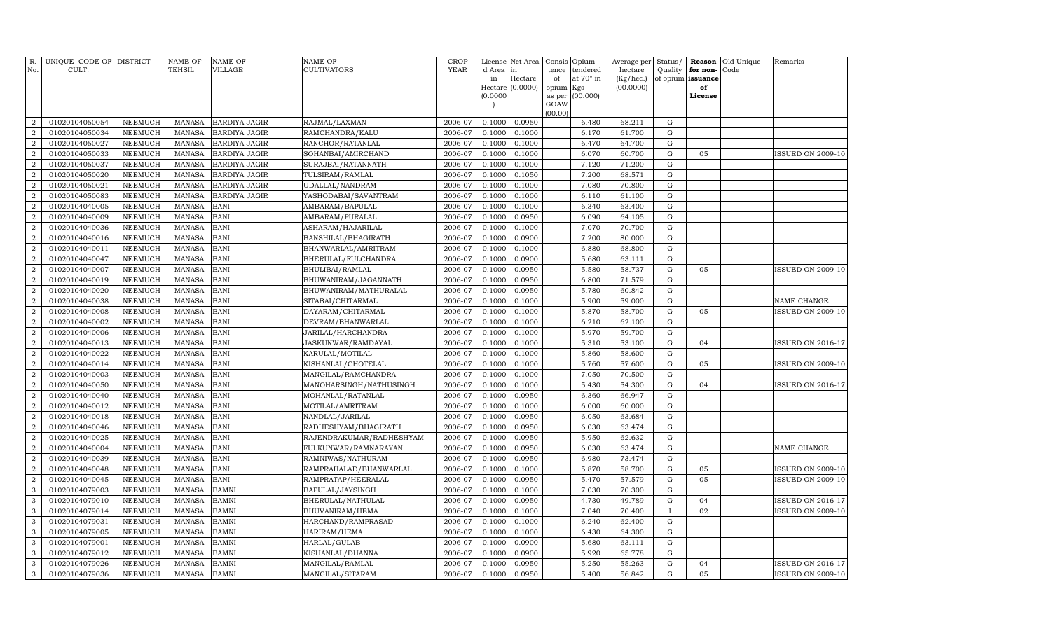| R. No. | UNIQUE CODE OF CULT. | DISTRICT | NAME OF TEHSIL | NAME OF VILLAGE | NAME OF CULTIVATORS | CROP YEAR | License d Area in Hectare (0.0000) | Net Area in Hectare (0.0000) | Consis tence of opium as per GOAW (00.00) | Opium tendered at 70° in Kgs (00.000) | Average per hectare (Kg/hec.) (00.0000) | Status/ Quality of opium | Reason for non-issuance of License | Old Unique Code | Remarks |
|---|---|---|---|---|---|---|---|---|---|---|---|---|---|---|---|
| 2 | 01020104050054 | NEEMUCH | MANASA | BARDIYA JAGIR | RAJMAL/LAXMAN | 2006-07 | 0.1000 | 0.0950 | | 6.480 | 68.211 | G | | | |
| 2 | 01020104050034 | NEEMUCH | MANASA | BARDIYA JAGIR | RAMCHANDRA/KALU | 2006-07 | 0.1000 | 0.1000 | | 6.170 | 61.700 | G | | | |
| 2 | 01020104050027 | NEEMUCH | MANASA | BARDIYA JAGIR | RANCHOR/RATANLAL | 2006-07 | 0.1000 | 0.1000 | | 6.470 | 64.700 | G | | | |
| 2 | 01020104050033 | NEEMUCH | MANASA | BARDIYA JAGIR | SOHANBAI/AMIRCHAND | 2006-07 | 0.1000 | 0.1000 | | 6.070 | 60.700 | G | 05 | | ISSUED ON 2009-10 |
| 2 | 01020104050037 | NEEMUCH | MANASA | BARDIYA JAGIR | SURAJBAI/RATANNATH | 2006-07 | 0.1000 | 0.1000 | | 7.120 | 71.200 | G | | | |
| 2 | 01020104050020 | NEEMUCH | MANASA | BARDIYA JAGIR | TULSIRAM/RAMLAL | 2006-07 | 0.1000 | 0.1050 | | 7.200 | 68.571 | G | | | |
| 2 | 01020104050021 | NEEMUCH | MANASA | BARDIYA JAGIR | UDALLAL/NANDRAM | 2006-07 | 0.1000 | 0.1000 | | 7.080 | 70.800 | G | | | |
| 2 | 01020104050083 | NEEMUCH | MANASA | BARDIYA JAGIR | YASHODABAI/SAVANTRAM | 2006-07 | 0.1000 | 0.1000 | | 6.110 | 61.100 | G | | | |
| 2 | 01020104040005 | NEEMUCH | MANASA | BANI | AMBARAM/BAPULAL | 2006-07 | 0.1000 | 0.1000 | | 6.340 | 63.400 | G | | | |
| 2 | 01020104040009 | NEEMUCH | MANASA | BANI | AMBARAM/PURALAL | 2006-07 | 0.1000 | 0.0950 | | 6.090 | 64.105 | G | | | |
| 2 | 01020104040036 | NEEMUCH | MANASA | BANI | ASHARAM/HAJARILAL | 2006-07 | 0.1000 | 0.1000 | | 7.070 | 70.700 | G | | | |
| 2 | 01020104040016 | NEEMUCH | MANASA | BANI | BANSHILAL/BHAGIRATH | 2006-07 | 0.1000 | 0.0900 | | 7.200 | 80.000 | G | | | |
| 2 | 01020104040011 | NEEMUCH | MANASA | BANI | BHANWARLAL/AMRITRAM | 2006-07 | 0.1000 | 0.1000 | | 6.880 | 68.800 | G | | | |
| 2 | 01020104040047 | NEEMUCH | MANASA | BANI | BHERULAL/FULCHANDRA | 2006-07 | 0.1000 | 0.0900 | | 5.680 | 63.111 | G | | | |
| 2 | 01020104040007 | NEEMUCH | MANASA | BANI | BHULIBAI/RAMLAL | 2006-07 | 0.1000 | 0.0950 | | 5.580 | 58.737 | G | 05 | | ISSUED ON 2009-10 |
| 2 | 01020104040019 | NEEMUCH | MANASA | BANI | BHUWANIRAM/JAGANNATH | 2006-07 | 0.1000 | 0.0950 | | 6.800 | 71.579 | G | | | |
| 2 | 01020104040020 | NEEMUCH | MANASA | BANI | BHUWANIRAM/MATHURALAL | 2006-07 | 0.1000 | 0.0950 | | 5.780 | 60.842 | G | | | |
| 2 | 01020104040038 | NEEMUCH | MANASA | BANI | SITABAI/CHITARMAL | 2006-07 | 0.1000 | 0.1000 | | 5.900 | 59.000 | G | | | NAME CHANGE |
| 2 | 01020104040008 | NEEMUCH | MANASA | BANI | DAYARAM/CHITARMAL | 2006-07 | 0.1000 | 0.1000 | | 5.870 | 58.700 | G | 05 | | ISSUED ON 2009-10 |
| 2 | 01020104040002 | NEEMUCH | MANASA | BANI | DEVRAM/BHANWARLAL | 2006-07 | 0.1000 | 0.1000 | | 6.210 | 62.100 | G | | | |
| 2 | 01020104040006 | NEEMUCH | MANASA | BANI | JARILAL/HARCHANDRA | 2006-07 | 0.1000 | 0.1000 | | 5.970 | 59.700 | G | | | |
| 2 | 01020104040013 | NEEMUCH | MANASA | BANI | JASKUNWAR/RAMDAYAL | 2006-07 | 0.1000 | 0.1000 | | 5.310 | 53.100 | G | 04 | | ISSUED ON 2016-17 |
| 2 | 01020104040022 | NEEMUCH | MANASA | BANI | KARULAL/MOTILAL | 2006-07 | 0.1000 | 0.1000 | | 5.860 | 58.600 | G | | | |
| 2 | 01020104040014 | NEEMUCH | MANASA | BANI | KISHANLAL/CHOTELAL | 2006-07 | 0.1000 | 0.1000 | | 5.760 | 57.600 | G | 05 | | ISSUED ON 2009-10 |
| 2 | 01020104040003 | NEEMUCH | MANASA | BANI | MANGILAL/RAMCHANDRA | 2006-07 | 0.1000 | 0.1000 | | 7.050 | 70.500 | G | | | |
| 2 | 01020104040050 | NEEMUCH | MANASA | BANI | MANOHARSINGH/NATHUSINGH | 2006-07 | 0.1000 | 0.1000 | | 5.430 | 54.300 | G | 04 | | ISSUED ON 2016-17 |
| 2 | 01020104040040 | NEEMUCH | MANASA | BANI | MOHANLAL/RATANLAL | 2006-07 | 0.1000 | 0.0950 | | 6.360 | 66.947 | G | | | |
| 2 | 01020104040012 | NEEMUCH | MANASA | BANI | MOTILAL/AMRITRAM | 2006-07 | 0.1000 | 0.1000 | | 6.000 | 60.000 | G | | | |
| 2 | 01020104040018 | NEEMUCH | MANASA | BANI | NANDLAL/JARILAL | 2006-07 | 0.1000 | 0.0950 | | 6.050 | 63.684 | G | | | |
| 2 | 01020104040046 | NEEMUCH | MANASA | BANI | RADHESHYAM/BHAGIRATH | 2006-07 | 0.1000 | 0.0950 | | 6.030 | 63.474 | G | | | |
| 2 | 01020104040025 | NEEMUCH | MANASA | BANI | RAJENDRAKUMAR/RADHESHYAM | 2006-07 | 0.1000 | 0.0950 | | 5.950 | 62.632 | G | | | |
| 2 | 01020104040004 | NEEMUCH | MANASA | BANI | FULKUNWAR/RAMNARAYAN | 2006-07 | 0.1000 | 0.0950 | | 6.030 | 63.474 | G | | | NAME CHANGE |
| 2 | 01020104040039 | NEEMUCH | MANASA | BANI | RAMNIWAS/NATHURAM | 2006-07 | 0.1000 | 0.0950 | | 6.980 | 73.474 | G | | | |
| 2 | 01020104040048 | NEEMUCH | MANASA | BANI | RAMPRAHALAD/BHANWARLAL | 2006-07 | 0.1000 | 0.1000 | | 5.870 | 58.700 | G | 05 | | ISSUED ON 2009-10 |
| 2 | 01020104040045 | NEEMUCH | MANASA | BANI | RAMPRATAP/HEERALAL | 2006-07 | 0.1000 | 0.0950 | | 5.470 | 57.579 | G | 05 | | ISSUED ON 2009-10 |
| 3 | 01020104079003 | NEEMUCH | MANASA | BAMNI | BAPULAL/JAYSINGH | 2006-07 | 0.1000 | 0.1000 | | 7.030 | 70.300 | G | | | |
| 3 | 01020104079010 | NEEMUCH | MANASA | BAMNI | BHERULAL/NATHULAL | 2006-07 | 0.1000 | 0.0950 | | 4.730 | 49.789 | G | 04 | | ISSUED ON 2016-17 |
| 3 | 01020104079014 | NEEMUCH | MANASA | BAMNI | BHUVANIRAM/HEMA | 2006-07 | 0.1000 | 0.1000 | | 7.040 | 70.400 | I | 02 | | ISSUED ON 2009-10 |
| 3 | 01020104079031 | NEEMUCH | MANASA | BAMNI | HARCHAND/RAMPRASAD | 2006-07 | 0.1000 | 0.1000 | | 6.240 | 62.400 | G | | | |
| 3 | 01020104079005 | NEEMUCH | MANASA | BAMNI | HARIRAM/HEMA | 2006-07 | 0.1000 | 0.1000 | | 6.430 | 64.300 | G | | | |
| 3 | 01020104079001 | NEEMUCH | MANASA | BAMNI | HARLAL/GULAB | 2006-07 | 0.1000 | 0.0900 | | 5.680 | 63.111 | G | | | |
| 3 | 01020104079012 | NEEMUCH | MANASA | BAMNI | KISHANLAL/DHANNA | 2006-07 | 0.1000 | 0.0900 | | 5.920 | 65.778 | G | | | |
| 3 | 01020104079026 | NEEMUCH | MANASA | BAMNI | MANGILAL/RAMLAL | 2006-07 | 0.1000 | 0.0950 | | 5.250 | 55.263 | G | 04 | | ISSUED ON 2016-17 |
| 3 | 01020104079036 | NEEMUCH | MANASA | BAMNI | MANGILAL/SITARAM | 2006-07 | 0.1000 | 0.0950 | | 5.400 | 56.842 | G | 05 | | ISSUED ON 2009-10 |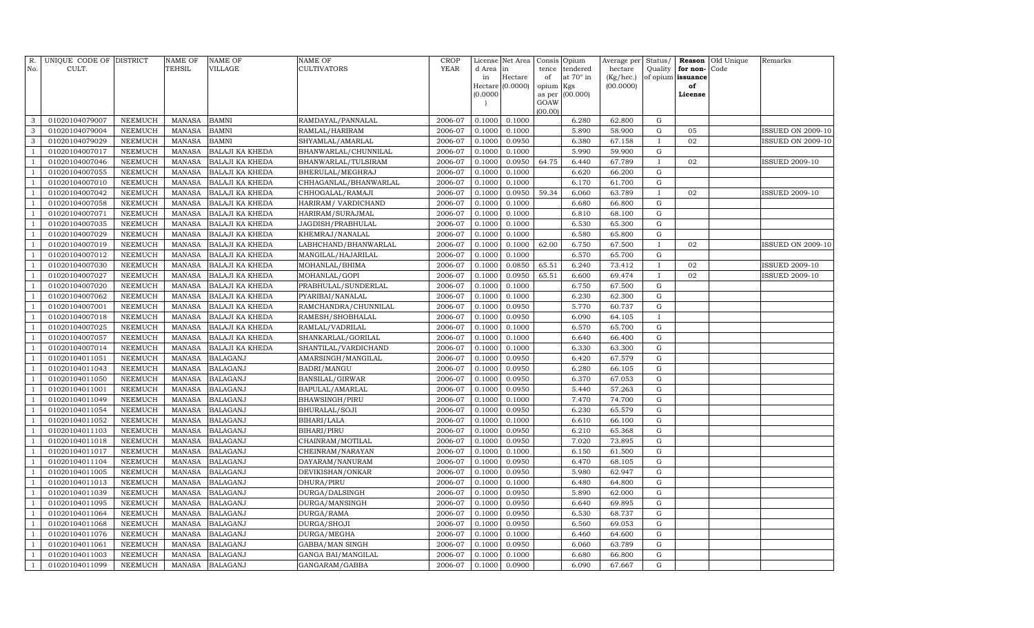| R. No. | UNIQUE CODE OF CULT. | DISTRICT | NAME OF TEHSIL | NAME OF VILLAGE | NAME OF CULTIVATORS | CROP YEAR | License d Area in Hectare (0.0000) | Net Area in Hectare (0.0000) | Consis tence of opium as per GOAW (00.00) | Opium tendered at 70° in Kgs (00.000) | Average per hectare (Kg/hec.) (00.0000) | Status/ Quality of opium | Reason for non-issuance of License | Old Unique Code | Remarks |
|---|---|---|---|---|---|---|---|---|---|---|---|---|---|---|---|
| 3 | 01020104079007 | NEEMUCH | MANASA | BAMNI | RAMDAYAL/PANNALAL | 2006-07 | 0.1000 | 0.1000 | | 6.280 | 62.800 | G | | | |
| 3 | 01020104079004 | NEEMUCH | MANASA | BAMNI | RAMLAL/HARIRAM | 2006-07 | 0.1000 | 0.1000 | | 5.890 | 58.900 | G | 05 | | ISSUED ON 2009-10 |
| 3 | 01020104079029 | NEEMUCH | MANASA | BAMNI | SHYAMLAL/AMARLAL | 2006-07 | 0.1000 | 0.0950 | | 6.380 | 67.158 | I | 02 | | ISSUED ON 2009-10 |
| 1 | 01020104007017 | NEEMUCH | MANASA | BALAJI KA KHEDA | BHANWARLAL/CHUNNILAL | 2006-07 | 0.1000 | 0.1000 | | 5.990 | 59.900 | G | | | |
| 1 | 01020104007046 | NEEMUCH | MANASA | BALAJI KA KHEDA | BHANWARLAL/TULSIRAM | 2006-07 | 0.1000 | 0.0950 | 64.75 | 6.440 | 67.789 | I | 02 | | ISSUED 2009-10 |
| 1 | 01020104007055 | NEEMUCH | MANASA | BALAJI KA KHEDA | BHERULAL/MEGHRAJ | 2006-07 | 0.1000 | 0.1000 | | 6.620 | 66.200 | G | | | |
| 1 | 01020104007010 | NEEMUCH | MANASA | BALAJI KA KHEDA | CHHAGANLAL/BHANWARLAL | 2006-07 | 0.1000 | 0.1000 | | 6.170 | 61.700 | G | | | |
| 1 | 01020104007042 | NEEMUCH | MANASA | BALAJI KA KHEDA | CHHOGALAL/RAMAJI | 2006-07 | 0.1000 | 0.0950 | 59.34 | 6.060 | 63.789 | I | 02 | | ISSUED 2009-10 |
| 1 | 01020104007058 | NEEMUCH | MANASA | BALAJI KA KHEDA | HARIRAM/ VARDICHAND | 2006-07 | 0.1000 | 0.1000 | | 6.680 | 66.800 | G | | | |
| 1 | 01020104007071 | NEEMUCH | MANASA | BALAJI KA KHEDA | HARIRAM/SURAJMAL | 2006-07 | 0.1000 | 0.1000 | | 6.810 | 68.100 | G | | | |
| 1 | 01020104007035 | NEEMUCH | MANASA | BALAJI KA KHEDA | JAGDISH/PRABHULAL | 2006-07 | 0.1000 | 0.1000 | | 6.530 | 65.300 | G | | | |
| 1 | 01020104007029 | NEEMUCH | MANASA | BALAJI KA KHEDA | KHEMRAJ/NANALAL | 2006-07 | 0.1000 | 0.1000 | | 6.580 | 65.800 | G | | | |
| 1 | 01020104007019 | NEEMUCH | MANASA | BALAJI KA KHEDA | LABHCHAND/BHANWARLAL | 2006-07 | 0.1000 | 0.1000 | 62.00 | 6.750 | 67.500 | I | 02 | | ISSUED ON 2009-10 |
| 1 | 01020104007012 | NEEMUCH | MANASA | BALAJI KA KHEDA | MANGILAL/HAJARILAL | 2006-07 | 0.1000 | 0.1000 | | 6.570 | 65.700 | G | | | |
| 1 | 01020104007030 | NEEMUCH | MANASA | BALAJI KA KHEDA | MOHANLAL/BHIMA | 2006-07 | 0.1000 | 0.0850 | 65.51 | 6.240 | 73.412 | I | 02 | | ISSUED 2009-10 |
| 1 | 01020104007027 | NEEMUCH | MANASA | BALAJI KA KHEDA | MOHANLAL/GOPI | 2006-07 | 0.1000 | 0.0950 | 65.51 | 6.600 | 69.474 | I | 02 | | ISSUED 2009-10 |
| 1 | 01020104007020 | NEEMUCH | MANASA | BALAJI KA KHEDA | PRABHULAL/SUNDERLAL | 2006-07 | 0.1000 | 0.1000 | | 6.750 | 67.500 | G | | | |
| 1 | 01020104007062 | NEEMUCH | MANASA | BALAJI KA KHEDA | PYARIBAI/NANALAL | 2006-07 | 0.1000 | 0.1000 | | 6.230 | 62.300 | G | | | |
| 1 | 01020104007001 | NEEMUCH | MANASA | BALAJI KA KHEDA | RAMCHANDRA/CHUNNILAL | 2006-07 | 0.1000 | 0.0950 | | 5.770 | 60.737 | G | | | |
| 1 | 01020104007018 | NEEMUCH | MANASA | BALAJI KA KHEDA | RAMESH/SHOBHALAL | 2006-07 | 0.1000 | 0.0950 | | 6.090 | 64.105 | I | | | |
| 1 | 01020104007025 | NEEMUCH | MANASA | BALAJI KA KHEDA | RAMLAL/VADRILAL | 2006-07 | 0.1000 | 0.1000 | | 6.570 | 65.700 | G | | | |
| 1 | 01020104007057 | NEEMUCH | MANASA | BALAJI KA KHEDA | SHANKARLAL/GORILAL | 2006-07 | 0.1000 | 0.1000 | | 6.640 | 66.400 | G | | | |
| 1 | 01020104007014 | NEEMUCH | MANASA | BALAJI KA KHEDA | SHANTILAL/VARDICHAND | 2006-07 | 0.1000 | 0.1000 | | 6.330 | 63.300 | G | | | |
| 1 | 01020104011051 | NEEMUCH | MANASA | BALAGANJ | AMARSINGH/MANGILAL | 2006-07 | 0.1000 | 0.0950 | | 6.420 | 67.579 | G | | | |
| 1 | 01020104011043 | NEEMUCH | MANASA | BALAGANJ | BADRI/MANGU | 2006-07 | 0.1000 | 0.0950 | | 6.280 | 66.105 | G | | | |
| 1 | 01020104011050 | NEEMUCH | MANASA | BALAGANJ | BANSILAL/GIRWAR | 2006-07 | 0.1000 | 0.0950 | | 6.370 | 67.053 | G | | | |
| 1 | 01020104011001 | NEEMUCH | MANASA | BALAGANJ | BAPULAL/AMARLAL | 2006-07 | 0.1000 | 0.0950 | | 5.440 | 57.263 | G | | | |
| 1 | 01020104011049 | NEEMUCH | MANASA | BALAGANJ | BHAWSINGH/PIRU | 2006-07 | 0.1000 | 0.1000 | | 7.470 | 74.700 | G | | | |
| 1 | 01020104011054 | NEEMUCH | MANASA | BALAGANJ | BHURALAL/SOJI | 2006-07 | 0.1000 | 0.0950 | | 6.230 | 65.579 | G | | | |
| 1 | 01020104011052 | NEEMUCH | MANASA | BALAGANJ | BIHARI/LALA | 2006-07 | 0.1000 | 0.1000 | | 6.610 | 66.100 | G | | | |
| 1 | 01020104011103 | NEEMUCH | MANASA | BALAGANJ | BIHARI/PIRU | 2006-07 | 0.1000 | 0.0950 | | 6.210 | 65.368 | G | | | |
| 1 | 01020104011018 | NEEMUCH | MANASA | BALAGANJ | CHAINRAM/MOTILAL | 2006-07 | 0.1000 | 0.0950 | | 7.020 | 73.895 | G | | | |
| 1 | 01020104011017 | NEEMUCH | MANASA | BALAGANJ | CHEINRAM/NARAYAN | 2006-07 | 0.1000 | 0.1000 | | 6.150 | 61.500 | G | | | |
| 1 | 01020104011104 | NEEMUCH | MANASA | BALAGANJ | DAYARAM/NANURAM | 2006-07 | 0.1000 | 0.0950 | | 6.470 | 68.105 | G | | | |
| 1 | 01020104011005 | NEEMUCH | MANASA | BALAGANJ | DEVIKISHAN/ONKAR | 2006-07 | 0.1000 | 0.0950 | | 5.980 | 62.947 | G | | | |
| 1 | 01020104011013 | NEEMUCH | MANASA | BALAGANJ | DHURA/PIRU | 2006-07 | 0.1000 | 0.1000 | | 6.480 | 64.800 | G | | | |
| 1 | 01020104011039 | NEEMUCH | MANASA | BALAGANJ | DURGA/DALSINGH | 2006-07 | 0.1000 | 0.0950 | | 5.890 | 62.000 | G | | | |
| 1 | 01020104011095 | NEEMUCH | MANASA | BALAGANJ | DURGA/MANSINGH | 2006-07 | 0.1000 | 0.0950 | | 6.640 | 69.895 | G | | | |
| 1 | 01020104011064 | NEEMUCH | MANASA | BALAGANJ | DURGA/RAMA | 2006-07 | 0.1000 | 0.0950 | | 6.530 | 68.737 | G | | | |
| 1 | 01020104011068 | NEEMUCH | MANASA | BALAGANJ | DURGA/SHOJI | 2006-07 | 0.1000 | 0.0950 | | 6.560 | 69.053 | G | | | |
| 1 | 01020104011076 | NEEMUCH | MANASA | BALAGANJ | DURGA/MEGHA | 2006-07 | 0.1000 | 0.1000 | | 6.460 | 64.600 | G | | | |
| 1 | 01020104011061 | NEEMUCH | MANASA | BALAGANJ | GABBA/MAN SINGH | 2006-07 | 0.1000 | 0.0950 | | 6.060 | 63.789 | G | | | |
| 1 | 01020104011003 | NEEMUCH | MANASA | BALAGANJ | GANGA BAI/MANGILAL | 2006-07 | 0.1000 | 0.1000 | | 6.680 | 66.800 | G | | | |
| 1 | 01020104011099 | NEEMUCH | MANASA | BALAGANJ | GANGARAM/GABBA | 2006-07 | 0.1000 | 0.0900 | | 6.090 | 67.667 | G | | | |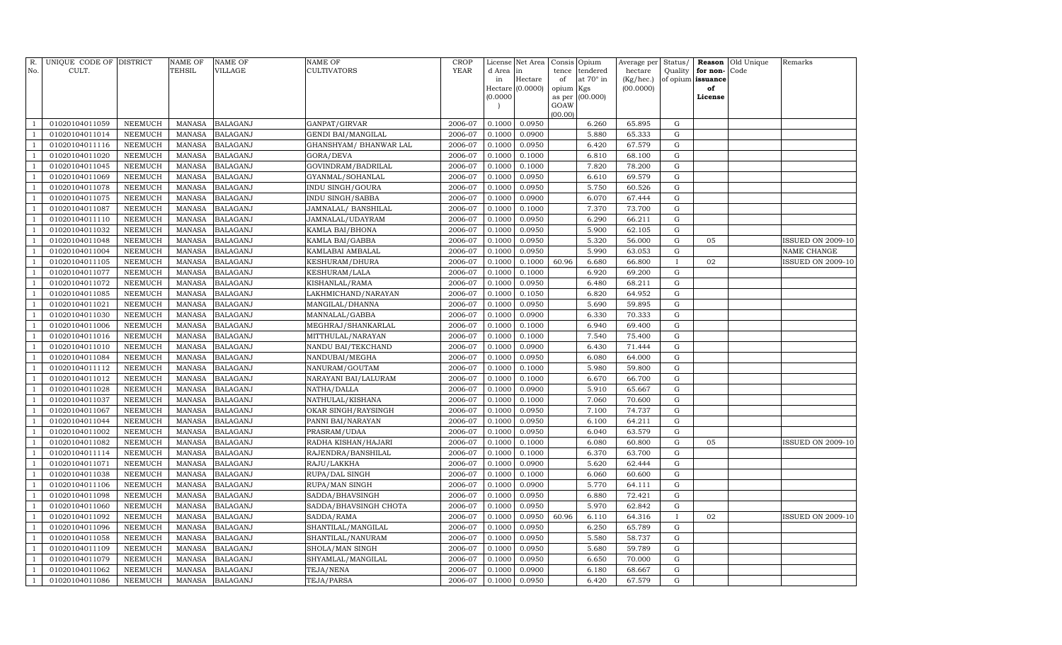| R. No. | UNIQUE CODE OF CULT. | DISTRICT | NAME OF TEHSIL | NAME OF VILLAGE | NAME OF CULTIVATORS | CROP YEAR | License d Area in Hectare (0.0000) | Net Area in Hectare (0.0000) | Consis tence of opium as per GOAW (00.00) | Opium tendered at 70° in Kgs (00.000) | Average per hectare (Kg/hec.) (00.0000) | Status/ Quality of opium | Reason for non-issuance of License | Old Unique Code | Remarks |
|---|---|---|---|---|---|---|---|---|---|---|---|---|---|---|---|
| 1 | 01020104011059 | NEEMUCH | MANASA | BALAGANJ | GANPAT/GIRVAR | 2006-07 | 0.1000 | 0.0950 | | 6.260 | 65.895 | G | | | |
| 1 | 01020104011014 | NEEMUCH | MANASA | BALAGANJ | GENDI BAI/MANGILAL | 2006-07 | 0.1000 | 0.0900 | | 5.880 | 65.333 | G | | | |
| 1 | 01020104011116 | NEEMUCH | MANASA | BALAGANJ | GHANSHYAM/ BHANWAR LAL | 2006-07 | 0.1000 | 0.0950 | | 6.420 | 67.579 | G | | | |
| 1 | 01020104011020 | NEEMUCH | MANASA | BALAGANJ | GORA/DEVA | 2006-07 | 0.1000 | 0.1000 | | 6.810 | 68.100 | G | | | |
| 1 | 01020104011045 | NEEMUCH | MANASA | BALAGANJ | GOVINDRAM/BADRILAL | 2006-07 | 0.1000 | 0.1000 | | 7.820 | 78.200 | G | | | |
| 1 | 01020104011069 | NEEMUCH | MANASA | BALAGANJ | GYANMAL/SOHANLAL | 2006-07 | 0.1000 | 0.0950 | | 6.610 | 69.579 | G | | | |
| 1 | 01020104011078 | NEEMUCH | MANASA | BALAGANJ | INDU SINGH/GOURA | 2006-07 | 0.1000 | 0.0950 | | 5.750 | 60.526 | G | | | |
| 1 | 01020104011075 | NEEMUCH | MANASA | BALAGANJ | INDU SINGH/SABBA | 2006-07 | 0.1000 | 0.0900 | | 6.070 | 67.444 | G | | | |
| 1 | 01020104011087 | NEEMUCH | MANASA | BALAGANJ | JAMNALAL/ BANSHILAL | 2006-07 | 0.1000 | 0.1000 | | 7.370 | 73.700 | G | | | |
| 1 | 01020104011110 | NEEMUCH | MANASA | BALAGANJ | JAMNALAL/UDAYRAM | 2006-07 | 0.1000 | 0.0950 | | 6.290 | 66.211 | G | | | |
| 1 | 01020104011032 | NEEMUCH | MANASA | BALAGANJ | KAMLA BAI/BHONA | 2006-07 | 0.1000 | 0.0950 | | 5.900 | 62.105 | G | | | |
| 1 | 01020104011048 | NEEMUCH | MANASA | BALAGANJ | KAMLA BAI/GABBA | 2006-07 | 0.1000 | 0.0950 | | 5.320 | 56.000 | G | 05 | | ISSUED ON 2009-10 |
| 1 | 01020104011004 | NEEMUCH | MANASA | BALAGANJ | KAMLABAI AMBALAL | 2006-07 | 0.1000 | 0.0950 | | 5.990 | 63.053 | G | | | NAME CHANGE |
| 1 | 01020104011105 | NEEMUCH | MANASA | BALAGANJ | KESHURAM/DHURA | 2006-07 | 0.1000 | 0.1000 | 60.96 | 6.680 | 66.800 | I | 02 | | ISSUED ON 2009-10 |
| 1 | 01020104011077 | NEEMUCH | MANASA | BALAGANJ | KESHURAM/LALA | 2006-07 | 0.1000 | 0.1000 | | 6.920 | 69.200 | G | | | |
| 1 | 01020104011072 | NEEMUCH | MANASA | BALAGANJ | KISHANLAL/RAMA | 2006-07 | 0.1000 | 0.0950 | | 6.480 | 68.211 | G | | | |
| 1 | 01020104011085 | NEEMUCH | MANASA | BALAGANJ | LAKHMICHAND/NARAYAN | 2006-07 | 0.1000 | 0.1050 | | 6.820 | 64.952 | G | | | |
| 1 | 01020104011021 | NEEMUCH | MANASA | BALAGANJ | MANGILAL/DHANNA | 2006-07 | 0.1000 | 0.0950 | | 5.690 | 59.895 | G | | | |
| 1 | 01020104011030 | NEEMUCH | MANASA | BALAGANJ | MANNALAL/GABBA | 2006-07 | 0.1000 | 0.0900 | | 6.330 | 70.333 | G | | | |
| 1 | 01020104011006 | NEEMUCH | MANASA | BALAGANJ | MEGHRAJ/SHANKARLAL | 2006-07 | 0.1000 | 0.1000 | | 6.940 | 69.400 | G | | | |
| 1 | 01020104011016 | NEEMUCH | MANASA | BALAGANJ | MITTHULAL/NARAYAN | 2006-07 | 0.1000 | 0.1000 | | 7.540 | 75.400 | G | | | |
| 1 | 01020104011010 | NEEMUCH | MANASA | BALAGANJ | NANDU BAI/TEKCHAND | 2006-07 | 0.1000 | 0.0900 | | 6.430 | 71.444 | G | | | |
| 1 | 01020104011084 | NEEMUCH | MANASA | BALAGANJ | NANDUBAI/MEGHA | 2006-07 | 0.1000 | 0.0950 | | 6.080 | 64.000 | G | | | |
| 1 | 01020104011112 | NEEMUCH | MANASA | BALAGANJ | NANURAM/GOUTAM | 2006-07 | 0.1000 | 0.1000 | | 5.980 | 59.800 | G | | | |
| 1 | 01020104011012 | NEEMUCH | MANASA | BALAGANJ | NARAYANI BAI/LALURAM | 2006-07 | 0.1000 | 0.1000 | | 6.670 | 66.700 | G | | | |
| 1 | 01020104011028 | NEEMUCH | MANASA | BALAGANJ | NATHA/DALLA | 2006-07 | 0.1000 | 0.0900 | | 5.910 | 65.667 | G | | | |
| 1 | 01020104011037 | NEEMUCH | MANASA | BALAGANJ | NATHULAL/KISHANA | 2006-07 | 0.1000 | 0.1000 | | 7.060 | 70.600 | G | | | |
| 1 | 01020104011067 | NEEMUCH | MANASA | BALAGANJ | OKAR SINGH/RAYSINGH | 2006-07 | 0.1000 | 0.0950 | | 7.100 | 74.737 | G | | | |
| 1 | 01020104011044 | NEEMUCH | MANASA | BALAGANJ | PANNI BAI/NARAYAN | 2006-07 | 0.1000 | 0.0950 | | 6.100 | 64.211 | G | | | |
| 1 | 01020104011002 | NEEMUCH | MANASA | BALAGANJ | PRASRAM/UDAA | 2006-07 | 0.1000 | 0.0950 | | 6.040 | 63.579 | G | | | |
| 1 | 01020104011082 | NEEMUCH | MANASA | BALAGANJ | RADHA KISHAN/HAJARI | 2006-07 | 0.1000 | 0.1000 | | 6.080 | 60.800 | G | 05 | | ISSUED ON 2009-10 |
| 1 | 01020104011114 | NEEMUCH | MANASA | BALAGANJ | RAJENDRA/BANSHILAL | 2006-07 | 0.1000 | 0.1000 | | 6.370 | 63.700 | G | | | |
| 1 | 01020104011071 | NEEMUCH | MANASA | BALAGANJ | RAJU/LAKKHA | 2006-07 | 0.1000 | 0.0900 | | 5.620 | 62.444 | G | | | |
| 1 | 01020104011038 | NEEMUCH | MANASA | BALAGANJ | RUPA/DAL SINGH | 2006-07 | 0.1000 | 0.1000 | | 6.060 | 60.600 | G | | | |
| 1 | 01020104011106 | NEEMUCH | MANASA | BALAGANJ | RUPA/MAN SINGH | 2006-07 | 0.1000 | 0.0900 | | 5.770 | 64.111 | G | | | |
| 1 | 01020104011098 | NEEMUCH | MANASA | BALAGANJ | SADDA/BHAVSINGH | 2006-07 | 0.1000 | 0.0950 | | 6.880 | 72.421 | G | | | |
| 1 | 01020104011060 | NEEMUCH | MANASA | BALAGANJ | SADDA/BHAVSINGH CHOTA | 2006-07 | 0.1000 | 0.0950 | | 5.970 | 62.842 | G | | | |
| 1 | 01020104011092 | NEEMUCH | MANASA | BALAGANJ | SADDA/RAMA | 2006-07 | 0.1000 | 0.0950 | 60.96 | 6.110 | 64.316 | I | 02 | | ISSUED ON 2009-10 |
| 1 | 01020104011096 | NEEMUCH | MANASA | BALAGANJ | SHANTILAL/MANGILAL | 2006-07 | 0.1000 | 0.0950 | | 6.250 | 65.789 | G | | | |
| 1 | 01020104011058 | NEEMUCH | MANASA | BALAGANJ | SHANTILAL/NANURAM | 2006-07 | 0.1000 | 0.0950 | | 5.580 | 58.737 | G | | | |
| 1 | 01020104011109 | NEEMUCH | MANASA | BALAGANJ | SHOLA/MAN SINGH | 2006-07 | 0.1000 | 0.0950 | | 5.680 | 59.789 | G | | | |
| 1 | 01020104011079 | NEEMUCH | MANASA | BALAGANJ | SHYAMLAL/MANGILAL | 2006-07 | 0.1000 | 0.0950 | | 6.650 | 70.000 | G | | | |
| 1 | 01020104011062 | NEEMUCH | MANASA | BALAGANJ | TEJA/NENA | 2006-07 | 0.1000 | 0.0900 | | 6.180 | 68.667 | G | | | |
| 1 | 01020104011086 | NEEMUCH | MANASA | BALAGANJ | TEJA/PARSA | 2006-07 | 0.1000 | 0.0950 | | 6.420 | 67.579 | G | | | |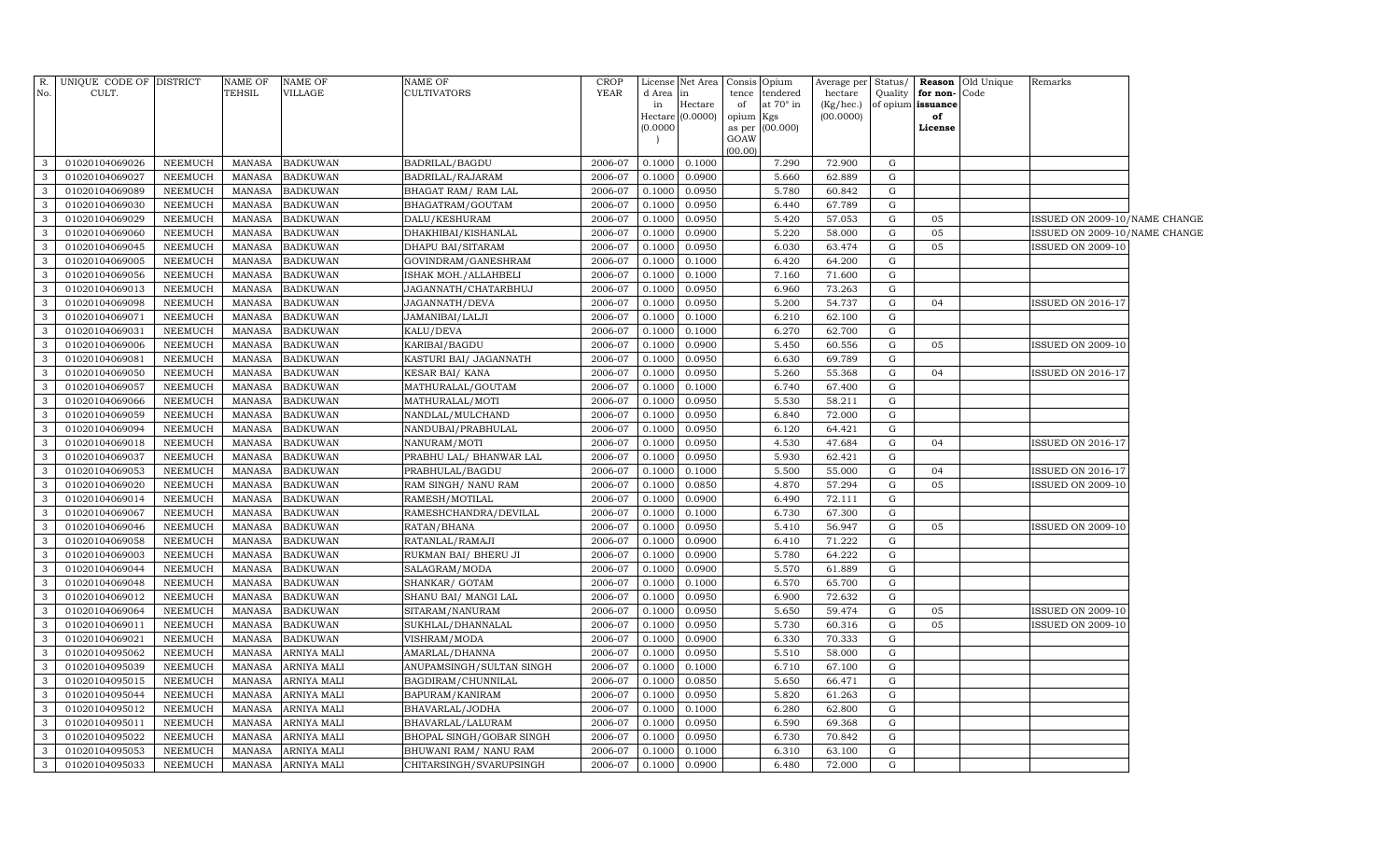| R. No. | UNIQUE CODE OF CULT. | DISTRICT | NAME OF TEHSIL | NAME OF VILLAGE | NAME OF CULTIVATORS | CROP YEAR | License d Area in Hectare (0.0000) | Net Area in Hectare (0.0000) | Consis tence of opium as per GOAW (00.00) | Opium tendered at 70° in Kgs (00.000) | Average per hectare (Kg/hec.) (00.0000) | Status/ Quality of opium | Reason for non-issuance of License | Old Unique Code | Remarks |
|---|---|---|---|---|---|---|---|---|---|---|---|---|---|---|---|
| 3 | 01020104069026 | NEEMUCH | MANASA | BADKUWAN | BADRILAL/BAGDU | 2006-07 | 0.1000 | 0.1000 | | 7.290 | 72.900 | G | | | |
| 3 | 01020104069027 | NEEMUCH | MANASA | BADKUWAN | BADRILAL/RAJARAM | 2006-07 | 0.1000 | 0.0900 | | 5.660 | 62.889 | G | | | |
| 3 | 01020104069089 | NEEMUCH | MANASA | BADKUWAN | BHAGAT RAM/ RAM LAL | 2006-07 | 0.1000 | 0.0950 | | 5.780 | 60.842 | G | | | |
| 3 | 01020104069030 | NEEMUCH | MANASA | BADKUWAN | BHAGATRAM/GOUTAM | 2006-07 | 0.1000 | 0.0950 | | 6.440 | 67.789 | G | | | |
| 3 | 01020104069029 | NEEMUCH | MANASA | BADKUWAN | DALU/KESHURAM | 2006-07 | 0.1000 | 0.0950 | | 5.420 | 57.053 | G | 05 | | ISSUED ON 2009-10/NAME CHANGE |
| 3 | 01020104069060 | NEEMUCH | MANASA | BADKUWAN | DHAKHIBAI/KISHANLAL | 2006-07 | 0.1000 | 0.0900 | | 5.220 | 58.000 | G | 05 | | ISSUED ON 2009-10/NAME CHANGE |
| 3 | 01020104069045 | NEEMUCH | MANASA | BADKUWAN | DHAPU BAI/SITARAM | 2006-07 | 0.1000 | 0.0950 | | 6.030 | 63.474 | G | 05 | | ISSUED ON 2009-10 |
| 3 | 01020104069005 | NEEMUCH | MANASA | BADKUWAN | GOVINDRAM/GANESHRAM | 2006-07 | 0.1000 | 0.1000 | | 6.420 | 64.200 | G | | | |
| 3 | 01020104069056 | NEEMUCH | MANASA | BADKUWAN | ISHAK MOH./ALLAHBELI | 2006-07 | 0.1000 | 0.1000 | | 7.160 | 71.600 | G | | | |
| 3 | 01020104069013 | NEEMUCH | MANASA | BADKUWAN | JAGANNATH/CHATARBHUJ | 2006-07 | 0.1000 | 0.0950 | | 6.960 | 73.263 | G | | | |
| 3 | 01020104069098 | NEEMUCH | MANASA | BADKUWAN | JAGANNATH/DEVA | 2006-07 | 0.1000 | 0.0950 | | 5.200 | 54.737 | G | 04 | | ISSUED ON 2016-17 |
| 3 | 01020104069071 | NEEMUCH | MANASA | BADKUWAN | JAMANIBAI/LALJI | 2006-07 | 0.1000 | 0.1000 | | 6.210 | 62.100 | G | | | |
| 3 | 01020104069031 | NEEMUCH | MANASA | BADKUWAN | KALU/DEVA | 2006-07 | 0.1000 | 0.1000 | | 6.270 | 62.700 | G | | | |
| 3 | 01020104069006 | NEEMUCH | MANASA | BADKUWAN | KARIBAI/BAGDU | 2006-07 | 0.1000 | 0.0900 | | 5.450 | 60.556 | G | 05 | | ISSUED ON 2009-10 |
| 3 | 01020104069081 | NEEMUCH | MANASA | BADKUWAN | KASTURI BAI/ JAGANNATH | 2006-07 | 0.1000 | 0.0950 | | 6.630 | 69.789 | G | | | |
| 3 | 01020104069050 | NEEMUCH | MANASA | BADKUWAN | KESAR BAI/ KANA | 2006-07 | 0.1000 | 0.0950 | | 5.260 | 55.368 | G | 04 | | ISSUED ON 2016-17 |
| 3 | 01020104069057 | NEEMUCH | MANASA | BADKUWAN | MATHURALAL/GOUTAM | 2006-07 | 0.1000 | 0.1000 | | 6.740 | 67.400 | G | | | |
| 3 | 01020104069066 | NEEMUCH | MANASA | BADKUWAN | MATHURALAL/MOTI | 2006-07 | 0.1000 | 0.0950 | | 5.530 | 58.211 | G | | | |
| 3 | 01020104069059 | NEEMUCH | MANASA | BADKUWAN | NANDLAL/MULCHAND | 2006-07 | 0.1000 | 0.0950 | | 6.840 | 72.000 | G | | | |
| 3 | 01020104069094 | NEEMUCH | MANASA | BADKUWAN | NANDUBAI/PRABHULAL | 2006-07 | 0.1000 | 0.0950 | | 6.120 | 64.421 | G | | | |
| 3 | 01020104069018 | NEEMUCH | MANASA | BADKUWAN | NANURAM/MOTI | 2006-07 | 0.1000 | 0.0950 | | 4.530 | 47.684 | G | 04 | | ISSUED ON 2016-17 |
| 3 | 01020104069037 | NEEMUCH | MANASA | BADKUWAN | PRABHU LAL/ BHANWAR LAL | 2006-07 | 0.1000 | 0.0950 | | 5.930 | 62.421 | G | | | |
| 3 | 01020104069053 | NEEMUCH | MANASA | BADKUWAN | PRABHULAL/BAGDU | 2006-07 | 0.1000 | 0.1000 | | 5.500 | 55.000 | G | 04 | | ISSUED ON 2016-17 |
| 3 | 01020104069020 | NEEMUCH | MANASA | BADKUWAN | RAM SINGH/ NANU RAM | 2006-07 | 0.1000 | 0.0850 | | 4.870 | 57.294 | G | 05 | | ISSUED ON 2009-10 |
| 3 | 01020104069014 | NEEMUCH | MANASA | BADKUWAN | RAMESH/MOTILAL | 2006-07 | 0.1000 | 0.0900 | | 6.490 | 72.111 | G | | | |
| 3 | 01020104069067 | NEEMUCH | MANASA | BADKUWAN | RAMESHCHANDRA/DEVILAL | 2006-07 | 0.1000 | 0.1000 | | 6.730 | 67.300 | G | | | |
| 3 | 01020104069046 | NEEMUCH | MANASA | BADKUWAN | RATAN/BHANA | 2006-07 | 0.1000 | 0.0950 | | 5.410 | 56.947 | G | 05 | | ISSUED ON 2009-10 |
| 3 | 01020104069058 | NEEMUCH | MANASA | BADKUWAN | RATANLAL/RAMAJI | 2006-07 | 0.1000 | 0.0900 | | 6.410 | 71.222 | G | | | |
| 3 | 01020104069003 | NEEMUCH | MANASA | BADKUWAN | RUKMAN BAI/ BHERU JI | 2006-07 | 0.1000 | 0.0900 | | 5.780 | 64.222 | G | | | |
| 3 | 01020104069044 | NEEMUCH | MANASA | BADKUWAN | SALAGRAM/MODA | 2006-07 | 0.1000 | 0.0900 | | 5.570 | 61.889 | G | | | |
| 3 | 01020104069048 | NEEMUCH | MANASA | BADKUWAN | SHANKAR/ GOTAM | 2006-07 | 0.1000 | 0.1000 | | 6.570 | 65.700 | G | | | |
| 3 | 01020104069012 | NEEMUCH | MANASA | BADKUWAN | SHANU BAI/ MANGI LAL | 2006-07 | 0.1000 | 0.0950 | | 6.900 | 72.632 | G | | | |
| 3 | 01020104069064 | NEEMUCH | MANASA | BADKUWAN | SITARAM/NANURAM | 2006-07 | 0.1000 | 0.0950 | | 5.650 | 59.474 | G | 05 | | ISSUED ON 2009-10 |
| 3 | 01020104069011 | NEEMUCH | MANASA | BADKUWAN | SUKHLAL/DHANNALAL | 2006-07 | 0.1000 | 0.0950 | | 5.730 | 60.316 | G | 05 | | ISSUED ON 2009-10 |
| 3 | 01020104069021 | NEEMUCH | MANASA | BADKUWAN | VISHRAM/MODA | 2006-07 | 0.1000 | 0.0900 | | 6.330 | 70.333 | G | | | |
| 3 | 01020104095062 | NEEMUCH | MANASA | ARNIYA MALI | AMARLAL/DHANNA | 2006-07 | 0.1000 | 0.0950 | | 5.510 | 58.000 | G | | | |
| 3 | 01020104095039 | NEEMUCH | MANASA | ARNIYA MALI | ANUPAMSINGH/SULTAN SINGH | 2006-07 | 0.1000 | 0.1000 | | 6.710 | 67.100 | G | | | |
| 3 | 01020104095015 | NEEMUCH | MANASA | ARNIYA MALI | BAGDIRAM/CHUNNILAL | 2006-07 | 0.1000 | 0.0850 | | 5.650 | 66.471 | G | | | |
| 3 | 01020104095044 | NEEMUCH | MANASA | ARNIYA MALI | BAPURAM/KANIRAM | 2006-07 | 0.1000 | 0.0950 | | 5.820 | 61.263 | G | | | |
| 3 | 01020104095012 | NEEMUCH | MANASA | ARNIYA MALI | BHAVARLAL/JODHA | 2006-07 | 0.1000 | 0.1000 | | 6.280 | 62.800 | G | | | |
| 3 | 01020104095011 | NEEMUCH | MANASA | ARNIYA MALI | BHAVARLAL/LALURAM | 2006-07 | 0.1000 | 0.0950 | | 6.590 | 69.368 | G | | | |
| 3 | 01020104095022 | NEEMUCH | MANASA | ARNIYA MALI | BHOPAL SINGH/GOBAR SINGH | 2006-07 | 0.1000 | 0.0950 | | 6.730 | 70.842 | G | | | |
| 3 | 01020104095053 | NEEMUCH | MANASA | ARNIYA MALI | BHUWANI RAM/ NANU RAM | 2006-07 | 0.1000 | 0.1000 | | 6.310 | 63.100 | G | | | |
| 3 | 01020104095033 | NEEMUCH | MANASA | ARNIYA MALI | CHITARSINGH/SVARUPSINGH | 2006-07 | 0.1000 | 0.0900 | | 6.480 | 72.000 | G | | | |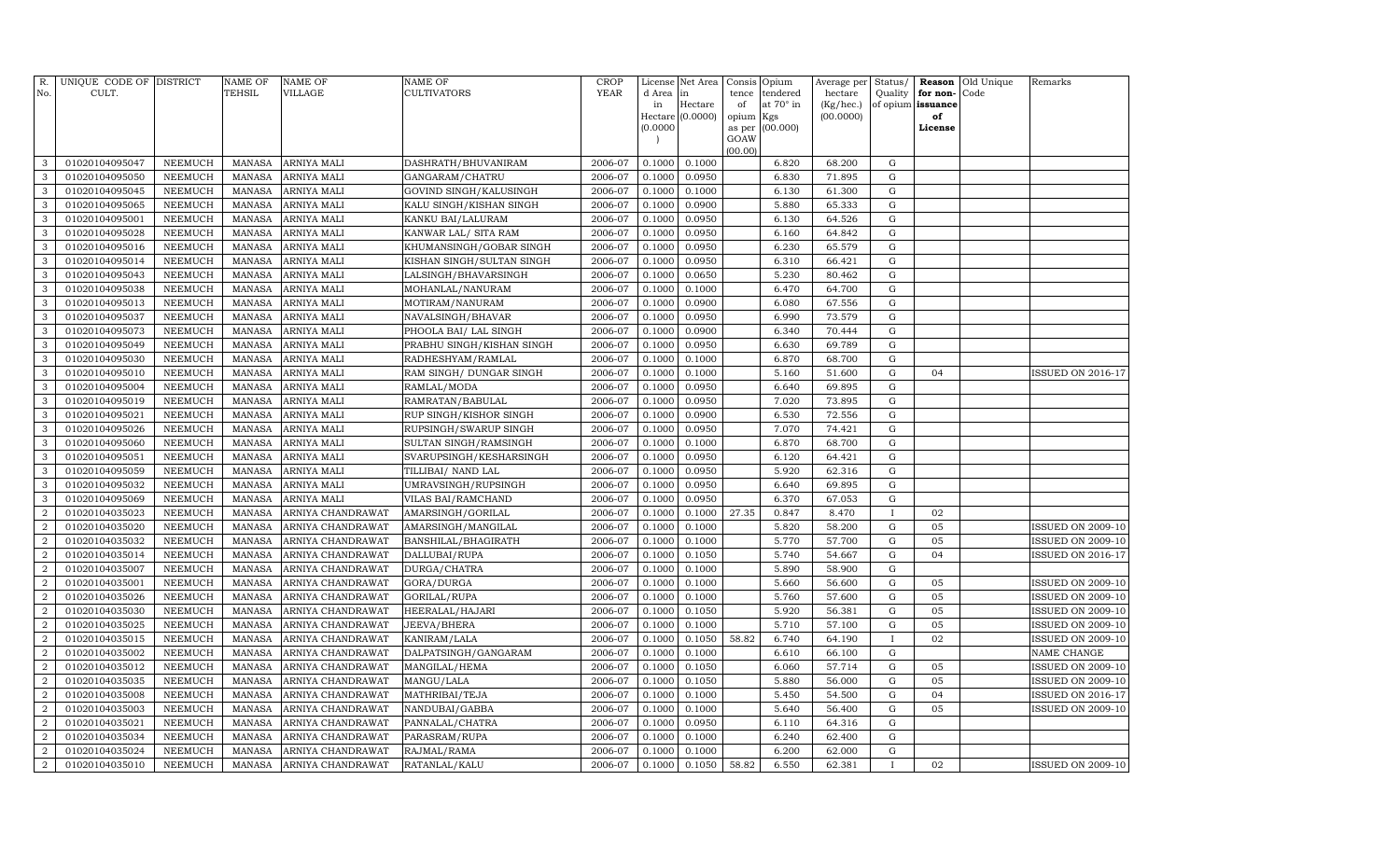| R. No. | UNIQUE CODE OF CULT. | DISTRICT | NAME OF TEHSIL | NAME OF VILLAGE | NAME OF CULTIVATORS | CROP YEAR | License d Area in Hectare (0.0000) | Net Area in Hectare (0.0000) | Consis tence of opium as per GOAW (00.00) | Opium tendered at 70° in Kgs (00.000) | Average per hectare (Kg/hec.) (00.0000) | Status/ Quality of opium | Reason for non-issuance of License | Old Unique Code | Remarks |
|---|---|---|---|---|---|---|---|---|---|---|---|---|---|---|---|
| 3 | 01020104095047 | NEEMUCH | MANASA | ARNIYA MALI | DASHRATH/BHUVANIRAM | 2006-07 | 0.1000 | 0.1000 | | 6.820 | 68.200 | G | | | |
| 3 | 01020104095050 | NEEMUCH | MANASA | ARNIYA MALI | GANGARAM/CHATRU | 2006-07 | 0.1000 | 0.0950 | | 6.830 | 71.895 | G | | | |
| 3 | 01020104095045 | NEEMUCH | MANASA | ARNIYA MALI | GOVIND SINGH/KALUSINGH | 2006-07 | 0.1000 | 0.1000 | | 6.130 | 61.300 | G | | | |
| 3 | 01020104095065 | NEEMUCH | MANASA | ARNIYA MALI | KALU SINGH/KISHAN SINGH | 2006-07 | 0.1000 | 0.0900 | | 5.880 | 65.333 | G | | | |
| 3 | 01020104095001 | NEEMUCH | MANASA | ARNIYA MALI | KANKU BAI/LALURAM | 2006-07 | 0.1000 | 0.0950 | | 6.130 | 64.526 | G | | | |
| 3 | 01020104095028 | NEEMUCH | MANASA | ARNIYA MALI | KANWAR LAL/ SITA RAM | 2006-07 | 0.1000 | 0.0950 | | 6.160 | 64.842 | G | | | |
| 3 | 01020104095016 | NEEMUCH | MANASA | ARNIYA MALI | KHUMANSINGH/GOBAR SINGH | 2006-07 | 0.1000 | 0.0950 | | 6.230 | 65.579 | G | | | |
| 3 | 01020104095014 | NEEMUCH | MANASA | ARNIYA MALI | KISHAN SINGH/SULTAN SINGH | 2006-07 | 0.1000 | 0.0950 | | 6.310 | 66.421 | G | | | |
| 3 | 01020104095043 | NEEMUCH | MANASA | ARNIYA MALI | LALSINGH/BHAVARSINGH | 2006-07 | 0.1000 | 0.0650 | | 5.230 | 80.462 | G | | | |
| 3 | 01020104095038 | NEEMUCH | MANASA | ARNIYA MALI | MOHANLAL/NANURAM | 2006-07 | 0.1000 | 0.1000 | | 6.470 | 64.700 | G | | | |
| 3 | 01020104095013 | NEEMUCH | MANASA | ARNIYA MALI | MOTIRAM/NANURAM | 2006-07 | 0.1000 | 0.0900 | | 6.080 | 67.556 | G | | | |
| 3 | 01020104095037 | NEEMUCH | MANASA | ARNIYA MALI | NAVALSINGH/BHAVAR | 2006-07 | 0.1000 | 0.0950 | | 6.990 | 73.579 | G | | | |
| 3 | 01020104095073 | NEEMUCH | MANASA | ARNIYA MALI | PHOOLA BAI/ LAL SINGH | 2006-07 | 0.1000 | 0.0900 | | 6.340 | 70.444 | G | | | |
| 3 | 01020104095049 | NEEMUCH | MANASA | ARNIYA MALI | PRABHU SINGH/KISHAN SINGH | 2006-07 | 0.1000 | 0.0950 | | 6.630 | 69.789 | G | | | |
| 3 | 01020104095030 | NEEMUCH | MANASA | ARNIYA MALI | RADHESHYAM/RAMLAL | 2006-07 | 0.1000 | 0.1000 | | 6.870 | 68.700 | G | | | |
| 3 | 01020104095010 | NEEMUCH | MANASA | ARNIYA MALI | RAM SINGH/ DUNGAR SINGH | 2006-07 | 0.1000 | 0.1000 | | 5.160 | 51.600 | G | 04 | | ISSUED ON 2016-17 |
| 3 | 01020104095004 | NEEMUCH | MANASA | ARNIYA MALI | RAMLAL/MODA | 2006-07 | 0.1000 | 0.0950 | | 6.640 | 69.895 | G | | | |
| 3 | 01020104095019 | NEEMUCH | MANASA | ARNIYA MALI | RAMRATAN/BABULAL | 2006-07 | 0.1000 | 0.0950 | | 7.020 | 73.895 | G | | | |
| 3 | 01020104095021 | NEEMUCH | MANASA | ARNIYA MALI | RUP SINGH/KISHOR SINGH | 2006-07 | 0.1000 | 0.0900 | | 6.530 | 72.556 | G | | | |
| 3 | 01020104095026 | NEEMUCH | MANASA | ARNIYA MALI | RUPSINGH/SWARUP SINGH | 2006-07 | 0.1000 | 0.0950 | | 7.070 | 74.421 | G | | | |
| 3 | 01020104095060 | NEEMUCH | MANASA | ARNIYA MALI | SULTAN SINGH/RAMSINGH | 2006-07 | 0.1000 | 0.1000 | | 6.870 | 68.700 | G | | | |
| 3 | 01020104095051 | NEEMUCH | MANASA | ARNIYA MALI | SVARUPSINGH/KESHARSINGH | 2006-07 | 0.1000 | 0.0950 | | 6.120 | 64.421 | G | | | |
| 3 | 01020104095059 | NEEMUCH | MANASA | ARNIYA MALI | TILLIBAI/ NAND LAL | 2006-07 | 0.1000 | 0.0950 | | 5.920 | 62.316 | G | | | |
| 3 | 01020104095032 | NEEMUCH | MANASA | ARNIYA MALI | UMRAVSINGH/RUPSINGH | 2006-07 | 0.1000 | 0.0950 | | 6.640 | 69.895 | G | | | |
| 3 | 01020104095069 | NEEMUCH | MANASA | ARNIYA MALI | VILAS BAI/RAMCHAND | 2006-07 | 0.1000 | 0.0950 | | 6.370 | 67.053 | G | | | |
| 2 | 01020104035023 | NEEMUCH | MANASA | ARNIYA CHANDRAWAT | AMARSINGH/GORILAL | 2006-07 | 0.1000 | 0.1000 | 27.35 | 0.847 | 8.470 | I | 02 | | |
| 2 | 01020104035020 | NEEMUCH | MANASA | ARNIYA CHANDRAWAT | AMARSINGH/MANGILAL | 2006-07 | 0.1000 | 0.1000 | | 5.820 | 58.200 | G | 05 | | ISSUED ON 2009-10 |
| 2 | 01020104035032 | NEEMUCH | MANASA | ARNIYA CHANDRAWAT | BANSHILAL/BHAGIRATH | 2006-07 | 0.1000 | 0.1000 | | 5.770 | 57.700 | G | 05 | | ISSUED ON 2009-10 |
| 2 | 01020104035014 | NEEMUCH | MANASA | ARNIYA CHANDRAWAT | DALLUBAI/RUPA | 2006-07 | 0.1000 | 0.1050 | | 5.740 | 54.667 | G | 04 | | ISSUED ON 2016-17 |
| 2 | 01020104035007 | NEEMUCH | MANASA | ARNIYA CHANDRAWAT | DURGA/CHATRA | 2006-07 | 0.1000 | 0.1000 | | 5.890 | 58.900 | G | | | |
| 2 | 01020104035001 | NEEMUCH | MANASA | ARNIYA CHANDRAWAT | GORA/DURGA | 2006-07 | 0.1000 | 0.1000 | | 5.660 | 56.600 | G | 05 | | ISSUED ON 2009-10 |
| 2 | 01020104035026 | NEEMUCH | MANASA | ARNIYA CHANDRAWAT | GORILAL/RUPA | 2006-07 | 0.1000 | 0.1000 | | 5.760 | 57.600 | G | 05 | | ISSUED ON 2009-10 |
| 2 | 01020104035030 | NEEMUCH | MANASA | ARNIYA CHANDRAWAT | HEERALAL/HAJARI | 2006-07 | 0.1000 | 0.1050 | | 5.920 | 56.381 | G | 05 | | ISSUED ON 2009-10 |
| 2 | 01020104035025 | NEEMUCH | MANASA | ARNIYA CHANDRAWAT | JEEVA/BHERA | 2006-07 | 0.1000 | 0.1000 | | 5.710 | 57.100 | G | 05 | | ISSUED ON 2009-10 |
| 2 | 01020104035015 | NEEMUCH | MANASA | ARNIYA CHANDRAWAT | KANIRAM/LALA | 2006-07 | 0.1000 | 0.1050 | 58.82 | 6.740 | 64.190 | I | 02 | | ISSUED ON 2009-10 |
| 2 | 01020104035002 | NEEMUCH | MANASA | ARNIYA CHANDRAWAT | DALPATSINGH/GANGARAM | 2006-07 | 0.1000 | 0.1000 | | 6.610 | 66.100 | G | | | NAME CHANGE |
| 2 | 01020104035012 | NEEMUCH | MANASA | ARNIYA CHANDRAWAT | MANGILAL/HEMA | 2006-07 | 0.1000 | 0.1050 | | 6.060 | 57.714 | G | 05 | | ISSUED ON 2009-10 |
| 2 | 01020104035035 | NEEMUCH | MANASA | ARNIYA CHANDRAWAT | MANGU/LALA | 2006-07 | 0.1000 | 0.1050 | | 5.880 | 56.000 | G | 05 | | ISSUED ON 2009-10 |
| 2 | 01020104035008 | NEEMUCH | MANASA | ARNIYA CHANDRAWAT | MATHRIBAI/TEJA | 2006-07 | 0.1000 | 0.1000 | | 5.450 | 54.500 | G | 04 | | ISSUED ON 2016-17 |
| 2 | 01020104035003 | NEEMUCH | MANASA | ARNIYA CHANDRAWAT | NANDUBAI/GABBA | 2006-07 | 0.1000 | 0.1000 | | 5.640 | 56.400 | G | 05 | | ISSUED ON 2009-10 |
| 2 | 01020104035021 | NEEMUCH | MANASA | ARNIYA CHANDRAWAT | PANNALAL/CHATRA | 2006-07 | 0.1000 | 0.0950 | | 6.110 | 64.316 | G | | | |
| 2 | 01020104035034 | NEEMUCH | MANASA | ARNIYA CHANDRAWAT | PARASRAM/RUPA | 2006-07 | 0.1000 | 0.1000 | | 6.240 | 62.400 | G | | | |
| 2 | 01020104035024 | NEEMUCH | MANASA | ARNIYA CHANDRAWAT | RAJMAL/RAMA | 2006-07 | 0.1000 | 0.1000 | | 6.200 | 62.000 | G | | | |
| 2 | 01020104035010 | NEEMUCH | MANASA | ARNIYA CHANDRAWAT | RATANLAL/KALU | 2006-07 | 0.1000 | 0.1050 | 58.82 | 6.550 | 62.381 | I | 02 | | ISSUED ON 2009-10 |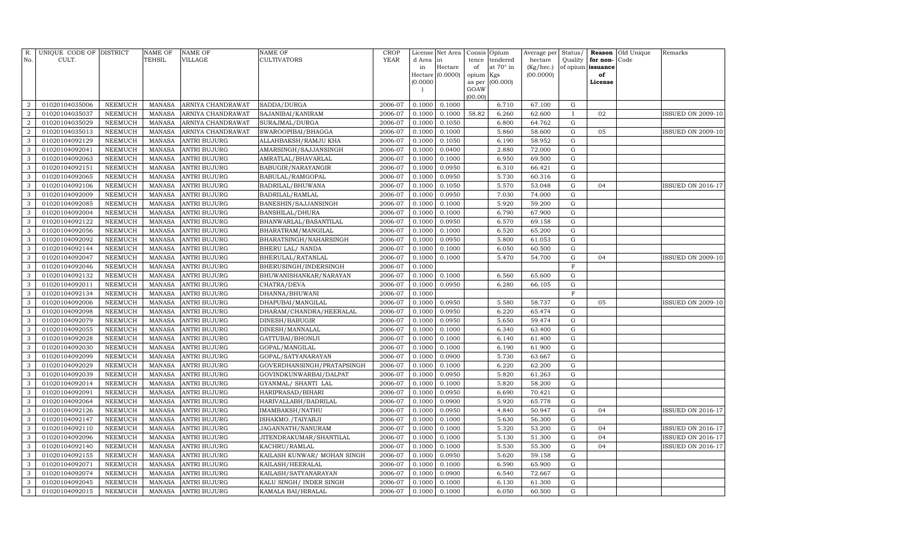| R. No. | UNIQUE CODE OF CULT. | DISTRICT | NAME OF TEHSIL | NAME OF VILLAGE | NAME OF CULTIVATORS | CROP YEAR | License d Area in Hectare (0.0000) | Net Area in Hectare (0.0000) | Consis tence of opium as per GOAW (00.00) | Opium tendered at 70° in Kgs (00.000) | Average per hectare (Kg/hec.) (00.0000) | Status/ Quality of opium | Reason for non- issuance of License | Old Unique Code | Remarks |
|---|---|---|---|---|---|---|---|---|---|---|---|---|---|---|---|
| 2 | 01020104035006 | NEEMUCH | MANASA | ARNIYA CHANDRAWAT | SADDA/DURGA | 2006-07 | 0.1000 | 0.1000 | | 6.710 | 67.100 | G | | | |
| 2 | 01020104035037 | NEEMUCH | MANASA | ARNIYA CHANDRAWAT | SAJANIBAI/KANIRAM | 2006-07 | 0.1000 | 0.1000 | 58.82 | 6.260 | 62.600 | I | 02 | | ISSUED ON 2009-10 |
| 2 | 01020104035029 | NEEMUCH | MANASA | ARNIYA CHANDRAWAT | SURAJMAL/DURGA | 2006-07 | 0.1000 | 0.1050 | | 6.800 | 64.762 | G | | | |
| 2 | 01020104035013 | NEEMUCH | MANASA | ARNIYA CHANDRAWAT | SWAROOPIBAI/BHAGGA | 2006-07 | 0.1000 | 0.1000 | | 5.860 | 58.600 | G | 05 | | ISSUED ON 2009-10 |
| 3 | 01020104092129 | NEEMUCH | MANASA | ANTRI BUJURG | ALLAHBAKSH/RAMJU KHA | 2006-07 | 0.1000 | 0.1050 | | 6.190 | 58.952 | G | | | |
| 3 | 01020104092041 | NEEMUCH | MANASA | ANTRI BUJURG | AMARSINGH/SAJJANSINGH | 2006-07 | 0.1000 | 0.0400 | | 2.880 | 72.000 | G | | | |
| 3 | 01020104092063 | NEEMUCH | MANASA | ANTRI BUJURG | AMRATLAL/BHAVARLAL | 2006-07 | 0.1000 | 0.1000 | | 6.950 | 69.500 | G | | | |
| 3 | 01020104092151 | NEEMUCH | MANASA | ANTRI BUJURG | BABUGIR/NARAYANGIR | 2006-07 | 0.1000 | 0.0950 | | 6.310 | 66.421 | G | | | |
| 3 | 01020104092065 | NEEMUCH | MANASA | ANTRI BUJURG | BABULAL/RAMGOPAL | 2006-07 | 0.1000 | 0.0950 | | 5.730 | 60.316 | G | | | |
| 3 | 01020104092106 | NEEMUCH | MANASA | ANTRI BUJURG | BADRILAL/BHUWANA | 2006-07 | 0.1000 | 0.1050 | | 5.570 | 53.048 | G | 04 | | ISSUED ON 2016-17 |
| 3 | 01020104092009 | NEEMUCH | MANASA | ANTRI BUJURG | BADRILAL/RAMLAL | 2006-07 | 0.1000 | 0.0950 | | 7.030 | 74.000 | G | | | |
| 3 | 01020104092085 | NEEMUCH | MANASA | ANTRI BUJURG | BANESHIN/SAJJANSINGH | 2006-07 | 0.1000 | 0.1000 | | 5.920 | 59.200 | G | | | |
| 3 | 01020104092004 | NEEMUCH | MANASA | ANTRI BUJURG | BANSHILAL/DHURA | 2006-07 | 0.1000 | 0.1000 | | 6.790 | 67.900 | G | | | |
| 3 | 01020104092122 | NEEMUCH | MANASA | ANTRI BUJURG | BHANWARLAL/BASANTILAL | 2006-07 | 0.1000 | 0.0950 | | 6.570 | 69.158 | G | | | |
| 3 | 01020104092056 | NEEMUCH | MANASA | ANTRI BUJURG | BHARATRAM/MANGILAL | 2006-07 | 0.1000 | 0.1000 | | 6.520 | 65.200 | G | | | |
| 3 | 01020104092092 | NEEMUCH | MANASA | ANTRI BUJURG | BHARATSINGH/NAHARSINGH | 2006-07 | 0.1000 | 0.0950 | | 5.800 | 61.053 | G | | | |
| 3 | 01020104092144 | NEEMUCH | MANASA | ANTRI BUJURG | BHERU LAL/ NANDA | 2006-07 | 0.1000 | 0.1000 | | 6.050 | 60.500 | G | | | |
| 3 | 01020104092047 | NEEMUCH | MANASA | ANTRI BUJURG | BHERULAL/RATANLAL | 2006-07 | 0.1000 | 0.1000 | | 5.470 | 54.700 | G | 04 | | ISSUED ON 2009-10 |
| 3 | 01020104092046 | NEEMUCH | MANASA | ANTRI BUJURG | BHERUSINGH/INDERSINGH | 2006-07 | 0.1000 | | | | | F | | | |
| 3 | 01020104092132 | NEEMUCH | MANASA | ANTRI BUJURG | BHUWANISHANKAR/NARAYAN | 2006-07 | 0.1000 | 0.1000 | | 6.560 | 65.600 | G | | | |
| 3 | 01020104092011 | NEEMUCH | MANASA | ANTRI BUJURG | CHATRA/DEVA | 2006-07 | 0.1000 | 0.0950 | | 6.280 | 66.105 | G | | | |
| 3 | 01020104092134 | NEEMUCH | MANASA | ANTRI BUJURG | DHANNA/BHUWANI | 2006-07 | 0.1000 | | | | | F | | | |
| 3 | 01020104092006 | NEEMUCH | MANASA | ANTRI BUJURG | DHAPUBAI/MANGILAL | 2006-07 | 0.1000 | 0.0950 | | 5.580 | 58.737 | G | 05 | | ISSUED ON 2009-10 |
| 3 | 01020104092098 | NEEMUCH | MANASA | ANTRI BUJURG | DHARAM/CHANDRA/HEERALAL | 2006-07 | 0.1000 | 0.0950 | | 6.220 | 65.474 | G | | | |
| 3 | 01020104092079 | NEEMUCH | MANASA | ANTRI BUJURG | DINESH/BABUGIR | 2006-07 | 0.1000 | 0.0950 | | 5.650 | 59.474 | G | | | |
| 3 | 01020104092055 | NEEMUCH | MANASA | ANTRI BUJURG | DINESH/MANNALAL | 2006-07 | 0.1000 | 0.1000 | | 6.340 | 63.400 | G | | | |
| 3 | 01020104092028 | NEEMUCH | MANASA | ANTRI BUJURG | GATTUBAI/BHONIJI | 2006-07 | 0.1000 | 0.1000 | | 6.140 | 61.400 | G | | | |
| 3 | 01020104092030 | NEEMUCH | MANASA | ANTRI BUJURG | GOPAL/MANGILAL | 2006-07 | 0.1000 | 0.1000 | | 6.190 | 61.900 | G | | | |
| 3 | 01020104092099 | NEEMUCH | MANASA | ANTRI BUJURG | GOPAL/SATYANARAYAN | 2006-07 | 0.1000 | 0.0900 | | 5.730 | 63.667 | G | | | |
| 3 | 01020104092029 | NEEMUCH | MANASA | ANTRI BUJURG | GOVERDHANSINGH/PRATAPSINGH | 2006-07 | 0.1000 | 0.1000 | | 6.220 | 62.200 | G | | | |
| 3 | 01020104092039 | NEEMUCH | MANASA | ANTRI BUJURG | GOVINDKUNWARBAI/DALPAT | 2006-07 | 0.1000 | 0.0950 | | 5.820 | 61.263 | G | | | |
| 3 | 01020104092014 | NEEMUCH | MANASA | ANTRI BUJURG | GYANMAL/ SHANTI LAL | 2006-07 | 0.1000 | 0.1000 | | 5.820 | 58.200 | G | | | |
| 3 | 01020104092091 | NEEMUCH | MANASA | ANTRI BUJURG | HARIPRASAD/BIHARI | 2006-07 | 0.1000 | 0.0950 | | 6.690 | 70.421 | G | | | |
| 3 | 01020104092064 | NEEMUCH | MANASA | ANTRI BUJURG | HARIVALLABH/BADRILAL | 2006-07 | 0.1000 | 0.0900 | | 5.920 | 65.778 | G | | | |
| 3 | 01020104092126 | NEEMUCH | MANASA | ANTRI BUJURG | IMAMBAKSH/NATHU | 2006-07 | 0.1000 | 0.0950 | | 4.840 | 50.947 | G | 04 | | ISSUED ON 2016-17 |
| 3 | 01020104092147 | NEEMUCH | MANASA | ANTRI BUJURG | ISHAKMO./TAIYABJI | 2006-07 | 0.1000 | 0.1000 | | 5.630 | 56.300 | G | | | |
| 3 | 01020104092110 | NEEMUCH | MANASA | ANTRI BUJURG | JAGANNATH/NANURAM | 2006-07 | 0.1000 | 0.1000 | | 5.320 | 53.200 | G | 04 | | ISSUED ON 2016-17 |
| 3 | 01020104092096 | NEEMUCH | MANASA | ANTRI BUJURG | JITENDRAKUMAR/SHANTILAL | 2006-07 | 0.1000 | 0.1000 | | 5.130 | 51.300 | G | 04 | | ISSUED ON 2016-17 |
| 3 | 01020104092140 | NEEMUCH | MANASA | ANTRI BUJURG | KACHRU/RAMLAL | 2006-07 | 0.1000 | 0.1000 | | 5.530 | 55.300 | G | 04 | | ISSUED ON 2016-17 |
| 3 | 01020104092155 | NEEMUCH | MANASA | ANTRI BUJURG | KAILASH KUNWAR/ MOHAN SINGH | 2006-07 | 0.1000 | 0.0950 | | 5.620 | 59.158 | G | | | |
| 3 | 01020104092071 | NEEMUCH | MANASA | ANTRI BUJURG | KAILASH/HEERALAL | 2006-07 | 0.1000 | 0.1000 | | 6.590 | 65.900 | G | | | |
| 3 | 01020104092074 | NEEMUCH | MANASA | ANTRI BUJURG | KAILASH/SATYANARAYAN | 2006-07 | 0.1000 | 0.0900 | | 6.540 | 72.667 | G | | | |
| 3 | 01020104092045 | NEEMUCH | MANASA | ANTRI BUJURG | KALU SINGH/ INDER SINGH | 2006-07 | 0.1000 | 0.1000 | | 6.130 | 61.300 | G | | | |
| 3 | 01020104092015 | NEEMUCH | MANASA | ANTRI BUJURG | KAMALA BAI/HIRALAL | 2006-07 | 0.1000 | 0.1000 | | 6.050 | 60.500 | G | | | |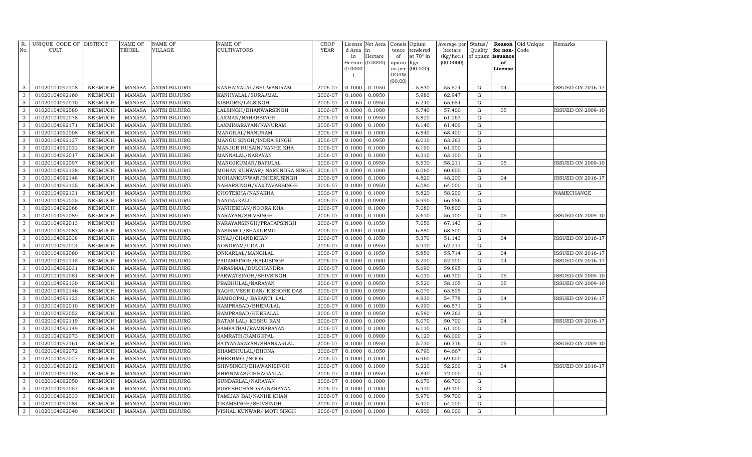| R. No. | UNIQUE CODE OF CULT. | DISTRICT | NAME OF TEHSIL | NAME OF VILLAGE | NAME OF CULTIVATORS | CROP YEAR | License d Area in Hectare (0.0000) | Net Area in Hectare (0.0000) | Consis tence of opium as per GOAW (00.00) | Opium tendered at 70° in Kgs (00.000) | Average per hectare (Kg/hec.) (00.0000) | Status/ Quality of opium | Reason for non-issuance of License | Old Unique Code | Remarks |
|---|---|---|---|---|---|---|---|---|---|---|---|---|---|---|---|
| 3 | 01020104092128 | NEEMUCH | MANASA | ANTRI BUJURG | KANHAIYALAL/BHUWANIRAM | 2006-07 | 0.1000 | 0.1050 | | 5.830 | 55.524 | G | 04 | | ISSUED ON 2016-17 |
| 3 | 01020104092160 | NEEMUCH | MANASA | ANTRI BUJURG | KANHYALAL/SURAJMAL | 2006-07 | 0.1000 | 0.0950 | | 5.980 | 62.947 | G | | | |
| 3 | 01020104092070 | NEEMUCH | MANASA | ANTRI BUJURG | KISHORE/LALSINGH | 2006-07 | 0.1000 | 0.0950 | | 6.240 | 65.684 | G | | | |
| 3 | 01020104092080 | NEEMUCH | MANASA | ANTRI BUJURG | LALSINGH/BHANWARSINGH | 2006-07 | 0.1000 | 0.1000 | | 5.740 | 57.400 | G | 05 | | ISSUED ON 2009-10 |
| 3 | 01020104092078 | NEEMUCH | MANASA | ANTRI BUJURG | LAXMAN/NAHARSINGH | 2006-07 | 0.1000 | 0.0950 | | 5.820 | 61.263 | G | | | |
| 3 | 01020104092171 | NEEMUCH | MANASA | ANTRI BUJURG | LAXMINARAYAN/NANURAM | 2006-07 | 0.1000 | 0.1000 | | 6.140 | 61.400 | G | | | |
| 3 | 01020104092008 | NEEMUCH | MANASA | ANTRI BUJURG | MANGILAL/NANURAM | 2006-07 | 0.1000 | 0.1000 | | 6.840 | 68.400 | G | | | |
| 3 | 01020104092137 | NEEMUCH | MANASA | ANTRI BUJURG | MANGU SINGH/INDRA SINGH | 2006-07 | 0.1000 | 0.0950 | | 6.010 | 63.263 | G | | | |
| 3 | 01020104092032 | NEEMUCH | MANASA | ANTRI BUJURG | MANJUR HUSAIN/NANHE KHA | 2006-07 | 0.1000 | 0.1000 | | 6.190 | 61.900 | G | | | |
| 3 | 01020104092017 | NEEMUCH | MANASA | ANTRI BUJURG | MANNALAL/NARAYAN | 2006-07 | 0.1000 | 0.1000 | | 6.310 | 63.100 | G | | | |
| 3 | 01020104092097 | NEEMUCH | MANASA | ANTRI BUJURG | MANOJKUMAR/BAPULAL | 2006-07 | 0.1000 | 0.0950 | | 5.530 | 58.211 | G | 05 | | ISSUED ON 2009-10 |
| 3 | 01020104092138 | NEEMUCH | MANASA | ANTRI BUJURG | MOHAN KUNWAR/ NARENDRA SINGH | 2006-07 | 0.1000 | 0.1000 | | 6.060 | 60.600 | G | | | |
| 3 | 01020104092148 | NEEMUCH | MANASA | ANTRI BUJURG | MOHANKUNWAR/BHERUSINGH | 2006-07 | 0.1000 | 0.1000 | | 4.820 | 48.200 | G | 04 | | ISSUED ON 2016-17 |
| 3 | 01020104092125 | NEEMUCH | MANASA | ANTRI BUJURG | NAHARSINGH/VAKTAVARSINGH | 2006-07 | 0.1000 | 0.0950 | | 6.080 | 64.000 | G | | | |
| 3 | 01020104092131 | NEEMUCH | MANASA | ANTRI BUJURG | CHOTEKHA/NANAKHA | 2006-07 | 0.1000 | 0.1000 | | 5.820 | 58.200 | G | | | NAMECHANGE |
| 3 | 01020104092025 | NEEMUCH | MANASA | ANTRI BUJURG | NANDA/KALU | 2006-07 | 0.1000 | 0.0900 | | 5.990 | 66.556 | G | | | |
| 3 | 01020104092068 | NEEMUCH | MANASA | ANTRI BUJURG | NANHEKHAN/NOORA KHA | 2006-07 | 0.1000 | 0.1000 | | 7.080 | 70.800 | G | | | |
| 3 | 01020104092089 | NEEMUCH | MANASA | ANTRI BUJURG | NARAYAN/SHIVSINGH | 2006-07 | 0.1000 | 0.1000 | | 5.610 | 56.100 | G | 05 | | ISSUED ON 2009-10 |
| 3 | 01020104092013 | NEEMUCH | MANASA | ANTRI BUJURG | NARAYANSINGH/PRATAPSINGH | 2006-07 | 0.1000 | 0.1050 | | 7.050 | 67.143 | G | | | |
| 3 | 01020104092083 | NEEMUCH | MANASA | ANTRI BUJURG | NASIRMO./SHAKURMO. | 2006-07 | 0.1000 | 0.1000 | | 6.880 | 68.800 | G | | | |
| 3 | 01020104092038 | NEEMUCH | MANASA | ANTRI BUJURG | NIYAJ/CHANDKHAN | 2006-07 | 0.1000 | 0.1050 | | 5.370 | 51.143 | G | 04 | | ISSUED ON 2016-17 |
| 3 | 01020104092024 | NEEMUCH | MANASA | ANTRI BUJURG | NONDRAM/UDA JI | 2006-07 | 0.1000 | 0.0950 | | 5.910 | 62.211 | G | | | |
| 3 | 01020104092060 | NEEMUCH | MANASA | ANTRI BUJURG | ONKARLAL/MANGILAL | 2006-07 | 0.1000 | 0.1050 | | 5.850 | 55.714 | G | 04 | | ISSUED ON 2016-17 |
| 3 | 01020104092115 | NEEMUCH | MANASA | ANTRI BUJURG | PADAMSINGH/KALUSINGH | 2006-07 | 0.1000 | 0.1000 | | 5.290 | 52.900 | G | 04 | | ISSUED ON 2016-17 |
| 3 | 01020104092031 | NEEMUCH | MANASA | ANTRI BUJURG | PARASMAL/DULCHANDRA | 2006-07 | 0.1000 | 0.0950 | | 5.690 | 59.895 | G | | | |
| 3 | 01020104092081 | NEEMUCH | MANASA | ANTRI BUJURG | PARWATSINGH/SHIVSINGH | 2006-07 | 0.1000 | 0.1000 | | 6.030 | 60.300 | G | 05 | | ISSUED ON 2009-10 |
| 3 | 01020104092130 | NEEMUCH | MANASA | ANTRI BUJURG | PRABHULAL/NARAYAN | 2006-07 | 0.1000 | 0.0950 | | 5.520 | 58.105 | G | 05 | | ISSUED ON 2009-10 |
| 3 | 01020104092146 | NEEMUCH | MANASA | ANTRI BUJURG | RAGHUVEER DAS/ KISHORE DAS | 2006-07 | 0.1000 | 0.0950 | | 6.070 | 63.895 | G | | | |
| 3 | 01020104092123 | NEEMUCH | MANASA | ANTRI BUJURG | RAMGOPAL/ BASANTI LAL | 2006-07 | 0.1000 | 0.0900 | | 4.930 | 54.778 | G | 04 | | ISSUED ON 2016-17 |
| 3 | 01020104092010 | NEEMUCH | MANASA | ANTRI BUJURG | RAMPRASAD/BHERULAL | 2006-07 | 0.1000 | 0.1050 | | 6.990 | 66.571 | G | | | |
| 3 | 01020104092052 | NEEMUCH | MANASA | ANTRI BUJURG | RAMPRASAD/HEERALAL | 2006-07 | 0.1000 | 0.0950 | | 6.580 | 69.263 | G | | | |
| 3 | 01020104092119 | NEEMUCH | MANASA | ANTRI BUJURG | RATAN LAL/ KESHU RAM | 2006-07 | 0.1000 | 0.1000 | | 5.070 | 50.700 | G | 04 | | ISSUED ON 2016-17 |
| 3 | 01020104092149 | NEEMUCH | MANASA | ANTRI BUJURG | SAMPATBAI/RAMNARAYAN | 2006-07 | 0.1000 | 0.1000 | | 6.110 | 61.100 | G | | | |
| 3 | 01020104092073 | NEEMUCH | MANASA | ANTRI BUJURG | SAMRATH/RAMGOPAL | 2006-07 | 0.1000 | 0.0900 | | 6.120 | 68.000 | G | | | |
| 3 | 01020104092161 | NEEMUCH | MANASA | ANTRI BUJURG | SATYANARAYAN/SHANKARLAL | 2006-07 | 0.1000 | 0.0950 | | 5.730 | 60.316 | G | 05 | | ISSUED ON 2009-10 |
| 3 | 01020104092072 | NEEMUCH | MANASA | ANTRI BUJURG | SHAMBHULAL/BHONA | 2006-07 | 0.1000 | 0.1050 | | 6.790 | 64.667 | G | | | |
| 3 | 01020104092027 | NEEMUCH | MANASA | ANTRI BUJURG | SHEKHMO./NOOR | 2006-07 | 0.1000 | 0.1000 | | 6.960 | 69.600 | G | | | |
| 3 | 01020104092012 | NEEMUCH | MANASA | ANTRI BUJURG | SHIVSINGH/BHAWANISINGH | 2006-07 | 0.1000 | 0.1000 | | 5.220 | 52.200 | G | 04 | | ISSUED ON 2016-17 |
| 3 | 01020104092103 | NEEMUCH | MANASA | ANTRI BUJURG | SHRINIWAS/CHHAGANLAL | 2006-07 | 0.1000 | 0.0950 | | 6.840 | 72.000 | G | | | |
| 3 | 01020104092050 | NEEMUCH | MANASA | ANTRI BUJURG | SUNDARLAL/NARAYAN | 2006-07 | 0.1000 | 0.1000 | | 6.670 | 66.700 | G | | | |
| 3 | 01020104092057 | NEEMUCH | MANASA | ANTRI BUJURG | SURESHCHANDRA/NARAYAN | 2006-07 | 0.1000 | 0.1000 | | 6.910 | 69.100 | G | | | |
| 3 | 01020104092033 | NEEMUCH | MANASA | ANTRI BUJURG | TAMIJAN BAI/NANHE KHAN | 2006-07 | 0.1000 | 0.1000 | | 5.970 | 59.700 | G | | | |
| 3 | 01020104092084 | NEEMUCH | MANASA | ANTRI BUJURG | TIKAMSINGH/SHIVSINGH | 2006-07 | 0.1000 | 0.1000 | | 6.420 | 64.200 | G | | | |
| 3 | 01020104092040 | NEEMUCH | MANASA | ANTRI BUJURG | VISHAL KUNWAR/ MOTI SINGH | 2006-07 | 0.1000 | 0.1000 | | 6.800 | 68.000 | G | | | |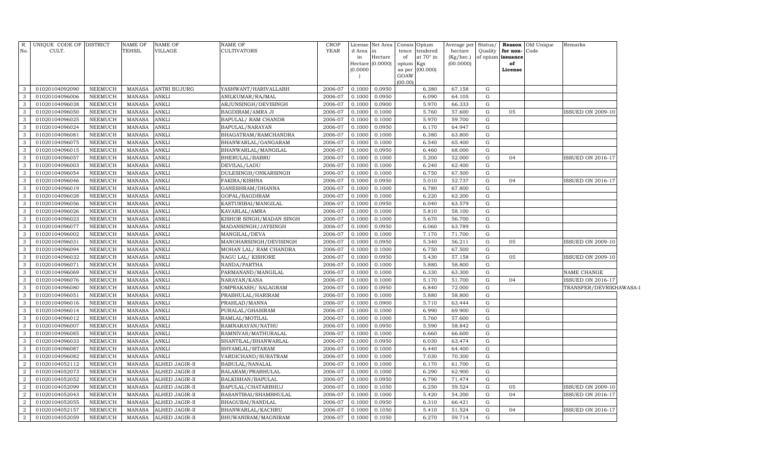| R. No. | UNIQUE CODE OF CULT. | DISTRICT | NAME OF TEHSIL | NAME OF VILLAGE | NAME OF CULTIVATORS | CROP YEAR | License d Area in Hectare (0.0000) | Net Area in Hectare (0.0000) | Consis tence of opium as per GOAW (00.00) | Opium tendered at 70° in Kgs (00.000) | Average per hectare (Kg/hec.) (00.0000) | Status/ Quality of opium | Reason for non-issuance of License | Old Unique Code | Remarks |
|---|---|---|---|---|---|---|---|---|---|---|---|---|---|---|---|
| 3 | 01020104092090 | NEEMUCH | MANASA | ANTRI BUJURG | YASHWANT/HARIVALLABH | 2006-07 | 0.1000 | 0.0950 | | 6.380 | 67.158 | G | | | |
| 3 | 01020104096006 | NEEMUCH | MANASA | ANKLI | ANILKUMAR/RAJMAL | 2006-07 | 0.1000 | 0.0950 | | 6.090 | 64.105 | G | | | |
| 3 | 01020104096038 | NEEMUCH | MANASA | ANKLI | ARJUNSINGH/DEVISINGH | 2006-07 | 0.1000 | 0.0900 | | 5.970 | 66.333 | G | | | |
| 3 | 01020104096050 | NEEMUCH | MANASA | ANKLI | BAGDIRAM/AMRA JI | 2006-07 | 0.1000 | 0.1000 | | 5.760 | 57.600 | G | 05 | | ISSUED ON 2009-10 |
| 3 | 01020104096025 | NEEMUCH | MANASA | ANKLI | BAPULAL/ RAM CHANDR | 2006-07 | 0.1000 | 0.1000 | | 5.970 | 59.700 | G | | | |
| 3 | 01020104096024 | NEEMUCH | MANASA | ANKLI | BAPULAL/NARAYAN | 2006-07 | 0.1000 | 0.0950 | | 6.170 | 64.947 | G | | | |
| 3 | 01020104096081 | NEEMUCH | MANASA | ANKLI | BHAGATRAM/RAMCHANDRA | 2006-07 | 0.1000 | 0.1000 | | 6.380 | 63.800 | G | | | |
| 3 | 01020104096075 | NEEMUCH | MANASA | ANKLI | BHANWARLAL/GANGARAM | 2006-07 | 0.1000 | 0.1000 | | 6.540 | 65.400 | G | | | |
| 3 | 01020104096015 | NEEMUCH | MANASA | ANKLI | BHANWARLAL/MANGILAL | 2006-07 | 0.1000 | 0.0950 | | 6.460 | 68.000 | G | | | |
| 3 | 01020104096057 | NEEMUCH | MANASA | ANKLI | BHERULAL/BABRU | 2006-07 | 0.1000 | 0.1000 | | 5.200 | 52.000 | G | 04 | | ISSUED ON 2016-17 |
| 3 | 01020104096003 | NEEMUCH | MANASA | ANKLI | DEVILAL/LADU | 2006-07 | 0.1000 | 0.1000 | | 6.240 | 62.400 | G | | | |
| 3 | 01020104096054 | NEEMUCH | MANASA | ANKLI | DULESINGH/ONKARSINGH | 2006-07 | 0.1000 | 0.1000 | | 6.750 | 67.500 | G | | | |
| 3 | 01020104096046 | NEEMUCH | MANASA | ANKLI | FAKIRA/KISHNA | 2006-07 | 0.1000 | 0.0950 | | 5.010 | 52.737 | G | 04 | | ISSUED ON 2016-17 |
| 3 | 01020104096019 | NEEMUCH | MANASA | ANKLI | GANESHRAM/DHANNA | 2006-07 | 0.1000 | 0.1000 | | 6.780 | 67.800 | G | | | |
| 3 | 01020104096028 | NEEMUCH | MANASA | ANKLI | GOPAL/BAGDIRAM | 2006-07 | 0.1000 | 0.1000 | | 6.220 | 62.200 | G | | | |
| 3 | 01020104096056 | NEEMUCH | MANASA | ANKLI | KASTURIBAI/MANGILAL | 2006-07 | 0.1000 | 0.0950 | | 6.040 | 63.579 | G | | | |
| 3 | 01020104096026 | NEEMUCH | MANASA | ANKLI | KAVARLAL/AMRA | 2006-07 | 0.1000 | 0.1000 | | 5.810 | 58.100 | G | | | |
| 3 | 01020104096023 | NEEMUCH | MANASA | ANKLI | KISHOR SINGH/MADAN SINGH | 2006-07 | 0.1000 | 0.1000 | | 5.670 | 56.700 | G | | | |
| 3 | 01020104096077 | NEEMUCH | MANASA | ANKLI | MADANSINGH/JAYSINGH | 2006-07 | 0.1000 | 0.0950 | | 6.060 | 63.789 | G | | | |
| 3 | 01020104096002 | NEEMUCH | MANASA | ANKLI | MANGILAL/DEVA | 2006-07 | 0.1000 | 0.1000 | | 7.170 | 71.700 | G | | | |
| 3 | 01020104096031 | NEEMUCH | MANASA | ANKLI | MANOHARSINGH/DEVISINGH | 2006-07 | 0.1000 | 0.0950 | | 5.340 | 56.211 | G | 05 | | ISSUED ON 2009-10 |
| 3 | 01020104096094 | NEEMUCH | MANASA | ANKLI | MOHAN LAL/ RAM CHANDRA | 2006-07 | 0.1000 | 0.1000 | | 6.750 | 67.500 | G | | | |
| 3 | 01020104096032 | NEEMUCH | MANASA | ANKLI | NAGU LAL/ KISHORE | 2006-07 | 0.1000 | 0.0950 | | 5.430 | 57.158 | G | 05 | | ISSUED ON 2009-10 |
| 3 | 01020104096071 | NEEMUCH | MANASA | ANKLI | NANDA/PARTHA | 2006-07 | 0.1000 | 0.1000 | | 5.880 | 58.800 | G | | | |
| 3 | 01020104096069 | NEEMUCH | MANASA | ANKLI | PARMANAND/MANGILAL | 2006-07 | 0.1000 | 0.1000 | | 6.330 | 63.300 | G | | | NAME CHANGE |
| 3 | 01020104096076 | NEEMUCH | MANASA | ANKLI | NARAYAN/KANA | 2006-07 | 0.1000 | 0.1000 | | 5.170 | 51.700 | G | 04 | | ISSUED ON 2016-17 |
| 3 | 01020104096080 | NEEMUCH | MANASA | ANKLI | OMPRAKASH/ SALAGRAM | 2006-07 | 0.1000 | 0.0950 | | 6.840 | 72.000 | G | | | TRANSFER/DEVRIKHAWASA-I |
| 3 | 01020104096051 | NEEMUCH | MANASA | ANKLI | PRABHULAL/HARIRAM | 2006-07 | 0.1000 | 0.1000 | | 5.880 | 58.800 | G | | | |
| 3 | 01020104096016 | NEEMUCH | MANASA | ANKLI | PRAHLAD/MANNA | 2006-07 | 0.1000 | 0.0900 | | 5.710 | 63.444 | G | | | |
| 3 | 01020104096014 | NEEMUCH | MANASA | ANKLI | PURALAL/GHASIRAM | 2006-07 | 0.1000 | 0.1000 | | 6.990 | 69.900 | G | | | |
| 3 | 01020104096012 | NEEMUCH | MANASA | ANKLI | RAMLAL/MOTILAL | 2006-07 | 0.1000 | 0.1000 | | 5.760 | 57.600 | G | | | |
| 3 | 01020104096007 | NEEMUCH | MANASA | ANKLI | RAMNARAYAN/NATHU | 2006-07 | 0.1000 | 0.0950 | | 5.590 | 58.842 | G | | | |
| 3 | 01020104096085 | NEEMUCH | MANASA | ANKLI | RAMNIVAS/MATHURALAL | 2006-07 | 0.1000 | 0.1000 | | 6.660 | 66.600 | G | | | |
| 3 | 01020104096033 | NEEMUCH | MANASA | ANKLI | SHANTILAL/BHANWARLAL | 2006-07 | 0.1000 | 0.0950 | | 6.030 | 63.474 | G | | | |
| 3 | 01020104096087 | NEEMUCH | MANASA | ANKLI | SHYAMLAL/SITARAM | 2006-07 | 0.1000 | 0.1000 | | 6.440 | 64.400 | G | | | |
| 3 | 01020104096082 | NEEMUCH | MANASA | ANKLI | VARDICHAND/SURATRAM | 2006-07 | 0.1000 | 0.1000 | | 7.030 | 70.300 | G | | | |
| 2 | 01020104052112 | NEEMUCH | MANASA | ALHED JAGIR-II | BABULAL/NANALAL | 2006-07 | 0.1000 | 0.1000 | | 6.170 | 61.700 | G | | | |
| 2 | 01020104052073 | NEEMUCH | MANASA | ALHED JAGIR-II | BALARAM/PRABHULAL | 2006-07 | 0.1000 | 0.1000 | | 6.290 | 62.900 | G | | | |
| 2 | 01020104052052 | NEEMUCH | MANASA | ALHED JAGIR-II | BALKISHAN/BAPULAL | 2006-07 | 0.1000 | 0.0950 | | 6.790 | 71.474 | G | | | |
| 2 | 01020104052099 | NEEMUCH | MANASA | ALHED JAGIR-II | BAPULAL/CHATARBHUJ | 2006-07 | 0.1000 | 0.1050 | | 6.250 | 59.524 | G | 05 | | ISSUED ON 2009-10 |
| 2 | 01020104052043 | NEEMUCH | MANASA | ALHED JAGIR-II | BASANTIBAI/SHAMBHULAL | 2006-07 | 0.1000 | 0.1000 | | 5.420 | 54.200 | G | 04 | | ISSUED ON 2016-17 |
| 2 | 01020104052055 | NEEMUCH | MANASA | ALHED JAGIR-II | BHAGUBAI/NANDLAL | 2006-07 | 0.1000 | 0.0950 | | 6.310 | 66.421 | G | | | |
| 2 | 01020104052157 | NEEMUCH | MANASA | ALHED JAGIR-II | BHANWARLAL/KACHRU | 2006-07 | 0.1000 | 0.1050 | | 5.410 | 51.524 | G | 04 | | ISSUED ON 2016-17 |
| 2 | 01020104052059 | NEEMUCH | MANASA | ALHED JAGIR-II | BHUWANIRAM/MAGNIRAM | 2006-07 | 0.1000 | 0.1050 | | 6.270 | 59.714 | G | | | |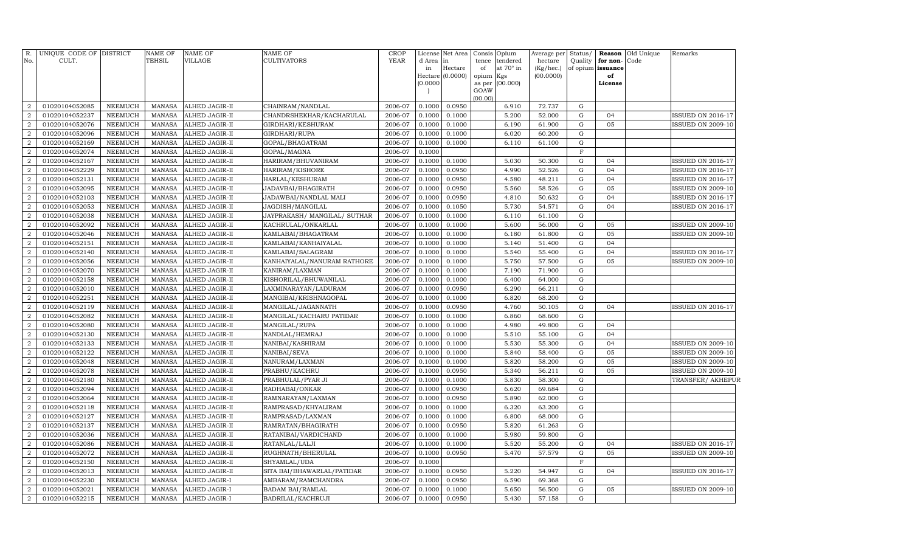| R. No. | UNIQUE CODE OF CULT. | DISTRICT | NAME OF TEHSIL | NAME OF VILLAGE | NAME OF CULTIVATORS | CROP YEAR | License d Area in Hectare (0.0000) | Net Area in Hectare (0.0000) | Consis tence of opium as per GOAW (00.00) | Opium tendered at 70° in Kgs (00.000) | Average per hectare (Kg/hec.) (00.0000) | Status/ Quality of opium | Reason for non-issuance of License | Old Unique Code | Remarks |
|---|---|---|---|---|---|---|---|---|---|---|---|---|---|---|---|
| 2 | 01020104052085 | NEEMUCH | MANASA | ALHED JAGIR-II | CHAINRAM/NANDLAL | 2006-07 | 0.1000 | 0.0950 | | 6.910 | 72.737 | G | | | |
| 2 | 01020104052237 | NEEMUCH | MANASA | ALHED JAGIR-II | CHANDRSHEKHAR/KACHARULAL | 2006-07 | 0.1000 | 0.1000 | | 5.200 | 52.000 | G | 04 | | ISSUED ON 2016-17 |
| 2 | 01020104052076 | NEEMUCH | MANASA | ALHED JAGIR-II | GIRDHARI/KESHURAM | 2006-07 | 0.1000 | 0.1000 | | 6.190 | 61.900 | G | 05 | | ISSUED ON 2009-10 |
| 2 | 01020104052096 | NEEMUCH | MANASA | ALHED JAGIR-II | GIRDHARI/RUPA | 2006-07 | 0.1000 | 0.1000 | | 6.020 | 60.200 | G | | | |
| 2 | 01020104052169 | NEEMUCH | MANASA | ALHED JAGIR-II | GOPAL/BHAGATRAM | 2006-07 | 0.1000 | 0.1000 | | 6.110 | 61.100 | G | | | |
| 2 | 01020104052074 | NEEMUCH | MANASA | ALHED JAGIR-II | GOPAL/MAGNA | 2006-07 | 0.1000 | | | | | F | | | |
| 2 | 01020104052167 | NEEMUCH | MANASA | ALHED JAGIR-II | HARIRAM/BHUVANIRAM | 2006-07 | 0.1000 | 0.1000 | | 5.030 | 50.300 | G | 04 | | ISSUED ON 2016-17 |
| 2 | 01020104052229 | NEEMUCH | MANASA | ALHED JAGIR-II | HARIRAM/KISHORE | 2006-07 | 0.1000 | 0.0950 | | 4.990 | 52.526 | G | 04 | | ISSUED ON 2016-17 |
| 2 | 01020104052131 | NEEMUCH | MANASA | ALHED JAGIR-II | HARLAL/KESHURAM | 2006-07 | 0.1000 | 0.0950 | | 4.580 | 48.211 | G | 04 | | ISSUED ON 2016-17 |
| 2 | 01020104052095 | NEEMUCH | MANASA | ALHED JAGIR-II | JADAVBAI/BHAGIRATH | 2006-07 | 0.1000 | 0.0950 | | 5.560 | 58.526 | G | 05 | | ISSUED ON 2009-10 |
| 2 | 01020104052103 | NEEMUCH | MANASA | ALHED JAGIR-II | JADAWBAI/NANDLAL MALI | 2006-07 | 0.1000 | 0.0950 | | 4.810 | 50.632 | G | 04 | | ISSUED ON 2016-17 |
| 2 | 01020104052053 | NEEMUCH | MANASA | ALHED JAGIR-II | JAGDISH/MANGILAL | 2006-07 | 0.1000 | 0.1050 | | 5.730 | 54.571 | G | 04 | | ISSUED ON 2016-17 |
| 2 | 01020104052038 | NEEMUCH | MANASA | ALHED JAGIR-II | JAYPRAKASH/ MANGILAL/ SUTHAR | 2006-07 | 0.1000 | 0.1000 | | 6.110 | 61.100 | G | | | |
| 2 | 01020104052092 | NEEMUCH | MANASA | ALHED JAGIR-II | KACHRULAL/ONKARLAL | 2006-07 | 0.1000 | 0.1000 | | 5.600 | 56.000 | G | 05 | | ISSUED ON 2009-10 |
| 2 | 01020104052046 | NEEMUCH | MANASA | ALHED JAGIR-II | KAMLABAI/BHAGATRAM | 2006-07 | 0.1000 | 0.1000 | | 6.180 | 61.800 | G | 05 | | ISSUED ON 2009-10 |
| 2 | 01020104052151 | NEEMUCH | MANASA | ALHED JAGIR-II | KAMLABAI/KANHAIYALAL | 2006-07 | 0.1000 | 0.1000 | | 5.140 | 51.400 | G | 04 | | |
| 2 | 01020104052140 | NEEMUCH | MANASA | ALHED JAGIR-II | KAMLABAI/SALAGRAM | 2006-07 | 0.1000 | 0.1000 | | 5.540 | 55.400 | G | 04 | | ISSUED ON 2016-17 |
| 2 | 01020104052056 | NEEMUCH | MANASA | ALHED JAGIR-II | KANHAIYALAL/NANURAM RATHORE | 2006-07 | 0.1000 | 0.1000 | | 5.750 | 57.500 | G | 05 | | ISSUED ON 2009-10 |
| 2 | 01020104052070 | NEEMUCH | MANASA | ALHED JAGIR-II | KANIRAM/LAXMAN | 2006-07 | 0.1000 | 0.1000 | | 7.190 | 71.900 | G | | | |
| 2 | 01020104052158 | NEEMUCH | MANASA | ALHED JAGIR-II | KISHORILAL/BHUWANILAL | 2006-07 | 0.1000 | 0.1000 | | 6.400 | 64.000 | G | | | |
| 2 | 01020104052010 | NEEMUCH | MANASA | ALHED JAGIR-II | LAXMINARAYAN/LADURAM | 2006-07 | 0.1000 | 0.0950 | | 6.290 | 66.211 | G | | | |
| 2 | 01020104052251 | NEEMUCH | MANASA | ALHED JAGIR-II | MANGIBAI/KRISHNAGOPAL | 2006-07 | 0.1000 | 0.1000 | | 6.820 | 68.200 | G | | | |
| 2 | 01020104052119 | NEEMUCH | MANASA | ALHED JAGIR-II | MANGILAL/JAGANNATH | 2006-07 | 0.1000 | 0.0950 | | 4.760 | 50.105 | G | 04 | | ISSUED ON 2016-17 |
| 2 | 01020104052082 | NEEMUCH | MANASA | ALHED JAGIR-II | MANGILAL/KACHARU PATIDAR | 2006-07 | 0.1000 | 0.1000 | | 6.860 | 68.600 | G | | | |
| 2 | 01020104052080 | NEEMUCH | MANASA | ALHED JAGIR-II | MANGILAL/RUPA | 2006-07 | 0.1000 | 0.1000 | | 4.980 | 49.800 | G | 04 | | |
| 2 | 01020104052130 | NEEMUCH | MANASA | ALHED JAGIR-II | NANDLAL/HEMRAJ | 2006-07 | 0.1000 | 0.1000 | | 5.510 | 55.100 | G | 04 | | |
| 2 | 01020104052133 | NEEMUCH | MANASA | ALHED JAGIR-II | NANIBAI/KASHIRAM | 2006-07 | 0.1000 | 0.1000 | | 5.530 | 55.300 | G | 04 | | ISSUED ON 2009-10 |
| 2 | 01020104052122 | NEEMUCH | MANASA | ALHED JAGIR-II | NANIBAI/SEVA | 2006-07 | 0.1000 | 0.1000 | | 5.840 | 58.400 | G | 05 | | ISSUED ON 2009-10 |
| 2 | 01020104052048 | NEEMUCH | MANASA | ALHED JAGIR-II | NANURAM/LAXMAN | 2006-07 | 0.1000 | 0.1000 | | 5.820 | 58.200 | G | 05 | | ISSUED ON 2009-10 |
| 2 | 01020104052078 | NEEMUCH | MANASA | ALHED JAGIR-II | PRABHU/KACHRU | 2006-07 | 0.1000 | 0.0950 | | 5.340 | 56.211 | G | 05 | | ISSUED ON 2009-10 |
| 2 | 01020104052180 | NEEMUCH | MANASA | ALHED JAGIR-II | PRABHULAL/PYAR JI | 2006-07 | 0.1000 | 0.1000 | | 5.830 | 58.300 | G | | | TRANSFER/ AKHEPUR |
| 2 | 01020104052094 | NEEMUCH | MANASA | ALHED JAGIR-II | RADHABAI/ONKAR | 2006-07 | 0.1000 | 0.0950 | | 6.620 | 69.684 | G | | | |
| 2 | 01020104052064 | NEEMUCH | MANASA | ALHED JAGIR-II | RAMNARAYAN/LAXMAN | 2006-07 | 0.1000 | 0.0950 | | 5.890 | 62.000 | G | | | |
| 2 | 01020104052118 | NEEMUCH | MANASA | ALHED JAGIR-II | RAMPRASAD/KHYALIRAM | 2006-07 | 0.1000 | 0.1000 | | 6.320 | 63.200 | G | | | |
| 2 | 01020104052127 | NEEMUCH | MANASA | ALHED JAGIR-II | RAMPRASAD/LAXMAN | 2006-07 | 0.1000 | 0.1000 | | 6.800 | 68.000 | G | | | |
| 2 | 01020104052137 | NEEMUCH | MANASA | ALHED JAGIR-II | RAMRATAN/BHAGIRATH | 2006-07 | 0.1000 | 0.0950 | | 5.820 | 61.263 | G | | | |
| 2 | 01020104052036 | NEEMUCH | MANASA | ALHED JAGIR-II | RATANIBAI/VARDICHAND | 2006-07 | 0.1000 | 0.1000 | | 5.980 | 59.800 | G | | | |
| 2 | 01020104052086 | NEEMUCH | MANASA | ALHED JAGIR-II | RATANLAL/LALJI | 2006-07 | 0.1000 | 0.1000 | | 5.520 | 55.200 | G | 04 | | ISSUED ON 2016-17 |
| 2 | 01020104052072 | NEEMUCH | MANASA | ALHED JAGIR-II | RUGHNATH/BHERULAL | 2006-07 | 0.1000 | 0.0950 | | 5.470 | 57.579 | G | 05 | | ISSUED ON 2009-10 |
| 2 | 01020104052150 | NEEMUCH | MANASA | ALHED JAGIR-II | SHYAMLAL/UDA | 2006-07 | 0.1000 | | | | | F | | | |
| 2 | 01020104052013 | NEEMUCH | MANASA | ALHED JAGIR-II | SITA BAI/BHAWARLAL/PATIDAR | 2006-07 | 0.1000 | 0.0950 | | 5.220 | 54.947 | G | 04 | | ISSUED ON 2016-17 |
| 2 | 01020104052230 | NEEMUCH | MANASA | ALHED JAGIR-I | AMBARAM/RAMCHANDRA | 2006-07 | 0.1000 | 0.0950 | | 6.590 | 69.368 | G | | | |
| 2 | 01020104052021 | NEEMUCH | MANASA | ALHED JAGIR-I | BADAM BAI/RAMLAL | 2006-07 | 0.1000 | 0.1000 | | 5.650 | 56.500 | G | 05 | | ISSUED ON 2009-10 |
| 2 | 01020104052215 | NEEMUCH | MANASA | ALHED JAGIR-I | BADRILAL/KACHRUJI | 2006-07 | 0.1000 | 0.0950 | | 5.430 | 57.158 | G | | | |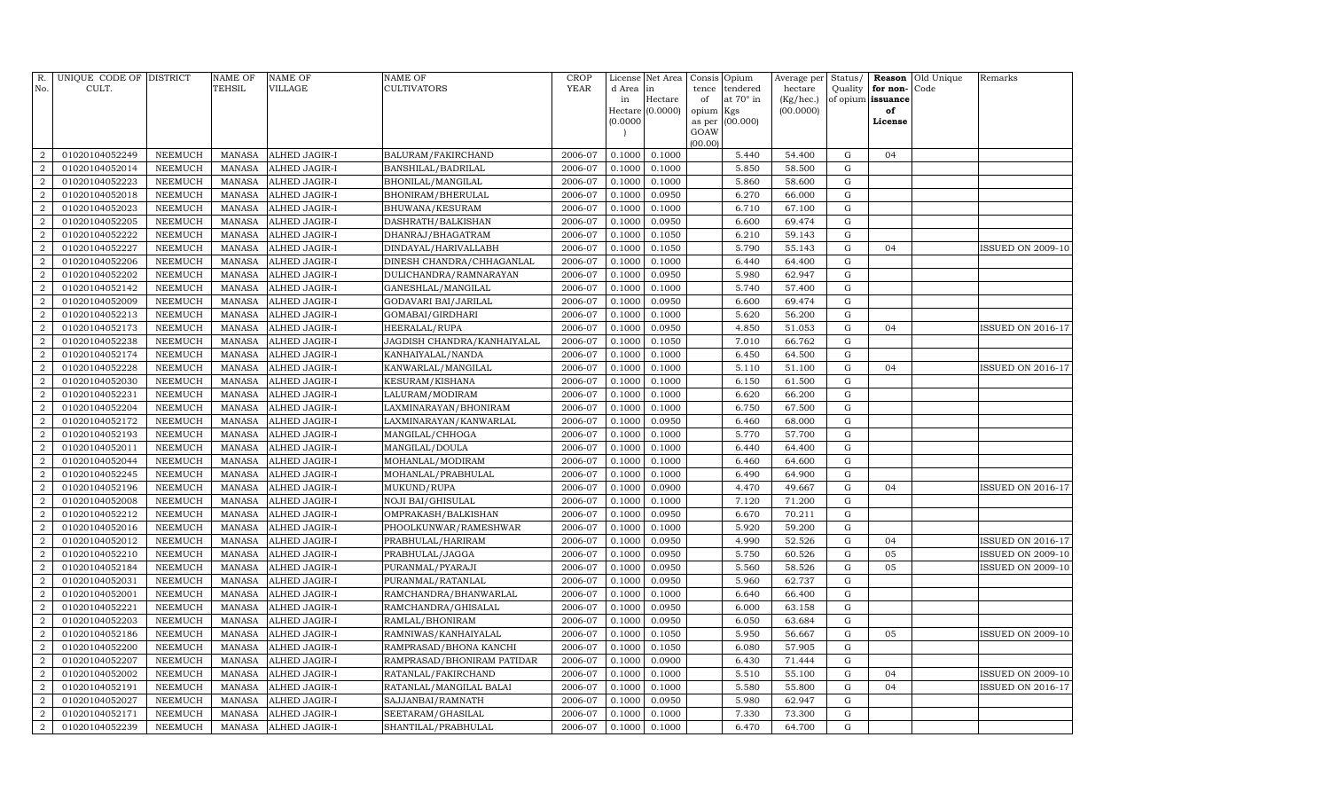| R. No. | UNIQUE CODE OF CULT. | DISTRICT | NAME OF TEHSIL | NAME OF VILLAGE | NAME OF CULTIVATORS | CROP YEAR | License d Area in Hectare (0.0000) | Net Area in Hectare (0.0000) | Consis tence of opium as per GOAW (00.00) | Opium tendered at 70° in Kgs (00.000) | Average per hectare (Kg/hec.) (00.0000) | Status/ Quality of opium | Reason for non-issuance of License | Old Unique Code | Remarks |
|---|---|---|---|---|---|---|---|---|---|---|---|---|---|---|---|
| 2 | 01020104052249 | NEEMUCH | MANASA | ALHED JAGIR-I | BALURAM/FAKIRCHAND | 2006-07 | 0.1000 | 0.1000 | | 5.440 | 54.400 | G | 04 | | |
| 2 | 01020104052014 | NEEMUCH | MANASA | ALHED JAGIR-I | BANSHILAL/BADRILAL | 2006-07 | 0.1000 | 0.1000 | | 5.850 | 58.500 | G | | | |
| 2 | 01020104052223 | NEEMUCH | MANASA | ALHED JAGIR-I | BHONILAL/MANGILAL | 2006-07 | 0.1000 | 0.1000 | | 5.860 | 58.600 | G | | | |
| 2 | 01020104052018 | NEEMUCH | MANASA | ALHED JAGIR-I | BHONIRAM/BHERULAL | 2006-07 | 0.1000 | 0.0950 | | 6.270 | 66.000 | G | | | |
| 2 | 01020104052023 | NEEMUCH | MANASA | ALHED JAGIR-I | BHUWANA/KESURAM | 2006-07 | 0.1000 | 0.1000 | | 6.710 | 67.100 | G | | | |
| 2 | 01020104052205 | NEEMUCH | MANASA | ALHED JAGIR-I | DASHRATH/BALKISHAN | 2006-07 | 0.1000 | 0.0950 | | 6.600 | 69.474 | G | | | |
| 2 | 01020104052222 | NEEMUCH | MANASA | ALHED JAGIR-I | DHANRAJ/BHAGATRAM | 2006-07 | 0.1000 | 0.1050 | | 6.210 | 59.143 | G | | | |
| 2 | 01020104052227 | NEEMUCH | MANASA | ALHED JAGIR-I | DINDAYAL/HARIVALLABH | 2006-07 | 0.1000 | 0.1050 | | 5.790 | 55.143 | G | 04 | | ISSUED ON 2009-10 |
| 2 | 01020104052206 | NEEMUCH | MANASA | ALHED JAGIR-I | DINESH CHANDRA/CHHAGANLAL | 2006-07 | 0.1000 | 0.1000 | | 6.440 | 64.400 | G | | | |
| 2 | 01020104052202 | NEEMUCH | MANASA | ALHED JAGIR-I | DULICHANDRA/RAMNARAYAN | 2006-07 | 0.1000 | 0.0950 | | 5.980 | 62.947 | G | | | |
| 2 | 01020104052142 | NEEMUCH | MANASA | ALHED JAGIR-I | GANESHLAL/MANGILAL | 2006-07 | 0.1000 | 0.1000 | | 5.740 | 57.400 | G | | | |
| 2 | 01020104052009 | NEEMUCH | MANASA | ALHED JAGIR-I | GODAVARI BAI/JARILAL | 2006-07 | 0.1000 | 0.0950 | | 6.600 | 69.474 | G | | | |
| 2 | 01020104052213 | NEEMUCH | MANASA | ALHED JAGIR-I | GOMABAI/GIRDHARI | 2006-07 | 0.1000 | 0.1000 | | 5.620 | 56.200 | G | | | |
| 2 | 01020104052173 | NEEMUCH | MANASA | ALHED JAGIR-I | HEERALAL/RUPA | 2006-07 | 0.1000 | 0.0950 | | 4.850 | 51.053 | G | 04 | | ISSUED ON 2016-17 |
| 2 | 01020104052238 | NEEMUCH | MANASA | ALHED JAGIR-I | JAGDISH CHANDRA/KANHAIYALAL | 2006-07 | 0.1000 | 0.1050 | | 7.010 | 66.762 | G | | | |
| 2 | 01020104052174 | NEEMUCH | MANASA | ALHED JAGIR-I | KANHAIYALAL/NANDA | 2006-07 | 0.1000 | 0.1000 | | 6.450 | 64.500 | G | | | |
| 2 | 01020104052228 | NEEMUCH | MANASA | ALHED JAGIR-I | KANWARLAL/MANGILAL | 2006-07 | 0.1000 | 0.1000 | | 5.110 | 51.100 | G | 04 | | ISSUED ON 2016-17 |
| 2 | 01020104052030 | NEEMUCH | MANASA | ALHED JAGIR-I | KESURAM/KISHANA | 2006-07 | 0.1000 | 0.1000 | | 6.150 | 61.500 | G | | | |
| 2 | 01020104052231 | NEEMUCH | MANASA | ALHED JAGIR-I | LALURAM/MODIRAM | 2006-07 | 0.1000 | 0.1000 | | 6.620 | 66.200 | G | | | |
| 2 | 01020104052204 | NEEMUCH | MANASA | ALHED JAGIR-I | LAXMINARAYAN/BHONIRAM | 2006-07 | 0.1000 | 0.1000 | | 6.750 | 67.500 | G | | | |
| 2 | 01020104052172 | NEEMUCH | MANASA | ALHED JAGIR-I | LAXMINARAYAN/KANWARLAL | 2006-07 | 0.1000 | 0.0950 | | 6.460 | 68.000 | G | | | |
| 2 | 01020104052193 | NEEMUCH | MANASA | ALHED JAGIR-I | MANGILAL/CHHOGA | 2006-07 | 0.1000 | 0.1000 | | 5.770 | 57.700 | G | | | |
| 2 | 01020104052011 | NEEMUCH | MANASA | ALHED JAGIR-I | MANGILAL/DOULA | 2006-07 | 0.1000 | 0.1000 | | 6.440 | 64.400 | G | | | |
| 2 | 01020104052044 | NEEMUCH | MANASA | ALHED JAGIR-I | MOHANLAL/MODIRAM | 2006-07 | 0.1000 | 0.1000 | | 6.460 | 64.600 | G | | | |
| 2 | 01020104052245 | NEEMUCH | MANASA | ALHED JAGIR-I | MOHANLAL/PRABHULAL | 2006-07 | 0.1000 | 0.1000 | | 6.490 | 64.900 | G | | | |
| 2 | 01020104052196 | NEEMUCH | MANASA | ALHED JAGIR-I | MUKUND/RUPA | 2006-07 | 0.1000 | 0.0900 | | 4.470 | 49.667 | G | 04 | | ISSUED ON 2016-17 |
| 2 | 01020104052008 | NEEMUCH | MANASA | ALHED JAGIR-I | NOJI BAI/GHISULAL | 2006-07 | 0.1000 | 0.1000 | | 7.120 | 71.200 | G | | | |
| 2 | 01020104052212 | NEEMUCH | MANASA | ALHED JAGIR-I | OMPRAKASH/BALKISHAN | 2006-07 | 0.1000 | 0.0950 | | 6.670 | 70.211 | G | | | |
| 2 | 01020104052016 | NEEMUCH | MANASA | ALHED JAGIR-I | PHOOLKUNWAR/RAMESHWAR | 2006-07 | 0.1000 | 0.1000 | | 5.920 | 59.200 | G | | | |
| 2 | 01020104052012 | NEEMUCH | MANASA | ALHED JAGIR-I | PRABHULAL/HARIRAM | 2006-07 | 0.1000 | 0.0950 | | 4.990 | 52.526 | G | 04 | | ISSUED ON 2016-17 |
| 2 | 01020104052210 | NEEMUCH | MANASA | ALHED JAGIR-I | PRABHULAL/JAGGA | 2006-07 | 0.1000 | 0.0950 | | 5.750 | 60.526 | G | 05 | | ISSUED ON 2009-10 |
| 2 | 01020104052184 | NEEMUCH | MANASA | ALHED JAGIR-I | PURANMAL/PYARAJI | 2006-07 | 0.1000 | 0.0950 | | 5.560 | 58.526 | G | 05 | | ISSUED ON 2009-10 |
| 2 | 01020104052031 | NEEMUCH | MANASA | ALHED JAGIR-I | PURANMAL/RATANLAL | 2006-07 | 0.1000 | 0.0950 | | 5.960 | 62.737 | G | | | |
| 2 | 01020104052001 | NEEMUCH | MANASA | ALHED JAGIR-I | RAMCHANDRA/BHANWARLAL | 2006-07 | 0.1000 | 0.1000 | | 6.640 | 66.400 | G | | | |
| 2 | 01020104052221 | NEEMUCH | MANASA | ALHED JAGIR-I | RAMCHANDRA/GHISALAL | 2006-07 | 0.1000 | 0.0950 | | 6.000 | 63.158 | G | | | |
| 2 | 01020104052203 | NEEMUCH | MANASA | ALHED JAGIR-I | RAMLAL/BHONIRAM | 2006-07 | 0.1000 | 0.0950 | | 6.050 | 63.684 | G | | | |
| 2 | 01020104052186 | NEEMUCH | MANASA | ALHED JAGIR-I | RAMNIWAS/KANHAIYALAL | 2006-07 | 0.1000 | 0.1050 | | 5.950 | 56.667 | G | 05 | | ISSUED ON 2009-10 |
| 2 | 01020104052200 | NEEMUCH | MANASA | ALHED JAGIR-I | RAMPRASAD/BHONA KANCHI | 2006-07 | 0.1000 | 0.1050 | | 6.080 | 57.905 | G | | | |
| 2 | 01020104052207 | NEEMUCH | MANASA | ALHED JAGIR-I | RAMPRASAD/BHONIRAM PATIDAR | 2006-07 | 0.1000 | 0.0900 | | 6.430 | 71.444 | G | | | |
| 2 | 01020104052002 | NEEMUCH | MANASA | ALHED JAGIR-I | RATANLAL/FAKIRCHAND | 2006-07 | 0.1000 | 0.1000 | | 5.510 | 55.100 | G | 04 | | ISSUED ON 2009-10 |
| 2 | 01020104052191 | NEEMUCH | MANASA | ALHED JAGIR-I | RATANLAL/MANGILAL BALAI | 2006-07 | 0.1000 | 0.1000 | | 5.580 | 55.800 | G | 04 | | ISSUED ON 2016-17 |
| 2 | 01020104052027 | NEEMUCH | MANASA | ALHED JAGIR-I | SAJJANBAI/RAMNATH | 2006-07 | 0.1000 | 0.0950 | | 5.980 | 62.947 | G | | | |
| 2 | 01020104052171 | NEEMUCH | MANASA | ALHED JAGIR-I | SEETARAM/GHASILAL | 2006-07 | 0.1000 | 0.1000 | | 7.330 | 73.300 | G | | | |
| 2 | 01020104052239 | NEEMUCH | MANASA | ALHED JAGIR-I | SHANTILAL/PRABHULAL | 2006-07 | 0.1000 | 0.1000 | | 6.470 | 64.700 | G | | | |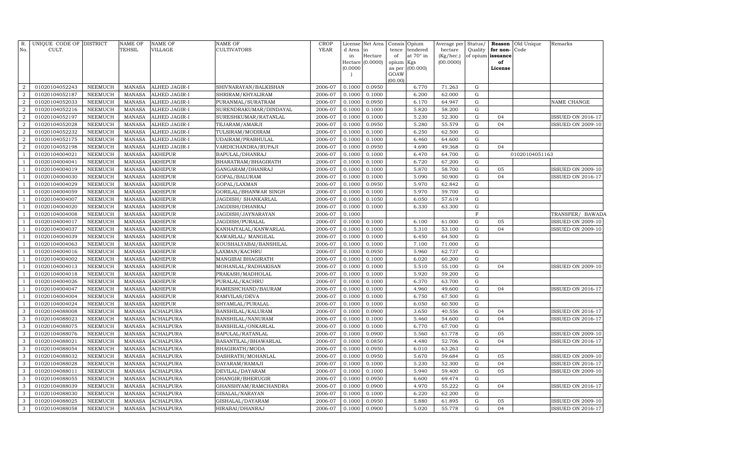| R. No. | UNIQUE CODE OF CULT. | DISTRICT | NAME OF TEHSIL | NAME OF VILLAGE | NAME OF CULTIVATORS | CROP YEAR | License d Area in Hectare (0.0000) | Net Area in Hectare (0.0000) | Consis tence of opium as per GOAW (00.00) | Opium tendered at 70° in Kgs (00.000) | Average per hectare (Kg/hec.) (00.0000) | Status/ Quality of opium | Reason for non-issuance of License | Old Unique Code | Remarks |
|---|---|---|---|---|---|---|---|---|---|---|---|---|---|---|---|
| 2 | 01020104052243 | NEEMUCH | MANASA | ALHED JAGIR-I | SHIVNARAYAN/BALKISHAN | 2006-07 | 0.1000 | 0.0950 | | 6.770 | 71.263 | G | | | |
| 2 | 01020104052187 | NEEMUCH | MANASA | ALHED JAGIR-I | SHRIRAM/KHYALIRAM | 2006-07 | 0.1000 | 0.1000 | | 6.200 | 62.000 | G | | | |
| 2 | 01020104052033 | NEEMUCH | MANASA | ALHED JAGIR-I | PURANMAL/SURATRAM | 2006-07 | 0.1000 | 0.0950 | | 6.170 | 64.947 | G | | | NAME CHANGE |
| 2 | 01020104052216 | NEEMUCH | MANASA | ALHED JAGIR-I | SURENDRAKUMAR/DINDAYAL | 2006-07 | 0.1000 | 0.1000 | | 5.820 | 58.200 | G | | | |
| 2 | 01020104052197 | NEEMUCH | MANASA | ALHED JAGIR-I | SURESHKUMAR/RATANLAL | 2006-07 | 0.1000 | 0.1000 | | 5.230 | 52.300 | G | 04 | | ISSUED ON 2016-17 |
| 2 | 01020104052028 | NEEMUCH | MANASA | ALHED JAGIR-I | TEJARAM/AMARJI | 2006-07 | 0.1000 | 0.0950 | | 5.280 | 55.579 | G | 04 | | ISSUED ON 2009-10 |
| 2 | 01020104052232 | NEEMUCH | MANASA | ALHED JAGIR-I | TULSIRAM/MODIRAM | 2006-07 | 0.1000 | 0.1000 | | 6.250 | 62.500 | G | | | |
| 2 | 01020104052175 | NEEMUCH | MANASA | ALHED JAGIR-I | UDAIRAM/PRABHULAL | 2006-07 | 0.1000 | 0.1000 | | 6.460 | 64.600 | G | | | |
| 2 | 01020104052198 | NEEMUCH | MANASA | ALHED JAGIR-I | VARDICHANDRA/RUPAJI | 2006-07 | 0.1000 | 0.0950 | | 4.690 | 49.368 | G | 04 | | |
| 1 | 01020104004021 | NEEMUCH | MANASA | AKHEPUR | BAPULAL/DHANRAJ | 2006-07 | 0.1000 | 0.1000 | | 6.470 | 64.700 | G | | 01020104051163 | |
| 1 | 01020104004041 | NEEMUCH | MANASA | AKHEPUR | BHARATRAM/BHAGIRATH | 2006-07 | 0.1000 | 0.1000 | | 6.720 | 67.200 | G | | | |
| 1 | 01020104004019 | NEEMUCH | MANASA | AKHEPUR | GANGARAM/DHANRAJ | 2006-07 | 0.1000 | 0.1000 | | 5.870 | 58.700 | G | 05 | | ISSUED ON 2009-10 |
| 1 | 01020104004030 | NEEMUCH | MANASA | AKHEPUR | GOPAL/BALURAM | 2006-07 | 0.1000 | 0.1000 | | 5.090 | 50.900 | G | 04 | | ISSUED ON 2016-17 |
| 1 | 01020104004029 | NEEMUCH | MANASA | AKHEPUR | GOPAL/LAXMAN | 2006-07 | 0.1000 | 0.0950 | | 5.970 | 62.842 | G | | | |
| 1 | 01020104004059 | NEEMUCH | MANASA | AKHEPUR | GORILAL/BHANWAR SINGH | 2006-07 | 0.1000 | 0.1000 | | 5.970 | 59.700 | G | | | |
| 1 | 01020104004007 | NEEMUCH | MANASA | AKHEPUR | JAGDISH/ SHANKARLAL | 2006-07 | 0.1000 | 0.1050 | | 6.050 | 57.619 | G | | | |
| 1 | 01020104004020 | NEEMUCH | MANASA | AKHEPUR | JAGDISH/DHANRAJ | 2006-07 | 0.1000 | 0.1000 | | 6.330 | 63.300 | G | | | |
| 1 | 01020104004008 | NEEMUCH | MANASA | AKHEPUR | JAGDISH/JAYNARAYAN | 2006-07 | 0.1000 | | | | | F | | | TRANSFER/ BAWADA |
| 1 | 01020104004017 | NEEMUCH | MANASA | AKHEPUR | JAGDISH/PURALAL | 2006-07 | 0.1000 | 0.1000 | | 6.100 | 61.000 | G | 05 | | ISSUED ON 2009-10 |
| 1 | 01020104004037 | NEEMUCH | MANASA | AKHEPUR | KANHAIYALAL/KANWARLAL | 2006-07 | 0.1000 | 0.1000 | | 5.310 | 53.100 | G | 04 | | ISSUED ON 2009-10 |
| 1 | 01020104004039 | NEEMUCH | MANASA | AKHEPUR | KAWARLAL/ MANGILAL | 2006-07 | 0.1000 | 0.1000 | | 6.450 | 64.500 | G | | | |
| 1 | 01020104004063 | NEEMUCH | MANASA | AKHEPUR | KOUSHALYABAI/BANSHILAL | 2006-07 | 0.1000 | 0.1000 | | 7.100 | 71.000 | G | | | |
| 1 | 01020104004016 | NEEMUCH | MANASA | AKHEPUR | LAXMAN/KACHRU | 2006-07 | 0.1000 | 0.0950 | | 5.960 | 62.737 | G | | | |
| 1 | 01020104004002 | NEEMUCH | MANASA | AKHEPUR | MANGIBAI BHAGIRATH | 2006-07 | 0.1000 | 0.1000 | | 6.020 | 60.200 | G | | | |
| 1 | 01020104004013 | NEEMUCH | MANASA | AKHEPUR | MOHANLAL/RADHAKISAN | 2006-07 | 0.1000 | 0.1000 | | 5.510 | 55.100 | G | 04 | | ISSUED ON 2009-10 |
| 1 | 01020104004018 | NEEMUCH | MANASA | AKHEPUR | PRAKASH/MADHOLAL | 2006-07 | 0.1000 | 0.1000 | | 5.920 | 59.200 | G | | | |
| 1 | 01020104004026 | NEEMUCH | MANASA | AKHEPUR | PURALAL/KACHRU | 2006-07 | 0.1000 | 0.1000 | | 6.370 | 63.700 | G | | | |
| 1 | 01020104004047 | NEEMUCH | MANASA | AKHEPUR | RAMESHCHAND/BAURAM | 2006-07 | 0.1000 | 0.1000 | | 4.960 | 49.600 | G | 04 | | ISSUED ON 2016-17 |
| 1 | 01020104004004 | NEEMUCH | MANASA | AKHEPUR | RAMVILAS/DEVA | 2006-07 | 0.1000 | 0.1000 | | 6.750 | 67.500 | G | | | |
| 1 | 01020104004024 | NEEMUCH | MANASA | AKHEPUR | SHYAMLAL/PURALAL | 2006-07 | 0.1000 | 0.1000 | | 6.050 | 60.500 | G | | | |
| 3 | 01020104088008 | NEEMUCH | MANASA | ACHALPURA | BANSHILAL/KALURAM | 2006-07 | 0.1000 | 0.0900 | | 3.650 | 40.556 | G | 04 | | ISSUED ON 2016-17 |
| 3 | 01020104088023 | NEEMUCH | MANASA | ACHALPURA | BANSHILAL/NANURAM | 2006-07 | 0.1000 | 0.1000 | | 5.460 | 54.600 | G | 04 | | ISSUED ON 2016-17 |
| 3 | 01020104088075 | NEEMUCH | MANASA | ACHALPURA | BANSHILAL/ONKARLAL | 2006-07 | 0.1000 | 0.1000 | | 6.770 | 67.700 | G | | | |
| 3 | 01020104088076 | NEEMUCH | MANASA | ACHALPURA | BAPULAL/RATANLAL | 2006-07 | 0.1000 | 0.0900 | | 5.560 | 61.778 | G | 05 | | ISSUED ON 2009-10 |
| 3 | 01020104088021 | NEEMUCH | MANASA | ACHALPURA | BASANTILAL/BHAWARLAL | 2006-07 | 0.1000 | 0.0850 | | 4.480 | 52.706 | G | 04 | | ISSUED ON 2016-17 |
| 3 | 01020104088054 | NEEMUCH | MANASA | ACHALPURA | BHAGIRATH/MODA | 2006-07 | 0.1000 | 0.0950 | | 6.010 | 63.263 | G | | | |
| 3 | 01020104088032 | NEEMUCH | MANASA | ACHALPURA | DASHRATH/MOHANLAL | 2006-07 | 0.1000 | 0.0950 | | 5.670 | 59.684 | G | 05 | | ISSUED ON 2009-10 |
| 3 | 01020104088028 | NEEMUCH | MANASA | ACHALPURA | DAYARAM/RAMAJI | 2006-07 | 0.1000 | 0.1000 | | 5.230 | 52.300 | G | 04 | | ISSUED ON 2016-17 |
| 3 | 01020104088011 | NEEMUCH | MANASA | ACHALPURA | DEVILAL/DAYARAM | 2006-07 | 0.1000 | 0.1000 | | 5.940 | 59.400 | G | 05 | | ISSUED ON 2009-10 |
| 3 | 01020104088055 | NEEMUCH | MANASA | ACHALPURA | DHANGIR/BHERUGIR | 2006-07 | 0.1000 | 0.0950 | | 6.600 | 69.474 | G | | | |
| 3 | 01020104088039 | NEEMUCH | MANASA | ACHALPURA | GHANSHYAM/RAMCHANDRA | 2006-07 | 0.1000 | 0.0900 | | 4.970 | 55.222 | G | 04 | | ISSUED ON 2016-17 |
| 3 | 01020104088030 | NEEMUCH | MANASA | ACHALPURA | GISALAL/NARAYAN | 2006-07 | 0.1000 | 0.1000 | | 6.220 | 62.200 | G | | | |
| 3 | 01020104088025 | NEEMUCH | MANASA | ACHALPURA | GISHALAL/DAYARAM | 2006-07 | 0.1000 | 0.0950 | | 5.880 | 61.895 | G | 05 | | ISSUED ON 2009-10 |
| 3 | 01020104088058 | NEEMUCH | MANASA | ACHALPURA | HIRABAI/DHANRAJ | 2006-07 | 0.1000 | 0.0900 | | 5.020 | 55.778 | G | 04 | | ISSUED ON 2016-17 |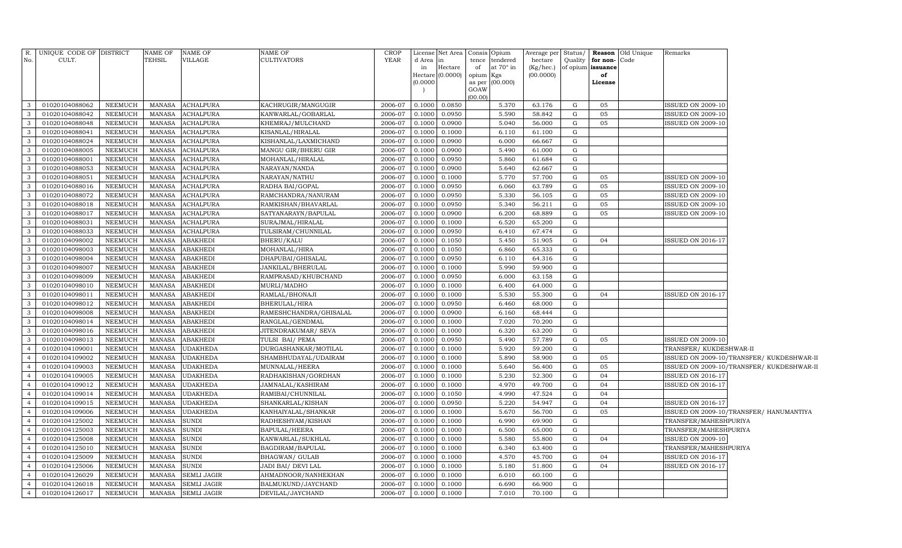| R. No. | UNIQUE CODE OF CULT. | DISTRICT | NAME OF TEHSIL | NAME OF VILLAGE | NAME OF CULTIVATORS | CROP YEAR | License d Area in Hectare (0.0000) | Net Area in Hectare (0.0000) | Consis tence of opium as per GOAW (00.00) | Opium tendered at 70° in Kgs (00.000) | Average per hectare (Kg/hec.) (00.0000) | Status/ Quality of opium | Reason for non-issuance of License | Old Unique Code | Remarks |
|---|---|---|---|---|---|---|---|---|---|---|---|---|---|---|---|
| 3 | 01020104088062 | NEEMUCH | MANASA | ACHALPURA | KACHRUGIR/MANGUGIR | 2006-07 | 0.1000 | 0.0850 | | 5.370 | 63.176 | G | 05 | | ISSUED ON 2009-10 |
| 3 | 01020104088042 | NEEMUCH | MANASA | ACHALPURA | KANWARLAL/GOBARLAL | 2006-07 | 0.1000 | 0.0950 | | 5.590 | 58.842 | G | 05 | | ISSUED ON 2009-10 |
| 3 | 01020104088048 | NEEMUCH | MANASA | ACHALPURA | KHEMRAJ/MULCHAND | 2006-07 | 0.1000 | 0.0900 | | 5.040 | 56.000 | G | 05 | | ISSUED ON 2009-10 |
| 3 | 01020104088041 | NEEMUCH | MANASA | ACHALPURA | KISANLAL/HIRALAL | 2006-07 | 0.1000 | 0.1000 | | 6.110 | 61.100 | G | | | |
| 3 | 01020104088024 | NEEMUCH | MANASA | ACHALPURA | KISHANLAL/LAXMICHAND | 2006-07 | 0.1000 | 0.0900 | | 6.000 | 66.667 | G | | | |
| 3 | 01020104088005 | NEEMUCH | MANASA | ACHALPURA | MANGU GIR/BHERU GIR | 2006-07 | 0.1000 | 0.0900 | | 5.490 | 61.000 | G | | | |
| 3 | 01020104088001 | NEEMUCH | MANASA | ACHALPURA | MOHANLAL/HIRALAL | 2006-07 | 0.1000 | 0.0950 | | 5.860 | 61.684 | G | | | |
| 3 | 01020104088053 | NEEMUCH | MANASA | ACHALPURA | NARAYAN/NANDA | 2006-07 | 0.1000 | 0.0900 | | 5.640 | 62.667 | G | | | |
| 3 | 01020104088051 | NEEMUCH | MANASA | ACHALPURA | NARAYAN/NATHU | 2006-07 | 0.1000 | 0.1000 | | 5.770 | 57.700 | G | 05 | | ISSUED ON 2009-10 |
| 3 | 01020104088016 | NEEMUCH | MANASA | ACHALPURA | RADHA BAI/GOPAL | 2006-07 | 0.1000 | 0.0950 | | 6.060 | 63.789 | G | 05 | | ISSUED ON 2009-10 |
| 3 | 01020104088072 | NEEMUCH | MANASA | ACHALPURA | RAMCHANDRA/NANURAM | 2006-07 | 0.1000 | 0.0950 | | 5.330 | 56.105 | G | 05 | | ISSUED ON 2009-10 |
| 3 | 01020104088018 | NEEMUCH | MANASA | ACHALPURA | RAMKISHAN/BHAVARLAL | 2006-07 | 0.1000 | 0.0950 | | 5.340 | 56.211 | G | 05 | | ISSUED ON 2009-10 |
| 3 | 01020104088017 | NEEMUCH | MANASA | ACHALPURA | SATYANARAYN/BAPULAL | 2006-07 | 0.1000 | 0.0900 | | 6.200 | 68.889 | G | 05 | | ISSUED ON 2009-10 |
| 3 | 01020104088031 | NEEMUCH | MANASA | ACHALPURA | SURAJMAL/HIRALAL | 2006-07 | 0.1000 | 0.1000 | | 6.520 | 65.200 | G | | | |
| 3 | 01020104088033 | NEEMUCH | MANASA | ACHALPURA | TULSIRAM/CHUNNILAL | 2006-07 | 0.1000 | 0.0950 | | 6.410 | 67.474 | G | | | |
| 3 | 01020104098002 | NEEMUCH | MANASA | ABAKHEDI | BHERU/KALU | 2006-07 | 0.1000 | 0.1050 | | 5.450 | 51.905 | G | 04 | | ISSUED ON 2016-17 |
| 3 | 01020104098003 | NEEMUCH | MANASA | ABAKHEDI | MOHANLAL/HIRA | 2006-07 | 0.1000 | 0.1050 | | 6.860 | 65.333 | G | | | |
| 3 | 01020104098004 | NEEMUCH | MANASA | ABAKHEDI | DHAPUBAI/GHISALAL | 2006-07 | 0.1000 | 0.0950 | | 6.110 | 64.316 | G | | | |
| 3 | 01020104098007 | NEEMUCH | MANASA | ABAKHEDI | JANKILAL/BHERULAL | 2006-07 | 0.1000 | 0.1000 | | 5.990 | 59.900 | G | | | |
| 3 | 01020104098009 | NEEMUCH | MANASA | ABAKHEDI | RAMPRASAD/KHUBCHAND | 2006-07 | 0.1000 | 0.0950 | | 6.000 | 63.158 | G | | | |
| 3 | 01020104098010 | NEEMUCH | MANASA | ABAKHEDI | MURLI/MADHO | 2006-07 | 0.1000 | 0.1000 | | 6.400 | 64.000 | G | | | |
| 3 | 01020104098011 | NEEMUCH | MANASA | ABAKHEDI | RAMLAL/BHONAJI | 2006-07 | 0.1000 | 0.1000 | | 5.530 | 55.300 | G | 04 | | ISSUED ON 2016-17 |
| 3 | 01020104098012 | NEEMUCH | MANASA | ABAKHEDI | BHERULAL/HIRA | 2006-07 | 0.1000 | 0.0950 | | 6.460 | 68.000 | G | | | |
| 3 | 01020104098008 | NEEMUCH | MANASA | ABAKHEDI | RAMESHCHANDRA/GHISALAL | 2006-07 | 0.1000 | 0.0900 | | 6.160 | 68.444 | G | | | |
| 3 | 01020104098014 | NEEMUCH | MANASA | ABAKHEDI | RANGLAL/GENDMAL | 2006-07 | 0.1000 | 0.1000 | | 7.020 | 70.200 | G | | | |
| 3 | 01020104098016 | NEEMUCH | MANASA | ABAKHEDI | JITENDRAKUMAR/ SEVA | 2006-07 | 0.1000 | 0.1000 | | 6.320 | 63.200 | G | | | |
| 3 | 01020104098013 | NEEMUCH | MANASA | ABAKHEDI | TULSI BAI/ PEMA | 2006-07 | 0.1000 | 0.0950 | | 5.490 | 57.789 | G | 05 | | ISSUED ON 2009-10 |
| 4 | 01020104109001 | NEEMUCH | MANASA | UDAKHEDA | DURGASHANKAR/MOTILAL | 2006-07 | 0.1000 | 0.1000 | | 5.920 | 59.200 | G | | | TRANSFER/ KUKDESHWAR-II |
| 4 | 01020104109002 | NEEMUCH | MANASA | UDAKHEDA | SHAMBHUDAYAL/UDAIRAM | 2006-07 | 0.1000 | 0.1000 | | 5.890 | 58.900 | G | 05 | | ISSUED ON 2009-10/TRANSFER/ KUKDESHWAR-II |
| 4 | 01020104109003 | NEEMUCH | MANASA | UDAKHEDA | MUNNALAL/HEERA | 2006-07 | 0.1000 | 0.1000 | | 5.640 | 56.400 | G | 05 | | ISSUED ON 2009-10/TRANSFER/ KUKDESHWAR-II |
| 4 | 01020104109005 | NEEMUCH | MANASA | UDAKHEDA | RADHAKISHAN/GORDHAN | 2006-07 | 0.1000 | 0.1000 | | 5.230 | 52.300 | G | 04 | | ISSUED ON 2016-17 |
| 4 | 01020104109012 | NEEMUCH | MANASA | UDAKHEDA | JAMNALAL/KASHIRAM | 2006-07 | 0.1000 | 0.1000 | | 4.970 | 49.700 | G | 04 | | ISSUED ON 2016-17 |
| 4 | 01020104109014 | NEEMUCH | MANASA | UDAKHEDA | RAMIBAI/CHUNNILAL | 2006-07 | 0.1000 | 0.1050 | | 4.990 | 47.524 | G | 04 | | |
| 4 | 01020104109015 | NEEMUCH | MANASA | UDAKHEDA | SHANKARLAL/KISHAN | 2006-07 | 0.1000 | 0.0950 | | 5.220 | 54.947 | G | 04 | | ISSUED ON 2016-17 |
| 4 | 01020104109006 | NEEMUCH | MANASA | UDAKHEDA | KANHAIYALAL/SHANKAR | 2006-07 | 0.1000 | 0.1000 | | 5.670 | 56.700 | G | 05 | | ISSUED ON 2009-10/TRANSFER/ HANUMANTIYA |
| 4 | 01020104125002 | NEEMUCH | MANASA | SUNDI | RADHESHYAM/KISHAN | 2006-07 | 0.1000 | 0.1000 | | 6.990 | 69.900 | G | | | TRANSFER/MAHESHPURIYA |
| 4 | 01020104125003 | NEEMUCH | MANASA | SUNDI | BAPULAL/HEERA | 2006-07 | 0.1000 | 0.1000 | | 6.500 | 65.000 | G | | | TRANSFER/MAHESHPURIYA |
| 4 | 01020104125008 | NEEMUCH | MANASA | SUNDI | KANWARLAL/SUKHLAL | 2006-07 | 0.1000 | 0.1000 | | 5.580 | 55.800 | G | 04 | | ISSUED ON 2009-10 |
| 4 | 01020104125010 | NEEMUCH | MANASA | SUNDI | BAGDIRAM/BAPULAL | 2006-07 | 0.1000 | 0.1000 | | 6.340 | 63.400 | G | | | TRANSFER/MAHESHPURIYA |
| 4 | 01020104125009 | NEEMUCH | MANASA | SUNDI | BHAGWAN/ GULAB | 2006-07 | 0.1000 | 0.1000 | | 4.570 | 45.700 | G | 04 | | ISSUED ON 2016-17 |
| 4 | 01020104125006 | NEEMUCH | MANASA | SUNDI | JADI BAI/ DEVI LAL | 2006-07 | 0.1000 | 0.1000 | | 5.180 | 51.800 | G | 04 | | ISSUED ON 2016-17 |
| 4 | 01020104126029 | NEEMUCH | MANASA | SEMLI JAGIR | AHMADNOOR/NANHEKHAN | 2006-07 | 0.1000 | 0.1000 | | 6.010 | 60.100 | G | | | |
| 4 | 01020104126018 | NEEMUCH | MANASA | SEMLI JAGIR | BALMUKUND/JAYCHAND | 2006-07 | 0.1000 | 0.1000 | | 6.690 | 66.900 | G | | | |
| 4 | 01020104126017 | NEEMUCH | MANASA | SEMLI JAGIR | DEVILAL/JAYCHAND | 2006-07 | 0.1000 | 0.1000 | | 7.010 | 70.100 | G | | | |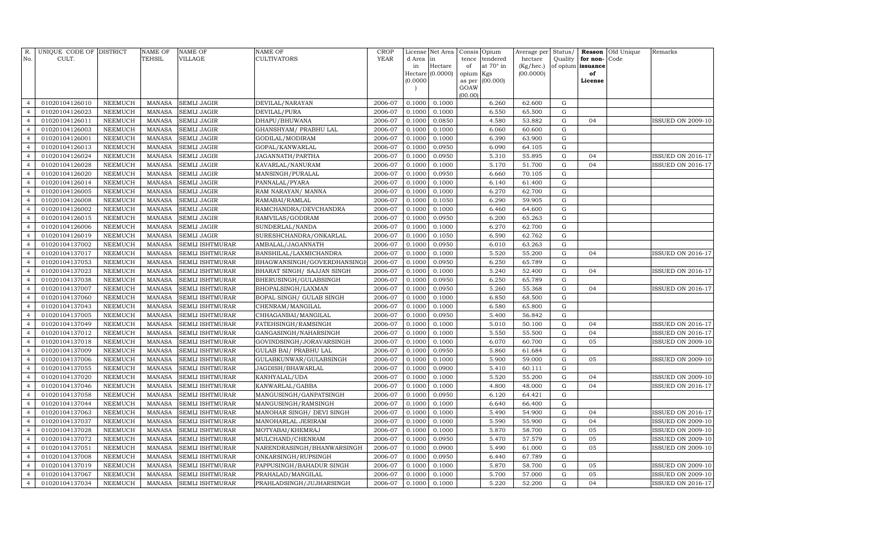| R. No. | UNIQUE CODE OF CULT. | DISTRICT | NAME OF TEHSIL | NAME OF VILLAGE | NAME OF CULTIVATORS | CROP YEAR | License d Area in Hectare (0.0000) | Net Area in Hectare (0.0000) | Consis tence of opium as per GOAW (00.00) | Opium tendered at 70° in Kgs (00.000) | Average per hectare (Kg/hec.) (00.0000) | Status/ Quality of opium | Reason for non-issuance of License | Old Unique Code | Remarks |
|---|---|---|---|---|---|---|---|---|---|---|---|---|---|---|---|
| 4 | 01020104126010 | NEEMUCH | MANASA | SEMLI JAGIR | DEVILAL/NARAYAN | 2006-07 | 0.1000 | 0.1000 | | 6.260 | 62.600 | G | | | |
| 4 | 01020104126023 | NEEMUCH | MANASA | SEMLI JAGIR | DEVILAL/PURA | 2006-07 | 0.1000 | 0.1000 | | 6.550 | 65.500 | G | | | |
| 4 | 01020104126011 | NEEMUCH | MANASA | SEMLI JAGIR | DHAPU/BHUWANA | 2006-07 | 0.1000 | 0.0850 | | 4.580 | 53.882 | G | 04 | | ISSUED ON 2009-10 |
| 4 | 01020104126003 | NEEMUCH | MANASA | SEMLI JAGIR | GHANSHYAM/ PRABHU LAL | 2006-07 | 0.1000 | 0.1000 | | 6.060 | 60.600 | G | | | |
| 4 | 01020104126001 | NEEMUCH | MANASA | SEMLI JAGIR | GODILAL/MODIRAM | 2006-07 | 0.1000 | 0.1000 | | 6.390 | 63.900 | G | | | |
| 4 | 01020104126013 | NEEMUCH | MANASA | SEMLI JAGIR | GOPAL/KANWARLAL | 2006-07 | 0.1000 | 0.0950 | | 6.090 | 64.105 | G | | | |
| 4 | 01020104126024 | NEEMUCH | MANASA | SEMLI JAGIR | JAGANNATH/PARTHA | 2006-07 | 0.1000 | 0.0950 | | 5.310 | 55.895 | G | 04 | | ISSUED ON 2016-17 |
| 4 | 01020104126028 | NEEMUCH | MANASA | SEMLI JAGIR | KAVARLAL/NANURAM | 2006-07 | 0.1000 | 0.1000 | | 5.170 | 51.700 | G | 04 | | ISSUED ON 2016-17 |
| 4 | 01020104126020 | NEEMUCH | MANASA | SEMLI JAGIR | MANSINGH/PURALAL | 2006-07 | 0.1000 | 0.0950 | | 6.660 | 70.105 | G | | | |
| 4 | 01020104126014 | NEEMUCH | MANASA | SEMLI JAGIR | PANNALAL/PYARA | 2006-07 | 0.1000 | 0.1000 | | 6.140 | 61.400 | G | | | |
| 4 | 01020104126005 | NEEMUCH | MANASA | SEMLI JAGIR | RAM NARAYAN/ MANNA | 2006-07 | 0.1000 | 0.1000 | | 6.270 | 62.700 | G | | | |
| 4 | 01020104126008 | NEEMUCH | MANASA | SEMLI JAGIR | RAMABAI/RAMLAL | 2006-07 | 0.1000 | 0.1050 | | 6.290 | 59.905 | G | | | |
| 4 | 01020104126002 | NEEMUCH | MANASA | SEMLI JAGIR | RAMCHANDRA/DEVCHANDRA | 2006-07 | 0.1000 | 0.1000 | | 6.460 | 64.600 | G | | | |
| 4 | 01020104126015 | NEEMUCH | MANASA | SEMLI JAGIR | RAMVILAS/GODIRAM | 2006-07 | 0.1000 | 0.0950 | | 6.200 | 65.263 | G | | | |
| 4 | 01020104126006 | NEEMUCH | MANASA | SEMLI JAGIR | SUNDERLAL/NANDA | 2006-07 | 0.1000 | 0.1000 | | 6.270 | 62.700 | G | | | |
| 4 | 01020104126019 | NEEMUCH | MANASA | SEMLI JAGIR | SURESHCHANDRA/ONKARLAL | 2006-07 | 0.1000 | 0.1050 | | 6.590 | 62.762 | G | | | |
| 4 | 01020104137002 | NEEMUCH | MANASA | SEMLI ISHTMURAR | AMBALAL/JAGANNATH | 2006-07 | 0.1000 | 0.0950 | | 6.010 | 63.263 | G | | | |
| 4 | 01020104137017 | NEEMUCH | MANASA | SEMLI ISHTMURAR | BANSHILAL/LAXMICHANDRA | 2006-07 | 0.1000 | 0.1000 | | 5.520 | 55.200 | G | 04 | | ISSUED ON 2016-17 |
| 4 | 01020104137053 | NEEMUCH | MANASA | SEMLI ISHTMURAR | BHAGWANSINGH/GOVERDHANSINGH | 2006-07 | 0.1000 | 0.0950 | | 6.250 | 65.789 | G | | | |
| 4 | 01020104137023 | NEEMUCH | MANASA | SEMLI ISHTMURAR | BHARAT SINGH/ SAJJAN SINGH | 2006-07 | 0.1000 | 0.1000 | | 5.240 | 52.400 | G | 04 | | ISSUED ON 2016-17 |
| 4 | 01020104137038 | NEEMUCH | MANASA | SEMLI ISHTMURAR | BHERUSINGH/GULABSINGH | 2006-07 | 0.1000 | 0.0950 | | 6.250 | 65.789 | G | | | |
| 4 | 01020104137007 | NEEMUCH | MANASA | SEMLI ISHTMURAR | BHOPALSINGH/LAXMAN | 2006-07 | 0.1000 | 0.0950 | | 5.260 | 55.368 | G | 04 | | ISSUED ON 2016-17 |
| 4 | 01020104137060 | NEEMUCH | MANASA | SEMLI ISHTMURAR | BOPAL SINGH/ GULAB SINGH | 2006-07 | 0.1000 | 0.1000 | | 6.850 | 68.500 | G | | | |
| 4 | 01020104137043 | NEEMUCH | MANASA | SEMLI ISHTMURAR | CHENRAM/MANGILAL | 2006-07 | 0.1000 | 0.1000 | | 6.580 | 65.800 | G | | | |
| 4 | 01020104137005 | NEEMUCH | MANASA | SEMLI ISHTMURAR | CHHAGANBAI/MANGILAL | 2006-07 | 0.1000 | 0.0950 | | 5.400 | 56.842 | G | | | |
| 4 | 01020104137049 | NEEMUCH | MANASA | SEMLI ISHTMURAR | FATEHSINGH/RAMSINGH | 2006-07 | 0.1000 | 0.1000 | | 5.010 | 50.100 | G | 04 | | ISSUED ON 2016-17 |
| 4 | 01020104137012 | NEEMUCH | MANASA | SEMLI ISHTMURAR | GANGASINGH/NAHARSINGH | 2006-07 | 0.1000 | 0.1000 | | 5.550 | 55.500 | G | 04 | | ISSUED ON 2016-17 |
| 4 | 01020104137018 | NEEMUCH | MANASA | SEMLI ISHTMURAR | GOVINDSINGH/JORAVARSINGH | 2006-07 | 0.1000 | 0.1000 | | 6.070 | 60.700 | G | 05 | | ISSUED ON 2009-10 |
| 4 | 01020104137009 | NEEMUCH | MANASA | SEMLI ISHTMURAR | GULAB BAI/ PRABHU LAL | 2006-07 | 0.1000 | 0.0950 | | 5.860 | 61.684 | G | | | |
| 4 | 01020104137006 | NEEMUCH | MANASA | SEMLI ISHTMURAR | GULABKUNWAR/GULABSINGH | 2006-07 | 0.1000 | 0.1000 | | 5.900 | 59.000 | G | 05 | | ISSUED ON 2009-10 |
| 4 | 01020104137055 | NEEMUCH | MANASA | SEMLI ISHTMURAR | JAGDISH/BHAWARLAL | 2006-07 | 0.1000 | 0.0900 | | 5.410 | 60.111 | G | | | |
| 4 | 01020104137020 | NEEMUCH | MANASA | SEMLI ISHTMURAR | KANHYALAL/UDA | 2006-07 | 0.1000 | 0.1000 | | 5.520 | 55.200 | G | 04 | | ISSUED ON 2009-10 |
| 4 | 01020104137046 | NEEMUCH | MANASA | SEMLI ISHTMURAR | KANWARLAL/GABBA | 2006-07 | 0.1000 | 0.1000 | | 4.800 | 48.000 | G | 04 | | ISSUED ON 2016-17 |
| 4 | 01020104137058 | NEEMUCH | MANASA | SEMLI ISHTMURAR | MANGUSINGH/GANPATSINGH | 2006-07 | 0.1000 | 0.0950 | | 6.120 | 64.421 | G | | | |
| 4 | 01020104137044 | NEEMUCH | MANASA | SEMLI ISHTMURAR | MANGUSINGH/RAMSINGH | 2006-07 | 0.1000 | 0.1000 | | 6.640 | 66.400 | G | | | |
| 4 | 01020104137063 | NEEMUCH | MANASA | SEMLI ISHTMURAR | MANOHAR SINGH/ DEVI SINGH | 2006-07 | 0.1000 | 0.1000 | | 5.490 | 54.900 | G | 04 | | ISSUED ON 2016-17 |
| 4 | 01020104137037 | NEEMUCH | MANASA | SEMLI ISHTMURAR | MANOHARLAL JERIRAM | 2006-07 | 0.1000 | 0.1000 | | 5.590 | 55.900 | G | 04 | | ISSUED ON 2009-10 |
| 4 | 01020104137028 | NEEMUCH | MANASA | SEMLI ISHTMURAR | MOTYABAI/KHEMRAJ | 2006-07 | 0.1000 | 0.1000 | | 5.870 | 58.700 | G | 05 | | ISSUED ON 2009-10 |
| 4 | 01020104137072 | NEEMUCH | MANASA | SEMLI ISHTMURAR | MULCHAND/CHENRAM | 2006-07 | 0.1000 | 0.0950 | | 5.470 | 57.579 | G | 05 | | ISSUED ON 2009-10 |
| 4 | 01020104137051 | NEEMUCH | MANASA | SEMLI ISHTMURAR | NARENDRASINGH/BHANWARSINGH | 2006-07 | 0.1000 | 0.0900 | | 5.490 | 61.000 | G | 05 | | ISSUED ON 2009-10 |
| 4 | 01020104137008 | NEEMUCH | MANASA | SEMLI ISHTMURAR | ONKARSINGH/RUPSINGH | 2006-07 | 0.1000 | 0.0950 | | 6.440 | 67.789 | G | | | |
| 4 | 01020104137019 | NEEMUCH | MANASA | SEMLI ISHTMURAR | PAPPUSINGH/BAHADUR SINGH | 2006-07 | 0.1000 | 0.1000 | | 5.870 | 58.700 | G | 05 | | ISSUED ON 2009-10 |
| 4 | 01020104137067 | NEEMUCH | MANASA | SEMLI ISHTMURAR | PRAHALAD/MANGILAL | 2006-07 | 0.1000 | 0.1000 | | 5.700 | 57.000 | G | 05 | | ISSUED ON 2009-10 |
| 4 | 01020104137034 | NEEMUCH | MANASA | SEMLI ISHTMURAR | PRAHLADSINGH/JUJHARSINGH | 2006-07 | 0.1000 | 0.1000 | | 5.220 | 52.200 | G | 04 | | ISSUED ON 2016-17 |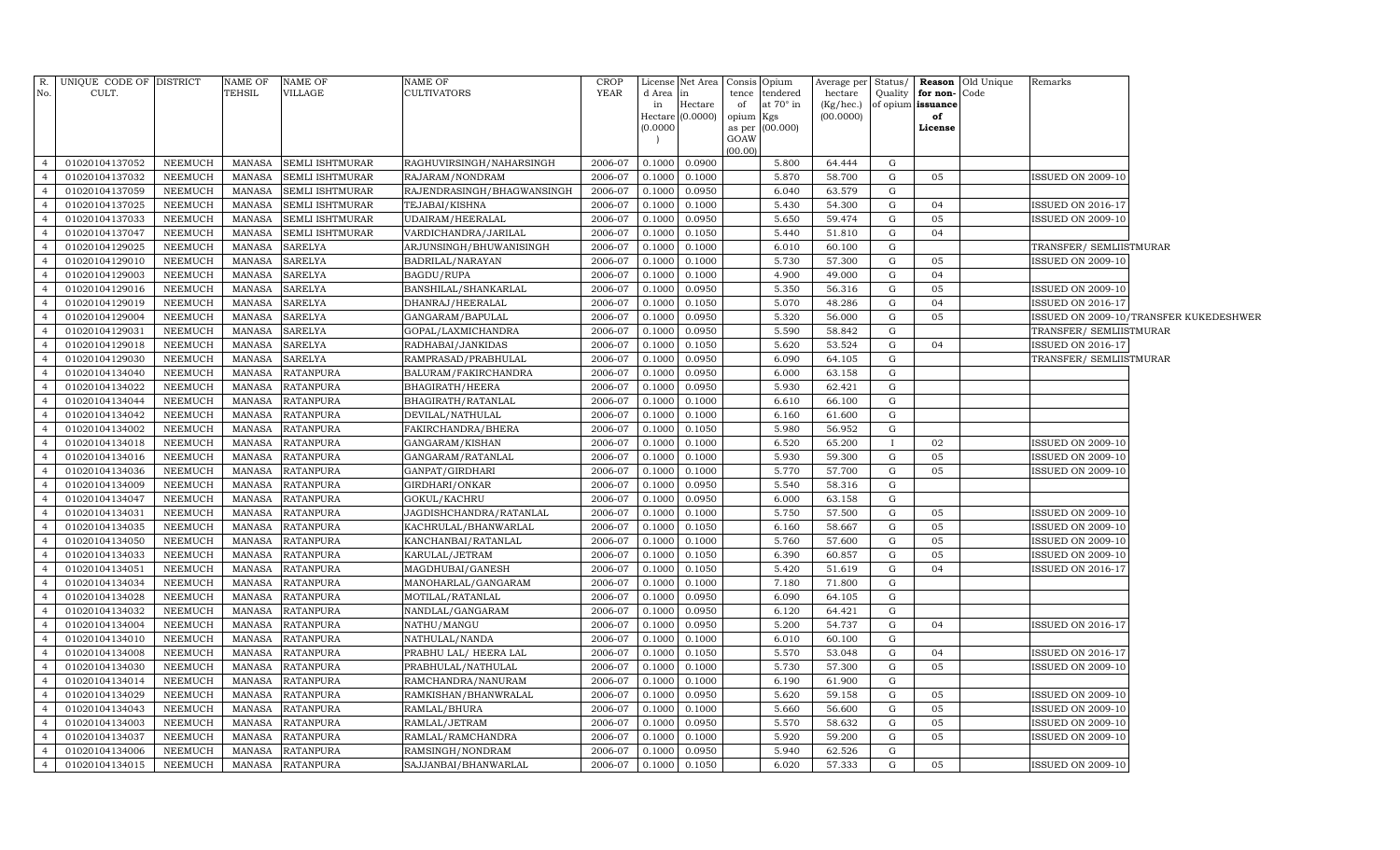| R. No. | UNIQUE CODE OF CULT. | DISTRICT | NAME OF TEHSIL | NAME OF VILLAGE | NAME OF CULTIVATORS | CROP YEAR | License d Area in Hectare (0.0000) | Net Area in Hectare (0.0000) | Consis tence of opium as per GOAW (00.00) | Opium tendered at 70° in Kgs (00.000) | Average per hectare (Kg/hec.) (00.0000) | Status/ Quality of opium | Reason for non-issuance of License | Old Unique Code | Remarks |
|---|---|---|---|---|---|---|---|---|---|---|---|---|---|---|---|
| 4 | 01020104137052 | NEEMUCH | MANASA | SEMLI ISHTMURAR | RAGHUVIRSINGH/NAHARSINGH | 2006-07 | 0.1000 | 0.0900 | | 5.800 | 64.444 | G | | | |
| 4 | 01020104137032 | NEEMUCH | MANASA | SEMLI ISHTMURAR | RAJARAM/NONDRAM | 2006-07 | 0.1000 | 0.1000 | | 5.870 | 58.700 | G | 05 | | ISSUED ON 2009-10 |
| 4 | 01020104137059 | NEEMUCH | MANASA | SEMLI ISHTMURAR | RAJENDRASINGH/BHAGWANSINGH | 2006-07 | 0.1000 | 0.0950 | | 6.040 | 63.579 | G | | | |
| 4 | 01020104137025 | NEEMUCH | MANASA | SEMLI ISHTMURAR | TEJABAI/KISHNA | 2006-07 | 0.1000 | 0.1000 | | 5.430 | 54.300 | G | 04 | | ISSUED ON 2016-17 |
| 4 | 01020104137033 | NEEMUCH | MANASA | SEMLI ISHTMURAR | UDAIRAM/HEERALAL | 2006-07 | 0.1000 | 0.0950 | | 5.650 | 59.474 | G | 05 | | ISSUED ON 2009-10 |
| 4 | 01020104137047 | NEEMUCH | MANASA | SEMLI ISHTMURAR | VARDICHANDRA/JARILAL | 2006-07 | 0.1000 | 0.1050 | | 5.440 | 51.810 | G | 04 | | |
| 4 | 01020104129025 | NEEMUCH | MANASA | SARELYA | ARJUNSINGH/BHUWANISINGH | 2006-07 | 0.1000 | 0.1000 | | 6.010 | 60.100 | G | | | TRANSFER/ SEMLIISTMURAR |
| 4 | 01020104129010 | NEEMUCH | MANASA | SARELYA | BADRILAL/NARAYAN | 2006-07 | 0.1000 | 0.1000 | | 5.730 | 57.300 | G | 05 | | ISSUED ON 2009-10 |
| 4 | 01020104129003 | NEEMUCH | MANASA | SARELYA | BAGDU/RUPA | 2006-07 | 0.1000 | 0.1000 | | 4.900 | 49.000 | G | 04 | | |
| 4 | 01020104129016 | NEEMUCH | MANASA | SARELYA | BANSHILAL/SHANKARLAL | 2006-07 | 0.1000 | 0.0950 | | 5.350 | 56.316 | G | 05 | | ISSUED ON 2009-10 |
| 4 | 01020104129019 | NEEMUCH | MANASA | SARELYA | DHANRAJ/HEERALAL | 2006-07 | 0.1000 | 0.1050 | | 5.070 | 48.286 | G | 04 | | ISSUED ON 2016-17 |
| 4 | 01020104129004 | NEEMUCH | MANASA | SARELYA | GANGARAM/BAPULAL | 2006-07 | 0.1000 | 0.0950 | | 5.320 | 56.000 | G | 05 | | ISSUED ON 2009-10/TRANSFER KUKEDESHWER |
| 4 | 01020104129031 | NEEMUCH | MANASA | SARELYA | GOPAL/LAXMICHANDRA | 2006-07 | 0.1000 | 0.0950 | | 5.590 | 58.842 | G | | | TRANSFER/ SEMLIISTMURAR |
| 4 | 01020104129018 | NEEMUCH | MANASA | SARELYA | RADHABAI/JANKIDAS | 2006-07 | 0.1000 | 0.1050 | | 5.620 | 53.524 | G | 04 | | ISSUED ON 2016-17 |
| 4 | 01020104129030 | NEEMUCH | MANASA | SARELYA | RAMPRASAD/PRABHULAL | 2006-07 | 0.1000 | 0.0950 | | 6.090 | 64.105 | G | | | TRANSFER/ SEMLIISTMURAR |
| 4 | 01020104134040 | NEEMUCH | MANASA | RATANPURA | BALURAM/FAKIRCHANDRA | 2006-07 | 0.1000 | 0.0950 | | 6.000 | 63.158 | G | | | |
| 4 | 01020104134022 | NEEMUCH | MANASA | RATANPURA | BHAGIRATH/HEERA | 2006-07 | 0.1000 | 0.0950 | | 5.930 | 62.421 | G | | | |
| 4 | 01020104134044 | NEEMUCH | MANASA | RATANPURA | BHAGIRATH/RATANLAL | 2006-07 | 0.1000 | 0.1000 | | 6.610 | 66.100 | G | | | |
| 4 | 01020104134042 | NEEMUCH | MANASA | RATANPURA | DEVILAL/NATHULAL | 2006-07 | 0.1000 | 0.1000 | | 6.160 | 61.600 | G | | | |
| 4 | 01020104134002 | NEEMUCH | MANASA | RATANPURA | FAKIRCHANDRA/BHERA | 2006-07 | 0.1000 | 0.1050 | | 5.980 | 56.952 | G | | | |
| 4 | 01020104134018 | NEEMUCH | MANASA | RATANPURA | GANGARAM/KISHAN | 2006-07 | 0.1000 | 0.1000 | | 6.520 | 65.200 | I | 02 | | ISSUED ON 2009-10 |
| 4 | 01020104134016 | NEEMUCH | MANASA | RATANPURA | GANGARAM/RATANLAL | 2006-07 | 0.1000 | 0.1000 | | 5.930 | 59.300 | G | 05 | | ISSUED ON 2009-10 |
| 4 | 01020104134036 | NEEMUCH | MANASA | RATANPURA | GANPAT/GIRDHARI | 2006-07 | 0.1000 | 0.1000 | | 5.770 | 57.700 | G | 05 | | ISSUED ON 2009-10 |
| 4 | 01020104134009 | NEEMUCH | MANASA | RATANPURA | GIRDHARI/ONKAR | 2006-07 | 0.1000 | 0.0950 | | 5.540 | 58.316 | G | | | |
| 4 | 01020104134047 | NEEMUCH | MANASA | RATANPURA | GOKUL/KACHRU | 2006-07 | 0.1000 | 0.0950 | | 6.000 | 63.158 | G | | | |
| 4 | 01020104134031 | NEEMUCH | MANASA | RATANPURA | JAGDISHCHANDRA/RATANLAL | 2006-07 | 0.1000 | 0.1000 | | 5.750 | 57.500 | G | 05 | | ISSUED ON 2009-10 |
| 4 | 01020104134035 | NEEMUCH | MANASA | RATANPURA | KACHRULAL/BHANWARLAL | 2006-07 | 0.1000 | 0.1050 | | 6.160 | 58.667 | G | 05 | | ISSUED ON 2009-10 |
| 4 | 01020104134050 | NEEMUCH | MANASA | RATANPURA | KANCHANBAI/RATANLAL | 2006-07 | 0.1000 | 0.1000 | | 5.760 | 57.600 | G | 05 | | ISSUED ON 2009-10 |
| 4 | 01020104134033 | NEEMUCH | MANASA | RATANPURA | KARULAL/JETRAM | 2006-07 | 0.1000 | 0.1050 | | 6.390 | 60.857 | G | 05 | | ISSUED ON 2009-10 |
| 4 | 01020104134051 | NEEMUCH | MANASA | RATANPURA | MAGDHUBAI/GANESH | 2006-07 | 0.1000 | 0.1050 | | 5.420 | 51.619 | G | 04 | | ISSUED ON 2016-17 |
| 4 | 01020104134034 | NEEMUCH | MANASA | RATANPURA | MANOHARLAL/GANGARAM | 2006-07 | 0.1000 | 0.1000 | | 7.180 | 71.800 | G | | | |
| 4 | 01020104134028 | NEEMUCH | MANASA | RATANPURA | MOTILAL/RATANLAL | 2006-07 | 0.1000 | 0.0950 | | 6.090 | 64.105 | G | | | |
| 4 | 01020104134032 | NEEMUCH | MANASA | RATANPURA | NANDLAL/GANGARAM | 2006-07 | 0.1000 | 0.0950 | | 6.120 | 64.421 | G | | | |
| 4 | 01020104134004 | NEEMUCH | MANASA | RATANPURA | NATHU/MANGU | 2006-07 | 0.1000 | 0.0950 | | 5.200 | 54.737 | G | 04 | | ISSUED ON 2016-17 |
| 4 | 01020104134010 | NEEMUCH | MANASA | RATANPURA | NATHULAL/NANDA | 2006-07 | 0.1000 | 0.1000 | | 6.010 | 60.100 | G | | | |
| 4 | 01020104134008 | NEEMUCH | MANASA | RATANPURA | PRABHU LAL/ HEERA LAL | 2006-07 | 0.1000 | 0.1050 | | 5.570 | 53.048 | G | 04 | | ISSUED ON 2016-17 |
| 4 | 01020104134030 | NEEMUCH | MANASA | RATANPURA | PRABHULAL/NATHULAL | 2006-07 | 0.1000 | 0.1000 | | 5.730 | 57.300 | G | 05 | | ISSUED ON 2009-10 |
| 4 | 01020104134014 | NEEMUCH | MANASA | RATANPURA | RAMCHANDRA/NANURAM | 2006-07 | 0.1000 | 0.1000 | | 6.190 | 61.900 | G | | | |
| 4 | 01020104134029 | NEEMUCH | MANASA | RATANPURA | RAMKISHAN/BHANWRALAL | 2006-07 | 0.1000 | 0.0950 | | 5.620 | 59.158 | G | 05 | | ISSUED ON 2009-10 |
| 4 | 01020104134043 | NEEMUCH | MANASA | RATANPURA | RAMLAL/BHURA | 2006-07 | 0.1000 | 0.1000 | | 5.660 | 56.600 | G | 05 | | ISSUED ON 2009-10 |
| 4 | 01020104134003 | NEEMUCH | MANASA | RATANPURA | RAMLAL/JETRAM | 2006-07 | 0.1000 | 0.0950 | | 5.570 | 58.632 | G | 05 | | ISSUED ON 2009-10 |
| 4 | 01020104134037 | NEEMUCH | MANASA | RATANPURA | RAMLAL/RAMCHANDRA | 2006-07 | 0.1000 | 0.1000 | | 5.920 | 59.200 | G | 05 | | ISSUED ON 2009-10 |
| 4 | 01020104134006 | NEEMUCH | MANASA | RATANPURA | RAMSINGH/NONDRAM | 2006-07 | 0.1000 | 0.0950 | | 5.940 | 62.526 | G | | | |
| 4 | 01020104134015 | NEEMUCH | MANASA | RATANPURA | SAJJANBAI/BHANWARLAL | 2006-07 | 0.1000 | 0.1050 | | 6.020 | 57.333 | G | 05 | | ISSUED ON 2009-10 |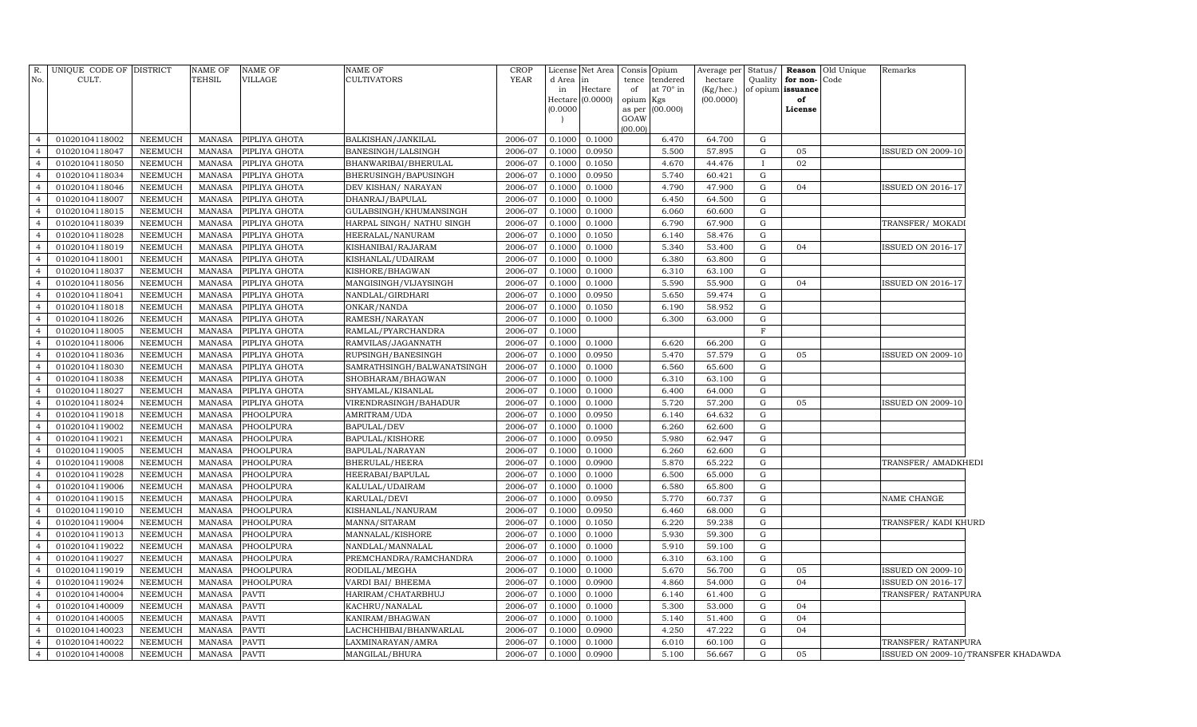| R. No. | UNIQUE CODE OF CULT. | DISTRICT | NAME OF TEHSIL | NAME OF VILLAGE | NAME OF CULTIVATORS | CROP YEAR | License d Area in Hectare (0.0000) | Net Area in Hectare (0.0000) | Consis tence of opium as per GOAW (00.00) | Opium tendered at 70° in Kgs (00.000) | Average per hectare (Kg/hec.) (00.0000) | Status/ Quality of opium | Reason for non-issuance of License | Old Unique Code | Remarks |
|---|---|---|---|---|---|---|---|---|---|---|---|---|---|---|---|
| 4 | 01020104118002 | NEEMUCH | MANASA | PIPLIYA GHOTA | BALKISHAN/JANKILAL | 2006-07 | 0.1000 | 0.1000 | | 6.470 | 64.700 | G | | | |
| 4 | 01020104118047 | NEEMUCH | MANASA | PIPLIYA GHOTA | BANESINGH/LALSINGH | 2006-07 | 0.1000 | 0.0950 | | 5.500 | 57.895 | G | 05 | | ISSUED ON 2009-10 |
| 4 | 01020104118050 | NEEMUCH | MANASA | PIPLIYA GHOTA | BHANWARIBAI/BHERULAL | 2006-07 | 0.1000 | 0.1050 | | 4.670 | 44.476 | I | 02 | | |
| 4 | 01020104118034 | NEEMUCH | MANASA | PIPLIYA GHOTA | BHERUSINGH/BAPUSINGH | 2006-07 | 0.1000 | 0.0950 | | 5.740 | 60.421 | G | | | |
| 4 | 01020104118046 | NEEMUCH | MANASA | PIPLIYA GHOTA | DEV KISHAN/ NARAYAN | 2006-07 | 0.1000 | 0.1000 | | 4.790 | 47.900 | G | 04 | | ISSUED ON 2016-17 |
| 4 | 01020104118007 | NEEMUCH | MANASA | PIPLIYA GHOTA | DHANRAJ/BAPULAL | 2006-07 | 0.1000 | 0.1000 | | 6.450 | 64.500 | G | | | |
| 4 | 01020104118015 | NEEMUCH | MANASA | PIPLIYA GHOTA | GULABSINGH/KHUMANSINGH | 2006-07 | 0.1000 | 0.1000 | | 6.060 | 60.600 | G | | | |
| 4 | 01020104118039 | NEEMUCH | MANASA | PIPLIYA GHOTA | HARPAL SINGH/ NATHU SINGH | 2006-07 | 0.1000 | 0.1000 | | 6.790 | 67.900 | G | | | TRANSFER/ MOKADI |
| 4 | 01020104118028 | NEEMUCH | MANASA | PIPLIYA GHOTA | HEERALAL/NANURAM | 2006-07 | 0.1000 | 0.1050 | | 6.140 | 58.476 | G | | | |
| 4 | 01020104118019 | NEEMUCH | MANASA | PIPLIYA GHOTA | KISHANIBAI/RAJARAM | 2006-07 | 0.1000 | 0.1000 | | 5.340 | 53.400 | G | 04 | | ISSUED ON 2016-17 |
| 4 | 01020104118001 | NEEMUCH | MANASA | PIPLIYA GHOTA | KISHANLAL/UDAIRAM | 2006-07 | 0.1000 | 0.1000 | | 6.380 | 63.800 | G | | | |
| 4 | 01020104118037 | NEEMUCH | MANASA | PIPLIYA GHOTA | KISHORE/BHAGWAN | 2006-07 | 0.1000 | 0.1000 | | 6.310 | 63.100 | G | | | |
| 4 | 01020104118056 | NEEMUCH | MANASA | PIPLIYA GHOTA | MANGISINGH/VIJAYSINGH | 2006-07 | 0.1000 | 0.1000 | | 5.590 | 55.900 | G | 04 | | ISSUED ON 2016-17 |
| 4 | 01020104118041 | NEEMUCH | MANASA | PIPLIYA GHOTA | NANDLAL/GIRDHARI | 2006-07 | 0.1000 | 0.0950 | | 5.650 | 59.474 | G | | | |
| 4 | 01020104118018 | NEEMUCH | MANASA | PIPLIYA GHOTA | ONKAR/NANDA | 2006-07 | 0.1000 | 0.1050 | | 6.190 | 58.952 | G | | | |
| 4 | 01020104118026 | NEEMUCH | MANASA | PIPLIYA GHOTA | RAMESH/NARAYAN | 2006-07 | 0.1000 | 0.1000 | | 6.300 | 63.000 | G | | | |
| 4 | 01020104118005 | NEEMUCH | MANASA | PIPLIYA GHOTA | RAMLAL/PYARCHANDRA | 2006-07 | 0.1000 | | | | | F | | | |
| 4 | 01020104118006 | NEEMUCH | MANASA | PIPLIYA GHOTA | RAMVILAS/JAGANNATH | 2006-07 | 0.1000 | 0.1000 | | 6.620 | 66.200 | G | | | |
| 4 | 01020104118036 | NEEMUCH | MANASA | PIPLIYA GHOTA | RUPSINGH/BANESINGH | 2006-07 | 0.1000 | 0.0950 | | 5.470 | 57.579 | G | 05 | | ISSUED ON 2009-10 |
| 4 | 01020104118030 | NEEMUCH | MANASA | PIPLIYA GHOTA | SAMRATHSINGH/BALWANATSINGH | 2006-07 | 0.1000 | 0.1000 | | 6.560 | 65.600 | G | | | |
| 4 | 01020104118038 | NEEMUCH | MANASA | PIPLIYA GHOTA | SHOBHARAM/BHAGWAN | 2006-07 | 0.1000 | 0.1000 | | 6.310 | 63.100 | G | | | |
| 4 | 01020104118027 | NEEMUCH | MANASA | PIPLIYA GHOTA | SHYAMLAL/KISANLAL | 2006-07 | 0.1000 | 0.1000 | | 6.400 | 64.000 | G | | | |
| 4 | 01020104118024 | NEEMUCH | MANASA | PIPLIYA GHOTA | VIRENDRASINGH/BAHADUR | 2006-07 | 0.1000 | 0.1000 | | 5.720 | 57.200 | G | 05 | | ISSUED ON 2009-10 |
| 4 | 01020104119018 | NEEMUCH | MANASA | PHOOLPURA | AMRITRAM/UDA | 2006-07 | 0.1000 | 0.0950 | | 6.140 | 64.632 | G | | | |
| 4 | 01020104119002 | NEEMUCH | MANASA | PHOOLPURA | BAPULAL/DEV | 2006-07 | 0.1000 | 0.1000 | | 6.260 | 62.600 | G | | | |
| 4 | 01020104119021 | NEEMUCH | MANASA | PHOOLPURA | BAPULAL/KISHORE | 2006-07 | 0.1000 | 0.0950 | | 5.980 | 62.947 | G | | | |
| 4 | 01020104119005 | NEEMUCH | MANASA | PHOOLPURA | BAPULAL/NARAYAN | 2006-07 | 0.1000 | 0.1000 | | 6.260 | 62.600 | G | | | |
| 4 | 01020104119008 | NEEMUCH | MANASA | PHOOLPURA | BHERULAL/HEERA | 2006-07 | 0.1000 | 0.0900 | | 5.870 | 65.222 | G | | | TRANSFER/ AMADKHEDI |
| 4 | 01020104119028 | NEEMUCH | MANASA | PHOOLPURA | HEERABAI/BAPULAL | 2006-07 | 0.1000 | 0.1000 | | 6.500 | 65.000 | G | | | |
| 4 | 01020104119006 | NEEMUCH | MANASA | PHOOLPURA | KALULAL/UDAIRAM | 2006-07 | 0.1000 | 0.1000 | | 6.580 | 65.800 | G | | | |
| 4 | 01020104119015 | NEEMUCH | MANASA | PHOOLPURA | KARULAL/DEVI | 2006-07 | 0.1000 | 0.0950 | | 5.770 | 60.737 | G | | | NAME CHANGE |
| 4 | 01020104119010 | NEEMUCH | MANASA | PHOOLPURA | KISHANLAL/NANURAM | 2006-07 | 0.1000 | 0.0950 | | 6.460 | 68.000 | G | | | |
| 4 | 01020104119004 | NEEMUCH | MANASA | PHOOLPURA | MANNA/SITARAM | 2006-07 | 0.1000 | 0.1050 | | 6.220 | 59.238 | G | | | TRANSFER/ KADI KHURD |
| 4 | 01020104119013 | NEEMUCH | MANASA | PHOOLPURA | MANNALAL/KISHORE | 2006-07 | 0.1000 | 0.1000 | | 5.930 | 59.300 | G | | | |
| 4 | 01020104119022 | NEEMUCH | MANASA | PHOOLPURA | NANDLAL/MANNALAL | 2006-07 | 0.1000 | 0.1000 | | 5.910 | 59.100 | G | | | |
| 4 | 01020104119027 | NEEMUCH | MANASA | PHOOLPURA | PREMCHANDRA/RAMCHANDRA | 2006-07 | 0.1000 | 0.1000 | | 6.310 | 63.100 | G | | | |
| 4 | 01020104119019 | NEEMUCH | MANASA | PHOOLPURA | RODILAL/MEGHA | 2006-07 | 0.1000 | 0.1000 | | 5.670 | 56.700 | G | 05 | | ISSUED ON 2009-10 |
| 4 | 01020104119024 | NEEMUCH | MANASA | PHOOLPURA | VARDI BAI/ BHEEMA | 2006-07 | 0.1000 | 0.0900 | | 4.860 | 54.000 | G | 04 | | ISSUED ON 2016-17 |
| 4 | 01020104140004 | NEEMUCH | MANASA | PAVTI | HARIRAM/CHATARBHUJ | 2006-07 | 0.1000 | 0.1000 | | 6.140 | 61.400 | G | | | TRANSFER/ RATANPURA |
| 4 | 01020104140009 | NEEMUCH | MANASA | PAVTI | KACHRU/NANALAL | 2006-07 | 0.1000 | 0.1000 | | 5.300 | 53.000 | G | 04 | | |
| 4 | 01020104140005 | NEEMUCH | MANASA | PAVTI | KANIRAM/BHAGWAN | 2006-07 | 0.1000 | 0.1000 | | 5.140 | 51.400 | G | 04 | | |
| 4 | 01020104140023 | NEEMUCH | MANASA | PAVTI | LACHCHHIBAI/BHANWARLAL | 2006-07 | 0.1000 | 0.0900 | | 4.250 | 47.222 | G | 04 | | |
| 4 | 01020104140022 | NEEMUCH | MANASA | PAVTI | LAXMINARAYAN/AMRA | 2006-07 | 0.1000 | 0.1000 | | 6.010 | 60.100 | G | | | TRANSFER/ RATANPURA |
| 4 | 01020104140008 | NEEMUCH | MANASA | PAVTI | MANGILAL/BHURA | 2006-07 | 0.1000 | 0.0900 | | 5.100 | 56.667 | G | 05 | | ISSUED ON 2009-10/TRANSFER KHADAWDA |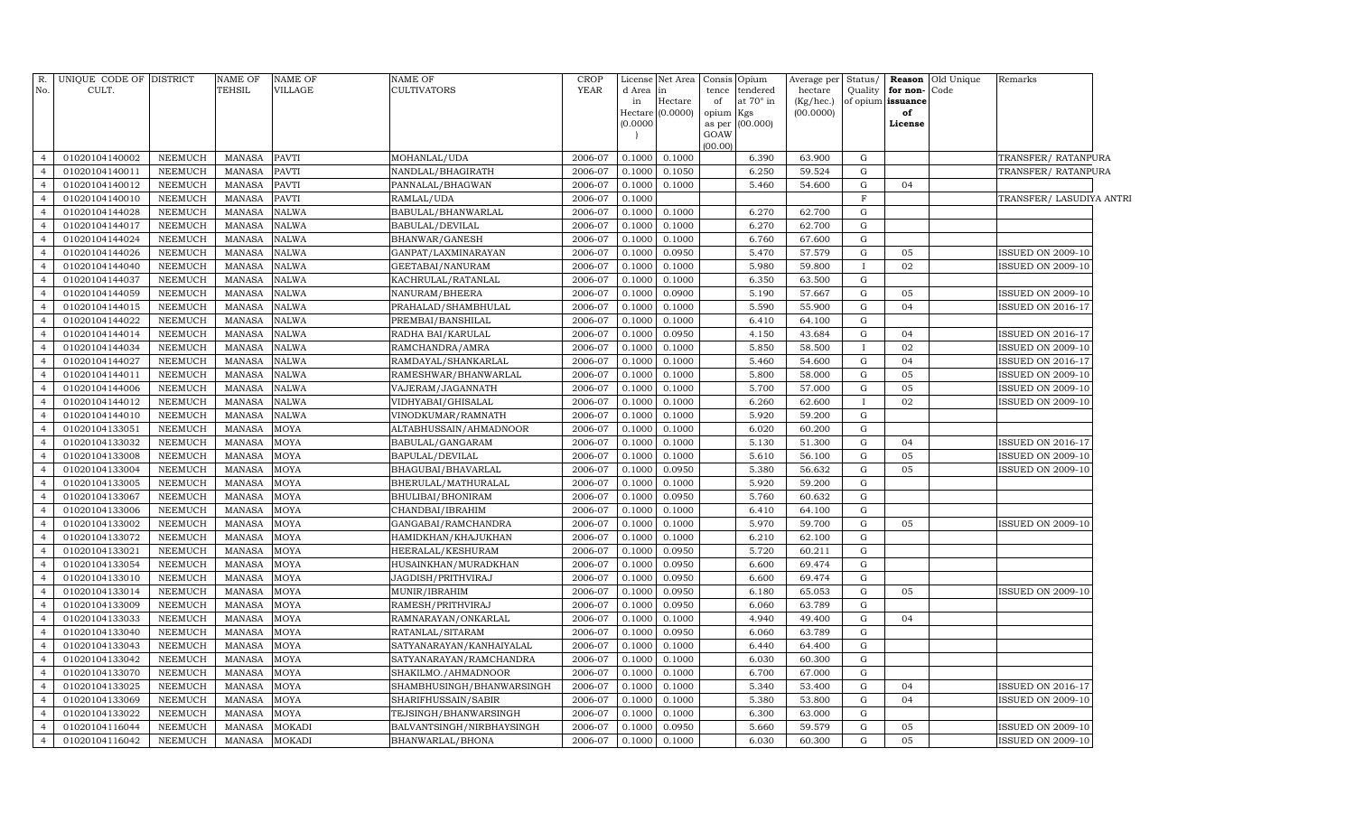| R. No. | UNIQUE CODE OF CULT. | DISTRICT | NAME OF TEHSIL | NAME OF VILLAGE | NAME OF CULTIVATORS | CROP YEAR | License d Area in Hectare (0.0000) | Net Area in Hectare (0.0000) | Consis tence of opium as per GOAW (00.00) | Opium tendered at 70° in Kgs (00.000) | Average per hectare (Kg/hec.) (00.0000) | Status/ Quality of opium | Reason for non- issuance of License | Old Unique Code | Remarks |
|---|---|---|---|---|---|---|---|---|---|---|---|---|---|---|---|
| 4 | 01020104140002 | NEEMUCH | MANASA | PAVTI | MOHANLAL/UDA | 2006-07 | 0.1000 | 0.1000 | | 6.390 | 63.900 | G | | | TRANSFER/ RATANPURA |
| 4 | 01020104140011 | NEEMUCH | MANASA | PAVTI | NANDLAL/BHAGIRATH | 2006-07 | 0.1000 | 0.1050 | | 6.250 | 59.524 | G | | | TRANSFER/ RATANPURA |
| 4 | 01020104140012 | NEEMUCH | MANASA | PAVTI | PANNALAL/BHAGWAN | 2006-07 | 0.1000 | 0.1000 | | 5.460 | 54.600 | G | 04 | | |
| 4 | 01020104140010 | NEEMUCH | MANASA | PAVTI | RAMLAL/UDA | 2006-07 | 0.1000 | | | | | F | | | TRANSFER/ LASUDIYA ANTRI |
| 4 | 01020104144028 | NEEMUCH | MANASA | NALWA | BABULAL/BHANWARLAL | 2006-07 | 0.1000 | 0.1000 | | 6.270 | 62.700 | G | | | |
| 4 | 01020104144017 | NEEMUCH | MANASA | NALWA | BABULAL/DEVILAL | 2006-07 | 0.1000 | 0.1000 | | 6.270 | 62.700 | G | | | |
| 4 | 01020104144024 | NEEMUCH | MANASA | NALWA | BHANWAR/GANESH | 2006-07 | 0.1000 | 0.1000 | | 6.760 | 67.600 | G | | | |
| 4 | 01020104144026 | NEEMUCH | MANASA | NALWA | GANPAT/LAXMINARAYAN | 2006-07 | 0.1000 | 0.0950 | | 5.470 | 57.579 | G | 05 | | ISSUED ON 2009-10 |
| 4 | 01020104144040 | NEEMUCH | MANASA | NALWA | GEETABAI/NANURAM | 2006-07 | 0.1000 | 0.1000 | | 5.980 | 59.800 | I | 02 | | ISSUED ON 2009-10 |
| 4 | 01020104144037 | NEEMUCH | MANASA | NALWA | KACHRULAL/RATANLAL | 2006-07 | 0.1000 | 0.1000 | | 6.350 | 63.500 | G | | | |
| 4 | 01020104144059 | NEEMUCH | MANASA | NALWA | NANURAM/BHEERA | 2006-07 | 0.1000 | 0.0900 | | 5.190 | 57.667 | G | 05 | | ISSUED ON 2009-10 |
| 4 | 01020104144015 | NEEMUCH | MANASA | NALWA | PRAHALAD/SHAMBHULAL | 2006-07 | 0.1000 | 0.1000 | | 5.590 | 55.900 | G | 04 | | ISSUED ON 2016-17 |
| 4 | 01020104144022 | NEEMUCH | MANASA | NALWA | PREMBAI/BANSHILAL | 2006-07 | 0.1000 | 0.1000 | | 6.410 | 64.100 | G | | | |
| 4 | 01020104144014 | NEEMUCH | MANASA | NALWA | RADHA BAI/KARULAL | 2006-07 | 0.1000 | 0.0950 | | 4.150 | 43.684 | G | 04 | | ISSUED ON 2016-17 |
| 4 | 01020104144034 | NEEMUCH | MANASA | NALWA | RAMCHANDRA/AMRA | 2006-07 | 0.1000 | 0.1000 | | 5.850 | 58.500 | I | 02 | | ISSUED ON 2009-10 |
| 4 | 01020104144027 | NEEMUCH | MANASA | NALWA | RAMDAYAL/SHANKARLAL | 2006-07 | 0.1000 | 0.1000 | | 5.460 | 54.600 | G | 04 | | ISSUED ON 2016-17 |
| 4 | 01020104144011 | NEEMUCH | MANASA | NALWA | RAMESHWAR/BHANWARLAL | 2006-07 | 0.1000 | 0.1000 | | 5.800 | 58.000 | G | 05 | | ISSUED ON 2009-10 |
| 4 | 01020104144006 | NEEMUCH | MANASA | NALWA | VAJERAM/JAGANNATH | 2006-07 | 0.1000 | 0.1000 | | 5.700 | 57.000 | G | 05 | | ISSUED ON 2009-10 |
| 4 | 01020104144012 | NEEMUCH | MANASA | NALWA | VIDHYABAI/GHISALAL | 2006-07 | 0.1000 | 0.1000 | | 6.260 | 62.600 | I | 02 | | ISSUED ON 2009-10 |
| 4 | 01020104144010 | NEEMUCH | MANASA | NALWA | VINODKUMAR/RAMNATH | 2006-07 | 0.1000 | 0.1000 | | 5.920 | 59.200 | G | | | |
| 4 | 01020104133051 | NEEMUCH | MANASA | MOYA | ALTABHUSSAIN/AHMADNOOR | 2006-07 | 0.1000 | 0.1000 | | 6.020 | 60.200 | G | | | |
| 4 | 01020104133032 | NEEMUCH | MANASA | MOYA | BABULAL/GANGARAM | 2006-07 | 0.1000 | 0.1000 | | 5.130 | 51.300 | G | 04 | | ISSUED ON 2016-17 |
| 4 | 01020104133008 | NEEMUCH | MANASA | MOYA | BAPULAL/DEVILAL | 2006-07 | 0.1000 | 0.1000 | | 5.610 | 56.100 | G | 05 | | ISSUED ON 2009-10 |
| 4 | 01020104133004 | NEEMUCH | MANASA | MOYA | BHAGUBAI/BHAVARLAL | 2006-07 | 0.1000 | 0.0950 | | 5.380 | 56.632 | G | 05 | | ISSUED ON 2009-10 |
| 4 | 01020104133005 | NEEMUCH | MANASA | MOYA | BHERULAL/MATHURALAL | 2006-07 | 0.1000 | 0.1000 | | 5.920 | 59.200 | G | | | |
| 4 | 01020104133067 | NEEMUCH | MANASA | MOYA | BHULIBAI/BHONIRAM | 2006-07 | 0.1000 | 0.0950 | | 5.760 | 60.632 | G | | | |
| 4 | 01020104133006 | NEEMUCH | MANASA | MOYA | CHANDBAI/IBRAHIM | 2006-07 | 0.1000 | 0.1000 | | 6.410 | 64.100 | G | | | |
| 4 | 01020104133002 | NEEMUCH | MANASA | MOYA | GANGABAI/RAMCHANDRA | 2006-07 | 0.1000 | 0.1000 | | 5.970 | 59.700 | G | 05 | | ISSUED ON 2009-10 |
| 4 | 01020104133072 | NEEMUCH | MANASA | MOYA | HAMIDKHAN/KHAJUKHAN | 2006-07 | 0.1000 | 0.1000 | | 6.210 | 62.100 | G | | | |
| 4 | 01020104133021 | NEEMUCH | MANASA | MOYA | HEERALAL/KESHURAM | 2006-07 | 0.1000 | 0.0950 | | 5.720 | 60.211 | G | | | |
| 4 | 01020104133054 | NEEMUCH | MANASA | MOYA | HUSAINKHAN/MURADKHAN | 2006-07 | 0.1000 | 0.0950 | | 6.600 | 69.474 | G | | | |
| 4 | 01020104133010 | NEEMUCH | MANASA | MOYA | JAGDISH/PRITHVIRAJ | 2006-07 | 0.1000 | 0.0950 | | 6.600 | 69.474 | G | | | |
| 4 | 01020104133014 | NEEMUCH | MANASA | MOYA | MUNIR/IBRAHIM | 2006-07 | 0.1000 | 0.0950 | | 6.180 | 65.053 | G | 05 | | ISSUED ON 2009-10 |
| 4 | 01020104133009 | NEEMUCH | MANASA | MOYA | RAMESH/PRITHVIRAJ | 2006-07 | 0.1000 | 0.0950 | | 6.060 | 63.789 | G | | | |
| 4 | 01020104133033 | NEEMUCH | MANASA | MOYA | RAMNARAYAN/ONKARLAL | 2006-07 | 0.1000 | 0.1000 | | 4.940 | 49.400 | G | 04 | | |
| 4 | 01020104133040 | NEEMUCH | MANASA | MOYA | RATANLAL/SITARAM | 2006-07 | 0.1000 | 0.0950 | | 6.060 | 63.789 | G | | | |
| 4 | 01020104133043 | NEEMUCH | MANASA | MOYA | SATYANARAYAN/KANHAIYALAL | 2006-07 | 0.1000 | 0.1000 | | 6.440 | 64.400 | G | | | |
| 4 | 01020104133042 | NEEMUCH | MANASA | MOYA | SATYANARAYAN/RAMCHANDRA | 2006-07 | 0.1000 | 0.1000 | | 6.030 | 60.300 | G | | | |
| 4 | 01020104133070 | NEEMUCH | MANASA | MOYA | SHAKILMO./AHMADNOOR | 2006-07 | 0.1000 | 0.1000 | | 6.700 | 67.000 | G | | | |
| 4 | 01020104133025 | NEEMUCH | MANASA | MOYA | SHAMBHUSINGH/BHANWARSINGH | 2006-07 | 0.1000 | 0.1000 | | 5.340 | 53.400 | G | 04 | | ISSUED ON 2016-17 |
| 4 | 01020104133069 | NEEMUCH | MANASA | MOYA | SHARIFHUSSAIN/SABIR | 2006-07 | 0.1000 | 0.1000 | | 5.380 | 53.800 | G | 04 | | ISSUED ON 2009-10 |
| 4 | 01020104133022 | NEEMUCH | MANASA | MOYA | TEJSINGH/BHANWARSINGH | 2006-07 | 0.1000 | 0.1000 | | 6.300 | 63.000 | G | | | |
| 4 | 01020104116044 | NEEMUCH | MANASA | MOKADI | BALVANTSINGH/NIRBHAYSINGH | 2006-07 | 0.1000 | 0.0950 | | 5.660 | 59.579 | G | 05 | | ISSUED ON 2009-10 |
| 4 | 01020104116042 | NEEMUCH | MANASA | MOKADI | BHANWARLAL/BHONA | 2006-07 | 0.1000 | 0.1000 | | 6.030 | 60.300 | G | 05 | | ISSUED ON 2009-10 |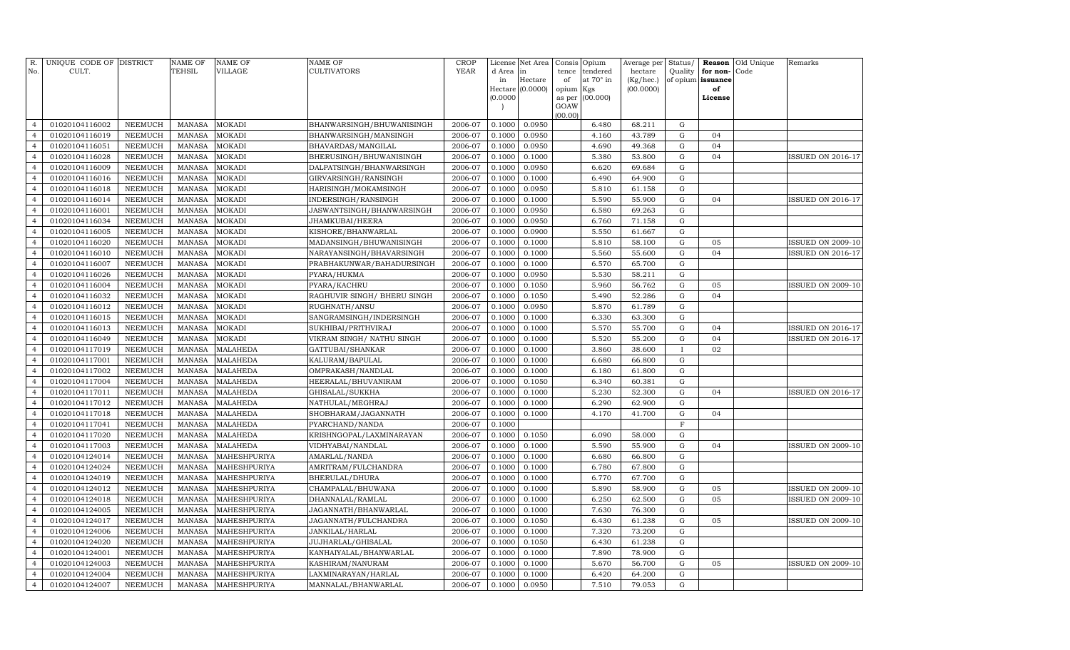| R. No. | UNIQUE CODE OF CULT. | DISTRICT | NAME OF TEHSIL | NAME OF VILLAGE | NAME OF CULTIVATORS | CROP YEAR | License d Area in Hectare (0.0000) | Net Area in Hectare (0.0000) | Consis tence of opium as per GOAW (00.00) | Opium tendered at 70° in Kgs (00.000) | Average per hectare (Kg/hec.) (00.0000) | Status/ Quality of opium | Reason for non-issuance of License | Old Unique Code | Remarks |
|---|---|---|---|---|---|---|---|---|---|---|---|---|---|---|---|
| 4 | 01020104116002 | NEEMUCH | MANASA | MOKADI | BHANWARSINGH/BHUWANISINGH | 2006-07 | 0.1000 | 0.0950 | | 6.480 | 68.211 | G | | | |
| 4 | 01020104116019 | NEEMUCH | MANASA | MOKADI | BHANWARSINGH/MANSINGH | 2006-07 | 0.1000 | 0.0950 | | 4.160 | 43.789 | G | 04 | | |
| 4 | 01020104116051 | NEEMUCH | MANASA | MOKADI | BHAVARDAS/MANGILAL | 2006-07 | 0.1000 | 0.0950 | | 4.690 | 49.368 | G | 04 | | |
| 4 | 01020104116028 | NEEMUCH | MANASA | MOKADI | BHERUSINGH/BHUWANISINGH | 2006-07 | 0.1000 | 0.1000 | | 5.380 | 53.800 | G | 04 | | ISSUED ON 2016-17 |
| 4 | 01020104116009 | NEEMUCH | MANASA | MOKADI | DALPATSINGH/BHANWARSINGH | 2006-07 | 0.1000 | 0.0950 | | 6.620 | 69.684 | G | | | |
| 4 | 01020104116016 | NEEMUCH | MANASA | MOKADI | GIRVARSINGH/RANSINGH | 2006-07 | 0.1000 | 0.1000 | | 6.490 | 64.900 | G | | | |
| 4 | 01020104116018 | NEEMUCH | MANASA | MOKADI | HARISINGH/MOKAMSINGH | 2006-07 | 0.1000 | 0.0950 | | 5.810 | 61.158 | G | | | |
| 4 | 01020104116014 | NEEMUCH | MANASA | MOKADI | INDERSINGH/RANSINGH | 2006-07 | 0.1000 | 0.1000 | | 5.590 | 55.900 | G | 04 | | ISSUED ON 2016-17 |
| 4 | 01020104116001 | NEEMUCH | MANASA | MOKADI | JASWANTSINGH/BHANWARSINGH | 2006-07 | 0.1000 | 0.0950 | | 6.580 | 69.263 | G | | | |
| 4 | 01020104116034 | NEEMUCH | MANASA | MOKADI | JHAMKUBAI/HEERA | 2006-07 | 0.1000 | 0.0950 | | 6.760 | 71.158 | G | | | |
| 4 | 01020104116005 | NEEMUCH | MANASA | MOKADI | KISHORE/BHANWARLAL | 2006-07 | 0.1000 | 0.0900 | | 5.550 | 61.667 | G | | | |
| 4 | 01020104116020 | NEEMUCH | MANASA | MOKADI | MADANSINGH/BHUWANISINGH | 2006-07 | 0.1000 | 0.1000 | | 5.810 | 58.100 | G | 05 | | ISSUED ON 2009-10 |
| 4 | 01020104116010 | NEEMUCH | MANASA | MOKADI | NARAYANSINGH/BHAVARSINGH | 2006-07 | 0.1000 | 0.1000 | | 5.560 | 55.600 | G | 04 | | ISSUED ON 2016-17 |
| 4 | 01020104116007 | NEEMUCH | MANASA | MOKADI | PRABHAKUNWAR/BAHADURSINGH | 2006-07 | 0.1000 | 0.1000 | | 6.570 | 65.700 | G | | | |
| 4 | 01020104116026 | NEEMUCH | MANASA | MOKADI | PYARA/HUKMA | 2006-07 | 0.1000 | 0.0950 | | 5.530 | 58.211 | G | | | |
| 4 | 01020104116004 | NEEMUCH | MANASA | MOKADI | PYARA/KACHRU | 2006-07 | 0.1000 | 0.1050 | | 5.960 | 56.762 | G | 05 | | ISSUED ON 2009-10 |
| 4 | 01020104116032 | NEEMUCH | MANASA | MOKADI | RAGHUVIR SINGH/ BHERU SINGH | 2006-07 | 0.1000 | 0.1050 | | 5.490 | 52.286 | G | 04 | | |
| 4 | 01020104116012 | NEEMUCH | MANASA | MOKADI | RUGHNATH/ANSU | 2006-07 | 0.1000 | 0.0950 | | 5.870 | 61.789 | G | | | |
| 4 | 01020104116015 | NEEMUCH | MANASA | MOKADI | SANGRAMSINGH/INDERSINGH | 2006-07 | 0.1000 | 0.1000 | | 6.330 | 63.300 | G | | | |
| 4 | 01020104116013 | NEEMUCH | MANASA | MOKADI | SUKHIBAI/PRITHVIRAJ | 2006-07 | 0.1000 | 0.1000 | | 5.570 | 55.700 | G | 04 | | ISSUED ON 2016-17 |
| 4 | 01020104116049 | NEEMUCH | MANASA | MOKADI | VIKRAM SINGH/ NATHU SINGH | 2006-07 | 0.1000 | 0.1000 | | 5.520 | 55.200 | G | 04 | | ISSUED ON 2016-17 |
| 4 | 01020104117019 | NEEMUCH | MANASA | MALAHEDA | GATTUBAI/SHANKAR | 2006-07 | 0.1000 | 0.1000 | | 3.860 | 38.600 | I | 02 | | |
| 4 | 01020104117001 | NEEMUCH | MANASA | MALAHEDA | KALURAM/BAPULAL | 2006-07 | 0.1000 | 0.1000 | | 6.680 | 66.800 | G | | | |
| 4 | 01020104117002 | NEEMUCH | MANASA | MALAHEDA | OMPRAKASH/NANDLAL | 2006-07 | 0.1000 | 0.1000 | | 6.180 | 61.800 | G | | | |
| 4 | 01020104117004 | NEEMUCH | MANASA | MALAHEDA | HEERALAL/BHUVANIRAM | 2006-07 | 0.1000 | 0.1050 | | 6.340 | 60.381 | G | | | |
| 4 | 01020104117011 | NEEMUCH | MANASA | MALAHEDA | GHISALAL/SUKKHA | 2006-07 | 0.1000 | 0.1000 | | 5.230 | 52.300 | G | 04 | | ISSUED ON 2016-17 |
| 4 | 01020104117012 | NEEMUCH | MANASA | MALAHEDA | NATHULAL/MEGHRAJ | 2006-07 | 0.1000 | 0.1000 | | 6.290 | 62.900 | G | | | |
| 4 | 01020104117018 | NEEMUCH | MANASA | MALAHEDA | SHOBHARAM/JAGANNATH | 2006-07 | 0.1000 | 0.1000 | | 4.170 | 41.700 | G | 04 | | |
| 4 | 01020104117041 | NEEMUCH | MANASA | MALAHEDA | PYARCHAND/NANDA | 2006-07 | 0.1000 | | | | | F | | | |
| 4 | 01020104117020 | NEEMUCH | MANASA | MALAHEDA | KRISHNGOPAL/LAXMINARAYAN | 2006-07 | 0.1000 | 0.1050 | | 6.090 | 58.000 | G | | | |
| 4 | 01020104117003 | NEEMUCH | MANASA | MALAHEDA | VIDHYABAI/NANDLAL | 2006-07 | 0.1000 | 0.1000 | | 5.590 | 55.900 | G | 04 | | ISSUED ON 2009-10 |
| 4 | 01020104124014 | NEEMUCH | MANASA | MAHESHPURIYA | AMARLAL/NANDA | 2006-07 | 0.1000 | 0.1000 | | 6.680 | 66.800 | G | | | |
| 4 | 01020104124024 | NEEMUCH | MANASA | MAHESHPURIYA | AMRITRAM/FULCHANDRA | 2006-07 | 0.1000 | 0.1000 | | 6.780 | 67.800 | G | | | |
| 4 | 01020104124019 | NEEMUCH | MANASA | MAHESHPURIYA | BHERULAL/DHURA | 2006-07 | 0.1000 | 0.1000 | | 6.770 | 67.700 | G | | | |
| 4 | 01020104124012 | NEEMUCH | MANASA | MAHESHPURIYA | CHAMPALAL/BHUWANA | 2006-07 | 0.1000 | 0.1000 | | 5.890 | 58.900 | G | 05 | | ISSUED ON 2009-10 |
| 4 | 01020104124018 | NEEMUCH | MANASA | MAHESHPURIYA | DHANNALAL/RAMLAL | 2006-07 | 0.1000 | 0.1000 | | 6.250 | 62.500 | G | 05 | | ISSUED ON 2009-10 |
| 4 | 01020104124005 | NEEMUCH | MANASA | MAHESHPURIYA | JAGANNATH/BHANWARLAL | 2006-07 | 0.1000 | 0.1000 | | 7.630 | 76.300 | G | | | |
| 4 | 01020104124017 | NEEMUCH | MANASA | MAHESHPURIYA | JAGANNATH/FULCHANDRA | 2006-07 | 0.1000 | 0.1050 | | 6.430 | 61.238 | G | 05 | | ISSUED ON 2009-10 |
| 4 | 01020104124006 | NEEMUCH | MANASA | MAHESHPURIYA | JANKILAL/HARLAL | 2006-07 | 0.1000 | 0.1000 | | 7.320 | 73.200 | G | | | |
| 4 | 01020104124020 | NEEMUCH | MANASA | MAHESHPURIYA | JUJHARLAL/GHISALAL | 2006-07 | 0.1000 | 0.1050 | | 6.430 | 61.238 | G | | | |
| 4 | 01020104124001 | NEEMUCH | MANASA | MAHESHPURIYA | KANHAIYALAL/BHANWARLAL | 2006-07 | 0.1000 | 0.1000 | | 7.890 | 78.900 | G | | | |
| 4 | 01020104124003 | NEEMUCH | MANASA | MAHESHPURIYA | KASHIRAM/NANURAM | 2006-07 | 0.1000 | 0.1000 | | 5.670 | 56.700 | G | 05 | | ISSUED ON 2009-10 |
| 4 | 01020104124004 | NEEMUCH | MANASA | MAHESHPURIYA | LAXMINARAYAN/HARLAL | 2006-07 | 0.1000 | 0.1000 | | 6.420 | 64.200 | G | | | |
| 4 | 01020104124007 | NEEMUCH | MANASA | MAHESHPURIYA | MANNALAL/BHANWARLAL | 2006-07 | 0.1000 | 0.0950 | | 7.510 | 79.053 | G | | | |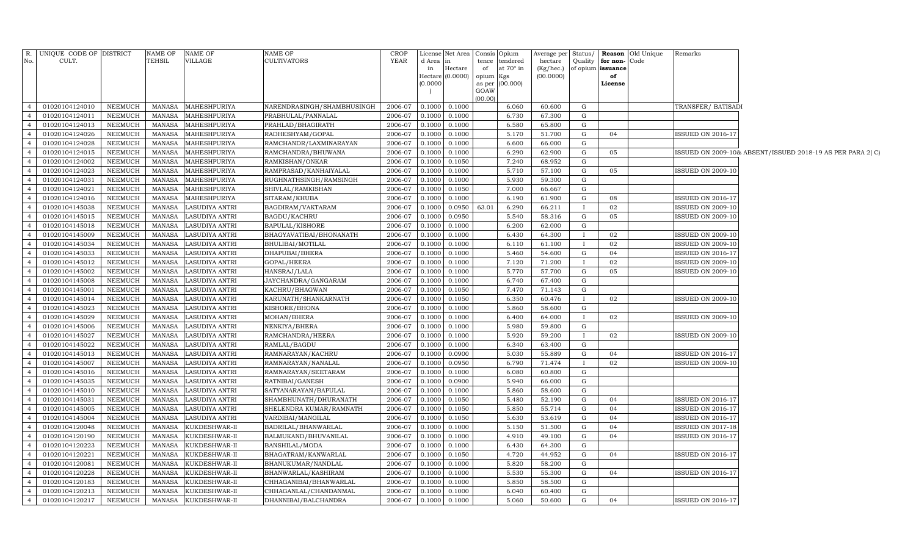| R. No. | UNIQUE CODE OF CULT. | DISTRICT | NAME OF TEHSIL | NAME OF VILLAGE | NAME OF CULTIVATORS | CROP YEAR | License d Area in Hectare (0.0000) | Net Area in Hectare (0.0000) | Consis tence of opium as per GOAW (00.00) | Opium tendered at 70° in Kgs (00.000) | Average per hectare (Kg/hec.) (00.0000) | Status/ Quality of opium | Reason for non-issuance of License | Old Unique Code | Remarks |
|---|---|---|---|---|---|---|---|---|---|---|---|---|---|---|---|
| 4 | 01020104124010 | NEEMUCH | MANASA | MAHESHPURIYA | NARENDRASINGH/SHAMBHUSINGH | 2006-07 | 0.1000 | 0.1000 | | 6.060 | 60.600 | G | | | TRANSFER/ BATISADI |
| 4 | 01020104124011 | NEEMUCH | MANASA | MAHESHPURIYA | PRABHULAL/PANNALAL | 2006-07 | 0.1000 | 0.1000 | | 6.730 | 67.300 | G | | | |
| 4 | 01020104124013 | NEEMUCH | MANASA | MAHESHPURIYA | PRAHLAD/BHAGIRATH | 2006-07 | 0.1000 | 0.1000 | | 6.580 | 65.800 | G | | | |
| 4 | 01020104124026 | NEEMUCH | MANASA | MAHESHPURIYA | RADHESHYAM/GOPAL | 2006-07 | 0.1000 | 0.1000 | | 5.170 | 51.700 | G | 04 | | ISSUED ON 2016-17 |
| 4 | 01020104124028 | NEEMUCH | MANASA | MAHESHPURIYA | RAMCHANDR/LAXMINARAYAN | 2006-07 | 0.1000 | 0.1000 | | 6.600 | 66.000 | G | | | |
| 4 | 01020104124015 | NEEMUCH | MANASA | MAHESHPURIYA | RAMCHANDRA/BHUWANA | 2006-07 | 0.1000 | 0.1000 | | 6.290 | 62.900 | G | 05 | | ISSUED ON 2009-10& ABSENT/ISSUED 2018-19 AS PER PARA 2( C) |
| 4 | 01020104124002 | NEEMUCH | MANASA | MAHESHPURIYA | RAMKISHAN/ONKAR | 2006-07 | 0.1000 | 0.1050 | | 7.240 | 68.952 | G | | | |
| 4 | 01020104124023 | NEEMUCH | MANASA | MAHESHPURIYA | RAMPRASAD/KANHAIYALAL | 2006-07 | 0.1000 | 0.1000 | | 5.710 | 57.100 | G | 05 | | ISSUED ON 2009-10 |
| 4 | 01020104124031 | NEEMUCH | MANASA | MAHESHPURIYA | RUGHNATHSINGH/RAMSINGH | 2006-07 | 0.1000 | 0.1000 | | 5.930 | 59.300 | G | | | |
| 4 | 01020104124021 | NEEMUCH | MANASA | MAHESHPURIYA | SHIVLAL/RAMKISHAN | 2006-07 | 0.1000 | 0.1050 | | 7.000 | 66.667 | G | | | |
| 4 | 01020104124016 | NEEMUCH | MANASA | MAHESHPURIYA | SITARAM/KHUBA | 2006-07 | 0.1000 | 0.1000 | | 6.190 | 61.900 | G | 08 | | ISSUED ON 2016-17 |
| 4 | 01020104145038 | NEEMUCH | MANASA | LASUDIYA ANTRI | BAGDIRAM/VAKTARAM | 2006-07 | 0.1000 | 0.0950 | 63.01 | 6.290 | 66.211 | I | 02 | | ISSUED ON 2009-10 |
| 4 | 01020104145015 | NEEMUCH | MANASA | LASUDIYA ANTRI | BAGDU/KACHRU | 2006-07 | 0.1000 | 0.0950 | | 5.540 | 58.316 | G | 05 | | ISSUED ON 2009-10 |
| 4 | 01020104145018 | NEEMUCH | MANASA | LASUDIYA ANTRI | BAPULAL/KISHORE | 2006-07 | 0.1000 | 0.1000 | | 6.200 | 62.000 | G | | | |
| 4 | 01020104145009 | NEEMUCH | MANASA | LASUDIYA ANTRI | BHAGYAVATIBAI/BHONANATH | 2006-07 | 0.1000 | 0.1000 | | 6.430 | 64.300 | I | 02 | | ISSUED ON 2009-10 |
| 4 | 01020104145034 | NEEMUCH | MANASA | LASUDIYA ANTRI | BHULIBAI/MOTILAL | 2006-07 | 0.1000 | 0.1000 | | 6.110 | 61.100 | I | 02 | | ISSUED ON 2009-10 |
| 4 | 01020104145033 | NEEMUCH | MANASA | LASUDIYA ANTRI | DHAPUBAI/BHERA | 2006-07 | 0.1000 | 0.1000 | | 5.460 | 54.600 | G | 04 | | ISSUED ON 2016-17 |
| 4 | 01020104145012 | NEEMUCH | MANASA | LASUDIYA ANTRI | GOPAL/HEERA | 2006-07 | 0.1000 | 0.1000 | | 7.120 | 71.200 | I | 02 | | ISSUED ON 2009-10 |
| 4 | 01020104145002 | NEEMUCH | MANASA | LASUDIYA ANTRI | HANSRAJ/LALA | 2006-07 | 0.1000 | 0.1000 | | 5.770 | 57.700 | G | 05 | | ISSUED ON 2009-10 |
| 4 | 01020104145008 | NEEMUCH | MANASA | LASUDIYA ANTRI | JAYCHANDRA/GANGARAM | 2006-07 | 0.1000 | 0.1000 | | 6.740 | 67.400 | G | | | |
| 4 | 01020104145001 | NEEMUCH | MANASA | LASUDIYA ANTRI | KACHRU/BHAGWAN | 2006-07 | 0.1000 | 0.1050 | | 7.470 | 71.143 | G | | | |
| 4 | 01020104145014 | NEEMUCH | MANASA | LASUDIYA ANTRI | KARUNATH/SHANKARNATH | 2006-07 | 0.1000 | 0.1050 | | 6.350 | 60.476 | I | 02 | | ISSUED ON 2009-10 |
| 4 | 01020104145023 | NEEMUCH | MANASA | LASUDIYA ANTRI | KISHORE/BHONA | 2006-07 | 0.1000 | 0.1000 | | 5.860 | 58.600 | G | | | |
| 4 | 01020104145029 | NEEMUCH | MANASA | LASUDIYA ANTRI | MOHAN/BHERA | 2006-07 | 0.1000 | 0.1000 | | 6.400 | 64.000 | I | 02 | | ISSUED ON 2009-10 |
| 4 | 01020104145006 | NEEMUCH | MANASA | LASUDIYA ANTRI | NENKIYA/BHERA | 2006-07 | 0.1000 | 0.1000 | | 5.980 | 59.800 | G | | | |
| 4 | 01020104145027 | NEEMUCH | MANASA | LASUDIYA ANTRI | RAMCHANDRA/HEERA | 2006-07 | 0.1000 | 0.1000 | | 5.920 | 59.200 | I | 02 | | ISSUED ON 2009-10 |
| 4 | 01020104145022 | NEEMUCH | MANASA | LASUDIYA ANTRI | RAMLAL/BAGDU | 2006-07 | 0.1000 | 0.1000 | | 6.340 | 63.400 | G | | | |
| 4 | 01020104145013 | NEEMUCH | MANASA | LASUDIYA ANTRI | RAMNARAYAN/KACHRU | 2006-07 | 0.1000 | 0.0900 | | 5.030 | 55.889 | G | 04 | | ISSUED ON 2016-17 |
| 4 | 01020104145007 | NEEMUCH | MANASA | LASUDIYA ANTRI | RAMNARAYAN/NANALAL | 2006-07 | 0.1000 | 0.0950 | | 6.790 | 71.474 | I | 02 | | ISSUED ON 2009-10 |
| 4 | 01020104145016 | NEEMUCH | MANASA | LASUDIYA ANTRI | RAMNARAYAN/SEETARAM | 2006-07 | 0.1000 | 0.1000 | | 6.080 | 60.800 | G | | | |
| 4 | 01020104145035 | NEEMUCH | MANASA | LASUDIYA ANTRI | RATNIBAI/GANESH | 2006-07 | 0.1000 | 0.0900 | | 5.940 | 66.000 | G | | | |
| 4 | 01020104145010 | NEEMUCH | MANASA | LASUDIYA ANTRI | SATYANARAYAN/BAPULAL | 2006-07 | 0.1000 | 0.1000 | | 5.860 | 58.600 | G | | | |
| 4 | 01020104145031 | NEEMUCH | MANASA | LASUDIYA ANTRI | SHAMBHUNATH/DHURANATH | 2006-07 | 0.1000 | 0.1050 | | 5.480 | 52.190 | G | 04 | | ISSUED ON 2016-17 |
| 4 | 01020104145005 | NEEMUCH | MANASA | LASUDIYA ANTRI | SHELENDRA KUMAR/RAMNATH | 2006-07 | 0.1000 | 0.1050 | | 5.850 | 55.714 | G | 04 | | ISSUED ON 2016-17 |
| 4 | 01020104145004 | NEEMUCH | MANASA | LASUDIYA ANTRI | VARDIBAI/MANGILAL | 2006-07 | 0.1000 | 0.1050 | | 5.630 | 53.619 | G | 04 | | ISSUED ON 2016-17 |
| 4 | 01020104120048 | NEEMUCH | MANASA | KUKDESHWAR-II | BADRILAL/BHANWARLAL | 2006-07 | 0.1000 | 0.1000 | | 5.150 | 51.500 | G | 04 | | ISSUED ON 2017-18 |
| 4 | 01020104120190 | NEEMUCH | MANASA | KUKDESHWAR-II | BALMUKAND/BHUVANILAL | 2006-07 | 0.1000 | 0.1000 | | 4.910 | 49.100 | G | 04 | | ISSUED ON 2016-17 |
| 4 | 01020104120223 | NEEMUCH | MANASA | KUKDESHWAR-II | BANSHILAL/MODA | 2006-07 | 0.1000 | 0.1000 | | 6.430 | 64.300 | G | | | |
| 4 | 01020104120221 | NEEMUCH | MANASA | KUKDESHWAR-II | BHAGATRAM/KANWARLAL | 2006-07 | 0.1000 | 0.1050 | | 4.720 | 44.952 | G | 04 | | ISSUED ON 2016-17 |
| 4 | 01020104120081 | NEEMUCH | MANASA | KUKDESHWAR-II | BHANUKUMAR/NANDLAL | 2006-07 | 0.1000 | 0.1000 | | 5.820 | 58.200 | G | | | |
| 4 | 01020104120228 | NEEMUCH | MANASA | KUKDESHWAR-II | BHANWARLAL/KASHIRAM | 2006-07 | 0.1000 | 0.1000 | | 5.530 | 55.300 | G | 04 | | ISSUED ON 2016-17 |
| 4 | 01020104120183 | NEEMUCH | MANASA | KUKDESHWAR-II | CHHAGANIBAI/BHANWARLAL | 2006-07 | 0.1000 | 0.1000 | | 5.850 | 58.500 | G | | | |
| 4 | 01020104120213 | NEEMUCH | MANASA | KUKDESHWAR-II | CHHAGANLAL/CHANDANMAL | 2006-07 | 0.1000 | 0.1000 | | 6.040 | 60.400 | G | | | |
| 4 | 01020104120217 | NEEMUCH | MANASA | KUKDESHWAR-II | DHANNIBAI/BALCHANDRA | 2006-07 | 0.1000 | 0.1000 | | 5.060 | 50.600 | G | 04 | | ISSUED ON 2016-17 |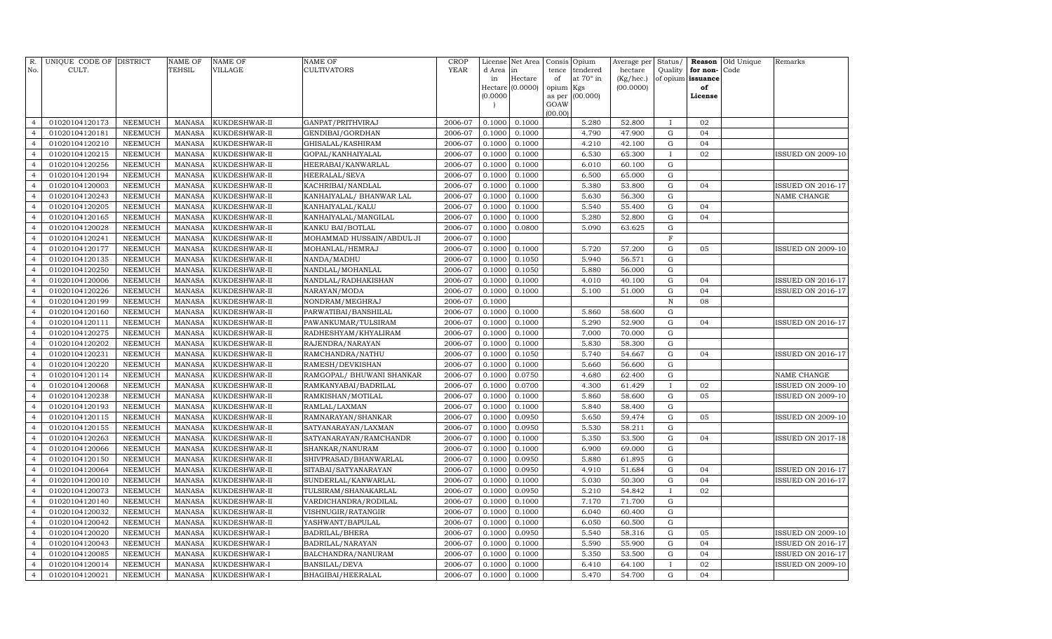| R. No. | UNIQUE CODE OF CULT. | DISTRICT | NAME OF TEHSIL | NAME OF VILLAGE | NAME OF CULTIVATORS | CROP YEAR | License d Area in Hectare (0.0000) | Net Area in Hectare (0.0000) | Consis tence of opium as per GOAW (00.00) | Opium tendered at 70° in Kgs (00.000) | Average per hectare (Kg/hec.) (00.0000) | Status/ Quality of opium | Reason for non-issuance of License | Old Unique Code | Remarks |
|---|---|---|---|---|---|---|---|---|---|---|---|---|---|---|---|
| 4 | 01020104120173 | NEEMUCH | MANASA | KUKDESHWAR-II | GANPAT/PRITHVIRAJ | 2006-07 | 0.1000 | 0.1000 | | 5.280 | 52.800 | I | 02 | | |
| 4 | 01020104120181 | NEEMUCH | MANASA | KUKDESHWAR-II | GENDIBAI/GORDHAN | 2006-07 | 0.1000 | 0.1000 | | 4.790 | 47.900 | G | 04 | | |
| 4 | 01020104120210 | NEEMUCH | MANASA | KUKDESHWAR-II | GHISALAL/KASHIRAM | 2006-07 | 0.1000 | 0.1000 | | 4.210 | 42.100 | G | 04 | | |
| 4 | 01020104120215 | NEEMUCH | MANASA | KUKDESHWAR-II | GOPAL/KANHAIYALAL | 2006-07 | 0.1000 | 0.1000 | | 6.530 | 65.300 | I | 02 | | ISSUED ON 2009-10 |
| 4 | 01020104120256 | NEEMUCH | MANASA | KUKDESHWAR-II | HEERABAI/KANWARLAL | 2006-07 | 0.1000 | 0.1000 | | 6.010 | 60.100 | G | | | |
| 4 | 01020104120194 | NEEMUCH | MANASA | KUKDESHWAR-II | HEERALAL/SEVA | 2006-07 | 0.1000 | 0.1000 | | 6.500 | 65.000 | G | | | |
| 4 | 01020104120003 | NEEMUCH | MANASA | KUKDESHWAR-II | KACHRIBAI/NANDLAL | 2006-07 | 0.1000 | 0.1000 | | 5.380 | 53.800 | G | 04 | | ISSUED ON 2016-17 |
| 4 | 01020104120243 | NEEMUCH | MANASA | KUKDESHWAR-II | KANHAIYALAL/ BHANWAR LAL | 2006-07 | 0.1000 | 0.1000 | | 5.630 | 56.300 | G | | | NAME CHANGE |
| 4 | 01020104120205 | NEEMUCH | MANASA | KUKDESHWAR-II | KANHAIYALAL/KALU | 2006-07 | 0.1000 | 0.1000 | | 5.540 | 55.400 | G | 04 | | |
| 4 | 01020104120165 | NEEMUCH | MANASA | KUKDESHWAR-II | KANHAIYALAL/MANGILAL | 2006-07 | 0.1000 | 0.1000 | | 5.280 | 52.800 | G | 04 | | |
| 4 | 01020104120028 | NEEMUCH | MANASA | KUKDESHWAR-II | KANKU BAI/BOTLAL | 2006-07 | 0.1000 | 0.0800 | | 5.090 | 63.625 | G | | | |
| 4 | 01020104120241 | NEEMUCH | MANASA | KUKDESHWAR-II | MOHAMMAD HUSSAIN/ABDUL JI | 2006-07 | 0.1000 | | | | | F | | | |
| 4 | 01020104120177 | NEEMUCH | MANASA | KUKDESHWAR-II | MOHANLAL/HEMRAJ | 2006-07 | 0.1000 | 0.1000 | | 5.720 | 57.200 | G | 05 | | ISSUED ON 2009-10 |
| 4 | 01020104120135 | NEEMUCH | MANASA | KUKDESHWAR-II | NANDA/MADHU | 2006-07 | 0.1000 | 0.1050 | | 5.940 | 56.571 | G | | | |
| 4 | 01020104120250 | NEEMUCH | MANASA | KUKDESHWAR-II | NANDLAL/MOHANLAL | 2006-07 | 0.1000 | 0.1050 | | 5.880 | 56.000 | G | | | |
| 4 | 01020104120006 | NEEMUCH | MANASA | KUKDESHWAR-II | NANDLAL/RADHAKISHAN | 2006-07 | 0.1000 | 0.1000 | | 4.010 | 40.100 | G | 04 | | ISSUED ON 2016-17 |
| 4 | 01020104120226 | NEEMUCH | MANASA | KUKDESHWAR-II | NARAYAN/MODA | 2006-07 | 0.1000 | 0.1000 | | 5.100 | 51.000 | G | 04 | | ISSUED ON 2016-17 |
| 4 | 01020104120199 | NEEMUCH | MANASA | KUKDESHWAR-II | NONDRAM/MEGHRAJ | 2006-07 | 0.1000 | | | | | N | 08 | | |
| 4 | 01020104120160 | NEEMUCH | MANASA | KUKDESHWAR-II | PARWATIBAI/BANSHILAL | 2006-07 | 0.1000 | 0.1000 | | 5.860 | 58.600 | G | | | |
| 4 | 01020104120111 | NEEMUCH | MANASA | KUKDESHWAR-II | PAWANKUMAR/TULSIRAM | 2006-07 | 0.1000 | 0.1000 | | 5.290 | 52.900 | G | 04 | | ISSUED ON 2016-17 |
| 4 | 01020104120275 | NEEMUCH | MANASA | KUKDESHWAR-II | RADHESHYAM/KHYALIRAM | 2006-07 | 0.1000 | 0.1000 | | 7.000 | 70.000 | G | | | |
| 4 | 01020104120202 | NEEMUCH | MANASA | KUKDESHWAR-II | RAJENDRA/NARAYAN | 2006-07 | 0.1000 | 0.1000 | | 5.830 | 58.300 | G | | | |
| 4 | 01020104120231 | NEEMUCH | MANASA | KUKDESHWAR-II | RAMCHANDRA/NATHU | 2006-07 | 0.1000 | 0.1050 | | 5.740 | 54.667 | G | 04 | | ISSUED ON 2016-17 |
| 4 | 01020104120220 | NEEMUCH | MANASA | KUKDESHWAR-II | RAMESH/DEVKISHAN | 2006-07 | 0.1000 | 0.1000 | | 5.660 | 56.600 | G | | | |
| 4 | 01020104120114 | NEEMUCH | MANASA | KUKDESHWAR-II | RAMGOPAL/ BHUWANI SHANKAR | 2006-07 | 0.1000 | 0.0750 | | 4.680 | 62.400 | G | | | NAME CHANGE |
| 4 | 01020104120068 | NEEMUCH | MANASA | KUKDESHWAR-II | RAMKANYABAI/BADRILAL | 2006-07 | 0.1000 | 0.0700 | | 4.300 | 61.429 | I | 02 | | ISSUED ON 2009-10 |
| 4 | 01020104120238 | NEEMUCH | MANASA | KUKDESHWAR-II | RAMKISHAN/MOTILAL | 2006-07 | 0.1000 | 0.1000 | | 5.860 | 58.600 | G | 05 | | ISSUED ON 2009-10 |
| 4 | 01020104120193 | NEEMUCH | MANASA | KUKDESHWAR-II | RAMLAL/LAXMAN | 2006-07 | 0.1000 | 0.1000 | | 5.840 | 58.400 | G | | | |
| 4 | 01020104120115 | NEEMUCH | MANASA | KUKDESHWAR-II | RAMNARAYAN/SHANKAR | 2006-07 | 0.1000 | 0.0950 | | 5.650 | 59.474 | G | 05 | | ISSUED ON 2009-10 |
| 4 | 01020104120155 | NEEMUCH | MANASA | KUKDESHWAR-II | SATYANARAYAN/LAXMAN | 2006-07 | 0.1000 | 0.0950 | | 5.530 | 58.211 | G | | | |
| 4 | 01020104120263 | NEEMUCH | MANASA | KUKDESHWAR-II | SATYANARAYAN/RAMCHANDR | 2006-07 | 0.1000 | 0.1000 | | 5.350 | 53.500 | G | 04 | | ISSUED ON 2017-18 |
| 4 | 01020104120066 | NEEMUCH | MANASA | KUKDESHWAR-II | SHANKAR/NANURAM | 2006-07 | 0.1000 | 0.1000 | | 6.900 | 69.000 | G | | | |
| 4 | 01020104120150 | NEEMUCH | MANASA | KUKDESHWAR-II | SHIVPRASAD/BHANWARLAL | 2006-07 | 0.1000 | 0.0950 | | 5.880 | 61.895 | G | | | |
| 4 | 01020104120064 | NEEMUCH | MANASA | KUKDESHWAR-II | SITABAI/SATYANARAYAN | 2006-07 | 0.1000 | 0.0950 | | 4.910 | 51.684 | G | 04 | | ISSUED ON 2016-17 |
| 4 | 01020104120010 | NEEMUCH | MANASA | KUKDESHWAR-II | SUNDERLAL/KANWARLAL | 2006-07 | 0.1000 | 0.1000 | | 5.030 | 50.300 | G | 04 | | ISSUED ON 2016-17 |
| 4 | 01020104120073 | NEEMUCH | MANASA | KUKDESHWAR-II | TULSIRAM/SHANAKARLAL | 2006-07 | 0.1000 | 0.0950 | | 5.210 | 54.842 | I | 02 | | |
| 4 | 01020104120140 | NEEMUCH | MANASA | KUKDESHWAR-II | VARDICHANDRA/RODILAL | 2006-07 | 0.1000 | 0.1000 | | 7.170 | 71.700 | G | | | |
| 4 | 01020104120032 | NEEMUCH | MANASA | KUKDESHWAR-II | VISHNUGIR/RATANGIR | 2006-07 | 0.1000 | 0.1000 | | 6.040 | 60.400 | G | | | |
| 4 | 01020104120042 | NEEMUCH | MANASA | KUKDESHWAR-II | YASHWANT/BAPULAL | 2006-07 | 0.1000 | 0.1000 | | 6.050 | 60.500 | G | | | |
| 4 | 01020104120020 | NEEMUCH | MANASA | KUKDESHWAR-I | BADRILAL/BHERA | 2006-07 | 0.1000 | 0.0950 | | 5.540 | 58.316 | G | 05 | | ISSUED ON 2009-10 |
| 4 | 01020104120043 | NEEMUCH | MANASA | KUKDESHWAR-I | BADRILAL/NARAYAN | 2006-07 | 0.1000 | 0.1000 | | 5.590 | 55.900 | G | 04 | | ISSUED ON 2016-17 |
| 4 | 01020104120085 | NEEMUCH | MANASA | KUKDESHWAR-I | BALCHANDRA/NANURAM | 2006-07 | 0.1000 | 0.1000 | | 5.350 | 53.500 | G | 04 | | ISSUED ON 2016-17 |
| 4 | 01020104120014 | NEEMUCH | MANASA | KUKDESHWAR-I | BANSILAL/DEVA | 2006-07 | 0.1000 | 0.1000 | | 6.410 | 64.100 | I | 02 | | ISSUED ON 2009-10 |
| 4 | 01020104120021 | NEEMUCH | MANASA | KUKDESHWAR-I | BHAGIBAI/HEERALAL | 2006-07 | 0.1000 | 0.1000 | | 5.470 | 54.700 | G | 04 | | |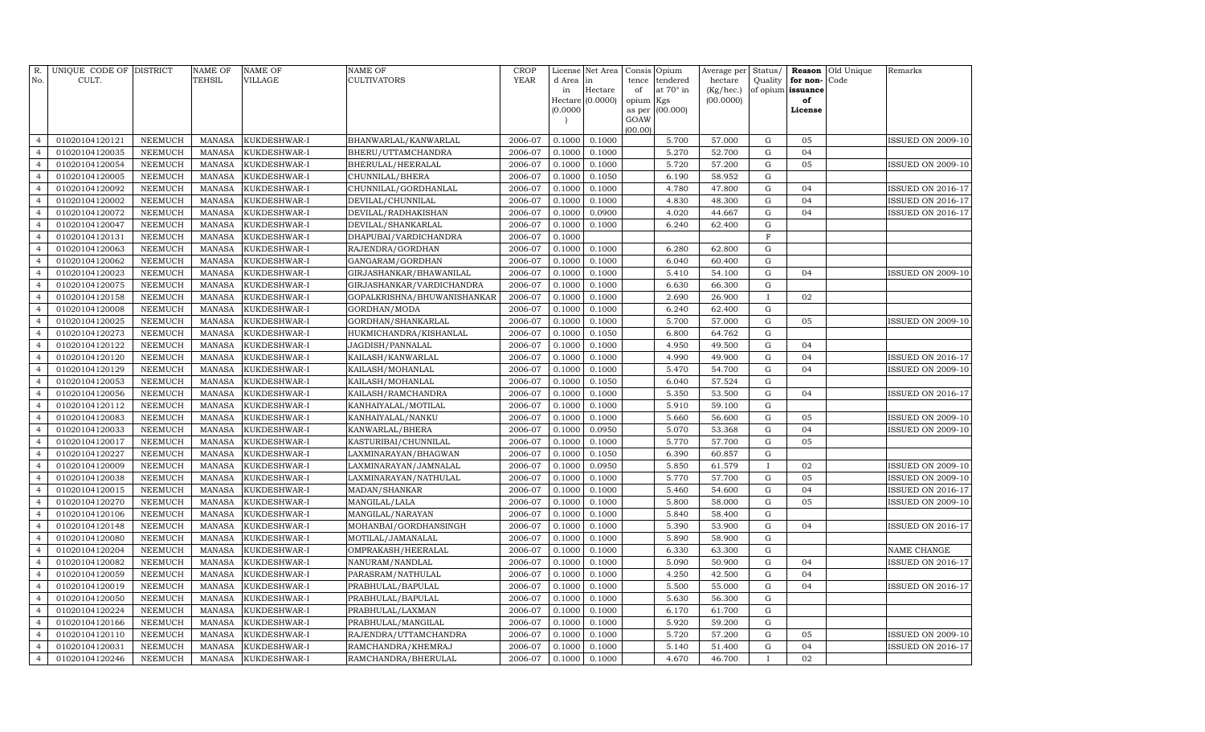| R. No. | UNIQUE CODE OF CULT. | DISTRICT | NAME OF TEHSIL | NAME OF VILLAGE | NAME OF CULTIVATORS | CROP YEAR | License d Area in Hectare (0.0000) | Net Area in Hectare (0.0000) | Consis tence of opium as per GOAW (00.00) | Opium tendered at 70° in Kgs (00.000) | Average per hectare (Kg/hec.) (00.0000) | Status/ Quality of opium | Reason for non-issuance of License | Old Unique Code | Remarks |
|---|---|---|---|---|---|---|---|---|---|---|---|---|---|---|---|
| 4 | 01020104120121 | NEEMUCH | MANASA | KUKDESHWAR-I | BHANWARLAL/KANWARLAL | 2006-07 | 0.1000 | 0.1000 | | 5.700 | 57.000 | G | 05 | | ISSUED ON 2009-10 |
| 4 | 01020104120035 | NEEMUCH | MANASA | KUKDESHWAR-I | BHERU/UTTAMCHANDRA | 2006-07 | 0.1000 | 0.1000 | | 5.270 | 52.700 | G | 04 | | |
| 4 | 01020104120054 | NEEMUCH | MANASA | KUKDESHWAR-I | BHERULAL/HEERALAL | 2006-07 | 0.1000 | 0.1000 | | 5.720 | 57.200 | G | 05 | | ISSUED ON 2009-10 |
| 4 | 01020104120005 | NEEMUCH | MANASA | KUKDESHWAR-I | CHUNNILAL/BHERA | 2006-07 | 0.1000 | 0.1050 | | 6.190 | 58.952 | G | | | |
| 4 | 01020104120092 | NEEMUCH | MANASA | KUKDESHWAR-I | CHUNNILAL/GORDHANLAL | 2006-07 | 0.1000 | 0.1000 | | 4.780 | 47.800 | G | 04 | | ISSUED ON 2016-17 |
| 4 | 01020104120002 | NEEMUCH | MANASA | KUKDESHWAR-I | DEVILAL/CHUNNILAL | 2006-07 | 0.1000 | 0.1000 | | 4.830 | 48.300 | G | 04 | | ISSUED ON 2016-17 |
| 4 | 01020104120072 | NEEMUCH | MANASA | KUKDESHWAR-I | DEVILAL/RADHAKISHAN | 2006-07 | 0.1000 | 0.0900 | | 4.020 | 44.667 | G | 04 | | ISSUED ON 2016-17 |
| 4 | 01020104120047 | NEEMUCH | MANASA | KUKDESHWAR-I | DEVILAL/SHANKARLAL | 2006-07 | 0.1000 | 0.1000 | | 6.240 | 62.400 | G | | | |
| 4 | 01020104120131 | NEEMUCH | MANASA | KUKDESHWAR-I | DHAPUBAI/VARDICHANDRA | 2006-07 | 0.1000 | | | | | F | | | |
| 4 | 01020104120063 | NEEMUCH | MANASA | KUKDESHWAR-I | RAJENDRA/GORDHAN | 2006-07 | 0.1000 | 0.1000 | | 6.280 | 62.800 | G | | | |
| 4 | 01020104120062 | NEEMUCH | MANASA | KUKDESHWAR-I | GANGARAM/GORDHAN | 2006-07 | 0.1000 | 0.1000 | | 6.040 | 60.400 | G | | | |
| 4 | 01020104120023 | NEEMUCH | MANASA | KUKDESHWAR-I | GIRJASHANKAR/BHAWANILAL | 2006-07 | 0.1000 | 0.1000 | | 5.410 | 54.100 | G | 04 | | ISSUED ON 2009-10 |
| 4 | 01020104120075 | NEEMUCH | MANASA | KUKDESHWAR-I | GIRJASHANKAR/VARDICHANDRA | 2006-07 | 0.1000 | 0.1000 | | 6.630 | 66.300 | G | | | |
| 4 | 01020104120158 | NEEMUCH | MANASA | KUKDESHWAR-I | GOPALKRISHNA/BHUWANISHANKAR | 2006-07 | 0.1000 | 0.1000 | | 2.690 | 26.900 | I | 02 | | |
| 4 | 01020104120008 | NEEMUCH | MANASA | KUKDESHWAR-I | GORDHAN/MODA | 2006-07 | 0.1000 | 0.1000 | | 6.240 | 62.400 | G | | | |
| 4 | 01020104120025 | NEEMUCH | MANASA | KUKDESHWAR-I | GORDHAN/SHANKARLAL | 2006-07 | 0.1000 | 0.1000 | | 5.700 | 57.000 | G | 05 | | ISSUED ON 2009-10 |
| 4 | 01020104120273 | NEEMUCH | MANASA | KUKDESHWAR-I | HUKMICHANDRA/KISHANLAL | 2006-07 | 0.1000 | 0.1050 | | 6.800 | 64.762 | G | | | |
| 4 | 01020104120122 | NEEMUCH | MANASA | KUKDESHWAR-I | JAGDISH/PANNALAL | 2006-07 | 0.1000 | 0.1000 | | 4.950 | 49.500 | G | 04 | | |
| 4 | 01020104120120 | NEEMUCH | MANASA | KUKDESHWAR-I | KAILASH/KANWARLAL | 2006-07 | 0.1000 | 0.1000 | | 4.990 | 49.900 | G | 04 | | ISSUED ON 2016-17 |
| 4 | 01020104120129 | NEEMUCH | MANASA | KUKDESHWAR-I | KAILASH/MOHANLAL | 2006-07 | 0.1000 | 0.1000 | | 5.470 | 54.700 | G | 04 | | ISSUED ON 2009-10 |
| 4 | 01020104120053 | NEEMUCH | MANASA | KUKDESHWAR-I | KAILASH/MOHANLAL | 2006-07 | 0.1000 | 0.1050 | | 6.040 | 57.524 | G | | | |
| 4 | 01020104120056 | NEEMUCH | MANASA | KUKDESHWAR-I | KAILASH/RAMCHANDRA | 2006-07 | 0.1000 | 0.1000 | | 5.350 | 53.500 | G | 04 | | ISSUED ON 2016-17 |
| 4 | 01020104120112 | NEEMUCH | MANASA | KUKDESHWAR-I | KANHAIYALAL/MOTILAL | 2006-07 | 0.1000 | 0.1000 | | 5.910 | 59.100 | G | | | |
| 4 | 01020104120083 | NEEMUCH | MANASA | KUKDESHWAR-I | KANHAIYALAL/NANKU | 2006-07 | 0.1000 | 0.1000 | | 5.660 | 56.600 | G | 05 | | ISSUED ON 2009-10 |
| 4 | 01020104120033 | NEEMUCH | MANASA | KUKDESHWAR-I | KANWARLAL/BHERA | 2006-07 | 0.1000 | 0.0950 | | 5.070 | 53.368 | G | 04 | | ISSUED ON 2009-10 |
| 4 | 01020104120017 | NEEMUCH | MANASA | KUKDESHWAR-I | KASTURIBAI/CHUNNILAL | 2006-07 | 0.1000 | 0.1000 | | 5.770 | 57.700 | G | 05 | | |
| 4 | 01020104120227 | NEEMUCH | MANASA | KUKDESHWAR-I | LAXMINARAYAN/BHAGWAN | 2006-07 | 0.1000 | 0.1050 | | 6.390 | 60.857 | G | | | |
| 4 | 01020104120009 | NEEMUCH | MANASA | KUKDESHWAR-I | LAXMINARAYAN/JAMNALAL | 2006-07 | 0.1000 | 0.0950 | | 5.850 | 61.579 | I | 02 | | ISSUED ON 2009-10 |
| 4 | 01020104120038 | NEEMUCH | MANASA | KUKDESHWAR-I | LAXMINARAYAN/NATHULAL | 2006-07 | 0.1000 | 0.1000 | | 5.770 | 57.700 | G | 05 | | ISSUED ON 2009-10 |
| 4 | 01020104120015 | NEEMUCH | MANASA | KUKDESHWAR-I | MADAN/SHANKAR | 2006-07 | 0.1000 | 0.1000 | | 5.460 | 54.600 | G | 04 | | ISSUED ON 2016-17 |
| 4 | 01020104120270 | NEEMUCH | MANASA | KUKDESHWAR-I | MANGILAL/LALA | 2006-07 | 0.1000 | 0.1000 | | 5.800 | 58.000 | G | 05 | | ISSUED ON 2009-10 |
| 4 | 01020104120106 | NEEMUCH | MANASA | KUKDESHWAR-I | MANGILAL/NARAYAN | 2006-07 | 0.1000 | 0.1000 | | 5.840 | 58.400 | G | | | |
| 4 | 01020104120148 | NEEMUCH | MANASA | KUKDESHWAR-I | MOHANBAI/GORDHANSINGH | 2006-07 | 0.1000 | 0.1000 | | 5.390 | 53.900 | G | 04 | | ISSUED ON 2016-17 |
| 4 | 01020104120080 | NEEMUCH | MANASA | KUKDESHWAR-I | MOTILAL/JAMANALAL | 2006-07 | 0.1000 | 0.1000 | | 5.890 | 58.900 | G | | | |
| 4 | 01020104120204 | NEEMUCH | MANASA | KUKDESHWAR-I | OMPRAKASH/HEERALAL | 2006-07 | 0.1000 | 0.1000 | | 6.330 | 63.300 | G | | | NAME CHANGE |
| 4 | 01020104120082 | NEEMUCH | MANASA | KUKDESHWAR-I | NANURAM/NANDLAL | 2006-07 | 0.1000 | 0.1000 | | 5.090 | 50.900 | G | 04 | | ISSUED ON 2016-17 |
| 4 | 01020104120059 | NEEMUCH | MANASA | KUKDESHWAR-I | PARASRAM/NATHULAL | 2006-07 | 0.1000 | 0.1000 | | 4.250 | 42.500 | G | 04 | | |
| 4 | 01020104120019 | NEEMUCH | MANASA | KUKDESHWAR-I | PRABHULAL/BAPULAL | 2006-07 | 0.1000 | 0.1000 | | 5.500 | 55.000 | G | 04 | | ISSUED ON 2016-17 |
| 4 | 01020104120050 | NEEMUCH | MANASA | KUKDESHWAR-I | PRABHULAL/BAPULAL | 2006-07 | 0.1000 | 0.1000 | | 5.630 | 56.300 | G | | | |
| 4 | 01020104120224 | NEEMUCH | MANASA | KUKDESHWAR-I | PRABHULAL/LAXMAN | 2006-07 | 0.1000 | 0.1000 | | 6.170 | 61.700 | G | | | |
| 4 | 01020104120166 | NEEMUCH | MANASA | KUKDESHWAR-I | PRABHULAL/MANGILAL | 2006-07 | 0.1000 | 0.1000 | | 5.920 | 59.200 | G | | | |
| 4 | 01020104120110 | NEEMUCH | MANASA | KUKDESHWAR-I | RAJENDRA/UTTAMCHANDRA | 2006-07 | 0.1000 | 0.1000 | | 5.720 | 57.200 | G | 05 | | ISSUED ON 2009-10 |
| 4 | 01020104120031 | NEEMUCH | MANASA | KUKDESHWAR-I | RAMCHANDRA/KHEMRAJ | 2006-07 | 0.1000 | 0.1000 | | 5.140 | 51.400 | G | 04 | | ISSUED ON 2016-17 |
| 4 | 01020104120246 | NEEMUCH | MANASA | KUKDESHWAR-I | RAMCHANDRA/BHERULAL | 2006-07 | 0.1000 | 0.1000 | | 4.670 | 46.700 | I | 02 | | |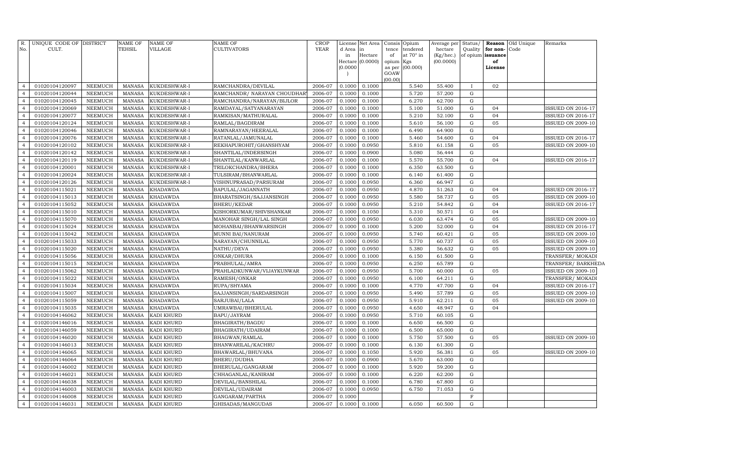| R. No. | UNIQUE CODE OF CULT. | DISTRICT | NAME OF TEHSIL | NAME OF VILLAGE | NAME OF CULTIVATORS | CROP YEAR | License d Area in Hectare (0.0000) | Net Area in Hectare (0.0000) | Consis tence of opium as per GOAW (00.00) | Opium tendered at 70° in Kgs (00.000) | Average per hectare (Kg/hec.) (00.0000) | Status/ Quality of opium | Reason for non-issuance of License | Old Unique Code | Remarks |
|---|---|---|---|---|---|---|---|---|---|---|---|---|---|---|---|
| 4 | 01020104120097 | NEEMUCH | MANASA | KUKDESHWAR-I | RAMCHANDRA/DEVILAL | 2006-07 | 0.1000 | 0.1000 | | 5.540 | 55.400 | I | 02 | | |
| 4 | 01020104120044 | NEEMUCH | MANASA | KUKDESHWAR-I | RAMCHANDR/ NARAYAN CHOUDHARY | 2006-07 | 0.1000 | 0.1000 | | 5.720 | 57.200 | G | | | |
| 4 | 01020104120045 | NEEMUCH | MANASA | KUKDESHWAR-I | RAMCHANDRA/NARAYAN/BIJLOR | 2006-07 | 0.1000 | 0.1000 | | 6.270 | 62.700 | G | | | |
| 4 | 01020104120069 | NEEMUCH | MANASA | KUKDESHWAR-I | RAMDAYAL/SATYANARAYAN | 2006-07 | 0.1000 | 0.1000 | | 5.100 | 51.000 | G | 04 | | ISSUED ON 2016-17 |
| 4 | 01020104120077 | NEEMUCH | MANASA | KUKDESHWAR-I | RAMKISAN/MATHURALAL | 2006-07 | 0.1000 | 0.1000 | | 5.210 | 52.100 | G | 04 | | ISSUED ON 2016-17 |
| 4 | 01020104120124 | NEEMUCH | MANASA | KUKDESHWAR-I | RAMLAL/BAGDIRAM | 2006-07 | 0.1000 | 0.1000 | | 5.610 | 56.100 | G | 05 | | ISSUED ON 2009-10 |
| 4 | 01020104120046 | NEEMUCH | MANASA | KUKDESHWAR-I | RAMNARAYAN/HEERALAL | 2006-07 | 0.1000 | 0.1000 | | 6.490 | 64.900 | G | | | |
| 4 | 01020104120076 | NEEMUCH | MANASA | KUKDESHWAR-I | RATANLAL/JAMUNALAL | 2006-07 | 0.1000 | 0.1000 | | 5.460 | 54.600 | G | 04 | | ISSUED ON 2016-17 |
| 4 | 01020104120102 | NEEMUCH | MANASA | KUKDESHWAR-I | REKHAPUROHIT/GHANSHYAM | 2006-07 | 0.1000 | 0.0950 | | 5.810 | 61.158 | G | 05 | | ISSUED ON 2009-10 |
| 4 | 01020104120142 | NEEMUCH | MANASA | KUKDESHWAR-I | SHANTILAL/INDERSINGH | 2006-07 | 0.1000 | 0.0900 | | 5.080 | 56.444 | G | | | |
| 4 | 01020104120119 | NEEMUCH | MANASA | KUKDESHWAR-I | SHANTILAL/KANWARLAL | 2006-07 | 0.1000 | 0.1000 | | 5.570 | 55.700 | G | 04 | | ISSUED ON 2016-17 |
| 4 | 01020104120001 | NEEMUCH | MANASA | KUKDESHWAR-I | TRILOKCHANDRA/BHERA | 2006-07 | 0.1000 | 0.1000 | | 6.350 | 63.500 | G | | | |
| 4 | 01020104120024 | NEEMUCH | MANASA | KUKDESHWAR-I | TULSIRAM/BHANWARLAL | 2006-07 | 0.1000 | 0.1000 | | 6.140 | 61.400 | G | | | |
| 4 | 01020104120126 | NEEMUCH | MANASA | KUKDESHWAR-I | VISHNUPRASAD/PARSURAM | 2006-07 | 0.1000 | 0.0950 | | 6.360 | 66.947 | G | | | |
| 4 | 01020104115021 | NEEMUCH | MANASA | KHADAWDA | BAPULAL/JAGANNATH | 2006-07 | 0.1000 | 0.0950 | | 4.870 | 51.263 | G | 04 | | ISSUED ON 2016-17 |
| 4 | 01020104115013 | NEEMUCH | MANASA | KHADAWDA | BHARATSINGH/SAJJANSINGH | 2006-07 | 0.1000 | 0.0950 | | 5.580 | 58.737 | G | 05 | | ISSUED ON 2009-10 |
| 4 | 01020104115052 | NEEMUCH | MANASA | KHADAWDA | BHERU/KEDAR | 2006-07 | 0.1000 | 0.0950 | | 5.210 | 54.842 | G | 04 | | ISSUED ON 2016-17 |
| 4 | 01020104115010 | NEEMUCH | MANASA | KHADAWDA | KISHORKUMAR/SHIVSHANKAR | 2006-07 | 0.1000 | 0.1050 | | 5.310 | 50.571 | G | 04 | | |
| 4 | 01020104115070 | NEEMUCH | MANASA | KHADAWDA | MANOHAR SINGH/LAL SINGH | 2006-07 | 0.1000 | 0.0950 | | 6.030 | 63.474 | G | 05 | | ISSUED ON 2009-10 |
| 4 | 01020104115024 | NEEMUCH | MANASA | KHADAWDA | MOHANBAI/BHANWARSINGH | 2006-07 | 0.1000 | 0.1000 | | 5.200 | 52.000 | G | 04 | | ISSUED ON 2016-17 |
| 4 | 01020104115042 | NEEMUCH | MANASA | KHADAWDA | MUNNI BAI/NANURAM | 2006-07 | 0.1000 | 0.0950 | | 5.740 | 60.421 | G | 05 | | ISSUED ON 2009-10 |
| 4 | 01020104115033 | NEEMUCH | MANASA | KHADAWDA | NARAYAN/CHUNNILAL | 2006-07 | 0.1000 | 0.0950 | | 5.770 | 60.737 | G | 05 | | ISSUED ON 2009-10 |
| 4 | 01020104115020 | NEEMUCH | MANASA | KHADAWDA | NATHU/DEVA | 2006-07 | 0.1000 | 0.0950 | | 5.380 | 56.632 | G | 05 | | ISSUED ON 2009-10 |
| 4 | 01020104115056 | NEEMUCH | MANASA | KHADAWDA | ONKAR/DHURA | 2006-07 | 0.1000 | 0.1000 | | 6.150 | 61.500 | G | | | TRANSFER/ MOKADI |
| 4 | 01020104115015 | NEEMUCH | MANASA | KHADAWDA | PRABHULAL/AMRA | 2006-07 | 0.1000 | 0.0950 | | 6.250 | 65.789 | G | | | TRANSFER/ BARKHEDA |
| 4 | 01020104115062 | NEEMUCH | MANASA | KHADAWDA | PRAHLADKUNWAR/VIJAYKUNWAR | 2006-07 | 0.1000 | 0.0950 | | 5.700 | 60.000 | G | 05 | | ISSUED ON 2009-10 |
| 4 | 01020104115022 | NEEMUCH | MANASA | KHADAWDA | RAMESH/ONKAR | 2006-07 | 0.1000 | 0.0950 | | 6.100 | 64.211 | G | | | TRANSFER/ MOKADI |
| 4 | 01020104115034 | NEEMUCH | MANASA | KHADAWDA | RUPA/SHYAMA | 2006-07 | 0.1000 | 0.1000 | | 4.770 | 47.700 | G | 04 | | ISSUED ON 2016-17 |
| 4 | 01020104115007 | NEEMUCH | MANASA | KHADAWDA | SAJJANSINGH/SARDARSINGH | 2006-07 | 0.1000 | 0.0950 | | 5.490 | 57.789 | G | 05 | | ISSUED ON 2009-10 |
| 4 | 01020104115059 | NEEMUCH | MANASA | KHADAWDA | SARJUBAI/LALA | 2006-07 | 0.1000 | 0.0950 | | 5.910 | 62.211 | G | 05 | | ISSUED ON 2009-10 |
| 4 | 01020104115035 | NEEMUCH | MANASA | KHADAWDA | UMRAWBAI/BHERULAL | 2006-07 | 0.1000 | 0.0950 | | 4.650 | 48.947 | G | 04 | | |
| 4 | 01020104146062 | NEEMUCH | MANASA | KADI KHURD | BAPU/JAYRAM | 2006-07 | 0.1000 | 0.0950 | | 5.710 | 60.105 | G | | | |
| 4 | 01020104146016 | NEEMUCH | MANASA | KADI KHURD | BHAGIRATH/BAGDU | 2006-07 | 0.1000 | 0.1000 | | 6.650 | 66.500 | G | | | |
| 4 | 01020104146059 | NEEMUCH | MANASA | KADI KHURD | BHAGIRATH/UDAIRAM | 2006-07 | 0.1000 | 0.1000 | | 6.500 | 65.000 | G | | | |
| 4 | 01020104146020 | NEEMUCH | MANASA | KADI KHURD | BHAGWAN/RAMLAL | 2006-07 | 0.1000 | 0.1000 | | 5.750 | 57.500 | G | 05 | | ISSUED ON 2009-10 |
| 4 | 01020104146013 | NEEMUCH | MANASA | KADI KHURD | BHANWARILAL/KACHRU | 2006-07 | 0.1000 | 0.1000 | | 6.130 | 61.300 | G | | | |
| 4 | 01020104146065 | NEEMUCH | MANASA | KADI KHURD | BHAWARLAL/BHUVANA | 2006-07 | 0.1000 | 0.1050 | | 5.920 | 56.381 | G | 05 | | ISSUED ON 2009-10 |
| 4 | 01020104146064 | NEEMUCH | MANASA | KADI KHURD | BHERU/DUDHA | 2006-07 | 0.1000 | 0.0900 | | 5.670 | 63.000 | G | | | |
| 4 | 01020104146002 | NEEMUCH | MANASA | KADI KHURD | BHERULAL/GANGARAM | 2006-07 | 0.1000 | 0.1000 | | 5.920 | 59.200 | G | | | |
| 4 | 01020104146021 | NEEMUCH | MANASA | KADI KHURD | CHHAGANLAL/KANIRAM | 2006-07 | 0.1000 | 0.1000 | | 6.220 | 62.200 | G | | | |
| 4 | 01020104146038 | NEEMUCH | MANASA | KADI KHURD | DEVILAL/BANSHILAL | 2006-07 | 0.1000 | 0.1000 | | 6.780 | 67.800 | G | | | |
| 4 | 01020104146003 | NEEMUCH | MANASA | KADI KHURD | DEVILAL/UDAIRAM | 2006-07 | 0.1000 | 0.0950 | | 6.750 | 71.053 | G | | | |
| 4 | 01020104146008 | NEEMUCH | MANASA | KADI KHURD | GANGARAM/PARTHA | 2006-07 | 0.1000 | | | | | F | | | |
| 4 | 01020104146031 | NEEMUCH | MANASA | KADI KHURD | GHISADAS/MANGUDAS | 2006-07 | 0.1000 | 0.1000 | | 6.050 | 60.500 | G | | | |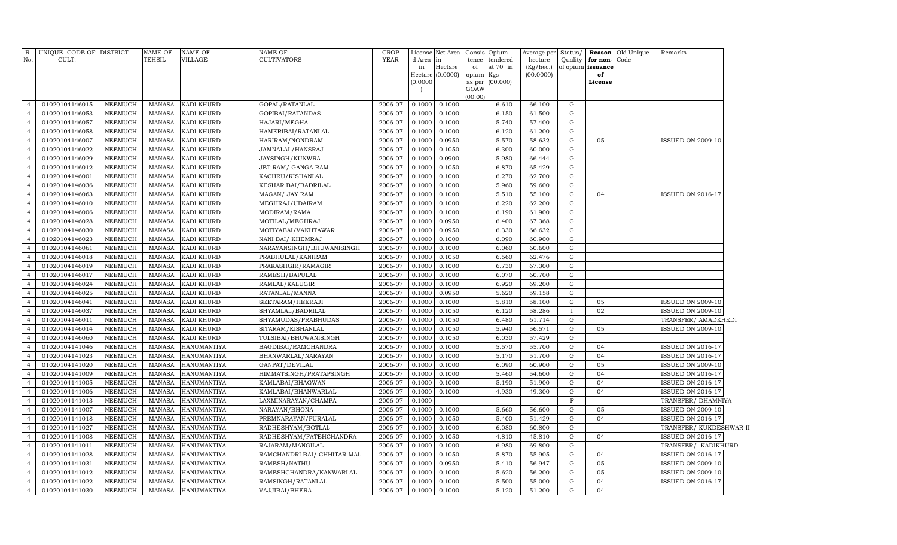| R. No. | UNIQUE CODE OF CULT. | DISTRICT | NAME OF TEHSIL | NAME OF VILLAGE | NAME OF CULTIVATORS | CROP YEAR | License d Area in Hectare (0.0000) | Net Area in Hectare (0.0000) | Consis tence of opium as per GOAW (00.00) | Opium tendered at 70° in Kgs (00.000) | Average per hectare (Kg/hec.) (00.0000) | Status/ Quality of opium | Reason for non-issuance of License | Old Unique Code | Remarks |
|---|---|---|---|---|---|---|---|---|---|---|---|---|---|---|---|
| 4 | 01020104146015 | NEEMUCH | MANASA | KADI KHURD | GOPAL/RATANLAL | 2006-07 | 0.1000 | 0.1000 | | 6.610 | 66.100 | G | | | |
| 4 | 01020104146053 | NEEMUCH | MANASA | KADI KHURD | GOPIBAI/RATANDAS | 2006-07 | 0.1000 | 0.1000 | | 6.150 | 61.500 | G | | | |
| 4 | 01020104146057 | NEEMUCH | MANASA | KADI KHURD | HAJARI/MEGHA | 2006-07 | 0.1000 | 0.1000 | | 5.740 | 57.400 | G | | | |
| 4 | 01020104146058 | NEEMUCH | MANASA | KADI KHURD | HAMERIBAI/RATANLAL | 2006-07 | 0.1000 | 0.1000 | | 6.120 | 61.200 | G | | | |
| 4 | 01020104146007 | NEEMUCH | MANASA | KADI KHURD | HARIRAM/NONDRAM | 2006-07 | 0.1000 | 0.0950 | | 5.570 | 58.632 | G | 05 | | ISSUED ON 2009-10 |
| 4 | 01020104146022 | NEEMUCH | MANASA | KADI KHURD | JAMNALAL/HANSRAJ | 2006-07 | 0.1000 | 0.1050 | | 6.300 | 60.000 | G | | | |
| 4 | 01020104146029 | NEEMUCH | MANASA | KADI KHURD | JAYSINGH/KUNWRA | 2006-07 | 0.1000 | 0.0900 | | 5.980 | 66.444 | G | | | |
| 4 | 01020104146012 | NEEMUCH | MANASA | KADI KHURD | JET RAM/ GANGA RAM | 2006-07 | 0.1000 | 0.1050 | | 6.870 | 65.429 | G | | | |
| 4 | 01020104146001 | NEEMUCH | MANASA | KADI KHURD | KACHRU/KISHANLAL | 2006-07 | 0.1000 | 0.1000 | | 6.270 | 62.700 | G | | | |
| 4 | 01020104146036 | NEEMUCH | MANASA | KADI KHURD | KESHAR BAI/BADRILAL | 2006-07 | 0.1000 | 0.1000 | | 5.960 | 59.600 | G | | | |
| 4 | 01020104146063 | NEEMUCH | MANASA | KADI KHURD | MAGAN/ JAY RAM | 2006-07 | 0.1000 | 0.1000 | | 5.510 | 55.100 | G | 04 | | ISSUED ON 2016-17 |
| 4 | 01020104146010 | NEEMUCH | MANASA | KADI KHURD | MEGHRAJ/UDAIRAM | 2006-07 | 0.1000 | 0.1000 | | 6.220 | 62.200 | G | | | |
| 4 | 01020104146006 | NEEMUCH | MANASA | KADI KHURD | MODIRAM/RAMA | 2006-07 | 0.1000 | 0.1000 | | 6.190 | 61.900 | G | | | |
| 4 | 01020104146028 | NEEMUCH | MANASA | KADI KHURD | MOTILAL/MEGHRAJ | 2006-07 | 0.1000 | 0.0950 | | 6.400 | 67.368 | G | | | |
| 4 | 01020104146030 | NEEMUCH | MANASA | KADI KHURD | MOTIYABAI/VAKHTAWAR | 2006-07 | 0.1000 | 0.0950 | | 6.330 | 66.632 | G | | | |
| 4 | 01020104146023 | NEEMUCH | MANASA | KADI KHURD | NANI BAI/ KHEMRAJ | 2006-07 | 0.1000 | 0.1000 | | 6.090 | 60.900 | G | | | |
| 4 | 01020104146061 | NEEMUCH | MANASA | KADI KHURD | NARAYANSINGH/BHUWANISINGH | 2006-07 | 0.1000 | 0.1000 | | 6.060 | 60.600 | G | | | |
| 4 | 01020104146018 | NEEMUCH | MANASA | KADI KHURD | PRABHULAL/KANIRAM | 2006-07 | 0.1000 | 0.1050 | | 6.560 | 62.476 | G | | | |
| 4 | 01020104146019 | NEEMUCH | MANASA | KADI KHURD | PRAKASHGIR/RAMAGIR | 2006-07 | 0.1000 | 0.1000 | | 6.730 | 67.300 | G | | | |
| 4 | 01020104146017 | NEEMUCH | MANASA | KADI KHURD | RAMESH/BAPULAL | 2006-07 | 0.1000 | 0.1000 | | 6.070 | 60.700 | G | | | |
| 4 | 01020104146024 | NEEMUCH | MANASA | KADI KHURD | RAMLAL/KALUGIR | 2006-07 | 0.1000 | 0.1000 | | 6.920 | 69.200 | G | | | |
| 4 | 01020104146025 | NEEMUCH | MANASA | KADI KHURD | RATANLAL/MANNA | 2006-07 | 0.1000 | 0.0950 | | 5.620 | 59.158 | G | | | |
| 4 | 01020104146041 | NEEMUCH | MANASA | KADI KHURD | SEETARAM/HEERAJI | 2006-07 | 0.1000 | 0.1000 | | 5.810 | 58.100 | G | 05 | | ISSUED ON 2009-10 |
| 4 | 01020104146037 | NEEMUCH | MANASA | KADI KHURD | SHYAMLAL/BADRILAL | 2006-07 | 0.1000 | 0.1050 | | 6.120 | 58.286 | I | 02 | | ISSUED ON 2009-10 |
| 4 | 01020104146011 | NEEMUCH | MANASA | KADI KHURD | SHYAMUDAS/PRABHUDAS | 2006-07 | 0.1000 | 0.1050 | | 6.480 | 61.714 | G | | | TRANSFER/ AMADKHEDI |
| 4 | 01020104146014 | NEEMUCH | MANASA | KADI KHURD | SITARAM/KISHANLAL | 2006-07 | 0.1000 | 0.1050 | | 5.940 | 56.571 | G | 05 | | ISSUED ON 2009-10 |
| 4 | 01020104146060 | NEEMUCH | MANASA | KADI KHURD | TULSIBAI/BHUWANISINGH | 2006-07 | 0.1000 | 0.1050 | | 6.030 | 57.429 | G | | | |
| 4 | 01020104141046 | NEEMUCH | MANASA | HANUMANTIYA | BAGDIBAI/RAMCHANDRA | 2006-07 | 0.1000 | 0.1000 | | 5.570 | 55.700 | G | 04 | | ISSUED ON 2016-17 |
| 4 | 01020104141023 | NEEMUCH | MANASA | HANUMANTIYA | BHANWARLAL/NARAYAN | 2006-07 | 0.1000 | 0.1000 | | 5.170 | 51.700 | G | 04 | | ISSUED ON 2016-17 |
| 4 | 01020104141020 | NEEMUCH | MANASA | HANUMANTIYA | GANPAT/DEVILAL | 2006-07 | 0.1000 | 0.1000 | | 6.090 | 60.900 | G | 05 | | ISSUED ON 2009-10 |
| 4 | 01020104141009 | NEEMUCH | MANASA | HANUMANTIYA | HIMMATSINGH/PRATAPSINGH | 2006-07 | 0.1000 | 0.1000 | | 5.460 | 54.600 | G | 04 | | ISSUED ON 2016-17 |
| 4 | 01020104141005 | NEEMUCH | MANASA | HANUMANTIYA | KAMLABAI/BHAGWAN | 2006-07 | 0.1000 | 0.1000 | | 5.190 | 51.900 | G | 04 | | ISSUED ON 2016-17 |
| 4 | 01020104141006 | NEEMUCH | MANASA | HANUMANTIYA | KAMLABAI/BHANWARLAL | 2006-07 | 0.1000 | 0.1000 | | 4.930 | 49.300 | G | 04 | | ISSUED ON 2016-17 |
| 4 | 01020104141013 | NEEMUCH | MANASA | HANUMANTIYA | LAXMINARAYAN/CHAMPA | 2006-07 | 0.1000 | | | | | F | | | TRANSFER/ DHAMNIYA |
| 4 | 01020104141007 | NEEMUCH | MANASA | HANUMANTIYA | NARAYAN/BHONA | 2006-07 | 0.1000 | 0.1000 | | 5.660 | 56.600 | G | 05 | | ISSUED ON 2009-10 |
| 4 | 01020104141018 | NEEMUCH | MANASA | HANUMANTIYA | PREMNARAYAN/PURALAL | 2006-07 | 0.1000 | 0.1050 | | 5.400 | 51.429 | G | 04 | | ISSUED ON 2016-17 |
| 4 | 01020104141027 | NEEMUCH | MANASA | HANUMANTIYA | RADHESHYAM/BOTLAL | 2006-07 | 0.1000 | 0.1000 | | 6.080 | 60.800 | G | | | TRANSFER/ KUKDESHWAR-II |
| 4 | 01020104141008 | NEEMUCH | MANASA | HANUMANTIYA | RADHESHYAM/FATEHCHANDRA | 2006-07 | 0.1000 | 0.1050 | | 4.810 | 45.810 | G | 04 | | ISSUED ON 2016-17 |
| 4 | 01020104141011 | NEEMUCH | MANASA | HANUMANTIYA | RAJARAM/MANGILAL | 2006-07 | 0.1000 | 0.1000 | | 6.980 | 69.800 | G | | | TRANSFER/ KADIKHURD |
| 4 | 01020104141028 | NEEMUCH | MANASA | HANUMANTIYA | RAMCHANDRI BAI/ CHHITAR MAL | 2006-07 | 0.1000 | 0.1050 | | 5.870 | 55.905 | G | 04 | | ISSUED ON 2016-17 |
| 4 | 01020104141031 | NEEMUCH | MANASA | HANUMANTIYA | RAMESH/NATHU | 2006-07 | 0.1000 | 0.0950 | | 5.410 | 56.947 | G | 05 | | ISSUED ON 2009-10 |
| 4 | 01020104141012 | NEEMUCH | MANASA | HANUMANTIYA | RAMESHCHANDRA/KANWARLAL | 2006-07 | 0.1000 | 0.1000 | | 5.620 | 56.200 | G | 05 | | ISSUED ON 2009-10 |
| 4 | 01020104141022 | NEEMUCH | MANASA | HANUMANTIYA | RAMSINGH/RATANLAL | 2006-07 | 0.1000 | 0.1000 | | 5.500 | 55.000 | G | 04 | | ISSUED ON 2016-17 |
| 4 | 01020104141030 | NEEMUCH | MANASA | HANUMANTIYA | VAJJIBAI/BHERA | 2006-07 | 0.1000 | 0.1000 | | 5.120 | 51.200 | G | 04 | | |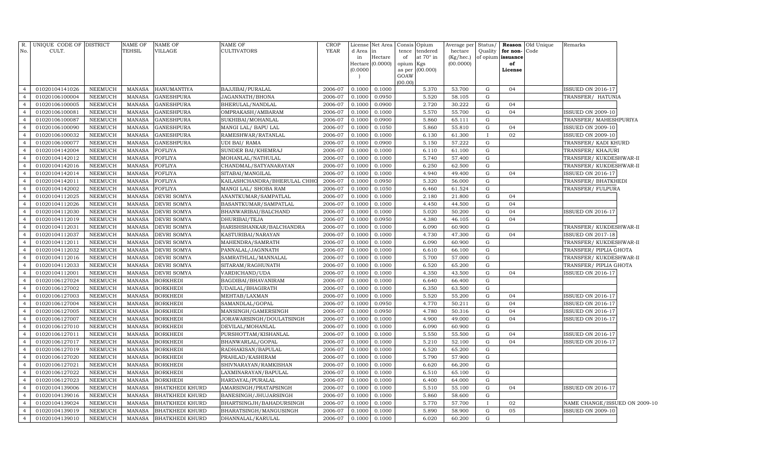| R. No. | UNIQUE CODE OF CULT. | DISTRICT | NAME OF TEHSIL | NAME OF VILLAGE | NAME OF CULTIVATORS | CROP YEAR | License d Area in Hectare (0.0000) | Net Area in Hectare (0.0000) | Consis tence of opium as per GOAW (00.00) | Opium tendered at 70° in Kgs (00.000) | Average per hectare (Kg/hec.) (00.0000) | Status/ Quality of opium | Reason for non-issuance of License | Old Unique Code | Remarks |
|---|---|---|---|---|---|---|---|---|---|---|---|---|---|---|---|
| 4 | 01020104141026 | NEEMUCH | MANASA | HANUMANTIYA | BAJJIBAI/PURALAL | 2006-07 | 0.1000 | 0.1000 | | 5.370 | 53.700 | G | 04 | | ISSUED ON 2016-17 |
| 4 | 01020106100004 | NEEMUCH | MANASA | GANESHPURA | JAGANNATH/BHONA | 2006-07 | 0.1000 | 0.0950 | | 5.520 | 58.105 | G | | | TRANSFER/ HATUNIA |
| 4 | 01020106100005 | NEEMUCH | MANASA | GANESHPURA | BHERULAL/NANDLAL | 2006-07 | 0.1000 | 0.0900 | | 2.720 | 30.222 | G | 04 | | |
| 4 | 01020106100081 | NEEMUCH | MANASA | GANESHPURA | OMPRAKASH/AMBARAM | 2006-07 | 0.1000 | 0.1000 | | 5.570 | 55.700 | G | 04 | | ISSUED ON 2009-10 |
| 4 | 01020106100087 | NEEMUCH | MANASA | GANESHPURA | SUKHIBAI/MOHANLAL | 2006-07 | 0.1000 | 0.0900 | | 5.860 | 65.111 | G | | | TRANSFER/ MAHESHPURIYA |
| 4 | 01020106100090 | NEEMUCH | MANASA | GANESHPURA | MANGI LAL/ BAPU LAL | 2006-07 | 0.1000 | 0.1050 | | 5.860 | 55.810 | G | 04 | | ISSUED ON 2009-10 |
| 4 | 01020106100032 | NEEMUCH | MANASA | GANESHPURA | RAMESHWAR/RATANLAL | 2006-07 | 0.1000 | 0.1000 | | 6.130 | 61.300 | I | 02 | | ISSUED ON 2009-10 |
| 4 | 01020106100077 | NEEMUCH | MANASA | GANESHPURA | UDI BAI/ RAMA | 2006-07 | 0.1000 | 0.0900 | | 5.150 | 57.222 | G | | | TRANSFER/ KADI KHURD |
| 4 | 01020104142004 | NEEMUCH | MANASA | FOFLIYA | SUNDER BAI/KHEMRAJ | 2006-07 | 0.1000 | 0.1000 | | 6.110 | 61.100 | G | | | TRANSFER/ KHAJURI |
| 4 | 01020104142012 | NEEMUCH | MANASA | FOFLIYA | MOHANLAL/NATHULAL | 2006-07 | 0.1000 | 0.1000 | | 5.740 | 57.400 | G | | | TRANSFER/ KUKDESHWAR-II |
| 4 | 01020104142016 | NEEMUCH | MANASA | FOFLIYA | CHANDMAL/SATYANARAYAN | 2006-07 | 0.1000 | 0.1000 | | 6.250 | 62.500 | G | | | TRANSFER/ KUKDESHWAR-II |
| 4 | 01020104142014 | NEEMUCH | MANASA | FOFLIYA | SITABAI/MANGILAL | 2006-07 | 0.1000 | 0.1000 | | 4.940 | 49.400 | G | 04 | | ISSUED ON 2016-17 |
| 4 | 01020104142011 | NEEMUCH | MANASA | FOFLIYA | KAILASHCHANDRA/BHERULAL CHHO | 2006-07 | 0.1000 | 0.0950 | | 5.320 | 56.000 | G | | | TRANSFER/ BHATKHEDI |
| 4 | 01020104142002 | NEEMUCH | MANASA | FOFLIYA | MANGI LAL/ SHOBA RAM | 2006-07 | 0.1000 | 0.1050 | | 6.460 | 61.524 | G | | | TRANSFER/ FULPURA |
| 4 | 01020104112025 | NEEMUCH | MANASA | DEVRI SOMYA | ANANTKUMAR/SAMPATLAL | 2006-07 | 0.1000 | 0.1000 | | 2.180 | 21.800 | G | 04 | | |
| 4 | 01020104112026 | NEEMUCH | MANASA | DEVRI SOMYA | BASANTKUMAR/SAMPATLAL | 2006-07 | 0.1000 | 0.1000 | | 4.450 | 44.500 | G | 04 | | |
| 4 | 01020104112030 | NEEMUCH | MANASA | DEVRI SOMYA | BHANWARIBAI/BALCHAND | 2006-07 | 0.1000 | 0.1000 | | 5.020 | 50.200 | G | 04 | | ISSUED ON 2016-17 |
| 4 | 01020104112019 | NEEMUCH | MANASA | DEVRI SOMYA | DHURIBAI/TEJA | 2006-07 | 0.1000 | 0.0950 | | 4.380 | 46.105 | G | 04 | | |
| 4 | 01020104112031 | NEEMUCH | MANASA | DEVRI SOMYA | HARISHSHANKAR/BALCHANDRA | 2006-07 | 0.1000 | 0.1000 | | 6.090 | 60.900 | G | | | TRANSFER/ KUKDESHWAR-II |
| 4 | 01020104112037 | NEEMUCH | MANASA | DEVRI SOMYA | KASTURIBAI/NARAYAN | 2006-07 | 0.1000 | 0.1000 | | 4.730 | 47.300 | G | 04 | | ISSUED ON 2017-18 |
| 4 | 01020104112011 | NEEMUCH | MANASA | DEVRI SOMYA | MAHENDRA/SAMRATH | 2006-07 | 0.1000 | 0.1000 | | 6.090 | 60.900 | G | | | TRANSFER/ KUKDESHWAR-II |
| 4 | 01020104112032 | NEEMUCH | MANASA | DEVRI SOMYA | PANNALAL/JAGNNATH | 2006-07 | 0.1000 | 0.1000 | | 6.610 | 66.100 | G | | | TRANSFER/ PIPLIA GHOTA |
| 4 | 01020104112016 | NEEMUCH | MANASA | DEVRI SOMYA | SAMRATHLAL/MANNALAL | 2006-07 | 0.1000 | 0.1000 | | 5.700 | 57.000 | G | | | TRANSFER/ KUKDESHWAR-II |
| 4 | 01020104112033 | NEEMUCH | MANASA | DEVRI SOMYA | SITARAM/RAGHUNATH | 2006-07 | 0.1000 | 0.1000 | | 6.520 | 65.200 | G | | | TRANSFER/ PIPLIA GHOTA |
| 4 | 01020104112001 | NEEMUCH | MANASA | DEVRI SOMYA | VARDICHAND/UDA | 2006-07 | 0.1000 | 0.1000 | | 4.350 | 43.500 | G | 04 | | ISSUED ON 2016-17 |
| 4 | 01020106127024 | NEEMUCH | MANASA | BORKHEDI | BAGDIBAI/BHAVANIRAM | 2006-07 | 0.1000 | 0.1000 | | 6.640 | 66.400 | G | | | |
| 4 | 01020106127002 | NEEMUCH | MANASA | BORKHEDI | UDAILAL/BHAGIRATH | 2006-07 | 0.1000 | 0.1000 | | 6.350 | 63.500 | G | | | |
| 4 | 01020106127003 | NEEMUCH | MANASA | BORKHEDI | MEHTAB/LAXMAN | 2006-07 | 0.1000 | 0.1000 | | 5.520 | 55.200 | G | 04 | | ISSUED ON 2016-17 |
| 4 | 01020106127004 | NEEMUCH | MANASA | BORKHEDI | SAMANDLAL/GOPAL | 2006-07 | 0.1000 | 0.0950 | | 4.770 | 50.211 | G | 04 | | ISSUED ON 2016-17 |
| 4 | 01020106127005 | NEEMUCH | MANASA | BORKHEDI | MANSINGH/GAMERSINGH | 2006-07 | 0.1000 | 0.0950 | | 4.780 | 50.316 | G | 04 | | ISSUED ON 2016-17 |
| 4 | 01020106127007 | NEEMUCH | MANASA | BORKHEDI | JORAWARSINGH/DOULATSINGH | 2006-07 | 0.1000 | 0.1000 | | 4.900 | 49.000 | G | 04 | | ISSUED ON 2016-17 |
| 4 | 01020106127010 | NEEMUCH | MANASA | BORKHEDI | DEVILAL/MOHANLAL | 2006-07 | 0.1000 | 0.1000 | | 6.090 | 60.900 | G | | | |
| 4 | 01020106127011 | NEEMUCH | MANASA | BORKHEDI | PURSHOTTAM/KISHANLAL | 2006-07 | 0.1000 | 0.1000 | | 5.550 | 55.500 | G | 04 | | ISSUED ON 2016-17 |
| 4 | 01020106127017 | NEEMUCH | MANASA | BORKHEDI | BHANWARLAL/GOPAL | 2006-07 | 0.1000 | 0.1000 | | 5.210 | 52.100 | G | 04 | | ISSUED ON 2016-17 |
| 4 | 01020106127019 | NEEMUCH | MANASA | BORKHEDI | RADHAKISAN/BAPULAL | 2006-07 | 0.1000 | 0.1000 | | 6.520 | 65.200 | G | | | |
| 4 | 01020106127020 | NEEMUCH | MANASA | BORKHEDI | PRAHLAD/KASHIRAM | 2006-07 | 0.1000 | 0.1000 | | 5.790 | 57.900 | G | | | |
| 4 | 01020106127021 | NEEMUCH | MANASA | BORKHEDI | SHIVNARAYAN/RAMKISHAN | 2006-07 | 0.1000 | 0.1000 | | 6.620 | 66.200 | G | | | |
| 4 | 01020106127022 | NEEMUCH | MANASA | BORKHEDI | LAXMINARAYAN/BAPULAL | 2006-07 | 0.1000 | 0.1000 | | 6.510 | 65.100 | G | | | |
| 4 | 01020106127023 | NEEMUCH | MANASA | BORKHEDI | HARDAYAL/PURALAL | 2006-07 | 0.1000 | 0.1000 | | 6.400 | 64.000 | G | | | |
| 4 | 01020104139006 | NEEMUCH | MANASA | BHATKHEDI KHURD | AMARSINGH/PRATAPSINGH | 2006-07 | 0.1000 | 0.1000 | | 5.510 | 55.100 | G | 04 | | ISSUED ON 2016-17 |
| 4 | 01020104139016 | NEEMUCH | MANASA | BHATKHEDI KHURD | BANESINGH/JHUJARSINGH | 2006-07 | 0.1000 | 0.1000 | | 5.860 | 58.600 | G | | | |
| 4 | 01020104139024 | NEEMUCH | MANASA | BHATKHEDI KHURD | BHARTSINGJH/BAHADURSINGH | 2006-07 | 0.1000 | 0.1000 | | 5.770 | 57.700 | I | 02 | | NAME CHANGE/ISSUED ON 2009-10 |
| 4 | 01020104139019 | NEEMUCH | MANASA | BHATKHEDI KHURD | BHARATSINGH/MANGUSINGH | 2006-07 | 0.1000 | 0.1000 | | 5.890 | 58.900 | G | 05 | | ISSUED ON 2009-10 |
| 4 | 01020104139010 | NEEMUCH | MANASA | BHATKHEDI KHURD | DHANNALAL/KARULAL | 2006-07 | 0.1000 | 0.1000 | | 6.020 | 60.200 | G | | | |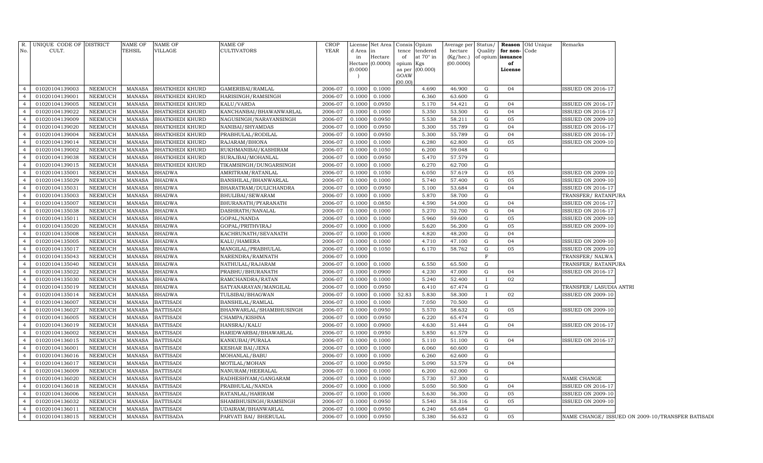| R. No. | UNIQUE CODE OF CULT. | DISTRICT | NAME OF TEHSIL | NAME OF VILLAGE | NAME OF CULTIVATORS | CROP YEAR | License d Area in Hectare (0.0000) | Net Area in Hectare (0.0000) | Consis tence of opium as per GOAW (00.00) | Opium tendered at 70° in Kgs (00.000) | Average per hectare (Kg/hec.) (00.0000) | Status/ Quality of opium | Reason for non-issuance of License | Old Unique Code | Remarks |
|---|---|---|---|---|---|---|---|---|---|---|---|---|---|---|---|
| 4 | 01020104139003 | NEEMUCH | MANASA | BHATKHEDI KHURD | GAMERIBAI/RAMLAL | 2006-07 | 0.1000 | 0.1000 | | 4.690 | 46.900 | G | 04 | | ISSUED ON 2016-17 |
| 4 | 01020104139001 | NEEMUCH | MANASA | BHATKHEDI KHURD | HARISINGH/RAMSINGH | 2006-07 | 0.1000 | 0.1000 | | 6.360 | 63.600 | G | | | |
| 4 | 01020104139005 | NEEMUCH | MANASA | BHATKHEDI KHURD | KALU/VARDA | 2006-07 | 0.1000 | 0.0950 | | 5.170 | 54.421 | G | 04 | | ISSUED ON 2016-17 |
| 4 | 01020104139022 | NEEMUCH | MANASA | BHATKHEDI KHURD | KANCHANBAI/BHAWANWARLAL | 2006-07 | 0.1000 | 0.1000 | | 5.350 | 53.500 | G | 04 | | ISSUED ON 2016-17 |
| 4 | 01020104139009 | NEEMUCH | MANASA | BHATKHEDI KHURD | NAGUSINGH/NARAYANSINGH | 2006-07 | 0.1000 | 0.0950 | | 5.530 | 58.211 | G | 05 | | ISSUED ON 2009-10 |
| 4 | 01020104139020 | NEEMUCH | MANASA | BHATKHEDI KHURD | NANIBAI/SHYAMDAS | 2006-07 | 0.1000 | 0.0950 | | 5.300 | 55.789 | G | 04 | | ISSUED ON 2016-17 |
| 4 | 01020104139004 | NEEMUCH | MANASA | BHATKHEDI KHURD | PRABHULAL/RODILAL | 2006-07 | 0.1000 | 0.0950 | | 5.300 | 55.789 | G | 04 | | ISSUED ON 2016-17 |
| 4 | 01020104139014 | NEEMUCH | MANASA | BHATKHEDI KHURD | RAJARAM/BHONA | 2006-07 | 0.1000 | 0.1000 | | 6.280 | 62.800 | G | 05 | | ISSUED ON 2009-10 |
| 4 | 01020104139002 | NEEMUCH | MANASA | BHATKHEDI KHURD | RUKHMANIBAI/KASHIRAM | 2006-07 | 0.1000 | 0.1050 | | 6.200 | 59.048 | G | | | |
| 4 | 01020104139038 | NEEMUCH | MANASA | BHATKHEDI KHURD | SURAJBAI/MOHANLAL | 2006-07 | 0.1000 | 0.0950 | | 5.470 | 57.579 | G | | | |
| 4 | 01020104139015 | NEEMUCH | MANASA | BHATKHEDI KHURD | TIKAMSINGH/DUNGARSINGH | 2006-07 | 0.1000 | 0.1000 | | 6.270 | 62.700 | G | | | |
| 4 | 01020104135001 | NEEMUCH | MANASA | BHADWA | AMRITRAM/RATANLAL | 2006-07 | 0.1000 | 0.1050 | | 6.050 | 57.619 | G | 05 | | ISSUED ON 2009-10 |
| 4 | 01020104135029 | NEEMUCH | MANASA | BHADWA | BANSHILAL/BHANWARLAL | 2006-07 | 0.1000 | 0.1000 | | 5.740 | 57.400 | G | 05 | | ISSUED ON 2009-10 |
| 4 | 01020104135031 | NEEMUCH | MANASA | BHADWA | BHARATRAM/DULICHANDRA | 2006-07 | 0.1000 | 0.0950 | | 5.100 | 53.684 | G | 04 | | ISSUED ON 2016-17 |
| 4 | 01020104135003 | NEEMUCH | MANASA | BHADWA | BHULIBAI/SEWARAM | 2006-07 | 0.1000 | 0.1000 | | 5.870 | 58.700 | G | | | TRANSFER/ RATANPURA |
| 4 | 01020104135007 | NEEMUCH | MANASA | BHADWA | BHURANATH/PYARANATH | 2006-07 | 0.1000 | 0.0850 | | 4.590 | 54.000 | G | 04 | | ISSUED ON 2016-17 |
| 4 | 01020104135038 | NEEMUCH | MANASA | BHADWA | DASHRATH/NANALAL | 2006-07 | 0.1000 | 0.1000 | | 5.270 | 52.700 | G | 04 | | ISSUED ON 2016-17 |
| 4 | 01020104135011 | NEEMUCH | MANASA | BHADWA | GOPAL/NANDA | 2006-07 | 0.1000 | 0.1000 | | 5.960 | 59.600 | G | 05 | | ISSUED ON 2009-10 |
| 4 | 01020104135020 | NEEMUCH | MANASA | BHADWA | GOPAL/PRITHVIRAJ | 2006-07 | 0.1000 | 0.1000 | | 5.620 | 56.200 | G | 05 | | ISSUED ON 2009-10 |
| 4 | 01020104135008 | NEEMUCH | MANASA | BHADWA | KACHRUNATH/SEVANATH | 2006-07 | 0.1000 | 0.1000 | | 4.820 | 48.200 | G | 04 | | |
| 4 | 01020104135005 | NEEMUCH | MANASA | BHADWA | KALU/HAMERA | 2006-07 | 0.1000 | 0.1000 | | 4.710 | 47.100 | G | 04 | | ISSUED ON 2009-10 |
| 4 | 01020104135017 | NEEMUCH | MANASA | BHADWA | MANGILAL/PRABHULAL | 2006-07 | 0.1000 | 0.1050 | | 6.170 | 58.762 | G | 05 | | ISSUED ON 2009-10 |
| 4 | 01020104135043 | NEEMUCH | MANASA | BHADWA | NARENDRA/RAMNATH | 2006-07 | 0.1000 | | | | | F | | | TRANSFER/ NALWA |
| 4 | 01020104135040 | NEEMUCH | MANASA | BHADWA | NATHULAL/RAJARAM | 2006-07 | 0.1000 | 0.1000 | | 6.550 | 65.500 | G | | | TRANSFER/ RATANPURA |
| 4 | 01020104135022 | NEEMUCH | MANASA | BHADWA | PRABHU/BHURANATH | 2006-07 | 0.1000 | 0.0900 | | 4.230 | 47.000 | G | 04 | | ISSUED ON 2016-17 |
| 4 | 01020104135030 | NEEMUCH | MANASA | BHADWA | RAMCHANDRA/RATAN | 2006-07 | 0.1000 | 0.1000 | | 5.240 | 52.400 | I | 02 | | |
| 4 | 01020104135019 | NEEMUCH | MANASA | BHADWA | SATYANARAYAN/MANGILAL | 2006-07 | 0.1000 | 0.0950 | | 6.410 | 67.474 | G | | | TRANSFER/ LASUDIA ANTRI |
| 4 | 01020104135014 | NEEMUCH | MANASA | BHADWA | TULSIBAI/BHAGWAN | 2006-07 | 0.1000 | 0.1000 | 52.83 | 5.830 | 58.300 | I | 02 | | ISSUED ON 2009-10 |
| 4 | 01020104136007 | NEEMUCH | MANASA | BATTISADI | BANSHILAL/RAMLAL | 2006-07 | 0.1000 | 0.1000 | | 7.050 | 70.500 | G | | | |
| 4 | 01020104136027 | NEEMUCH | MANASA | BATTISADI | BHANWARLAL/SHAMBHUSINGH | 2006-07 | 0.1000 | 0.0950 | | 5.570 | 58.632 | G | 05 | | ISSUED ON 2009-10 |
| 4 | 01020104136005 | NEEMUCH | MANASA | BATTISADI | CHAMPA/KISHNA | 2006-07 | 0.1000 | 0.0950 | | 6.220 | 65.474 | G | | | |
| 4 | 01020104136019 | NEEMUCH | MANASA | BATTISADI | HANSRAJ/KALU | 2006-07 | 0.1000 | 0.0900 | | 4.630 | 51.444 | G | 04 | | ISSUED ON 2016-17 |
| 4 | 01020104136002 | NEEMUCH | MANASA | BATTISADI | HARIDWARBAI/BHAWARLAL | 2006-07 | 0.1000 | 0.0950 | | 5.850 | 61.579 | G | | | |
| 4 | 01020104136015 | NEEMUCH | MANASA | BATTISADI | KANKUBAI/PURALA | 2006-07 | 0.1000 | 0.1000 | | 5.110 | 51.100 | G | 04 | | ISSUED ON 2016-17 |
| 4 | 01020104136001 | NEEMUCH | MANASA | BATTISADI | KESHAR BAI/JENA | 2006-07 | 0.1000 | 0.1000 | | 6.060 | 60.600 | G | | | |
| 4 | 01020104136016 | NEEMUCH | MANASA | BATTISADI | MOHANLAL/BABU | 2006-07 | 0.1000 | 0.1000 | | 6.260 | 62.600 | G | | | |
| 4 | 01020104136017 | NEEMUCH | MANASA | BATTISADI | MOTILAL/MOHAN | 2006-07 | 0.1000 | 0.0950 | | 5.090 | 53.579 | G | 04 | | |
| 4 | 01020104136009 | NEEMUCH | MANASA | BATTISADI | NANURAM/HEERALAL | 2006-07 | 0.1000 | 0.1000 | | 6.200 | 62.000 | G | | | |
| 4 | 01020104136020 | NEEMUCH | MANASA | BATTISADI | RADHESHYAM/GANGARAM | 2006-07 | 0.1000 | 0.1000 | | 5.730 | 57.300 | G | | | NAME CHANGE |
| 4 | 01020104136018 | NEEMUCH | MANASA | BATTISADI | PRABHULAL/NANDA | 2006-07 | 0.1000 | 0.1000 | | 5.050 | 50.500 | G | 04 | | ISSUED ON 2016-17 |
| 4 | 01020104136006 | NEEMUCH | MANASA | BATTISADI | RATANLAL/HARIRAM | 2006-07 | 0.1000 | 0.1000 | | 5.630 | 56.300 | G | 05 | | ISSUED ON 2009-10 |
| 4 | 01020104136032 | NEEMUCH | MANASA | BATTISADI | SHAMBHUSINGH/RAMSINGH | 2006-07 | 0.1000 | 0.0950 | | 5.540 | 58.316 | G | 05 | | ISSUED ON 2009-10 |
| 4 | 01020104136011 | NEEMUCH | MANASA | BATTISADI | UDAIRAM/BHANWARLAL | 2006-07 | 0.1000 | 0.0950 | | 6.240 | 65.684 | G | | | |
| 4 | 01020104138015 | NEEMUCH | MANASA | BATTISADA | PARVATI BAI/ BHERULAL | 2006-07 | 0.1000 | 0.0950 | | 5.380 | 56.632 | G | 05 | | NAME CHANGE/ ISSUED ON 2009-10/TRANSFER BATISADI |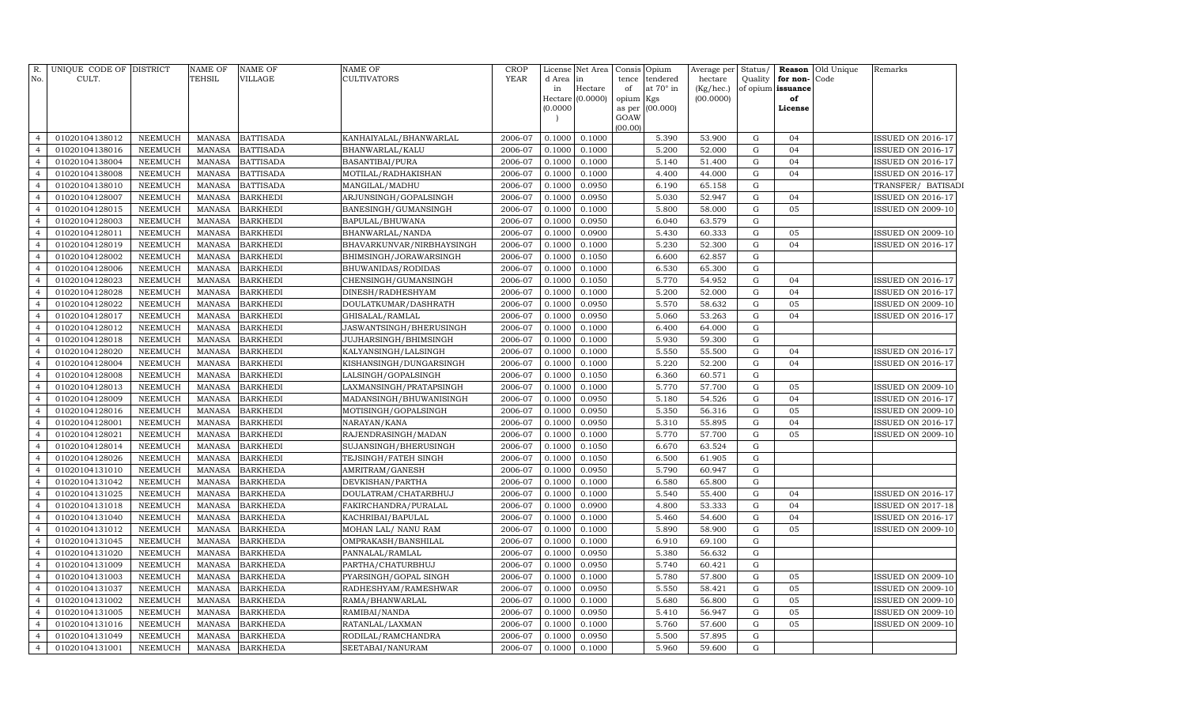| R. No. | UNIQUE CODE OF CULT. | DISTRICT | NAME OF TEHSIL | NAME OF VILLAGE | NAME OF CULTIVATORS | CROP YEAR | License d Area in Hectare (0.0000) | Net Area in Hectare (0.0000) | Consis tence of opium as per GOAW (00.00) | Opium tendered at 70° in Kgs (00.000) | Average per hectare (Kg/hec.) (00.0000) | Status/ Quality of opium | Reason for non-issuance of License | Old Unique Code | Remarks |
|---|---|---|---|---|---|---|---|---|---|---|---|---|---|---|---|
| 4 | 01020104138012 | NEEMUCH | MANASA | BATTISADA | KANHAIYALAL/BHANWARLAL | 2006-07 | 0.1000 | 0.1000 | | 5.390 | 53.900 | G | 04 | | ISSUED ON 2016-17 |
| 4 | 01020104138016 | NEEMUCH | MANASA | BATTISADA | BHANWARLAL/KALU | 2006-07 | 0.1000 | 0.1000 | | 5.200 | 52.000 | G | 04 | | ISSUED ON 2016-17 |
| 4 | 01020104138004 | NEEMUCH | MANASA | BATTISADA | BASANTIBAI/PURA | 2006-07 | 0.1000 | 0.1000 | | 5.140 | 51.400 | G | 04 | | ISSUED ON 2016-17 |
| 4 | 01020104138008 | NEEMUCH | MANASA | BATTISADA | MOTILAL/RADHAKISHAN | 2006-07 | 0.1000 | 0.1000 | | 4.400 | 44.000 | G | 04 | | ISSUED ON 2016-17 |
| 4 | 01020104138010 | NEEMUCH | MANASA | BATTISADA | MANGILAL/MADHU | 2006-07 | 0.1000 | 0.0950 | | 6.190 | 65.158 | G | | | TRANSFER/ BATISADI |
| 4 | 01020104128007 | NEEMUCH | MANASA | BARKHEDI | ARJUNSINGH/GOPALSINGH | 2006-07 | 0.1000 | 0.0950 | | 5.030 | 52.947 | G | 04 | | ISSUED ON 2016-17 |
| 4 | 01020104128015 | NEEMUCH | MANASA | BARKHEDI | BANESINGH/GUMANSINGH | 2006-07 | 0.1000 | 0.1000 | | 5.800 | 58.000 | G | 05 | | ISSUED ON 2009-10 |
| 4 | 01020104128003 | NEEMUCH | MANASA | BARKHEDI | BAPULAL/BHUWANA | 2006-07 | 0.1000 | 0.0950 | | 6.040 | 63.579 | G | | | |
| 4 | 01020104128011 | NEEMUCH | MANASA | BARKHEDI | BHANWARLAL/NANDA | 2006-07 | 0.1000 | 0.0900 | | 5.430 | 60.333 | G | 05 | | ISSUED ON 2009-10 |
| 4 | 01020104128019 | NEEMUCH | MANASA | BARKHEDI | BHAVARKUNVAR/NIRBHAYSINGH | 2006-07 | 0.1000 | 0.1000 | | 5.230 | 52.300 | G | 04 | | ISSUED ON 2016-17 |
| 4 | 01020104128002 | NEEMUCH | MANASA | BARKHEDI | BHIMSINGH/JORAWARSINGH | 2006-07 | 0.1000 | 0.1050 | | 6.600 | 62.857 | G | | | |
| 4 | 01020104128006 | NEEMUCH | MANASA | BARKHEDI | BHUWANIDAS/RODIDAS | 2006-07 | 0.1000 | 0.1000 | | 6.530 | 65.300 | G | | | |
| 4 | 01020104128023 | NEEMUCH | MANASA | BARKHEDI | CHENSINGH/GUMANSINGH | 2006-07 | 0.1000 | 0.1050 | | 5.770 | 54.952 | G | 04 | | ISSUED ON 2016-17 |
| 4 | 01020104128028 | NEEMUCH | MANASA | BARKHEDI | DINESH/RADHESHYAM | 2006-07 | 0.1000 | 0.1000 | | 5.200 | 52.000 | G | 04 | | ISSUED ON 2016-17 |
| 4 | 01020104128022 | NEEMUCH | MANASA | BARKHEDI | DOULATKUMAR/DASHRATH | 2006-07 | 0.1000 | 0.0950 | | 5.570 | 58.632 | G | 05 | | ISSUED ON 2009-10 |
| 4 | 01020104128017 | NEEMUCH | MANASA | BARKHEDI | GHISALAL/RAMLAL | 2006-07 | 0.1000 | 0.0950 | | 5.060 | 53.263 | G | 04 | | ISSUED ON 2016-17 |
| 4 | 01020104128012 | NEEMUCH | MANASA | BARKHEDI | JASWANTSINGH/BHERUSINGH | 2006-07 | 0.1000 | 0.1000 | | 6.400 | 64.000 | G | | | |
| 4 | 01020104128018 | NEEMUCH | MANASA | BARKHEDI | JUJHARSINGH/BHIMSINGH | 2006-07 | 0.1000 | 0.1000 | | 5.930 | 59.300 | G | | | |
| 4 | 01020104128020 | NEEMUCH | MANASA | BARKHEDI | KALYANSINGH/LALSINGH | 2006-07 | 0.1000 | 0.1000 | | 5.550 | 55.500 | G | 04 | | ISSUED ON 2016-17 |
| 4 | 01020104128004 | NEEMUCH | MANASA | BARKHEDI | KISHANSINGH/DUNGARSINGH | 2006-07 | 0.1000 | 0.1000 | | 5.220 | 52.200 | G | 04 | | ISSUED ON 2016-17 |
| 4 | 01020104128008 | NEEMUCH | MANASA | BARKHEDI | LALSINGH/GOPALSINGH | 2006-07 | 0.1000 | 0.1050 | | 6.360 | 60.571 | G | | | |
| 4 | 01020104128013 | NEEMUCH | MANASA | BARKHEDI | LAXMANSINGH/PRATAPSINGH | 2006-07 | 0.1000 | 0.1000 | | 5.770 | 57.700 | G | 05 | | ISSUED ON 2009-10 |
| 4 | 01020104128009 | NEEMUCH | MANASA | BARKHEDI | MADANSINGH/BHUWANISINGH | 2006-07 | 0.1000 | 0.0950 | | 5.180 | 54.526 | G | 04 | | ISSUED ON 2016-17 |
| 4 | 01020104128016 | NEEMUCH | MANASA | BARKHEDI | MOTISINGH/GOPALSINGH | 2006-07 | 0.1000 | 0.0950 | | 5.350 | 56.316 | G | 05 | | ISSUED ON 2009-10 |
| 4 | 01020104128001 | NEEMUCH | MANASA | BARKHEDI | NARAYAN/KANA | 2006-07 | 0.1000 | 0.0950 | | 5.310 | 55.895 | G | 04 | | ISSUED ON 2016-17 |
| 4 | 01020104128021 | NEEMUCH | MANASA | BARKHEDI | RAJENDRASINGH/MADAN | 2006-07 | 0.1000 | 0.1000 | | 5.770 | 57.700 | G | 05 | | ISSUED ON 2009-10 |
| 4 | 01020104128014 | NEEMUCH | MANASA | BARKHEDI | SUJANSINGH/BHERUSINGH | 2006-07 | 0.1000 | 0.1050 | | 6.670 | 63.524 | G | | | |
| 4 | 01020104128026 | NEEMUCH | MANASA | BARKHEDI | TEJSINGH/FATEH SINGH | 2006-07 | 0.1000 | 0.1050 | | 6.500 | 61.905 | G | | | |
| 4 | 01020104131010 | NEEMUCH | MANASA | BARKHEDA | AMRITRAM/GANESH | 2006-07 | 0.1000 | 0.0950 | | 5.790 | 60.947 | G | | | |
| 4 | 01020104131042 | NEEMUCH | MANASA | BARKHEDA | DEVKISHAN/PARTHA | 2006-07 | 0.1000 | 0.1000 | | 6.580 | 65.800 | G | | | |
| 4 | 01020104131025 | NEEMUCH | MANASA | BARKHEDA | DOULATRAM/CHATARBHUJ | 2006-07 | 0.1000 | 0.1000 | | 5.540 | 55.400 | G | 04 | | ISSUED ON 2016-17 |
| 4 | 01020104131018 | NEEMUCH | MANASA | BARKHEDA | FAKIRCHANDRA/PURALAL | 2006-07 | 0.1000 | 0.0900 | | 4.800 | 53.333 | G | 04 | | ISSUED ON 2017-18 |
| 4 | 01020104131040 | NEEMUCH | MANASA | BARKHEDA | KACHRIBAI/BAPULAL | 2006-07 | 0.1000 | 0.1000 | | 5.460 | 54.600 | G | 04 | | ISSUED ON 2016-17 |
| 4 | 01020104131012 | NEEMUCH | MANASA | BARKHEDA | MOHAN LAL/ NANU RAM | 2006-07 | 0.1000 | 0.1000 | | 5.890 | 58.900 | G | 05 | | ISSUED ON 2009-10 |
| 4 | 01020104131045 | NEEMUCH | MANASA | BARKHEDA | OMPRAKASH/BANSHILAL | 2006-07 | 0.1000 | 0.1000 | | 6.910 | 69.100 | G | | | |
| 4 | 01020104131020 | NEEMUCH | MANASA | BARKHEDA | PANNALAL/RAMLAL | 2006-07 | 0.1000 | 0.0950 | | 5.380 | 56.632 | G | | | |
| 4 | 01020104131009 | NEEMUCH | MANASA | BARKHEDA | PARTHA/CHATURBHUJ | 2006-07 | 0.1000 | 0.0950 | | 5.740 | 60.421 | G | | | |
| 4 | 01020104131003 | NEEMUCH | MANASA | BARKHEDA | PYARSINGH/GOPAL SINGH | 2006-07 | 0.1000 | 0.1000 | | 5.780 | 57.800 | G | 05 | | ISSUED ON 2009-10 |
| 4 | 01020104131037 | NEEMUCH | MANASA | BARKHEDA | RADHESHYAM/RAMESHWAR | 2006-07 | 0.1000 | 0.0950 | | 5.550 | 58.421 | G | 05 | | ISSUED ON 2009-10 |
| 4 | 01020104131002 | NEEMUCH | MANASA | BARKHEDA | RAMA/BHANWARLAL | 2006-07 | 0.1000 | 0.1000 | | 5.680 | 56.800 | G | 05 | | ISSUED ON 2009-10 |
| 4 | 01020104131005 | NEEMUCH | MANASA | BARKHEDA | RAMIBAI/NANDA | 2006-07 | 0.1000 | 0.0950 | | 5.410 | 56.947 | G | 05 | | ISSUED ON 2009-10 |
| 4 | 01020104131016 | NEEMUCH | MANASA | BARKHEDA | RATANLAL/LAXMAN | 2006-07 | 0.1000 | 0.1000 | | 5.760 | 57.600 | G | 05 | | ISSUED ON 2009-10 |
| 4 | 01020104131049 | NEEMUCH | MANASA | BARKHEDA | RODILAL/RAMCHANDRA | 2006-07 | 0.1000 | 0.0950 | | 5.500 | 57.895 | G | | | |
| 4 | 01020104131001 | NEEMUCH | MANASA | BARKHEDA | SEETABAI/NANURAM | 2006-07 | 0.1000 | 0.1000 | | 5.960 | 59.600 | G | | | |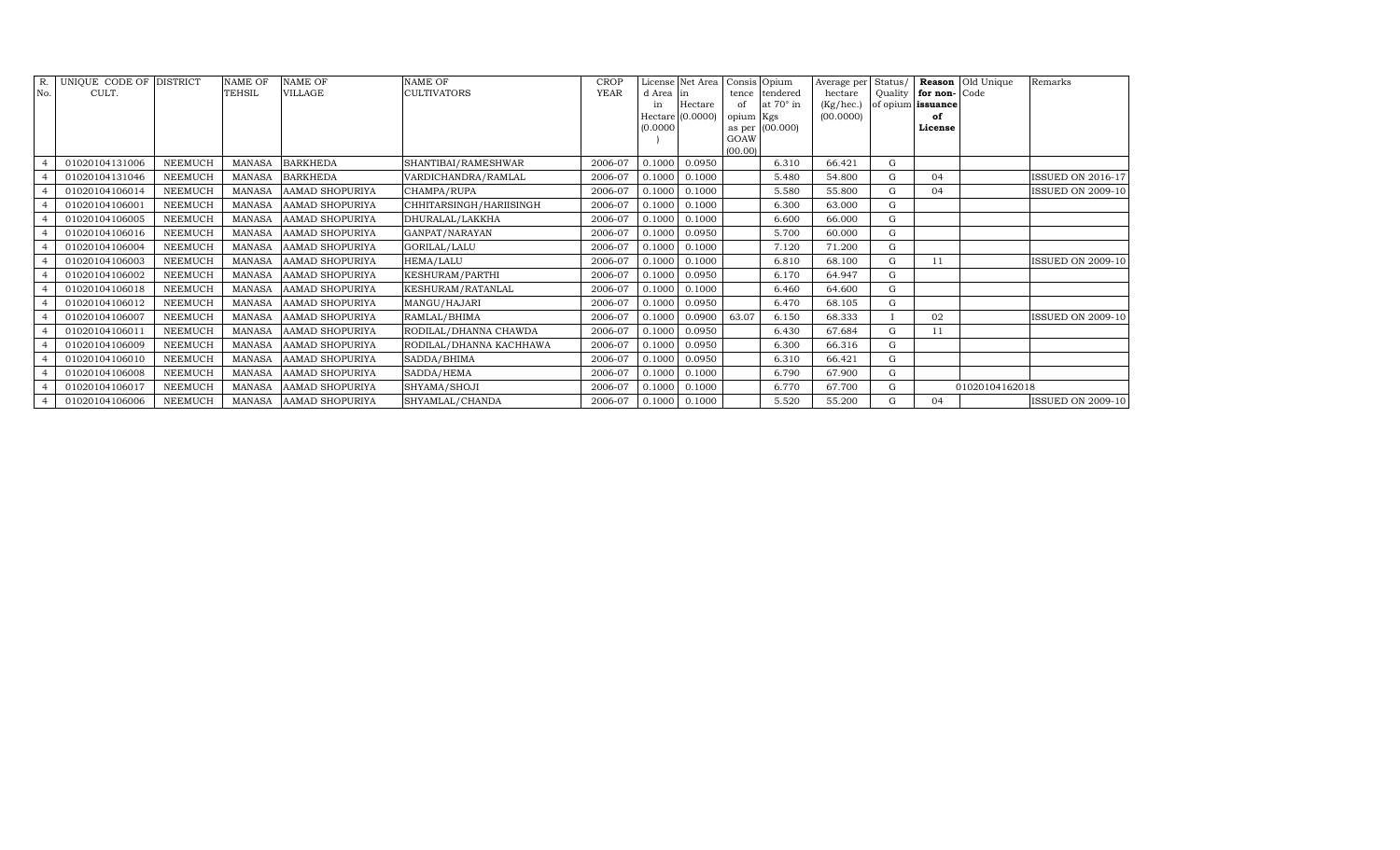| R. No. | UNIQUE CODE OF CULT. | DISTRICT | NAME OF TEHSIL | NAME OF VILLAGE | NAME OF CULTIVATORS | CROP YEAR | License d Area in Hectare (0.0000) | Net Area in Hectare (0.0000) | Consistence of opium as per GOAW (00.00) | Opium tendered at 70° in Kgs (00.000) | Average per hectare (Kg/hec.) (00.0000) | Status/ Quality of opium | Reason for non-issuance of License | Old Unique Code | Remarks |
|---|---|---|---|---|---|---|---|---|---|---|---|---|---|---|---|
| 4 | 01020104131006 | NEEMUCH | MANASA | BARKHEDA | SHANTIBAI/RAMESHWAR | 2006-07 | 0.1000 | 0.0950 | | 6.310 | 66.421 | G | | | |
| 4 | 01020104131046 | NEEMUCH | MANASA | BARKHEDA | VARDICHANDRA/RAMLAL | 2006-07 | 0.1000 | 0.1000 | | 5.480 | 54.800 | G | 04 | | ISSUED ON 2016-17 |
| 4 | 01020104106014 | NEEMUCH | MANASA | AAMAD SHOPURIYA | CHAMPA/RUPA | 2006-07 | 0.1000 | 0.1000 | | 5.580 | 55.800 | G | 04 | | ISSUED ON 2009-10 |
| 4 | 01020104106001 | NEEMUCH | MANASA | AAMAD SHOPURIYA | CHHITARSINGH/HARIISINGH | 2006-07 | 0.1000 | 0.1000 | | 6.300 | 63.000 | G | | | |
| 4 | 01020104106005 | NEEMUCH | MANASA | AAMAD SHOPURIYA | DHURALAL/LAKKHA | 2006-07 | 0.1000 | 0.1000 | | 6.600 | 66.000 | G | | | |
| 4 | 01020104106016 | NEEMUCH | MANASA | AAMAD SHOPURIYA | GANPAT/NARAYAN | 2006-07 | 0.1000 | 0.0950 | | 5.700 | 60.000 | G | | | |
| 4 | 01020104106004 | NEEMUCH | MANASA | AAMAD SHOPURIYA | GORILAL/LALU | 2006-07 | 0.1000 | 0.1000 | | 7.120 | 71.200 | G | | | |
| 4 | 01020104106003 | NEEMUCH | MANASA | AAMAD SHOPURIYA | HEMA/LALU | 2006-07 | 0.1000 | 0.1000 | | 6.810 | 68.100 | G | 11 | | ISSUED ON 2009-10 |
| 4 | 01020104106002 | NEEMUCH | MANASA | AAMAD SHOPURIYA | KESHURAM/PARTHI | 2006-07 | 0.1000 | 0.0950 | | 6.170 | 64.947 | G | | | |
| 4 | 01020104106018 | NEEMUCH | MANASA | AAMAD SHOPURIYA | KESHURAM/RATANLAL | 2006-07 | 0.1000 | 0.1000 | | 6.460 | 64.600 | G | | | |
| 4 | 01020104106012 | NEEMUCH | MANASA | AAMAD SHOPURIYA | MANGU/HAJARI | 2006-07 | 0.1000 | 0.0950 | | 6.470 | 68.105 | G | | | |
| 4 | 01020104106007 | NEEMUCH | MANASA | AAMAD SHOPURIYA | RAMLAL/BHIMA | 2006-07 | 0.1000 | 0.0900 | 63.07 | 6.150 | 68.333 | I | 02 | | ISSUED ON 2009-10 |
| 4 | 01020104106011 | NEEMUCH | MANASA | AAMAD SHOPURIYA | RODILAL/DHANNA CHAWDA | 2006-07 | 0.1000 | 0.0950 | | 6.430 | 67.684 | G | 11 | | |
| 4 | 01020104106009 | NEEMUCH | MANASA | AAMAD SHOPURIYA | RODILAL/DHANNA KACHHAWA | 2006-07 | 0.1000 | 0.0950 | | 6.300 | 66.316 | G | | | |
| 4 | 01020104106010 | NEEMUCH | MANASA | AAMAD SHOPURIYA | SADDA/BHIMA | 2006-07 | 0.1000 | 0.0950 | | 6.310 | 66.421 | G | | | |
| 4 | 01020104106008 | NEEMUCH | MANASA | AAMAD SHOPURIYA | SADDA/HEMA | 2006-07 | 0.1000 | 0.1000 | | 6.790 | 67.900 | G | | | |
| 4 | 01020104106017 | NEEMUCH | MANASA | AAMAD SHOPURIYA | SHYAMA/SHOJI | 2006-07 | 0.1000 | 0.1000 | | 6.770 | 67.700 | G | | 01020104162018 | |
| 4 | 01020104106006 | NEEMUCH | MANASA | AAMAD SHOPURIYA | SHYAMLAL/CHANDA | 2006-07 | 0.1000 | 0.1000 | | 5.520 | 55.200 | G | 04 | | ISSUED ON 2009-10 |